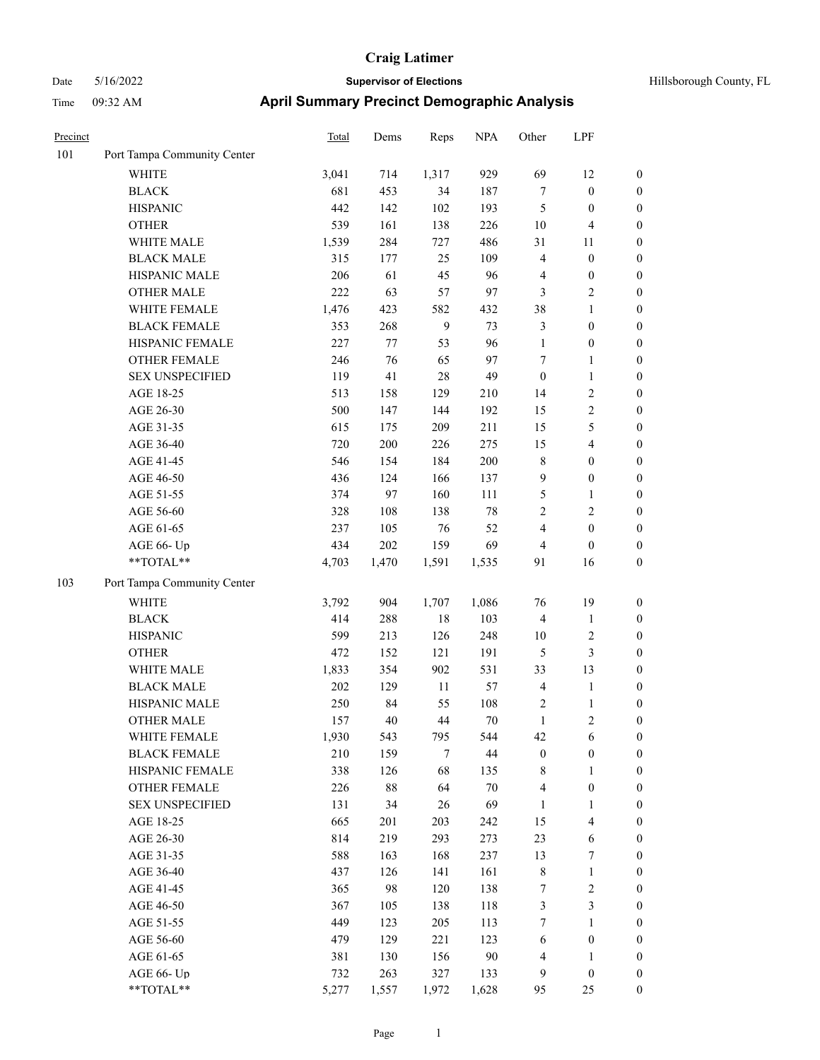# Craig Latimer

Date 5/16/2022 **Supervisor of Elections** Hillsborough County, FL

Time 09:32 AM **April Summary Precinct Demographic Analysis**

| Precinct | | Total | Dems | Reps | NPA | Other | LPF | |
|---|---|---|---|---|---|---|---|---|
| 101 | Port Tampa Community Center | | | | | | | |
| | WHITE | 3,041 | 714 | 1,317 | 929 | 69 | 12 | 0 |
| | BLACK | 681 | 453 | 34 | 187 | 7 | 0 | 0 |
| | HISPANIC | 442 | 142 | 102 | 193 | 5 | 0 | 0 |
| | OTHER | 539 | 161 | 138 | 226 | 10 | 4 | 0 |
| | WHITE MALE | 1,539 | 284 | 727 | 486 | 31 | 11 | 0 |
| | BLACK MALE | 315 | 177 | 25 | 109 | 4 | 0 | 0 |
| | HISPANIC MALE | 206 | 61 | 45 | 96 | 4 | 0 | 0 |
| | OTHER MALE | 222 | 63 | 57 | 97 | 3 | 2 | 0 |
| | WHITE FEMALE | 1,476 | 423 | 582 | 432 | 38 | 1 | 0 |
| | BLACK FEMALE | 353 | 268 | 9 | 73 | 3 | 0 | 0 |
| | HISPANIC FEMALE | 227 | 77 | 53 | 96 | 1 | 0 | 0 |
| | OTHER FEMALE | 246 | 76 | 65 | 97 | 7 | 1 | 0 |
| | SEX UNSPECIFIED | 119 | 41 | 28 | 49 | 0 | 1 | 0 |
| | AGE 18-25 | 513 | 158 | 129 | 210 | 14 | 2 | 0 |
| | AGE 26-30 | 500 | 147 | 144 | 192 | 15 | 2 | 0 |
| | AGE 31-35 | 615 | 175 | 209 | 211 | 15 | 5 | 0 |
| | AGE 36-40 | 720 | 200 | 226 | 275 | 15 | 4 | 0 |
| | AGE 41-45 | 546 | 154 | 184 | 200 | 8 | 0 | 0 |
| | AGE 46-50 | 436 | 124 | 166 | 137 | 9 | 0 | 0 |
| | AGE 51-55 | 374 | 97 | 160 | 111 | 5 | 1 | 0 |
| | AGE 56-60 | 328 | 108 | 138 | 78 | 2 | 2 | 0 |
| | AGE 61-65 | 237 | 105 | 76 | 52 | 4 | 0 | 0 |
| | AGE 66- Up | 434 | 202 | 159 | 69 | 4 | 0 | 0 |
| | **TOTAL** | 4,703 | 1,470 | 1,591 | 1,535 | 91 | 16 | 0 |
| 103 | Port Tampa Community Center | | | | | | | |
| | WHITE | 3,792 | 904 | 1,707 | 1,086 | 76 | 19 | 0 |
| | BLACK | 414 | 288 | 18 | 103 | 4 | 1 | 0 |
| | HISPANIC | 599 | 213 | 126 | 248 | 10 | 2 | 0 |
| | OTHER | 472 | 152 | 121 | 191 | 5 | 3 | 0 |
| | WHITE MALE | 1,833 | 354 | 902 | 531 | 33 | 13 | 0 |
| | BLACK MALE | 202 | 129 | 11 | 57 | 4 | 1 | 0 |
| | HISPANIC MALE | 250 | 84 | 55 | 108 | 2 | 1 | 0 |
| | OTHER MALE | 157 | 40 | 44 | 70 | 1 | 2 | 0 |
| | WHITE FEMALE | 1,930 | 543 | 795 | 544 | 42 | 6 | 0 |
| | BLACK FEMALE | 210 | 159 | 7 | 44 | 0 | 0 | 0 |
| | HISPANIC FEMALE | 338 | 126 | 68 | 135 | 8 | 1 | 0 |
| | OTHER FEMALE | 226 | 88 | 64 | 70 | 4 | 0 | 0 |
| | SEX UNSPECIFIED | 131 | 34 | 26 | 69 | 1 | 1 | 0 |
| | AGE 18-25 | 665 | 201 | 203 | 242 | 15 | 4 | 0 |
| | AGE 26-30 | 814 | 219 | 293 | 273 | 23 | 6 | 0 |
| | AGE 31-35 | 588 | 163 | 168 | 237 | 13 | 7 | 0 |
| | AGE 36-40 | 437 | 126 | 141 | 161 | 8 | 1 | 0 |
| | AGE 41-45 | 365 | 98 | 120 | 138 | 7 | 2 | 0 |
| | AGE 46-50 | 367 | 105 | 138 | 118 | 3 | 3 | 0 |
| | AGE 51-55 | 449 | 123 | 205 | 113 | 7 | 1 | 0 |
| | AGE 56-60 | 479 | 129 | 221 | 123 | 6 | 0 | 0 |
| | AGE 61-65 | 381 | 130 | 156 | 90 | 4 | 1 | 0 |
| | AGE 66- Up | 732 | 263 | 327 | 133 | 9 | 0 | 0 |
| | **TOTAL** | 5,277 | 1,557 | 1,972 | 1,628 | 95 | 25 | 0 |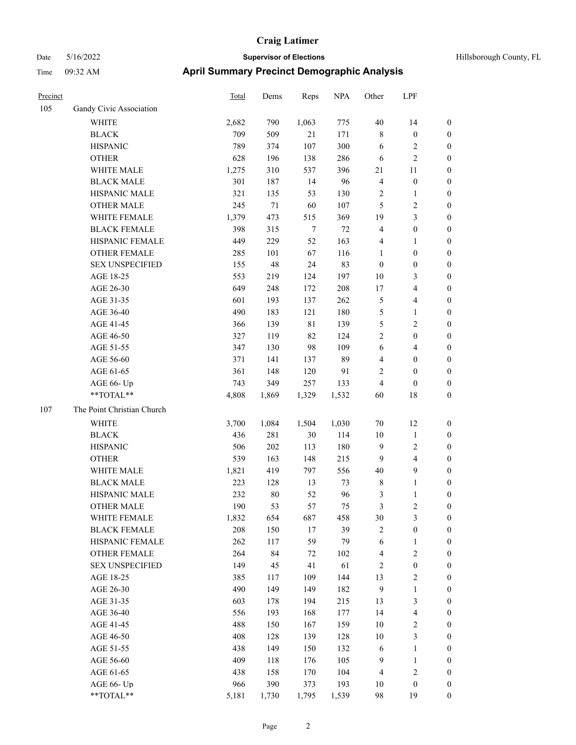# Craig Latimer

Date 5/16/2022 **Supervisor of Elections** Hillsborough County, FL

Time 09:32 AM **April Summary Precinct Demographic Analysis**

| Precinct | | Total | Dems | Reps | NPA | Other | LPF | |
|---|---|---|---|---|---|---|---|---|
| 105 | Gandy Civic Association | | | | | | | |
| | WHITE | 2,682 | 790 | 1,063 | 775 | 40 | 14 | 0 |
| | BLACK | 709 | 509 | 21 | 171 | 8 | 0 | 0 |
| | HISPANIC | 789 | 374 | 107 | 300 | 6 | 2 | 0 |
| | OTHER | 628 | 196 | 138 | 286 | 6 | 2 | 0 |
| | WHITE MALE | 1,275 | 310 | 537 | 396 | 21 | 11 | 0 |
| | BLACK MALE | 301 | 187 | 14 | 96 | 4 | 0 | 0 |
| | HISPANIC MALE | 321 | 135 | 53 | 130 | 2 | 1 | 0 |
| | OTHER MALE | 245 | 71 | 60 | 107 | 5 | 2 | 0 |
| | WHITE FEMALE | 1,379 | 473 | 515 | 369 | 19 | 3 | 0 |
| | BLACK FEMALE | 398 | 315 | 7 | 72 | 4 | 0 | 0 |
| | HISPANIC FEMALE | 449 | 229 | 52 | 163 | 4 | 1 | 0 |
| | OTHER FEMALE | 285 | 101 | 67 | 116 | 1 | 0 | 0 |
| | SEX UNSPECIFIED | 155 | 48 | 24 | 83 | 0 | 0 | 0 |
| | AGE 18-25 | 553 | 219 | 124 | 197 | 10 | 3 | 0 |
| | AGE 26-30 | 649 | 248 | 172 | 208 | 17 | 4 | 0 |
| | AGE 31-35 | 601 | 193 | 137 | 262 | 5 | 4 | 0 |
| | AGE 36-40 | 490 | 183 | 121 | 180 | 5 | 1 | 0 |
| | AGE 41-45 | 366 | 139 | 81 | 139 | 5 | 2 | 0 |
| | AGE 46-50 | 327 | 119 | 82 | 124 | 2 | 0 | 0 |
| | AGE 51-55 | 347 | 130 | 98 | 109 | 6 | 4 | 0 |
| | AGE 56-60 | 371 | 141 | 137 | 89 | 4 | 0 | 0 |
| | AGE 61-65 | 361 | 148 | 120 | 91 | 2 | 0 | 0 |
| | AGE 66- Up | 743 | 349 | 257 | 133 | 4 | 0 | 0 |
| | **TOTAL** | 4,808 | 1,869 | 1,329 | 1,532 | 60 | 18 | 0 |
| 107 | The Point Christian Church | | | | | | | |
| | WHITE | 3,700 | 1,084 | 1,504 | 1,030 | 70 | 12 | 0 |
| | BLACK | 436 | 281 | 30 | 114 | 10 | 1 | 0 |
| | HISPANIC | 506 | 202 | 113 | 180 | 9 | 2 | 0 |
| | OTHER | 539 | 163 | 148 | 215 | 9 | 4 | 0 |
| | WHITE MALE | 1,821 | 419 | 797 | 556 | 40 | 9 | 0 |
| | BLACK MALE | 223 | 128 | 13 | 73 | 8 | 1 | 0 |
| | HISPANIC MALE | 232 | 80 | 52 | 96 | 3 | 1 | 0 |
| | OTHER MALE | 190 | 53 | 57 | 75 | 3 | 2 | 0 |
| | WHITE FEMALE | 1,832 | 654 | 687 | 458 | 30 | 3 | 0 |
| | BLACK FEMALE | 208 | 150 | 17 | 39 | 2 | 0 | 0 |
| | HISPANIC FEMALE | 262 | 117 | 59 | 79 | 6 | 1 | 0 |
| | OTHER FEMALE | 264 | 84 | 72 | 102 | 4 | 2 | 0 |
| | SEX UNSPECIFIED | 149 | 45 | 41 | 61 | 2 | 0 | 0 |
| | AGE 18-25 | 385 | 117 | 109 | 144 | 13 | 2 | 0 |
| | AGE 26-30 | 490 | 149 | 149 | 182 | 9 | 1 | 0 |
| | AGE 31-35 | 603 | 178 | 194 | 215 | 13 | 3 | 0 |
| | AGE 36-40 | 556 | 193 | 168 | 177 | 14 | 4 | 0 |
| | AGE 41-45 | 488 | 150 | 167 | 159 | 10 | 2 | 0 |
| | AGE 46-50 | 408 | 128 | 139 | 128 | 10 | 3 | 0 |
| | AGE 51-55 | 438 | 149 | 150 | 132 | 6 | 1 | 0 |
| | AGE 56-60 | 409 | 118 | 176 | 105 | 9 | 1 | 0 |
| | AGE 61-65 | 438 | 158 | 170 | 104 | 4 | 2 | 0 |
| | AGE 66- Up | 966 | 390 | 373 | 193 | 10 | 0 | 0 |
| | **TOTAL** | 5,181 | 1,730 | 1,795 | 1,539 | 98 | 19 | 0 |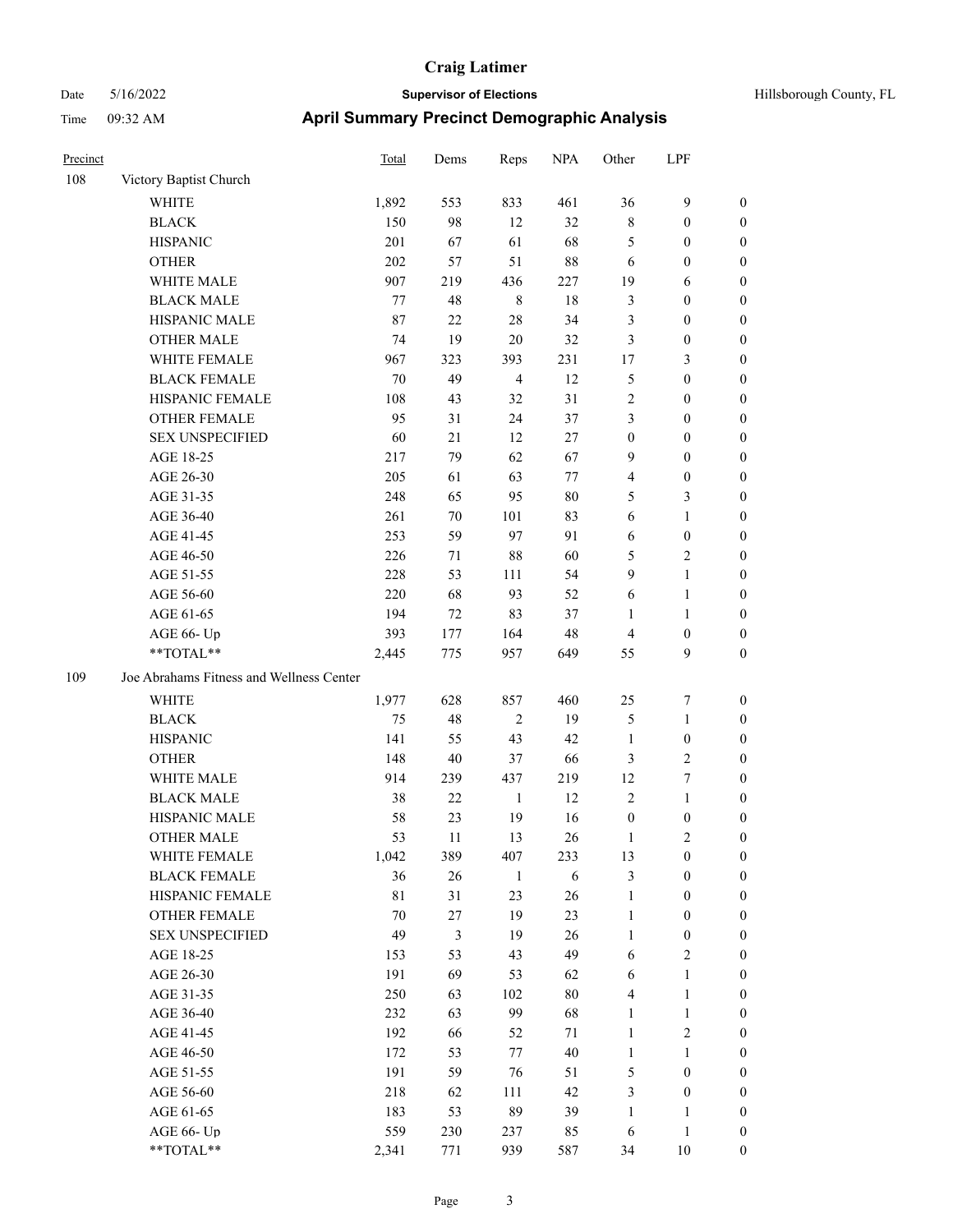# Craig Latimer

**Supervisor of Elections**

Date 5/16/2022 | Hillsborough County, FL

Time 09:32 AM

## April Summary Precinct Demographic Analysis

| Precinct | | Total | Dems | Reps | NPA | Other | LPF | |
|---|---|---|---|---|---|---|---|---|
| 108 | Victory Baptist Church | | | | | | | |
| | WHITE | 1,892 | 553 | 833 | 461 | 36 | 9 | 0 |
| | BLACK | 150 | 98 | 12 | 32 | 8 | 0 | 0 |
| | HISPANIC | 201 | 67 | 61 | 68 | 5 | 0 | 0 |
| | OTHER | 202 | 57 | 51 | 88 | 6 | 0 | 0 |
| | WHITE MALE | 907 | 219 | 436 | 227 | 19 | 6 | 0 |
| | BLACK MALE | 77 | 48 | 8 | 18 | 3 | 0 | 0 |
| | HISPANIC MALE | 87 | 22 | 28 | 34 | 3 | 0 | 0 |
| | OTHER MALE | 74 | 19 | 20 | 32 | 3 | 0 | 0 |
| | WHITE FEMALE | 967 | 323 | 393 | 231 | 17 | 3 | 0 |
| | BLACK FEMALE | 70 | 49 | 4 | 12 | 5 | 0 | 0 |
| | HISPANIC FEMALE | 108 | 43 | 32 | 31 | 2 | 0 | 0 |
| | OTHER FEMALE | 95 | 31 | 24 | 37 | 3 | 0 | 0 |
| | SEX UNSPECIFIED | 60 | 21 | 12 | 27 | 0 | 0 | 0 |
| | AGE 18-25 | 217 | 79 | 62 | 67 | 9 | 0 | 0 |
| | AGE 26-30 | 205 | 61 | 63 | 77 | 4 | 0 | 0 |
| | AGE 31-35 | 248 | 65 | 95 | 80 | 5 | 3 | 0 |
| | AGE 36-40 | 261 | 70 | 101 | 83 | 6 | 1 | 0 |
| | AGE 41-45 | 253 | 59 | 97 | 91 | 6 | 0 | 0 |
| | AGE 46-50 | 226 | 71 | 88 | 60 | 5 | 2 | 0 |
| | AGE 51-55 | 228 | 53 | 111 | 54 | 9 | 1 | 0 |
| | AGE 56-60 | 220 | 68 | 93 | 52 | 6 | 1 | 0 |
| | AGE 61-65 | 194 | 72 | 83 | 37 | 1 | 1 | 0 |
| | AGE 66- Up | 393 | 177 | 164 | 48 | 4 | 0 | 0 |
| | **TOTAL** | 2,445 | 775 | 957 | 649 | 55 | 9 | 0 |
| 109 | Joe Abrahams Fitness and Wellness Center | | | | | | | |
| | WHITE | 1,977 | 628 | 857 | 460 | 25 | 7 | 0 |
| | BLACK | 75 | 48 | 2 | 19 | 5 | 1 | 0 |
| | HISPANIC | 141 | 55 | 43 | 42 | 1 | 0 | 0 |
| | OTHER | 148 | 40 | 37 | 66 | 3 | 2 | 0 |
| | WHITE MALE | 914 | 239 | 437 | 219 | 12 | 7 | 0 |
| | BLACK MALE | 38 | 22 | 1 | 12 | 2 | 1 | 0 |
| | HISPANIC MALE | 58 | 23 | 19 | 16 | 0 | 0 | 0 |
| | OTHER MALE | 53 | 11 | 13 | 26 | 1 | 2 | 0 |
| | WHITE FEMALE | 1,042 | 389 | 407 | 233 | 13 | 0 | 0 |
| | BLACK FEMALE | 36 | 26 | 1 | 6 | 3 | 0 | 0 |
| | HISPANIC FEMALE | 81 | 31 | 23 | 26 | 1 | 0 | 0 |
| | OTHER FEMALE | 70 | 27 | 19 | 23 | 1 | 0 | 0 |
| | SEX UNSPECIFIED | 49 | 3 | 19 | 26 | 1 | 0 | 0 |
| | AGE 18-25 | 153 | 53 | 43 | 49 | 6 | 2 | 0 |
| | AGE 26-30 | 191 | 69 | 53 | 62 | 6 | 1 | 0 |
| | AGE 31-35 | 250 | 63 | 102 | 80 | 4 | 1 | 0 |
| | AGE 36-40 | 232 | 63 | 99 | 68 | 1 | 1 | 0 |
| | AGE 41-45 | 192 | 66 | 52 | 71 | 1 | 2 | 0 |
| | AGE 46-50 | 172 | 53 | 77 | 40 | 1 | 1 | 0 |
| | AGE 51-55 | 191 | 59 | 76 | 51 | 5 | 0 | 0 |
| | AGE 56-60 | 218 | 62 | 111 | 42 | 3 | 0 | 0 |
| | AGE 61-65 | 183 | 53 | 89 | 39 | 1 | 1 | 0 |
| | AGE 66- Up | 559 | 230 | 237 | 85 | 6 | 1 | 0 |
| | **TOTAL** | 2,341 | 771 | 939 | 587 | 34 | 10 | 0 |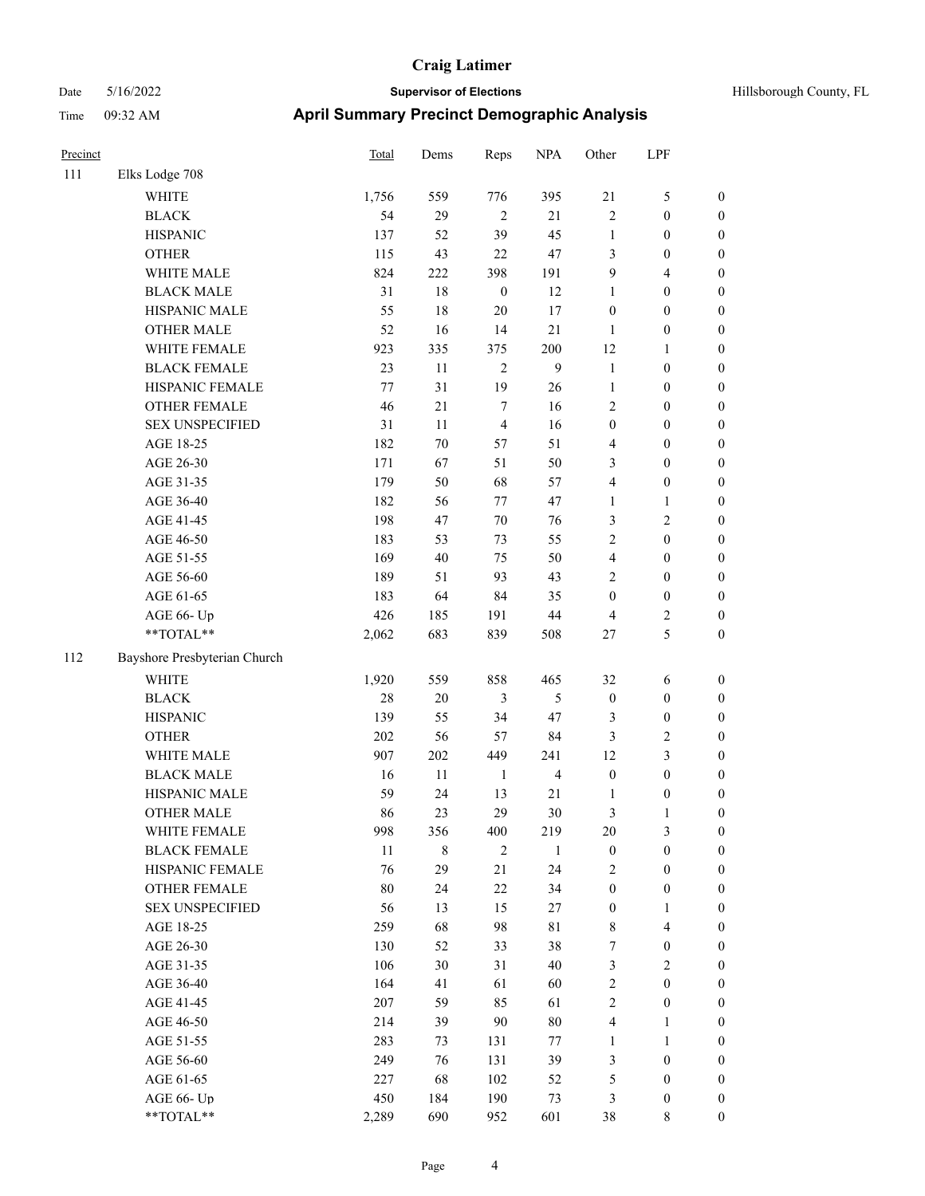# Craig Latimer

**Supervisor of Elections**

Date 5/16/2022 Hillsborough County, FL

Time 09:32 AM

## April Summary Precinct Demographic Analysis

| Precinct | | Total | Dems | Reps | NPA | Other | LPF | |
|---|---|---|---|---|---|---|---|---|
| 111 | Elks Lodge 708 | | | | | | | |
| | WHITE | 1,756 | 559 | 776 | 395 | 21 | 5 | 0 |
| | BLACK | 54 | 29 | 2 | 21 | 2 | 0 | 0 |
| | HISPANIC | 137 | 52 | 39 | 45 | 1 | 0 | 0 |
| | OTHER | 115 | 43 | 22 | 47 | 3 | 0 | 0 |
| | WHITE MALE | 824 | 222 | 398 | 191 | 9 | 4 | 0 |
| | BLACK MALE | 31 | 18 | 0 | 12 | 1 | 0 | 0 |
| | HISPANIC MALE | 55 | 18 | 20 | 17 | 0 | 0 | 0 |
| | OTHER MALE | 52 | 16 | 14 | 21 | 1 | 0 | 0 |
| | WHITE FEMALE | 923 | 335 | 375 | 200 | 12 | 1 | 0 |
| | BLACK FEMALE | 23 | 11 | 2 | 9 | 1 | 0 | 0 |
| | HISPANIC FEMALE | 77 | 31 | 19 | 26 | 1 | 0 | 0 |
| | OTHER FEMALE | 46 | 21 | 7 | 16 | 2 | 0 | 0 |
| | SEX UNSPECIFIED | 31 | 11 | 4 | 16 | 0 | 0 | 0 |
| | AGE 18-25 | 182 | 70 | 57 | 51 | 4 | 0 | 0 |
| | AGE 26-30 | 171 | 67 | 51 | 50 | 3 | 0 | 0 |
| | AGE 31-35 | 179 | 50 | 68 | 57 | 4 | 0 | 0 |
| | AGE 36-40 | 182 | 56 | 77 | 47 | 1 | 1 | 0 |
| | AGE 41-45 | 198 | 47 | 70 | 76 | 3 | 2 | 0 |
| | AGE 46-50 | 183 | 53 | 73 | 55 | 2 | 0 | 0 |
| | AGE 51-55 | 169 | 40 | 75 | 50 | 4 | 0 | 0 |
| | AGE 56-60 | 189 | 51 | 93 | 43 | 2 | 0 | 0 |
| | AGE 61-65 | 183 | 64 | 84 | 35 | 0 | 0 | 0 |
| | AGE 66- Up | 426 | 185 | 191 | 44 | 4 | 2 | 0 |
| | **TOTAL** | 2,062 | 683 | 839 | 508 | 27 | 5 | 0 |
| 112 | Bayshore Presbyterian Church | | | | | | | |
| | WHITE | 1,920 | 559 | 858 | 465 | 32 | 6 | 0 |
| | BLACK | 28 | 20 | 3 | 5 | 0 | 0 | 0 |
| | HISPANIC | 139 | 55 | 34 | 47 | 3 | 0 | 0 |
| | OTHER | 202 | 56 | 57 | 84 | 3 | 2 | 0 |
| | WHITE MALE | 907 | 202 | 449 | 241 | 12 | 3 | 0 |
| | BLACK MALE | 16 | 11 | 1 | 4 | 0 | 0 | 0 |
| | HISPANIC MALE | 59 | 24 | 13 | 21 | 1 | 0 | 0 |
| | OTHER MALE | 86 | 23 | 29 | 30 | 3 | 1 | 0 |
| | WHITE FEMALE | 998 | 356 | 400 | 219 | 20 | 3 | 0 |
| | BLACK FEMALE | 11 | 8 | 2 | 1 | 0 | 0 | 0 |
| | HISPANIC FEMALE | 76 | 29 | 21 | 24 | 2 | 0 | 0 |
| | OTHER FEMALE | 80 | 24 | 22 | 34 | 0 | 0 | 0 |
| | SEX UNSPECIFIED | 56 | 13 | 15 | 27 | 0 | 1 | 0 |
| | AGE 18-25 | 259 | 68 | 98 | 81 | 8 | 4 | 0 |
| | AGE 26-30 | 130 | 52 | 33 | 38 | 7 | 0 | 0 |
| | AGE 31-35 | 106 | 30 | 31 | 40 | 3 | 2 | 0 |
| | AGE 36-40 | 164 | 41 | 61 | 60 | 2 | 0 | 0 |
| | AGE 41-45 | 207 | 59 | 85 | 61 | 2 | 0 | 0 |
| | AGE 46-50 | 214 | 39 | 90 | 80 | 4 | 1 | 0 |
| | AGE 51-55 | 283 | 73 | 131 | 77 | 1 | 1 | 0 |
| | AGE 56-60 | 249 | 76 | 131 | 39 | 3 | 0 | 0 |
| | AGE 61-65 | 227 | 68 | 102 | 52 | 5 | 0 | 0 |
| | AGE 66- Up | 450 | 184 | 190 | 73 | 3 | 0 | 0 |
| | **TOTAL** | 2,289 | 690 | 952 | 601 | 38 | 8 | 0 |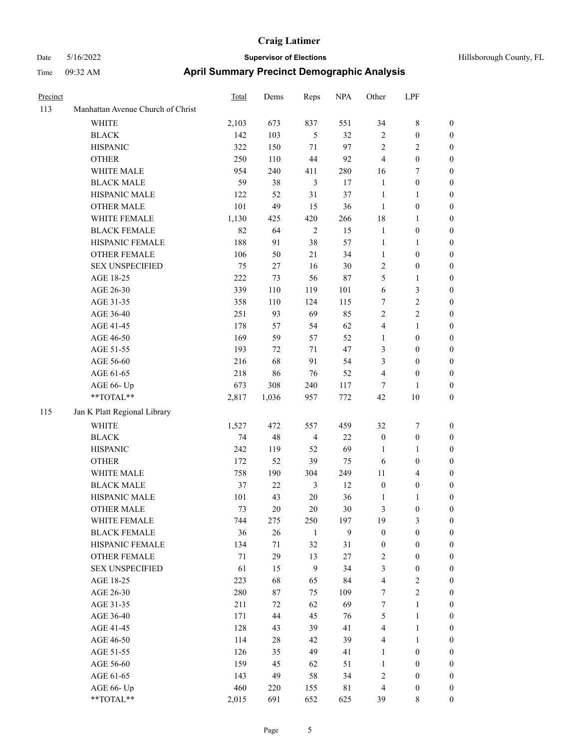# Craig Latimer

**Supervisor of Elections**

Hillsborough County, FL

Date 5/16/2022

Time 09:32 AM

## April Summary Precinct Demographic Analysis

| Precinct | | Total | Dems | Reps | NPA | Other | LPF | |
|---|---|---|---|---|---|---|---|---|
| 113 | Manhattan Avenue Church of Christ | | | | | | | |
| | WHITE | 2,103 | 673 | 837 | 551 | 34 | 8 | 0 |
| | BLACK | 142 | 103 | 5 | 32 | 2 | 0 | 0 |
| | HISPANIC | 322 | 150 | 71 | 97 | 2 | 2 | 0 |
| | OTHER | 250 | 110 | 44 | 92 | 4 | 0 | 0 |
| | WHITE MALE | 954 | 240 | 411 | 280 | 16 | 7 | 0 |
| | BLACK MALE | 59 | 38 | 3 | 17 | 1 | 0 | 0 |
| | HISPANIC MALE | 122 | 52 | 31 | 37 | 1 | 1 | 0 |
| | OTHER MALE | 101 | 49 | 15 | 36 | 1 | 0 | 0 |
| | WHITE FEMALE | 1,130 | 425 | 420 | 266 | 18 | 1 | 0 |
| | BLACK FEMALE | 82 | 64 | 2 | 15 | 1 | 0 | 0 |
| | HISPANIC FEMALE | 188 | 91 | 38 | 57 | 1 | 1 | 0 |
| | OTHER FEMALE | 106 | 50 | 21 | 34 | 1 | 0 | 0 |
| | SEX UNSPECIFIED | 75 | 27 | 16 | 30 | 2 | 0 | 0 |
| | AGE 18-25 | 222 | 73 | 56 | 87 | 5 | 1 | 0 |
| | AGE 26-30 | 339 | 110 | 119 | 101 | 6 | 3 | 0 |
| | AGE 31-35 | 358 | 110 | 124 | 115 | 7 | 2 | 0 |
| | AGE 36-40 | 251 | 93 | 69 | 85 | 2 | 2 | 0 |
| | AGE 41-45 | 178 | 57 | 54 | 62 | 4 | 1 | 0 |
| | AGE 46-50 | 169 | 59 | 57 | 52 | 1 | 0 | 0 |
| | AGE 51-55 | 193 | 72 | 71 | 47 | 3 | 0 | 0 |
| | AGE 56-60 | 216 | 68 | 91 | 54 | 3 | 0 | 0 |
| | AGE 61-65 | 218 | 86 | 76 | 52 | 4 | 0 | 0 |
| | AGE 66- Up | 673 | 308 | 240 | 117 | 7 | 1 | 0 |
| | **TOTAL** | 2,817 | 1,036 | 957 | 772 | 42 | 10 | 0 |
| 115 | Jan K Platt Regional Library | | | | | | | |
| | WHITE | 1,527 | 472 | 557 | 459 | 32 | 7 | 0 |
| | BLACK | 74 | 48 | 4 | 22 | 0 | 0 | 0 |
| | HISPANIC | 242 | 119 | 52 | 69 | 1 | 1 | 0 |
| | OTHER | 172 | 52 | 39 | 75 | 6 | 0 | 0 |
| | WHITE MALE | 758 | 190 | 304 | 249 | 11 | 4 | 0 |
| | BLACK MALE | 37 | 22 | 3 | 12 | 0 | 0 | 0 |
| | HISPANIC MALE | 101 | 43 | 20 | 36 | 1 | 1 | 0 |
| | OTHER MALE | 73 | 20 | 20 | 30 | 3 | 0 | 0 |
| | WHITE FEMALE | 744 | 275 | 250 | 197 | 19 | 3 | 0 |
| | BLACK FEMALE | 36 | 26 | 1 | 9 | 0 | 0 | 0 |
| | HISPANIC FEMALE | 134 | 71 | 32 | 31 | 0 | 0 | 0 |
| | OTHER FEMALE | 71 | 29 | 13 | 27 | 2 | 0 | 0 |
| | SEX UNSPECIFIED | 61 | 15 | 9 | 34 | 3 | 0 | 0 |
| | AGE 18-25 | 223 | 68 | 65 | 84 | 4 | 2 | 0 |
| | AGE 26-30 | 280 | 87 | 75 | 109 | 7 | 2 | 0 |
| | AGE 31-35 | 211 | 72 | 62 | 69 | 7 | 1 | 0 |
| | AGE 36-40 | 171 | 44 | 45 | 76 | 5 | 1 | 0 |
| | AGE 41-45 | 128 | 43 | 39 | 41 | 4 | 1 | 0 |
| | AGE 46-50 | 114 | 28 | 42 | 39 | 4 | 1 | 0 |
| | AGE 51-55 | 126 | 35 | 49 | 41 | 1 | 0 | 0 |
| | AGE 56-60 | 159 | 45 | 62 | 51 | 1 | 0 | 0 |
| | AGE 61-65 | 143 | 49 | 58 | 34 | 2 | 0 | 0 |
| | AGE 66- Up | 460 | 220 | 155 | 81 | 4 | 0 | 0 |
| | **TOTAL** | 2,015 | 691 | 652 | 625 | 39 | 8 | 0 |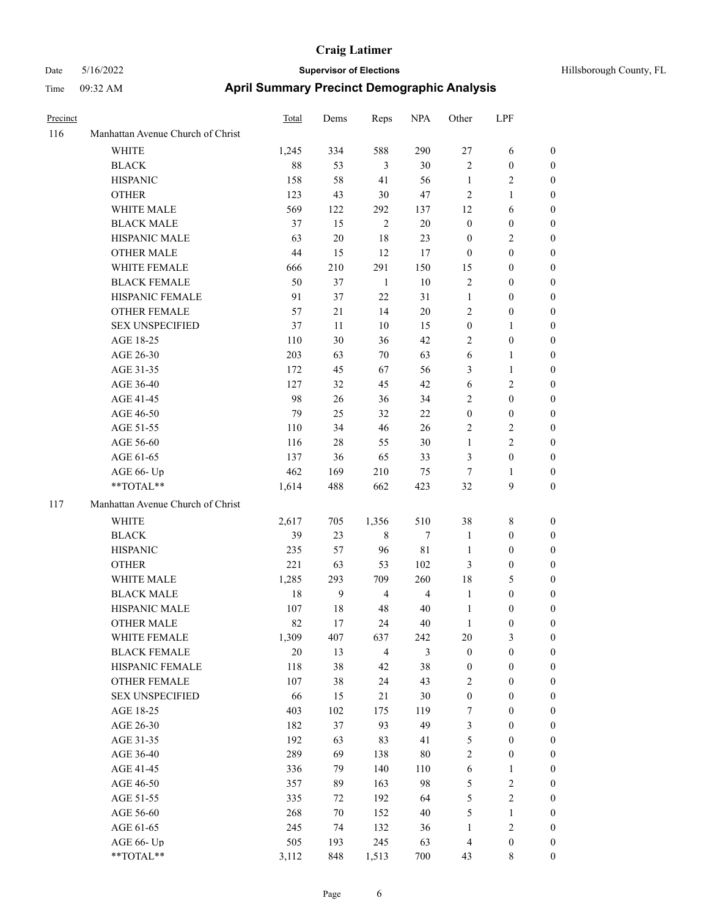# Craig Latimer

**Supervisor of Elections**

Hillsborough County, FL

Date 5/16/2022

Time 09:32 AM

## April Summary Precinct Demographic Analysis

| Precinct | | Total | Dems | Reps | NPA | Other | LPF | |
|---|---|---|---|---|---|---|---|---|
| 116 | Manhattan Avenue Church of Christ | | | | | | | |
| | WHITE | 1,245 | 334 | 588 | 290 | 27 | 6 | 0 |
| | BLACK | 88 | 53 | 3 | 30 | 2 | 0 | 0 |
| | HISPANIC | 158 | 58 | 41 | 56 | 1 | 2 | 0 |
| | OTHER | 123 | 43 | 30 | 47 | 2 | 1 | 0 |
| | WHITE MALE | 569 | 122 | 292 | 137 | 12 | 6 | 0 |
| | BLACK MALE | 37 | 15 | 2 | 20 | 0 | 0 | 0 |
| | HISPANIC MALE | 63 | 20 | 18 | 23 | 0 | 2 | 0 |
| | OTHER MALE | 44 | 15 | 12 | 17 | 0 | 0 | 0 |
| | WHITE FEMALE | 666 | 210 | 291 | 150 | 15 | 0 | 0 |
| | BLACK FEMALE | 50 | 37 | 1 | 10 | 2 | 0 | 0 |
| | HISPANIC FEMALE | 91 | 37 | 22 | 31 | 1 | 0 | 0 |
| | OTHER FEMALE | 57 | 21 | 14 | 20 | 2 | 0 | 0 |
| | SEX UNSPECIFIED | 37 | 11 | 10 | 15 | 0 | 1 | 0 |
| | AGE 18-25 | 110 | 30 | 36 | 42 | 2 | 0 | 0 |
| | AGE 26-30 | 203 | 63 | 70 | 63 | 6 | 1 | 0 |
| | AGE 31-35 | 172 | 45 | 67 | 56 | 3 | 1 | 0 |
| | AGE 36-40 | 127 | 32 | 45 | 42 | 6 | 2 | 0 |
| | AGE 41-45 | 98 | 26 | 36 | 34 | 2 | 0 | 0 |
| | AGE 46-50 | 79 | 25 | 32 | 22 | 0 | 0 | 0 |
| | AGE 51-55 | 110 | 34 | 46 | 26 | 2 | 2 | 0 |
| | AGE 56-60 | 116 | 28 | 55 | 30 | 1 | 2 | 0 |
| | AGE 61-65 | 137 | 36 | 65 | 33 | 3 | 0 | 0 |
| | AGE 66- Up | 462 | 169 | 210 | 75 | 7 | 1 | 0 |
| | **TOTAL** | 1,614 | 488 | 662 | 423 | 32 | 9 | 0 |
| 117 | Manhattan Avenue Church of Christ | | | | | | | |
| | WHITE | 2,617 | 705 | 1,356 | 510 | 38 | 8 | 0 |
| | BLACK | 39 | 23 | 8 | 7 | 1 | 0 | 0 |
| | HISPANIC | 235 | 57 | 96 | 81 | 1 | 0 | 0 |
| | OTHER | 221 | 63 | 53 | 102 | 3 | 0 | 0 |
| | WHITE MALE | 1,285 | 293 | 709 | 260 | 18 | 5 | 0 |
| | BLACK MALE | 18 | 9 | 4 | 4 | 1 | 0 | 0 |
| | HISPANIC MALE | 107 | 18 | 48 | 40 | 1 | 0 | 0 |
| | OTHER MALE | 82 | 17 | 24 | 40 | 1 | 0 | 0 |
| | WHITE FEMALE | 1,309 | 407 | 637 | 242 | 20 | 3 | 0 |
| | BLACK FEMALE | 20 | 13 | 4 | 3 | 0 | 0 | 0 |
| | HISPANIC FEMALE | 118 | 38 | 42 | 38 | 0 | 0 | 0 |
| | OTHER FEMALE | 107 | 38 | 24 | 43 | 2 | 0 | 0 |
| | SEX UNSPECIFIED | 66 | 15 | 21 | 30 | 0 | 0 | 0 |
| | AGE 18-25 | 403 | 102 | 175 | 119 | 7 | 0 | 0 |
| | AGE 26-30 | 182 | 37 | 93 | 49 | 3 | 0 | 0 |
| | AGE 31-35 | 192 | 63 | 83 | 41 | 5 | 0 | 0 |
| | AGE 36-40 | 289 | 69 | 138 | 80 | 2 | 0 | 0 |
| | AGE 41-45 | 336 | 79 | 140 | 110 | 6 | 1 | 0 |
| | AGE 46-50 | 357 | 89 | 163 | 98 | 5 | 2 | 0 |
| | AGE 51-55 | 335 | 72 | 192 | 64 | 5 | 2 | 0 |
| | AGE 56-60 | 268 | 70 | 152 | 40 | 5 | 1 | 0 |
| | AGE 61-65 | 245 | 74 | 132 | 36 | 1 | 2 | 0 |
| | AGE 66- Up | 505 | 193 | 245 | 63 | 4 | 0 | 0 |
| | **TOTAL** | 3,112 | 848 | 1,513 | 700 | 43 | 8 | 0 |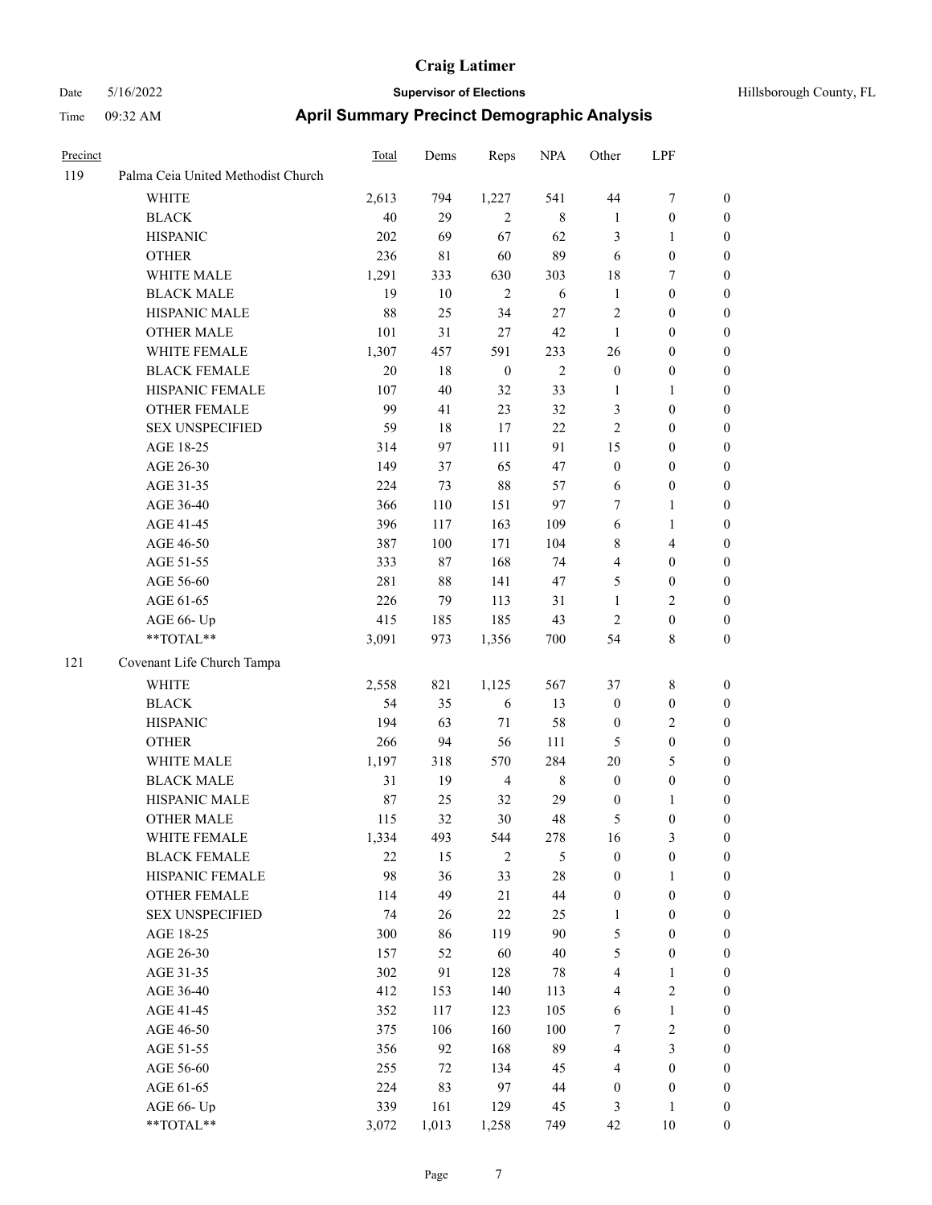# Craig Latimer

**Supervisor of Elections**

**April Summary Precinct Demographic Analysis**

Date 5/16/2022
Time 09:32 AM

Hillsborough County, FL

| Precinct | | Total | Dems | Reps | NPA | Other | LPF | |
|---|---|---|---|---|---|---|---|---|
| 119 | Palma Ceia United Methodist Church | | | | | | | |
| | WHITE | 2,613 | 794 | 1,227 | 541 | 44 | 7 | 0 |
| | BLACK | 40 | 29 | 2 | 8 | 1 | 0 | 0 |
| | HISPANIC | 202 | 69 | 67 | 62 | 3 | 1 | 0 |
| | OTHER | 236 | 81 | 60 | 89 | 6 | 0 | 0 |
| | WHITE MALE | 1,291 | 333 | 630 | 303 | 18 | 7 | 0 |
| | BLACK MALE | 19 | 10 | 2 | 6 | 1 | 0 | 0 |
| | HISPANIC MALE | 88 | 25 | 34 | 27 | 2 | 0 | 0 |
| | OTHER MALE | 101 | 31 | 27 | 42 | 1 | 0 | 0 |
| | WHITE FEMALE | 1,307 | 457 | 591 | 233 | 26 | 0 | 0 |
| | BLACK FEMALE | 20 | 18 | 0 | 2 | 0 | 0 | 0 |
| | HISPANIC FEMALE | 107 | 40 | 32 | 33 | 1 | 1 | 0 |
| | OTHER FEMALE | 99 | 41 | 23 | 32 | 3 | 0 | 0 |
| | SEX UNSPECIFIED | 59 | 18 | 17 | 22 | 2 | 0 | 0 |
| | AGE 18-25 | 314 | 97 | 111 | 91 | 15 | 0 | 0 |
| | AGE 26-30 | 149 | 37 | 65 | 47 | 0 | 0 | 0 |
| | AGE 31-35 | 224 | 73 | 88 | 57 | 6 | 0 | 0 |
| | AGE 36-40 | 366 | 110 | 151 | 97 | 7 | 1 | 0 |
| | AGE 41-45 | 396 | 117 | 163 | 109 | 6 | 1 | 0 |
| | AGE 46-50 | 387 | 100 | 171 | 104 | 8 | 4 | 0 |
| | AGE 51-55 | 333 | 87 | 168 | 74 | 4 | 0 | 0 |
| | AGE 56-60 | 281 | 88 | 141 | 47 | 5 | 0 | 0 |
| | AGE 61-65 | 226 | 79 | 113 | 31 | 1 | 2 | 0 |
| | AGE 66- Up | 415 | 185 | 185 | 43 | 2 | 0 | 0 |
| | **TOTAL** | 3,091 | 973 | 1,356 | 700 | 54 | 8 | 0 |
| 121 | Covenant Life Church Tampa | | | | | | | |
| | WHITE | 2,558 | 821 | 1,125 | 567 | 37 | 8 | 0 |
| | BLACK | 54 | 35 | 6 | 13 | 0 | 0 | 0 |
| | HISPANIC | 194 | 63 | 71 | 58 | 0 | 2 | 0 |
| | OTHER | 266 | 94 | 56 | 111 | 5 | 0 | 0 |
| | WHITE MALE | 1,197 | 318 | 570 | 284 | 20 | 5 | 0 |
| | BLACK MALE | 31 | 19 | 4 | 8 | 0 | 0 | 0 |
| | HISPANIC MALE | 87 | 25 | 32 | 29 | 0 | 1 | 0 |
| | OTHER MALE | 115 | 32 | 30 | 48 | 5 | 0 | 0 |
| | WHITE FEMALE | 1,334 | 493 | 544 | 278 | 16 | 3 | 0 |
| | BLACK FEMALE | 22 | 15 | 2 | 5 | 0 | 0 | 0 |
| | HISPANIC FEMALE | 98 | 36 | 33 | 28 | 0 | 1 | 0 |
| | OTHER FEMALE | 114 | 49 | 21 | 44 | 0 | 0 | 0 |
| | SEX UNSPECIFIED | 74 | 26 | 22 | 25 | 1 | 0 | 0 |
| | AGE 18-25 | 300 | 86 | 119 | 90 | 5 | 0 | 0 |
| | AGE 26-30 | 157 | 52 | 60 | 40 | 5 | 0 | 0 |
| | AGE 31-35 | 302 | 91 | 128 | 78 | 4 | 1 | 0 |
| | AGE 36-40 | 412 | 153 | 140 | 113 | 4 | 2 | 0 |
| | AGE 41-45 | 352 | 117 | 123 | 105 | 6 | 1 | 0 |
| | AGE 46-50 | 375 | 106 | 160 | 100 | 7 | 2 | 0 |
| | AGE 51-55 | 356 | 92 | 168 | 89 | 4 | 3 | 0 |
| | AGE 56-60 | 255 | 72 | 134 | 45 | 4 | 0 | 0 |
| | AGE 61-65 | 224 | 83 | 97 | 44 | 0 | 0 | 0 |
| | AGE 66- Up | 339 | 161 | 129 | 45 | 3 | 1 | 0 |
| | **TOTAL** | 3,072 | 1,013 | 1,258 | 749 | 42 | 10 | 0 |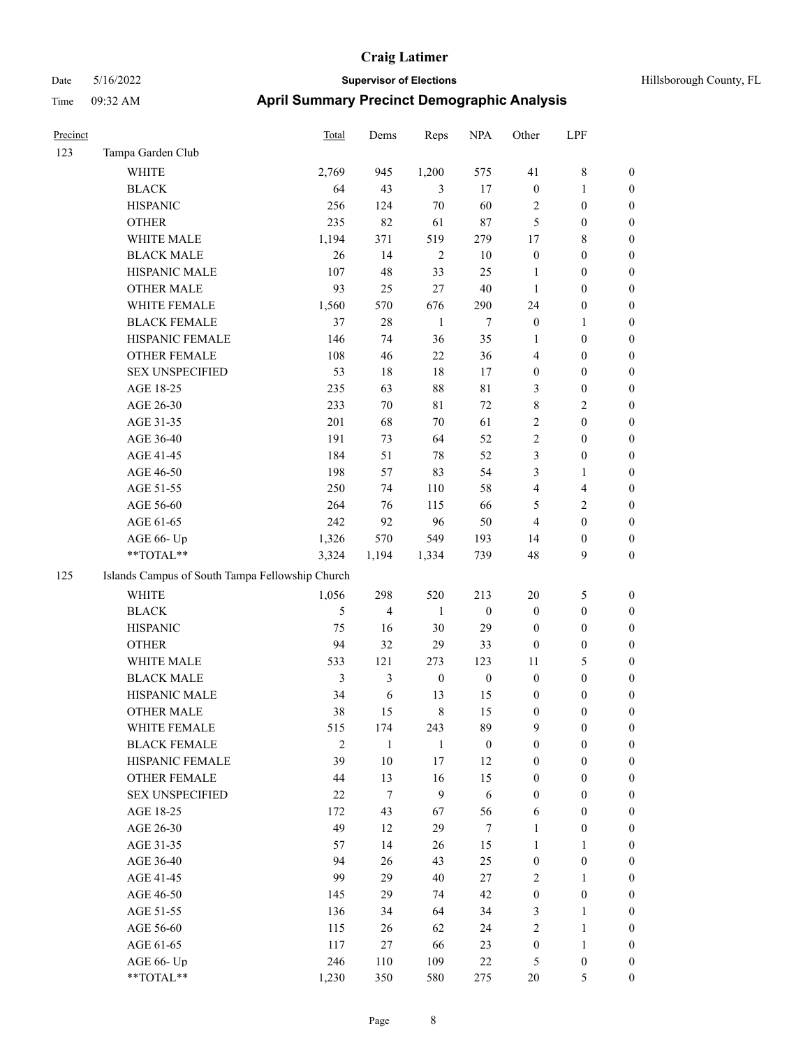# Craig Latimer

**Supervisor of Elections**

Date 5/16/2022 | Hillsborough County, FL

Time 09:32 AM

## April Summary Precinct Demographic Analysis

| Precinct | | Total | Dems | Reps | NPA | Other | LPF | |
|---|---|---|---|---|---|---|---|---|
| 123 | Tampa Garden Club | | | | | | | |
| | WHITE | 2,769 | 945 | 1,200 | 575 | 41 | 8 | 0 |
| | BLACK | 64 | 43 | 3 | 17 | 0 | 1 | 0 |
| | HISPANIC | 256 | 124 | 70 | 60 | 2 | 0 | 0 |
| | OTHER | 235 | 82 | 61 | 87 | 5 | 0 | 0 |
| | WHITE MALE | 1,194 | 371 | 519 | 279 | 17 | 8 | 0 |
| | BLACK MALE | 26 | 14 | 2 | 10 | 0 | 0 | 0 |
| | HISPANIC MALE | 107 | 48 | 33 | 25 | 1 | 0 | 0 |
| | OTHER MALE | 93 | 25 | 27 | 40 | 1 | 0 | 0 |
| | WHITE FEMALE | 1,560 | 570 | 676 | 290 | 24 | 0 | 0 |
| | BLACK FEMALE | 37 | 28 | 1 | 7 | 0 | 1 | 0 |
| | HISPANIC FEMALE | 146 | 74 | 36 | 35 | 1 | 0 | 0 |
| | OTHER FEMALE | 108 | 46 | 22 | 36 | 4 | 0 | 0 |
| | SEX UNSPECIFIED | 53 | 18 | 18 | 17 | 0 | 0 | 0 |
| | AGE 18-25 | 235 | 63 | 88 | 81 | 3 | 0 | 0 |
| | AGE 26-30 | 233 | 70 | 81 | 72 | 8 | 2 | 0 |
| | AGE 31-35 | 201 | 68 | 70 | 61 | 2 | 0 | 0 |
| | AGE 36-40 | 191 | 73 | 64 | 52 | 2 | 0 | 0 |
| | AGE 41-45 | 184 | 51 | 78 | 52 | 3 | 0 | 0 |
| | AGE 46-50 | 198 | 57 | 83 | 54 | 3 | 1 | 0 |
| | AGE 51-55 | 250 | 74 | 110 | 58 | 4 | 4 | 0 |
| | AGE 56-60 | 264 | 76 | 115 | 66 | 5 | 2 | 0 |
| | AGE 61-65 | 242 | 92 | 96 | 50 | 4 | 0 | 0 |
| | AGE 66- Up | 1,326 | 570 | 549 | 193 | 14 | 0 | 0 |
| | **TOTAL** | 3,324 | 1,194 | 1,334 | 739 | 48 | 9 | 0 |
| 125 | Islands Campus of South Tampa Fellowship Church | | | | | | | |
| | WHITE | 1,056 | 298 | 520 | 213 | 20 | 5 | 0 |
| | BLACK | 5 | 4 | 1 | 0 | 0 | 0 | 0 |
| | HISPANIC | 75 | 16 | 30 | 29 | 0 | 0 | 0 |
| | OTHER | 94 | 32 | 29 | 33 | 0 | 0 | 0 |
| | WHITE MALE | 533 | 121 | 273 | 123 | 11 | 5 | 0 |
| | BLACK MALE | 3 | 3 | 0 | 0 | 0 | 0 | 0 |
| | HISPANIC MALE | 34 | 6 | 13 | 15 | 0 | 0 | 0 |
| | OTHER MALE | 38 | 15 | 8 | 15 | 0 | 0 | 0 |
| | WHITE FEMALE | 515 | 174 | 243 | 89 | 9 | 0 | 0 |
| | BLACK FEMALE | 2 | 1 | 1 | 0 | 0 | 0 | 0 |
| | HISPANIC FEMALE | 39 | 10 | 17 | 12 | 0 | 0 | 0 |
| | OTHER FEMALE | 44 | 13 | 16 | 15 | 0 | 0 | 0 |
| | SEX UNSPECIFIED | 22 | 7 | 9 | 6 | 0 | 0 | 0 |
| | AGE 18-25 | 172 | 43 | 67 | 56 | 6 | 0 | 0 |
| | AGE 26-30 | 49 | 12 | 29 | 7 | 1 | 0 | 0 |
| | AGE 31-35 | 57 | 14 | 26 | 15 | 1 | 1 | 0 |
| | AGE 36-40 | 94 | 26 | 43 | 25 | 0 | 0 | 0 |
| | AGE 41-45 | 99 | 29 | 40 | 27 | 2 | 1 | 0 |
| | AGE 46-50 | 145 | 29 | 74 | 42 | 0 | 0 | 0 |
| | AGE 51-55 | 136 | 34 | 64 | 34 | 3 | 1 | 0 |
| | AGE 56-60 | 115 | 26 | 62 | 24 | 2 | 1 | 0 |
| | AGE 61-65 | 117 | 27 | 66 | 23 | 0 | 1 | 0 |
| | AGE 66- Up | 246 | 110 | 109 | 22 | 5 | 0 | 0 |
| | **TOTAL** | 1,230 | 350 | 580 | 275 | 20 | 5 | 0 |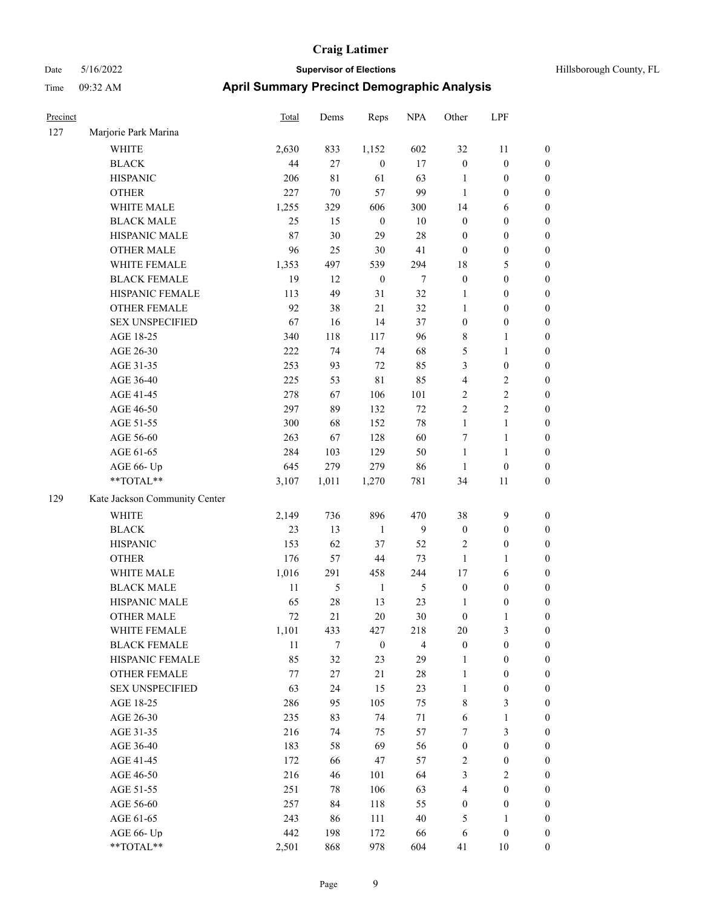# Craig Latimer

**Supervisor of Elections**

**April Summary Precinct Demographic Analysis**

Date 5/16/2022
Time 09:32 AM
Hillsborough County, FL

| Precinct | | Total | Dems | Reps | NPA | Other | LPF | |
|---|---|---|---|---|---|---|---|---|
| 127 | Marjorie Park Marina | | | | | | | |
| | WHITE | 2,630 | 833 | 1,152 | 602 | 32 | 11 | 0 |
| | BLACK | 44 | 27 | 0 | 17 | 0 | 0 | 0 |
| | HISPANIC | 206 | 81 | 61 | 63 | 1 | 0 | 0 |
| | OTHER | 227 | 70 | 57 | 99 | 1 | 0 | 0 |
| | WHITE MALE | 1,255 | 329 | 606 | 300 | 14 | 6 | 0 |
| | BLACK MALE | 25 | 15 | 0 | 10 | 0 | 0 | 0 |
| | HISPANIC MALE | 87 | 30 | 29 | 28 | 0 | 0 | 0 |
| | OTHER MALE | 96 | 25 | 30 | 41 | 0 | 0 | 0 |
| | WHITE FEMALE | 1,353 | 497 | 539 | 294 | 18 | 5 | 0 |
| | BLACK FEMALE | 19 | 12 | 0 | 7 | 0 | 0 | 0 |
| | HISPANIC FEMALE | 113 | 49 | 31 | 32 | 1 | 0 | 0 |
| | OTHER FEMALE | 92 | 38 | 21 | 32 | 1 | 0 | 0 |
| | SEX UNSPECIFIED | 67 | 16 | 14 | 37 | 0 | 0 | 0 |
| | AGE 18-25 | 340 | 118 | 117 | 96 | 8 | 1 | 0 |
| | AGE 26-30 | 222 | 74 | 74 | 68 | 5 | 1 | 0 |
| | AGE 31-35 | 253 | 93 | 72 | 85 | 3 | 0 | 0 |
| | AGE 36-40 | 225 | 53 | 81 | 85 | 4 | 2 | 0 |
| | AGE 41-45 | 278 | 67 | 106 | 101 | 2 | 2 | 0 |
| | AGE 46-50 | 297 | 89 | 132 | 72 | 2 | 2 | 0 |
| | AGE 51-55 | 300 | 68 | 152 | 78 | 1 | 1 | 0 |
| | AGE 56-60 | 263 | 67 | 128 | 60 | 7 | 1 | 0 |
| | AGE 61-65 | 284 | 103 | 129 | 50 | 1 | 1 | 0 |
| | AGE 66- Up | 645 | 279 | 279 | 86 | 1 | 0 | 0 |
| | **TOTAL** | 3,107 | 1,011 | 1,270 | 781 | 34 | 11 | 0 |
| 129 | Kate Jackson Community Center | | | | | | | |
| | WHITE | 2,149 | 736 | 896 | 470 | 38 | 9 | 0 |
| | BLACK | 23 | 13 | 1 | 9 | 0 | 0 | 0 |
| | HISPANIC | 153 | 62 | 37 | 52 | 2 | 0 | 0 |
| | OTHER | 176 | 57 | 44 | 73 | 1 | 1 | 0 |
| | WHITE MALE | 1,016 | 291 | 458 | 244 | 17 | 6 | 0 |
| | BLACK MALE | 11 | 5 | 1 | 5 | 0 | 0 | 0 |
| | HISPANIC MALE | 65 | 28 | 13 | 23 | 1 | 0 | 0 |
| | OTHER MALE | 72 | 21 | 20 | 30 | 0 | 1 | 0 |
| | WHITE FEMALE | 1,101 | 433 | 427 | 218 | 20 | 3 | 0 |
| | BLACK FEMALE | 11 | 7 | 0 | 4 | 0 | 0 | 0 |
| | HISPANIC FEMALE | 85 | 32 | 23 | 29 | 1 | 0 | 0 |
| | OTHER FEMALE | 77 | 27 | 21 | 28 | 1 | 0 | 0 |
| | SEX UNSPECIFIED | 63 | 24 | 15 | 23 | 1 | 0 | 0 |
| | AGE 18-25 | 286 | 95 | 105 | 75 | 8 | 3 | 0 |
| | AGE 26-30 | 235 | 83 | 74 | 71 | 6 | 1 | 0 |
| | AGE 31-35 | 216 | 74 | 75 | 57 | 7 | 3 | 0 |
| | AGE 36-40 | 183 | 58 | 69 | 56 | 0 | 0 | 0 |
| | AGE 41-45 | 172 | 66 | 47 | 57 | 2 | 0 | 0 |
| | AGE 46-50 | 216 | 46 | 101 | 64 | 3 | 2 | 0 |
| | AGE 51-55 | 251 | 78 | 106 | 63 | 4 | 0 | 0 |
| | AGE 56-60 | 257 | 84 | 118 | 55 | 0 | 0 | 0 |
| | AGE 61-65 | 243 | 86 | 111 | 40 | 5 | 1 | 0 |
| | AGE 66- Up | 442 | 198 | 172 | 66 | 6 | 0 | 0 |
| | **TOTAL** | 2,501 | 868 | 978 | 604 | 41 | 10 | 0 |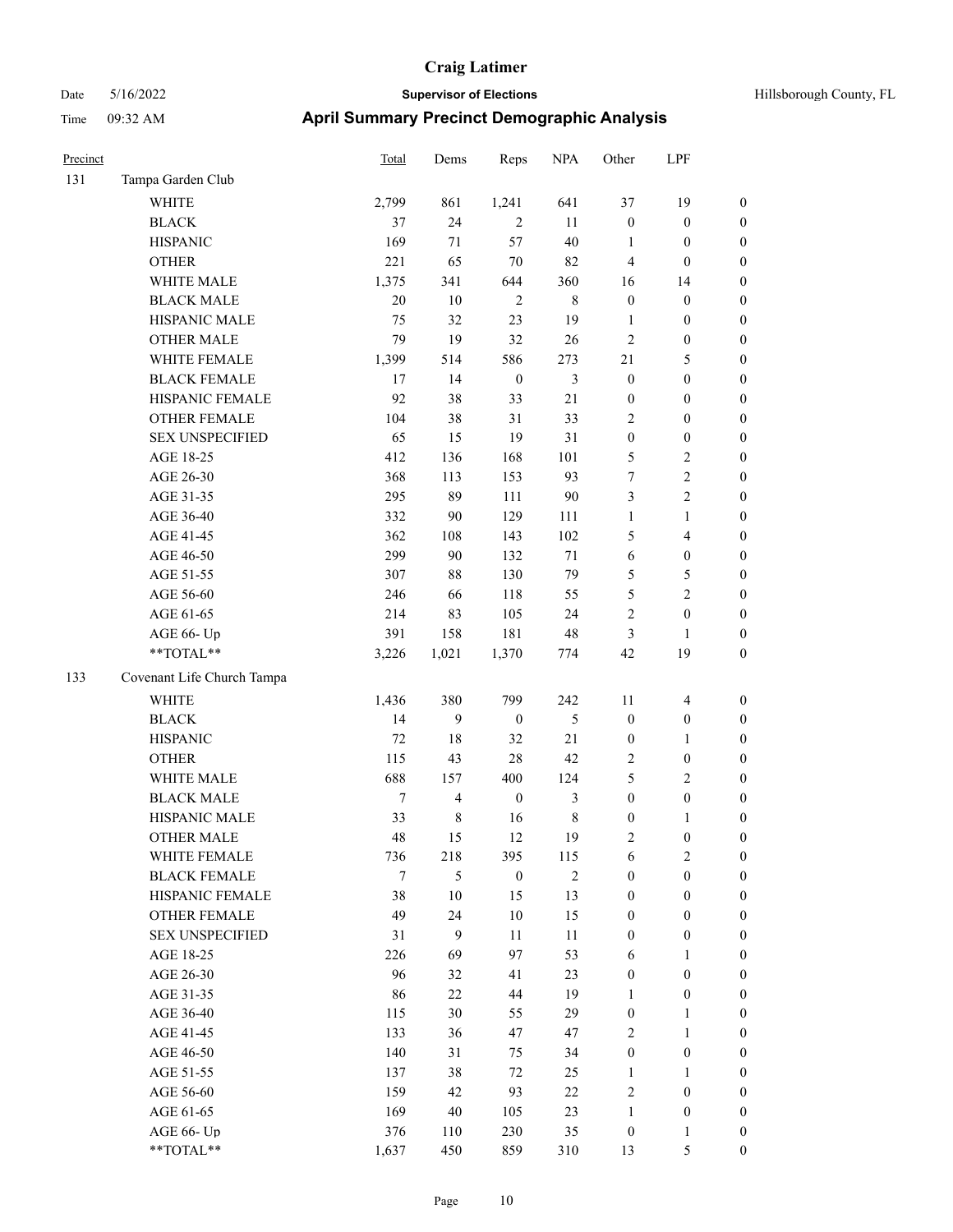# Craig Latimer

**Supervisor of Elections**

Hillsborough County, FL

Date 5/16/2022

Time 09:32 AM

## April Summary Precinct Demographic Analysis

| Precinct | | Total | Dems | Reps | NPA | Other | LPF | |
|---|---|---|---|---|---|---|---|---|
| 131 | Tampa Garden Club | | | | | | | |
| | WHITE | 2,799 | 861 | 1,241 | 641 | 37 | 19 | 0 |
| | BLACK | 37 | 24 | 2 | 11 | 0 | 0 | 0 |
| | HISPANIC | 169 | 71 | 57 | 40 | 1 | 0 | 0 |
| | OTHER | 221 | 65 | 70 | 82 | 4 | 0 | 0 |
| | WHITE MALE | 1,375 | 341 | 644 | 360 | 16 | 14 | 0 |
| | BLACK MALE | 20 | 10 | 2 | 8 | 0 | 0 | 0 |
| | HISPANIC MALE | 75 | 32 | 23 | 19 | 1 | 0 | 0 |
| | OTHER MALE | 79 | 19 | 32 | 26 | 2 | 0 | 0 |
| | WHITE FEMALE | 1,399 | 514 | 586 | 273 | 21 | 5 | 0 |
| | BLACK FEMALE | 17 | 14 | 0 | 3 | 0 | 0 | 0 |
| | HISPANIC FEMALE | 92 | 38 | 33 | 21 | 0 | 0 | 0 |
| | OTHER FEMALE | 104 | 38 | 31 | 33 | 2 | 0 | 0 |
| | SEX UNSPECIFIED | 65 | 15 | 19 | 31 | 0 | 0 | 0 |
| | AGE 18-25 | 412 | 136 | 168 | 101 | 5 | 2 | 0 |
| | AGE 26-30 | 368 | 113 | 153 | 93 | 7 | 2 | 0 |
| | AGE 31-35 | 295 | 89 | 111 | 90 | 3 | 2 | 0 |
| | AGE 36-40 | 332 | 90 | 129 | 111 | 1 | 1 | 0 |
| | AGE 41-45 | 362 | 108 | 143 | 102 | 5 | 4 | 0 |
| | AGE 46-50 | 299 | 90 | 132 | 71 | 6 | 0 | 0 |
| | AGE 51-55 | 307 | 88 | 130 | 79 | 5 | 5 | 0 |
| | AGE 56-60 | 246 | 66 | 118 | 55 | 5 | 2 | 0 |
| | AGE 61-65 | 214 | 83 | 105 | 24 | 2 | 0 | 0 |
| | AGE 66- Up | 391 | 158 | 181 | 48 | 3 | 1 | 0 |
| | **TOTAL** | 3,226 | 1,021 | 1,370 | 774 | 42 | 19 | 0 |
| 133 | Covenant Life Church Tampa | | | | | | | |
| | WHITE | 1,436 | 380 | 799 | 242 | 11 | 4 | 0 |
| | BLACK | 14 | 9 | 0 | 5 | 0 | 0 | 0 |
| | HISPANIC | 72 | 18 | 32 | 21 | 0 | 1 | 0 |
| | OTHER | 115 | 43 | 28 | 42 | 2 | 0 | 0 |
| | WHITE MALE | 688 | 157 | 400 | 124 | 5 | 2 | 0 |
| | BLACK MALE | 7 | 4 | 0 | 3 | 0 | 0 | 0 |
| | HISPANIC MALE | 33 | 8 | 16 | 8 | 0 | 1 | 0 |
| | OTHER MALE | 48 | 15 | 12 | 19 | 2 | 0 | 0 |
| | WHITE FEMALE | 736 | 218 | 395 | 115 | 6 | 2 | 0 |
| | BLACK FEMALE | 7 | 5 | 0 | 2 | 0 | 0 | 0 |
| | HISPANIC FEMALE | 38 | 10 | 15 | 13 | 0 | 0 | 0 |
| | OTHER FEMALE | 49 | 24 | 10 | 15 | 0 | 0 | 0 |
| | SEX UNSPECIFIED | 31 | 9 | 11 | 11 | 0 | 0 | 0 |
| | AGE 18-25 | 226 | 69 | 97 | 53 | 6 | 1 | 0 |
| | AGE 26-30 | 96 | 32 | 41 | 23 | 0 | 0 | 0 |
| | AGE 31-35 | 86 | 22 | 44 | 19 | 1 | 0 | 0 |
| | AGE 36-40 | 115 | 30 | 55 | 29 | 0 | 1 | 0 |
| | AGE 41-45 | 133 | 36 | 47 | 47 | 2 | 1 | 0 |
| | AGE 46-50 | 140 | 31 | 75 | 34 | 0 | 0 | 0 |
| | AGE 51-55 | 137 | 38 | 72 | 25 | 1 | 1 | 0 |
| | AGE 56-60 | 159 | 42 | 93 | 22 | 2 | 0 | 0 |
| | AGE 61-65 | 169 | 40 | 105 | 23 | 1 | 0 | 0 |
| | AGE 66- Up | 376 | 110 | 230 | 35 | 0 | 1 | 0 |
| | **TOTAL** | 1,637 | 450 | 859 | 310 | 13 | 5 | 0 |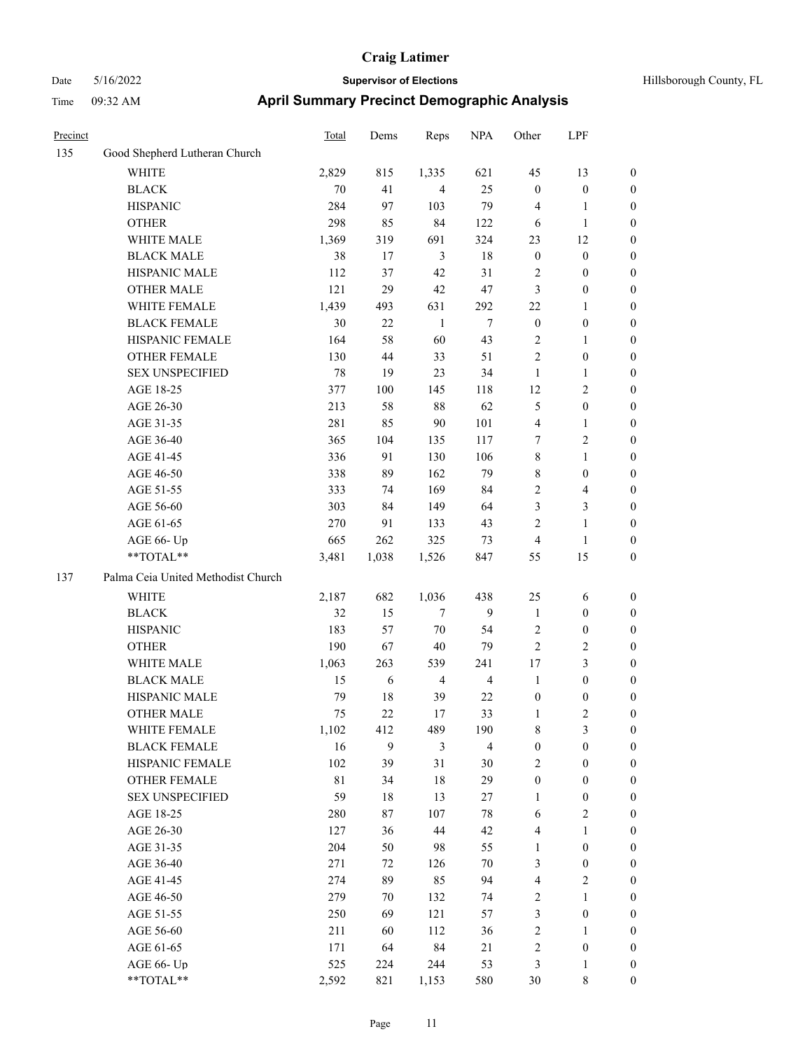# Craig Latimer

**Supervisor of Elections**

Date 5/16/2022 — Hillsborough County, FL

Time 09:32 AM

## April Summary Precinct Demographic Analysis

| Precinct | | Total | Dems | Reps | NPA | Other | LPF | |
|---|---|---|---|---|---|---|---|---|
| 135 | Good Shepherd Lutheran Church | | | | | | | |
| | WHITE | 2,829 | 815 | 1,335 | 621 | 45 | 13 | 0 |
| | BLACK | 70 | 41 | 4 | 25 | 0 | 0 | 0 |
| | HISPANIC | 284 | 97 | 103 | 79 | 4 | 1 | 0 |
| | OTHER | 298 | 85 | 84 | 122 | 6 | 1 | 0 |
| | WHITE MALE | 1,369 | 319 | 691 | 324 | 23 | 12 | 0 |
| | BLACK MALE | 38 | 17 | 3 | 18 | 0 | 0 | 0 |
| | HISPANIC MALE | 112 | 37 | 42 | 31 | 2 | 0 | 0 |
| | OTHER MALE | 121 | 29 | 42 | 47 | 3 | 0 | 0 |
| | WHITE FEMALE | 1,439 | 493 | 631 | 292 | 22 | 1 | 0 |
| | BLACK FEMALE | 30 | 22 | 1 | 7 | 0 | 0 | 0 |
| | HISPANIC FEMALE | 164 | 58 | 60 | 43 | 2 | 1 | 0 |
| | OTHER FEMALE | 130 | 44 | 33 | 51 | 2 | 0 | 0 |
| | SEX UNSPECIFIED | 78 | 19 | 23 | 34 | 1 | 1 | 0 |
| | AGE 18-25 | 377 | 100 | 145 | 118 | 12 | 2 | 0 |
| | AGE 26-30 | 213 | 58 | 88 | 62 | 5 | 0 | 0 |
| | AGE 31-35 | 281 | 85 | 90 | 101 | 4 | 1 | 0 |
| | AGE 36-40 | 365 | 104 | 135 | 117 | 7 | 2 | 0 |
| | AGE 41-45 | 336 | 91 | 130 | 106 | 8 | 1 | 0 |
| | AGE 46-50 | 338 | 89 | 162 | 79 | 8 | 0 | 0 |
| | AGE 51-55 | 333 | 74 | 169 | 84 | 2 | 4 | 0 |
| | AGE 56-60 | 303 | 84 | 149 | 64 | 3 | 3 | 0 |
| | AGE 61-65 | 270 | 91 | 133 | 43 | 2 | 1 | 0 |
| | AGE 66- Up | 665 | 262 | 325 | 73 | 4 | 1 | 0 |
| | **TOTAL** | 3,481 | 1,038 | 1,526 | 847 | 55 | 15 | 0 |
| 137 | Palma Ceia United Methodist Church | | | | | | | |
| | WHITE | 2,187 | 682 | 1,036 | 438 | 25 | 6 | 0 |
| | BLACK | 32 | 15 | 7 | 9 | 1 | 0 | 0 |
| | HISPANIC | 183 | 57 | 70 | 54 | 2 | 0 | 0 |
| | OTHER | 190 | 67 | 40 | 79 | 2 | 2 | 0 |
| | WHITE MALE | 1,063 | 263 | 539 | 241 | 17 | 3 | 0 |
| | BLACK MALE | 15 | 6 | 4 | 4 | 1 | 0 | 0 |
| | HISPANIC MALE | 79 | 18 | 39 | 22 | 0 | 0 | 0 |
| | OTHER MALE | 75 | 22 | 17 | 33 | 1 | 2 | 0 |
| | WHITE FEMALE | 1,102 | 412 | 489 | 190 | 8 | 3 | 0 |
| | BLACK FEMALE | 16 | 9 | 3 | 4 | 0 | 0 | 0 |
| | HISPANIC FEMALE | 102 | 39 | 31 | 30 | 2 | 0 | 0 |
| | OTHER FEMALE | 81 | 34 | 18 | 29 | 0 | 0 | 0 |
| | SEX UNSPECIFIED | 59 | 18 | 13 | 27 | 1 | 0 | 0 |
| | AGE 18-25 | 280 | 87 | 107 | 78 | 6 | 2 | 0 |
| | AGE 26-30 | 127 | 36 | 44 | 42 | 4 | 1 | 0 |
| | AGE 31-35 | 204 | 50 | 98 | 55 | 1 | 0 | 0 |
| | AGE 36-40 | 271 | 72 | 126 | 70 | 3 | 0 | 0 |
| | AGE 41-45 | 274 | 89 | 85 | 94 | 4 | 2 | 0 |
| | AGE 46-50 | 279 | 70 | 132 | 74 | 2 | 1 | 0 |
| | AGE 51-55 | 250 | 69 | 121 | 57 | 3 | 0 | 0 |
| | AGE 56-60 | 211 | 60 | 112 | 36 | 2 | 1 | 0 |
| | AGE 61-65 | 171 | 64 | 84 | 21 | 2 | 0 | 0 |
| | AGE 66- Up | 525 | 224 | 244 | 53 | 3 | 1 | 0 |
| | **TOTAL** | 2,592 | 821 | 1,153 | 580 | 30 | 8 | 0 |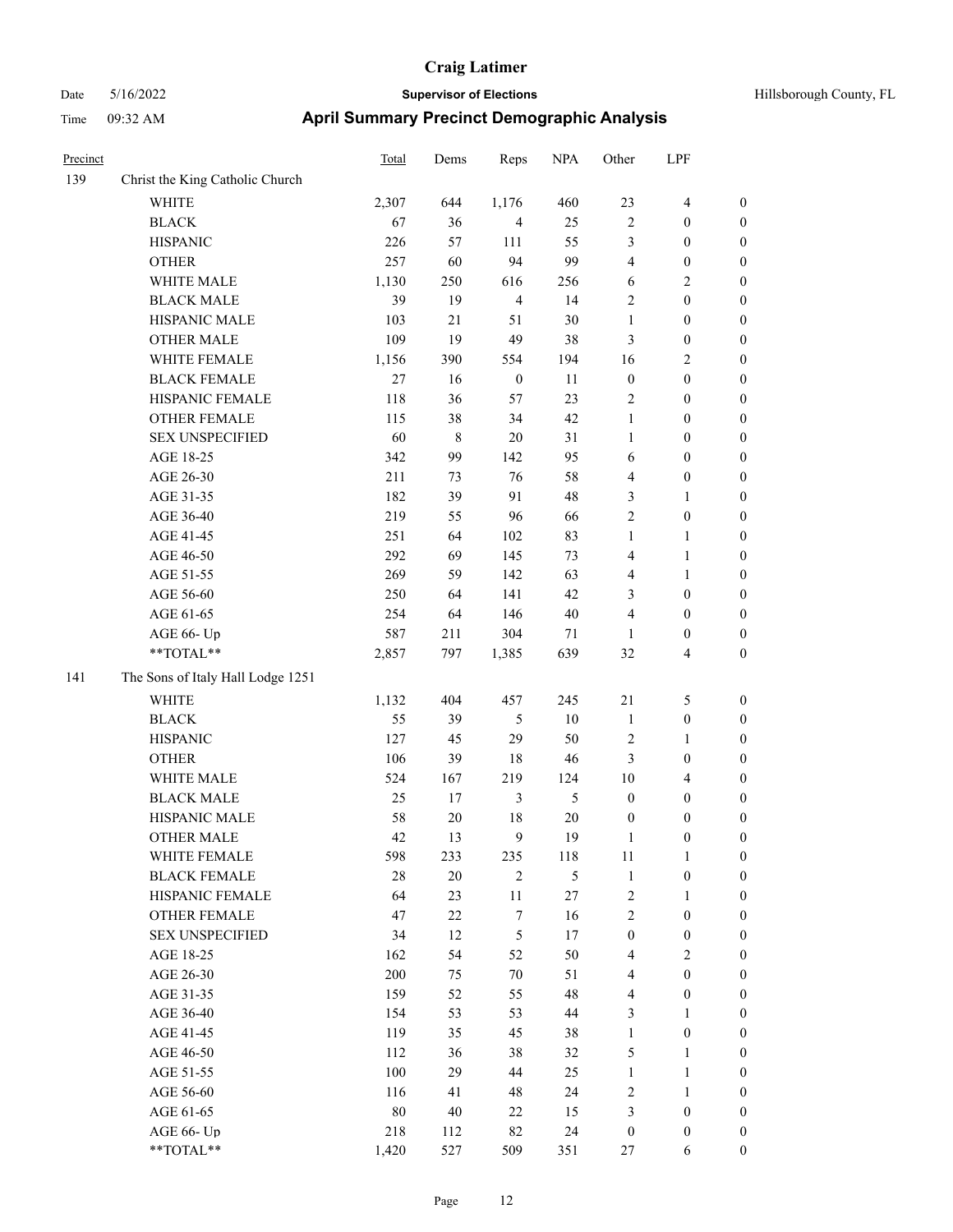# Craig Latimer

Date 5/16/2022 **Supervisor of Elections** Hillsborough County, FL

Time 09:32 AM **April Summary Precinct Demographic Analysis**

| Precinct | | Total | Dems | Reps | NPA | Other | LPF | |
|---|---|---|---|---|---|---|---|---|
| 139 | Christ the King Catholic Church | | | | | | | |
| | WHITE | 2,307 | 644 | 1,176 | 460 | 23 | 4 | 0 |
| | BLACK | 67 | 36 | 4 | 25 | 2 | 0 | 0 |
| | HISPANIC | 226 | 57 | 111 | 55 | 3 | 0 | 0 |
| | OTHER | 257 | 60 | 94 | 99 | 4 | 0 | 0 |
| | WHITE MALE | 1,130 | 250 | 616 | 256 | 6 | 2 | 0 |
| | BLACK MALE | 39 | 19 | 4 | 14 | 2 | 0 | 0 |
| | HISPANIC MALE | 103 | 21 | 51 | 30 | 1 | 0 | 0 |
| | OTHER MALE | 109 | 19 | 49 | 38 | 3 | 0 | 0 |
| | WHITE FEMALE | 1,156 | 390 | 554 | 194 | 16 | 2 | 0 |
| | BLACK FEMALE | 27 | 16 | 0 | 11 | 0 | 0 | 0 |
| | HISPANIC FEMALE | 118 | 36 | 57 | 23 | 2 | 0 | 0 |
| | OTHER FEMALE | 115 | 38 | 34 | 42 | 1 | 0 | 0 |
| | SEX UNSPECIFIED | 60 | 8 | 20 | 31 | 1 | 0 | 0 |
| | AGE 18-25 | 342 | 99 | 142 | 95 | 6 | 0 | 0 |
| | AGE 26-30 | 211 | 73 | 76 | 58 | 4 | 0 | 0 |
| | AGE 31-35 | 182 | 39 | 91 | 48 | 3 | 1 | 0 |
| | AGE 36-40 | 219 | 55 | 96 | 66 | 2 | 0 | 0 |
| | AGE 41-45 | 251 | 64 | 102 | 83 | 1 | 1 | 0 |
| | AGE 46-50 | 292 | 69 | 145 | 73 | 4 | 1 | 0 |
| | AGE 51-55 | 269 | 59 | 142 | 63 | 4 | 1 | 0 |
| | AGE 56-60 | 250 | 64 | 141 | 42 | 3 | 0 | 0 |
| | AGE 61-65 | 254 | 64 | 146 | 40 | 4 | 0 | 0 |
| | AGE 66- Up | 587 | 211 | 304 | 71 | 1 | 0 | 0 |
| | **TOTAL** | 2,857 | 797 | 1,385 | 639 | 32 | 4 | 0 |
| 141 | The Sons of Italy Hall Lodge 1251 | | | | | | | |
| | WHITE | 1,132 | 404 | 457 | 245 | 21 | 5 | 0 |
| | BLACK | 55 | 39 | 5 | 10 | 1 | 0 | 0 |
| | HISPANIC | 127 | 45 | 29 | 50 | 2 | 1 | 0 |
| | OTHER | 106 | 39 | 18 | 46 | 3 | 0 | 0 |
| | WHITE MALE | 524 | 167 | 219 | 124 | 10 | 4 | 0 |
| | BLACK MALE | 25 | 17 | 3 | 5 | 0 | 0 | 0 |
| | HISPANIC MALE | 58 | 20 | 18 | 20 | 0 | 0 | 0 |
| | OTHER MALE | 42 | 13 | 9 | 19 | 1 | 0 | 0 |
| | WHITE FEMALE | 598 | 233 | 235 | 118 | 11 | 1 | 0 |
| | BLACK FEMALE | 28 | 20 | 2 | 5 | 1 | 0 | 0 |
| | HISPANIC FEMALE | 64 | 23 | 11 | 27 | 2 | 1 | 0 |
| | OTHER FEMALE | 47 | 22 | 7 | 16 | 2 | 0 | 0 |
| | SEX UNSPECIFIED | 34 | 12 | 5 | 17 | 0 | 0 | 0 |
| | AGE 18-25 | 162 | 54 | 52 | 50 | 4 | 2 | 0 |
| | AGE 26-30 | 200 | 75 | 70 | 51 | 4 | 0 | 0 |
| | AGE 31-35 | 159 | 52 | 55 | 48 | 4 | 0 | 0 |
| | AGE 36-40 | 154 | 53 | 53 | 44 | 3 | 1 | 0 |
| | AGE 41-45 | 119 | 35 | 45 | 38 | 1 | 0 | 0 |
| | AGE 46-50 | 112 | 36 | 38 | 32 | 5 | 1 | 0 |
| | AGE 51-55 | 100 | 29 | 44 | 25 | 1 | 1 | 0 |
| | AGE 56-60 | 116 | 41 | 48 | 24 | 2 | 1 | 0 |
| | AGE 61-65 | 80 | 40 | 22 | 15 | 3 | 0 | 0 |
| | AGE 66- Up | 218 | 112 | 82 | 24 | 0 | 0 | 0 |
| | **TOTAL** | 1,420 | 527 | 509 | 351 | 27 | 6 | 0 |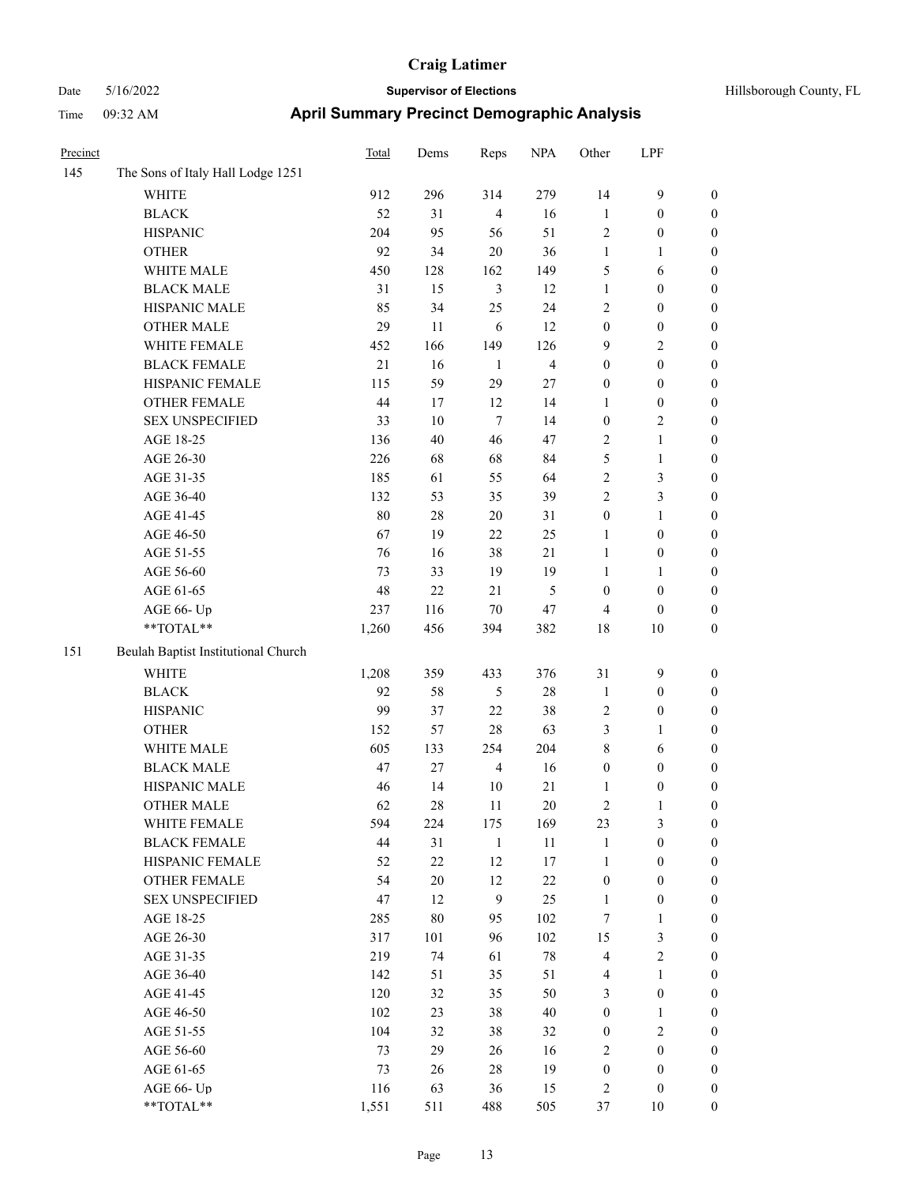## April Summary Precinct Demographic Analysis

| Precinct | | Total | Dems | Reps | NPA | Other | LPF | |
|---|---|---|---|---|---|---|---|---|
| 145 | The Sons of Italy Hall Lodge 1251 | | | | | | | |
| | WHITE | 912 | 296 | 314 | 279 | 14 | 9 | 0 |
| | BLACK | 52 | 31 | 4 | 16 | 1 | 0 | 0 |
| | HISPANIC | 204 | 95 | 56 | 51 | 2 | 0 | 0 |
| | OTHER | 92 | 34 | 20 | 36 | 1 | 1 | 0 |
| | WHITE MALE | 450 | 128 | 162 | 149 | 5 | 6 | 0 |
| | BLACK MALE | 31 | 15 | 3 | 12 | 1 | 0 | 0 |
| | HISPANIC MALE | 85 | 34 | 25 | 24 | 2 | 0 | 0 |
| | OTHER MALE | 29 | 11 | 6 | 12 | 0 | 0 | 0 |
| | WHITE FEMALE | 452 | 166 | 149 | 126 | 9 | 2 | 0 |
| | BLACK FEMALE | 21 | 16 | 1 | 4 | 0 | 0 | 0 |
| | HISPANIC FEMALE | 115 | 59 | 29 | 27 | 0 | 0 | 0 |
| | OTHER FEMALE | 44 | 17 | 12 | 14 | 1 | 0 | 0 |
| | SEX UNSPECIFIED | 33 | 10 | 7 | 14 | 0 | 2 | 0 |
| | AGE 18-25 | 136 | 40 | 46 | 47 | 2 | 1 | 0 |
| | AGE 26-30 | 226 | 68 | 68 | 84 | 5 | 1 | 0 |
| | AGE 31-35 | 185 | 61 | 55 | 64 | 2 | 3 | 0 |
| | AGE 36-40 | 132 | 53 | 35 | 39 | 2 | 3 | 0 |
| | AGE 41-45 | 80 | 28 | 20 | 31 | 0 | 1 | 0 |
| | AGE 46-50 | 67 | 19 | 22 | 25 | 1 | 0 | 0 |
| | AGE 51-55 | 76 | 16 | 38 | 21 | 1 | 0 | 0 |
| | AGE 56-60 | 73 | 33 | 19 | 19 | 1 | 1 | 0 |
| | AGE 61-65 | 48 | 22 | 21 | 5 | 0 | 0 | 0 |
| | AGE 66- Up | 237 | 116 | 70 | 47 | 4 | 0 | 0 |
| | **TOTAL** | 1,260 | 456 | 394 | 382 | 18 | 10 | 0 |
| 151 | Beulah Baptist Institutional Church | | | | | | | |
| | WHITE | 1,208 | 359 | 433 | 376 | 31 | 9 | 0 |
| | BLACK | 92 | 58 | 5 | 28 | 1 | 0 | 0 |
| | HISPANIC | 99 | 37 | 22 | 38 | 2 | 0 | 0 |
| | OTHER | 152 | 57 | 28 | 63 | 3 | 1 | 0 |
| | WHITE MALE | 605 | 133 | 254 | 204 | 8 | 6 | 0 |
| | BLACK MALE | 47 | 27 | 4 | 16 | 0 | 0 | 0 |
| | HISPANIC MALE | 46 | 14 | 10 | 21 | 1 | 0 | 0 |
| | OTHER MALE | 62 | 28 | 11 | 20 | 2 | 1 | 0 |
| | WHITE FEMALE | 594 | 224 | 175 | 169 | 23 | 3 | 0 |
| | BLACK FEMALE | 44 | 31 | 1 | 11 | 1 | 0 | 0 |
| | HISPANIC FEMALE | 52 | 22 | 12 | 17 | 1 | 0 | 0 |
| | OTHER FEMALE | 54 | 20 | 12 | 22 | 0 | 0 | 0 |
| | SEX UNSPECIFIED | 47 | 12 | 9 | 25 | 1 | 0 | 0 |
| | AGE 18-25 | 285 | 80 | 95 | 102 | 7 | 1 | 0 |
| | AGE 26-30 | 317 | 101 | 96 | 102 | 15 | 3 | 0 |
| | AGE 31-35 | 219 | 74 | 61 | 78 | 4 | 2 | 0 |
| | AGE 36-40 | 142 | 51 | 35 | 51 | 4 | 1 | 0 |
| | AGE 41-45 | 120 | 32 | 35 | 50 | 3 | 0 | 0 |
| | AGE 46-50 | 102 | 23 | 38 | 40 | 0 | 1 | 0 |
| | AGE 51-55 | 104 | 32 | 38 | 32 | 0 | 2 | 0 |
| | AGE 56-60 | 73 | 29 | 26 | 16 | 2 | 0 | 0 |
| | AGE 61-65 | 73 | 26 | 28 | 19 | 0 | 0 | 0 |
| | AGE 66- Up | 116 | 63 | 36 | 15 | 2 | 0 | 0 |
| | **TOTAL** | 1,551 | 511 | 488 | 505 | 37 | 10 | 0 |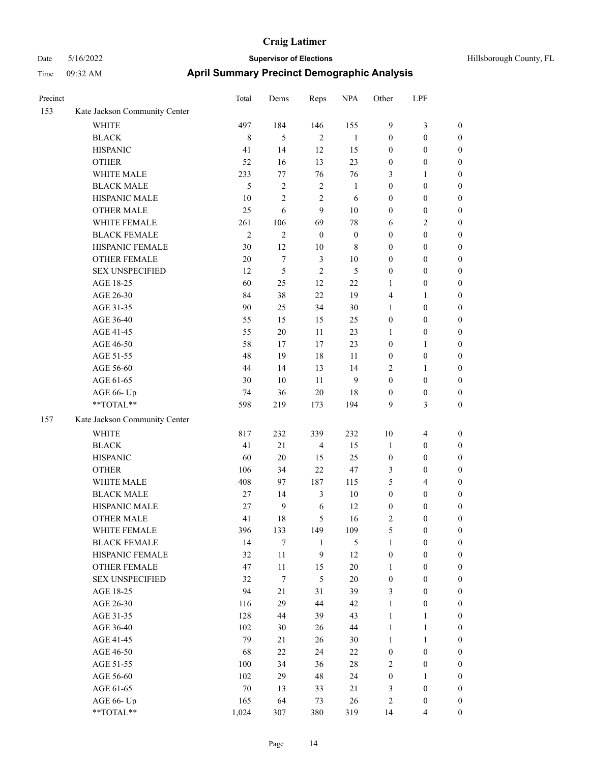# Craig Latimer

**Supervisor of Elections**

Hillsborough County, FL

Date 5/16/2022

Time 09:32 AM

## April Summary Precinct Demographic Analysis

| Precinct | | Total | Dems | Reps | NPA | Other | LPF | |
|---|---|---|---|---|---|---|---|---|
| 153 | Kate Jackson Community Center | | | | | | | |
| | WHITE | 497 | 184 | 146 | 155 | 9 | 3 | 0 |
| | BLACK | 8 | 5 | 2 | 1 | 0 | 0 | 0 |
| | HISPANIC | 41 | 14 | 12 | 15 | 0 | 0 | 0 |
| | OTHER | 52 | 16 | 13 | 23 | 0 | 0 | 0 |
| | WHITE MALE | 233 | 77 | 76 | 76 | 3 | 1 | 0 |
| | BLACK MALE | 5 | 2 | 2 | 1 | 0 | 0 | 0 |
| | HISPANIC MALE | 10 | 2 | 2 | 6 | 0 | 0 | 0 |
| | OTHER MALE | 25 | 6 | 9 | 10 | 0 | 0 | 0 |
| | WHITE FEMALE | 261 | 106 | 69 | 78 | 6 | 2 | 0 |
| | BLACK FEMALE | 2 | 2 | 0 | 0 | 0 | 0 | 0 |
| | HISPANIC FEMALE | 30 | 12 | 10 | 8 | 0 | 0 | 0 |
| | OTHER FEMALE | 20 | 7 | 3 | 10 | 0 | 0 | 0 |
| | SEX UNSPECIFIED | 12 | 5 | 2 | 5 | 0 | 0 | 0 |
| | AGE 18-25 | 60 | 25 | 12 | 22 | 1 | 0 | 0 |
| | AGE 26-30 | 84 | 38 | 22 | 19 | 4 | 1 | 0 |
| | AGE 31-35 | 90 | 25 | 34 | 30 | 1 | 0 | 0 |
| | AGE 36-40 | 55 | 15 | 15 | 25 | 0 | 0 | 0 |
| | AGE 41-45 | 55 | 20 | 11 | 23 | 1 | 0 | 0 |
| | AGE 46-50 | 58 | 17 | 17 | 23 | 0 | 1 | 0 |
| | AGE 51-55 | 48 | 19 | 18 | 11 | 0 | 0 | 0 |
| | AGE 56-60 | 44 | 14 | 13 | 14 | 2 | 1 | 0 |
| | AGE 61-65 | 30 | 10 | 11 | 9 | 0 | 0 | 0 |
| | AGE 66- Up | 74 | 36 | 20 | 18 | 0 | 0 | 0 |
| | **TOTAL** | 598 | 219 | 173 | 194 | 9 | 3 | 0 |
| 157 | Kate Jackson Community Center | | | | | | | |
| | WHITE | 817 | 232 | 339 | 232 | 10 | 4 | 0 |
| | BLACK | 41 | 21 | 4 | 15 | 1 | 0 | 0 |
| | HISPANIC | 60 | 20 | 15 | 25 | 0 | 0 | 0 |
| | OTHER | 106 | 34 | 22 | 47 | 3 | 0 | 0 |
| | WHITE MALE | 408 | 97 | 187 | 115 | 5 | 4 | 0 |
| | BLACK MALE | 27 | 14 | 3 | 10 | 0 | 0 | 0 |
| | HISPANIC MALE | 27 | 9 | 6 | 12 | 0 | 0 | 0 |
| | OTHER MALE | 41 | 18 | 5 | 16 | 2 | 0 | 0 |
| | WHITE FEMALE | 396 | 133 | 149 | 109 | 5 | 0 | 0 |
| | BLACK FEMALE | 14 | 7 | 1 | 5 | 1 | 0 | 0 |
| | HISPANIC FEMALE | 32 | 11 | 9 | 12 | 0 | 0 | 0 |
| | OTHER FEMALE | 47 | 11 | 15 | 20 | 1 | 0 | 0 |
| | SEX UNSPECIFIED | 32 | 7 | 5 | 20 | 0 | 0 | 0 |
| | AGE 18-25 | 94 | 21 | 31 | 39 | 3 | 0 | 0 |
| | AGE 26-30 | 116 | 29 | 44 | 42 | 1 | 0 | 0 |
| | AGE 31-35 | 128 | 44 | 39 | 43 | 1 | 1 | 0 |
| | AGE 36-40 | 102 | 30 | 26 | 44 | 1 | 1 | 0 |
| | AGE 41-45 | 79 | 21 | 26 | 30 | 1 | 1 | 0 |
| | AGE 46-50 | 68 | 22 | 24 | 22 | 0 | 0 | 0 |
| | AGE 51-55 | 100 | 34 | 36 | 28 | 2 | 0 | 0 |
| | AGE 56-60 | 102 | 29 | 48 | 24 | 0 | 1 | 0 |
| | AGE 61-65 | 70 | 13 | 33 | 21 | 3 | 0 | 0 |
| | AGE 66- Up | 165 | 64 | 73 | 26 | 2 | 0 | 0 |
| | **TOTAL** | 1,024 | 307 | 380 | 319 | 14 | 4 | 0 |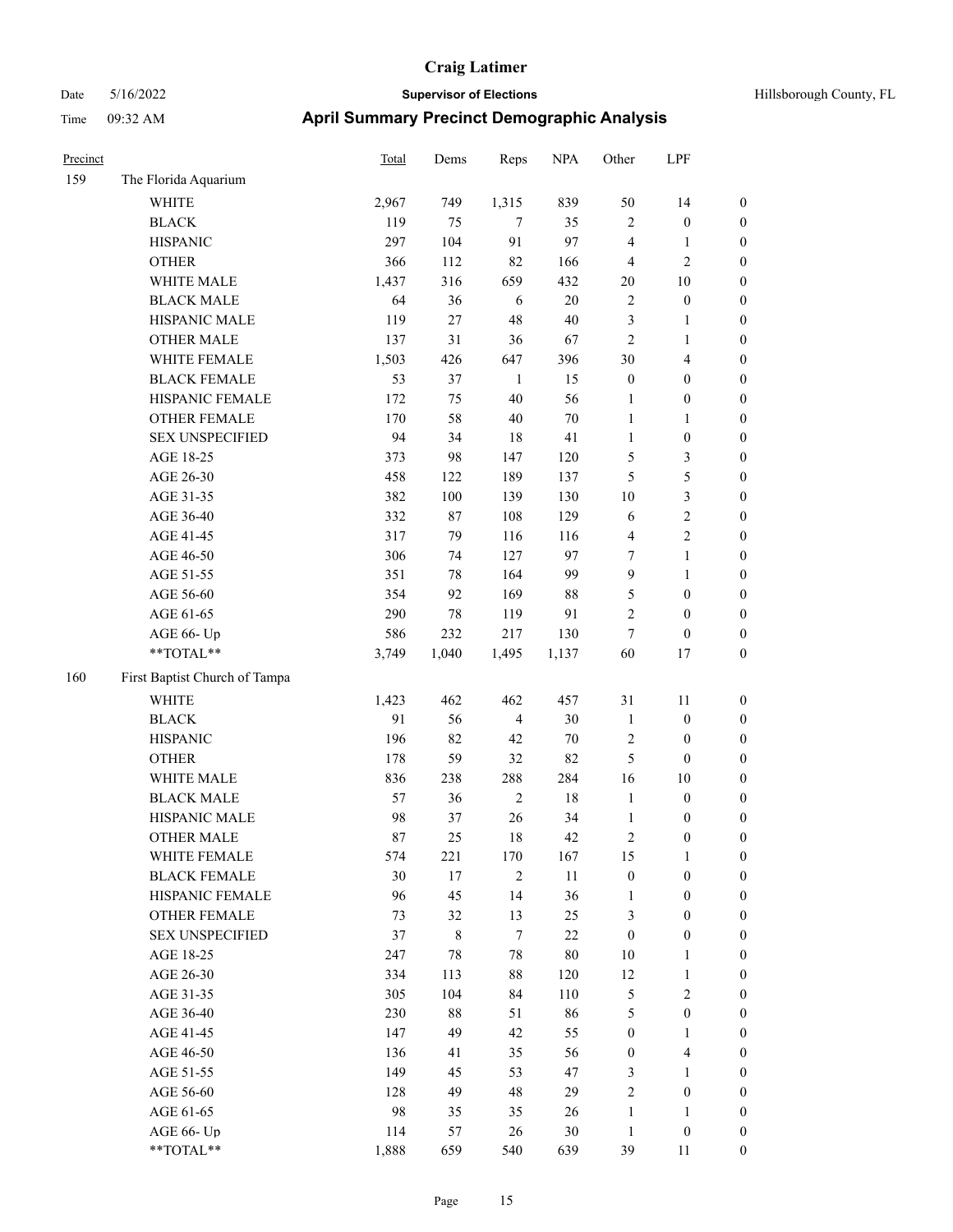# Craig Latimer

Date 5/16/2022 **Supervisor of Elections** Hillsborough County, FL

Time 09:32 AM **April Summary Precinct Demographic Analysis**

| Precinct | | Total | Dems | Reps | NPA | Other | LPF | |
|---|---|---|---|---|---|---|---|---|
| 159 | The Florida Aquarium | | | | | | | |
| | WHITE | 2,967 | 749 | 1,315 | 839 | 50 | 14 | 0 |
| | BLACK | 119 | 75 | 7 | 35 | 2 | 0 | 0 |
| | HISPANIC | 297 | 104 | 91 | 97 | 4 | 1 | 0 |
| | OTHER | 366 | 112 | 82 | 166 | 4 | 2 | 0 |
| | WHITE MALE | 1,437 | 316 | 659 | 432 | 20 | 10 | 0 |
| | BLACK MALE | 64 | 36 | 6 | 20 | 2 | 0 | 0 |
| | HISPANIC MALE | 119 | 27 | 48 | 40 | 3 | 1 | 0 |
| | OTHER MALE | 137 | 31 | 36 | 67 | 2 | 1 | 0 |
| | WHITE FEMALE | 1,503 | 426 | 647 | 396 | 30 | 4 | 0 |
| | BLACK FEMALE | 53 | 37 | 1 | 15 | 0 | 0 | 0 |
| | HISPANIC FEMALE | 172 | 75 | 40 | 56 | 1 | 0 | 0 |
| | OTHER FEMALE | 170 | 58 | 40 | 70 | 1 | 1 | 0 |
| | SEX UNSPECIFIED | 94 | 34 | 18 | 41 | 1 | 0 | 0 |
| | AGE 18-25 | 373 | 98 | 147 | 120 | 5 | 3 | 0 |
| | AGE 26-30 | 458 | 122 | 189 | 137 | 5 | 5 | 0 |
| | AGE 31-35 | 382 | 100 | 139 | 130 | 10 | 3 | 0 |
| | AGE 36-40 | 332 | 87 | 108 | 129 | 6 | 2 | 0 |
| | AGE 41-45 | 317 | 79 | 116 | 116 | 4 | 2 | 0 |
| | AGE 46-50 | 306 | 74 | 127 | 97 | 7 | 1 | 0 |
| | AGE 51-55 | 351 | 78 | 164 | 99 | 9 | 1 | 0 |
| | AGE 56-60 | 354 | 92 | 169 | 88 | 5 | 0 | 0 |
| | AGE 61-65 | 290 | 78 | 119 | 91 | 2 | 0 | 0 |
| | AGE 66- Up | 586 | 232 | 217 | 130 | 7 | 0 | 0 |
| | **TOTAL** | 3,749 | 1,040 | 1,495 | 1,137 | 60 | 17 | 0 |
| 160 | First Baptist Church of Tampa | | | | | | | |
| | WHITE | 1,423 | 462 | 462 | 457 | 31 | 11 | 0 |
| | BLACK | 91 | 56 | 4 | 30 | 1 | 0 | 0 |
| | HISPANIC | 196 | 82 | 42 | 70 | 2 | 0 | 0 |
| | OTHER | 178 | 59 | 32 | 82 | 5 | 0 | 0 |
| | WHITE MALE | 836 | 238 | 288 | 284 | 16 | 10 | 0 |
| | BLACK MALE | 57 | 36 | 2 | 18 | 1 | 0 | 0 |
| | HISPANIC MALE | 98 | 37 | 26 | 34 | 1 | 0 | 0 |
| | OTHER MALE | 87 | 25 | 18 | 42 | 2 | 0 | 0 |
| | WHITE FEMALE | 574 | 221 | 170 | 167 | 15 | 1 | 0 |
| | BLACK FEMALE | 30 | 17 | 2 | 11 | 0 | 0 | 0 |
| | HISPANIC FEMALE | 96 | 45 | 14 | 36 | 1 | 0 | 0 |
| | OTHER FEMALE | 73 | 32 | 13 | 25 | 3 | 0 | 0 |
| | SEX UNSPECIFIED | 37 | 8 | 7 | 22 | 0 | 0 | 0 |
| | AGE 18-25 | 247 | 78 | 78 | 80 | 10 | 1 | 0 |
| | AGE 26-30 | 334 | 113 | 88 | 120 | 12 | 1 | 0 |
| | AGE 31-35 | 305 | 104 | 84 | 110 | 5 | 2 | 0 |
| | AGE 36-40 | 230 | 88 | 51 | 86 | 5 | 0 | 0 |
| | AGE 41-45 | 147 | 49 | 42 | 55 | 0 | 1 | 0 |
| | AGE 46-50 | 136 | 41 | 35 | 56 | 0 | 4 | 0 |
| | AGE 51-55 | 149 | 45 | 53 | 47 | 3 | 1 | 0 |
| | AGE 56-60 | 128 | 49 | 48 | 29 | 2 | 0 | 0 |
| | AGE 61-65 | 98 | 35 | 35 | 26 | 1 | 1 | 0 |
| | AGE 66- Up | 114 | 57 | 26 | 30 | 1 | 0 | 0 |
| | **TOTAL** | 1,888 | 659 | 540 | 639 | 39 | 11 | 0 |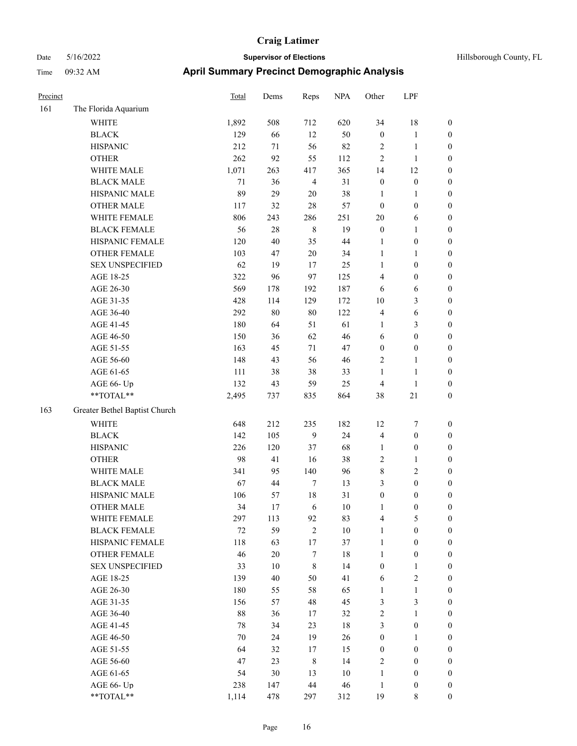# Craig Latimer

**Supervisor of Elections**

Hillsborough County, FL

Date 5/16/2022

Time 09:32 AM

## April Summary Precinct Demographic Analysis

| Precinct | | Total | Dems | Reps | NPA | Other | LPF | |
|---|---|---|---|---|---|---|---|---|
| 161 | The Florida Aquarium | | | | | | | |
| | WHITE | 1,892 | 508 | 712 | 620 | 34 | 18 | 0 |
| | BLACK | 129 | 66 | 12 | 50 | 0 | 1 | 0 |
| | HISPANIC | 212 | 71 | 56 | 82 | 2 | 1 | 0 |
| | OTHER | 262 | 92 | 55 | 112 | 2 | 1 | 0 |
| | WHITE MALE | 1,071 | 263 | 417 | 365 | 14 | 12 | 0 |
| | BLACK MALE | 71 | 36 | 4 | 31 | 0 | 0 | 0 |
| | HISPANIC MALE | 89 | 29 | 20 | 38 | 1 | 1 | 0 |
| | OTHER MALE | 117 | 32 | 28 | 57 | 0 | 0 | 0 |
| | WHITE FEMALE | 806 | 243 | 286 | 251 | 20 | 6 | 0 |
| | BLACK FEMALE | 56 | 28 | 8 | 19 | 0 | 1 | 0 |
| | HISPANIC FEMALE | 120 | 40 | 35 | 44 | 1 | 0 | 0 |
| | OTHER FEMALE | 103 | 47 | 20 | 34 | 1 | 1 | 0 |
| | SEX UNSPECIFIED | 62 | 19 | 17 | 25 | 1 | 0 | 0 |
| | AGE 18-25 | 322 | 96 | 97 | 125 | 4 | 0 | 0 |
| | AGE 26-30 | 569 | 178 | 192 | 187 | 6 | 6 | 0 |
| | AGE 31-35 | 428 | 114 | 129 | 172 | 10 | 3 | 0 |
| | AGE 36-40 | 292 | 80 | 80 | 122 | 4 | 6 | 0 |
| | AGE 41-45 | 180 | 64 | 51 | 61 | 1 | 3 | 0 |
| | AGE 46-50 | 150 | 36 | 62 | 46 | 6 | 0 | 0 |
| | AGE 51-55 | 163 | 45 | 71 | 47 | 0 | 0 | 0 |
| | AGE 56-60 | 148 | 43 | 56 | 46 | 2 | 1 | 0 |
| | AGE 61-65 | 111 | 38 | 38 | 33 | 1 | 1 | 0 |
| | AGE 66- Up | 132 | 43 | 59 | 25 | 4 | 1 | 0 |
| | **TOTAL** | 2,495 | 737 | 835 | 864 | 38 | 21 | 0 |
| 163 | Greater Bethel Baptist Church | | | | | | | |
| | WHITE | 648 | 212 | 235 | 182 | 12 | 7 | 0 |
| | BLACK | 142 | 105 | 9 | 24 | 4 | 0 | 0 |
| | HISPANIC | 226 | 120 | 37 | 68 | 1 | 0 | 0 |
| | OTHER | 98 | 41 | 16 | 38 | 2 | 1 | 0 |
| | WHITE MALE | 341 | 95 | 140 | 96 | 8 | 2 | 0 |
| | BLACK MALE | 67 | 44 | 7 | 13 | 3 | 0 | 0 |
| | HISPANIC MALE | 106 | 57 | 18 | 31 | 0 | 0 | 0 |
| | OTHER MALE | 34 | 17 | 6 | 10 | 1 | 0 | 0 |
| | WHITE FEMALE | 297 | 113 | 92 | 83 | 4 | 5 | 0 |
| | BLACK FEMALE | 72 | 59 | 2 | 10 | 1 | 0 | 0 |
| | HISPANIC FEMALE | 118 | 63 | 17 | 37 | 1 | 0 | 0 |
| | OTHER FEMALE | 46 | 20 | 7 | 18 | 1 | 0 | 0 |
| | SEX UNSPECIFIED | 33 | 10 | 8 | 14 | 0 | 1 | 0 |
| | AGE 18-25 | 139 | 40 | 50 | 41 | 6 | 2 | 0 |
| | AGE 26-30 | 180 | 55 | 58 | 65 | 1 | 1 | 0 |
| | AGE 31-35 | 156 | 57 | 48 | 45 | 3 | 3 | 0 |
| | AGE 36-40 | 88 | 36 | 17 | 32 | 2 | 1 | 0 |
| | AGE 41-45 | 78 | 34 | 23 | 18 | 3 | 0 | 0 |
| | AGE 46-50 | 70 | 24 | 19 | 26 | 0 | 1 | 0 |
| | AGE 51-55 | 64 | 32 | 17 | 15 | 0 | 0 | 0 |
| | AGE 56-60 | 47 | 23 | 8 | 14 | 2 | 0 | 0 |
| | AGE 61-65 | 54 | 30 | 13 | 10 | 1 | 0 | 0 |
| | AGE 66- Up | 238 | 147 | 44 | 46 | 1 | 0 | 0 |
| | **TOTAL** | 1,114 | 478 | 297 | 312 | 19 | 8 | 0 |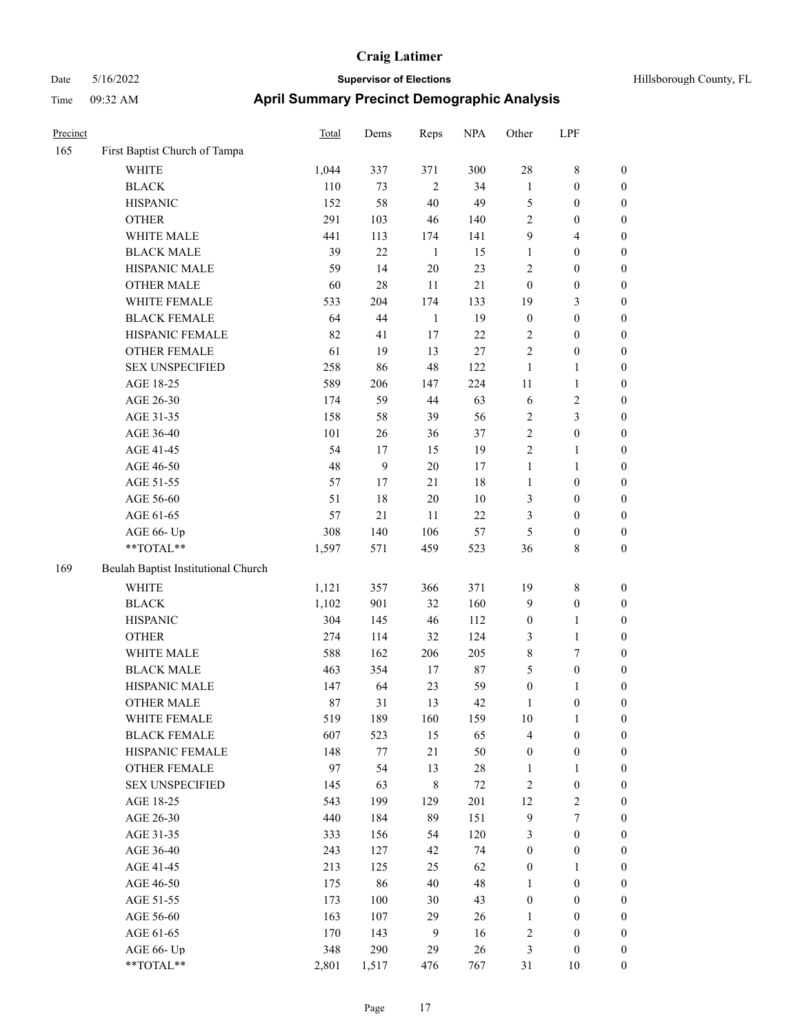# Craig Latimer

Date 5/16/2022 **Supervisor of Elections** Hillsborough County, FL

Time 09:32 AM **April Summary Precinct Demographic Analysis**

| Precinct | | Total | Dems | Reps | NPA | Other | LPF | |
|---|---|---|---|---|---|---|---|---|
| 165 | First Baptist Church of Tampa | | | | | | | |
| | WHITE | 1,044 | 337 | 371 | 300 | 28 | 8 | 0 |
| | BLACK | 110 | 73 | 2 | 34 | 1 | 0 | 0 |
| | HISPANIC | 152 | 58 | 40 | 49 | 5 | 0 | 0 |
| | OTHER | 291 | 103 | 46 | 140 | 2 | 0 | 0 |
| | WHITE MALE | 441 | 113 | 174 | 141 | 9 | 4 | 0 |
| | BLACK MALE | 39 | 22 | 1 | 15 | 1 | 0 | 0 |
| | HISPANIC MALE | 59 | 14 | 20 | 23 | 2 | 0 | 0 |
| | OTHER MALE | 60 | 28 | 11 | 21 | 0 | 0 | 0 |
| | WHITE FEMALE | 533 | 204 | 174 | 133 | 19 | 3 | 0 |
| | BLACK FEMALE | 64 | 44 | 1 | 19 | 0 | 0 | 0 |
| | HISPANIC FEMALE | 82 | 41 | 17 | 22 | 2 | 0 | 0 |
| | OTHER FEMALE | 61 | 19 | 13 | 27 | 2 | 0 | 0 |
| | SEX UNSPECIFIED | 258 | 86 | 48 | 122 | 1 | 1 | 0 |
| | AGE 18-25 | 589 | 206 | 147 | 224 | 11 | 1 | 0 |
| | AGE 26-30 | 174 | 59 | 44 | 63 | 6 | 2 | 0 |
| | AGE 31-35 | 158 | 58 | 39 | 56 | 2 | 3 | 0 |
| | AGE 36-40 | 101 | 26 | 36 | 37 | 2 | 0 | 0 |
| | AGE 41-45 | 54 | 17 | 15 | 19 | 2 | 1 | 0 |
| | AGE 46-50 | 48 | 9 | 20 | 17 | 1 | 1 | 0 |
| | AGE 51-55 | 57 | 17 | 21 | 18 | 1 | 0 | 0 |
| | AGE 56-60 | 51 | 18 | 20 | 10 | 3 | 0 | 0 |
| | AGE 61-65 | 57 | 21 | 11 | 22 | 3 | 0 | 0 |
| | AGE 66- Up | 308 | 140 | 106 | 57 | 5 | 0 | 0 |
| | **TOTAL** | 1,597 | 571 | 459 | 523 | 36 | 8 | 0 |
| 169 | Beulah Baptist Institutional Church | | | | | | | |
| | WHITE | 1,121 | 357 | 366 | 371 | 19 | 8 | 0 |
| | BLACK | 1,102 | 901 | 32 | 160 | 9 | 0 | 0 |
| | HISPANIC | 304 | 145 | 46 | 112 | 0 | 1 | 0 |
| | OTHER | 274 | 114 | 32 | 124 | 3 | 1 | 0 |
| | WHITE MALE | 588 | 162 | 206 | 205 | 8 | 7 | 0 |
| | BLACK MALE | 463 | 354 | 17 | 87 | 5 | 0 | 0 |
| | HISPANIC MALE | 147 | 64 | 23 | 59 | 0 | 1 | 0 |
| | OTHER MALE | 87 | 31 | 13 | 42 | 1 | 0 | 0 |
| | WHITE FEMALE | 519 | 189 | 160 | 159 | 10 | 1 | 0 |
| | BLACK FEMALE | 607 | 523 | 15 | 65 | 4 | 0 | 0 |
| | HISPANIC FEMALE | 148 | 77 | 21 | 50 | 0 | 0 | 0 |
| | OTHER FEMALE | 97 | 54 | 13 | 28 | 1 | 1 | 0 |
| | SEX UNSPECIFIED | 145 | 63 | 8 | 72 | 2 | 0 | 0 |
| | AGE 18-25 | 543 | 199 | 129 | 201 | 12 | 2 | 0 |
| | AGE 26-30 | 440 | 184 | 89 | 151 | 9 | 7 | 0 |
| | AGE 31-35 | 333 | 156 | 54 | 120 | 3 | 0 | 0 |
| | AGE 36-40 | 243 | 127 | 42 | 74 | 0 | 0 | 0 |
| | AGE 41-45 | 213 | 125 | 25 | 62 | 0 | 1 | 0 |
| | AGE 46-50 | 175 | 86 | 40 | 48 | 1 | 0 | 0 |
| | AGE 51-55 | 173 | 100 | 30 | 43 | 0 | 0 | 0 |
| | AGE 56-60 | 163 | 107 | 29 | 26 | 1 | 0 | 0 |
| | AGE 61-65 | 170 | 143 | 9 | 16 | 2 | 0 | 0 |
| | AGE 66- Up | 348 | 290 | 29 | 26 | 3 | 0 | 0 |
| | **TOTAL** | 2,801 | 1,517 | 476 | 767 | 31 | 10 | 0 |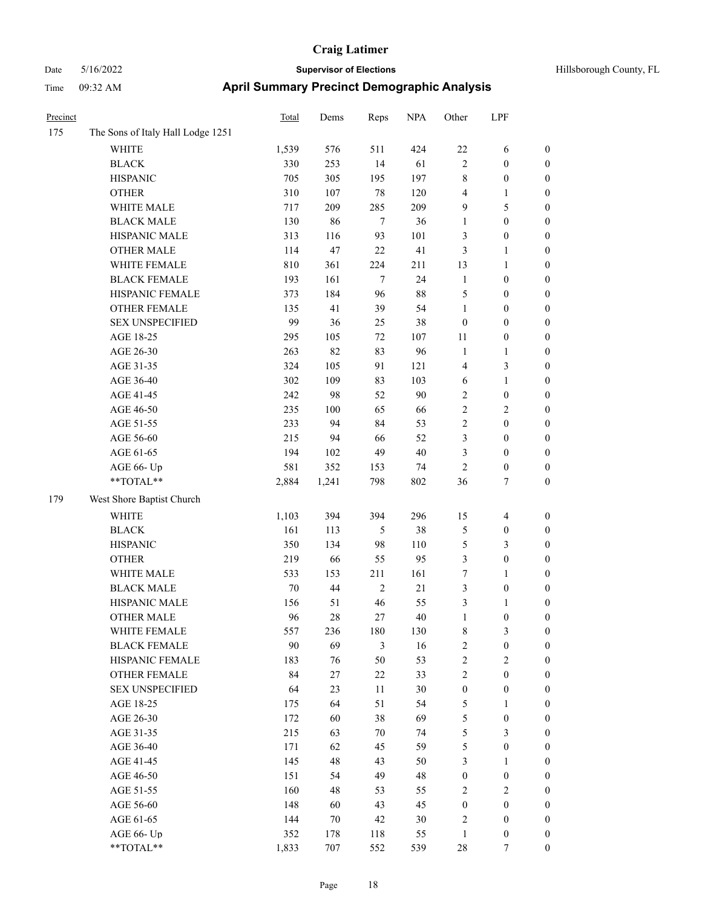# Craig Latimer

**Supervisor of Elections**

Date 5/16/2022 — Hillsborough County, FL

Time 09:32 AM

## April Summary Precinct Demographic Analysis

| Precinct | | Total | Dems | Reps | NPA | Other | LPF | |
|---|---|---|---|---|---|---|---|---|
| 175 | The Sons of Italy Hall Lodge 1251 | | | | | | | |
| | WHITE | 1,539 | 576 | 511 | 424 | 22 | 6 | 0 |
| | BLACK | 330 | 253 | 14 | 61 | 2 | 0 | 0 |
| | HISPANIC | 705 | 305 | 195 | 197 | 8 | 0 | 0 |
| | OTHER | 310 | 107 | 78 | 120 | 4 | 1 | 0 |
| | WHITE MALE | 717 | 209 | 285 | 209 | 9 | 5 | 0 |
| | BLACK MALE | 130 | 86 | 7 | 36 | 1 | 0 | 0 |
| | HISPANIC MALE | 313 | 116 | 93 | 101 | 3 | 0 | 0 |
| | OTHER MALE | 114 | 47 | 22 | 41 | 3 | 1 | 0 |
| | WHITE FEMALE | 810 | 361 | 224 | 211 | 13 | 1 | 0 |
| | BLACK FEMALE | 193 | 161 | 7 | 24 | 1 | 0 | 0 |
| | HISPANIC FEMALE | 373 | 184 | 96 | 88 | 5 | 0 | 0 |
| | OTHER FEMALE | 135 | 41 | 39 | 54 | 1 | 0 | 0 |
| | SEX UNSPECIFIED | 99 | 36 | 25 | 38 | 0 | 0 | 0 |
| | AGE 18-25 | 295 | 105 | 72 | 107 | 11 | 0 | 0 |
| | AGE 26-30 | 263 | 82 | 83 | 96 | 1 | 1 | 0 |
| | AGE 31-35 | 324 | 105 | 91 | 121 | 4 | 3 | 0 |
| | AGE 36-40 | 302 | 109 | 83 | 103 | 6 | 1 | 0 |
| | AGE 41-45 | 242 | 98 | 52 | 90 | 2 | 0 | 0 |
| | AGE 46-50 | 235 | 100 | 65 | 66 | 2 | 2 | 0 |
| | AGE 51-55 | 233 | 94 | 84 | 53 | 2 | 0 | 0 |
| | AGE 56-60 | 215 | 94 | 66 | 52 | 3 | 0 | 0 |
| | AGE 61-65 | 194 | 102 | 49 | 40 | 3 | 0 | 0 |
| | AGE 66- Up | 581 | 352 | 153 | 74 | 2 | 0 | 0 |
| | **TOTAL** | 2,884 | 1,241 | 798 | 802 | 36 | 7 | 0 |
| 179 | West Shore Baptist Church | | | | | | | |
| | WHITE | 1,103 | 394 | 394 | 296 | 15 | 4 | 0 |
| | BLACK | 161 | 113 | 5 | 38 | 5 | 0 | 0 |
| | HISPANIC | 350 | 134 | 98 | 110 | 5 | 3 | 0 |
| | OTHER | 219 | 66 | 55 | 95 | 3 | 0 | 0 |
| | WHITE MALE | 533 | 153 | 211 | 161 | 7 | 1 | 0 |
| | BLACK MALE | 70 | 44 | 2 | 21 | 3 | 0 | 0 |
| | HISPANIC MALE | 156 | 51 | 46 | 55 | 3 | 1 | 0 |
| | OTHER MALE | 96 | 28 | 27 | 40 | 1 | 0 | 0 |
| | WHITE FEMALE | 557 | 236 | 180 | 130 | 8 | 3 | 0 |
| | BLACK FEMALE | 90 | 69 | 3 | 16 | 2 | 0 | 0 |
| | HISPANIC FEMALE | 183 | 76 | 50 | 53 | 2 | 2 | 0 |
| | OTHER FEMALE | 84 | 27 | 22 | 33 | 2 | 0 | 0 |
| | SEX UNSPECIFIED | 64 | 23 | 11 | 30 | 0 | 0 | 0 |
| | AGE 18-25 | 175 | 64 | 51 | 54 | 5 | 1 | 0 |
| | AGE 26-30 | 172 | 60 | 38 | 69 | 5 | 0 | 0 |
| | AGE 31-35 | 215 | 63 | 70 | 74 | 5 | 3 | 0 |
| | AGE 36-40 | 171 | 62 | 45 | 59 | 5 | 0 | 0 |
| | AGE 41-45 | 145 | 48 | 43 | 50 | 3 | 1 | 0 |
| | AGE 46-50 | 151 | 54 | 49 | 48 | 0 | 0 | 0 |
| | AGE 51-55 | 160 | 48 | 53 | 55 | 2 | 2 | 0 |
| | AGE 56-60 | 148 | 60 | 43 | 45 | 0 | 0 | 0 |
| | AGE 61-65 | 144 | 70 | 42 | 30 | 2 | 0 | 0 |
| | AGE 66- Up | 352 | 178 | 118 | 55 | 1 | 0 | 0 |
| | **TOTAL** | 1,833 | 707 | 552 | 539 | 28 | 7 | 0 |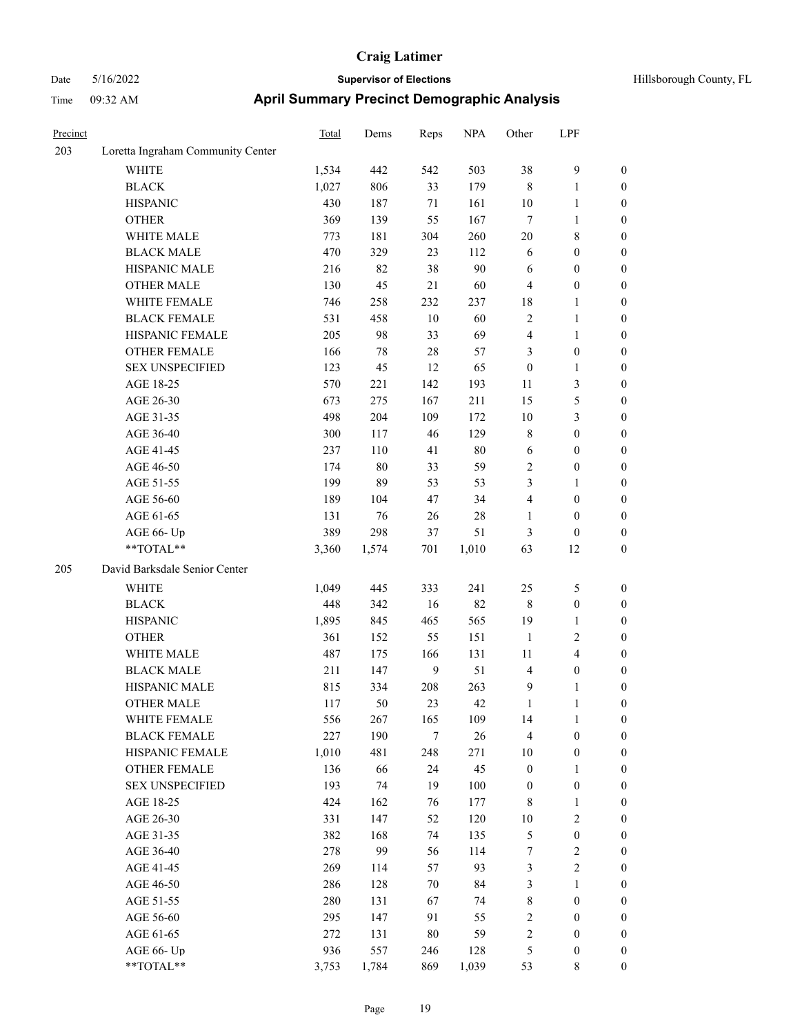# Craig Latimer

Date 5/16/2022 **Supervisor of Elections** Hillsborough County, FL

Time 09:32 AM **April Summary Precinct Demographic Analysis**

| Precinct | | Total | Dems | Reps | NPA | Other | LPF | |
|---|---|---|---|---|---|---|---|---|
| 203 | Loretta Ingraham Community Center | | | | | | | |
| | WHITE | 1,534 | 442 | 542 | 503 | 38 | 9 | 0 |
| | BLACK | 1,027 | 806 | 33 | 179 | 8 | 1 | 0 |
| | HISPANIC | 430 | 187 | 71 | 161 | 10 | 1 | 0 |
| | OTHER | 369 | 139 | 55 | 167 | 7 | 1 | 0 |
| | WHITE MALE | 773 | 181 | 304 | 260 | 20 | 8 | 0 |
| | BLACK MALE | 470 | 329 | 23 | 112 | 6 | 0 | 0 |
| | HISPANIC MALE | 216 | 82 | 38 | 90 | 6 | 0 | 0 |
| | OTHER MALE | 130 | 45 | 21 | 60 | 4 | 0 | 0 |
| | WHITE FEMALE | 746 | 258 | 232 | 237 | 18 | 1 | 0 |
| | BLACK FEMALE | 531 | 458 | 10 | 60 | 2 | 1 | 0 |
| | HISPANIC FEMALE | 205 | 98 | 33 | 69 | 4 | 1 | 0 |
| | OTHER FEMALE | 166 | 78 | 28 | 57 | 3 | 0 | 0 |
| | SEX UNSPECIFIED | 123 | 45 | 12 | 65 | 0 | 1 | 0 |
| | AGE 18-25 | 570 | 221 | 142 | 193 | 11 | 3 | 0 |
| | AGE 26-30 | 673 | 275 | 167 | 211 | 15 | 5 | 0 |
| | AGE 31-35 | 498 | 204 | 109 | 172 | 10 | 3 | 0 |
| | AGE 36-40 | 300 | 117 | 46 | 129 | 8 | 0 | 0 |
| | AGE 41-45 | 237 | 110 | 41 | 80 | 6 | 0 | 0 |
| | AGE 46-50 | 174 | 80 | 33 | 59 | 2 | 0 | 0 |
| | AGE 51-55 | 199 | 89 | 53 | 53 | 3 | 1 | 0 |
| | AGE 56-60 | 189 | 104 | 47 | 34 | 4 | 0 | 0 |
| | AGE 61-65 | 131 | 76 | 26 | 28 | 1 | 0 | 0 |
| | AGE 66- Up | 389 | 298 | 37 | 51 | 3 | 0 | 0 |
| | **TOTAL** | 3,360 | 1,574 | 701 | 1,010 | 63 | 12 | 0 |
| 205 | David Barksdale Senior Center | | | | | | | |
| | WHITE | 1,049 | 445 | 333 | 241 | 25 | 5 | 0 |
| | BLACK | 448 | 342 | 16 | 82 | 8 | 0 | 0 |
| | HISPANIC | 1,895 | 845 | 465 | 565 | 19 | 1 | 0 |
| | OTHER | 361 | 152 | 55 | 151 | 1 | 2 | 0 |
| | WHITE MALE | 487 | 175 | 166 | 131 | 11 | 4 | 0 |
| | BLACK MALE | 211 | 147 | 9 | 51 | 4 | 0 | 0 |
| | HISPANIC MALE | 815 | 334 | 208 | 263 | 9 | 1 | 0 |
| | OTHER MALE | 117 | 50 | 23 | 42 | 1 | 1 | 0 |
| | WHITE FEMALE | 556 | 267 | 165 | 109 | 14 | 1 | 0 |
| | BLACK FEMALE | 227 | 190 | 7 | 26 | 4 | 0 | 0 |
| | HISPANIC FEMALE | 1,010 | 481 | 248 | 271 | 10 | 0 | 0 |
| | OTHER FEMALE | 136 | 66 | 24 | 45 | 0 | 1 | 0 |
| | SEX UNSPECIFIED | 193 | 74 | 19 | 100 | 0 | 0 | 0 |
| | AGE 18-25 | 424 | 162 | 76 | 177 | 8 | 1 | 0 |
| | AGE 26-30 | 331 | 147 | 52 | 120 | 10 | 2 | 0 |
| | AGE 31-35 | 382 | 168 | 74 | 135 | 5 | 0 | 0 |
| | AGE 36-40 | 278 | 99 | 56 | 114 | 7 | 2 | 0 |
| | AGE 41-45 | 269 | 114 | 57 | 93 | 3 | 2 | 0 |
| | AGE 46-50 | 286 | 128 | 70 | 84 | 3 | 1 | 0 |
| | AGE 51-55 | 280 | 131 | 67 | 74 | 8 | 0 | 0 |
| | AGE 56-60 | 295 | 147 | 91 | 55 | 2 | 0 | 0 |
| | AGE 61-65 | 272 | 131 | 80 | 59 | 2 | 0 | 0 |
| | AGE 66- Up | 936 | 557 | 246 | 128 | 5 | 0 | 0 |
| | **TOTAL** | 3,753 | 1,784 | 869 | 1,039 | 53 | 8 | 0 |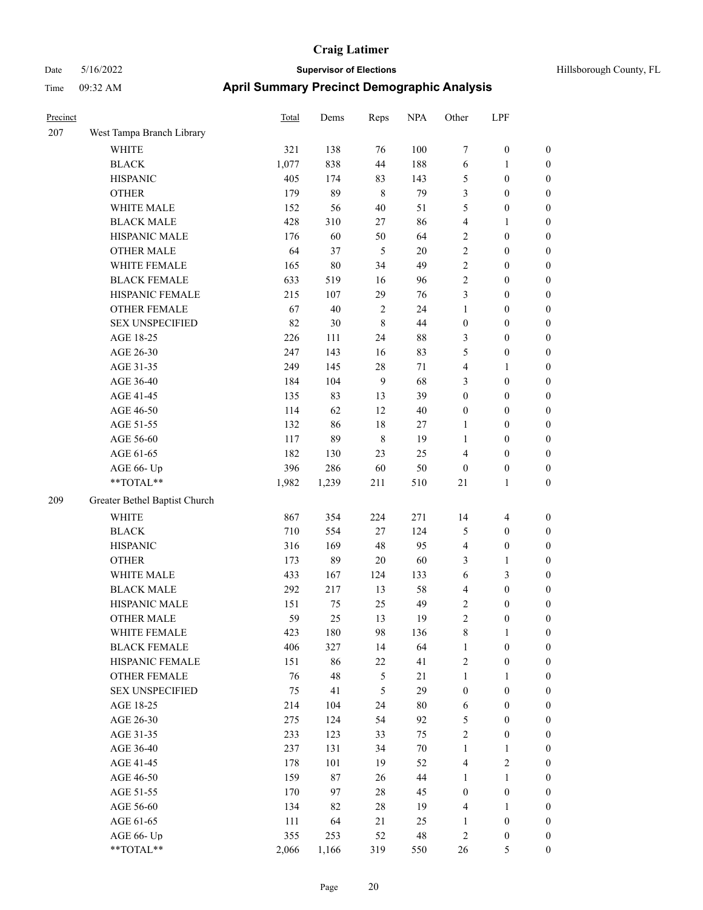| Precinct | | Total | Dems | Reps | NPA | Other | LPF | |
|---|---|---|---|---|---|---|---|---|
| 207 | West Tampa Branch Library | | | | | | | |
| | WHITE | 321 | 138 | 76 | 100 | 7 | 0 | 0 |
| | BLACK | 1,077 | 838 | 44 | 188 | 6 | 1 | 0 |
| | HISPANIC | 405 | 174 | 83 | 143 | 5 | 0 | 0 |
| | OTHER | 179 | 89 | 8 | 79 | 3 | 0 | 0 |
| | WHITE MALE | 152 | 56 | 40 | 51 | 5 | 0 | 0 |
| | BLACK MALE | 428 | 310 | 27 | 86 | 4 | 1 | 0 |
| | HISPANIC MALE | 176 | 60 | 50 | 64 | 2 | 0 | 0 |
| | OTHER MALE | 64 | 37 | 5 | 20 | 2 | 0 | 0 |
| | WHITE FEMALE | 165 | 80 | 34 | 49 | 2 | 0 | 0 |
| | BLACK FEMALE | 633 | 519 | 16 | 96 | 2 | 0 | 0 |
| | HISPANIC FEMALE | 215 | 107 | 29 | 76 | 3 | 0 | 0 |
| | OTHER FEMALE | 67 | 40 | 2 | 24 | 1 | 0 | 0 |
| | SEX UNSPECIFIED | 82 | 30 | 8 | 44 | 0 | 0 | 0 |
| | AGE 18-25 | 226 | 111 | 24 | 88 | 3 | 0 | 0 |
| | AGE 26-30 | 247 | 143 | 16 | 83 | 5 | 0 | 0 |
| | AGE 31-35 | 249 | 145 | 28 | 71 | 4 | 1 | 0 |
| | AGE 36-40 | 184 | 104 | 9 | 68 | 3 | 0 | 0 |
| | AGE 41-45 | 135 | 83 | 13 | 39 | 0 | 0 | 0 |
| | AGE 46-50 | 114 | 62 | 12 | 40 | 0 | 0 | 0 |
| | AGE 51-55 | 132 | 86 | 18 | 27 | 1 | 0 | 0 |
| | AGE 56-60 | 117 | 89 | 8 | 19 | 1 | 0 | 0 |
| | AGE 61-65 | 182 | 130 | 23 | 25 | 4 | 0 | 0 |
| | AGE 66- Up | 396 | 286 | 60 | 50 | 0 | 0 | 0 |
| | **TOTAL** | 1,982 | 1,239 | 211 | 510 | 21 | 1 | 0 |
| 209 | Greater Bethel Baptist Church | | | | | | | |
| | WHITE | 867 | 354 | 224 | 271 | 14 | 4 | 0 |
| | BLACK | 710 | 554 | 27 | 124 | 5 | 0 | 0 |
| | HISPANIC | 316 | 169 | 48 | 95 | 4 | 0 | 0 |
| | OTHER | 173 | 89 | 20 | 60 | 3 | 1 | 0 |
| | WHITE MALE | 433 | 167 | 124 | 133 | 6 | 3 | 0 |
| | BLACK MALE | 292 | 217 | 13 | 58 | 4 | 0 | 0 |
| | HISPANIC MALE | 151 | 75 | 25 | 49 | 2 | 0 | 0 |
| | OTHER MALE | 59 | 25 | 13 | 19 | 2 | 0 | 0 |
| | WHITE FEMALE | 423 | 180 | 98 | 136 | 8 | 1 | 0 |
| | BLACK FEMALE | 406 | 327 | 14 | 64 | 1 | 0 | 0 |
| | HISPANIC FEMALE | 151 | 86 | 22 | 41 | 2 | 0 | 0 |
| | OTHER FEMALE | 76 | 48 | 5 | 21 | 1 | 1 | 0 |
| | SEX UNSPECIFIED | 75 | 41 | 5 | 29 | 0 | 0 | 0 |
| | AGE 18-25 | 214 | 104 | 24 | 80 | 6 | 0 | 0 |
| | AGE 26-30 | 275 | 124 | 54 | 92 | 5 | 0 | 0 |
| | AGE 31-35 | 233 | 123 | 33 | 75 | 2 | 0 | 0 |
| | AGE 36-40 | 237 | 131 | 34 | 70 | 1 | 1 | 0 |
| | AGE 41-45 | 178 | 101 | 19 | 52 | 4 | 2 | 0 |
| | AGE 46-50 | 159 | 87 | 26 | 44 | 1 | 1 | 0 |
| | AGE 51-55 | 170 | 97 | 28 | 45 | 0 | 0 | 0 |
| | AGE 56-60 | 134 | 82 | 28 | 19 | 4 | 1 | 0 |
| | AGE 61-65 | 111 | 64 | 21 | 25 | 1 | 0 | 0 |
| | AGE 66- Up | 355 | 253 | 52 | 48 | 2 | 0 | 0 |
| | **TOTAL** | 2,066 | 1,166 | 319 | 550 | 26 | 5 | 0 |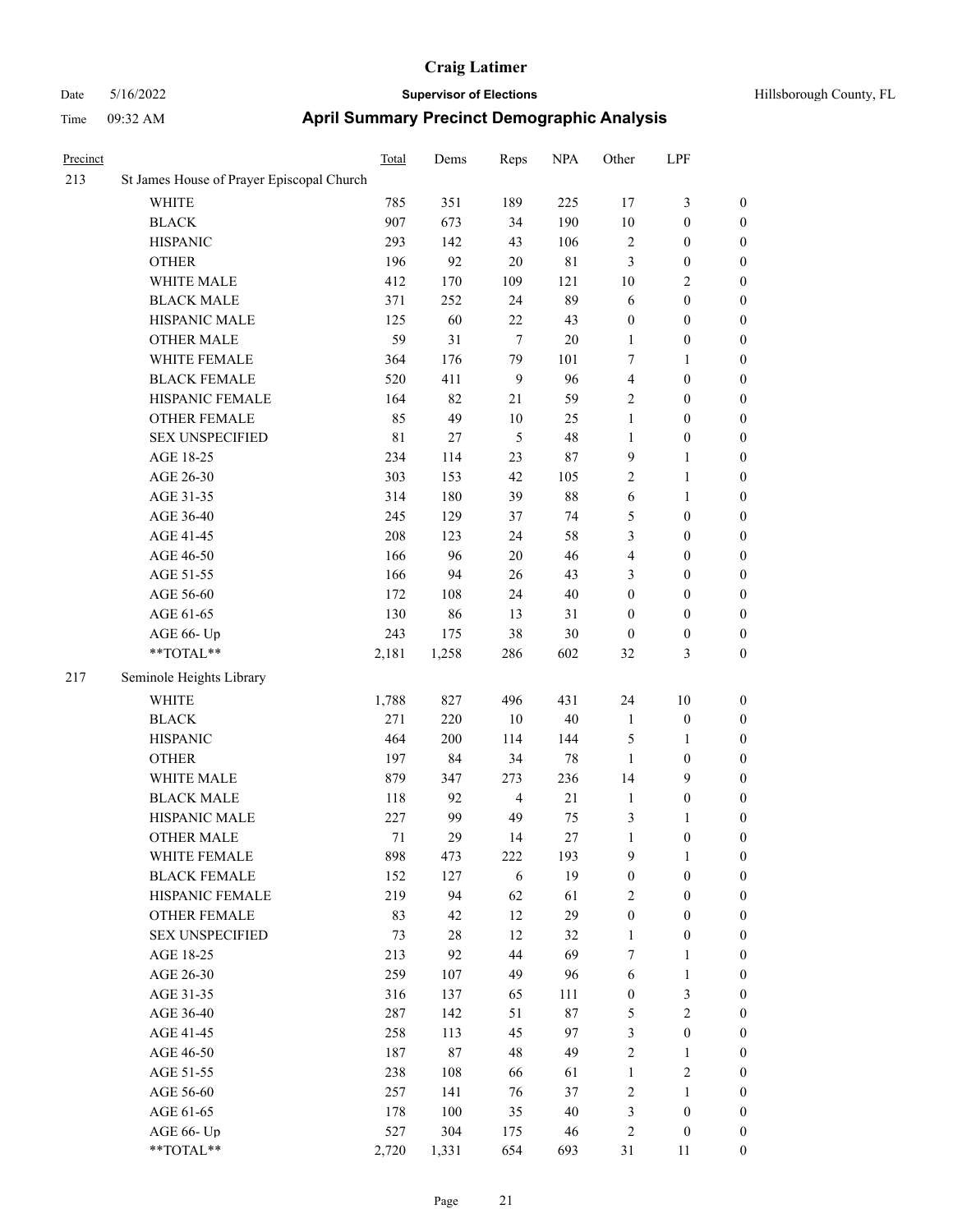# Craig Latimer

**Supervisor of Elections**

Hillsborough County, FL

Date 5/16/2022

Time 09:32 AM

## April Summary Precinct Demographic Analysis

| Precinct | | Total | Dems | Reps | NPA | Other | LPF | |
|---|---|---|---|---|---|---|---|---|
| 213 | St James House of Prayer Episcopal Church | | | | | | | |
| | WHITE | 785 | 351 | 189 | 225 | 17 | 3 | 0 |
| | BLACK | 907 | 673 | 34 | 190 | 10 | 0 | 0 |
| | HISPANIC | 293 | 142 | 43 | 106 | 2 | 0 | 0 |
| | OTHER | 196 | 92 | 20 | 81 | 3 | 0 | 0 |
| | WHITE MALE | 412 | 170 | 109 | 121 | 10 | 2 | 0 |
| | BLACK MALE | 371 | 252 | 24 | 89 | 6 | 0 | 0 |
| | HISPANIC MALE | 125 | 60 | 22 | 43 | 0 | 0 | 0 |
| | OTHER MALE | 59 | 31 | 7 | 20 | 1 | 0 | 0 |
| | WHITE FEMALE | 364 | 176 | 79 | 101 | 7 | 1 | 0 |
| | BLACK FEMALE | 520 | 411 | 9 | 96 | 4 | 0 | 0 |
| | HISPANIC FEMALE | 164 | 82 | 21 | 59 | 2 | 0 | 0 |
| | OTHER FEMALE | 85 | 49 | 10 | 25 | 1 | 0 | 0 |
| | SEX UNSPECIFIED | 81 | 27 | 5 | 48 | 1 | 0 | 0 |
| | AGE 18-25 | 234 | 114 | 23 | 87 | 9 | 1 | 0 |
| | AGE 26-30 | 303 | 153 | 42 | 105 | 2 | 1 | 0 |
| | AGE 31-35 | 314 | 180 | 39 | 88 | 6 | 1 | 0 |
| | AGE 36-40 | 245 | 129 | 37 | 74 | 5 | 0 | 0 |
| | AGE 41-45 | 208 | 123 | 24 | 58 | 3 | 0 | 0 |
| | AGE 46-50 | 166 | 96 | 20 | 46 | 4 | 0 | 0 |
| | AGE 51-55 | 166 | 94 | 26 | 43 | 3 | 0 | 0 |
| | AGE 56-60 | 172 | 108 | 24 | 40 | 0 | 0 | 0 |
| | AGE 61-65 | 130 | 86 | 13 | 31 | 0 | 0 | 0 |
| | AGE 66- Up | 243 | 175 | 38 | 30 | 0 | 0 | 0 |
| | **TOTAL** | 2,181 | 1,258 | 286 | 602 | 32 | 3 | 0 |
| 217 | Seminole Heights Library | | | | | | | |
| | WHITE | 1,788 | 827 | 496 | 431 | 24 | 10 | 0 |
| | BLACK | 271 | 220 | 10 | 40 | 1 | 0 | 0 |
| | HISPANIC | 464 | 200 | 114 | 144 | 5 | 1 | 0 |
| | OTHER | 197 | 84 | 34 | 78 | 1 | 0 | 0 |
| | WHITE MALE | 879 | 347 | 273 | 236 | 14 | 9 | 0 |
| | BLACK MALE | 118 | 92 | 4 | 21 | 1 | 0 | 0 |
| | HISPANIC MALE | 227 | 99 | 49 | 75 | 3 | 1 | 0 |
| | OTHER MALE | 71 | 29 | 14 | 27 | 1 | 0 | 0 |
| | WHITE FEMALE | 898 | 473 | 222 | 193 | 9 | 1 | 0 |
| | BLACK FEMALE | 152 | 127 | 6 | 19 | 0 | 0 | 0 |
| | HISPANIC FEMALE | 219 | 94 | 62 | 61 | 2 | 0 | 0 |
| | OTHER FEMALE | 83 | 42 | 12 | 29 | 0 | 0 | 0 |
| | SEX UNSPECIFIED | 73 | 28 | 12 | 32 | 1 | 0 | 0 |
| | AGE 18-25 | 213 | 92 | 44 | 69 | 7 | 1 | 0 |
| | AGE 26-30 | 259 | 107 | 49 | 96 | 6 | 1 | 0 |
| | AGE 31-35 | 316 | 137 | 65 | 111 | 0 | 3 | 0 |
| | AGE 36-40 | 287 | 142 | 51 | 87 | 5 | 2 | 0 |
| | AGE 41-45 | 258 | 113 | 45 | 97 | 3 | 0 | 0 |
| | AGE 46-50 | 187 | 87 | 48 | 49 | 2 | 1 | 0 |
| | AGE 51-55 | 238 | 108 | 66 | 61 | 1 | 2 | 0 |
| | AGE 56-60 | 257 | 141 | 76 | 37 | 2 | 1 | 0 |
| | AGE 61-65 | 178 | 100 | 35 | 40 | 3 | 0 | 0 |
| | AGE 66- Up | 527 | 304 | 175 | 46 | 2 | 0 | 0 |
| | **TOTAL** | 2,720 | 1,331 | 654 | 693 | 31 | 11 | 0 |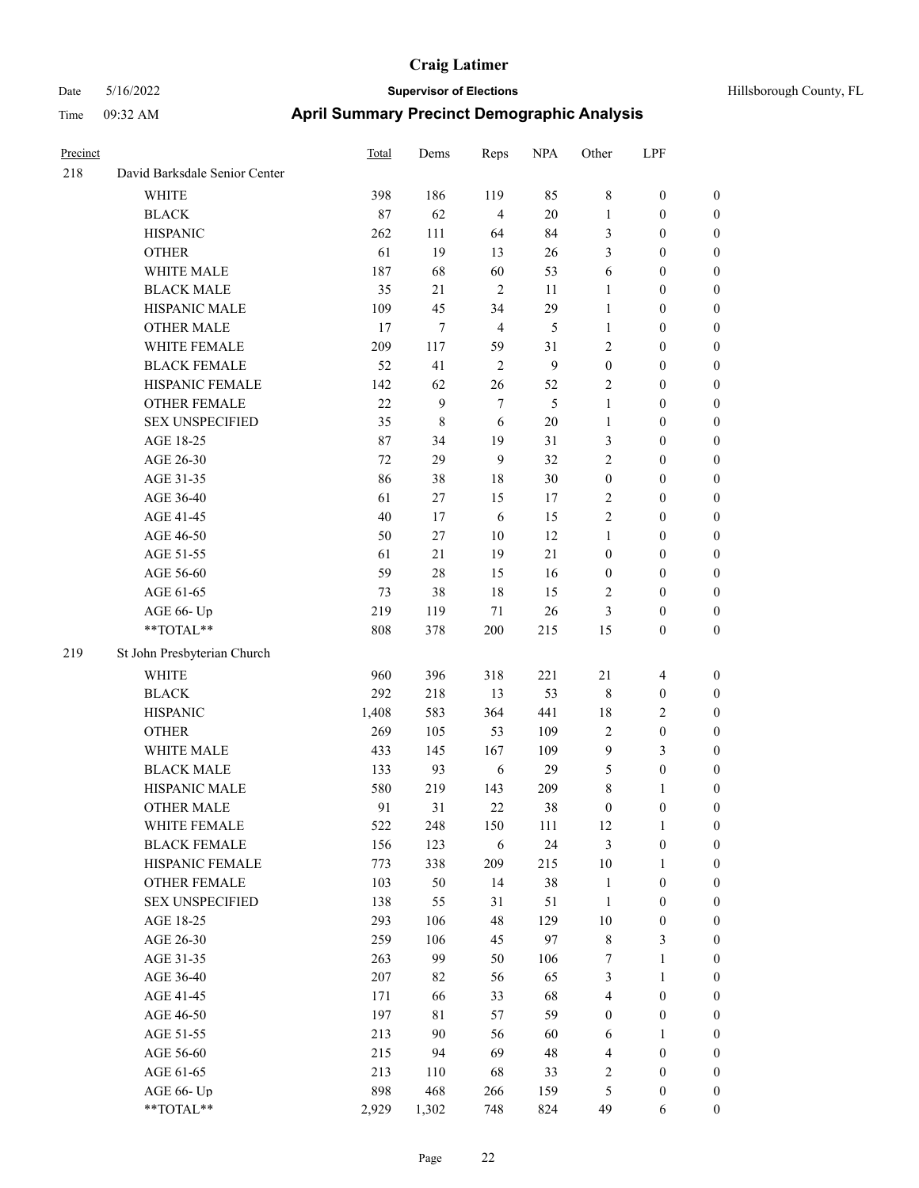# Craig Latimer

Date 5/16/2022 **Supervisor of Elections** Hillsborough County, FL

Time 09:32 AM **April Summary Precinct Demographic Analysis**

| Precinct | | Total | Dems | Reps | NPA | Other | LPF | |
|---|---|---|---|---|---|---|---|---|
| 218 | David Barksdale Senior Center | | | | | | | |
| | WHITE | 398 | 186 | 119 | 85 | 8 | 0 | 0 |
| | BLACK | 87 | 62 | 4 | 20 | 1 | 0 | 0 |
| | HISPANIC | 262 | 111 | 64 | 84 | 3 | 0 | 0 |
| | OTHER | 61 | 19 | 13 | 26 | 3 | 0 | 0 |
| | WHITE MALE | 187 | 68 | 60 | 53 | 6 | 0 | 0 |
| | BLACK MALE | 35 | 21 | 2 | 11 | 1 | 0 | 0 |
| | HISPANIC MALE | 109 | 45 | 34 | 29 | 1 | 0 | 0 |
| | OTHER MALE | 17 | 7 | 4 | 5 | 1 | 0 | 0 |
| | WHITE FEMALE | 209 | 117 | 59 | 31 | 2 | 0 | 0 |
| | BLACK FEMALE | 52 | 41 | 2 | 9 | 0 | 0 | 0 |
| | HISPANIC FEMALE | 142 | 62 | 26 | 52 | 2 | 0 | 0 |
| | OTHER FEMALE | 22 | 9 | 7 | 5 | 1 | 0 | 0 |
| | SEX UNSPECIFIED | 35 | 8 | 6 | 20 | 1 | 0 | 0 |
| | AGE 18-25 | 87 | 34 | 19 | 31 | 3 | 0 | 0 |
| | AGE 26-30 | 72 | 29 | 9 | 32 | 2 | 0 | 0 |
| | AGE 31-35 | 86 | 38 | 18 | 30 | 0 | 0 | 0 |
| | AGE 36-40 | 61 | 27 | 15 | 17 | 2 | 0 | 0 |
| | AGE 41-45 | 40 | 17 | 6 | 15 | 2 | 0 | 0 |
| | AGE 46-50 | 50 | 27 | 10 | 12 | 1 | 0 | 0 |
| | AGE 51-55 | 61 | 21 | 19 | 21 | 0 | 0 | 0 |
| | AGE 56-60 | 59 | 28 | 15 | 16 | 0 | 0 | 0 |
| | AGE 61-65 | 73 | 38 | 18 | 15 | 2 | 0 | 0 |
| | AGE 66- Up | 219 | 119 | 71 | 26 | 3 | 0 | 0 |
| | **TOTAL** | 808 | 378 | 200 | 215 | 15 | 0 | 0 |
| 219 | St John Presbyterian Church | | | | | | | |
| | WHITE | 960 | 396 | 318 | 221 | 21 | 4 | 0 |
| | BLACK | 292 | 218 | 13 | 53 | 8 | 0 | 0 |
| | HISPANIC | 1,408 | 583 | 364 | 441 | 18 | 2 | 0 |
| | OTHER | 269 | 105 | 53 | 109 | 2 | 0 | 0 |
| | WHITE MALE | 433 | 145 | 167 | 109 | 9 | 3 | 0 |
| | BLACK MALE | 133 | 93 | 6 | 29 | 5 | 0 | 0 |
| | HISPANIC MALE | 580 | 219 | 143 | 209 | 8 | 1 | 0 |
| | OTHER MALE | 91 | 31 | 22 | 38 | 0 | 0 | 0 |
| | WHITE FEMALE | 522 | 248 | 150 | 111 | 12 | 1 | 0 |
| | BLACK FEMALE | 156 | 123 | 6 | 24 | 3 | 0 | 0 |
| | HISPANIC FEMALE | 773 | 338 | 209 | 215 | 10 | 1 | 0 |
| | OTHER FEMALE | 103 | 50 | 14 | 38 | 1 | 0 | 0 |
| | SEX UNSPECIFIED | 138 | 55 | 31 | 51 | 1 | 0 | 0 |
| | AGE 18-25 | 293 | 106 | 48 | 129 | 10 | 0 | 0 |
| | AGE 26-30 | 259 | 106 | 45 | 97 | 8 | 3 | 0 |
| | AGE 31-35 | 263 | 99 | 50 | 106 | 7 | 1 | 0 |
| | AGE 36-40 | 207 | 82 | 56 | 65 | 3 | 1 | 0 |
| | AGE 41-45 | 171 | 66 | 33 | 68 | 4 | 0 | 0 |
| | AGE 46-50 | 197 | 81 | 57 | 59 | 0 | 0 | 0 |
| | AGE 51-55 | 213 | 90 | 56 | 60 | 6 | 1 | 0 |
| | AGE 56-60 | 215 | 94 | 69 | 48 | 4 | 0 | 0 |
| | AGE 61-65 | 213 | 110 | 68 | 33 | 2 | 0 | 0 |
| | AGE 66- Up | 898 | 468 | 266 | 159 | 5 | 0 | 0 |
| | **TOTAL** | 2,929 | 1,302 | 748 | 824 | 49 | 6 | 0 |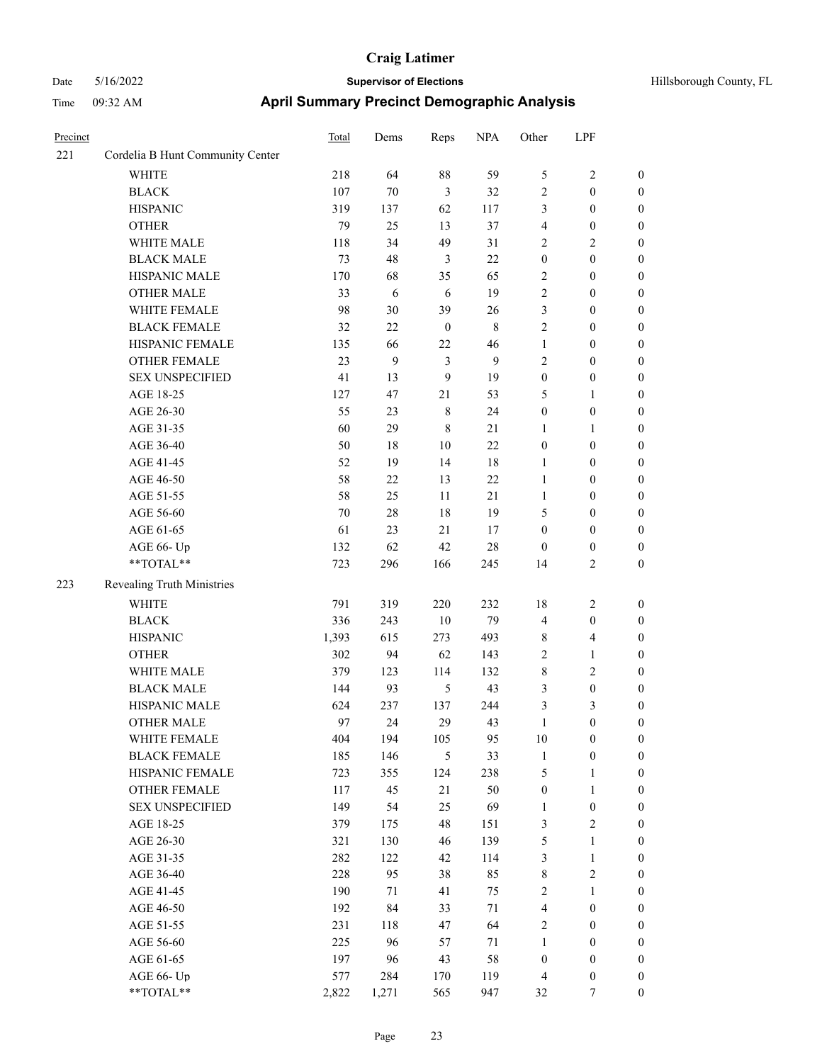# Craig Latimer

**Supervisor of Elections**

Hillsborough County, FL

Date 5/16/2022

Time 09:32 AM

## April Summary Precinct Demographic Analysis

| Precinct | | Total | Dems | Reps | NPA | Other | LPF | |
|---|---|---|---|---|---|---|---|---|
| 221 | Cordelia B Hunt Community Center | | | | | | | |
| | WHITE | 218 | 64 | 88 | 59 | 5 | 2 | 0 |
| | BLACK | 107 | 70 | 3 | 32 | 2 | 0 | 0 |
| | HISPANIC | 319 | 137 | 62 | 117 | 3 | 0 | 0 |
| | OTHER | 79 | 25 | 13 | 37 | 4 | 0 | 0 |
| | WHITE MALE | 118 | 34 | 49 | 31 | 2 | 2 | 0 |
| | BLACK MALE | 73 | 48 | 3 | 22 | 0 | 0 | 0 |
| | HISPANIC MALE | 170 | 68 | 35 | 65 | 2 | 0 | 0 |
| | OTHER MALE | 33 | 6 | 6 | 19 | 2 | 0 | 0 |
| | WHITE FEMALE | 98 | 30 | 39 | 26 | 3 | 0 | 0 |
| | BLACK FEMALE | 32 | 22 | 0 | 8 | 2 | 0 | 0 |
| | HISPANIC FEMALE | 135 | 66 | 22 | 46 | 1 | 0 | 0 |
| | OTHER FEMALE | 23 | 9 | 3 | 9 | 2 | 0 | 0 |
| | SEX UNSPECIFIED | 41 | 13 | 9 | 19 | 0 | 0 | 0 |
| | AGE 18-25 | 127 | 47 | 21 | 53 | 5 | 1 | 0 |
| | AGE 26-30 | 55 | 23 | 8 | 24 | 0 | 0 | 0 |
| | AGE 31-35 | 60 | 29 | 8 | 21 | 1 | 1 | 0 |
| | AGE 36-40 | 50 | 18 | 10 | 22 | 0 | 0 | 0 |
| | AGE 41-45 | 52 | 19 | 14 | 18 | 1 | 0 | 0 |
| | AGE 46-50 | 58 | 22 | 13 | 22 | 1 | 0 | 0 |
| | AGE 51-55 | 58 | 25 | 11 | 21 | 1 | 0 | 0 |
| | AGE 56-60 | 70 | 28 | 18 | 19 | 5 | 0 | 0 |
| | AGE 61-65 | 61 | 23 | 21 | 17 | 0 | 0 | 0 |
| | AGE 66- Up | 132 | 62 | 42 | 28 | 0 | 0 | 0 |
| | **TOTAL** | 723 | 296 | 166 | 245 | 14 | 2 | 0 |
| 223 | Revealing Truth Ministries | | | | | | | |
| | WHITE | 791 | 319 | 220 | 232 | 18 | 2 | 0 |
| | BLACK | 336 | 243 | 10 | 79 | 4 | 0 | 0 |
| | HISPANIC | 1,393 | 615 | 273 | 493 | 8 | 4 | 0 |
| | OTHER | 302 | 94 | 62 | 143 | 2 | 1 | 0 |
| | WHITE MALE | 379 | 123 | 114 | 132 | 8 | 2 | 0 |
| | BLACK MALE | 144 | 93 | 5 | 43 | 3 | 0 | 0 |
| | HISPANIC MALE | 624 | 237 | 137 | 244 | 3 | 3 | 0 |
| | OTHER MALE | 97 | 24 | 29 | 43 | 1 | 0 | 0 |
| | WHITE FEMALE | 404 | 194 | 105 | 95 | 10 | 0 | 0 |
| | BLACK FEMALE | 185 | 146 | 5 | 33 | 1 | 0 | 0 |
| | HISPANIC FEMALE | 723 | 355 | 124 | 238 | 5 | 1 | 0 |
| | OTHER FEMALE | 117 | 45 | 21 | 50 | 0 | 1 | 0 |
| | SEX UNSPECIFIED | 149 | 54 | 25 | 69 | 1 | 0 | 0 |
| | AGE 18-25 | 379 | 175 | 48 | 151 | 3 | 2 | 0 |
| | AGE 26-30 | 321 | 130 | 46 | 139 | 5 | 1 | 0 |
| | AGE 31-35 | 282 | 122 | 42 | 114 | 3 | 1 | 0 |
| | AGE 36-40 | 228 | 95 | 38 | 85 | 8 | 2 | 0 |
| | AGE 41-45 | 190 | 71 | 41 | 75 | 2 | 1 | 0 |
| | AGE 46-50 | 192 | 84 | 33 | 71 | 4 | 0 | 0 |
| | AGE 51-55 | 231 | 118 | 47 | 64 | 2 | 0 | 0 |
| | AGE 56-60 | 225 | 96 | 57 | 71 | 1 | 0 | 0 |
| | AGE 61-65 | 197 | 96 | 43 | 58 | 0 | 0 | 0 |
| | AGE 66- Up | 577 | 284 | 170 | 119 | 4 | 0 | 0 |
| | **TOTAL** | 2,822 | 1,271 | 565 | 947 | 32 | 7 | 0 |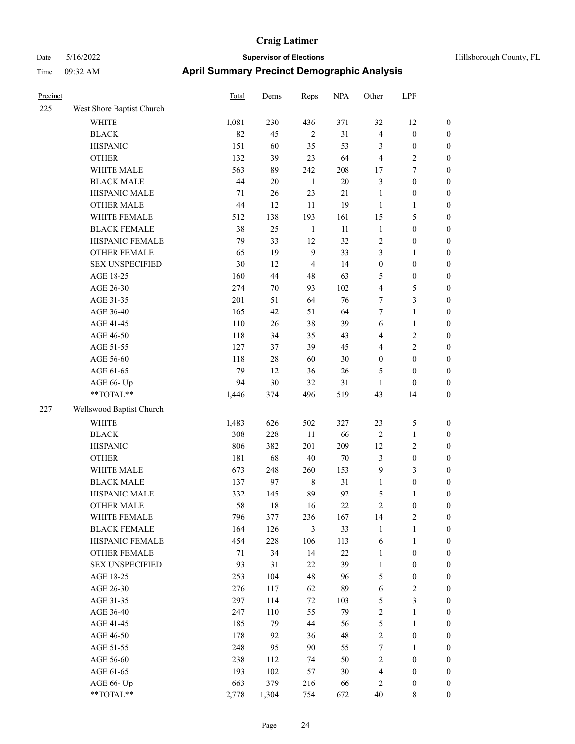# Craig Latimer

**Supervisor of Elections**

Date 5/16/2022 — Hillsborough County, FL

Time 09:32 AM

## April Summary Precinct Demographic Analysis

| Precinct | | Total | Dems | Reps | NPA | Other | LPF | |
|---|---|---|---|---|---|---|---|---|
| 225 | West Shore Baptist Church | | | | | | | |
| | WHITE | 1,081 | 230 | 436 | 371 | 32 | 12 | 0 |
| | BLACK | 82 | 45 | 2 | 31 | 4 | 0 | 0 |
| | HISPANIC | 151 | 60 | 35 | 53 | 3 | 0 | 0 |
| | OTHER | 132 | 39 | 23 | 64 | 4 | 2 | 0 |
| | WHITE MALE | 563 | 89 | 242 | 208 | 17 | 7 | 0 |
| | BLACK MALE | 44 | 20 | 1 | 20 | 3 | 0 | 0 |
| | HISPANIC MALE | 71 | 26 | 23 | 21 | 1 | 0 | 0 |
| | OTHER MALE | 44 | 12 | 11 | 19 | 1 | 1 | 0 |
| | WHITE FEMALE | 512 | 138 | 193 | 161 | 15 | 5 | 0 |
| | BLACK FEMALE | 38 | 25 | 1 | 11 | 1 | 0 | 0 |
| | HISPANIC FEMALE | 79 | 33 | 12 | 32 | 2 | 0 | 0 |
| | OTHER FEMALE | 65 | 19 | 9 | 33 | 3 | 1 | 0 |
| | SEX UNSPECIFIED | 30 | 12 | 4 | 14 | 0 | 0 | 0 |
| | AGE 18-25 | 160 | 44 | 48 | 63 | 5 | 0 | 0 |
| | AGE 26-30 | 274 | 70 | 93 | 102 | 4 | 5 | 0 |
| | AGE 31-35 | 201 | 51 | 64 | 76 | 7 | 3 | 0 |
| | AGE 36-40 | 165 | 42 | 51 | 64 | 7 | 1 | 0 |
| | AGE 41-45 | 110 | 26 | 38 | 39 | 6 | 1 | 0 |
| | AGE 46-50 | 118 | 34 | 35 | 43 | 4 | 2 | 0 |
| | AGE 51-55 | 127 | 37 | 39 | 45 | 4 | 2 | 0 |
| | AGE 56-60 | 118 | 28 | 60 | 30 | 0 | 0 | 0 |
| | AGE 61-65 | 79 | 12 | 36 | 26 | 5 | 0 | 0 |
| | AGE 66- Up | 94 | 30 | 32 | 31 | 1 | 0 | 0 |
| | **TOTAL** | 1,446 | 374 | 496 | 519 | 43 | 14 | 0 |
| 227 | Wellswood Baptist Church | | | | | | | |
| | WHITE | 1,483 | 626 | 502 | 327 | 23 | 5 | 0 |
| | BLACK | 308 | 228 | 11 | 66 | 2 | 1 | 0 |
| | HISPANIC | 806 | 382 | 201 | 209 | 12 | 2 | 0 |
| | OTHER | 181 | 68 | 40 | 70 | 3 | 0 | 0 |
| | WHITE MALE | 673 | 248 | 260 | 153 | 9 | 3 | 0 |
| | BLACK MALE | 137 | 97 | 8 | 31 | 1 | 0 | 0 |
| | HISPANIC MALE | 332 | 145 | 89 | 92 | 5 | 1 | 0 |
| | OTHER MALE | 58 | 18 | 16 | 22 | 2 | 0 | 0 |
| | WHITE FEMALE | 796 | 377 | 236 | 167 | 14 | 2 | 0 |
| | BLACK FEMALE | 164 | 126 | 3 | 33 | 1 | 1 | 0 |
| | HISPANIC FEMALE | 454 | 228 | 106 | 113 | 6 | 1 | 0 |
| | OTHER FEMALE | 71 | 34 | 14 | 22 | 1 | 0 | 0 |
| | SEX UNSPECIFIED | 93 | 31 | 22 | 39 | 1 | 0 | 0 |
| | AGE 18-25 | 253 | 104 | 48 | 96 | 5 | 0 | 0 |
| | AGE 26-30 | 276 | 117 | 62 | 89 | 6 | 2 | 0 |
| | AGE 31-35 | 297 | 114 | 72 | 103 | 5 | 3 | 0 |
| | AGE 36-40 | 247 | 110 | 55 | 79 | 2 | 1 | 0 |
| | AGE 41-45 | 185 | 79 | 44 | 56 | 5 | 1 | 0 |
| | AGE 46-50 | 178 | 92 | 36 | 48 | 2 | 0 | 0 |
| | AGE 51-55 | 248 | 95 | 90 | 55 | 7 | 1 | 0 |
| | AGE 56-60 | 238 | 112 | 74 | 50 | 2 | 0 | 0 |
| | AGE 61-65 | 193 | 102 | 57 | 30 | 4 | 0 | 0 |
| | AGE 66- Up | 663 | 379 | 216 | 66 | 2 | 0 | 0 |
| | **TOTAL** | 2,778 | 1,304 | 754 | 672 | 40 | 8 | 0 |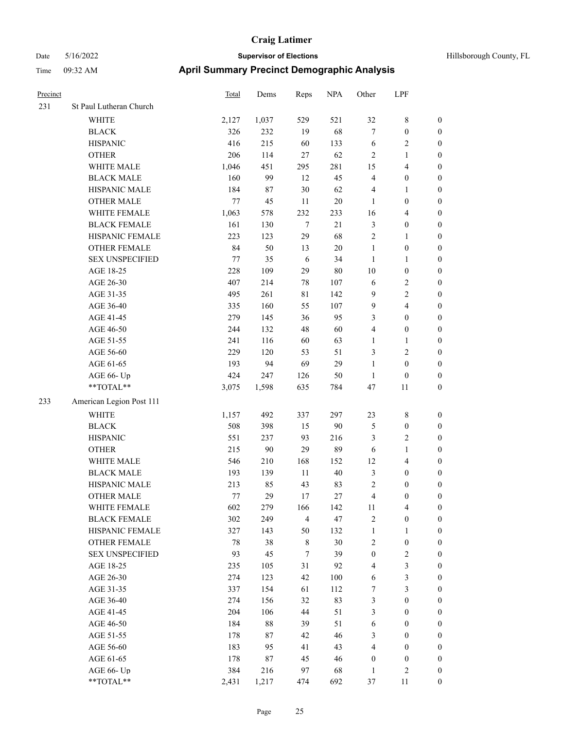# Craig Latimer

**Supervisor of Elections**

Date 5/16/2022 Hillsborough County, FL

Time 09:32 AM

## April Summary Precinct Demographic Analysis

| Precinct | | Total | Dems | Reps | NPA | Other | LPF | |
|---|---|---|---|---|---|---|---|---|
| 231 | St Paul Lutheran Church | | | | | | | |
| | WHITE | 2,127 | 1,037 | 529 | 521 | 32 | 8 | 0 |
| | BLACK | 326 | 232 | 19 | 68 | 7 | 0 | 0 |
| | HISPANIC | 416 | 215 | 60 | 133 | 6 | 2 | 0 |
| | OTHER | 206 | 114 | 27 | 62 | 2 | 1 | 0 |
| | WHITE MALE | 1,046 | 451 | 295 | 281 | 15 | 4 | 0 |
| | BLACK MALE | 160 | 99 | 12 | 45 | 4 | 0 | 0 |
| | HISPANIC MALE | 184 | 87 | 30 | 62 | 4 | 1 | 0 |
| | OTHER MALE | 77 | 45 | 11 | 20 | 1 | 0 | 0 |
| | WHITE FEMALE | 1,063 | 578 | 232 | 233 | 16 | 4 | 0 |
| | BLACK FEMALE | 161 | 130 | 7 | 21 | 3 | 0 | 0 |
| | HISPANIC FEMALE | 223 | 123 | 29 | 68 | 2 | 1 | 0 |
| | OTHER FEMALE | 84 | 50 | 13 | 20 | 1 | 0 | 0 |
| | SEX UNSPECIFIED | 77 | 35 | 6 | 34 | 1 | 1 | 0 |
| | AGE 18-25 | 228 | 109 | 29 | 80 | 10 | 0 | 0 |
| | AGE 26-30 | 407 | 214 | 78 | 107 | 6 | 2 | 0 |
| | AGE 31-35 | 495 | 261 | 81 | 142 | 9 | 2 | 0 |
| | AGE 36-40 | 335 | 160 | 55 | 107 | 9 | 4 | 0 |
| | AGE 41-45 | 279 | 145 | 36 | 95 | 3 | 0 | 0 |
| | AGE 46-50 | 244 | 132 | 48 | 60 | 4 | 0 | 0 |
| | AGE 51-55 | 241 | 116 | 60 | 63 | 1 | 1 | 0 |
| | AGE 56-60 | 229 | 120 | 53 | 51 | 3 | 2 | 0 |
| | AGE 61-65 | 193 | 94 | 69 | 29 | 1 | 0 | 0 |
| | AGE 66- Up | 424 | 247 | 126 | 50 | 1 | 0 | 0 |
| | **TOTAL** | 3,075 | 1,598 | 635 | 784 | 47 | 11 | 0 |
| 233 | American Legion Post 111 | | | | | | | |
| | WHITE | 1,157 | 492 | 337 | 297 | 23 | 8 | 0 |
| | BLACK | 508 | 398 | 15 | 90 | 5 | 0 | 0 |
| | HISPANIC | 551 | 237 | 93 | 216 | 3 | 2 | 0 |
| | OTHER | 215 | 90 | 29 | 89 | 6 | 1 | 0 |
| | WHITE MALE | 546 | 210 | 168 | 152 | 12 | 4 | 0 |
| | BLACK MALE | 193 | 139 | 11 | 40 | 3 | 0 | 0 |
| | HISPANIC MALE | 213 | 85 | 43 | 83 | 2 | 0 | 0 |
| | OTHER MALE | 77 | 29 | 17 | 27 | 4 | 0 | 0 |
| | WHITE FEMALE | 602 | 279 | 166 | 142 | 11 | 4 | 0 |
| | BLACK FEMALE | 302 | 249 | 4 | 47 | 2 | 0 | 0 |
| | HISPANIC FEMALE | 327 | 143 | 50 | 132 | 1 | 1 | 0 |
| | OTHER FEMALE | 78 | 38 | 8 | 30 | 2 | 0 | 0 |
| | SEX UNSPECIFIED | 93 | 45 | 7 | 39 | 0 | 2 | 0 |
| | AGE 18-25 | 235 | 105 | 31 | 92 | 4 | 3 | 0 |
| | AGE 26-30 | 274 | 123 | 42 | 100 | 6 | 3 | 0 |
| | AGE 31-35 | 337 | 154 | 61 | 112 | 7 | 3 | 0 |
| | AGE 36-40 | 274 | 156 | 32 | 83 | 3 | 0 | 0 |
| | AGE 41-45 | 204 | 106 | 44 | 51 | 3 | 0 | 0 |
| | AGE 46-50 | 184 | 88 | 39 | 51 | 6 | 0 | 0 |
| | AGE 51-55 | 178 | 87 | 42 | 46 | 3 | 0 | 0 |
| | AGE 56-60 | 183 | 95 | 41 | 43 | 4 | 0 | 0 |
| | AGE 61-65 | 178 | 87 | 45 | 46 | 0 | 0 | 0 |
| | AGE 66- Up | 384 | 216 | 97 | 68 | 1 | 2 | 0 |
| | **TOTAL** | 2,431 | 1,217 | 474 | 692 | 37 | 11 | 0 |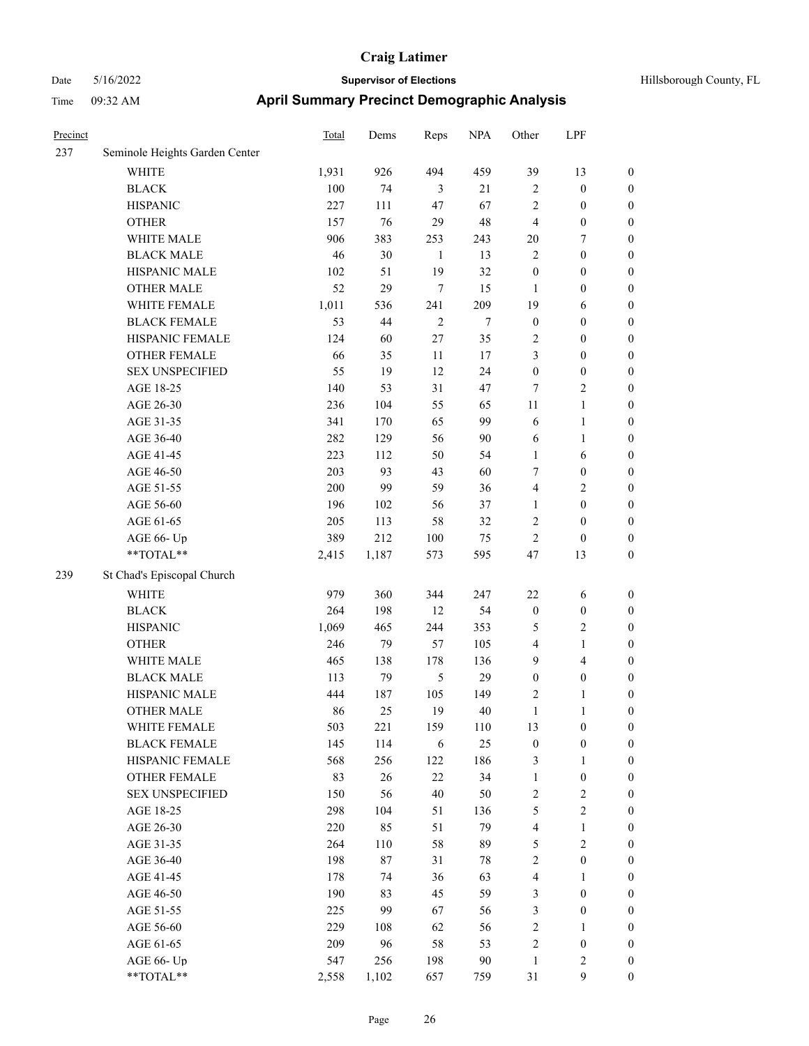# Craig Latimer

**Supervisor of Elections**

Date 5/16/2022

Time 09:32 AM

Hillsborough County, FL

## April Summary Precinct Demographic Analysis

| Precinct | | Total | Dems | Reps | NPA | Other | LPF | |
|---|---|---|---|---|---|---|---|---|
| 237 | Seminole Heights Garden Center | | | | | | | |
| | WHITE | 1,931 | 926 | 494 | 459 | 39 | 13 | 0 |
| | BLACK | 100 | 74 | 3 | 21 | 2 | 0 | 0 |
| | HISPANIC | 227 | 111 | 47 | 67 | 2 | 0 | 0 |
| | OTHER | 157 | 76 | 29 | 48 | 4 | 0 | 0 |
| | WHITE MALE | 906 | 383 | 253 | 243 | 20 | 7 | 0 |
| | BLACK MALE | 46 | 30 | 1 | 13 | 2 | 0 | 0 |
| | HISPANIC MALE | 102 | 51 | 19 | 32 | 0 | 0 | 0 |
| | OTHER MALE | 52 | 29 | 7 | 15 | 1 | 0 | 0 |
| | WHITE FEMALE | 1,011 | 536 | 241 | 209 | 19 | 6 | 0 |
| | BLACK FEMALE | 53 | 44 | 2 | 7 | 0 | 0 | 0 |
| | HISPANIC FEMALE | 124 | 60 | 27 | 35 | 2 | 0 | 0 |
| | OTHER FEMALE | 66 | 35 | 11 | 17 | 3 | 0 | 0 |
| | SEX UNSPECIFIED | 55 | 19 | 12 | 24 | 0 | 0 | 0 |
| | AGE 18-25 | 140 | 53 | 31 | 47 | 7 | 2 | 0 |
| | AGE 26-30 | 236 | 104 | 55 | 65 | 11 | 1 | 0 |
| | AGE 31-35 | 341 | 170 | 65 | 99 | 6 | 1 | 0 |
| | AGE 36-40 | 282 | 129 | 56 | 90 | 6 | 1 | 0 |
| | AGE 41-45 | 223 | 112 | 50 | 54 | 1 | 6 | 0 |
| | AGE 46-50 | 203 | 93 | 43 | 60 | 7 | 0 | 0 |
| | AGE 51-55 | 200 | 99 | 59 | 36 | 4 | 2 | 0 |
| | AGE 56-60 | 196 | 102 | 56 | 37 | 1 | 0 | 0 |
| | AGE 61-65 | 205 | 113 | 58 | 32 | 2 | 0 | 0 |
| | AGE 66- Up | 389 | 212 | 100 | 75 | 2 | 0 | 0 |
| | **TOTAL** | 2,415 | 1,187 | 573 | 595 | 47 | 13 | 0 |
| 239 | St Chad's Episcopal Church | | | | | | | |
| | WHITE | 979 | 360 | 344 | 247 | 22 | 6 | 0 |
| | BLACK | 264 | 198 | 12 | 54 | 0 | 0 | 0 |
| | HISPANIC | 1,069 | 465 | 244 | 353 | 5 | 2 | 0 |
| | OTHER | 246 | 79 | 57 | 105 | 4 | 1 | 0 |
| | WHITE MALE | 465 | 138 | 178 | 136 | 9 | 4 | 0 |
| | BLACK MALE | 113 | 79 | 5 | 29 | 0 | 0 | 0 |
| | HISPANIC MALE | 444 | 187 | 105 | 149 | 2 | 1 | 0 |
| | OTHER MALE | 86 | 25 | 19 | 40 | 1 | 1 | 0 |
| | WHITE FEMALE | 503 | 221 | 159 | 110 | 13 | 0 | 0 |
| | BLACK FEMALE | 145 | 114 | 6 | 25 | 0 | 0 | 0 |
| | HISPANIC FEMALE | 568 | 256 | 122 | 186 | 3 | 1 | 0 |
| | OTHER FEMALE | 83 | 26 | 22 | 34 | 1 | 0 | 0 |
| | SEX UNSPECIFIED | 150 | 56 | 40 | 50 | 2 | 2 | 0 |
| | AGE 18-25 | 298 | 104 | 51 | 136 | 5 | 2 | 0 |
| | AGE 26-30 | 220 | 85 | 51 | 79 | 4 | 1 | 0 |
| | AGE 31-35 | 264 | 110 | 58 | 89 | 5 | 2 | 0 |
| | AGE 36-40 | 198 | 87 | 31 | 78 | 2 | 0 | 0 |
| | AGE 41-45 | 178 | 74 | 36 | 63 | 4 | 1 | 0 |
| | AGE 46-50 | 190 | 83 | 45 | 59 | 3 | 0 | 0 |
| | AGE 51-55 | 225 | 99 | 67 | 56 | 3 | 0 | 0 |
| | AGE 56-60 | 229 | 108 | 62 | 56 | 2 | 1 | 0 |
| | AGE 61-65 | 209 | 96 | 58 | 53 | 2 | 0 | 0 |
| | AGE 66- Up | 547 | 256 | 198 | 90 | 1 | 2 | 0 |
| | **TOTAL** | 2,558 | 1,102 | 657 | 759 | 31 | 9 | 0 |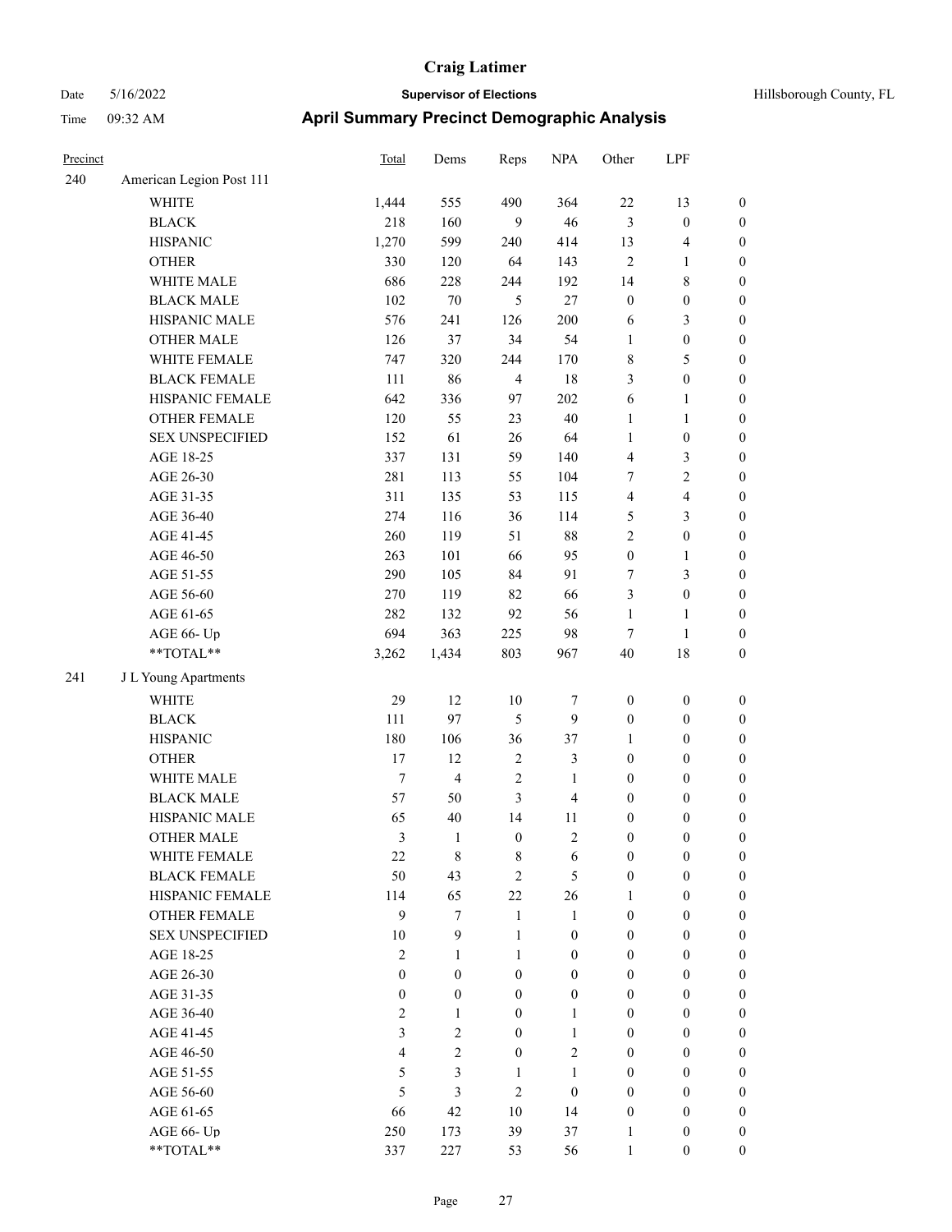# April Summary Precinct Demographic Analysis

Craig Latimer
Supervisor of Elections
Hillsborough County, FL

Date 5/16/2022
Time 09:32 AM

| Precinct | | Total | Dems | Reps | NPA | Other | LPF | |
|---|---|---|---|---|---|---|---|---|
| 240 | American Legion Post 111 | | | | | | | |
| | WHITE | 1,444 | 555 | 490 | 364 | 22 | 13 | 0 |
| | BLACK | 218 | 160 | 9 | 46 | 3 | 0 | 0 |
| | HISPANIC | 1,270 | 599 | 240 | 414 | 13 | 4 | 0 |
| | OTHER | 330 | 120 | 64 | 143 | 2 | 1 | 0 |
| | WHITE MALE | 686 | 228 | 244 | 192 | 14 | 8 | 0 |
| | BLACK MALE | 102 | 70 | 5 | 27 | 0 | 0 | 0 |
| | HISPANIC MALE | 576 | 241 | 126 | 200 | 6 | 3 | 0 |
| | OTHER MALE | 126 | 37 | 34 | 54 | 1 | 0 | 0 |
| | WHITE FEMALE | 747 | 320 | 244 | 170 | 8 | 5 | 0 |
| | BLACK FEMALE | 111 | 86 | 4 | 18 | 3 | 0 | 0 |
| | HISPANIC FEMALE | 642 | 336 | 97 | 202 | 6 | 1 | 0 |
| | OTHER FEMALE | 120 | 55 | 23 | 40 | 1 | 1 | 0 |
| | SEX UNSPECIFIED | 152 | 61 | 26 | 64 | 1 | 0 | 0 |
| | AGE 18-25 | 337 | 131 | 59 | 140 | 4 | 3 | 0 |
| | AGE 26-30 | 281 | 113 | 55 | 104 | 7 | 2 | 0 |
| | AGE 31-35 | 311 | 135 | 53 | 115 | 4 | 4 | 0 |
| | AGE 36-40 | 274 | 116 | 36 | 114 | 5 | 3 | 0 |
| | AGE 41-45 | 260 | 119 | 51 | 88 | 2 | 0 | 0 |
| | AGE 46-50 | 263 | 101 | 66 | 95 | 0 | 1 | 0 |
| | AGE 51-55 | 290 | 105 | 84 | 91 | 7 | 3 | 0 |
| | AGE 56-60 | 270 | 119 | 82 | 66 | 3 | 0 | 0 |
| | AGE 61-65 | 282 | 132 | 92 | 56 | 1 | 1 | 0 |
| | AGE 66- Up | 694 | 363 | 225 | 98 | 7 | 1 | 0 |
| | **TOTAL** | 3,262 | 1,434 | 803 | 967 | 40 | 18 | 0 |
| 241 | J L Young Apartments | | | | | | | |
| | WHITE | 29 | 12 | 10 | 7 | 0 | 0 | 0 |
| | BLACK | 111 | 97 | 5 | 9 | 0 | 0 | 0 |
| | HISPANIC | 180 | 106 | 36 | 37 | 1 | 0 | 0 |
| | OTHER | 17 | 12 | 2 | 3 | 0 | 0 | 0 |
| | WHITE MALE | 7 | 4 | 2 | 1 | 0 | 0 | 0 |
| | BLACK MALE | 57 | 50 | 3 | 4 | 0 | 0 | 0 |
| | HISPANIC MALE | 65 | 40 | 14 | 11 | 0 | 0 | 0 |
| | OTHER MALE | 3 | 1 | 0 | 2 | 0 | 0 | 0 |
| | WHITE FEMALE | 22 | 8 | 8 | 6 | 0 | 0 | 0 |
| | BLACK FEMALE | 50 | 43 | 2 | 5 | 0 | 0 | 0 |
| | HISPANIC FEMALE | 114 | 65 | 22 | 26 | 1 | 0 | 0 |
| | OTHER FEMALE | 9 | 7 | 1 | 1 | 0 | 0 | 0 |
| | SEX UNSPECIFIED | 10 | 9 | 1 | 0 | 0 | 0 | 0 |
| | AGE 18-25 | 2 | 1 | 1 | 0 | 0 | 0 | 0 |
| | AGE 26-30 | 0 | 0 | 0 | 0 | 0 | 0 | 0 |
| | AGE 31-35 | 0 | 0 | 0 | 0 | 0 | 0 | 0 |
| | AGE 36-40 | 2 | 1 | 0 | 1 | 0 | 0 | 0 |
| | AGE 41-45 | 3 | 2 | 0 | 1 | 0 | 0 | 0 |
| | AGE 46-50 | 4 | 2 | 0 | 2 | 0 | 0 | 0 |
| | AGE 51-55 | 5 | 3 | 1 | 1 | 0 | 0 | 0 |
| | AGE 56-60 | 5 | 3 | 2 | 0 | 0 | 0 | 0 |
| | AGE 61-65 | 66 | 42 | 10 | 14 | 0 | 0 | 0 |
| | AGE 66- Up | 250 | 173 | 39 | 37 | 1 | 0 | 0 |
| | **TOTAL** | 337 | 227 | 53 | 56 | 1 | 0 | 0 |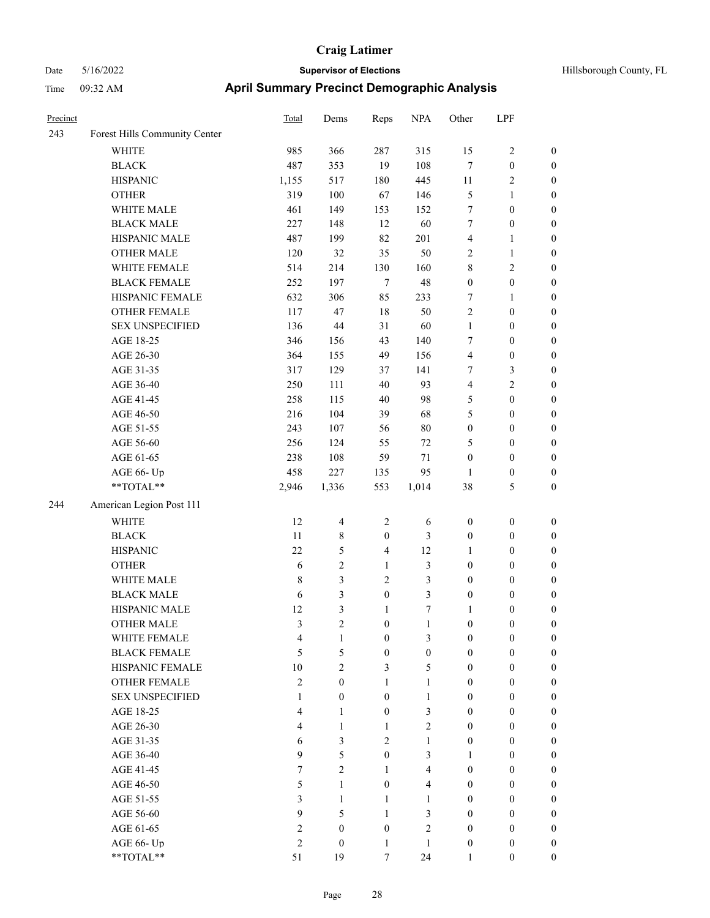# Craig Latimer

Date 5/16/2022 | **Supervisor of Elections** | Hillsborough County, FL

Time 09:32 AM | **April Summary Precinct Demographic Analysis**

| Precinct | | Total | Dems | Reps | NPA | Other | LPF | |
|---|---|---|---|---|---|---|---|---|
| 243 | Forest Hills Community Center | | | | | | | |
| | WHITE | 985 | 366 | 287 | 315 | 15 | 2 | 0 |
| | BLACK | 487 | 353 | 19 | 108 | 7 | 0 | 0 |
| | HISPANIC | 1,155 | 517 | 180 | 445 | 11 | 2 | 0 |
| | OTHER | 319 | 100 | 67 | 146 | 5 | 1 | 0 |
| | WHITE MALE | 461 | 149 | 153 | 152 | 7 | 0 | 0 |
| | BLACK MALE | 227 | 148 | 12 | 60 | 7 | 0 | 0 |
| | HISPANIC MALE | 487 | 199 | 82 | 201 | 4 | 1 | 0 |
| | OTHER MALE | 120 | 32 | 35 | 50 | 2 | 1 | 0 |
| | WHITE FEMALE | 514 | 214 | 130 | 160 | 8 | 2 | 0 |
| | BLACK FEMALE | 252 | 197 | 7 | 48 | 0 | 0 | 0 |
| | HISPANIC FEMALE | 632 | 306 | 85 | 233 | 7 | 1 | 0 |
| | OTHER FEMALE | 117 | 47 | 18 | 50 | 2 | 0 | 0 |
| | SEX UNSPECIFIED | 136 | 44 | 31 | 60 | 1 | 0 | 0 |
| | AGE 18-25 | 346 | 156 | 43 | 140 | 7 | 0 | 0 |
| | AGE 26-30 | 364 | 155 | 49 | 156 | 4 | 0 | 0 |
| | AGE 31-35 | 317 | 129 | 37 | 141 | 7 | 3 | 0 |
| | AGE 36-40 | 250 | 111 | 40 | 93 | 4 | 2 | 0 |
| | AGE 41-45 | 258 | 115 | 40 | 98 | 5 | 0 | 0 |
| | AGE 46-50 | 216 | 104 | 39 | 68 | 5 | 0 | 0 |
| | AGE 51-55 | 243 | 107 | 56 | 80 | 0 | 0 | 0 |
| | AGE 56-60 | 256 | 124 | 55 | 72 | 5 | 0 | 0 |
| | AGE 61-65 | 238 | 108 | 59 | 71 | 0 | 0 | 0 |
| | AGE 66- Up | 458 | 227 | 135 | 95 | 1 | 0 | 0 |
| | **TOTAL** | 2,946 | 1,336 | 553 | 1,014 | 38 | 5 | 0 |
| 244 | American Legion Post 111 | | | | | | | |
| | WHITE | 12 | 4 | 2 | 6 | 0 | 0 | 0 |
| | BLACK | 11 | 8 | 0 | 3 | 0 | 0 | 0 |
| | HISPANIC | 22 | 5 | 4 | 12 | 1 | 0 | 0 |
| | OTHER | 6 | 2 | 1 | 3 | 0 | 0 | 0 |
| | WHITE MALE | 8 | 3 | 2 | 3 | 0 | 0 | 0 |
| | BLACK MALE | 6 | 3 | 0 | 3 | 0 | 0 | 0 |
| | HISPANIC MALE | 12 | 3 | 1 | 7 | 1 | 0 | 0 |
| | OTHER MALE | 3 | 2 | 0 | 1 | 0 | 0 | 0 |
| | WHITE FEMALE | 4 | 1 | 0 | 3 | 0 | 0 | 0 |
| | BLACK FEMALE | 5 | 5 | 0 | 0 | 0 | 0 | 0 |
| | HISPANIC FEMALE | 10 | 2 | 3 | 5 | 0 | 0 | 0 |
| | OTHER FEMALE | 2 | 0 | 1 | 1 | 0 | 0 | 0 |
| | SEX UNSPECIFIED | 1 | 0 | 0 | 1 | 0 | 0 | 0 |
| | AGE 18-25 | 4 | 1 | 0 | 3 | 0 | 0 | 0 |
| | AGE 26-30 | 4 | 1 | 1 | 2 | 0 | 0 | 0 |
| | AGE 31-35 | 6 | 3 | 2 | 1 | 0 | 0 | 0 |
| | AGE 36-40 | 9 | 5 | 0 | 3 | 1 | 0 | 0 |
| | AGE 41-45 | 7 | 2 | 1 | 4 | 0 | 0 | 0 |
| | AGE 46-50 | 5 | 1 | 0 | 4 | 0 | 0 | 0 |
| | AGE 51-55 | 3 | 1 | 1 | 1 | 0 | 0 | 0 |
| | AGE 56-60 | 9 | 5 | 1 | 3 | 0 | 0 | 0 |
| | AGE 61-65 | 2 | 0 | 0 | 2 | 0 | 0 | 0 |
| | AGE 66- Up | 2 | 0 | 1 | 1 | 0 | 0 | 0 |
| | **TOTAL** | 51 | 19 | 7 | 24 | 1 | 0 | 0 |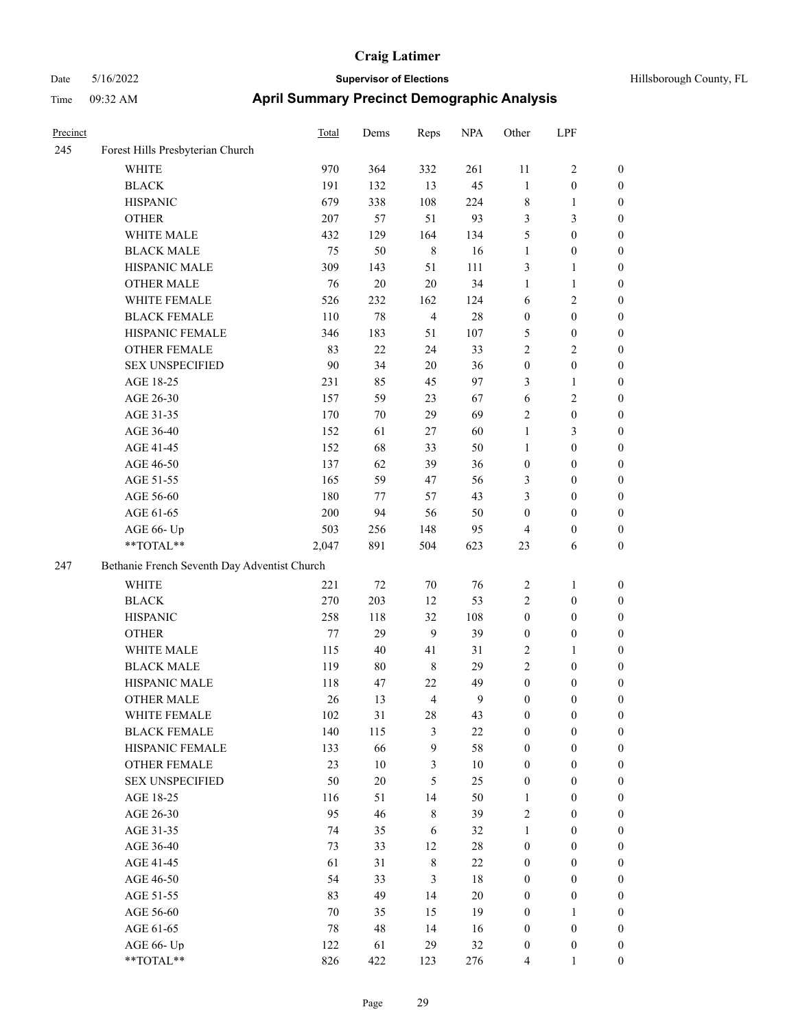| Precinct | | Total | Dems | Reps | NPA | Other | LPF | |
|---|---|---|---|---|---|---|---|---|
| 245 | Forest Hills Presbyterian Church | | | | | | | |
| | WHITE | 970 | 364 | 332 | 261 | 11 | 2 | 0 |
| | BLACK | 191 | 132 | 13 | 45 | 1 | 0 | 0 |
| | HISPANIC | 679 | 338 | 108 | 224 | 8 | 1 | 0 |
| | OTHER | 207 | 57 | 51 | 93 | 3 | 3 | 0 |
| | WHITE MALE | 432 | 129 | 164 | 134 | 5 | 0 | 0 |
| | BLACK MALE | 75 | 50 | 8 | 16 | 1 | 0 | 0 |
| | HISPANIC MALE | 309 | 143 | 51 | 111 | 3 | 1 | 0 |
| | OTHER MALE | 76 | 20 | 20 | 34 | 1 | 1 | 0 |
| | WHITE FEMALE | 526 | 232 | 162 | 124 | 6 | 2 | 0 |
| | BLACK FEMALE | 110 | 78 | 4 | 28 | 0 | 0 | 0 |
| | HISPANIC FEMALE | 346 | 183 | 51 | 107 | 5 | 0 | 0 |
| | OTHER FEMALE | 83 | 22 | 24 | 33 | 2 | 2 | 0 |
| | SEX UNSPECIFIED | 90 | 34 | 20 | 36 | 0 | 0 | 0 |
| | AGE 18-25 | 231 | 85 | 45 | 97 | 3 | 1 | 0 |
| | AGE 26-30 | 157 | 59 | 23 | 67 | 6 | 2 | 0 |
| | AGE 31-35 | 170 | 70 | 29 | 69 | 2 | 0 | 0 |
| | AGE 36-40 | 152 | 61 | 27 | 60 | 1 | 3 | 0 |
| | AGE 41-45 | 152 | 68 | 33 | 50 | 1 | 0 | 0 |
| | AGE 46-50 | 137 | 62 | 39 | 36 | 0 | 0 | 0 |
| | AGE 51-55 | 165 | 59 | 47 | 56 | 3 | 0 | 0 |
| | AGE 56-60 | 180 | 77 | 57 | 43 | 3 | 0 | 0 |
| | AGE 61-65 | 200 | 94 | 56 | 50 | 0 | 0 | 0 |
| | AGE 66- Up | 503 | 256 | 148 | 95 | 4 | 0 | 0 |
| | **TOTAL** | 2,047 | 891 | 504 | 623 | 23 | 6 | 0 |
| 247 | Bethanie French Seventh Day Adventist Church | | | | | | | |
| | WHITE | 221 | 72 | 70 | 76 | 2 | 1 | 0 |
| | BLACK | 270 | 203 | 12 | 53 | 2 | 0 | 0 |
| | HISPANIC | 258 | 118 | 32 | 108 | 0 | 0 | 0 |
| | OTHER | 77 | 29 | 9 | 39 | 0 | 0 | 0 |
| | WHITE MALE | 115 | 40 | 41 | 31 | 2 | 1 | 0 |
| | BLACK MALE | 119 | 80 | 8 | 29 | 2 | 0 | 0 |
| | HISPANIC MALE | 118 | 47 | 22 | 49 | 0 | 0 | 0 |
| | OTHER MALE | 26 | 13 | 4 | 9 | 0 | 0 | 0 |
| | WHITE FEMALE | 102 | 31 | 28 | 43 | 0 | 0 | 0 |
| | BLACK FEMALE | 140 | 115 | 3 | 22 | 0 | 0 | 0 |
| | HISPANIC FEMALE | 133 | 66 | 9 | 58 | 0 | 0 | 0 |
| | OTHER FEMALE | 23 | 10 | 3 | 10 | 0 | 0 | 0 |
| | SEX UNSPECIFIED | 50 | 20 | 5 | 25 | 0 | 0 | 0 |
| | AGE 18-25 | 116 | 51 | 14 | 50 | 1 | 0 | 0 |
| | AGE 26-30 | 95 | 46 | 8 | 39 | 2 | 0 | 0 |
| | AGE 31-35 | 74 | 35 | 6 | 32 | 1 | 0 | 0 |
| | AGE 36-40 | 73 | 33 | 12 | 28 | 0 | 0 | 0 |
| | AGE 41-45 | 61 | 31 | 8 | 22 | 0 | 0 | 0 |
| | AGE 46-50 | 54 | 33 | 3 | 18 | 0 | 0 | 0 |
| | AGE 51-55 | 83 | 49 | 14 | 20 | 0 | 0 | 0 |
| | AGE 56-60 | 70 | 35 | 15 | 19 | 0 | 1 | 0 |
| | AGE 61-65 | 78 | 48 | 14 | 16 | 0 | 0 | 0 |
| | AGE 66- Up | 122 | 61 | 29 | 32 | 0 | 0 | 0 |
| | **TOTAL** | 826 | 422 | 123 | 276 | 4 | 1 | 0 |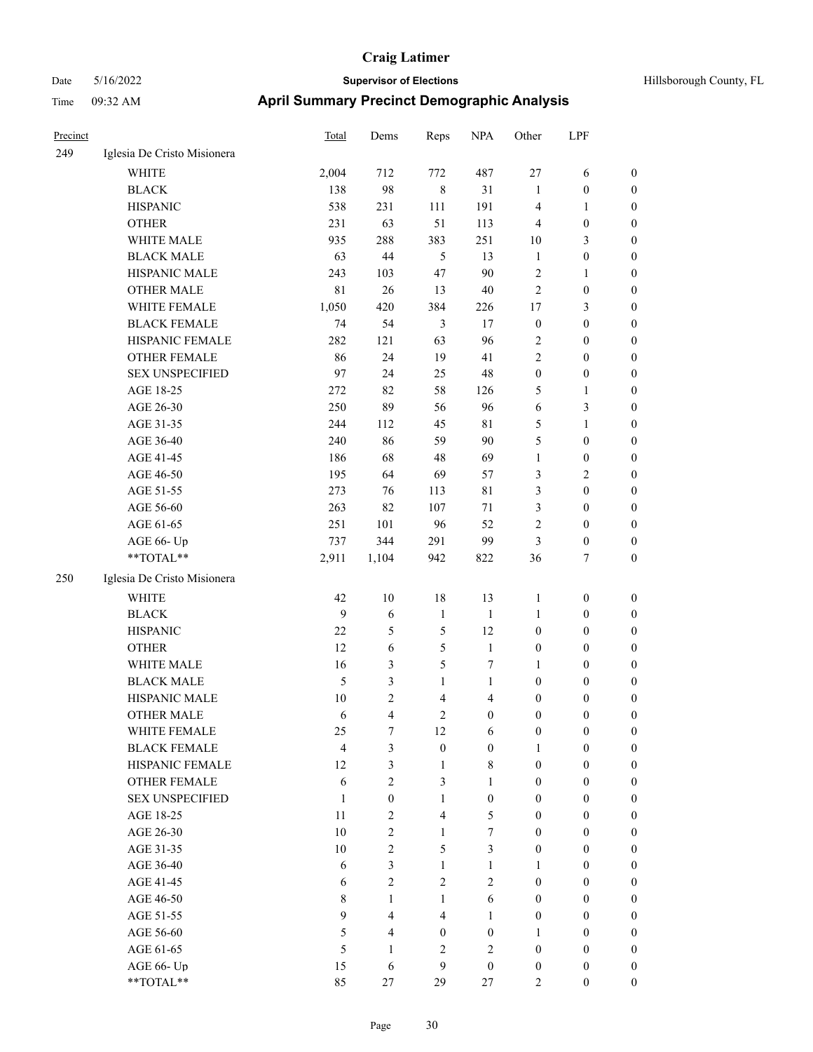# Craig Latimer

**Supervisor of Elections**

Date 5/16/2022

Time 09:32 AM

Hillsborough County, FL

## April Summary Precinct Demographic Analysis

| Precinct | | Total | Dems | Reps | NPA | Other | LPF | |
|---|---|---|---|---|---|---|---|---|
| 249 | Iglesia De Cristo Misionera | | | | | | | |
| | WHITE | 2,004 | 712 | 772 | 487 | 27 | 6 | 0 |
| | BLACK | 138 | 98 | 8 | 31 | 1 | 0 | 0 |
| | HISPANIC | 538 | 231 | 111 | 191 | 4 | 1 | 0 |
| | OTHER | 231 | 63 | 51 | 113 | 4 | 0 | 0 |
| | WHITE MALE | 935 | 288 | 383 | 251 | 10 | 3 | 0 |
| | BLACK MALE | 63 | 44 | 5 | 13 | 1 | 0 | 0 |
| | HISPANIC MALE | 243 | 103 | 47 | 90 | 2 | 1 | 0 |
| | OTHER MALE | 81 | 26 | 13 | 40 | 2 | 0 | 0 |
| | WHITE FEMALE | 1,050 | 420 | 384 | 226 | 17 | 3 | 0 |
| | BLACK FEMALE | 74 | 54 | 3 | 17 | 0 | 0 | 0 |
| | HISPANIC FEMALE | 282 | 121 | 63 | 96 | 2 | 0 | 0 |
| | OTHER FEMALE | 86 | 24 | 19 | 41 | 2 | 0 | 0 |
| | SEX UNSPECIFIED | 97 | 24 | 25 | 48 | 0 | 0 | 0 |
| | AGE 18-25 | 272 | 82 | 58 | 126 | 5 | 1 | 0 |
| | AGE 26-30 | 250 | 89 | 56 | 96 | 6 | 3 | 0 |
| | AGE 31-35 | 244 | 112 | 45 | 81 | 5 | 1 | 0 |
| | AGE 36-40 | 240 | 86 | 59 | 90 | 5 | 0 | 0 |
| | AGE 41-45 | 186 | 68 | 48 | 69 | 1 | 0 | 0 |
| | AGE 46-50 | 195 | 64 | 69 | 57 | 3 | 2 | 0 |
| | AGE 51-55 | 273 | 76 | 113 | 81 | 3 | 0 | 0 |
| | AGE 56-60 | 263 | 82 | 107 | 71 | 3 | 0 | 0 |
| | AGE 61-65 | 251 | 101 | 96 | 52 | 2 | 0 | 0 |
| | AGE 66- Up | 737 | 344 | 291 | 99 | 3 | 0 | 0 |
| | **TOTAL** | 2,911 | 1,104 | 942 | 822 | 36 | 7 | 0 |
| 250 | Iglesia De Cristo Misionera | | | | | | | |
| | WHITE | 42 | 10 | 18 | 13 | 1 | 0 | 0 |
| | BLACK | 9 | 6 | 1 | 1 | 1 | 0 | 0 |
| | HISPANIC | 22 | 5 | 5 | 12 | 0 | 0 | 0 |
| | OTHER | 12 | 6 | 5 | 1 | 0 | 0 | 0 |
| | WHITE MALE | 16 | 3 | 5 | 7 | 1 | 0 | 0 |
| | BLACK MALE | 5 | 3 | 1 | 1 | 0 | 0 | 0 |
| | HISPANIC MALE | 10 | 2 | 4 | 4 | 0 | 0 | 0 |
| | OTHER MALE | 6 | 4 | 2 | 0 | 0 | 0 | 0 |
| | WHITE FEMALE | 25 | 7 | 12 | 6 | 0 | 0 | 0 |
| | BLACK FEMALE | 4 | 3 | 0 | 0 | 1 | 0 | 0 |
| | HISPANIC FEMALE | 12 | 3 | 1 | 8 | 0 | 0 | 0 |
| | OTHER FEMALE | 6 | 2 | 3 | 1 | 0 | 0 | 0 |
| | SEX UNSPECIFIED | 1 | 0 | 1 | 0 | 0 | 0 | 0 |
| | AGE 18-25 | 11 | 2 | 4 | 5 | 0 | 0 | 0 |
| | AGE 26-30 | 10 | 2 | 1 | 7 | 0 | 0 | 0 |
| | AGE 31-35 | 10 | 2 | 5 | 3 | 0 | 0 | 0 |
| | AGE 36-40 | 6 | 3 | 1 | 1 | 1 | 0 | 0 |
| | AGE 41-45 | 6 | 2 | 2 | 2 | 0 | 0 | 0 |
| | AGE 46-50 | 8 | 1 | 1 | 6 | 0 | 0 | 0 |
| | AGE 51-55 | 9 | 4 | 4 | 1 | 0 | 0 | 0 |
| | AGE 56-60 | 5 | 4 | 0 | 0 | 1 | 0 | 0 |
| | AGE 61-65 | 5 | 1 | 2 | 2 | 0 | 0 | 0 |
| | AGE 66- Up | 15 | 6 | 9 | 0 | 0 | 0 | 0 |
| | **TOTAL** | 85 | 27 | 29 | 27 | 2 | 0 | 0 |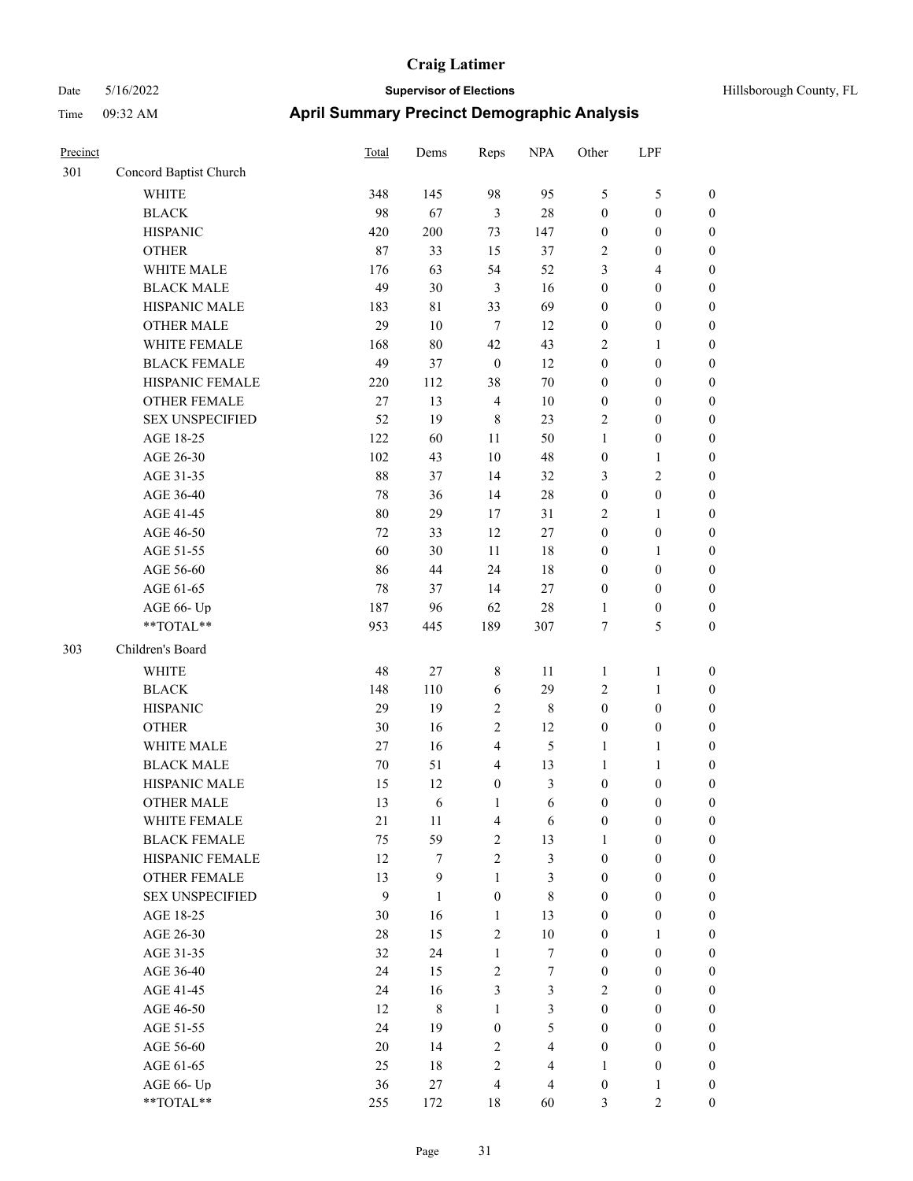# Craig Latimer

**Supervisor of Elections**

Date 5/16/2022 — Hillsborough County, FL

Time 09:32 AM

## April Summary Precinct Demographic Analysis

| Precinct | | Total | Dems | Reps | NPA | Other | LPF | |
|---|---|---|---|---|---|---|---|---|
| 301 | Concord Baptist Church | | | | | | | |
| | WHITE | 348 | 145 | 98 | 95 | 5 | 5 | 0 |
| | BLACK | 98 | 67 | 3 | 28 | 0 | 0 | 0 |
| | HISPANIC | 420 | 200 | 73 | 147 | 0 | 0 | 0 |
| | OTHER | 87 | 33 | 15 | 37 | 2 | 0 | 0 |
| | WHITE MALE | 176 | 63 | 54 | 52 | 3 | 4 | 0 |
| | BLACK MALE | 49 | 30 | 3 | 16 | 0 | 0 | 0 |
| | HISPANIC MALE | 183 | 81 | 33 | 69 | 0 | 0 | 0 |
| | OTHER MALE | 29 | 10 | 7 | 12 | 0 | 0 | 0 |
| | WHITE FEMALE | 168 | 80 | 42 | 43 | 2 | 1 | 0 |
| | BLACK FEMALE | 49 | 37 | 0 | 12 | 0 | 0 | 0 |
| | HISPANIC FEMALE | 220 | 112 | 38 | 70 | 0 | 0 | 0 |
| | OTHER FEMALE | 27 | 13 | 4 | 10 | 0 | 0 | 0 |
| | SEX UNSPECIFIED | 52 | 19 | 8 | 23 | 2 | 0 | 0 |
| | AGE 18-25 | 122 | 60 | 11 | 50 | 1 | 0 | 0 |
| | AGE 26-30 | 102 | 43 | 10 | 48 | 0 | 1 | 0 |
| | AGE 31-35 | 88 | 37 | 14 | 32 | 3 | 2 | 0 |
| | AGE 36-40 | 78 | 36 | 14 | 28 | 0 | 0 | 0 |
| | AGE 41-45 | 80 | 29 | 17 | 31 | 2 | 1 | 0 |
| | AGE 46-50 | 72 | 33 | 12 | 27 | 0 | 0 | 0 |
| | AGE 51-55 | 60 | 30 | 11 | 18 | 0 | 1 | 0 |
| | AGE 56-60 | 86 | 44 | 24 | 18 | 0 | 0 | 0 |
| | AGE 61-65 | 78 | 37 | 14 | 27 | 0 | 0 | 0 |
| | AGE 66- Up | 187 | 96 | 62 | 28 | 1 | 0 | 0 |
| | **TOTAL** | 953 | 445 | 189 | 307 | 7 | 5 | 0 |
| 303 | Children's Board | | | | | | | |
| | WHITE | 48 | 27 | 8 | 11 | 1 | 1 | 0 |
| | BLACK | 148 | 110 | 6 | 29 | 2 | 1 | 0 |
| | HISPANIC | 29 | 19 | 2 | 8 | 0 | 0 | 0 |
| | OTHER | 30 | 16 | 2 | 12 | 0 | 0 | 0 |
| | WHITE MALE | 27 | 16 | 4 | 5 | 1 | 1 | 0 |
| | BLACK MALE | 70 | 51 | 4 | 13 | 1 | 1 | 0 |
| | HISPANIC MALE | 15 | 12 | 0 | 3 | 0 | 0 | 0 |
| | OTHER MALE | 13 | 6 | 1 | 6 | 0 | 0 | 0 |
| | WHITE FEMALE | 21 | 11 | 4 | 6 | 0 | 0 | 0 |
| | BLACK FEMALE | 75 | 59 | 2 | 13 | 1 | 0 | 0 |
| | HISPANIC FEMALE | 12 | 7 | 2 | 3 | 0 | 0 | 0 |
| | OTHER FEMALE | 13 | 9 | 1 | 3 | 0 | 0 | 0 |
| | SEX UNSPECIFIED | 9 | 1 | 0 | 8 | 0 | 0 | 0 |
| | AGE 18-25 | 30 | 16 | 1 | 13 | 0 | 0 | 0 |
| | AGE 26-30 | 28 | 15 | 2 | 10 | 0 | 1 | 0 |
| | AGE 31-35 | 32 | 24 | 1 | 7 | 0 | 0 | 0 |
| | AGE 36-40 | 24 | 15 | 2 | 7 | 0 | 0 | 0 |
| | AGE 41-45 | 24 | 16 | 3 | 3 | 2 | 0 | 0 |
| | AGE 46-50 | 12 | 8 | 1 | 3 | 0 | 0 | 0 |
| | AGE 51-55 | 24 | 19 | 0 | 5 | 0 | 0 | 0 |
| | AGE 56-60 | 20 | 14 | 2 | 4 | 0 | 0 | 0 |
| | AGE 61-65 | 25 | 18 | 2 | 4 | 1 | 0 | 0 |
| | AGE 66- Up | 36 | 27 | 4 | 4 | 0 | 1 | 0 |
| | **TOTAL** | 255 | 172 | 18 | 60 | 3 | 2 | 0 |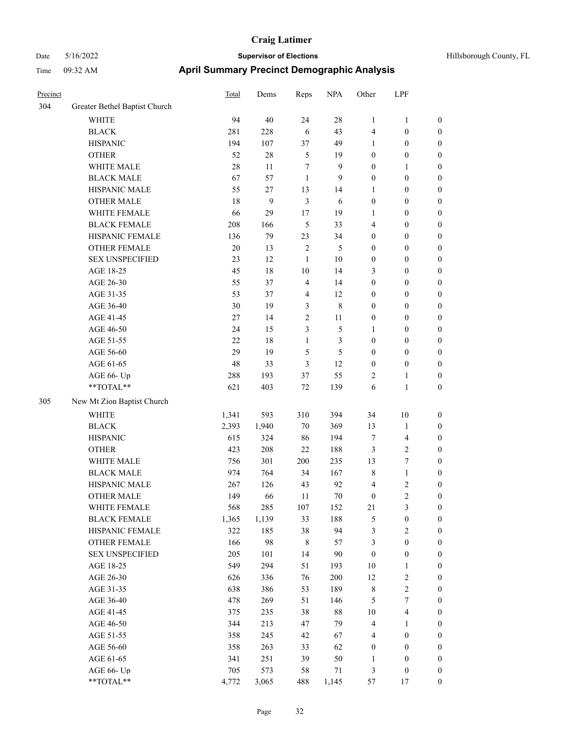| Precinct | | Total | Dems | Reps | NPA | Other | LPF | |
|---|---|---|---|---|---|---|---|---|
| 304 | Greater Bethel Baptist Church | | | | | | | |
| | WHITE | 94 | 40 | 24 | 28 | 1 | 1 | 0 |
| | BLACK | 281 | 228 | 6 | 43 | 4 | 0 | 0 |
| | HISPANIC | 194 | 107 | 37 | 49 | 1 | 0 | 0 |
| | OTHER | 52 | 28 | 5 | 19 | 0 | 0 | 0 |
| | WHITE MALE | 28 | 11 | 7 | 9 | 0 | 1 | 0 |
| | BLACK MALE | 67 | 57 | 1 | 9 | 0 | 0 | 0 |
| | HISPANIC MALE | 55 | 27 | 13 | 14 | 1 | 0 | 0 |
| | OTHER MALE | 18 | 9 | 3 | 6 | 0 | 0 | 0 |
| | WHITE FEMALE | 66 | 29 | 17 | 19 | 1 | 0 | 0 |
| | BLACK FEMALE | 208 | 166 | 5 | 33 | 4 | 0 | 0 |
| | HISPANIC FEMALE | 136 | 79 | 23 | 34 | 0 | 0 | 0 |
| | OTHER FEMALE | 20 | 13 | 2 | 5 | 0 | 0 | 0 |
| | SEX UNSPECIFIED | 23 | 12 | 1 | 10 | 0 | 0 | 0 |
| | AGE 18-25 | 45 | 18 | 10 | 14 | 3 | 0 | 0 |
| | AGE 26-30 | 55 | 37 | 4 | 14 | 0 | 0 | 0 |
| | AGE 31-35 | 53 | 37 | 4 | 12 | 0 | 0 | 0 |
| | AGE 36-40 | 30 | 19 | 3 | 8 | 0 | 0 | 0 |
| | AGE 41-45 | 27 | 14 | 2 | 11 | 0 | 0 | 0 |
| | AGE 46-50 | 24 | 15 | 3 | 5 | 1 | 0 | 0 |
| | AGE 51-55 | 22 | 18 | 1 | 3 | 0 | 0 | 0 |
| | AGE 56-60 | 29 | 19 | 5 | 5 | 0 | 0 | 0 |
| | AGE 61-65 | 48 | 33 | 3 | 12 | 0 | 0 | 0 |
| | AGE 66- Up | 288 | 193 | 37 | 55 | 2 | 1 | 0 |
| | **TOTAL** | 621 | 403 | 72 | 139 | 6 | 1 | 0 |
| 305 | New Mt Zion Baptist Church | | | | | | | |
| | WHITE | 1,341 | 593 | 310 | 394 | 34 | 10 | 0 |
| | BLACK | 2,393 | 1,940 | 70 | 369 | 13 | 1 | 0 |
| | HISPANIC | 615 | 324 | 86 | 194 | 7 | 4 | 0 |
| | OTHER | 423 | 208 | 22 | 188 | 3 | 2 | 0 |
| | WHITE MALE | 756 | 301 | 200 | 235 | 13 | 7 | 0 |
| | BLACK MALE | 974 | 764 | 34 | 167 | 8 | 1 | 0 |
| | HISPANIC MALE | 267 | 126 | 43 | 92 | 4 | 2 | 0 |
| | OTHER MALE | 149 | 66 | 11 | 70 | 0 | 2 | 0 |
| | WHITE FEMALE | 568 | 285 | 107 | 152 | 21 | 3 | 0 |
| | BLACK FEMALE | 1,365 | 1,139 | 33 | 188 | 5 | 0 | 0 |
| | HISPANIC FEMALE | 322 | 185 | 38 | 94 | 3 | 2 | 0 |
| | OTHER FEMALE | 166 | 98 | 8 | 57 | 3 | 0 | 0 |
| | SEX UNSPECIFIED | 205 | 101 | 14 | 90 | 0 | 0 | 0 |
| | AGE 18-25 | 549 | 294 | 51 | 193 | 10 | 1 | 0 |
| | AGE 26-30 | 626 | 336 | 76 | 200 | 12 | 2 | 0 |
| | AGE 31-35 | 638 | 386 | 53 | 189 | 8 | 2 | 0 |
| | AGE 36-40 | 478 | 269 | 51 | 146 | 5 | 7 | 0 |
| | AGE 41-45 | 375 | 235 | 38 | 88 | 10 | 4 | 0 |
| | AGE 46-50 | 344 | 213 | 47 | 79 | 4 | 1 | 0 |
| | AGE 51-55 | 358 | 245 | 42 | 67 | 4 | 0 | 0 |
| | AGE 56-60 | 358 | 263 | 33 | 62 | 0 | 0 | 0 |
| | AGE 61-65 | 341 | 251 | 39 | 50 | 1 | 0 | 0 |
| | AGE 66- Up | 705 | 573 | 58 | 71 | 3 | 0 | 0 |
| | **TOTAL** | 4,772 | 3,065 | 488 | 1,145 | 57 | 17 | 0 |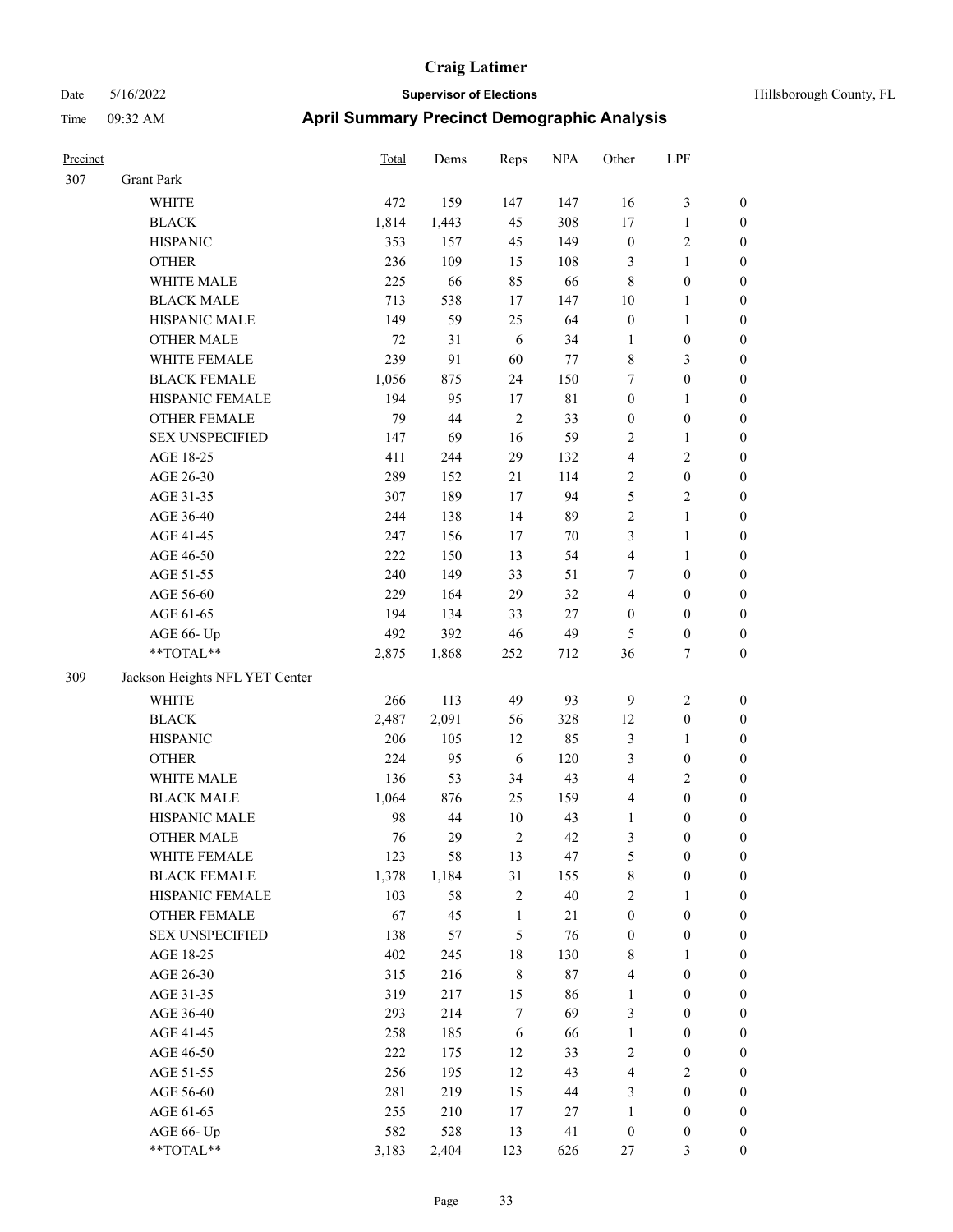# Craig Latimer

**Supervisor of Elections**

**April Summary Precinct Demographic Analysis**

Date 5/16/2022
Time 09:32 AM

Hillsborough County, FL

| Precinct | | Total | Dems | Reps | NPA | Other | LPF | |
|---|---|---|---|---|---|---|---|---|
| 307 | Grant Park | | | | | | | |
| | WHITE | 472 | 159 | 147 | 147 | 16 | 3 | 0 |
| | BLACK | 1,814 | 1,443 | 45 | 308 | 17 | 1 | 0 |
| | HISPANIC | 353 | 157 | 45 | 149 | 0 | 2 | 0 |
| | OTHER | 236 | 109 | 15 | 108 | 3 | 1 | 0 |
| | WHITE MALE | 225 | 66 | 85 | 66 | 8 | 0 | 0 |
| | BLACK MALE | 713 | 538 | 17 | 147 | 10 | 1 | 0 |
| | HISPANIC MALE | 149 | 59 | 25 | 64 | 0 | 1 | 0 |
| | OTHER MALE | 72 | 31 | 6 | 34 | 1 | 0 | 0 |
| | WHITE FEMALE | 239 | 91 | 60 | 77 | 8 | 3 | 0 |
| | BLACK FEMALE | 1,056 | 875 | 24 | 150 | 7 | 0 | 0 |
| | HISPANIC FEMALE | 194 | 95 | 17 | 81 | 0 | 1 | 0 |
| | OTHER FEMALE | 79 | 44 | 2 | 33 | 0 | 0 | 0 |
| | SEX UNSPECIFIED | 147 | 69 | 16 | 59 | 2 | 1 | 0 |
| | AGE 18-25 | 411 | 244 | 29 | 132 | 4 | 2 | 0 |
| | AGE 26-30 | 289 | 152 | 21 | 114 | 2 | 0 | 0 |
| | AGE 31-35 | 307 | 189 | 17 | 94 | 5 | 2 | 0 |
| | AGE 36-40 | 244 | 138 | 14 | 89 | 2 | 1 | 0 |
| | AGE 41-45 | 247 | 156 | 17 | 70 | 3 | 1 | 0 |
| | AGE 46-50 | 222 | 150 | 13 | 54 | 4 | 1 | 0 |
| | AGE 51-55 | 240 | 149 | 33 | 51 | 7 | 0 | 0 |
| | AGE 56-60 | 229 | 164 | 29 | 32 | 4 | 0 | 0 |
| | AGE 61-65 | 194 | 134 | 33 | 27 | 0 | 0 | 0 |
| | AGE 66- Up | 492 | 392 | 46 | 49 | 5 | 0 | 0 |
| | **TOTAL** | 2,875 | 1,868 | 252 | 712 | 36 | 7 | 0 |
| 309 | Jackson Heights NFL YET Center | | | | | | | |
| | WHITE | 266 | 113 | 49 | 93 | 9 | 2 | 0 |
| | BLACK | 2,487 | 2,091 | 56 | 328 | 12 | 0 | 0 |
| | HISPANIC | 206 | 105 | 12 | 85 | 3 | 1 | 0 |
| | OTHER | 224 | 95 | 6 | 120 | 3 | 0 | 0 |
| | WHITE MALE | 136 | 53 | 34 | 43 | 4 | 2 | 0 |
| | BLACK MALE | 1,064 | 876 | 25 | 159 | 4 | 0 | 0 |
| | HISPANIC MALE | 98 | 44 | 10 | 43 | 1 | 0 | 0 |
| | OTHER MALE | 76 | 29 | 2 | 42 | 3 | 0 | 0 |
| | WHITE FEMALE | 123 | 58 | 13 | 47 | 5 | 0 | 0 |
| | BLACK FEMALE | 1,378 | 1,184 | 31 | 155 | 8 | 0 | 0 |
| | HISPANIC FEMALE | 103 | 58 | 2 | 40 | 2 | 1 | 0 |
| | OTHER FEMALE | 67 | 45 | 1 | 21 | 0 | 0 | 0 |
| | SEX UNSPECIFIED | 138 | 57 | 5 | 76 | 0 | 0 | 0 |
| | AGE 18-25 | 402 | 245 | 18 | 130 | 8 | 1 | 0 |
| | AGE 26-30 | 315 | 216 | 8 | 87 | 4 | 0 | 0 |
| | AGE 31-35 | 319 | 217 | 15 | 86 | 1 | 0 | 0 |
| | AGE 36-40 | 293 | 214 | 7 | 69 | 3 | 0 | 0 |
| | AGE 41-45 | 258 | 185 | 6 | 66 | 1 | 0 | 0 |
| | AGE 46-50 | 222 | 175 | 12 | 33 | 2 | 0 | 0 |
| | AGE 51-55 | 256 | 195 | 12 | 43 | 4 | 2 | 0 |
| | AGE 56-60 | 281 | 219 | 15 | 44 | 3 | 0 | 0 |
| | AGE 61-65 | 255 | 210 | 17 | 27 | 1 | 0 | 0 |
| | AGE 66- Up | 582 | 528 | 13 | 41 | 0 | 0 | 0 |
| | **TOTAL** | 3,183 | 2,404 | 123 | 626 | 27 | 3 | 0 |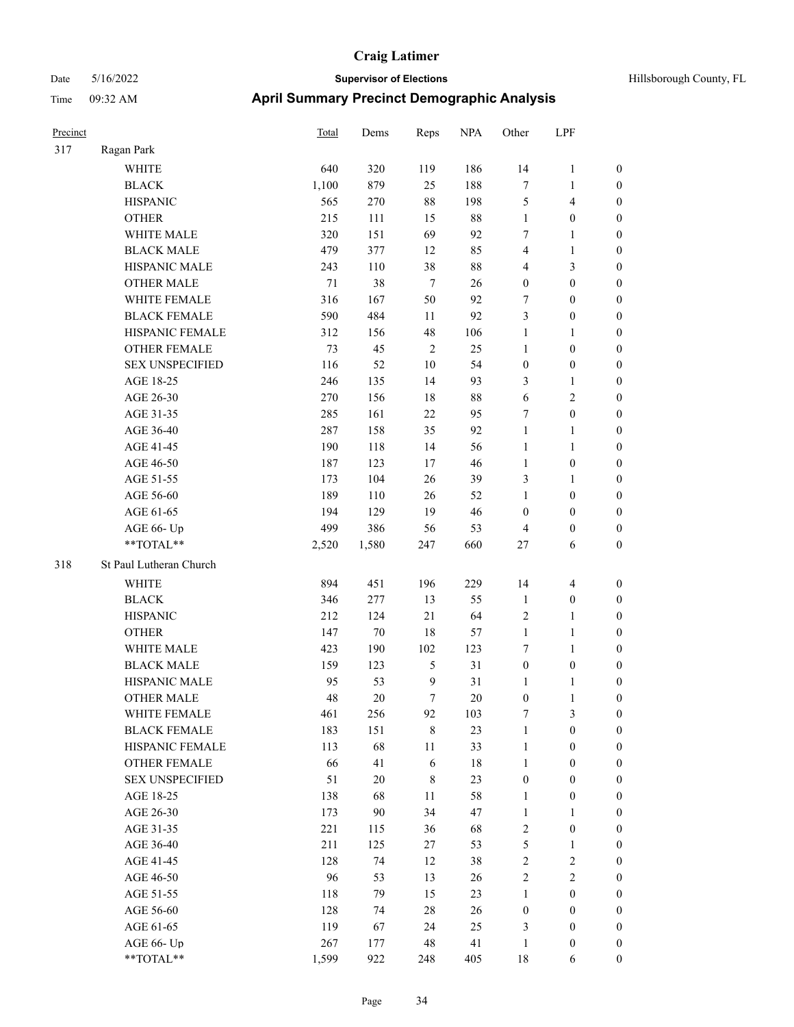# Craig Latimer

Date 5/16/2022 **Supervisor of Elections** Hillsborough County, FL

Time 09:32 AM **April Summary Precinct Demographic Analysis**

| Precinct | | Total | Dems | Reps | NPA | Other | LPF | |
|---|---|---|---|---|---|---|---|---|
| 317 | Ragan Park | | | | | | | |
| | WHITE | 640 | 320 | 119 | 186 | 14 | 1 | 0 |
| | BLACK | 1,100 | 879 | 25 | 188 | 7 | 1 | 0 |
| | HISPANIC | 565 | 270 | 88 | 198 | 5 | 4 | 0 |
| | OTHER | 215 | 111 | 15 | 88 | 1 | 0 | 0 |
| | WHITE MALE | 320 | 151 | 69 | 92 | 7 | 1 | 0 |
| | BLACK MALE | 479 | 377 | 12 | 85 | 4 | 1 | 0 |
| | HISPANIC MALE | 243 | 110 | 38 | 88 | 4 | 3 | 0 |
| | OTHER MALE | 71 | 38 | 7 | 26 | 0 | 0 | 0 |
| | WHITE FEMALE | 316 | 167 | 50 | 92 | 7 | 0 | 0 |
| | BLACK FEMALE | 590 | 484 | 11 | 92 | 3 | 0 | 0 |
| | HISPANIC FEMALE | 312 | 156 | 48 | 106 | 1 | 1 | 0 |
| | OTHER FEMALE | 73 | 45 | 2 | 25 | 1 | 0 | 0 |
| | SEX UNSPECIFIED | 116 | 52 | 10 | 54 | 0 | 0 | 0 |
| | AGE 18-25 | 246 | 135 | 14 | 93 | 3 | 1 | 0 |
| | AGE 26-30 | 270 | 156 | 18 | 88 | 6 | 2 | 0 |
| | AGE 31-35 | 285 | 161 | 22 | 95 | 7 | 0 | 0 |
| | AGE 36-40 | 287 | 158 | 35 | 92 | 1 | 1 | 0 |
| | AGE 41-45 | 190 | 118 | 14 | 56 | 1 | 1 | 0 |
| | AGE 46-50 | 187 | 123 | 17 | 46 | 1 | 0 | 0 |
| | AGE 51-55 | 173 | 104 | 26 | 39 | 3 | 1 | 0 |
| | AGE 56-60 | 189 | 110 | 26 | 52 | 1 | 0 | 0 |
| | AGE 61-65 | 194 | 129 | 19 | 46 | 0 | 0 | 0 |
| | AGE 66- Up | 499 | 386 | 56 | 53 | 4 | 0 | 0 |
| | **TOTAL** | 2,520 | 1,580 | 247 | 660 | 27 | 6 | 0 |
| 318 | St Paul Lutheran Church | | | | | | | |
| | WHITE | 894 | 451 | 196 | 229 | 14 | 4 | 0 |
| | BLACK | 346 | 277 | 13 | 55 | 1 | 0 | 0 |
| | HISPANIC | 212 | 124 | 21 | 64 | 2 | 1 | 0 |
| | OTHER | 147 | 70 | 18 | 57 | 1 | 1 | 0 |
| | WHITE MALE | 423 | 190 | 102 | 123 | 7 | 1 | 0 |
| | BLACK MALE | 159 | 123 | 5 | 31 | 0 | 0 | 0 |
| | HISPANIC MALE | 95 | 53 | 9 | 31 | 1 | 1 | 0 |
| | OTHER MALE | 48 | 20 | 7 | 20 | 0 | 1 | 0 |
| | WHITE FEMALE | 461 | 256 | 92 | 103 | 7 | 3 | 0 |
| | BLACK FEMALE | 183 | 151 | 8 | 23 | 1 | 0 | 0 |
| | HISPANIC FEMALE | 113 | 68 | 11 | 33 | 1 | 0 | 0 |
| | OTHER FEMALE | 66 | 41 | 6 | 18 | 1 | 0 | 0 |
| | SEX UNSPECIFIED | 51 | 20 | 8 | 23 | 0 | 0 | 0 |
| | AGE 18-25 | 138 | 68 | 11 | 58 | 1 | 0 | 0 |
| | AGE 26-30 | 173 | 90 | 34 | 47 | 1 | 1 | 0 |
| | AGE 31-35 | 221 | 115 | 36 | 68 | 2 | 0 | 0 |
| | AGE 36-40 | 211 | 125 | 27 | 53 | 5 | 1 | 0 |
| | AGE 41-45 | 128 | 74 | 12 | 38 | 2 | 2 | 0 |
| | AGE 46-50 | 96 | 53 | 13 | 26 | 2 | 2 | 0 |
| | AGE 51-55 | 118 | 79 | 15 | 23 | 1 | 0 | 0 |
| | AGE 56-60 | 128 | 74 | 28 | 26 | 0 | 0 | 0 |
| | AGE 61-65 | 119 | 67 | 24 | 25 | 3 | 0 | 0 |
| | AGE 66- Up | 267 | 177 | 48 | 41 | 1 | 0 | 0 |
| | **TOTAL** | 1,599 | 922 | 248 | 405 | 18 | 6 | 0 |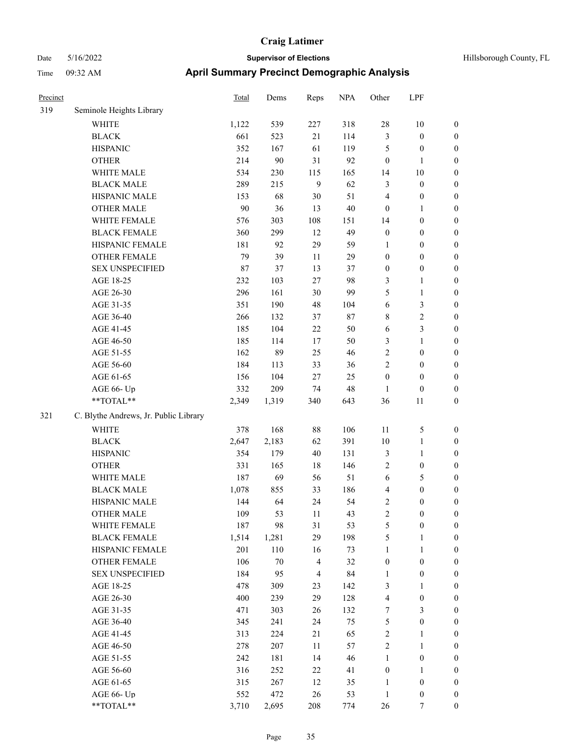| Precinct | | Total | Dems | Reps | NPA | Other | LPF | |
|---|---|---|---|---|---|---|---|---|
| 319 | Seminole Heights Library | | | | | | | |
| | WHITE | 1,122 | 539 | 227 | 318 | 28 | 10 | 0 |
| | BLACK | 661 | 523 | 21 | 114 | 3 | 0 | 0 |
| | HISPANIC | 352 | 167 | 61 | 119 | 5 | 0 | 0 |
| | OTHER | 214 | 90 | 31 | 92 | 0 | 1 | 0 |
| | WHITE MALE | 534 | 230 | 115 | 165 | 14 | 10 | 0 |
| | BLACK MALE | 289 | 215 | 9 | 62 | 3 | 0 | 0 |
| | HISPANIC MALE | 153 | 68 | 30 | 51 | 4 | 0 | 0 |
| | OTHER MALE | 90 | 36 | 13 | 40 | 0 | 1 | 0 |
| | WHITE FEMALE | 576 | 303 | 108 | 151 | 14 | 0 | 0 |
| | BLACK FEMALE | 360 | 299 | 12 | 49 | 0 | 0 | 0 |
| | HISPANIC FEMALE | 181 | 92 | 29 | 59 | 1 | 0 | 0 |
| | OTHER FEMALE | 79 | 39 | 11 | 29 | 0 | 0 | 0 |
| | SEX UNSPECIFIED | 87 | 37 | 13 | 37 | 0 | 0 | 0 |
| | AGE 18-25 | 232 | 103 | 27 | 98 | 3 | 1 | 0 |
| | AGE 26-30 | 296 | 161 | 30 | 99 | 5 | 1 | 0 |
| | AGE 31-35 | 351 | 190 | 48 | 104 | 6 | 3 | 0 |
| | AGE 36-40 | 266 | 132 | 37 | 87 | 8 | 2 | 0 |
| | AGE 41-45 | 185 | 104 | 22 | 50 | 6 | 3 | 0 |
| | AGE 46-50 | 185 | 114 | 17 | 50 | 3 | 1 | 0 |
| | AGE 51-55 | 162 | 89 | 25 | 46 | 2 | 0 | 0 |
| | AGE 56-60 | 184 | 113 | 33 | 36 | 2 | 0 | 0 |
| | AGE 61-65 | 156 | 104 | 27 | 25 | 0 | 0 | 0 |
| | AGE 66- Up | 332 | 209 | 74 | 48 | 1 | 0 | 0 |
| | **TOTAL** | 2,349 | 1,319 | 340 | 643 | 36 | 11 | 0 |
| 321 | C. Blythe Andrews, Jr. Public Library | | | | | | | |
| | WHITE | 378 | 168 | 88 | 106 | 11 | 5 | 0 |
| | BLACK | 2,647 | 2,183 | 62 | 391 | 10 | 1 | 0 |
| | HISPANIC | 354 | 179 | 40 | 131 | 3 | 1 | 0 |
| | OTHER | 331 | 165 | 18 | 146 | 2 | 0 | 0 |
| | WHITE MALE | 187 | 69 | 56 | 51 | 6 | 5 | 0 |
| | BLACK MALE | 1,078 | 855 | 33 | 186 | 4 | 0 | 0 |
| | HISPANIC MALE | 144 | 64 | 24 | 54 | 2 | 0 | 0 |
| | OTHER MALE | 109 | 53 | 11 | 43 | 2 | 0 | 0 |
| | WHITE FEMALE | 187 | 98 | 31 | 53 | 5 | 0 | 0 |
| | BLACK FEMALE | 1,514 | 1,281 | 29 | 198 | 5 | 1 | 0 |
| | HISPANIC FEMALE | 201 | 110 | 16 | 73 | 1 | 1 | 0 |
| | OTHER FEMALE | 106 | 70 | 4 | 32 | 0 | 0 | 0 |
| | SEX UNSPECIFIED | 184 | 95 | 4 | 84 | 1 | 0 | 0 |
| | AGE 18-25 | 478 | 309 | 23 | 142 | 3 | 1 | 0 |
| | AGE 26-30 | 400 | 239 | 29 | 128 | 4 | 0 | 0 |
| | AGE 31-35 | 471 | 303 | 26 | 132 | 7 | 3 | 0 |
| | AGE 36-40 | 345 | 241 | 24 | 75 | 5 | 0 | 0 |
| | AGE 41-45 | 313 | 224 | 21 | 65 | 2 | 1 | 0 |
| | AGE 46-50 | 278 | 207 | 11 | 57 | 2 | 1 | 0 |
| | AGE 51-55 | 242 | 181 | 14 | 46 | 1 | 0 | 0 |
| | AGE 56-60 | 316 | 252 | 22 | 41 | 0 | 1 | 0 |
| | AGE 61-65 | 315 | 267 | 12 | 35 | 1 | 0 | 0 |
| | AGE 66- Up | 552 | 472 | 26 | 53 | 1 | 0 | 0 |
| | **TOTAL** | 3,710 | 2,695 | 208 | 774 | 26 | 7 | 0 |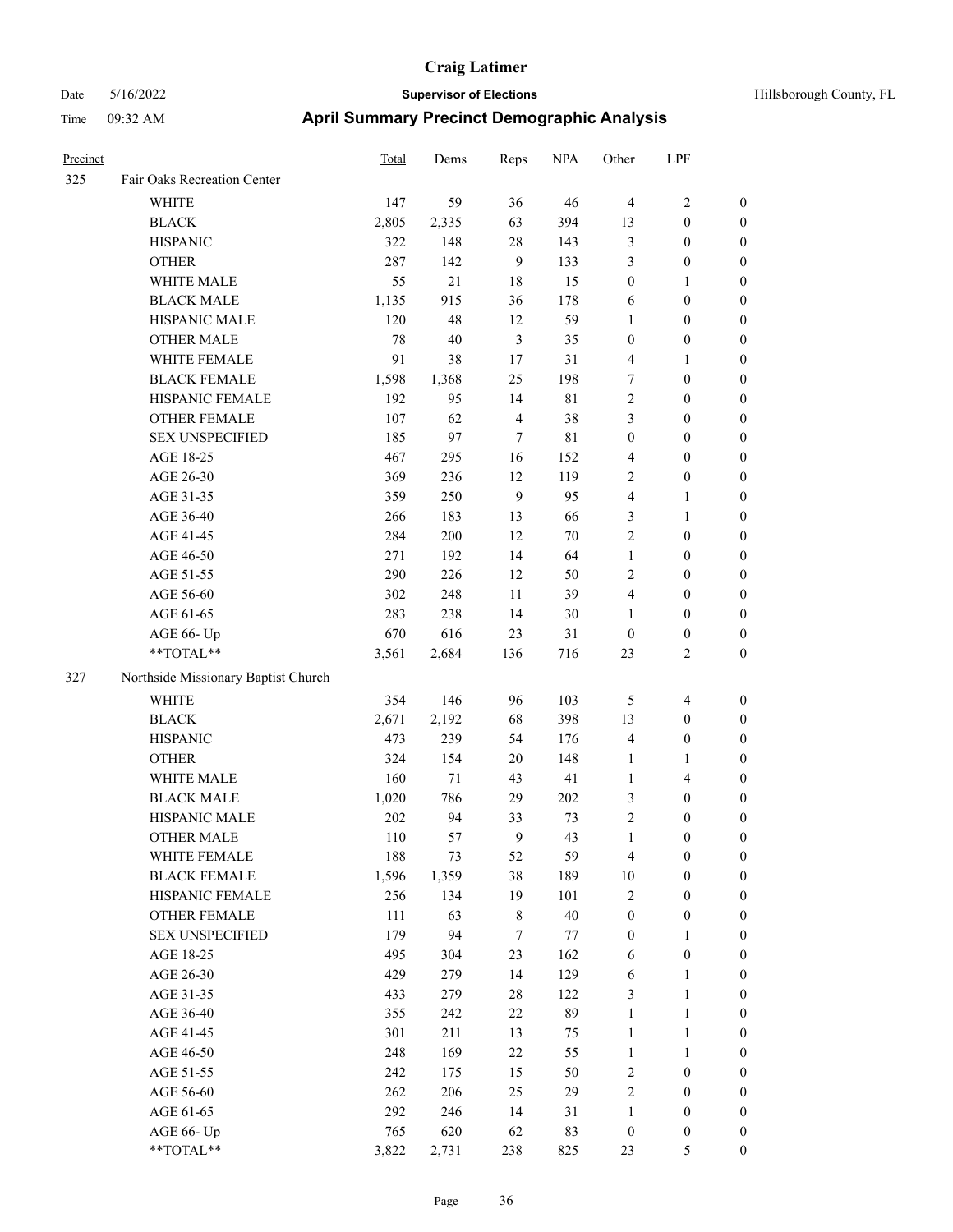# Craig Latimer

Date 5/16/2022 **Supervisor of Elections** Hillsborough County, FL

Time 09:32 AM **April Summary Precinct Demographic Analysis**

| Precinct | | Total | Dems | Reps | NPA | Other | LPF | |
|---|---|---|---|---|---|---|---|---|
| 325 | Fair Oaks Recreation Center | | | | | | | |
| | WHITE | 147 | 59 | 36 | 46 | 4 | 2 | 0 |
| | BLACK | 2,805 | 2,335 | 63 | 394 | 13 | 0 | 0 |
| | HISPANIC | 322 | 148 | 28 | 143 | 3 | 0 | 0 |
| | OTHER | 287 | 142 | 9 | 133 | 3 | 0 | 0 |
| | WHITE MALE | 55 | 21 | 18 | 15 | 0 | 1 | 0 |
| | BLACK MALE | 1,135 | 915 | 36 | 178 | 6 | 0 | 0 |
| | HISPANIC MALE | 120 | 48 | 12 | 59 | 1 | 0 | 0 |
| | OTHER MALE | 78 | 40 | 3 | 35 | 0 | 0 | 0 |
| | WHITE FEMALE | 91 | 38 | 17 | 31 | 4 | 1 | 0 |
| | BLACK FEMALE | 1,598 | 1,368 | 25 | 198 | 7 | 0 | 0 |
| | HISPANIC FEMALE | 192 | 95 | 14 | 81 | 2 | 0 | 0 |
| | OTHER FEMALE | 107 | 62 | 4 | 38 | 3 | 0 | 0 |
| | SEX UNSPECIFIED | 185 | 97 | 7 | 81 | 0 | 0 | 0 |
| | AGE 18-25 | 467 | 295 | 16 | 152 | 4 | 0 | 0 |
| | AGE 26-30 | 369 | 236 | 12 | 119 | 2 | 0 | 0 |
| | AGE 31-35 | 359 | 250 | 9 | 95 | 4 | 1 | 0 |
| | AGE 36-40 | 266 | 183 | 13 | 66 | 3 | 1 | 0 |
| | AGE 41-45 | 284 | 200 | 12 | 70 | 2 | 0 | 0 |
| | AGE 46-50 | 271 | 192 | 14 | 64 | 1 | 0 | 0 |
| | AGE 51-55 | 290 | 226 | 12 | 50 | 2 | 0 | 0 |
| | AGE 56-60 | 302 | 248 | 11 | 39 | 4 | 0 | 0 |
| | AGE 61-65 | 283 | 238 | 14 | 30 | 1 | 0 | 0 |
| | AGE 66- Up | 670 | 616 | 23 | 31 | 0 | 0 | 0 |
| | **TOTAL** | 3,561 | 2,684 | 136 | 716 | 23 | 2 | 0 |
| 327 | Northside Missionary Baptist Church | | | | | | | |
| | WHITE | 354 | 146 | 96 | 103 | 5 | 4 | 0 |
| | BLACK | 2,671 | 2,192 | 68 | 398 | 13 | 0 | 0 |
| | HISPANIC | 473 | 239 | 54 | 176 | 4 | 0 | 0 |
| | OTHER | 324 | 154 | 20 | 148 | 1 | 1 | 0 |
| | WHITE MALE | 160 | 71 | 43 | 41 | 1 | 4 | 0 |
| | BLACK MALE | 1,020 | 786 | 29 | 202 | 3 | 0 | 0 |
| | HISPANIC MALE | 202 | 94 | 33 | 73 | 2 | 0 | 0 |
| | OTHER MALE | 110 | 57 | 9 | 43 | 1 | 0 | 0 |
| | WHITE FEMALE | 188 | 73 | 52 | 59 | 4 | 0 | 0 |
| | BLACK FEMALE | 1,596 | 1,359 | 38 | 189 | 10 | 0 | 0 |
| | HISPANIC FEMALE | 256 | 134 | 19 | 101 | 2 | 0 | 0 |
| | OTHER FEMALE | 111 | 63 | 8 | 40 | 0 | 0 | 0 |
| | SEX UNSPECIFIED | 179 | 94 | 7 | 77 | 0 | 1 | 0 |
| | AGE 18-25 | 495 | 304 | 23 | 162 | 6 | 0 | 0 |
| | AGE 26-30 | 429 | 279 | 14 | 129 | 6 | 1 | 0 |
| | AGE 31-35 | 433 | 279 | 28 | 122 | 3 | 1 | 0 |
| | AGE 36-40 | 355 | 242 | 22 | 89 | 1 | 1 | 0 |
| | AGE 41-45 | 301 | 211 | 13 | 75 | 1 | 1 | 0 |
| | AGE 46-50 | 248 | 169 | 22 | 55 | 1 | 1 | 0 |
| | AGE 51-55 | 242 | 175 | 15 | 50 | 2 | 0 | 0 |
| | AGE 56-60 | 262 | 206 | 25 | 29 | 2 | 0 | 0 |
| | AGE 61-65 | 292 | 246 | 14 | 31 | 1 | 0 | 0 |
| | AGE 66- Up | 765 | 620 | 62 | 83 | 0 | 0 | 0 |
| | **TOTAL** | 3,822 | 2,731 | 238 | 825 | 23 | 5 | 0 |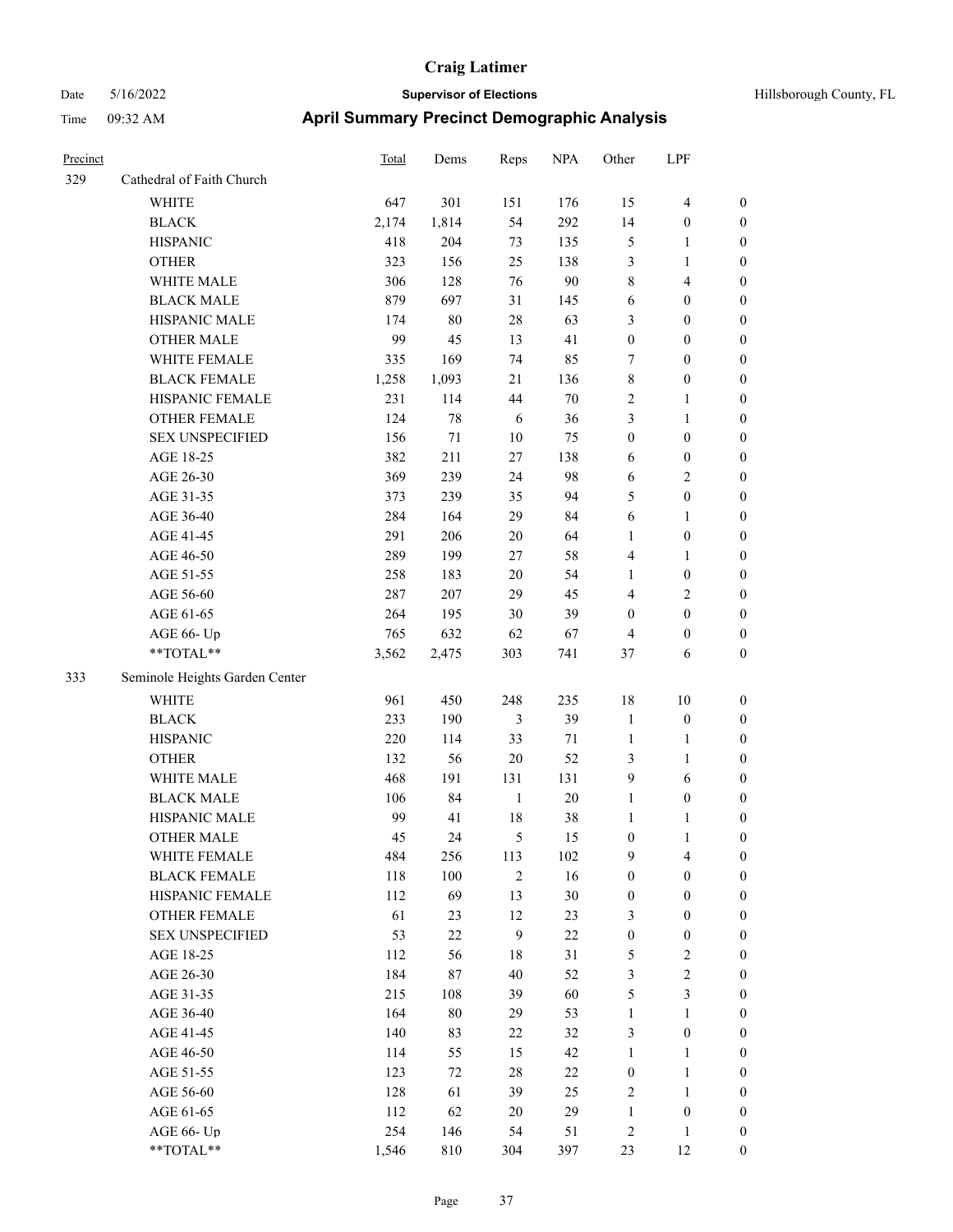# Craig Latimer

**Supervisor of Elections**

Hillsborough County, FL

Date 5/16/2022

Time 09:32 AM

## April Summary Precinct Demographic Analysis

| Precinct | | Total | Dems | Reps | NPA | Other | LPF | |
|---|---|---|---|---|---|---|---|---|
| 329 | Cathedral of Faith Church | | | | | | | |
| | WHITE | 647 | 301 | 151 | 176 | 15 | 4 | 0 |
| | BLACK | 2,174 | 1,814 | 54 | 292 | 14 | 0 | 0 |
| | HISPANIC | 418 | 204 | 73 | 135 | 5 | 1 | 0 |
| | OTHER | 323 | 156 | 25 | 138 | 3 | 1 | 0 |
| | WHITE MALE | 306 | 128 | 76 | 90 | 8 | 4 | 0 |
| | BLACK MALE | 879 | 697 | 31 | 145 | 6 | 0 | 0 |
| | HISPANIC MALE | 174 | 80 | 28 | 63 | 3 | 0 | 0 |
| | OTHER MALE | 99 | 45 | 13 | 41 | 0 | 0 | 0 |
| | WHITE FEMALE | 335 | 169 | 74 | 85 | 7 | 0 | 0 |
| | BLACK FEMALE | 1,258 | 1,093 | 21 | 136 | 8 | 0 | 0 |
| | HISPANIC FEMALE | 231 | 114 | 44 | 70 | 2 | 1 | 0 |
| | OTHER FEMALE | 124 | 78 | 6 | 36 | 3 | 1 | 0 |
| | SEX UNSPECIFIED | 156 | 71 | 10 | 75 | 0 | 0 | 0 |
| | AGE 18-25 | 382 | 211 | 27 | 138 | 6 | 0 | 0 |
| | AGE 26-30 | 369 | 239 | 24 | 98 | 6 | 2 | 0 |
| | AGE 31-35 | 373 | 239 | 35 | 94 | 5 | 0 | 0 |
| | AGE 36-40 | 284 | 164 | 29 | 84 | 6 | 1 | 0 |
| | AGE 41-45 | 291 | 206 | 20 | 64 | 1 | 0 | 0 |
| | AGE 46-50 | 289 | 199 | 27 | 58 | 4 | 1 | 0 |
| | AGE 51-55 | 258 | 183 | 20 | 54 | 1 | 0 | 0 |
| | AGE 56-60 | 287 | 207 | 29 | 45 | 4 | 2 | 0 |
| | AGE 61-65 | 264 | 195 | 30 | 39 | 0 | 0 | 0 |
| | AGE 66- Up | 765 | 632 | 62 | 67 | 4 | 0 | 0 |
| | **TOTAL** | 3,562 | 2,475 | 303 | 741 | 37 | 6 | 0 |
| 333 | Seminole Heights Garden Center | | | | | | | |
| | WHITE | 961 | 450 | 248 | 235 | 18 | 10 | 0 |
| | BLACK | 233 | 190 | 3 | 39 | 1 | 0 | 0 |
| | HISPANIC | 220 | 114 | 33 | 71 | 1 | 1 | 0 |
| | OTHER | 132 | 56 | 20 | 52 | 3 | 1 | 0 |
| | WHITE MALE | 468 | 191 | 131 | 131 | 9 | 6 | 0 |
| | BLACK MALE | 106 | 84 | 1 | 20 | 1 | 0 | 0 |
| | HISPANIC MALE | 99 | 41 | 18 | 38 | 1 | 1 | 0 |
| | OTHER MALE | 45 | 24 | 5 | 15 | 0 | 1 | 0 |
| | WHITE FEMALE | 484 | 256 | 113 | 102 | 9 | 4 | 0 |
| | BLACK FEMALE | 118 | 100 | 2 | 16 | 0 | 0 | 0 |
| | HISPANIC FEMALE | 112 | 69 | 13 | 30 | 0 | 0 | 0 |
| | OTHER FEMALE | 61 | 23 | 12 | 23 | 3 | 0 | 0 |
| | SEX UNSPECIFIED | 53 | 22 | 9 | 22 | 0 | 0 | 0 |
| | AGE 18-25 | 112 | 56 | 18 | 31 | 5 | 2 | 0 |
| | AGE 26-30 | 184 | 87 | 40 | 52 | 3 | 2 | 0 |
| | AGE 31-35 | 215 | 108 | 39 | 60 | 5 | 3 | 0 |
| | AGE 36-40 | 164 | 80 | 29 | 53 | 1 | 1 | 0 |
| | AGE 41-45 | 140 | 83 | 22 | 32 | 3 | 0 | 0 |
| | AGE 46-50 | 114 | 55 | 15 | 42 | 1 | 1 | 0 |
| | AGE 51-55 | 123 | 72 | 28 | 22 | 0 | 1 | 0 |
| | AGE 56-60 | 128 | 61 | 39 | 25 | 2 | 1 | 0 |
| | AGE 61-65 | 112 | 62 | 20 | 29 | 1 | 0 | 0 |
| | AGE 66- Up | 254 | 146 | 54 | 51 | 2 | 1 | 0 |
| | **TOTAL** | 1,546 | 810 | 304 | 397 | 23 | 12 | 0 |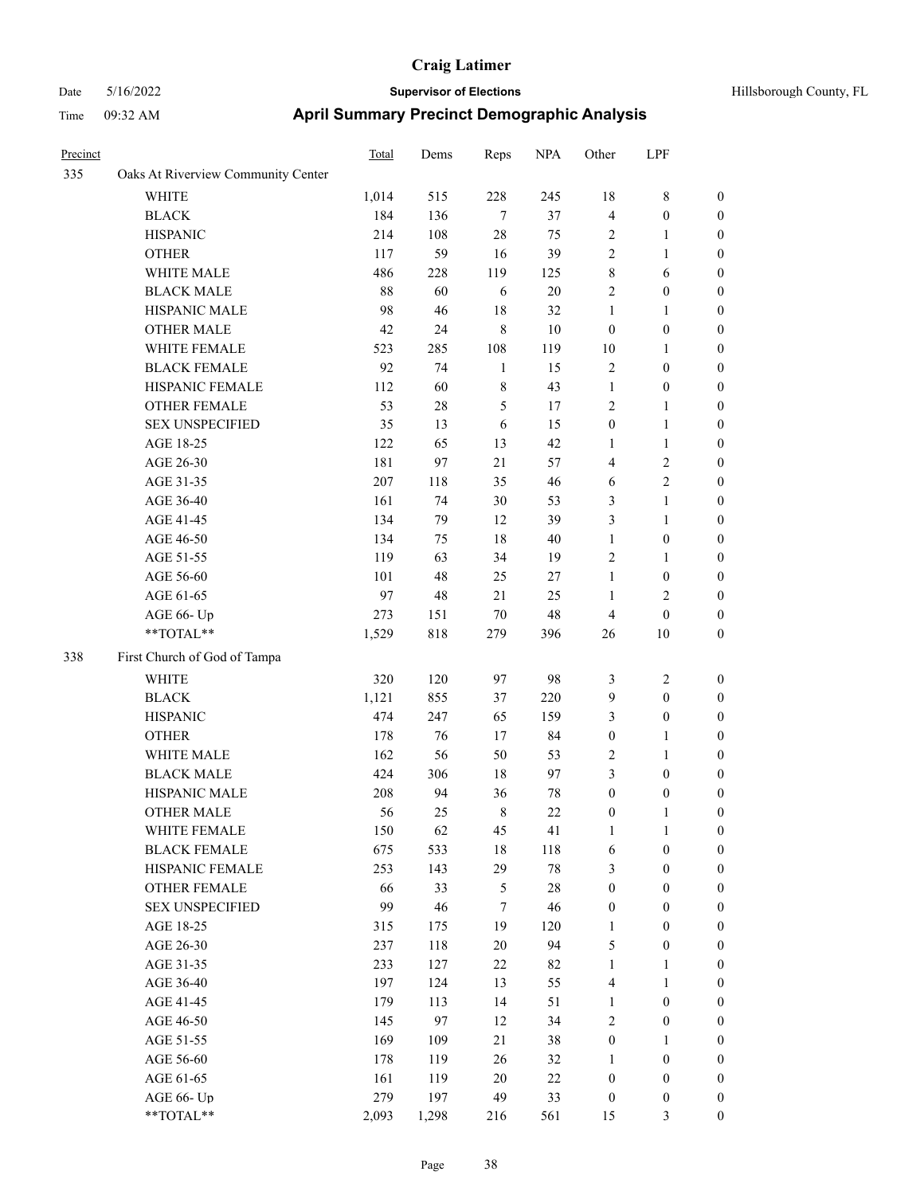# Craig Latimer

**Supervisor of Elections**

Hillsborough County, FL

Date 5/16/2022

Time 09:32 AM

## April Summary Precinct Demographic Analysis

| Precinct | | Total | Dems | Reps | NPA | Other | LPF | |
|---|---|---|---|---|---|---|---|---|
| 335 | Oaks At Riverview Community Center | | | | | | | |
| | WHITE | 1,014 | 515 | 228 | 245 | 18 | 8 | 0 |
| | BLACK | 184 | 136 | 7 | 37 | 4 | 0 | 0 |
| | HISPANIC | 214 | 108 | 28 | 75 | 2 | 1 | 0 |
| | OTHER | 117 | 59 | 16 | 39 | 2 | 1 | 0 |
| | WHITE MALE | 486 | 228 | 119 | 125 | 8 | 6 | 0 |
| | BLACK MALE | 88 | 60 | 6 | 20 | 2 | 0 | 0 |
| | HISPANIC MALE | 98 | 46 | 18 | 32 | 1 | 1 | 0 |
| | OTHER MALE | 42 | 24 | 8 | 10 | 0 | 0 | 0 |
| | WHITE FEMALE | 523 | 285 | 108 | 119 | 10 | 1 | 0 |
| | BLACK FEMALE | 92 | 74 | 1 | 15 | 2 | 0 | 0 |
| | HISPANIC FEMALE | 112 | 60 | 8 | 43 | 1 | 0 | 0 |
| | OTHER FEMALE | 53 | 28 | 5 | 17 | 2 | 1 | 0 |
| | SEX UNSPECIFIED | 35 | 13 | 6 | 15 | 0 | 1 | 0 |
| | AGE 18-25 | 122 | 65 | 13 | 42 | 1 | 1 | 0 |
| | AGE 26-30 | 181 | 97 | 21 | 57 | 4 | 2 | 0 |
| | AGE 31-35 | 207 | 118 | 35 | 46 | 6 | 2 | 0 |
| | AGE 36-40 | 161 | 74 | 30 | 53 | 3 | 1 | 0 |
| | AGE 41-45 | 134 | 79 | 12 | 39 | 3 | 1 | 0 |
| | AGE 46-50 | 134 | 75 | 18 | 40 | 1 | 0 | 0 |
| | AGE 51-55 | 119 | 63 | 34 | 19 | 2 | 1 | 0 |
| | AGE 56-60 | 101 | 48 | 25 | 27 | 1 | 0 | 0 |
| | AGE 61-65 | 97 | 48 | 21 | 25 | 1 | 2 | 0 |
| | AGE 66- Up | 273 | 151 | 70 | 48 | 4 | 0 | 0 |
| | **TOTAL** | 1,529 | 818 | 279 | 396 | 26 | 10 | 0 |
| 338 | First Church of God of Tampa | | | | | | | |
| | WHITE | 320 | 120 | 97 | 98 | 3 | 2 | 0 |
| | BLACK | 1,121 | 855 | 37 | 220 | 9 | 0 | 0 |
| | HISPANIC | 474 | 247 | 65 | 159 | 3 | 0 | 0 |
| | OTHER | 178 | 76 | 17 | 84 | 0 | 1 | 0 |
| | WHITE MALE | 162 | 56 | 50 | 53 | 2 | 1 | 0 |
| | BLACK MALE | 424 | 306 | 18 | 97 | 3 | 0 | 0 |
| | HISPANIC MALE | 208 | 94 | 36 | 78 | 0 | 0 | 0 |
| | OTHER MALE | 56 | 25 | 8 | 22 | 0 | 1 | 0 |
| | WHITE FEMALE | 150 | 62 | 45 | 41 | 1 | 1 | 0 |
| | BLACK FEMALE | 675 | 533 | 18 | 118 | 6 | 0 | 0 |
| | HISPANIC FEMALE | 253 | 143 | 29 | 78 | 3 | 0 | 0 |
| | OTHER FEMALE | 66 | 33 | 5 | 28 | 0 | 0 | 0 |
| | SEX UNSPECIFIED | 99 | 46 | 7 | 46 | 0 | 0 | 0 |
| | AGE 18-25 | 315 | 175 | 19 | 120 | 1 | 0 | 0 |
| | AGE 26-30 | 237 | 118 | 20 | 94 | 5 | 0 | 0 |
| | AGE 31-35 | 233 | 127 | 22 | 82 | 1 | 1 | 0 |
| | AGE 36-40 | 197 | 124 | 13 | 55 | 4 | 1 | 0 |
| | AGE 41-45 | 179 | 113 | 14 | 51 | 1 | 0 | 0 |
| | AGE 46-50 | 145 | 97 | 12 | 34 | 2 | 0 | 0 |
| | AGE 51-55 | 169 | 109 | 21 | 38 | 0 | 1 | 0 |
| | AGE 56-60 | 178 | 119 | 26 | 32 | 1 | 0 | 0 |
| | AGE 61-65 | 161 | 119 | 20 | 22 | 0 | 0 | 0 |
| | AGE 66- Up | 279 | 197 | 49 | 33 | 0 | 0 | 0 |
| | **TOTAL** | 2,093 | 1,298 | 216 | 561 | 15 | 3 | 0 |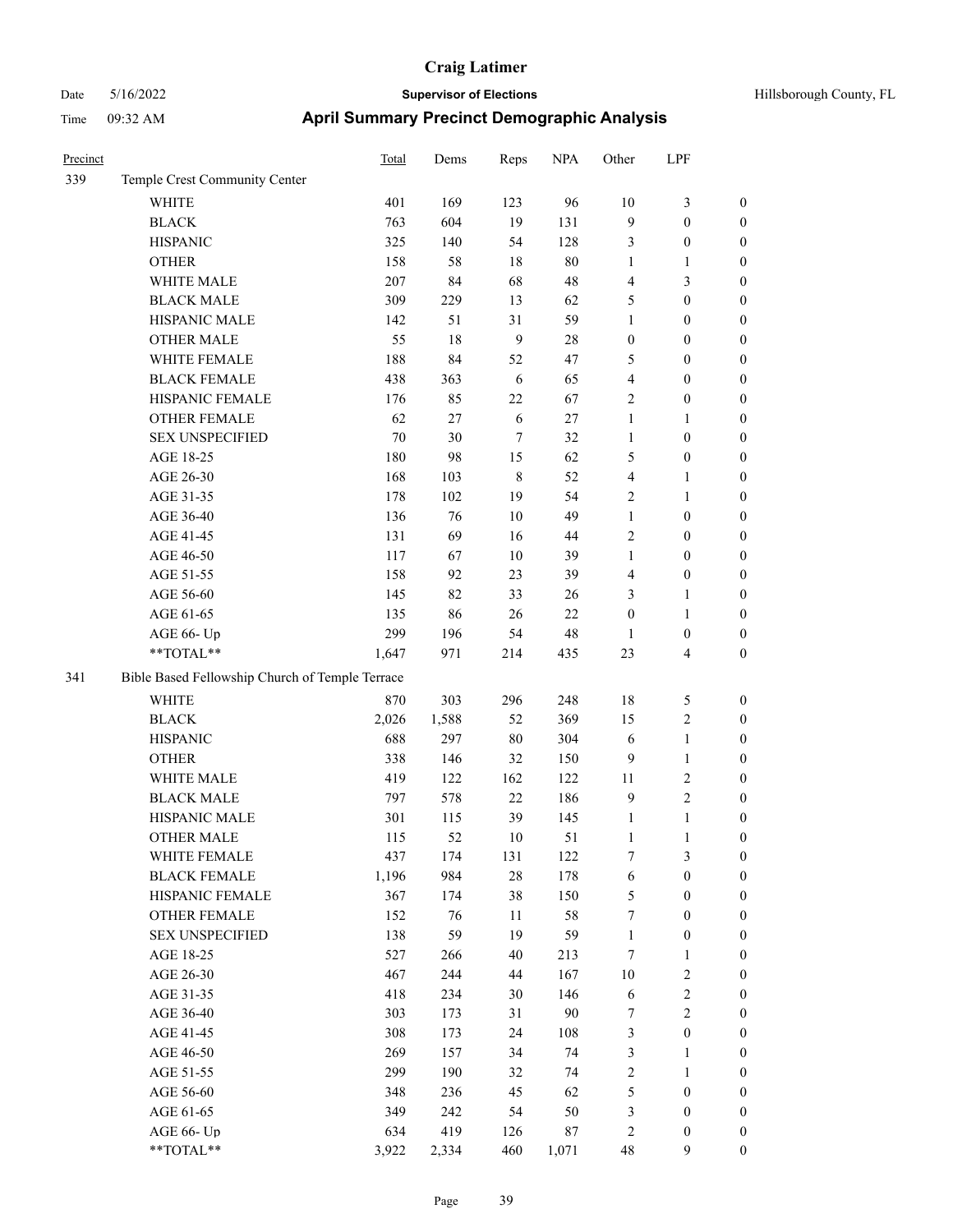# Craig Latimer

Date 5/16/2022 **Supervisor of Elections** Hillsborough County, FL

Time 09:32 AM **April Summary Precinct Demographic Analysis**

| Precinct | | Total | Dems | Reps | NPA | Other | LPF | |
|---|---|---|---|---|---|---|---|---|
| 339 | Temple Crest Community Center | | | | | | | |
| | WHITE | 401 | 169 | 123 | 96 | 10 | 3 | 0 |
| | BLACK | 763 | 604 | 19 | 131 | 9 | 0 | 0 |
| | HISPANIC | 325 | 140 | 54 | 128 | 3 | 0 | 0 |
| | OTHER | 158 | 58 | 18 | 80 | 1 | 1 | 0 |
| | WHITE MALE | 207 | 84 | 68 | 48 | 4 | 3 | 0 |
| | BLACK MALE | 309 | 229 | 13 | 62 | 5 | 0 | 0 |
| | HISPANIC MALE | 142 | 51 | 31 | 59 | 1 | 0 | 0 |
| | OTHER MALE | 55 | 18 | 9 | 28 | 0 | 0 | 0 |
| | WHITE FEMALE | 188 | 84 | 52 | 47 | 5 | 0 | 0 |
| | BLACK FEMALE | 438 | 363 | 6 | 65 | 4 | 0 | 0 |
| | HISPANIC FEMALE | 176 | 85 | 22 | 67 | 2 | 0 | 0 |
| | OTHER FEMALE | 62 | 27 | 6 | 27 | 1 | 1 | 0 |
| | SEX UNSPECIFIED | 70 | 30 | 7 | 32 | 1 | 0 | 0 |
| | AGE 18-25 | 180 | 98 | 15 | 62 | 5 | 0 | 0 |
| | AGE 26-30 | 168 | 103 | 8 | 52 | 4 | 1 | 0 |
| | AGE 31-35 | 178 | 102 | 19 | 54 | 2 | 1 | 0 |
| | AGE 36-40 | 136 | 76 | 10 | 49 | 1 | 0 | 0 |
| | AGE 41-45 | 131 | 69 | 16 | 44 | 2 | 0 | 0 |
| | AGE 46-50 | 117 | 67 | 10 | 39 | 1 | 0 | 0 |
| | AGE 51-55 | 158 | 92 | 23 | 39 | 4 | 0 | 0 |
| | AGE 56-60 | 145 | 82 | 33 | 26 | 3 | 1 | 0 |
| | AGE 61-65 | 135 | 86 | 26 | 22 | 0 | 1 | 0 |
| | AGE 66- Up | 299 | 196 | 54 | 48 | 1 | 0 | 0 |
| | **TOTAL** | 1,647 | 971 | 214 | 435 | 23 | 4 | 0 |
| 341 | Bible Based Fellowship Church of Temple Terrace | | | | | | | |
| | WHITE | 870 | 303 | 296 | 248 | 18 | 5 | 0 |
| | BLACK | 2,026 | 1,588 | 52 | 369 | 15 | 2 | 0 |
| | HISPANIC | 688 | 297 | 80 | 304 | 6 | 1 | 0 |
| | OTHER | 338 | 146 | 32 | 150 | 9 | 1 | 0 |
| | WHITE MALE | 419 | 122 | 162 | 122 | 11 | 2 | 0 |
| | BLACK MALE | 797 | 578 | 22 | 186 | 9 | 2 | 0 |
| | HISPANIC MALE | 301 | 115 | 39 | 145 | 1 | 1 | 0 |
| | OTHER MALE | 115 | 52 | 10 | 51 | 1 | 1 | 0 |
| | WHITE FEMALE | 437 | 174 | 131 | 122 | 7 | 3 | 0 |
| | BLACK FEMALE | 1,196 | 984 | 28 | 178 | 6 | 0 | 0 |
| | HISPANIC FEMALE | 367 | 174 | 38 | 150 | 5 | 0 | 0 |
| | OTHER FEMALE | 152 | 76 | 11 | 58 | 7 | 0 | 0 |
| | SEX UNSPECIFIED | 138 | 59 | 19 | 59 | 1 | 0 | 0 |
| | AGE 18-25 | 527 | 266 | 40 | 213 | 7 | 1 | 0 |
| | AGE 26-30 | 467 | 244 | 44 | 167 | 10 | 2 | 0 |
| | AGE 31-35 | 418 | 234 | 30 | 146 | 6 | 2 | 0 |
| | AGE 36-40 | 303 | 173 | 31 | 90 | 7 | 2 | 0 |
| | AGE 41-45 | 308 | 173 | 24 | 108 | 3 | 0 | 0 |
| | AGE 46-50 | 269 | 157 | 34 | 74 | 3 | 1 | 0 |
| | AGE 51-55 | 299 | 190 | 32 | 74 | 2 | 1 | 0 |
| | AGE 56-60 | 348 | 236 | 45 | 62 | 5 | 0 | 0 |
| | AGE 61-65 | 349 | 242 | 54 | 50 | 3 | 0 | 0 |
| | AGE 66- Up | 634 | 419 | 126 | 87 | 2 | 0 | 0 |
| | **TOTAL** | 3,922 | 2,334 | 460 | 1,071 | 48 | 9 | 0 |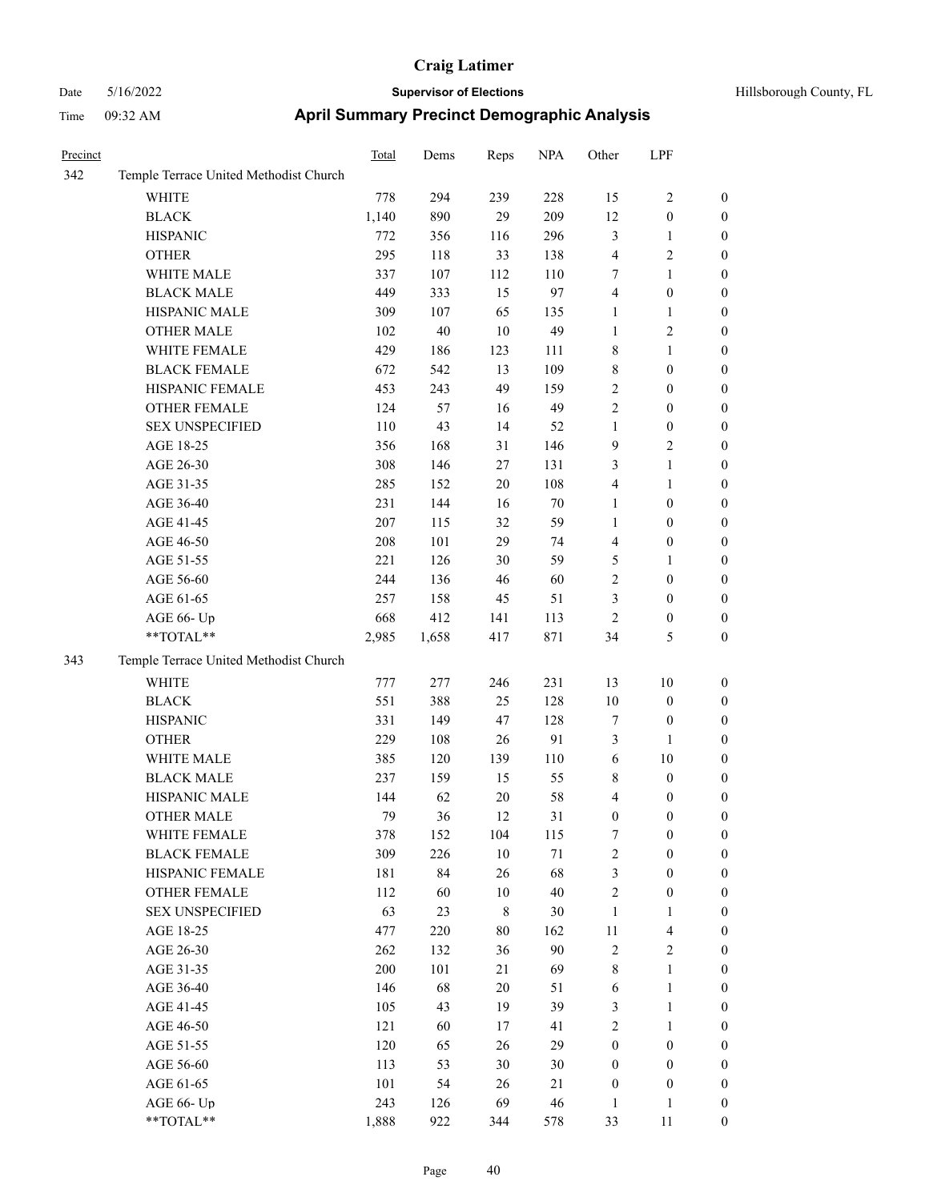# Craig Latimer

Date 5/16/2022 **Supervisor of Elections** Hillsborough County, FL

Time 09:32 AM **April Summary Precinct Demographic Analysis**

| Precinct | | Total | Dems | Reps | NPA | Other | LPF | |
|---|---|---|---|---|---|---|---|---|
| 342 | Temple Terrace United Methodist Church | | | | | | | |
| | WHITE | 778 | 294 | 239 | 228 | 15 | 2 | 0 |
| | BLACK | 1,140 | 890 | 29 | 209 | 12 | 0 | 0 |
| | HISPANIC | 772 | 356 | 116 | 296 | 3 | 1 | 0 |
| | OTHER | 295 | 118 | 33 | 138 | 4 | 2 | 0 |
| | WHITE MALE | 337 | 107 | 112 | 110 | 7 | 1 | 0 |
| | BLACK MALE | 449 | 333 | 15 | 97 | 4 | 0 | 0 |
| | HISPANIC MALE | 309 | 107 | 65 | 135 | 1 | 1 | 0 |
| | OTHER MALE | 102 | 40 | 10 | 49 | 1 | 2 | 0 |
| | WHITE FEMALE | 429 | 186 | 123 | 111 | 8 | 1 | 0 |
| | BLACK FEMALE | 672 | 542 | 13 | 109 | 8 | 0 | 0 |
| | HISPANIC FEMALE | 453 | 243 | 49 | 159 | 2 | 0 | 0 |
| | OTHER FEMALE | 124 | 57 | 16 | 49 | 2 | 0 | 0 |
| | SEX UNSPECIFIED | 110 | 43 | 14 | 52 | 1 | 0 | 0 |
| | AGE 18-25 | 356 | 168 | 31 | 146 | 9 | 2 | 0 |
| | AGE 26-30 | 308 | 146 | 27 | 131 | 3 | 1 | 0 |
| | AGE 31-35 | 285 | 152 | 20 | 108 | 4 | 1 | 0 |
| | AGE 36-40 | 231 | 144 | 16 | 70 | 1 | 0 | 0 |
| | AGE 41-45 | 207 | 115 | 32 | 59 | 1 | 0 | 0 |
| | AGE 46-50 | 208 | 101 | 29 | 74 | 4 | 0 | 0 |
| | AGE 51-55 | 221 | 126 | 30 | 59 | 5 | 1 | 0 |
| | AGE 56-60 | 244 | 136 | 46 | 60 | 2 | 0 | 0 |
| | AGE 61-65 | 257 | 158 | 45 | 51 | 3 | 0 | 0 |
| | AGE 66- Up | 668 | 412 | 141 | 113 | 2 | 0 | 0 |
| | **TOTAL** | 2,985 | 1,658 | 417 | 871 | 34 | 5 | 0 |
| 343 | Temple Terrace United Methodist Church | | | | | | | |
| | WHITE | 777 | 277 | 246 | 231 | 13 | 10 | 0 |
| | BLACK | 551 | 388 | 25 | 128 | 10 | 0 | 0 |
| | HISPANIC | 331 | 149 | 47 | 128 | 7 | 0 | 0 |
| | OTHER | 229 | 108 | 26 | 91 | 3 | 1 | 0 |
| | WHITE MALE | 385 | 120 | 139 | 110 | 6 | 10 | 0 |
| | BLACK MALE | 237 | 159 | 15 | 55 | 8 | 0 | 0 |
| | HISPANIC MALE | 144 | 62 | 20 | 58 | 4 | 0 | 0 |
| | OTHER MALE | 79 | 36 | 12 | 31 | 0 | 0 | 0 |
| | WHITE FEMALE | 378 | 152 | 104 | 115 | 7 | 0 | 0 |
| | BLACK FEMALE | 309 | 226 | 10 | 71 | 2 | 0 | 0 |
| | HISPANIC FEMALE | 181 | 84 | 26 | 68 | 3 | 0 | 0 |
| | OTHER FEMALE | 112 | 60 | 10 | 40 | 2 | 0 | 0 |
| | SEX UNSPECIFIED | 63 | 23 | 8 | 30 | 1 | 1 | 0 |
| | AGE 18-25 | 477 | 220 | 80 | 162 | 11 | 4 | 0 |
| | AGE 26-30 | 262 | 132 | 36 | 90 | 2 | 2 | 0 |
| | AGE 31-35 | 200 | 101 | 21 | 69 | 8 | 1 | 0 |
| | AGE 36-40 | 146 | 68 | 20 | 51 | 6 | 1 | 0 |
| | AGE 41-45 | 105 | 43 | 19 | 39 | 3 | 1 | 0 |
| | AGE 46-50 | 121 | 60 | 17 | 41 | 2 | 1 | 0 |
| | AGE 51-55 | 120 | 65 | 26 | 29 | 0 | 0 | 0 |
| | AGE 56-60 | 113 | 53 | 30 | 30 | 0 | 0 | 0 |
| | AGE 61-65 | 101 | 54 | 26 | 21 | 0 | 0 | 0 |
| | AGE 66- Up | 243 | 126 | 69 | 46 | 1 | 1 | 0 |
| | **TOTAL** | 1,888 | 922 | 344 | 578 | 33 | 11 | 0 |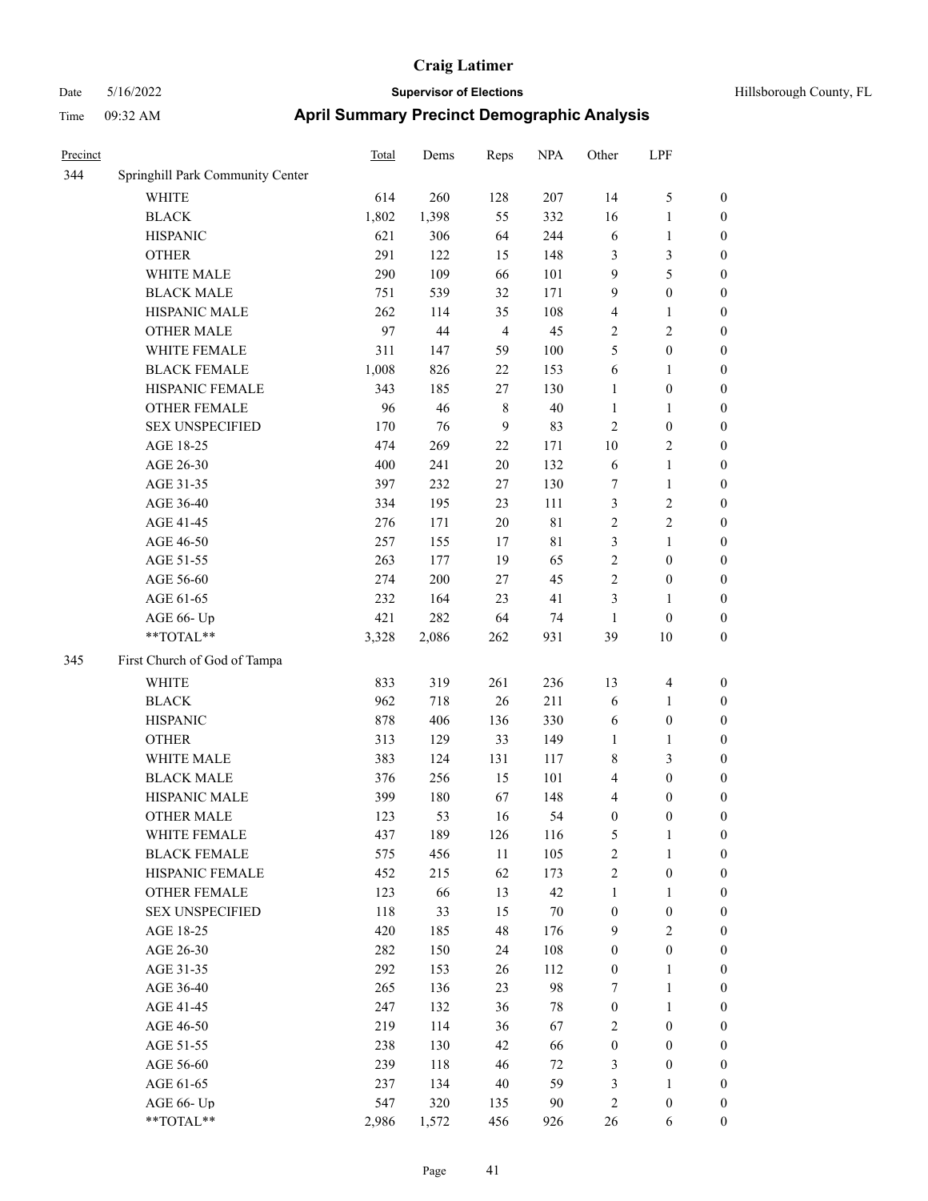# Craig Latimer

**Supervisor of Elections**

Date 5/16/2022 Hillsborough County, FL

Time 09:32 AM

## April Summary Precinct Demographic Analysis

| Precinct | | Total | Dems | Reps | NPA | Other | LPF | |
|---|---|---|---|---|---|---|---|---|
| 344 | Springhill Park Community Center | | | | | | | |
| | WHITE | 614 | 260 | 128 | 207 | 14 | 5 | 0 |
| | BLACK | 1,802 | 1,398 | 55 | 332 | 16 | 1 | 0 |
| | HISPANIC | 621 | 306 | 64 | 244 | 6 | 1 | 0 |
| | OTHER | 291 | 122 | 15 | 148 | 3 | 3 | 0 |
| | WHITE MALE | 290 | 109 | 66 | 101 | 9 | 5 | 0 |
| | BLACK MALE | 751 | 539 | 32 | 171 | 9 | 0 | 0 |
| | HISPANIC MALE | 262 | 114 | 35 | 108 | 4 | 1 | 0 |
| | OTHER MALE | 97 | 44 | 4 | 45 | 2 | 2 | 0 |
| | WHITE FEMALE | 311 | 147 | 59 | 100 | 5 | 0 | 0 |
| | BLACK FEMALE | 1,008 | 826 | 22 | 153 | 6 | 1 | 0 |
| | HISPANIC FEMALE | 343 | 185 | 27 | 130 | 1 | 0 | 0 |
| | OTHER FEMALE | 96 | 46 | 8 | 40 | 1 | 1 | 0 |
| | SEX UNSPECIFIED | 170 | 76 | 9 | 83 | 2 | 0 | 0 |
| | AGE 18-25 | 474 | 269 | 22 | 171 | 10 | 2 | 0 |
| | AGE 26-30 | 400 | 241 | 20 | 132 | 6 | 1 | 0 |
| | AGE 31-35 | 397 | 232 | 27 | 130 | 7 | 1 | 0 |
| | AGE 36-40 | 334 | 195 | 23 | 111 | 3 | 2 | 0 |
| | AGE 41-45 | 276 | 171 | 20 | 81 | 2 | 2 | 0 |
| | AGE 46-50 | 257 | 155 | 17 | 81 | 3 | 1 | 0 |
| | AGE 51-55 | 263 | 177 | 19 | 65 | 2 | 0 | 0 |
| | AGE 56-60 | 274 | 200 | 27 | 45 | 2 | 0 | 0 |
| | AGE 61-65 | 232 | 164 | 23 | 41 | 3 | 1 | 0 |
| | AGE 66- Up | 421 | 282 | 64 | 74 | 1 | 0 | 0 |
| | **TOTAL** | 3,328 | 2,086 | 262 | 931 | 39 | 10 | 0 |
| 345 | First Church of God of Tampa | | | | | | | |
| | WHITE | 833 | 319 | 261 | 236 | 13 | 4 | 0 |
| | BLACK | 962 | 718 | 26 | 211 | 6 | 1 | 0 |
| | HISPANIC | 878 | 406 | 136 | 330 | 6 | 0 | 0 |
| | OTHER | 313 | 129 | 33 | 149 | 1 | 1 | 0 |
| | WHITE MALE | 383 | 124 | 131 | 117 | 8 | 3 | 0 |
| | BLACK MALE | 376 | 256 | 15 | 101 | 4 | 0 | 0 |
| | HISPANIC MALE | 399 | 180 | 67 | 148 | 4 | 0 | 0 |
| | OTHER MALE | 123 | 53 | 16 | 54 | 0 | 0 | 0 |
| | WHITE FEMALE | 437 | 189 | 126 | 116 | 5 | 1 | 0 |
| | BLACK FEMALE | 575 | 456 | 11 | 105 | 2 | 1 | 0 |
| | HISPANIC FEMALE | 452 | 215 | 62 | 173 | 2 | 0 | 0 |
| | OTHER FEMALE | 123 | 66 | 13 | 42 | 1 | 1 | 0 |
| | SEX UNSPECIFIED | 118 | 33 | 15 | 70 | 0 | 0 | 0 |
| | AGE 18-25 | 420 | 185 | 48 | 176 | 9 | 2 | 0 |
| | AGE 26-30 | 282 | 150 | 24 | 108 | 0 | 0 | 0 |
| | AGE 31-35 | 292 | 153 | 26 | 112 | 0 | 1 | 0 |
| | AGE 36-40 | 265 | 136 | 23 | 98 | 7 | 1 | 0 |
| | AGE 41-45 | 247 | 132 | 36 | 78 | 0 | 1 | 0 |
| | AGE 46-50 | 219 | 114 | 36 | 67 | 2 | 0 | 0 |
| | AGE 51-55 | 238 | 130 | 42 | 66 | 0 | 0 | 0 |
| | AGE 56-60 | 239 | 118 | 46 | 72 | 3 | 0 | 0 |
| | AGE 61-65 | 237 | 134 | 40 | 59 | 3 | 1 | 0 |
| | AGE 66- Up | 547 | 320 | 135 | 90 | 2 | 0 | 0 |
| | **TOTAL** | 2,986 | 1,572 | 456 | 926 | 26 | 6 | 0 |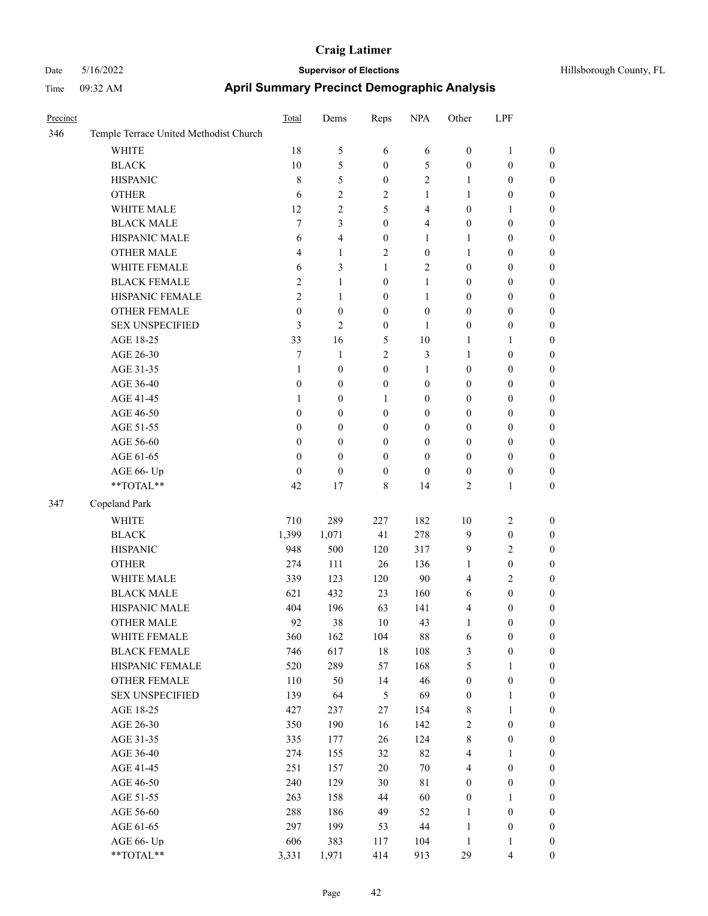| Precinct | | Total | Dems | Reps | NPA | Other | LPF | |
|---|---|---|---|---|---|---|---|---|
| 346 | Temple Terrace United Methodist Church | | | | | | | |
| | WHITE | 18 | 5 | 6 | 6 | 0 | 1 | 0 |
| | BLACK | 10 | 5 | 0 | 5 | 0 | 0 | 0 |
| | HISPANIC | 8 | 5 | 0 | 2 | 1 | 0 | 0 |
| | OTHER | 6 | 2 | 2 | 1 | 1 | 0 | 0 |
| | WHITE MALE | 12 | 2 | 5 | 4 | 0 | 1 | 0 |
| | BLACK MALE | 7 | 3 | 0 | 4 | 0 | 0 | 0 |
| | HISPANIC MALE | 6 | 4 | 0 | 1 | 1 | 0 | 0 |
| | OTHER MALE | 4 | 1 | 2 | 0 | 1 | 0 | 0 |
| | WHITE FEMALE | 6 | 3 | 1 | 2 | 0 | 0 | 0 |
| | BLACK FEMALE | 2 | 1 | 0 | 1 | 0 | 0 | 0 |
| | HISPANIC FEMALE | 2 | 1 | 0 | 1 | 0 | 0 | 0 |
| | OTHER FEMALE | 0 | 0 | 0 | 0 | 0 | 0 | 0 |
| | SEX UNSPECIFIED | 3 | 2 | 0 | 1 | 0 | 0 | 0 |
| | AGE 18-25 | 33 | 16 | 5 | 10 | 1 | 1 | 0 |
| | AGE 26-30 | 7 | 1 | 2 | 3 | 1 | 0 | 0 |
| | AGE 31-35 | 1 | 0 | 0 | 1 | 0 | 0 | 0 |
| | AGE 36-40 | 0 | 0 | 0 | 0 | 0 | 0 | 0 |
| | AGE 41-45 | 1 | 0 | 1 | 0 | 0 | 0 | 0 |
| | AGE 46-50 | 0 | 0 | 0 | 0 | 0 | 0 | 0 |
| | AGE 51-55 | 0 | 0 | 0 | 0 | 0 | 0 | 0 |
| | AGE 56-60 | 0 | 0 | 0 | 0 | 0 | 0 | 0 |
| | AGE 61-65 | 0 | 0 | 0 | 0 | 0 | 0 | 0 |
| | AGE 66- Up | 0 | 0 | 0 | 0 | 0 | 0 | 0 |
| | **TOTAL** | 42 | 17 | 8 | 14 | 2 | 1 | 0 |
| 347 | Copeland Park | | | | | | | |
| | WHITE | 710 | 289 | 227 | 182 | 10 | 2 | 0 |
| | BLACK | 1,399 | 1,071 | 41 | 278 | 9 | 0 | 0 |
| | HISPANIC | 948 | 500 | 120 | 317 | 9 | 2 | 0 |
| | OTHER | 274 | 111 | 26 | 136 | 1 | 0 | 0 |
| | WHITE MALE | 339 | 123 | 120 | 90 | 4 | 2 | 0 |
| | BLACK MALE | 621 | 432 | 23 | 160 | 6 | 0 | 0 |
| | HISPANIC MALE | 404 | 196 | 63 | 141 | 4 | 0 | 0 |
| | OTHER MALE | 92 | 38 | 10 | 43 | 1 | 0 | 0 |
| | WHITE FEMALE | 360 | 162 | 104 | 88 | 6 | 0 | 0 |
| | BLACK FEMALE | 746 | 617 | 18 | 108 | 3 | 0 | 0 |
| | HISPANIC FEMALE | 520 | 289 | 57 | 168 | 5 | 1 | 0 |
| | OTHER FEMALE | 110 | 50 | 14 | 46 | 0 | 0 | 0 |
| | SEX UNSPECIFIED | 139 | 64 | 5 | 69 | 0 | 1 | 0 |
| | AGE 18-25 | 427 | 237 | 27 | 154 | 8 | 1 | 0 |
| | AGE 26-30 | 350 | 190 | 16 | 142 | 2 | 0 | 0 |
| | AGE 31-35 | 335 | 177 | 26 | 124 | 8 | 0 | 0 |
| | AGE 36-40 | 274 | 155 | 32 | 82 | 4 | 1 | 0 |
| | AGE 41-45 | 251 | 157 | 20 | 70 | 4 | 0 | 0 |
| | AGE 46-50 | 240 | 129 | 30 | 81 | 0 | 0 | 0 |
| | AGE 51-55 | 263 | 158 | 44 | 60 | 0 | 1 | 0 |
| | AGE 56-60 | 288 | 186 | 49 | 52 | 1 | 0 | 0 |
| | AGE 61-65 | 297 | 199 | 53 | 44 | 1 | 0 | 0 |
| | AGE 66- Up | 606 | 383 | 117 | 104 | 1 | 1 | 0 |
| | **TOTAL** | 3,331 | 1,971 | 414 | 913 | 29 | 4 | 0 |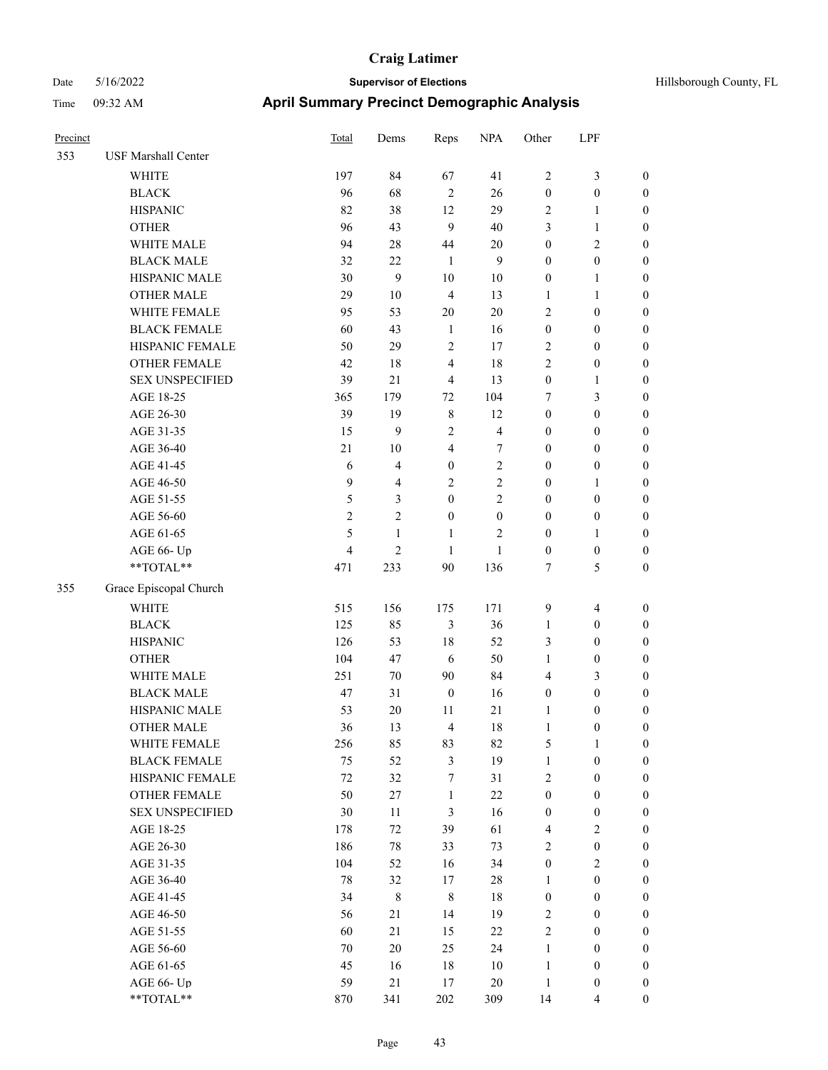# Craig Latimer

**Supervisor of Elections**

Date 5/16/2022

Time 09:32 AM

Hillsborough County, FL

## April Summary Precinct Demographic Analysis

| Precinct | | Total | Dems | Reps | NPA | Other | LPF | |
|---|---|---|---|---|---|---|---|---|
| 353 | USF Marshall Center | | | | | | | |
| | WHITE | 197 | 84 | 67 | 41 | 2 | 3 | 0 |
| | BLACK | 96 | 68 | 2 | 26 | 0 | 0 | 0 |
| | HISPANIC | 82 | 38 | 12 | 29 | 2 | 1 | 0 |
| | OTHER | 96 | 43 | 9 | 40 | 3 | 1 | 0 |
| | WHITE MALE | 94 | 28 | 44 | 20 | 0 | 2 | 0 |
| | BLACK MALE | 32 | 22 | 1 | 9 | 0 | 0 | 0 |
| | HISPANIC MALE | 30 | 9 | 10 | 10 | 0 | 1 | 0 |
| | OTHER MALE | 29 | 10 | 4 | 13 | 1 | 1 | 0 |
| | WHITE FEMALE | 95 | 53 | 20 | 20 | 2 | 0 | 0 |
| | BLACK FEMALE | 60 | 43 | 1 | 16 | 0 | 0 | 0 |
| | HISPANIC FEMALE | 50 | 29 | 2 | 17 | 2 | 0 | 0 |
| | OTHER FEMALE | 42 | 18 | 4 | 18 | 2 | 0 | 0 |
| | SEX UNSPECIFIED | 39 | 21 | 4 | 13 | 0 | 1 | 0 |
| | AGE 18-25 | 365 | 179 | 72 | 104 | 7 | 3 | 0 |
| | AGE 26-30 | 39 | 19 | 8 | 12 | 0 | 0 | 0 |
| | AGE 31-35 | 15 | 9 | 2 | 4 | 0 | 0 | 0 |
| | AGE 36-40 | 21 | 10 | 4 | 7 | 0 | 0 | 0 |
| | AGE 41-45 | 6 | 4 | 0 | 2 | 0 | 0 | 0 |
| | AGE 46-50 | 9 | 4 | 2 | 2 | 0 | 1 | 0 |
| | AGE 51-55 | 5 | 3 | 0 | 2 | 0 | 0 | 0 |
| | AGE 56-60 | 2 | 2 | 0 | 0 | 0 | 0 | 0 |
| | AGE 61-65 | 5 | 1 | 1 | 2 | 0 | 1 | 0 |
| | AGE 66- Up | 4 | 2 | 1 | 1 | 0 | 0 | 0 |
| | **TOTAL** | 471 | 233 | 90 | 136 | 7 | 5 | 0 |
| 355 | Grace Episcopal Church | | | | | | | |
| | WHITE | 515 | 156 | 175 | 171 | 9 | 4 | 0 |
| | BLACK | 125 | 85 | 3 | 36 | 1 | 0 | 0 |
| | HISPANIC | 126 | 53 | 18 | 52 | 3 | 0 | 0 |
| | OTHER | 104 | 47 | 6 | 50 | 1 | 0 | 0 |
| | WHITE MALE | 251 | 70 | 90 | 84 | 4 | 3 | 0 |
| | BLACK MALE | 47 | 31 | 0 | 16 | 0 | 0 | 0 |
| | HISPANIC MALE | 53 | 20 | 11 | 21 | 1 | 0 | 0 |
| | OTHER MALE | 36 | 13 | 4 | 18 | 1 | 0 | 0 |
| | WHITE FEMALE | 256 | 85 | 83 | 82 | 5 | 1 | 0 |
| | BLACK FEMALE | 75 | 52 | 3 | 19 | 1 | 0 | 0 |
| | HISPANIC FEMALE | 72 | 32 | 7 | 31 | 2 | 0 | 0 |
| | OTHER FEMALE | 50 | 27 | 1 | 22 | 0 | 0 | 0 |
| | SEX UNSPECIFIED | 30 | 11 | 3 | 16 | 0 | 0 | 0 |
| | AGE 18-25 | 178 | 72 | 39 | 61 | 4 | 2 | 0 |
| | AGE 26-30 | 186 | 78 | 33 | 73 | 2 | 0 | 0 |
| | AGE 31-35 | 104 | 52 | 16 | 34 | 0 | 2 | 0 |
| | AGE 36-40 | 78 | 32 | 17 | 28 | 1 | 0 | 0 |
| | AGE 41-45 | 34 | 8 | 8 | 18 | 0 | 0 | 0 |
| | AGE 46-50 | 56 | 21 | 14 | 19 | 2 | 0 | 0 |
| | AGE 51-55 | 60 | 21 | 15 | 22 | 2 | 0 | 0 |
| | AGE 56-60 | 70 | 20 | 25 | 24 | 1 | 0 | 0 |
| | AGE 61-65 | 45 | 16 | 18 | 10 | 1 | 0 | 0 |
| | AGE 66- Up | 59 | 21 | 17 | 20 | 1 | 0 | 0 |
| | **TOTAL** | 870 | 341 | 202 | 309 | 14 | 4 | 0 |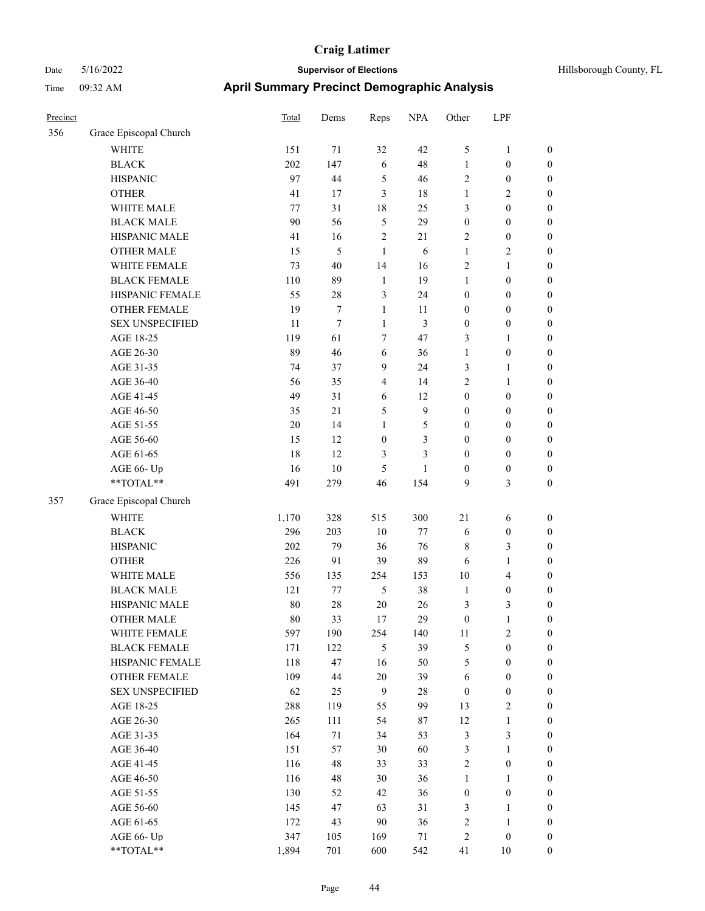| Precinct | | Total | Dems | Reps | NPA | Other | LPF | |
|---|---|---|---|---|---|---|---|---|
| 356 | Grace Episcopal Church | | | | | | | |
| | WHITE | 151 | 71 | 32 | 42 | 5 | 1 | 0 |
| | BLACK | 202 | 147 | 6 | 48 | 1 | 0 | 0 |
| | HISPANIC | 97 | 44 | 5 | 46 | 2 | 0 | 0 |
| | OTHER | 41 | 17 | 3 | 18 | 1 | 2 | 0 |
| | WHITE MALE | 77 | 31 | 18 | 25 | 3 | 0 | 0 |
| | BLACK MALE | 90 | 56 | 5 | 29 | 0 | 0 | 0 |
| | HISPANIC MALE | 41 | 16 | 2 | 21 | 2 | 0 | 0 |
| | OTHER MALE | 15 | 5 | 1 | 6 | 1 | 2 | 0 |
| | WHITE FEMALE | 73 | 40 | 14 | 16 | 2 | 1 | 0 |
| | BLACK FEMALE | 110 | 89 | 1 | 19 | 1 | 0 | 0 |
| | HISPANIC FEMALE | 55 | 28 | 3 | 24 | 0 | 0 | 0 |
| | OTHER FEMALE | 19 | 7 | 1 | 11 | 0 | 0 | 0 |
| | SEX UNSPECIFIED | 11 | 7 | 1 | 3 | 0 | 0 | 0 |
| | AGE 18-25 | 119 | 61 | 7 | 47 | 3 | 1 | 0 |
| | AGE 26-30 | 89 | 46 | 6 | 36 | 1 | 0 | 0 |
| | AGE 31-35 | 74 | 37 | 9 | 24 | 3 | 1 | 0 |
| | AGE 36-40 | 56 | 35 | 4 | 14 | 2 | 1 | 0 |
| | AGE 41-45 | 49 | 31 | 6 | 12 | 0 | 0 | 0 |
| | AGE 46-50 | 35 | 21 | 5 | 9 | 0 | 0 | 0 |
| | AGE 51-55 | 20 | 14 | 1 | 5 | 0 | 0 | 0 |
| | AGE 56-60 | 15 | 12 | 0 | 3 | 0 | 0 | 0 |
| | AGE 61-65 | 18 | 12 | 3 | 3 | 0 | 0 | 0 |
| | AGE 66- Up | 16 | 10 | 5 | 1 | 0 | 0 | 0 |
| | **TOTAL** | 491 | 279 | 46 | 154 | 9 | 3 | 0 |
| 357 | Grace Episcopal Church | | | | | | | |
| | WHITE | 1,170 | 328 | 515 | 300 | 21 | 6 | 0 |
| | BLACK | 296 | 203 | 10 | 77 | 6 | 0 | 0 |
| | HISPANIC | 202 | 79 | 36 | 76 | 8 | 3 | 0 |
| | OTHER | 226 | 91 | 39 | 89 | 6 | 1 | 0 |
| | WHITE MALE | 556 | 135 | 254 | 153 | 10 | 4 | 0 |
| | BLACK MALE | 121 | 77 | 5 | 38 | 1 | 0 | 0 |
| | HISPANIC MALE | 80 | 28 | 20 | 26 | 3 | 3 | 0 |
| | OTHER MALE | 80 | 33 | 17 | 29 | 0 | 1 | 0 |
| | WHITE FEMALE | 597 | 190 | 254 | 140 | 11 | 2 | 0 |
| | BLACK FEMALE | 171 | 122 | 5 | 39 | 5 | 0 | 0 |
| | HISPANIC FEMALE | 118 | 47 | 16 | 50 | 5 | 0 | 0 |
| | OTHER FEMALE | 109 | 44 | 20 | 39 | 6 | 0 | 0 |
| | SEX UNSPECIFIED | 62 | 25 | 9 | 28 | 0 | 0 | 0 |
| | AGE 18-25 | 288 | 119 | 55 | 99 | 13 | 2 | 0 |
| | AGE 26-30 | 265 | 111 | 54 | 87 | 12 | 1 | 0 |
| | AGE 31-35 | 164 | 71 | 34 | 53 | 3 | 3 | 0 |
| | AGE 36-40 | 151 | 57 | 30 | 60 | 3 | 1 | 0 |
| | AGE 41-45 | 116 | 48 | 33 | 33 | 2 | 0 | 0 |
| | AGE 46-50 | 116 | 48 | 30 | 36 | 1 | 1 | 0 |
| | AGE 51-55 | 130 | 52 | 42 | 36 | 0 | 0 | 0 |
| | AGE 56-60 | 145 | 47 | 63 | 31 | 3 | 1 | 0 |
| | AGE 61-65 | 172 | 43 | 90 | 36 | 2 | 1 | 0 |
| | AGE 66- Up | 347 | 105 | 169 | 71 | 2 | 0 | 0 |
| | **TOTAL** | 1,894 | 701 | 600 | 542 | 41 | 10 | 0 |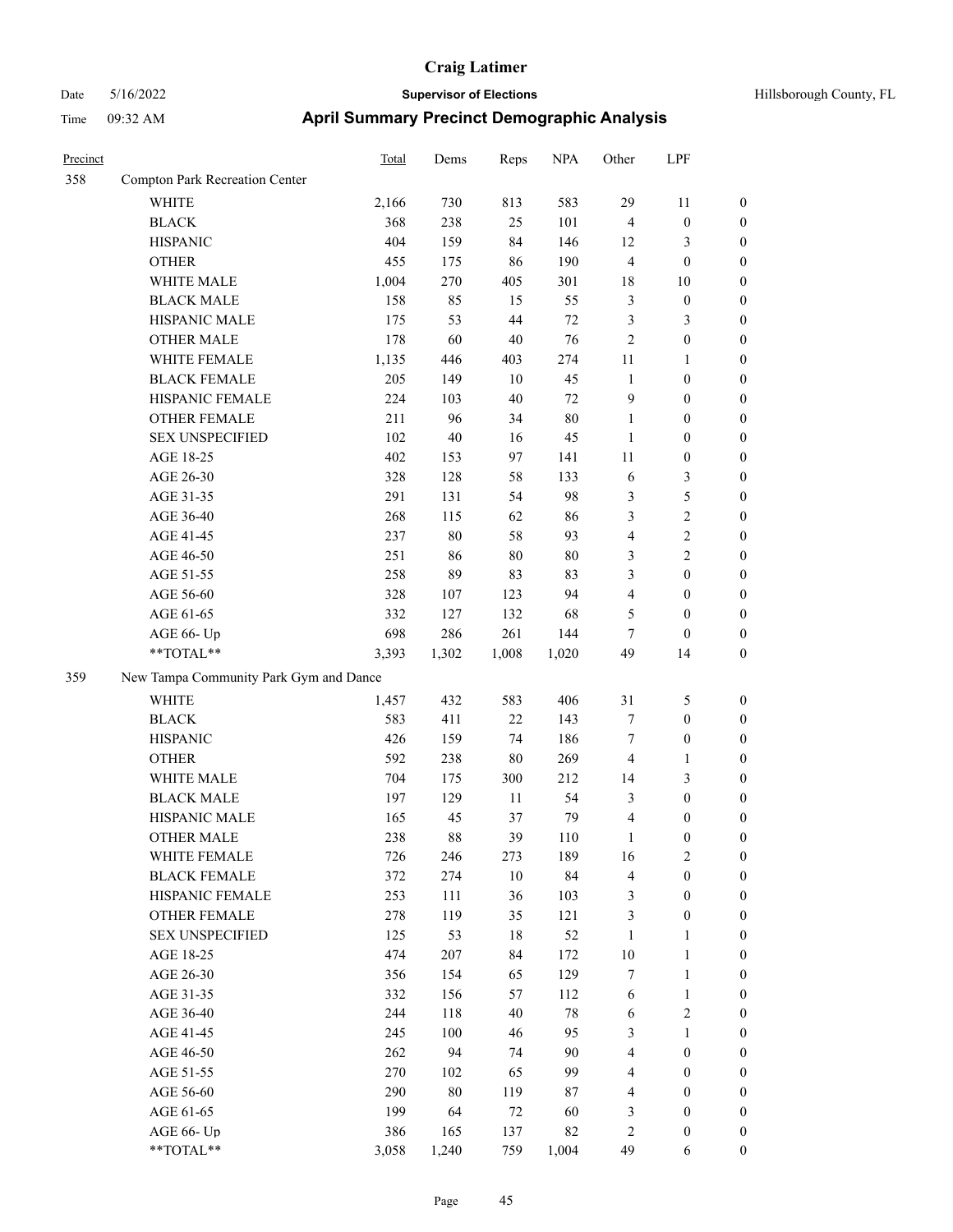# Craig Latimer

**Supervisor of Elections**

Date 5/16/2022

Time 09:32 AM

Hillsborough County, FL

## April Summary Precinct Demographic Analysis

| Precinct | | Total | Dems | Reps | NPA | Other | LPF | |
|---|---|---|---|---|---|---|---|---|
| 358 | Compton Park Recreation Center | | | | | | | |
| | WHITE | 2,166 | 730 | 813 | 583 | 29 | 11 | 0 |
| | BLACK | 368 | 238 | 25 | 101 | 4 | 0 | 0 |
| | HISPANIC | 404 | 159 | 84 | 146 | 12 | 3 | 0 |
| | OTHER | 455 | 175 | 86 | 190 | 4 | 0 | 0 |
| | WHITE MALE | 1,004 | 270 | 405 | 301 | 18 | 10 | 0 |
| | BLACK MALE | 158 | 85 | 15 | 55 | 3 | 0 | 0 |
| | HISPANIC MALE | 175 | 53 | 44 | 72 | 3 | 3 | 0 |
| | OTHER MALE | 178 | 60 | 40 | 76 | 2 | 0 | 0 |
| | WHITE FEMALE | 1,135 | 446 | 403 | 274 | 11 | 1 | 0 |
| | BLACK FEMALE | 205 | 149 | 10 | 45 | 1 | 0 | 0 |
| | HISPANIC FEMALE | 224 | 103 | 40 | 72 | 9 | 0 | 0 |
| | OTHER FEMALE | 211 | 96 | 34 | 80 | 1 | 0 | 0 |
| | SEX UNSPECIFIED | 102 | 40 | 16 | 45 | 1 | 0 | 0 |
| | AGE 18-25 | 402 | 153 | 97 | 141 | 11 | 0 | 0 |
| | AGE 26-30 | 328 | 128 | 58 | 133 | 6 | 3 | 0 |
| | AGE 31-35 | 291 | 131 | 54 | 98 | 3 | 5 | 0 |
| | AGE 36-40 | 268 | 115 | 62 | 86 | 3 | 2 | 0 |
| | AGE 41-45 | 237 | 80 | 58 | 93 | 4 | 2 | 0 |
| | AGE 46-50 | 251 | 86 | 80 | 80 | 3 | 2 | 0 |
| | AGE 51-55 | 258 | 89 | 83 | 83 | 3 | 0 | 0 |
| | AGE 56-60 | 328 | 107 | 123 | 94 | 4 | 0 | 0 |
| | AGE 61-65 | 332 | 127 | 132 | 68 | 5 | 0 | 0 |
| | AGE 66- Up | 698 | 286 | 261 | 144 | 7 | 0 | 0 |
| | **TOTAL** | 3,393 | 1,302 | 1,008 | 1,020 | 49 | 14 | 0 |
| 359 | New Tampa Community Park Gym and Dance | | | | | | | |
| | WHITE | 1,457 | 432 | 583 | 406 | 31 | 5 | 0 |
| | BLACK | 583 | 411 | 22 | 143 | 7 | 0 | 0 |
| | HISPANIC | 426 | 159 | 74 | 186 | 7 | 0 | 0 |
| | OTHER | 592 | 238 | 80 | 269 | 4 | 1 | 0 |
| | WHITE MALE | 704 | 175 | 300 | 212 | 14 | 3 | 0 |
| | BLACK MALE | 197 | 129 | 11 | 54 | 3 | 0 | 0 |
| | HISPANIC MALE | 165 | 45 | 37 | 79 | 4 | 0 | 0 |
| | OTHER MALE | 238 | 88 | 39 | 110 | 1 | 0 | 0 |
| | WHITE FEMALE | 726 | 246 | 273 | 189 | 16 | 2 | 0 |
| | BLACK FEMALE | 372 | 274 | 10 | 84 | 4 | 0 | 0 |
| | HISPANIC FEMALE | 253 | 111 | 36 | 103 | 3 | 0 | 0 |
| | OTHER FEMALE | 278 | 119 | 35 | 121 | 3 | 0 | 0 |
| | SEX UNSPECIFIED | 125 | 53 | 18 | 52 | 1 | 1 | 0 |
| | AGE 18-25 | 474 | 207 | 84 | 172 | 10 | 1 | 0 |
| | AGE 26-30 | 356 | 154 | 65 | 129 | 7 | 1 | 0 |
| | AGE 31-35 | 332 | 156 | 57 | 112 | 6 | 1 | 0 |
| | AGE 36-40 | 244 | 118 | 40 | 78 | 6 | 2 | 0 |
| | AGE 41-45 | 245 | 100 | 46 | 95 | 3 | 1 | 0 |
| | AGE 46-50 | 262 | 94 | 74 | 90 | 4 | 0 | 0 |
| | AGE 51-55 | 270 | 102 | 65 | 99 | 4 | 0 | 0 |
| | AGE 56-60 | 290 | 80 | 119 | 87 | 4 | 0 | 0 |
| | AGE 61-65 | 199 | 64 | 72 | 60 | 3 | 0 | 0 |
| | AGE 66- Up | 386 | 165 | 137 | 82 | 2 | 0 | 0 |
| | **TOTAL** | 3,058 | 1,240 | 759 | 1,004 | 49 | 6 | 0 |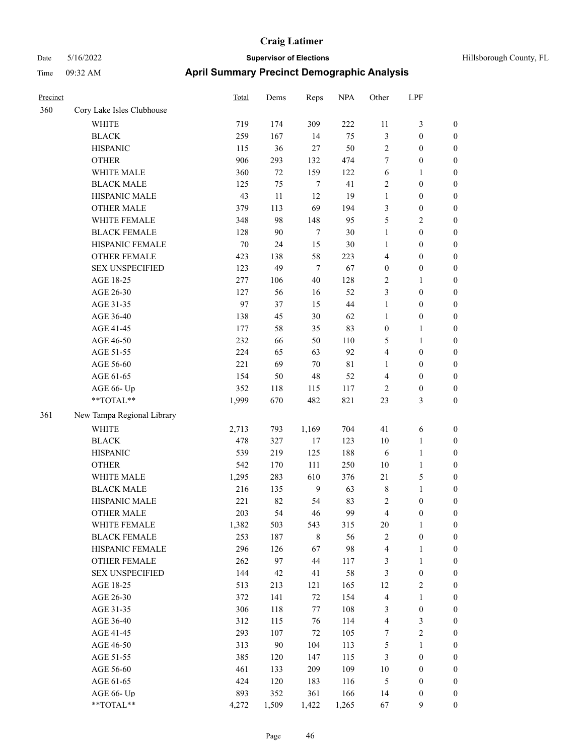# Craig Latimer

**Supervisor of Elections**

Date 5/16/2022 Hillsborough County, FL

Time 09:32 AM

## April Summary Precinct Demographic Analysis

| Precinct | | Total | Dems | Reps | NPA | Other | LPF | |
|---|---|---|---|---|---|---|---|---|
| 360 | Cory Lake Isles Clubhouse | | | | | | | |
| | WHITE | 719 | 174 | 309 | 222 | 11 | 3 | 0 |
| | BLACK | 259 | 167 | 14 | 75 | 3 | 0 | 0 |
| | HISPANIC | 115 | 36 | 27 | 50 | 2 | 0 | 0 |
| | OTHER | 906 | 293 | 132 | 474 | 7 | 0 | 0 |
| | WHITE MALE | 360 | 72 | 159 | 122 | 6 | 1 | 0 |
| | BLACK MALE | 125 | 75 | 7 | 41 | 2 | 0 | 0 |
| | HISPANIC MALE | 43 | 11 | 12 | 19 | 1 | 0 | 0 |
| | OTHER MALE | 379 | 113 | 69 | 194 | 3 | 0 | 0 |
| | WHITE FEMALE | 348 | 98 | 148 | 95 | 5 | 2 | 0 |
| | BLACK FEMALE | 128 | 90 | 7 | 30 | 1 | 0 | 0 |
| | HISPANIC FEMALE | 70 | 24 | 15 | 30 | 1 | 0 | 0 |
| | OTHER FEMALE | 423 | 138 | 58 | 223 | 4 | 0 | 0 |
| | SEX UNSPECIFIED | 123 | 49 | 7 | 67 | 0 | 0 | 0 |
| | AGE 18-25 | 277 | 106 | 40 | 128 | 2 | 1 | 0 |
| | AGE 26-30 | 127 | 56 | 16 | 52 | 3 | 0 | 0 |
| | AGE 31-35 | 97 | 37 | 15 | 44 | 1 | 0 | 0 |
| | AGE 36-40 | 138 | 45 | 30 | 62 | 1 | 0 | 0 |
| | AGE 41-45 | 177 | 58 | 35 | 83 | 0 | 1 | 0 |
| | AGE 46-50 | 232 | 66 | 50 | 110 | 5 | 1 | 0 |
| | AGE 51-55 | 224 | 65 | 63 | 92 | 4 | 0 | 0 |
| | AGE 56-60 | 221 | 69 | 70 | 81 | 1 | 0 | 0 |
| | AGE 61-65 | 154 | 50 | 48 | 52 | 4 | 0 | 0 |
| | AGE 66- Up | 352 | 118 | 115 | 117 | 2 | 0 | 0 |
| | **TOTAL** | 1,999 | 670 | 482 | 821 | 23 | 3 | 0 |
| 361 | New Tampa Regional Library | | | | | | | |
| | WHITE | 2,713 | 793 | 1,169 | 704 | 41 | 6 | 0 |
| | BLACK | 478 | 327 | 17 | 123 | 10 | 1 | 0 |
| | HISPANIC | 539 | 219 | 125 | 188 | 6 | 1 | 0 |
| | OTHER | 542 | 170 | 111 | 250 | 10 | 1 | 0 |
| | WHITE MALE | 1,295 | 283 | 610 | 376 | 21 | 5 | 0 |
| | BLACK MALE | 216 | 135 | 9 | 63 | 8 | 1 | 0 |
| | HISPANIC MALE | 221 | 82 | 54 | 83 | 2 | 0 | 0 |
| | OTHER MALE | 203 | 54 | 46 | 99 | 4 | 0 | 0 |
| | WHITE FEMALE | 1,382 | 503 | 543 | 315 | 20 | 1 | 0 |
| | BLACK FEMALE | 253 | 187 | 8 | 56 | 2 | 0 | 0 |
| | HISPANIC FEMALE | 296 | 126 | 67 | 98 | 4 | 1 | 0 |
| | OTHER FEMALE | 262 | 97 | 44 | 117 | 3 | 1 | 0 |
| | SEX UNSPECIFIED | 144 | 42 | 41 | 58 | 3 | 0 | 0 |
| | AGE 18-25 | 513 | 213 | 121 | 165 | 12 | 2 | 0 |
| | AGE 26-30 | 372 | 141 | 72 | 154 | 4 | 1 | 0 |
| | AGE 31-35 | 306 | 118 | 77 | 108 | 3 | 0 | 0 |
| | AGE 36-40 | 312 | 115 | 76 | 114 | 4 | 3 | 0 |
| | AGE 41-45 | 293 | 107 | 72 | 105 | 7 | 2 | 0 |
| | AGE 46-50 | 313 | 90 | 104 | 113 | 5 | 1 | 0 |
| | AGE 51-55 | 385 | 120 | 147 | 115 | 3 | 0 | 0 |
| | AGE 56-60 | 461 | 133 | 209 | 109 | 10 | 0 | 0 |
| | AGE 61-65 | 424 | 120 | 183 | 116 | 5 | 0 | 0 |
| | AGE 66- Up | 893 | 352 | 361 | 166 | 14 | 0 | 0 |
| | **TOTAL** | 4,272 | 1,509 | 1,422 | 1,265 | 67 | 9 | 0 |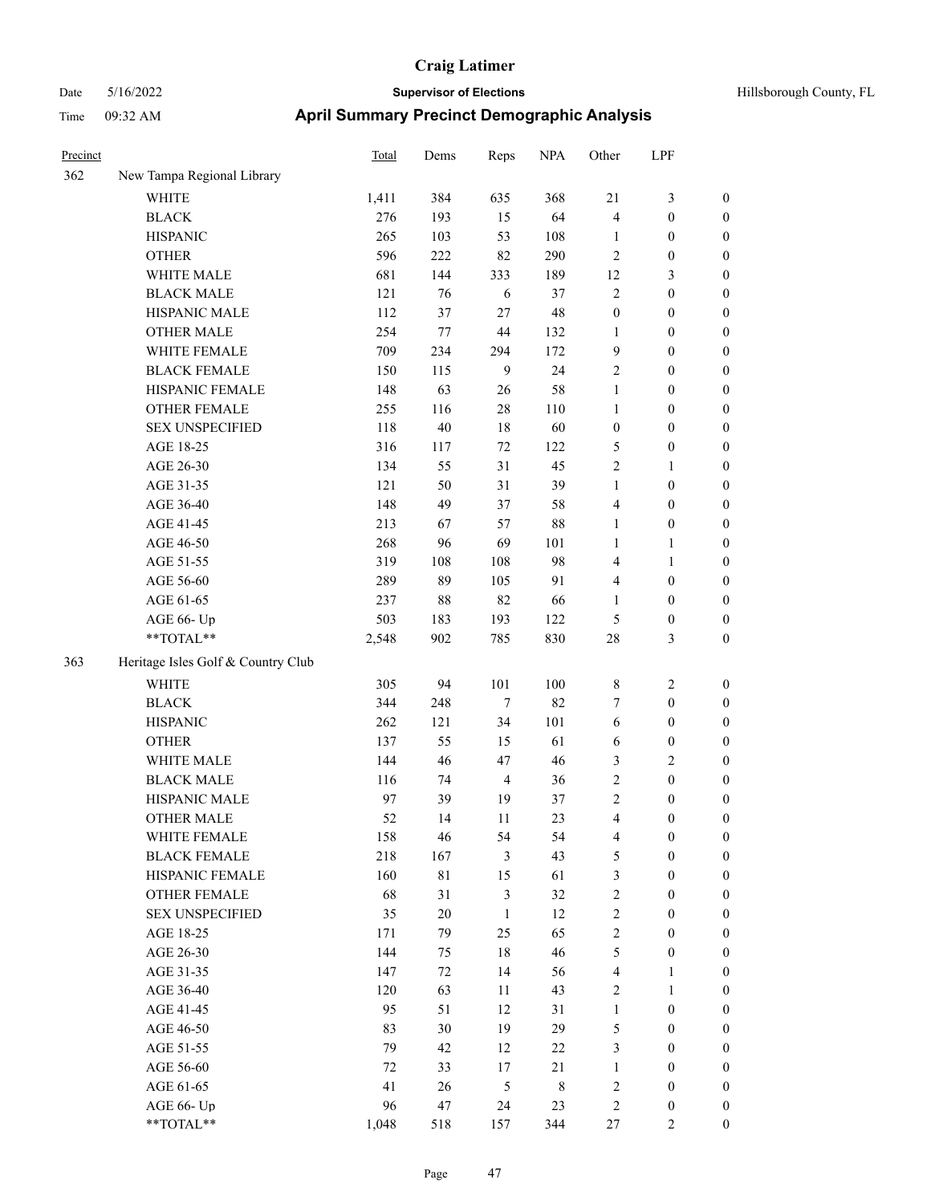# Craig Latimer

**Supervisor of Elections**

Date 5/16/2022 — Hillsborough County, FL

Time 09:32 AM

## April Summary Precinct Demographic Analysis

| Precinct | | Total | Dems | Reps | NPA | Other | LPF | |
|---|---|---|---|---|---|---|---|---|
| 362 | New Tampa Regional Library | | | | | | | |
| | WHITE | 1,411 | 384 | 635 | 368 | 21 | 3 | 0 |
| | BLACK | 276 | 193 | 15 | 64 | 4 | 0 | 0 |
| | HISPANIC | 265 | 103 | 53 | 108 | 1 | 0 | 0 |
| | OTHER | 596 | 222 | 82 | 290 | 2 | 0 | 0 |
| | WHITE MALE | 681 | 144 | 333 | 189 | 12 | 3 | 0 |
| | BLACK MALE | 121 | 76 | 6 | 37 | 2 | 0 | 0 |
| | HISPANIC MALE | 112 | 37 | 27 | 48 | 0 | 0 | 0 |
| | OTHER MALE | 254 | 77 | 44 | 132 | 1 | 0 | 0 |
| | WHITE FEMALE | 709 | 234 | 294 | 172 | 9 | 0 | 0 |
| | BLACK FEMALE | 150 | 115 | 9 | 24 | 2 | 0 | 0 |
| | HISPANIC FEMALE | 148 | 63 | 26 | 58 | 1 | 0 | 0 |
| | OTHER FEMALE | 255 | 116 | 28 | 110 | 1 | 0 | 0 |
| | SEX UNSPECIFIED | 118 | 40 | 18 | 60 | 0 | 0 | 0 |
| | AGE 18-25 | 316 | 117 | 72 | 122 | 5 | 0 | 0 |
| | AGE 26-30 | 134 | 55 | 31 | 45 | 2 | 1 | 0 |
| | AGE 31-35 | 121 | 50 | 31 | 39 | 1 | 0 | 0 |
| | AGE 36-40 | 148 | 49 | 37 | 58 | 4 | 0 | 0 |
| | AGE 41-45 | 213 | 67 | 57 | 88 | 1 | 0 | 0 |
| | AGE 46-50 | 268 | 96 | 69 | 101 | 1 | 1 | 0 |
| | AGE 51-55 | 319 | 108 | 108 | 98 | 4 | 1 | 0 |
| | AGE 56-60 | 289 | 89 | 105 | 91 | 4 | 0 | 0 |
| | AGE 61-65 | 237 | 88 | 82 | 66 | 1 | 0 | 0 |
| | AGE 66- Up | 503 | 183 | 193 | 122 | 5 | 0 | 0 |
| | **TOTAL** | 2,548 | 902 | 785 | 830 | 28 | 3 | 0 |
| 363 | Heritage Isles Golf & Country Club | | | | | | | |
| | WHITE | 305 | 94 | 101 | 100 | 8 | 2 | 0 |
| | BLACK | 344 | 248 | 7 | 82 | 7 | 0 | 0 |
| | HISPANIC | 262 | 121 | 34 | 101 | 6 | 0 | 0 |
| | OTHER | 137 | 55 | 15 | 61 | 6 | 0 | 0 |
| | WHITE MALE | 144 | 46 | 47 | 46 | 3 | 2 | 0 |
| | BLACK MALE | 116 | 74 | 4 | 36 | 2 | 0 | 0 |
| | HISPANIC MALE | 97 | 39 | 19 | 37 | 2 | 0 | 0 |
| | OTHER MALE | 52 | 14 | 11 | 23 | 4 | 0 | 0 |
| | WHITE FEMALE | 158 | 46 | 54 | 54 | 4 | 0 | 0 |
| | BLACK FEMALE | 218 | 167 | 3 | 43 | 5 | 0 | 0 |
| | HISPANIC FEMALE | 160 | 81 | 15 | 61 | 3 | 0 | 0 |
| | OTHER FEMALE | 68 | 31 | 3 | 32 | 2 | 0 | 0 |
| | SEX UNSPECIFIED | 35 | 20 | 1 | 12 | 2 | 0 | 0 |
| | AGE 18-25 | 171 | 79 | 25 | 65 | 2 | 0 | 0 |
| | AGE 26-30 | 144 | 75 | 18 | 46 | 5 | 0 | 0 |
| | AGE 31-35 | 147 | 72 | 14 | 56 | 4 | 1 | 0 |
| | AGE 36-40 | 120 | 63 | 11 | 43 | 2 | 1 | 0 |
| | AGE 41-45 | 95 | 51 | 12 | 31 | 1 | 0 | 0 |
| | AGE 46-50 | 83 | 30 | 19 | 29 | 5 | 0 | 0 |
| | AGE 51-55 | 79 | 42 | 12 | 22 | 3 | 0 | 0 |
| | AGE 56-60 | 72 | 33 | 17 | 21 | 1 | 0 | 0 |
| | AGE 61-65 | 41 | 26 | 5 | 8 | 2 | 0 | 0 |
| | AGE 66- Up | 96 | 47 | 24 | 23 | 2 | 0 | 0 |
| | **TOTAL** | 1,048 | 518 | 157 | 344 | 27 | 2 | 0 |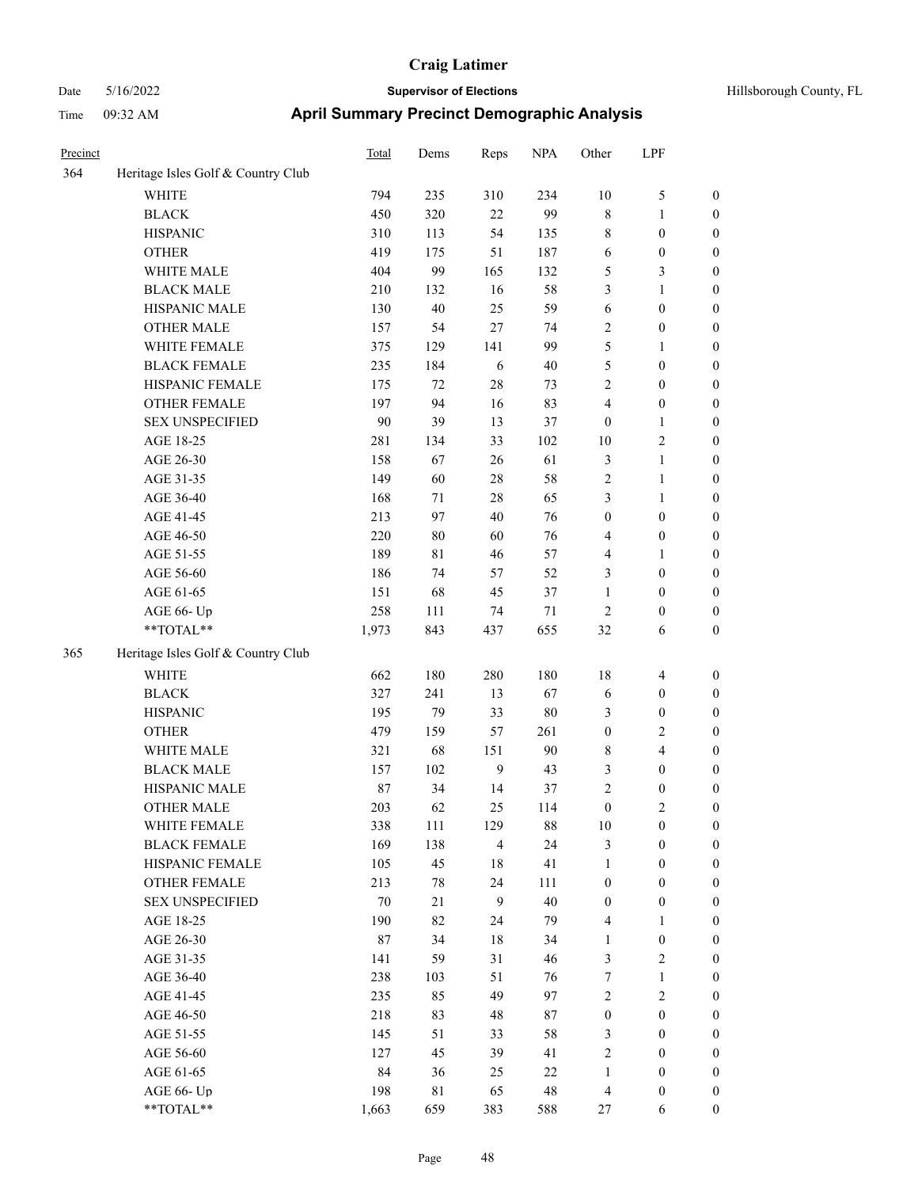# Craig Latimer

**Supervisor of Elections**

Date 5/16/2022 — Hillsborough County, FL

Time 09:32 AM

## April Summary Precinct Demographic Analysis

| Precinct | | Total | Dems | Reps | NPA | Other | LPF | |
|---|---|---|---|---|---|---|---|---|
| 364 | Heritage Isles Golf & Country Club | | | | | | | |
| | WHITE | 794 | 235 | 310 | 234 | 10 | 5 | 0 |
| | BLACK | 450 | 320 | 22 | 99 | 8 | 1 | 0 |
| | HISPANIC | 310 | 113 | 54 | 135 | 8 | 0 | 0 |
| | OTHER | 419 | 175 | 51 | 187 | 6 | 0 | 0 |
| | WHITE MALE | 404 | 99 | 165 | 132 | 5 | 3 | 0 |
| | BLACK MALE | 210 | 132 | 16 | 58 | 3 | 1 | 0 |
| | HISPANIC MALE | 130 | 40 | 25 | 59 | 6 | 0 | 0 |
| | OTHER MALE | 157 | 54 | 27 | 74 | 2 | 0 | 0 |
| | WHITE FEMALE | 375 | 129 | 141 | 99 | 5 | 1 | 0 |
| | BLACK FEMALE | 235 | 184 | 6 | 40 | 5 | 0 | 0 |
| | HISPANIC FEMALE | 175 | 72 | 28 | 73 | 2 | 0 | 0 |
| | OTHER FEMALE | 197 | 94 | 16 | 83 | 4 | 0 | 0 |
| | SEX UNSPECIFIED | 90 | 39 | 13 | 37 | 0 | 1 | 0 |
| | AGE 18-25 | 281 | 134 | 33 | 102 | 10 | 2 | 0 |
| | AGE 26-30 | 158 | 67 | 26 | 61 | 3 | 1 | 0 |
| | AGE 31-35 | 149 | 60 | 28 | 58 | 2 | 1 | 0 |
| | AGE 36-40 | 168 | 71 | 28 | 65 | 3 | 1 | 0 |
| | AGE 41-45 | 213 | 97 | 40 | 76 | 0 | 0 | 0 |
| | AGE 46-50 | 220 | 80 | 60 | 76 | 4 | 0 | 0 |
| | AGE 51-55 | 189 | 81 | 46 | 57 | 4 | 1 | 0 |
| | AGE 56-60 | 186 | 74 | 57 | 52 | 3 | 0 | 0 |
| | AGE 61-65 | 151 | 68 | 45 | 37 | 1 | 0 | 0 |
| | AGE 66- Up | 258 | 111 | 74 | 71 | 2 | 0 | 0 |
| | **TOTAL** | 1,973 | 843 | 437 | 655 | 32 | 6 | 0 |
| 365 | Heritage Isles Golf & Country Club | | | | | | | |
| | WHITE | 662 | 180 | 280 | 180 | 18 | 4 | 0 |
| | BLACK | 327 | 241 | 13 | 67 | 6 | 0 | 0 |
| | HISPANIC | 195 | 79 | 33 | 80 | 3 | 0 | 0 |
| | OTHER | 479 | 159 | 57 | 261 | 0 | 2 | 0 |
| | WHITE MALE | 321 | 68 | 151 | 90 | 8 | 4 | 0 |
| | BLACK MALE | 157 | 102 | 9 | 43 | 3 | 0 | 0 |
| | HISPANIC MALE | 87 | 34 | 14 | 37 | 2 | 0 | 0 |
| | OTHER MALE | 203 | 62 | 25 | 114 | 0 | 2 | 0 |
| | WHITE FEMALE | 338 | 111 | 129 | 88 | 10 | 0 | 0 |
| | BLACK FEMALE | 169 | 138 | 4 | 24 | 3 | 0 | 0 |
| | HISPANIC FEMALE | 105 | 45 | 18 | 41 | 1 | 0 | 0 |
| | OTHER FEMALE | 213 | 78 | 24 | 111 | 0 | 0 | 0 |
| | SEX UNSPECIFIED | 70 | 21 | 9 | 40 | 0 | 0 | 0 |
| | AGE 18-25 | 190 | 82 | 24 | 79 | 4 | 1 | 0 |
| | AGE 26-30 | 87 | 34 | 18 | 34 | 1 | 0 | 0 |
| | AGE 31-35 | 141 | 59 | 31 | 46 | 3 | 2 | 0 |
| | AGE 36-40 | 238 | 103 | 51 | 76 | 7 | 1 | 0 |
| | AGE 41-45 | 235 | 85 | 49 | 97 | 2 | 2 | 0 |
| | AGE 46-50 | 218 | 83 | 48 | 87 | 0 | 0 | 0 |
| | AGE 51-55 | 145 | 51 | 33 | 58 | 3 | 0 | 0 |
| | AGE 56-60 | 127 | 45 | 39 | 41 | 2 | 0 | 0 |
| | AGE 61-65 | 84 | 36 | 25 | 22 | 1 | 0 | 0 |
| | AGE 66- Up | 198 | 81 | 65 | 48 | 4 | 0 | 0 |
| | **TOTAL** | 1,663 | 659 | 383 | 588 | 27 | 6 | 0 |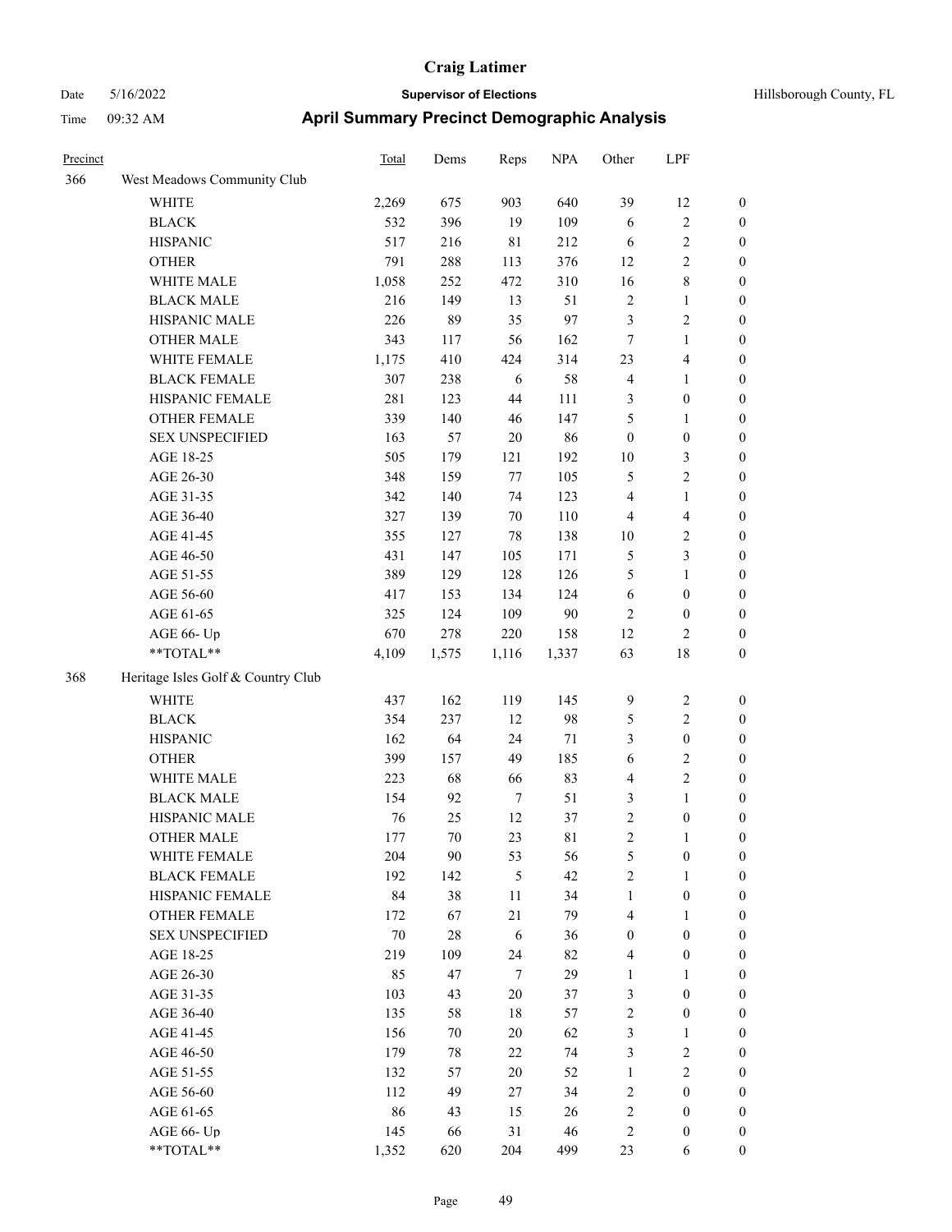# Craig Latimer

**Supervisor of Elections**

Date 5/16/2022 — Hillsborough County, FL

Time 09:32 AM

## April Summary Precinct Demographic Analysis

| Precinct | | Total | Dems | Reps | NPA | Other | LPF | |
|---|---|---|---|---|---|---|---|---|
| 366 | West Meadows Community Club | | | | | | | |
| | WHITE | 2,269 | 675 | 903 | 640 | 39 | 12 | 0 |
| | BLACK | 532 | 396 | 19 | 109 | 6 | 2 | 0 |
| | HISPANIC | 517 | 216 | 81 | 212 | 6 | 2 | 0 |
| | OTHER | 791 | 288 | 113 | 376 | 12 | 2 | 0 |
| | WHITE MALE | 1,058 | 252 | 472 | 310 | 16 | 8 | 0 |
| | BLACK MALE | 216 | 149 | 13 | 51 | 2 | 1 | 0 |
| | HISPANIC MALE | 226 | 89 | 35 | 97 | 3 | 2 | 0 |
| | OTHER MALE | 343 | 117 | 56 | 162 | 7 | 1 | 0 |
| | WHITE FEMALE | 1,175 | 410 | 424 | 314 | 23 | 4 | 0 |
| | BLACK FEMALE | 307 | 238 | 6 | 58 | 4 | 1 | 0 |
| | HISPANIC FEMALE | 281 | 123 | 44 | 111 | 3 | 0 | 0 |
| | OTHER FEMALE | 339 | 140 | 46 | 147 | 5 | 1 | 0 |
| | SEX UNSPECIFIED | 163 | 57 | 20 | 86 | 0 | 0 | 0 |
| | AGE 18-25 | 505 | 179 | 121 | 192 | 10 | 3 | 0 |
| | AGE 26-30 | 348 | 159 | 77 | 105 | 5 | 2 | 0 |
| | AGE 31-35 | 342 | 140 | 74 | 123 | 4 | 1 | 0 |
| | AGE 36-40 | 327 | 139 | 70 | 110 | 4 | 4 | 0 |
| | AGE 41-45 | 355 | 127 | 78 | 138 | 10 | 2 | 0 |
| | AGE 46-50 | 431 | 147 | 105 | 171 | 5 | 3 | 0 |
| | AGE 51-55 | 389 | 129 | 128 | 126 | 5 | 1 | 0 |
| | AGE 56-60 | 417 | 153 | 134 | 124 | 6 | 0 | 0 |
| | AGE 61-65 | 325 | 124 | 109 | 90 | 2 | 0 | 0 |
| | AGE 66- Up | 670 | 278 | 220 | 158 | 12 | 2 | 0 |
| | **TOTAL** | 4,109 | 1,575 | 1,116 | 1,337 | 63 | 18 | 0 |
| 368 | Heritage Isles Golf & Country Club | | | | | | | |
| | WHITE | 437 | 162 | 119 | 145 | 9 | 2 | 0 |
| | BLACK | 354 | 237 | 12 | 98 | 5 | 2 | 0 |
| | HISPANIC | 162 | 64 | 24 | 71 | 3 | 0 | 0 |
| | OTHER | 399 | 157 | 49 | 185 | 6 | 2 | 0 |
| | WHITE MALE | 223 | 68 | 66 | 83 | 4 | 2 | 0 |
| | BLACK MALE | 154 | 92 | 7 | 51 | 3 | 1 | 0 |
| | HISPANIC MALE | 76 | 25 | 12 | 37 | 2 | 0 | 0 |
| | OTHER MALE | 177 | 70 | 23 | 81 | 2 | 1 | 0 |
| | WHITE FEMALE | 204 | 90 | 53 | 56 | 5 | 0 | 0 |
| | BLACK FEMALE | 192 | 142 | 5 | 42 | 2 | 1 | 0 |
| | HISPANIC FEMALE | 84 | 38 | 11 | 34 | 1 | 0 | 0 |
| | OTHER FEMALE | 172 | 67 | 21 | 79 | 4 | 1 | 0 |
| | SEX UNSPECIFIED | 70 | 28 | 6 | 36 | 0 | 0 | 0 |
| | AGE 18-25 | 219 | 109 | 24 | 82 | 4 | 0 | 0 |
| | AGE 26-30 | 85 | 47 | 7 | 29 | 1 | 1 | 0 |
| | AGE 31-35 | 103 | 43 | 20 | 37 | 3 | 0 | 0 |
| | AGE 36-40 | 135 | 58 | 18 | 57 | 2 | 0 | 0 |
| | AGE 41-45 | 156 | 70 | 20 | 62 | 3 | 1 | 0 |
| | AGE 46-50 | 179 | 78 | 22 | 74 | 3 | 2 | 0 |
| | AGE 51-55 | 132 | 57 | 20 | 52 | 1 | 2 | 0 |
| | AGE 56-60 | 112 | 49 | 27 | 34 | 2 | 0 | 0 |
| | AGE 61-65 | 86 | 43 | 15 | 26 | 2 | 0 | 0 |
| | AGE 66- Up | 145 | 66 | 31 | 46 | 2 | 0 | 0 |
| | **TOTAL** | 1,352 | 620 | 204 | 499 | 23 | 6 | 0 |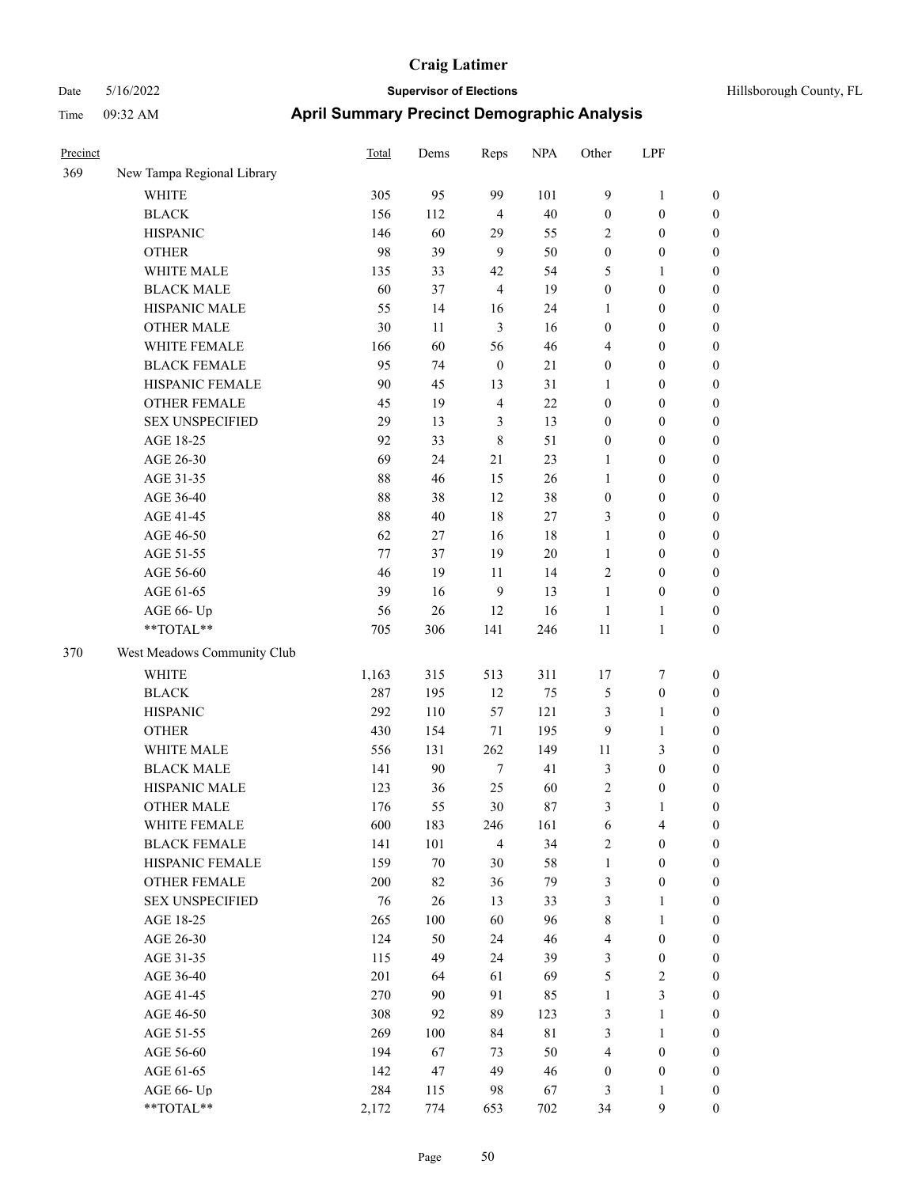# Craig Latimer

**Supervisor of Elections**

Date 5/16/2022 — Hillsborough County, FL

Time 09:32 AM

## April Summary Precinct Demographic Analysis

| Precinct | | Total | Dems | Reps | NPA | Other | LPF | |
|---|---|---|---|---|---|---|---|---|
| 369 | New Tampa Regional Library | | | | | | | |
| | WHITE | 305 | 95 | 99 | 101 | 9 | 1 | 0 |
| | BLACK | 156 | 112 | 4 | 40 | 0 | 0 | 0 |
| | HISPANIC | 146 | 60 | 29 | 55 | 2 | 0 | 0 |
| | OTHER | 98 | 39 | 9 | 50 | 0 | 0 | 0 |
| | WHITE MALE | 135 | 33 | 42 | 54 | 5 | 1 | 0 |
| | BLACK MALE | 60 | 37 | 4 | 19 | 0 | 0 | 0 |
| | HISPANIC MALE | 55 | 14 | 16 | 24 | 1 | 0 | 0 |
| | OTHER MALE | 30 | 11 | 3 | 16 | 0 | 0 | 0 |
| | WHITE FEMALE | 166 | 60 | 56 | 46 | 4 | 0 | 0 |
| | BLACK FEMALE | 95 | 74 | 0 | 21 | 0 | 0 | 0 |
| | HISPANIC FEMALE | 90 | 45 | 13 | 31 | 1 | 0 | 0 |
| | OTHER FEMALE | 45 | 19 | 4 | 22 | 0 | 0 | 0 |
| | SEX UNSPECIFIED | 29 | 13 | 3 | 13 | 0 | 0 | 0 |
| | AGE 18-25 | 92 | 33 | 8 | 51 | 0 | 0 | 0 |
| | AGE 26-30 | 69 | 24 | 21 | 23 | 1 | 0 | 0 |
| | AGE 31-35 | 88 | 46 | 15 | 26 | 1 | 0 | 0 |
| | AGE 36-40 | 88 | 38 | 12 | 38 | 0 | 0 | 0 |
| | AGE 41-45 | 88 | 40 | 18 | 27 | 3 | 0 | 0 |
| | AGE 46-50 | 62 | 27 | 16 | 18 | 1 | 0 | 0 |
| | AGE 51-55 | 77 | 37 | 19 | 20 | 1 | 0 | 0 |
| | AGE 56-60 | 46 | 19 | 11 | 14 | 2 | 0 | 0 |
| | AGE 61-65 | 39 | 16 | 9 | 13 | 1 | 0 | 0 |
| | AGE 66- Up | 56 | 26 | 12 | 16 | 1 | 1 | 0 |
| | **TOTAL** | 705 | 306 | 141 | 246 | 11 | 1 | 0 |
| 370 | West Meadows Community Club | | | | | | | |
| | WHITE | 1,163 | 315 | 513 | 311 | 17 | 7 | 0 |
| | BLACK | 287 | 195 | 12 | 75 | 5 | 0 | 0 |
| | HISPANIC | 292 | 110 | 57 | 121 | 3 | 1 | 0 |
| | OTHER | 430 | 154 | 71 | 195 | 9 | 1 | 0 |
| | WHITE MALE | 556 | 131 | 262 | 149 | 11 | 3 | 0 |
| | BLACK MALE | 141 | 90 | 7 | 41 | 3 | 0 | 0 |
| | HISPANIC MALE | 123 | 36 | 25 | 60 | 2 | 0 | 0 |
| | OTHER MALE | 176 | 55 | 30 | 87 | 3 | 1 | 0 |
| | WHITE FEMALE | 600 | 183 | 246 | 161 | 6 | 4 | 0 |
| | BLACK FEMALE | 141 | 101 | 4 | 34 | 2 | 0 | 0 |
| | HISPANIC FEMALE | 159 | 70 | 30 | 58 | 1 | 0 | 0 |
| | OTHER FEMALE | 200 | 82 | 36 | 79 | 3 | 0 | 0 |
| | SEX UNSPECIFIED | 76 | 26 | 13 | 33 | 3 | 1 | 0 |
| | AGE 18-25 | 265 | 100 | 60 | 96 | 8 | 1 | 0 |
| | AGE 26-30 | 124 | 50 | 24 | 46 | 4 | 0 | 0 |
| | AGE 31-35 | 115 | 49 | 24 | 39 | 3 | 0 | 0 |
| | AGE 36-40 | 201 | 64 | 61 | 69 | 5 | 2 | 0 |
| | AGE 41-45 | 270 | 90 | 91 | 85 | 1 | 3 | 0 |
| | AGE 46-50 | 308 | 92 | 89 | 123 | 3 | 1 | 0 |
| | AGE 51-55 | 269 | 100 | 84 | 81 | 3 | 1 | 0 |
| | AGE 56-60 | 194 | 67 | 73 | 50 | 4 | 0 | 0 |
| | AGE 61-65 | 142 | 47 | 49 | 46 | 0 | 0 | 0 |
| | AGE 66- Up | 284 | 115 | 98 | 67 | 3 | 1 | 0 |
| | **TOTAL** | 2,172 | 774 | 653 | 702 | 34 | 9 | 0 |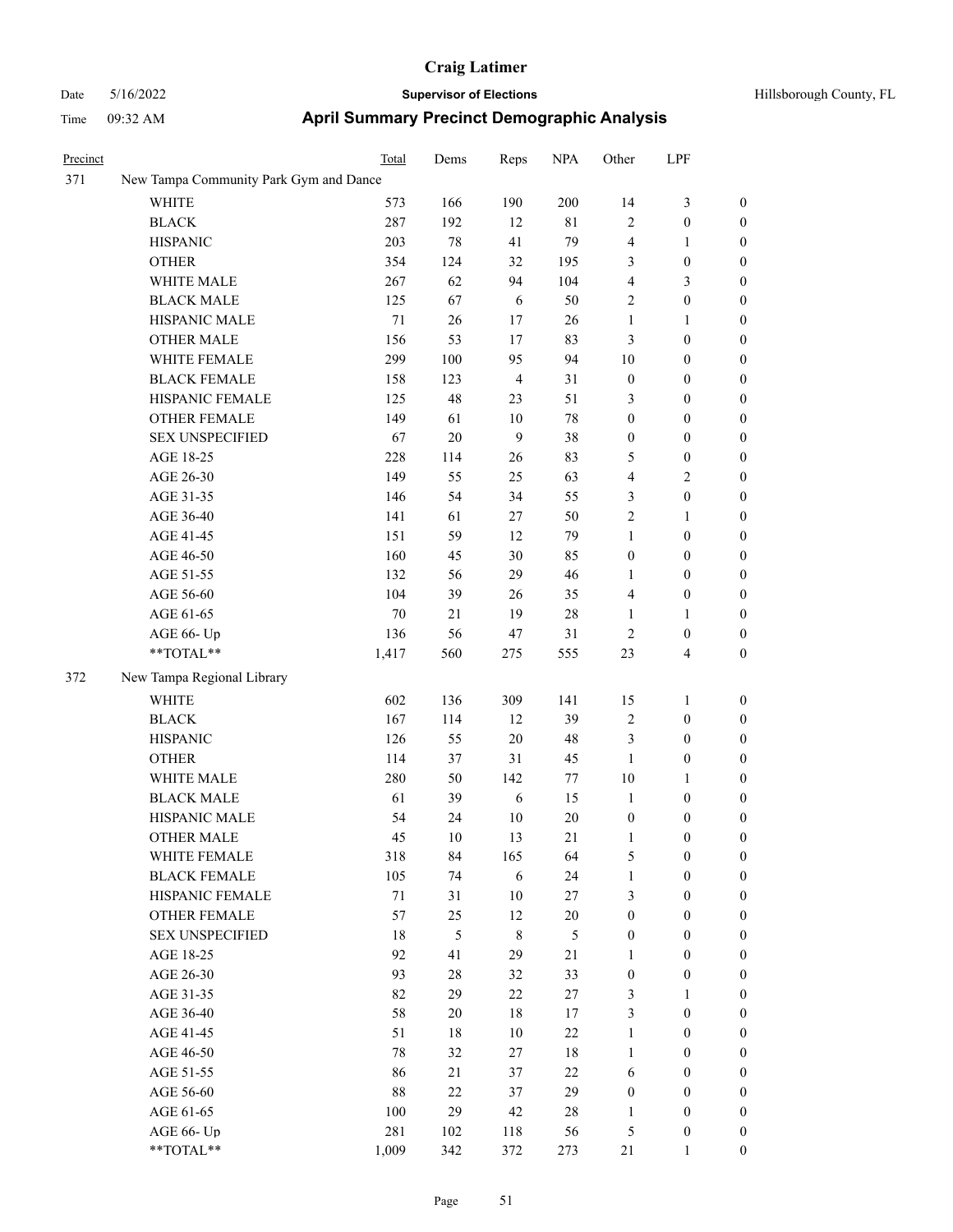| Precinct | | Total | Dems | Reps | NPA | Other | LPF | |
|---|---|---|---|---|---|---|---|---|
| 371 | New Tampa Community Park Gym and Dance | | | | | | | |
| | WHITE | 573 | 166 | 190 | 200 | 14 | 3 | 0 |
| | BLACK | 287 | 192 | 12 | 81 | 2 | 0 | 0 |
| | HISPANIC | 203 | 78 | 41 | 79 | 4 | 1 | 0 |
| | OTHER | 354 | 124 | 32 | 195 | 3 | 0 | 0 |
| | WHITE MALE | 267 | 62 | 94 | 104 | 4 | 3 | 0 |
| | BLACK MALE | 125 | 67 | 6 | 50 | 2 | 0 | 0 |
| | HISPANIC MALE | 71 | 26 | 17 | 26 | 1 | 1 | 0 |
| | OTHER MALE | 156 | 53 | 17 | 83 | 3 | 0 | 0 |
| | WHITE FEMALE | 299 | 100 | 95 | 94 | 10 | 0 | 0 |
| | BLACK FEMALE | 158 | 123 | 4 | 31 | 0 | 0 | 0 |
| | HISPANIC FEMALE | 125 | 48 | 23 | 51 | 3 | 0 | 0 |
| | OTHER FEMALE | 149 | 61 | 10 | 78 | 0 | 0 | 0 |
| | SEX UNSPECIFIED | 67 | 20 | 9 | 38 | 0 | 0 | 0 |
| | AGE 18-25 | 228 | 114 | 26 | 83 | 5 | 0 | 0 |
| | AGE 26-30 | 149 | 55 | 25 | 63 | 4 | 2 | 0 |
| | AGE 31-35 | 146 | 54 | 34 | 55 | 3 | 0 | 0 |
| | AGE 36-40 | 141 | 61 | 27 | 50 | 2 | 1 | 0 |
| | AGE 41-45 | 151 | 59 | 12 | 79 | 1 | 0 | 0 |
| | AGE 46-50 | 160 | 45 | 30 | 85 | 0 | 0 | 0 |
| | AGE 51-55 | 132 | 56 | 29 | 46 | 1 | 0 | 0 |
| | AGE 56-60 | 104 | 39 | 26 | 35 | 4 | 0 | 0 |
| | AGE 61-65 | 70 | 21 | 19 | 28 | 1 | 1 | 0 |
| | AGE 66- Up | 136 | 56 | 47 | 31 | 2 | 0 | 0 |
| | **TOTAL** | 1,417 | 560 | 275 | 555 | 23 | 4 | 0 |
| 372 | New Tampa Regional Library | | | | | | | |
| | WHITE | 602 | 136 | 309 | 141 | 15 | 1 | 0 |
| | BLACK | 167 | 114 | 12 | 39 | 2 | 0 | 0 |
| | HISPANIC | 126 | 55 | 20 | 48 | 3 | 0 | 0 |
| | OTHER | 114 | 37 | 31 | 45 | 1 | 0 | 0 |
| | WHITE MALE | 280 | 50 | 142 | 77 | 10 | 1 | 0 |
| | BLACK MALE | 61 | 39 | 6 | 15 | 1 | 0 | 0 |
| | HISPANIC MALE | 54 | 24 | 10 | 20 | 0 | 0 | 0 |
| | OTHER MALE | 45 | 10 | 13 | 21 | 1 | 0 | 0 |
| | WHITE FEMALE | 318 | 84 | 165 | 64 | 5 | 0 | 0 |
| | BLACK FEMALE | 105 | 74 | 6 | 24 | 1 | 0 | 0 |
| | HISPANIC FEMALE | 71 | 31 | 10 | 27 | 3 | 0 | 0 |
| | OTHER FEMALE | 57 | 25 | 12 | 20 | 0 | 0 | 0 |
| | SEX UNSPECIFIED | 18 | 5 | 8 | 5 | 0 | 0 | 0 |
| | AGE 18-25 | 92 | 41 | 29 | 21 | 1 | 0 | 0 |
| | AGE 26-30 | 93 | 28 | 32 | 33 | 0 | 0 | 0 |
| | AGE 31-35 | 82 | 29 | 22 | 27 | 3 | 1 | 0 |
| | AGE 36-40 | 58 | 20 | 18 | 17 | 3 | 0 | 0 |
| | AGE 41-45 | 51 | 18 | 10 | 22 | 1 | 0 | 0 |
| | AGE 46-50 | 78 | 32 | 27 | 18 | 1 | 0 | 0 |
| | AGE 51-55 | 86 | 21 | 37 | 22 | 6 | 0 | 0 |
| | AGE 56-60 | 88 | 22 | 37 | 29 | 0 | 0 | 0 |
| | AGE 61-65 | 100 | 29 | 42 | 28 | 1 | 0 | 0 |
| | AGE 66- Up | 281 | 102 | 118 | 56 | 5 | 0 | 0 |
| | **TOTAL** | 1,009 | 342 | 372 | 273 | 21 | 1 | 0 |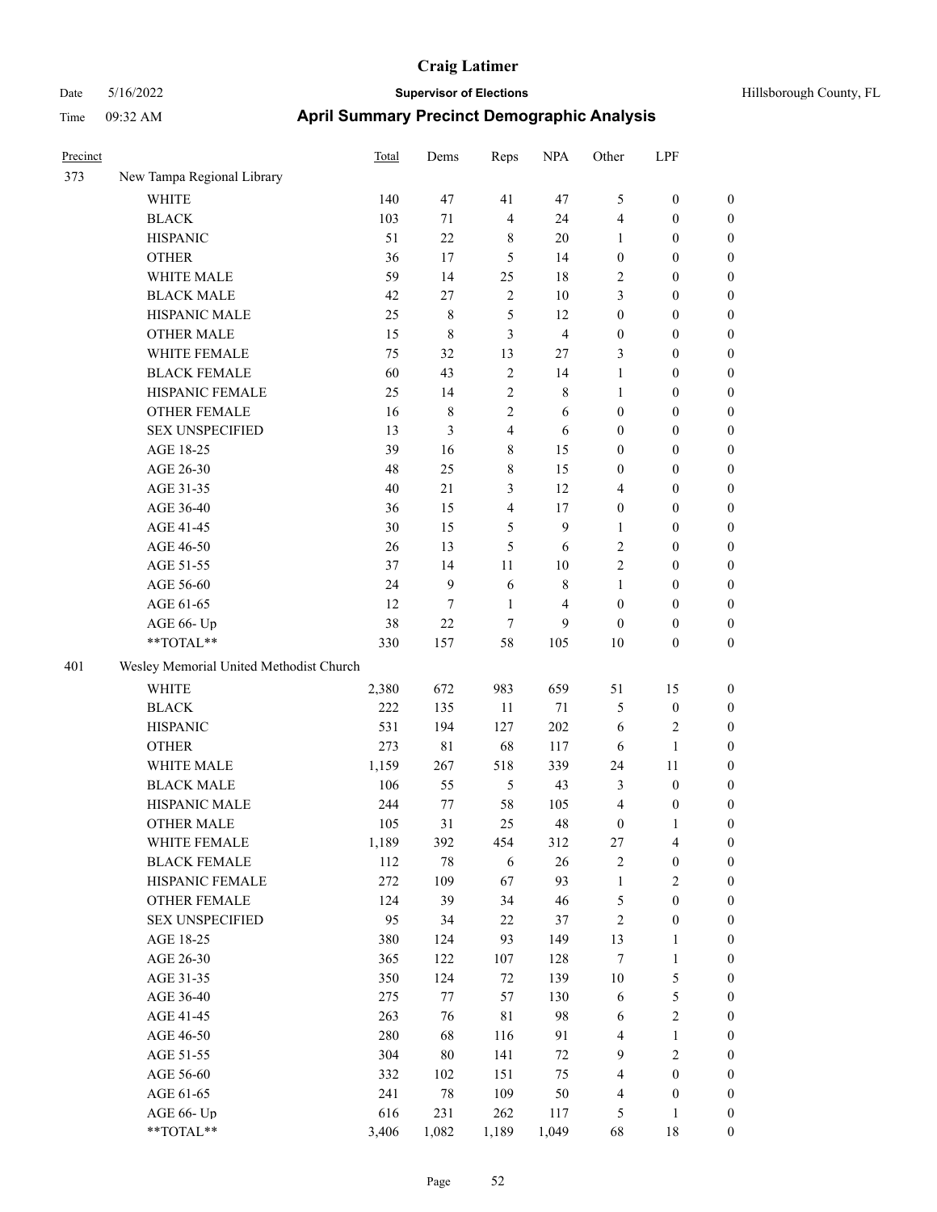# Craig Latimer

**Supervisor of Elections**

Date 5/16/2022 | Hillsborough County, FL

Time 09:32 AM

## April Summary Precinct Demographic Analysis

| Precinct | | Total | Dems | Reps | NPA | Other | LPF | |
|---|---|---|---|---|---|---|---|---|
| 373 | New Tampa Regional Library | | | | | | | |
| | WHITE | 140 | 47 | 41 | 47 | 5 | 0 | 0 |
| | BLACK | 103 | 71 | 4 | 24 | 4 | 0 | 0 |
| | HISPANIC | 51 | 22 | 8 | 20 | 1 | 0 | 0 |
| | OTHER | 36 | 17 | 5 | 14 | 0 | 0 | 0 |
| | WHITE MALE | 59 | 14 | 25 | 18 | 2 | 0 | 0 |
| | BLACK MALE | 42 | 27 | 2 | 10 | 3 | 0 | 0 |
| | HISPANIC MALE | 25 | 8 | 5 | 12 | 0 | 0 | 0 |
| | OTHER MALE | 15 | 8 | 3 | 4 | 0 | 0 | 0 |
| | WHITE FEMALE | 75 | 32 | 13 | 27 | 3 | 0 | 0 |
| | BLACK FEMALE | 60 | 43 | 2 | 14 | 1 | 0 | 0 |
| | HISPANIC FEMALE | 25 | 14 | 2 | 8 | 1 | 0 | 0 |
| | OTHER FEMALE | 16 | 8 | 2 | 6 | 0 | 0 | 0 |
| | SEX UNSPECIFIED | 13 | 3 | 4 | 6 | 0 | 0 | 0 |
| | AGE 18-25 | 39 | 16 | 8 | 15 | 0 | 0 | 0 |
| | AGE 26-30 | 48 | 25 | 8 | 15 | 0 | 0 | 0 |
| | AGE 31-35 | 40 | 21 | 3 | 12 | 4 | 0 | 0 |
| | AGE 36-40 | 36 | 15 | 4 | 17 | 0 | 0 | 0 |
| | AGE 41-45 | 30 | 15 | 5 | 9 | 1 | 0 | 0 |
| | AGE 46-50 | 26 | 13 | 5 | 6 | 2 | 0 | 0 |
| | AGE 51-55 | 37 | 14 | 11 | 10 | 2 | 0 | 0 |
| | AGE 56-60 | 24 | 9 | 6 | 8 | 1 | 0 | 0 |
| | AGE 61-65 | 12 | 7 | 1 | 4 | 0 | 0 | 0 |
| | AGE 66- Up | 38 | 22 | 7 | 9 | 0 | 0 | 0 |
| | **TOTAL** | 330 | 157 | 58 | 105 | 10 | 0 | 0 |
| 401 | Wesley Memorial United Methodist Church | | | | | | | |
| | WHITE | 2,380 | 672 | 983 | 659 | 51 | 15 | 0 |
| | BLACK | 222 | 135 | 11 | 71 | 5 | 0 | 0 |
| | HISPANIC | 531 | 194 | 127 | 202 | 6 | 2 | 0 |
| | OTHER | 273 | 81 | 68 | 117 | 6 | 1 | 0 |
| | WHITE MALE | 1,159 | 267 | 518 | 339 | 24 | 11 | 0 |
| | BLACK MALE | 106 | 55 | 5 | 43 | 3 | 0 | 0 |
| | HISPANIC MALE | 244 | 77 | 58 | 105 | 4 | 0 | 0 |
| | OTHER MALE | 105 | 31 | 25 | 48 | 0 | 1 | 0 |
| | WHITE FEMALE | 1,189 | 392 | 454 | 312 | 27 | 4 | 0 |
| | BLACK FEMALE | 112 | 78 | 6 | 26 | 2 | 0 | 0 |
| | HISPANIC FEMALE | 272 | 109 | 67 | 93 | 1 | 2 | 0 |
| | OTHER FEMALE | 124 | 39 | 34 | 46 | 5 | 0 | 0 |
| | SEX UNSPECIFIED | 95 | 34 | 22 | 37 | 2 | 0 | 0 |
| | AGE 18-25 | 380 | 124 | 93 | 149 | 13 | 1 | 0 |
| | AGE 26-30 | 365 | 122 | 107 | 128 | 7 | 1 | 0 |
| | AGE 31-35 | 350 | 124 | 72 | 139 | 10 | 5 | 0 |
| | AGE 36-40 | 275 | 77 | 57 | 130 | 6 | 5 | 0 |
| | AGE 41-45 | 263 | 76 | 81 | 98 | 6 | 2 | 0 |
| | AGE 46-50 | 280 | 68 | 116 | 91 | 4 | 1 | 0 |
| | AGE 51-55 | 304 | 80 | 141 | 72 | 9 | 2 | 0 |
| | AGE 56-60 | 332 | 102 | 151 | 75 | 4 | 0 | 0 |
| | AGE 61-65 | 241 | 78 | 109 | 50 | 4 | 0 | 0 |
| | AGE 66- Up | 616 | 231 | 262 | 117 | 5 | 1 | 0 |
| | **TOTAL** | 3,406 | 1,082 | 1,189 | 1,049 | 68 | 18 | 0 |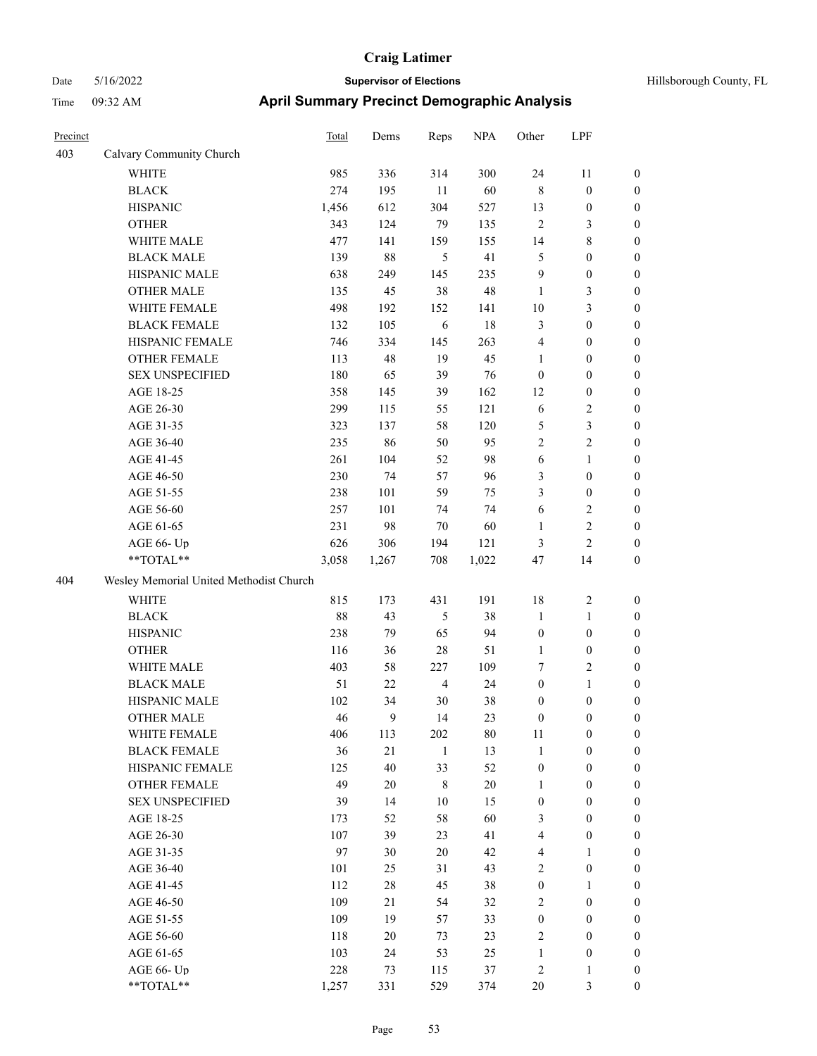# Craig Latimer

**Supervisor of Elections**

Date 5/16/2022 — Hillsborough County, FL

Time 09:32 AM

## April Summary Precinct Demographic Analysis

| Precinct | | Total | Dems | Reps | NPA | Other | LPF | |
|---|---|---|---|---|---|---|---|---|
| 403 | Calvary Community Church | | | | | | | |
| | WHITE | 985 | 336 | 314 | 300 | 24 | 11 | 0 |
| | BLACK | 274 | 195 | 11 | 60 | 8 | 0 | 0 |
| | HISPANIC | 1,456 | 612 | 304 | 527 | 13 | 0 | 0 |
| | OTHER | 343 | 124 | 79 | 135 | 2 | 3 | 0 |
| | WHITE MALE | 477 | 141 | 159 | 155 | 14 | 8 | 0 |
| | BLACK MALE | 139 | 88 | 5 | 41 | 5 | 0 | 0 |
| | HISPANIC MALE | 638 | 249 | 145 | 235 | 9 | 0 | 0 |
| | OTHER MALE | 135 | 45 | 38 | 48 | 1 | 3 | 0 |
| | WHITE FEMALE | 498 | 192 | 152 | 141 | 10 | 3 | 0 |
| | BLACK FEMALE | 132 | 105 | 6 | 18 | 3 | 0 | 0 |
| | HISPANIC FEMALE | 746 | 334 | 145 | 263 | 4 | 0 | 0 |
| | OTHER FEMALE | 113 | 48 | 19 | 45 | 1 | 0 | 0 |
| | SEX UNSPECIFIED | 180 | 65 | 39 | 76 | 0 | 0 | 0 |
| | AGE 18-25 | 358 | 145 | 39 | 162 | 12 | 0 | 0 |
| | AGE 26-30 | 299 | 115 | 55 | 121 | 6 | 2 | 0 |
| | AGE 31-35 | 323 | 137 | 58 | 120 | 5 | 3 | 0 |
| | AGE 36-40 | 235 | 86 | 50 | 95 | 2 | 2 | 0 |
| | AGE 41-45 | 261 | 104 | 52 | 98 | 6 | 1 | 0 |
| | AGE 46-50 | 230 | 74 | 57 | 96 | 3 | 0 | 0 |
| | AGE 51-55 | 238 | 101 | 59 | 75 | 3 | 0 | 0 |
| | AGE 56-60 | 257 | 101 | 74 | 74 | 6 | 2 | 0 |
| | AGE 61-65 | 231 | 98 | 70 | 60 | 1 | 2 | 0 |
| | AGE 66- Up | 626 | 306 | 194 | 121 | 3 | 2 | 0 |
| | **TOTAL** | 3,058 | 1,267 | 708 | 1,022 | 47 | 14 | 0 |
| 404 | Wesley Memorial United Methodist Church | | | | | | | |
| | WHITE | 815 | 173 | 431 | 191 | 18 | 2 | 0 |
| | BLACK | 88 | 43 | 5 | 38 | 1 | 1 | 0 |
| | HISPANIC | 238 | 79 | 65 | 94 | 0 | 0 | 0 |
| | OTHER | 116 | 36 | 28 | 51 | 1 | 0 | 0 |
| | WHITE MALE | 403 | 58 | 227 | 109 | 7 | 2 | 0 |
| | BLACK MALE | 51 | 22 | 4 | 24 | 0 | 1 | 0 |
| | HISPANIC MALE | 102 | 34 | 30 | 38 | 0 | 0 | 0 |
| | OTHER MALE | 46 | 9 | 14 | 23 | 0 | 0 | 0 |
| | WHITE FEMALE | 406 | 113 | 202 | 80 | 11 | 0 | 0 |
| | BLACK FEMALE | 36 | 21 | 1 | 13 | 1 | 0 | 0 |
| | HISPANIC FEMALE | 125 | 40 | 33 | 52 | 0 | 0 | 0 |
| | OTHER FEMALE | 49 | 20 | 8 | 20 | 1 | 0 | 0 |
| | SEX UNSPECIFIED | 39 | 14 | 10 | 15 | 0 | 0 | 0 |
| | AGE 18-25 | 173 | 52 | 58 | 60 | 3 | 0 | 0 |
| | AGE 26-30 | 107 | 39 | 23 | 41 | 4 | 0 | 0 |
| | AGE 31-35 | 97 | 30 | 20 | 42 | 4 | 1 | 0 |
| | AGE 36-40 | 101 | 25 | 31 | 43 | 2 | 0 | 0 |
| | AGE 41-45 | 112 | 28 | 45 | 38 | 0 | 1 | 0 |
| | AGE 46-50 | 109 | 21 | 54 | 32 | 2 | 0 | 0 |
| | AGE 51-55 | 109 | 19 | 57 | 33 | 0 | 0 | 0 |
| | AGE 56-60 | 118 | 20 | 73 | 23 | 2 | 0 | 0 |
| | AGE 61-65 | 103 | 24 | 53 | 25 | 1 | 0 | 0 |
| | AGE 66- Up | 228 | 73 | 115 | 37 | 2 | 1 | 0 |
| | **TOTAL** | 1,257 | 331 | 529 | 374 | 20 | 3 | 0 |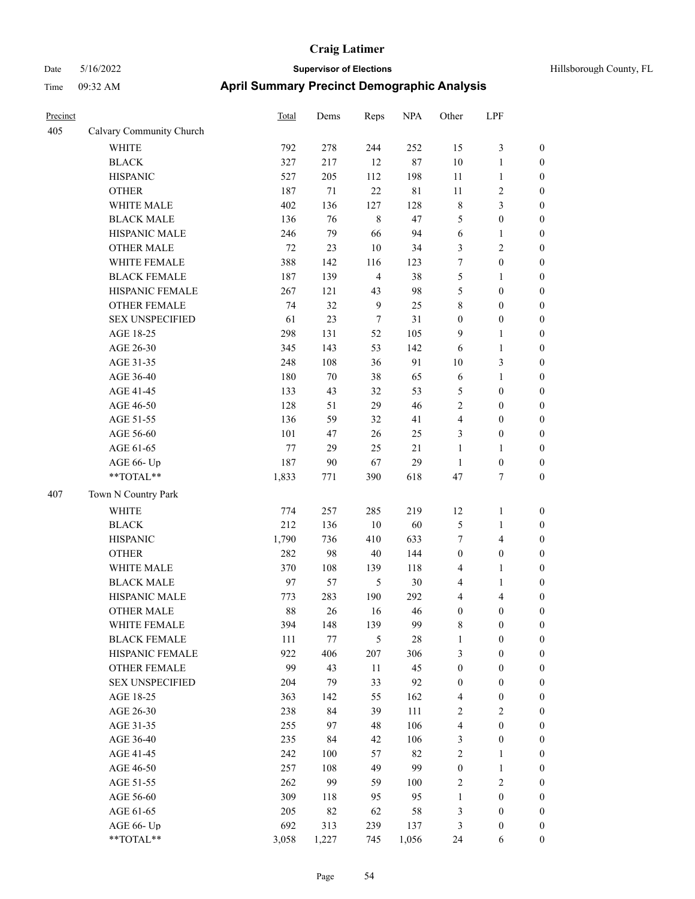**Craig Latimer**

Date 5/16/2022 **Supervisor of Elections** Hillsborough County, FL

Time 09:32 AM **April Summary Precinct Demographic Analysis**

| Precinct | | Total | Dems | Reps | NPA | Other | LPF | |
|---|---|---|---|---|---|---|---|---|
| 405 | Calvary Community Church | | | | | | | |
| | WHITE | 792 | 278 | 244 | 252 | 15 | 3 | 0 |
| | BLACK | 327 | 217 | 12 | 87 | 10 | 1 | 0 |
| | HISPANIC | 527 | 205 | 112 | 198 | 11 | 1 | 0 |
| | OTHER | 187 | 71 | 22 | 81 | 11 | 2 | 0 |
| | WHITE MALE | 402 | 136 | 127 | 128 | 8 | 3 | 0 |
| | BLACK MALE | 136 | 76 | 8 | 47 | 5 | 0 | 0 |
| | HISPANIC MALE | 246 | 79 | 66 | 94 | 6 | 1 | 0 |
| | OTHER MALE | 72 | 23 | 10 | 34 | 3 | 2 | 0 |
| | WHITE FEMALE | 388 | 142 | 116 | 123 | 7 | 0 | 0 |
| | BLACK FEMALE | 187 | 139 | 4 | 38 | 5 | 1 | 0 |
| | HISPANIC FEMALE | 267 | 121 | 43 | 98 | 5 | 0 | 0 |
| | OTHER FEMALE | 74 | 32 | 9 | 25 | 8 | 0 | 0 |
| | SEX UNSPECIFIED | 61 | 23 | 7 | 31 | 0 | 0 | 0 |
| | AGE 18-25 | 298 | 131 | 52 | 105 | 9 | 1 | 0 |
| | AGE 26-30 | 345 | 143 | 53 | 142 | 6 | 1 | 0 |
| | AGE 31-35 | 248 | 108 | 36 | 91 | 10 | 3 | 0 |
| | AGE 36-40 | 180 | 70 | 38 | 65 | 6 | 1 | 0 |
| | AGE 41-45 | 133 | 43 | 32 | 53 | 5 | 0 | 0 |
| | AGE 46-50 | 128 | 51 | 29 | 46 | 2 | 0 | 0 |
| | AGE 51-55 | 136 | 59 | 32 | 41 | 4 | 0 | 0 |
| | AGE 56-60 | 101 | 47 | 26 | 25 | 3 | 0 | 0 |
| | AGE 61-65 | 77 | 29 | 25 | 21 | 1 | 1 | 0 |
| | AGE 66- Up | 187 | 90 | 67 | 29 | 1 | 0 | 0 |
| | **TOTAL** | 1,833 | 771 | 390 | 618 | 47 | 7 | 0 |
| 407 | Town N Country Park | | | | | | | |
| | WHITE | 774 | 257 | 285 | 219 | 12 | 1 | 0 |
| | BLACK | 212 | 136 | 10 | 60 | 5 | 1 | 0 |
| | HISPANIC | 1,790 | 736 | 410 | 633 | 7 | 4 | 0 |
| | OTHER | 282 | 98 | 40 | 144 | 0 | 0 | 0 |
| | WHITE MALE | 370 | 108 | 139 | 118 | 4 | 1 | 0 |
| | BLACK MALE | 97 | 57 | 5 | 30 | 4 | 1 | 0 |
| | HISPANIC MALE | 773 | 283 | 190 | 292 | 4 | 4 | 0 |
| | OTHER MALE | 88 | 26 | 16 | 46 | 0 | 0 | 0 |
| | WHITE FEMALE | 394 | 148 | 139 | 99 | 8 | 0 | 0 |
| | BLACK FEMALE | 111 | 77 | 5 | 28 | 1 | 0 | 0 |
| | HISPANIC FEMALE | 922 | 406 | 207 | 306 | 3 | 0 | 0 |
| | OTHER FEMALE | 99 | 43 | 11 | 45 | 0 | 0 | 0 |
| | SEX UNSPECIFIED | 204 | 79 | 33 | 92 | 0 | 0 | 0 |
| | AGE 18-25 | 363 | 142 | 55 | 162 | 4 | 0 | 0 |
| | AGE 26-30 | 238 | 84 | 39 | 111 | 2 | 2 | 0 |
| | AGE 31-35 | 255 | 97 | 48 | 106 | 4 | 0 | 0 |
| | AGE 36-40 | 235 | 84 | 42 | 106 | 3 | 0 | 0 |
| | AGE 41-45 | 242 | 100 | 57 | 82 | 2 | 1 | 0 |
| | AGE 46-50 | 257 | 108 | 49 | 99 | 0 | 1 | 0 |
| | AGE 51-55 | 262 | 99 | 59 | 100 | 2 | 2 | 0 |
| | AGE 56-60 | 309 | 118 | 95 | 95 | 1 | 0 | 0 |
| | AGE 61-65 | 205 | 82 | 62 | 58 | 3 | 0 | 0 |
| | AGE 66- Up | 692 | 313 | 239 | 137 | 3 | 0 | 0 |
| | **TOTAL** | 3,058 | 1,227 | 745 | 1,056 | 24 | 6 | 0 |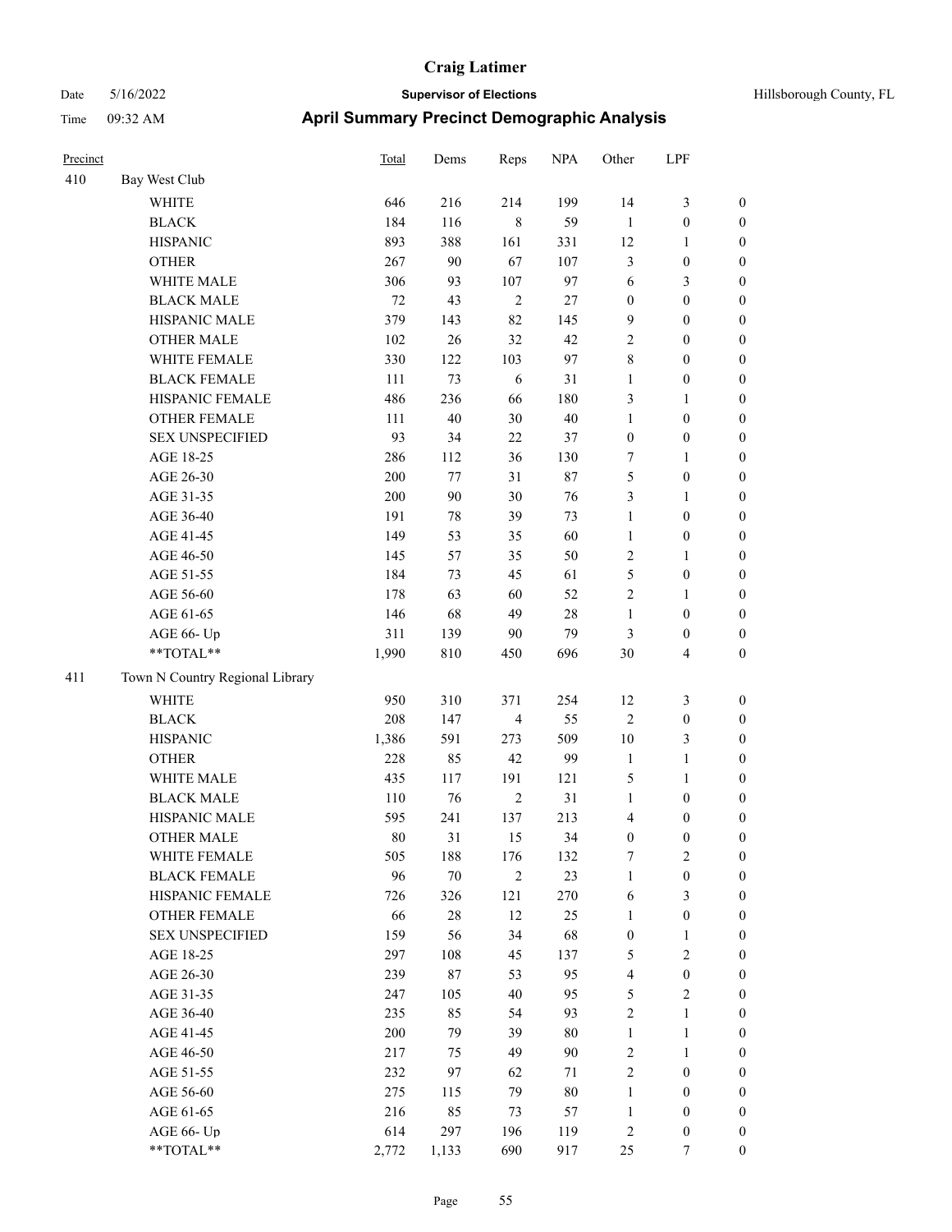# Craig Latimer

**Supervisor of Elections**

Date 5/16/2022 | Hillsborough County, FL

Time 09:32 AM

## April Summary Precinct Demographic Analysis

| Precinct | | Total | Dems | Reps | NPA | Other | LPF | |
|---|---|---|---|---|---|---|---|---|
| 410 | Bay West Club | | | | | | | |
| | WHITE | 646 | 216 | 214 | 199 | 14 | 3 | 0 |
| | BLACK | 184 | 116 | 8 | 59 | 1 | 0 | 0 |
| | HISPANIC | 893 | 388 | 161 | 331 | 12 | 1 | 0 |
| | OTHER | 267 | 90 | 67 | 107 | 3 | 0 | 0 |
| | WHITE MALE | 306 | 93 | 107 | 97 | 6 | 3 | 0 |
| | BLACK MALE | 72 | 43 | 2 | 27 | 0 | 0 | 0 |
| | HISPANIC MALE | 379 | 143 | 82 | 145 | 9 | 0 | 0 |
| | OTHER MALE | 102 | 26 | 32 | 42 | 2 | 0 | 0 |
| | WHITE FEMALE | 330 | 122 | 103 | 97 | 8 | 0 | 0 |
| | BLACK FEMALE | 111 | 73 | 6 | 31 | 1 | 0 | 0 |
| | HISPANIC FEMALE | 486 | 236 | 66 | 180 | 3 | 1 | 0 |
| | OTHER FEMALE | 111 | 40 | 30 | 40 | 1 | 0 | 0 |
| | SEX UNSPECIFIED | 93 | 34 | 22 | 37 | 0 | 0 | 0 |
| | AGE 18-25 | 286 | 112 | 36 | 130 | 7 | 1 | 0 |
| | AGE 26-30 | 200 | 77 | 31 | 87 | 5 | 0 | 0 |
| | AGE 31-35 | 200 | 90 | 30 | 76 | 3 | 1 | 0 |
| | AGE 36-40 | 191 | 78 | 39 | 73 | 1 | 0 | 0 |
| | AGE 41-45 | 149 | 53 | 35 | 60 | 1 | 0 | 0 |
| | AGE 46-50 | 145 | 57 | 35 | 50 | 2 | 1 | 0 |
| | AGE 51-55 | 184 | 73 | 45 | 61 | 5 | 0 | 0 |
| | AGE 56-60 | 178 | 63 | 60 | 52 | 2 | 1 | 0 |
| | AGE 61-65 | 146 | 68 | 49 | 28 | 1 | 0 | 0 |
| | AGE 66- Up | 311 | 139 | 90 | 79 | 3 | 0 | 0 |
| | **TOTAL** | 1,990 | 810 | 450 | 696 | 30 | 4 | 0 |
| 411 | Town N Country Regional Library | | | | | | | |
| | WHITE | 950 | 310 | 371 | 254 | 12 | 3 | 0 |
| | BLACK | 208 | 147 | 4 | 55 | 2 | 0 | 0 |
| | HISPANIC | 1,386 | 591 | 273 | 509 | 10 | 3 | 0 |
| | OTHER | 228 | 85 | 42 | 99 | 1 | 1 | 0 |
| | WHITE MALE | 435 | 117 | 191 | 121 | 5 | 1 | 0 |
| | BLACK MALE | 110 | 76 | 2 | 31 | 1 | 0 | 0 |
| | HISPANIC MALE | 595 | 241 | 137 | 213 | 4 | 0 | 0 |
| | OTHER MALE | 80 | 31 | 15 | 34 | 0 | 0 | 0 |
| | WHITE FEMALE | 505 | 188 | 176 | 132 | 7 | 2 | 0 |
| | BLACK FEMALE | 96 | 70 | 2 | 23 | 1 | 0 | 0 |
| | HISPANIC FEMALE | 726 | 326 | 121 | 270 | 6 | 3 | 0 |
| | OTHER FEMALE | 66 | 28 | 12 | 25 | 1 | 0 | 0 |
| | SEX UNSPECIFIED | 159 | 56 | 34 | 68 | 0 | 1 | 0 |
| | AGE 18-25 | 297 | 108 | 45 | 137 | 5 | 2 | 0 |
| | AGE 26-30 | 239 | 87 | 53 | 95 | 4 | 0 | 0 |
| | AGE 31-35 | 247 | 105 | 40 | 95 | 5 | 2 | 0 |
| | AGE 36-40 | 235 | 85 | 54 | 93 | 2 | 1 | 0 |
| | AGE 41-45 | 200 | 79 | 39 | 80 | 1 | 1 | 0 |
| | AGE 46-50 | 217 | 75 | 49 | 90 | 2 | 1 | 0 |
| | AGE 51-55 | 232 | 97 | 62 | 71 | 2 | 0 | 0 |
| | AGE 56-60 | 275 | 115 | 79 | 80 | 1 | 0 | 0 |
| | AGE 61-65 | 216 | 85 | 73 | 57 | 1 | 0 | 0 |
| | AGE 66- Up | 614 | 297 | 196 | 119 | 2 | 0 | 0 |
| | **TOTAL** | 2,772 | 1,133 | 690 | 917 | 25 | 7 | 0 |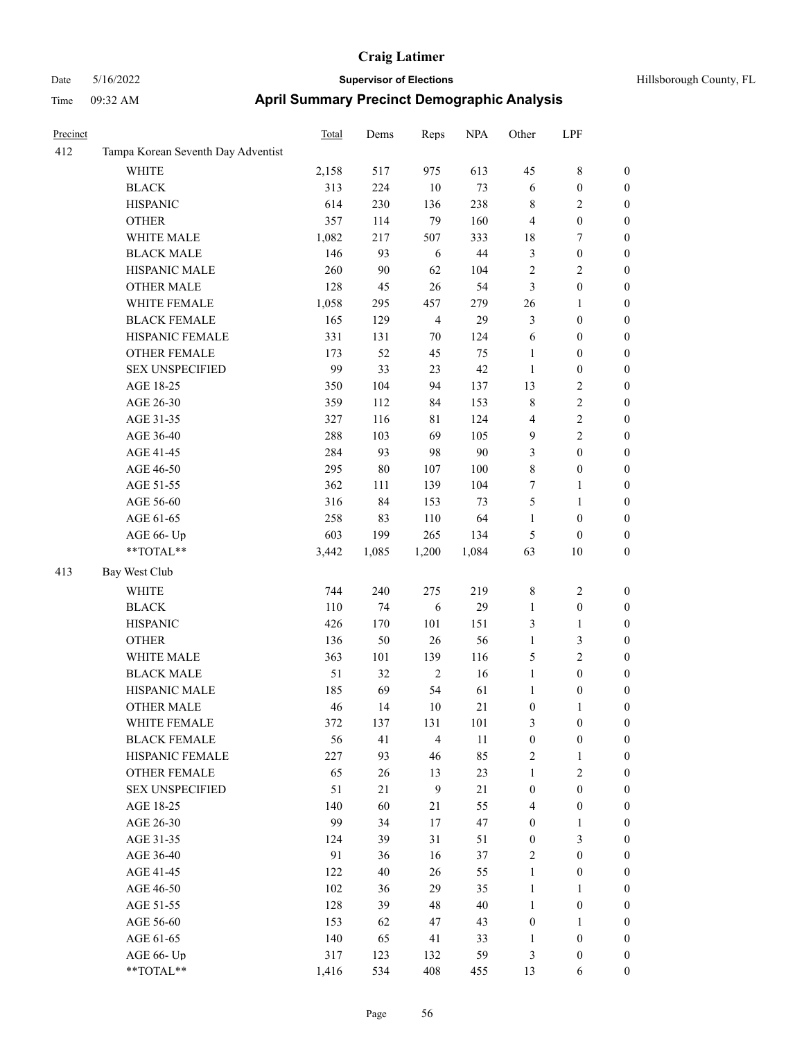# Craig Latimer

**Supervisor of Elections**

Hillsborough County, FL

Date 5/16/2022

Time 09:32 AM

## April Summary Precinct Demographic Analysis

| Precinct | | Total | Dems | Reps | NPA | Other | LPF | |
|---|---|---|---|---|---|---|---|---|
| 412 | Tampa Korean Seventh Day Adventist | | | | | | | |
| | WHITE | 2,158 | 517 | 975 | 613 | 45 | 8 | 0 |
| | BLACK | 313 | 224 | 10 | 73 | 6 | 0 | 0 |
| | HISPANIC | 614 | 230 | 136 | 238 | 8 | 2 | 0 |
| | OTHER | 357 | 114 | 79 | 160 | 4 | 0 | 0 |
| | WHITE MALE | 1,082 | 217 | 507 | 333 | 18 | 7 | 0 |
| | BLACK MALE | 146 | 93 | 6 | 44 | 3 | 0 | 0 |
| | HISPANIC MALE | 260 | 90 | 62 | 104 | 2 | 2 | 0 |
| | OTHER MALE | 128 | 45 | 26 | 54 | 3 | 0 | 0 |
| | WHITE FEMALE | 1,058 | 295 | 457 | 279 | 26 | 1 | 0 |
| | BLACK FEMALE | 165 | 129 | 4 | 29 | 3 | 0 | 0 |
| | HISPANIC FEMALE | 331 | 131 | 70 | 124 | 6 | 0 | 0 |
| | OTHER FEMALE | 173 | 52 | 45 | 75 | 1 | 0 | 0 |
| | SEX UNSPECIFIED | 99 | 33 | 23 | 42 | 1 | 0 | 0 |
| | AGE 18-25 | 350 | 104 | 94 | 137 | 13 | 2 | 0 |
| | AGE 26-30 | 359 | 112 | 84 | 153 | 8 | 2 | 0 |
| | AGE 31-35 | 327 | 116 | 81 | 124 | 4 | 2 | 0 |
| | AGE 36-40 | 288 | 103 | 69 | 105 | 9 | 2 | 0 |
| | AGE 41-45 | 284 | 93 | 98 | 90 | 3 | 0 | 0 |
| | AGE 46-50 | 295 | 80 | 107 | 100 | 8 | 0 | 0 |
| | AGE 51-55 | 362 | 111 | 139 | 104 | 7 | 1 | 0 |
| | AGE 56-60 | 316 | 84 | 153 | 73 | 5 | 1 | 0 |
| | AGE 61-65 | 258 | 83 | 110 | 64 | 1 | 0 | 0 |
| | AGE 66- Up | 603 | 199 | 265 | 134 | 5 | 0 | 0 |
| | **TOTAL** | 3,442 | 1,085 | 1,200 | 1,084 | 63 | 10 | 0 |
| 413 | Bay West Club | | | | | | | |
| | WHITE | 744 | 240 | 275 | 219 | 8 | 2 | 0 |
| | BLACK | 110 | 74 | 6 | 29 | 1 | 0 | 0 |
| | HISPANIC | 426 | 170 | 101 | 151 | 3 | 1 | 0 |
| | OTHER | 136 | 50 | 26 | 56 | 1 | 3 | 0 |
| | WHITE MALE | 363 | 101 | 139 | 116 | 5 | 2 | 0 |
| | BLACK MALE | 51 | 32 | 2 | 16 | 1 | 0 | 0 |
| | HISPANIC MALE | 185 | 69 | 54 | 61 | 1 | 0 | 0 |
| | OTHER MALE | 46 | 14 | 10 | 21 | 0 | 1 | 0 |
| | WHITE FEMALE | 372 | 137 | 131 | 101 | 3 | 0 | 0 |
| | BLACK FEMALE | 56 | 41 | 4 | 11 | 0 | 0 | 0 |
| | HISPANIC FEMALE | 227 | 93 | 46 | 85 | 2 | 1 | 0 |
| | OTHER FEMALE | 65 | 26 | 13 | 23 | 1 | 2 | 0 |
| | SEX UNSPECIFIED | 51 | 21 | 9 | 21 | 0 | 0 | 0 |
| | AGE 18-25 | 140 | 60 | 21 | 55 | 4 | 0 | 0 |
| | AGE 26-30 | 99 | 34 | 17 | 47 | 0 | 1 | 0 |
| | AGE 31-35 | 124 | 39 | 31 | 51 | 0 | 3 | 0 |
| | AGE 36-40 | 91 | 36 | 16 | 37 | 2 | 0 | 0 |
| | AGE 41-45 | 122 | 40 | 26 | 55 | 1 | 0 | 0 |
| | AGE 46-50 | 102 | 36 | 29 | 35 | 1 | 1 | 0 |
| | AGE 51-55 | 128 | 39 | 48 | 40 | 1 | 0 | 0 |
| | AGE 56-60 | 153 | 62 | 47 | 43 | 0 | 1 | 0 |
| | AGE 61-65 | 140 | 65 | 41 | 33 | 1 | 0 | 0 |
| | AGE 66- Up | 317 | 123 | 132 | 59 | 3 | 0 | 0 |
| | **TOTAL** | 1,416 | 534 | 408 | 455 | 13 | 6 | 0 |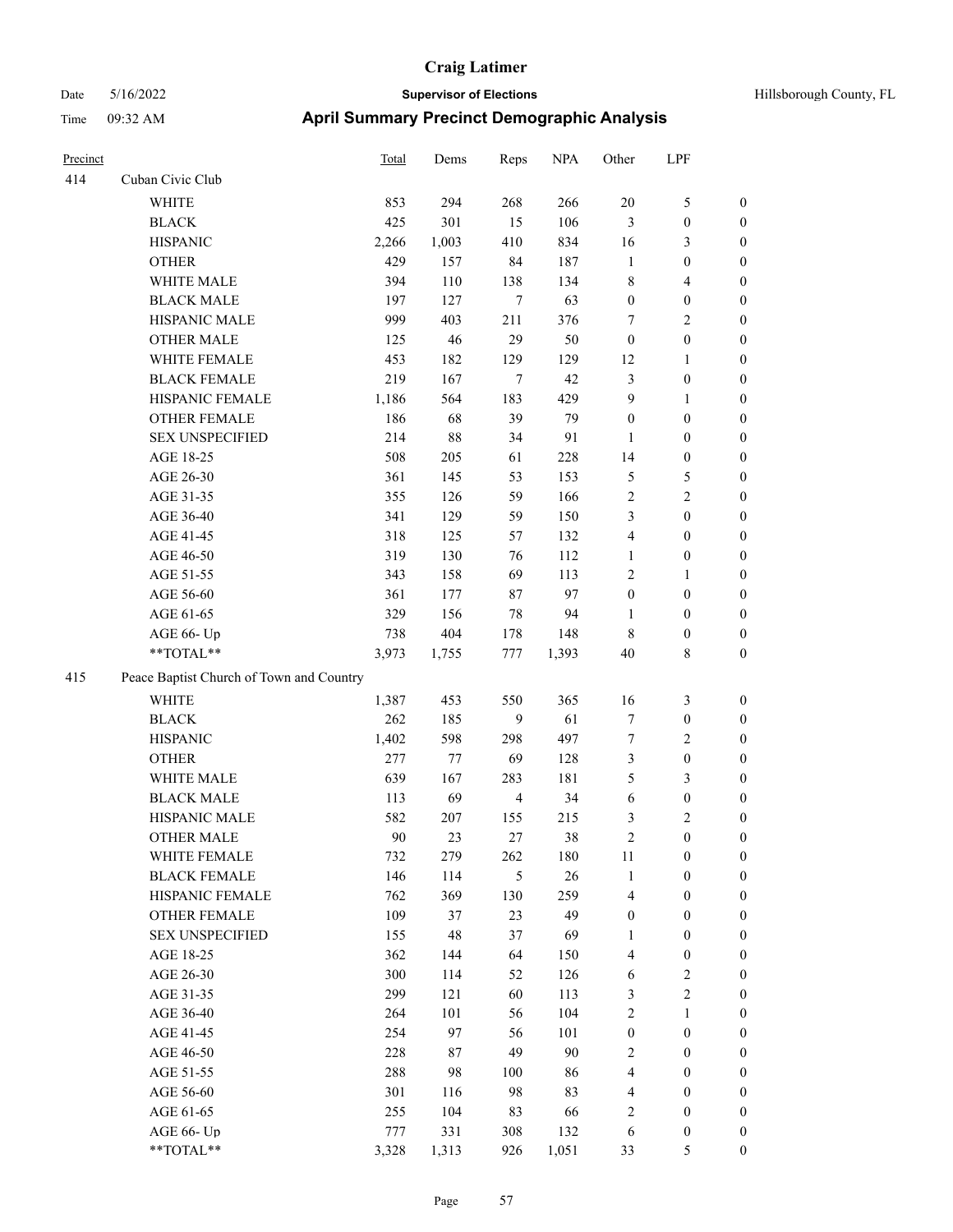# April Summary Precinct Demographic Analysis

| Precinct | | Total | Dems | Reps | NPA | Other | LPF | |
|---|---|---|---|---|---|---|---|---|
| 414 | Cuban Civic Club | | | | | | | |
| | WHITE | 853 | 294 | 268 | 266 | 20 | 5 | 0 |
| | BLACK | 425 | 301 | 15 | 106 | 3 | 0 | 0 |
| | HISPANIC | 2,266 | 1,003 | 410 | 834 | 16 | 3 | 0 |
| | OTHER | 429 | 157 | 84 | 187 | 1 | 0 | 0 |
| | WHITE MALE | 394 | 110 | 138 | 134 | 8 | 4 | 0 |
| | BLACK MALE | 197 | 127 | 7 | 63 | 0 | 0 | 0 |
| | HISPANIC MALE | 999 | 403 | 211 | 376 | 7 | 2 | 0 |
| | OTHER MALE | 125 | 46 | 29 | 50 | 0 | 0 | 0 |
| | WHITE FEMALE | 453 | 182 | 129 | 129 | 12 | 1 | 0 |
| | BLACK FEMALE | 219 | 167 | 7 | 42 | 3 | 0 | 0 |
| | HISPANIC FEMALE | 1,186 | 564 | 183 | 429 | 9 | 1 | 0 |
| | OTHER FEMALE | 186 | 68 | 39 | 79 | 0 | 0 | 0 |
| | SEX UNSPECIFIED | 214 | 88 | 34 | 91 | 1 | 0 | 0 |
| | AGE 18-25 | 508 | 205 | 61 | 228 | 14 | 0 | 0 |
| | AGE 26-30 | 361 | 145 | 53 | 153 | 5 | 5 | 0 |
| | AGE 31-35 | 355 | 126 | 59 | 166 | 2 | 2 | 0 |
| | AGE 36-40 | 341 | 129 | 59 | 150 | 3 | 0 | 0 |
| | AGE 41-45 | 318 | 125 | 57 | 132 | 4 | 0 | 0 |
| | AGE 46-50 | 319 | 130 | 76 | 112 | 1 | 0 | 0 |
| | AGE 51-55 | 343 | 158 | 69 | 113 | 2 | 1 | 0 |
| | AGE 56-60 | 361 | 177 | 87 | 97 | 0 | 0 | 0 |
| | AGE 61-65 | 329 | 156 | 78 | 94 | 1 | 0 | 0 |
| | AGE 66- Up | 738 | 404 | 178 | 148 | 8 | 0 | 0 |
| | **TOTAL** | 3,973 | 1,755 | 777 | 1,393 | 40 | 8 | 0 |
| 415 | Peace Baptist Church of Town and Country | | | | | | | |
| | WHITE | 1,387 | 453 | 550 | 365 | 16 | 3 | 0 |
| | BLACK | 262 | 185 | 9 | 61 | 7 | 0 | 0 |
| | HISPANIC | 1,402 | 598 | 298 | 497 | 7 | 2 | 0 |
| | OTHER | 277 | 77 | 69 | 128 | 3 | 0 | 0 |
| | WHITE MALE | 639 | 167 | 283 | 181 | 5 | 3 | 0 |
| | BLACK MALE | 113 | 69 | 4 | 34 | 6 | 0 | 0 |
| | HISPANIC MALE | 582 | 207 | 155 | 215 | 3 | 2 | 0 |
| | OTHER MALE | 90 | 23 | 27 | 38 | 2 | 0 | 0 |
| | WHITE FEMALE | 732 | 279 | 262 | 180 | 11 | 0 | 0 |
| | BLACK FEMALE | 146 | 114 | 5 | 26 | 1 | 0 | 0 |
| | HISPANIC FEMALE | 762 | 369 | 130 | 259 | 4 | 0 | 0 |
| | OTHER FEMALE | 109 | 37 | 23 | 49 | 0 | 0 | 0 |
| | SEX UNSPECIFIED | 155 | 48 | 37 | 69 | 1 | 0 | 0 |
| | AGE 18-25 | 362 | 144 | 64 | 150 | 4 | 0 | 0 |
| | AGE 26-30 | 300 | 114 | 52 | 126 | 6 | 2 | 0 |
| | AGE 31-35 | 299 | 121 | 60 | 113 | 3 | 2 | 0 |
| | AGE 36-40 | 264 | 101 | 56 | 104 | 2 | 1 | 0 |
| | AGE 41-45 | 254 | 97 | 56 | 101 | 0 | 0 | 0 |
| | AGE 46-50 | 228 | 87 | 49 | 90 | 2 | 0 | 0 |
| | AGE 51-55 | 288 | 98 | 100 | 86 | 4 | 0 | 0 |
| | AGE 56-60 | 301 | 116 | 98 | 83 | 4 | 0 | 0 |
| | AGE 61-65 | 255 | 104 | 83 | 66 | 2 | 0 | 0 |
| | AGE 66- Up | 777 | 331 | 308 | 132 | 6 | 0 | 0 |
| | **TOTAL** | 3,328 | 1,313 | 926 | 1,051 | 33 | 5 | 0 |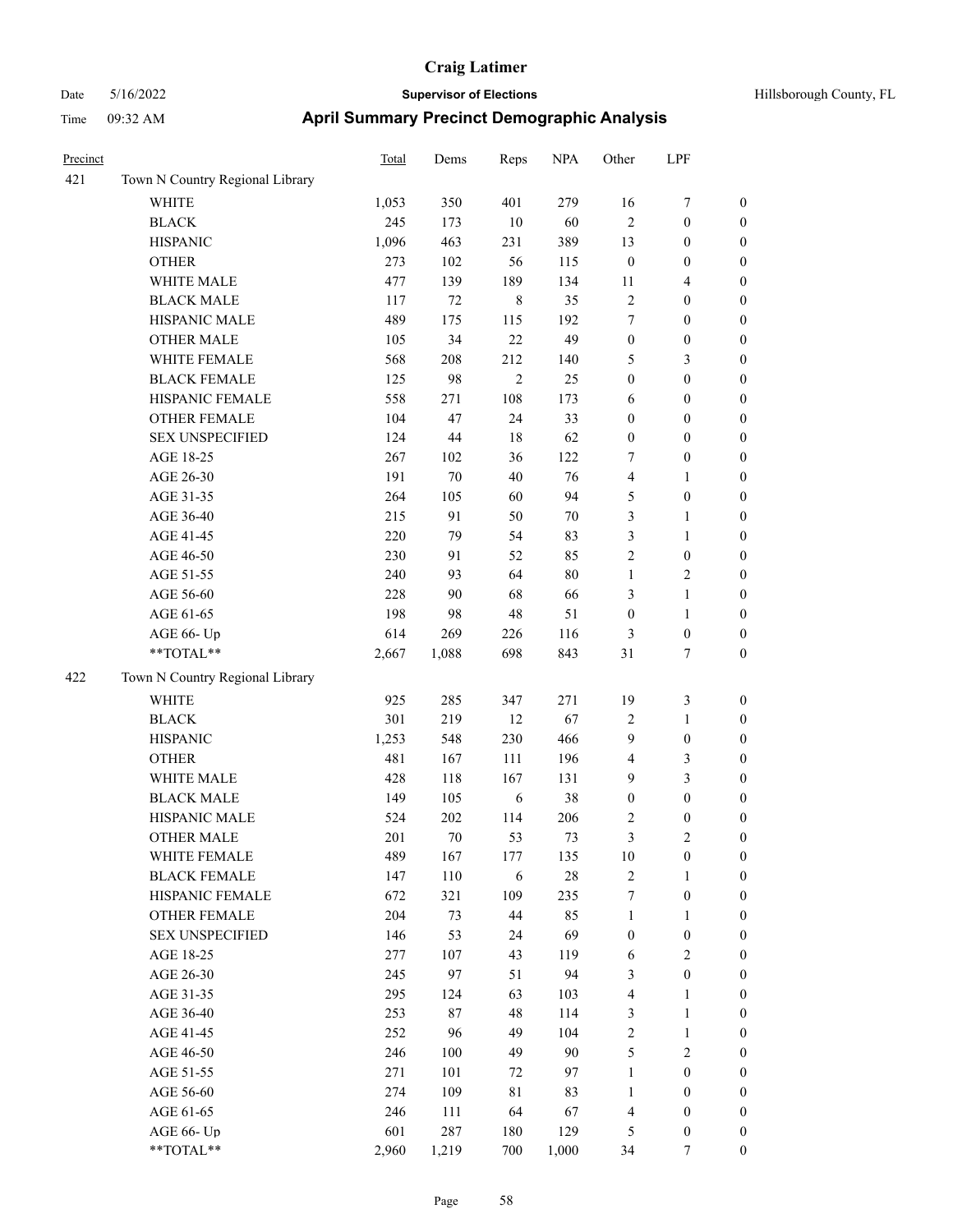# Craig Latimer

**Supervisor of Elections**

Date 5/16/2022 Hillsborough County, FL

Time 09:32 AM

## April Summary Precinct Demographic Analysis

| Precinct | | Total | Dems | Reps | NPA | Other | LPF | |
|---|---|---|---|---|---|---|---|---|
| 421 | Town N Country Regional Library | | | | | | | |
| | WHITE | 1,053 | 350 | 401 | 279 | 16 | 7 | 0 |
| | BLACK | 245 | 173 | 10 | 60 | 2 | 0 | 0 |
| | HISPANIC | 1,096 | 463 | 231 | 389 | 13 | 0 | 0 |
| | OTHER | 273 | 102 | 56 | 115 | 0 | 0 | 0 |
| | WHITE MALE | 477 | 139 | 189 | 134 | 11 | 4 | 0 |
| | BLACK MALE | 117 | 72 | 8 | 35 | 2 | 0 | 0 |
| | HISPANIC MALE | 489 | 175 | 115 | 192 | 7 | 0 | 0 |
| | OTHER MALE | 105 | 34 | 22 | 49 | 0 | 0 | 0 |
| | WHITE FEMALE | 568 | 208 | 212 | 140 | 5 | 3 | 0 |
| | BLACK FEMALE | 125 | 98 | 2 | 25 | 0 | 0 | 0 |
| | HISPANIC FEMALE | 558 | 271 | 108 | 173 | 6 | 0 | 0 |
| | OTHER FEMALE | 104 | 47 | 24 | 33 | 0 | 0 | 0 |
| | SEX UNSPECIFIED | 124 | 44 | 18 | 62 | 0 | 0 | 0 |
| | AGE 18-25 | 267 | 102 | 36 | 122 | 7 | 0 | 0 |
| | AGE 26-30 | 191 | 70 | 40 | 76 | 4 | 1 | 0 |
| | AGE 31-35 | 264 | 105 | 60 | 94 | 5 | 0 | 0 |
| | AGE 36-40 | 215 | 91 | 50 | 70 | 3 | 1 | 0 |
| | AGE 41-45 | 220 | 79 | 54 | 83 | 3 | 1 | 0 |
| | AGE 46-50 | 230 | 91 | 52 | 85 | 2 | 0 | 0 |
| | AGE 51-55 | 240 | 93 | 64 | 80 | 1 | 2 | 0 |
| | AGE 56-60 | 228 | 90 | 68 | 66 | 3 | 1 | 0 |
| | AGE 61-65 | 198 | 98 | 48 | 51 | 0 | 1 | 0 |
| | AGE 66- Up | 614 | 269 | 226 | 116 | 3 | 0 | 0 |
| | **TOTAL** | 2,667 | 1,088 | 698 | 843 | 31 | 7 | 0 |
| 422 | Town N Country Regional Library | | | | | | | |
| | WHITE | 925 | 285 | 347 | 271 | 19 | 3 | 0 |
| | BLACK | 301 | 219 | 12 | 67 | 2 | 1 | 0 |
| | HISPANIC | 1,253 | 548 | 230 | 466 | 9 | 0 | 0 |
| | OTHER | 481 | 167 | 111 | 196 | 4 | 3 | 0 |
| | WHITE MALE | 428 | 118 | 167 | 131 | 9 | 3 | 0 |
| | BLACK MALE | 149 | 105 | 6 | 38 | 0 | 0 | 0 |
| | HISPANIC MALE | 524 | 202 | 114 | 206 | 2 | 0 | 0 |
| | OTHER MALE | 201 | 70 | 53 | 73 | 3 | 2 | 0 |
| | WHITE FEMALE | 489 | 167 | 177 | 135 | 10 | 0 | 0 |
| | BLACK FEMALE | 147 | 110 | 6 | 28 | 2 | 1 | 0 |
| | HISPANIC FEMALE | 672 | 321 | 109 | 235 | 7 | 0 | 0 |
| | OTHER FEMALE | 204 | 73 | 44 | 85 | 1 | 1 | 0 |
| | SEX UNSPECIFIED | 146 | 53 | 24 | 69 | 0 | 0 | 0 |
| | AGE 18-25 | 277 | 107 | 43 | 119 | 6 | 2 | 0 |
| | AGE 26-30 | 245 | 97 | 51 | 94 | 3 | 0 | 0 |
| | AGE 31-35 | 295 | 124 | 63 | 103 | 4 | 1 | 0 |
| | AGE 36-40 | 253 | 87 | 48 | 114 | 3 | 1 | 0 |
| | AGE 41-45 | 252 | 96 | 49 | 104 | 2 | 1 | 0 |
| | AGE 46-50 | 246 | 100 | 49 | 90 | 5 | 2 | 0 |
| | AGE 51-55 | 271 | 101 | 72 | 97 | 1 | 0 | 0 |
| | AGE 56-60 | 274 | 109 | 81 | 83 | 1 | 0 | 0 |
| | AGE 61-65 | 246 | 111 | 64 | 67 | 4 | 0 | 0 |
| | AGE 66- Up | 601 | 287 | 180 | 129 | 5 | 0 | 0 |
| | **TOTAL** | 2,960 | 1,219 | 700 | 1,000 | 34 | 7 | 0 |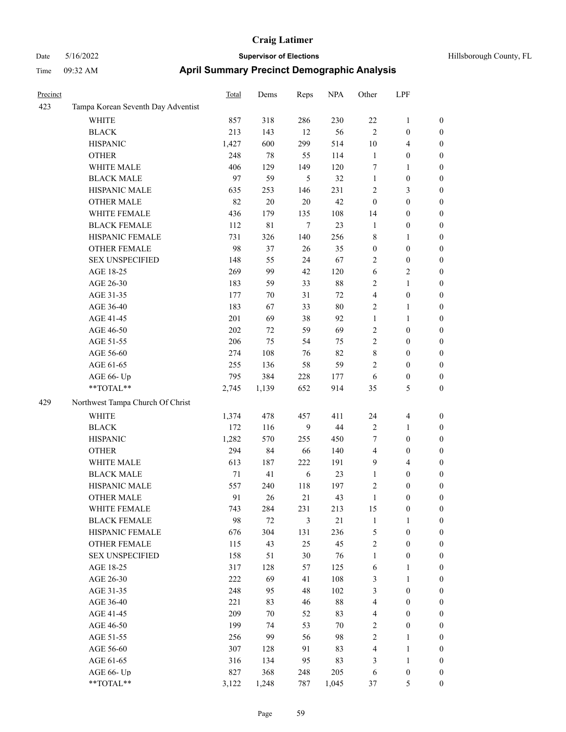# Craig Latimer

**Supervisor of Elections**

Date 5/16/2022

Time 09:32 AM

Hillsborough County, FL

## April Summary Precinct Demographic Analysis

| Precinct | | Total | Dems | Reps | NPA | Other | LPF | |
|---|---|---|---|---|---|---|---|---|
| 423 | Tampa Korean Seventh Day Adventist | | | | | | | |
| | WHITE | 857 | 318 | 286 | 230 | 22 | 1 | 0 |
| | BLACK | 213 | 143 | 12 | 56 | 2 | 0 | 0 |
| | HISPANIC | 1,427 | 600 | 299 | 514 | 10 | 4 | 0 |
| | OTHER | 248 | 78 | 55 | 114 | 1 | 0 | 0 |
| | WHITE MALE | 406 | 129 | 149 | 120 | 7 | 1 | 0 |
| | BLACK MALE | 97 | 59 | 5 | 32 | 1 | 0 | 0 |
| | HISPANIC MALE | 635 | 253 | 146 | 231 | 2 | 3 | 0 |
| | OTHER MALE | 82 | 20 | 20 | 42 | 0 | 0 | 0 |
| | WHITE FEMALE | 436 | 179 | 135 | 108 | 14 | 0 | 0 |
| | BLACK FEMALE | 112 | 81 | 7 | 23 | 1 | 0 | 0 |
| | HISPANIC FEMALE | 731 | 326 | 140 | 256 | 8 | 1 | 0 |
| | OTHER FEMALE | 98 | 37 | 26 | 35 | 0 | 0 | 0 |
| | SEX UNSPECIFIED | 148 | 55 | 24 | 67 | 2 | 0 | 0 |
| | AGE 18-25 | 269 | 99 | 42 | 120 | 6 | 2 | 0 |
| | AGE 26-30 | 183 | 59 | 33 | 88 | 2 | 1 | 0 |
| | AGE 31-35 | 177 | 70 | 31 | 72 | 4 | 0 | 0 |
| | AGE 36-40 | 183 | 67 | 33 | 80 | 2 | 1 | 0 |
| | AGE 41-45 | 201 | 69 | 38 | 92 | 1 | 1 | 0 |
| | AGE 46-50 | 202 | 72 | 59 | 69 | 2 | 0 | 0 |
| | AGE 51-55 | 206 | 75 | 54 | 75 | 2 | 0 | 0 |
| | AGE 56-60 | 274 | 108 | 76 | 82 | 8 | 0 | 0 |
| | AGE 61-65 | 255 | 136 | 58 | 59 | 2 | 0 | 0 |
| | AGE 66- Up | 795 | 384 | 228 | 177 | 6 | 0 | 0 |
| | **TOTAL** | 2,745 | 1,139 | 652 | 914 | 35 | 5 | 0 |
| 429 | Northwest Tampa Church Of Christ | | | | | | | |
| | WHITE | 1,374 | 478 | 457 | 411 | 24 | 4 | 0 |
| | BLACK | 172 | 116 | 9 | 44 | 2 | 1 | 0 |
| | HISPANIC | 1,282 | 570 | 255 | 450 | 7 | 0 | 0 |
| | OTHER | 294 | 84 | 66 | 140 | 4 | 0 | 0 |
| | WHITE MALE | 613 | 187 | 222 | 191 | 9 | 4 | 0 |
| | BLACK MALE | 71 | 41 | 6 | 23 | 1 | 0 | 0 |
| | HISPANIC MALE | 557 | 240 | 118 | 197 | 2 | 0 | 0 |
| | OTHER MALE | 91 | 26 | 21 | 43 | 1 | 0 | 0 |
| | WHITE FEMALE | 743 | 284 | 231 | 213 | 15 | 0 | 0 |
| | BLACK FEMALE | 98 | 72 | 3 | 21 | 1 | 1 | 0 |
| | HISPANIC FEMALE | 676 | 304 | 131 | 236 | 5 | 0 | 0 |
| | OTHER FEMALE | 115 | 43 | 25 | 45 | 2 | 0 | 0 |
| | SEX UNSPECIFIED | 158 | 51 | 30 | 76 | 1 | 0 | 0 |
| | AGE 18-25 | 317 | 128 | 57 | 125 | 6 | 1 | 0 |
| | AGE 26-30 | 222 | 69 | 41 | 108 | 3 | 1 | 0 |
| | AGE 31-35 | 248 | 95 | 48 | 102 | 3 | 0 | 0 |
| | AGE 36-40 | 221 | 83 | 46 | 88 | 4 | 0 | 0 |
| | AGE 41-45 | 209 | 70 | 52 | 83 | 4 | 0 | 0 |
| | AGE 46-50 | 199 | 74 | 53 | 70 | 2 | 0 | 0 |
| | AGE 51-55 | 256 | 99 | 56 | 98 | 2 | 1 | 0 |
| | AGE 56-60 | 307 | 128 | 91 | 83 | 4 | 1 | 0 |
| | AGE 61-65 | 316 | 134 | 95 | 83 | 3 | 1 | 0 |
| | AGE 66- Up | 827 | 368 | 248 | 205 | 6 | 0 | 0 |
| | **TOTAL** | 3,122 | 1,248 | 787 | 1,045 | 37 | 5 | 0 |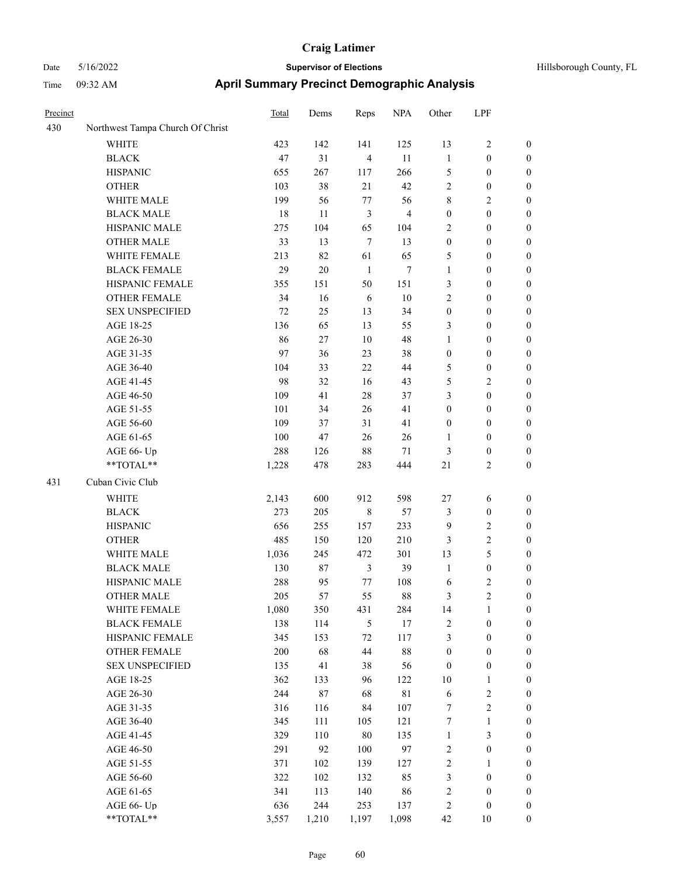# Craig Latimer

Date 5/16/2022 **Supervisor of Elections** Hillsborough County, FL

Time 09:32 AM **April Summary Precinct Demographic Analysis**

| Precinct | | Total | Dems | Reps | NPA | Other | LPF | |
|---|---|---|---|---|---|---|---|---|
| 430 | Northwest Tampa Church Of Christ | | | | | | | |
| | WHITE | 423 | 142 | 141 | 125 | 13 | 2 | 0 |
| | BLACK | 47 | 31 | 4 | 11 | 1 | 0 | 0 |
| | HISPANIC | 655 | 267 | 117 | 266 | 5 | 0 | 0 |
| | OTHER | 103 | 38 | 21 | 42 | 2 | 0 | 0 |
| | WHITE MALE | 199 | 56 | 77 | 56 | 8 | 2 | 0 |
| | BLACK MALE | 18 | 11 | 3 | 4 | 0 | 0 | 0 |
| | HISPANIC MALE | 275 | 104 | 65 | 104 | 2 | 0 | 0 |
| | OTHER MALE | 33 | 13 | 7 | 13 | 0 | 0 | 0 |
| | WHITE FEMALE | 213 | 82 | 61 | 65 | 5 | 0 | 0 |
| | BLACK FEMALE | 29 | 20 | 1 | 7 | 1 | 0 | 0 |
| | HISPANIC FEMALE | 355 | 151 | 50 | 151 | 3 | 0 | 0 |
| | OTHER FEMALE | 34 | 16 | 6 | 10 | 2 | 0 | 0 |
| | SEX UNSPECIFIED | 72 | 25 | 13 | 34 | 0 | 0 | 0 |
| | AGE 18-25 | 136 | 65 | 13 | 55 | 3 | 0 | 0 |
| | AGE 26-30 | 86 | 27 | 10 | 48 | 1 | 0 | 0 |
| | AGE 31-35 | 97 | 36 | 23 | 38 | 0 | 0 | 0 |
| | AGE 36-40 | 104 | 33 | 22 | 44 | 5 | 0 | 0 |
| | AGE 41-45 | 98 | 32 | 16 | 43 | 5 | 2 | 0 |
| | AGE 46-50 | 109 | 41 | 28 | 37 | 3 | 0 | 0 |
| | AGE 51-55 | 101 | 34 | 26 | 41 | 0 | 0 | 0 |
| | AGE 56-60 | 109 | 37 | 31 | 41 | 0 | 0 | 0 |
| | AGE 61-65 | 100 | 47 | 26 | 26 | 1 | 0 | 0 |
| | AGE 66- Up | 288 | 126 | 88 | 71 | 3 | 0 | 0 |
| | **TOTAL** | 1,228 | 478 | 283 | 444 | 21 | 2 | 0 |
| 431 | Cuban Civic Club | | | | | | | |
| | WHITE | 2,143 | 600 | 912 | 598 | 27 | 6 | 0 |
| | BLACK | 273 | 205 | 8 | 57 | 3 | 0 | 0 |
| | HISPANIC | 656 | 255 | 157 | 233 | 9 | 2 | 0 |
| | OTHER | 485 | 150 | 120 | 210 | 3 | 2 | 0 |
| | WHITE MALE | 1,036 | 245 | 472 | 301 | 13 | 5 | 0 |
| | BLACK MALE | 130 | 87 | 3 | 39 | 1 | 0 | 0 |
| | HISPANIC MALE | 288 | 95 | 77 | 108 | 6 | 2 | 0 |
| | OTHER MALE | 205 | 57 | 55 | 88 | 3 | 2 | 0 |
| | WHITE FEMALE | 1,080 | 350 | 431 | 284 | 14 | 1 | 0 |
| | BLACK FEMALE | 138 | 114 | 5 | 17 | 2 | 0 | 0 |
| | HISPANIC FEMALE | 345 | 153 | 72 | 117 | 3 | 0 | 0 |
| | OTHER FEMALE | 200 | 68 | 44 | 88 | 0 | 0 | 0 |
| | SEX UNSPECIFIED | 135 | 41 | 38 | 56 | 0 | 0 | 0 |
| | AGE 18-25 | 362 | 133 | 96 | 122 | 10 | 1 | 0 |
| | AGE 26-30 | 244 | 87 | 68 | 81 | 6 | 2 | 0 |
| | AGE 31-35 | 316 | 116 | 84 | 107 | 7 | 2 | 0 |
| | AGE 36-40 | 345 | 111 | 105 | 121 | 7 | 1 | 0 |
| | AGE 41-45 | 329 | 110 | 80 | 135 | 1 | 3 | 0 |
| | AGE 46-50 | 291 | 92 | 100 | 97 | 2 | 0 | 0 |
| | AGE 51-55 | 371 | 102 | 139 | 127 | 2 | 1 | 0 |
| | AGE 56-60 | 322 | 102 | 132 | 85 | 3 | 0 | 0 |
| | AGE 61-65 | 341 | 113 | 140 | 86 | 2 | 0 | 0 |
| | AGE 66- Up | 636 | 244 | 253 | 137 | 2 | 0 | 0 |
| | **TOTAL** | 3,557 | 1,210 | 1,197 | 1,098 | 42 | 10 | 0 |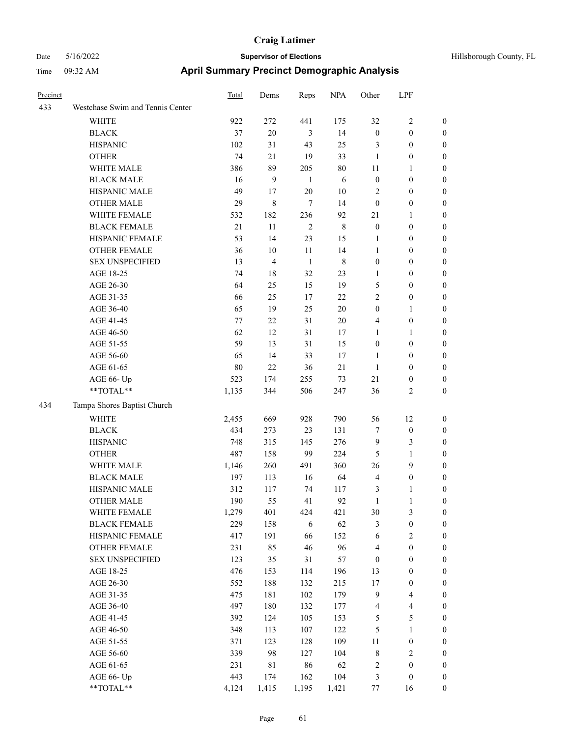# Craig Latimer

Date 5/16/2022 **Supervisor of Elections** Hillsborough County, FL

Time 09:32 AM **April Summary Precinct Demographic Analysis**

| Precinct | | Total | Dems | Reps | NPA | Other | LPF | |
|---|---|---|---|---|---|---|---|---|
| 433 | Westchase Swim and Tennis Center | | | | | | | |
| | WHITE | 922 | 272 | 441 | 175 | 32 | 2 | 0 |
| | BLACK | 37 | 20 | 3 | 14 | 0 | 0 | 0 |
| | HISPANIC | 102 | 31 | 43 | 25 | 3 | 0 | 0 |
| | OTHER | 74 | 21 | 19 | 33 | 1 | 0 | 0 |
| | WHITE MALE | 386 | 89 | 205 | 80 | 11 | 1 | 0 |
| | BLACK MALE | 16 | 9 | 1 | 6 | 0 | 0 | 0 |
| | HISPANIC MALE | 49 | 17 | 20 | 10 | 2 | 0 | 0 |
| | OTHER MALE | 29 | 8 | 7 | 14 | 0 | 0 | 0 |
| | WHITE FEMALE | 532 | 182 | 236 | 92 | 21 | 1 | 0 |
| | BLACK FEMALE | 21 | 11 | 2 | 8 | 0 | 0 | 0 |
| | HISPANIC FEMALE | 53 | 14 | 23 | 15 | 1 | 0 | 0 |
| | OTHER FEMALE | 36 | 10 | 11 | 14 | 1 | 0 | 0 |
| | SEX UNSPECIFIED | 13 | 4 | 1 | 8 | 0 | 0 | 0 |
| | AGE 18-25 | 74 | 18 | 32 | 23 | 1 | 0 | 0 |
| | AGE 26-30 | 64 | 25 | 15 | 19 | 5 | 0 | 0 |
| | AGE 31-35 | 66 | 25 | 17 | 22 | 2 | 0 | 0 |
| | AGE 36-40 | 65 | 19 | 25 | 20 | 0 | 1 | 0 |
| | AGE 41-45 | 77 | 22 | 31 | 20 | 4 | 0 | 0 |
| | AGE 46-50 | 62 | 12 | 31 | 17 | 1 | 1 | 0 |
| | AGE 51-55 | 59 | 13 | 31 | 15 | 0 | 0 | 0 |
| | AGE 56-60 | 65 | 14 | 33 | 17 | 1 | 0 | 0 |
| | AGE 61-65 | 80 | 22 | 36 | 21 | 1 | 0 | 0 |
| | AGE 66- Up | 523 | 174 | 255 | 73 | 21 | 0 | 0 |
| | **TOTAL** | 1,135 | 344 | 506 | 247 | 36 | 2 | 0 |
| 434 | Tampa Shores Baptist Church | | | | | | | |
| | WHITE | 2,455 | 669 | 928 | 790 | 56 | 12 | 0 |
| | BLACK | 434 | 273 | 23 | 131 | 7 | 0 | 0 |
| | HISPANIC | 748 | 315 | 145 | 276 | 9 | 3 | 0 |
| | OTHER | 487 | 158 | 99 | 224 | 5 | 1 | 0 |
| | WHITE MALE | 1,146 | 260 | 491 | 360 | 26 | 9 | 0 |
| | BLACK MALE | 197 | 113 | 16 | 64 | 4 | 0 | 0 |
| | HISPANIC MALE | 312 | 117 | 74 | 117 | 3 | 1 | 0 |
| | OTHER MALE | 190 | 55 | 41 | 92 | 1 | 1 | 0 |
| | WHITE FEMALE | 1,279 | 401 | 424 | 421 | 30 | 3 | 0 |
| | BLACK FEMALE | 229 | 158 | 6 | 62 | 3 | 0 | 0 |
| | HISPANIC FEMALE | 417 | 191 | 66 | 152 | 6 | 2 | 0 |
| | OTHER FEMALE | 231 | 85 | 46 | 96 | 4 | 0 | 0 |
| | SEX UNSPECIFIED | 123 | 35 | 31 | 57 | 0 | 0 | 0 |
| | AGE 18-25 | 476 | 153 | 114 | 196 | 13 | 0 | 0 |
| | AGE 26-30 | 552 | 188 | 132 | 215 | 17 | 0 | 0 |
| | AGE 31-35 | 475 | 181 | 102 | 179 | 9 | 4 | 0 |
| | AGE 36-40 | 497 | 180 | 132 | 177 | 4 | 4 | 0 |
| | AGE 41-45 | 392 | 124 | 105 | 153 | 5 | 5 | 0 |
| | AGE 46-50 | 348 | 113 | 107 | 122 | 5 | 1 | 0 |
| | AGE 51-55 | 371 | 123 | 128 | 109 | 11 | 0 | 0 |
| | AGE 56-60 | 339 | 98 | 127 | 104 | 8 | 2 | 0 |
| | AGE 61-65 | 231 | 81 | 86 | 62 | 2 | 0 | 0 |
| | AGE 66- Up | 443 | 174 | 162 | 104 | 3 | 0 | 0 |
| | **TOTAL** | 4,124 | 1,415 | 1,195 | 1,421 | 77 | 16 | 0 |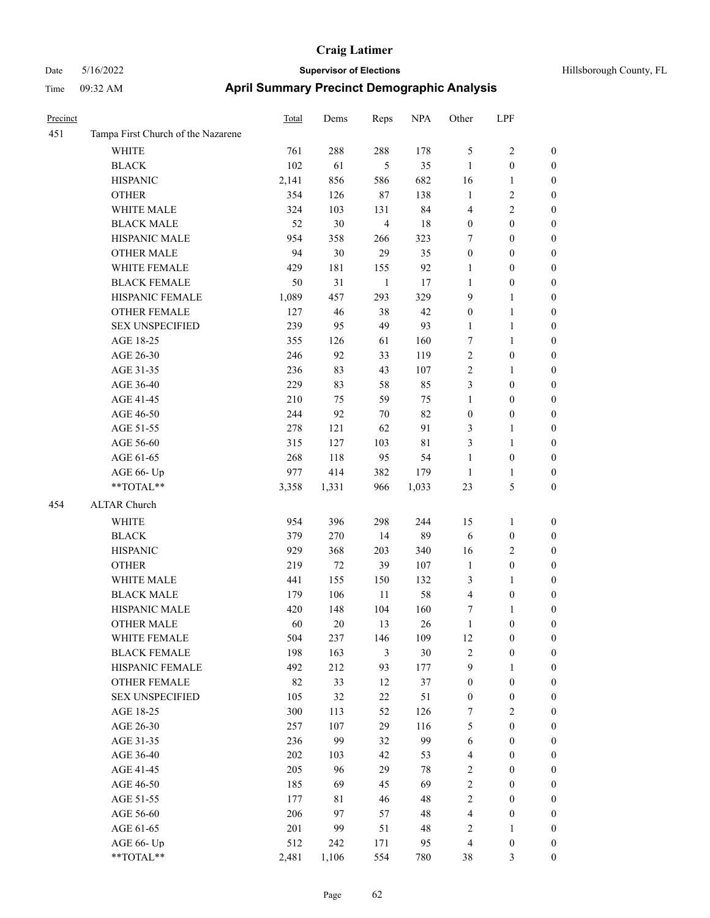| Precinct | | Total | Dems | Reps | NPA | Other | LPF | |
|---|---|---|---|---|---|---|---|---|
| 451 | Tampa First Church of the Nazarene | | | | | | | |
| | WHITE | 761 | 288 | 288 | 178 | 5 | 2 | 0 |
| | BLACK | 102 | 61 | 5 | 35 | 1 | 0 | 0 |
| | HISPANIC | 2,141 | 856 | 586 | 682 | 16 | 1 | 0 |
| | OTHER | 354 | 126 | 87 | 138 | 1 | 2 | 0 |
| | WHITE MALE | 324 | 103 | 131 | 84 | 4 | 2 | 0 |
| | BLACK MALE | 52 | 30 | 4 | 18 | 0 | 0 | 0 |
| | HISPANIC MALE | 954 | 358 | 266 | 323 | 7 | 0 | 0 |
| | OTHER MALE | 94 | 30 | 29 | 35 | 0 | 0 | 0 |
| | WHITE FEMALE | 429 | 181 | 155 | 92 | 1 | 0 | 0 |
| | BLACK FEMALE | 50 | 31 | 1 | 17 | 1 | 0 | 0 |
| | HISPANIC FEMALE | 1,089 | 457 | 293 | 329 | 9 | 1 | 0 |
| | OTHER FEMALE | 127 | 46 | 38 | 42 | 0 | 1 | 0 |
| | SEX UNSPECIFIED | 239 | 95 | 49 | 93 | 1 | 1 | 0 |
| | AGE 18-25 | 355 | 126 | 61 | 160 | 7 | 1 | 0 |
| | AGE 26-30 | 246 | 92 | 33 | 119 | 2 | 0 | 0 |
| | AGE 31-35 | 236 | 83 | 43 | 107 | 2 | 1 | 0 |
| | AGE 36-40 | 229 | 83 | 58 | 85 | 3 | 0 | 0 |
| | AGE 41-45 | 210 | 75 | 59 | 75 | 1 | 0 | 0 |
| | AGE 46-50 | 244 | 92 | 70 | 82 | 0 | 0 | 0 |
| | AGE 51-55 | 278 | 121 | 62 | 91 | 3 | 1 | 0 |
| | AGE 56-60 | 315 | 127 | 103 | 81 | 3 | 1 | 0 |
| | AGE 61-65 | 268 | 118 | 95 | 54 | 1 | 0 | 0 |
| | AGE 66- Up | 977 | 414 | 382 | 179 | 1 | 1 | 0 |
| | **TOTAL** | 3,358 | 1,331 | 966 | 1,033 | 23 | 5 | 0 |
| 454 | ALTAR Church | | | | | | | |
| | WHITE | 954 | 396 | 298 | 244 | 15 | 1 | 0 |
| | BLACK | 379 | 270 | 14 | 89 | 6 | 0 | 0 |
| | HISPANIC | 929 | 368 | 203 | 340 | 16 | 2 | 0 |
| | OTHER | 219 | 72 | 39 | 107 | 1 | 0 | 0 |
| | WHITE MALE | 441 | 155 | 150 | 132 | 3 | 1 | 0 |
| | BLACK MALE | 179 | 106 | 11 | 58 | 4 | 0 | 0 |
| | HISPANIC MALE | 420 | 148 | 104 | 160 | 7 | 1 | 0 |
| | OTHER MALE | 60 | 20 | 13 | 26 | 1 | 0 | 0 |
| | WHITE FEMALE | 504 | 237 | 146 | 109 | 12 | 0 | 0 |
| | BLACK FEMALE | 198 | 163 | 3 | 30 | 2 | 0 | 0 |
| | HISPANIC FEMALE | 492 | 212 | 93 | 177 | 9 | 1 | 0 |
| | OTHER FEMALE | 82 | 33 | 12 | 37 | 0 | 0 | 0 |
| | SEX UNSPECIFIED | 105 | 32 | 22 | 51 | 0 | 0 | 0 |
| | AGE 18-25 | 300 | 113 | 52 | 126 | 7 | 2 | 0 |
| | AGE 26-30 | 257 | 107 | 29 | 116 | 5 | 0 | 0 |
| | AGE 31-35 | 236 | 99 | 32 | 99 | 6 | 0 | 0 |
| | AGE 36-40 | 202 | 103 | 42 | 53 | 4 | 0 | 0 |
| | AGE 41-45 | 205 | 96 | 29 | 78 | 2 | 0 | 0 |
| | AGE 46-50 | 185 | 69 | 45 | 69 | 2 | 0 | 0 |
| | AGE 51-55 | 177 | 81 | 46 | 48 | 2 | 0 | 0 |
| | AGE 56-60 | 206 | 97 | 57 | 48 | 4 | 0 | 0 |
| | AGE 61-65 | 201 | 99 | 51 | 48 | 2 | 1 | 0 |
| | AGE 66- Up | 512 | 242 | 171 | 95 | 4 | 0 | 0 |
| | **TOTAL** | 2,481 | 1,106 | 554 | 780 | 38 | 3 | 0 |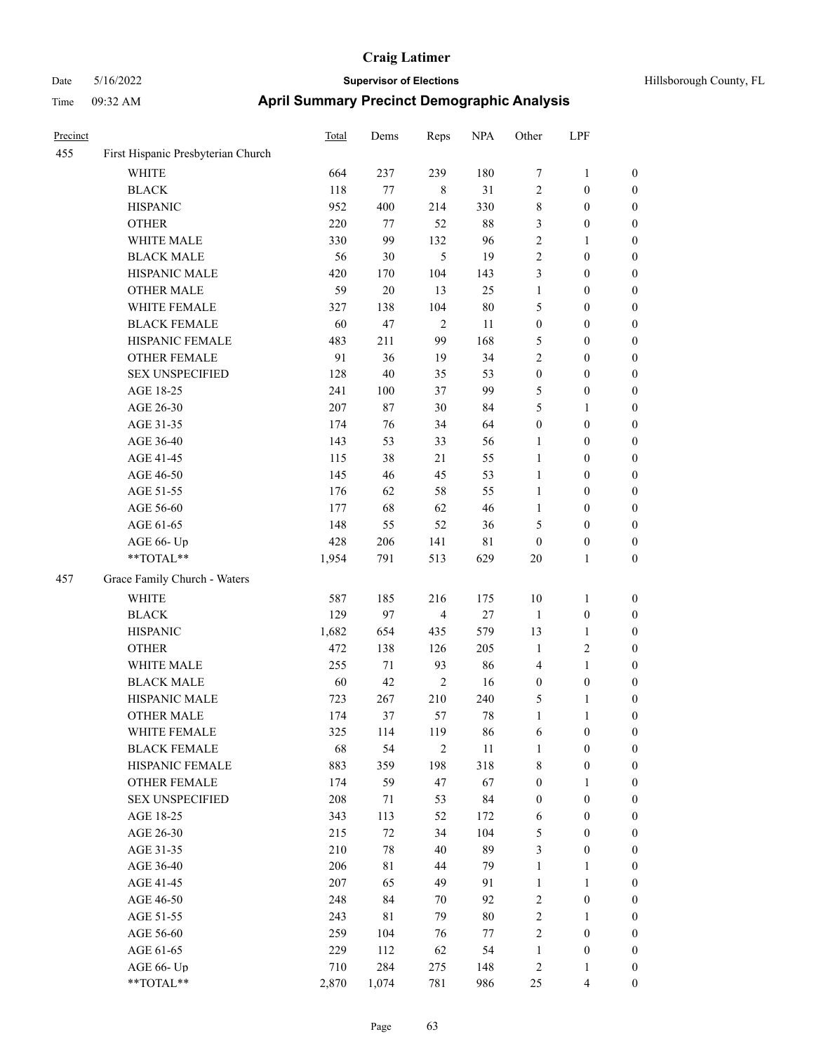# Craig Latimer

Date 5/16/2022 **Supervisor of Elections** Hillsborough County, FL

Time 09:32 AM **April Summary Precinct Demographic Analysis**

| Precinct | | Total | Dems | Reps | NPA | Other | LPF | |
|---|---|---|---|---|---|---|---|---|
| 455 | First Hispanic Presbyterian Church | | | | | | | |
| | WHITE | 664 | 237 | 239 | 180 | 7 | 1 | 0 |
| | BLACK | 118 | 77 | 8 | 31 | 2 | 0 | 0 |
| | HISPANIC | 952 | 400 | 214 | 330 | 8 | 0 | 0 |
| | OTHER | 220 | 77 | 52 | 88 | 3 | 0 | 0 |
| | WHITE MALE | 330 | 99 | 132 | 96 | 2 | 1 | 0 |
| | BLACK MALE | 56 | 30 | 5 | 19 | 2 | 0 | 0 |
| | HISPANIC MALE | 420 | 170 | 104 | 143 | 3 | 0 | 0 |
| | OTHER MALE | 59 | 20 | 13 | 25 | 1 | 0 | 0 |
| | WHITE FEMALE | 327 | 138 | 104 | 80 | 5 | 0 | 0 |
| | BLACK FEMALE | 60 | 47 | 2 | 11 | 0 | 0 | 0 |
| | HISPANIC FEMALE | 483 | 211 | 99 | 168 | 5 | 0 | 0 |
| | OTHER FEMALE | 91 | 36 | 19 | 34 | 2 | 0 | 0 |
| | SEX UNSPECIFIED | 128 | 40 | 35 | 53 | 0 | 0 | 0 |
| | AGE 18-25 | 241 | 100 | 37 | 99 | 5 | 0 | 0 |
| | AGE 26-30 | 207 | 87 | 30 | 84 | 5 | 1 | 0 |
| | AGE 31-35 | 174 | 76 | 34 | 64 | 0 | 0 | 0 |
| | AGE 36-40 | 143 | 53 | 33 | 56 | 1 | 0 | 0 |
| | AGE 41-45 | 115 | 38 | 21 | 55 | 1 | 0 | 0 |
| | AGE 46-50 | 145 | 46 | 45 | 53 | 1 | 0 | 0 |
| | AGE 51-55 | 176 | 62 | 58 | 55 | 1 | 0 | 0 |
| | AGE 56-60 | 177 | 68 | 62 | 46 | 1 | 0 | 0 |
| | AGE 61-65 | 148 | 55 | 52 | 36 | 5 | 0 | 0 |
| | AGE 66- Up | 428 | 206 | 141 | 81 | 0 | 0 | 0 |
| | **TOTAL** | 1,954 | 791 | 513 | 629 | 20 | 1 | 0 |
| 457 | Grace Family Church - Waters | | | | | | | |
| | WHITE | 587 | 185 | 216 | 175 | 10 | 1 | 0 |
| | BLACK | 129 | 97 | 4 | 27 | 1 | 0 | 0 |
| | HISPANIC | 1,682 | 654 | 435 | 579 | 13 | 1 | 0 |
| | OTHER | 472 | 138 | 126 | 205 | 1 | 2 | 0 |
| | WHITE MALE | 255 | 71 | 93 | 86 | 4 | 1 | 0 |
| | BLACK MALE | 60 | 42 | 2 | 16 | 0 | 0 | 0 |
| | HISPANIC MALE | 723 | 267 | 210 | 240 | 5 | 1 | 0 |
| | OTHER MALE | 174 | 37 | 57 | 78 | 1 | 1 | 0 |
| | WHITE FEMALE | 325 | 114 | 119 | 86 | 6 | 0 | 0 |
| | BLACK FEMALE | 68 | 54 | 2 | 11 | 1 | 0 | 0 |
| | HISPANIC FEMALE | 883 | 359 | 198 | 318 | 8 | 0 | 0 |
| | OTHER FEMALE | 174 | 59 | 47 | 67 | 0 | 1 | 0 |
| | SEX UNSPECIFIED | 208 | 71 | 53 | 84 | 0 | 0 | 0 |
| | AGE 18-25 | 343 | 113 | 52 | 172 | 6 | 0 | 0 |
| | AGE 26-30 | 215 | 72 | 34 | 104 | 5 | 0 | 0 |
| | AGE 31-35 | 210 | 78 | 40 | 89 | 3 | 0 | 0 |
| | AGE 36-40 | 206 | 81 | 44 | 79 | 1 | 1 | 0 |
| | AGE 41-45 | 207 | 65 | 49 | 91 | 1 | 1 | 0 |
| | AGE 46-50 | 248 | 84 | 70 | 92 | 2 | 0 | 0 |
| | AGE 51-55 | 243 | 81 | 79 | 80 | 2 | 1 | 0 |
| | AGE 56-60 | 259 | 104 | 76 | 77 | 2 | 0 | 0 |
| | AGE 61-65 | 229 | 112 | 62 | 54 | 1 | 0 | 0 |
| | AGE 66- Up | 710 | 284 | 275 | 148 | 2 | 1 | 0 |
| | **TOTAL** | 2,870 | 1,074 | 781 | 986 | 25 | 4 | 0 |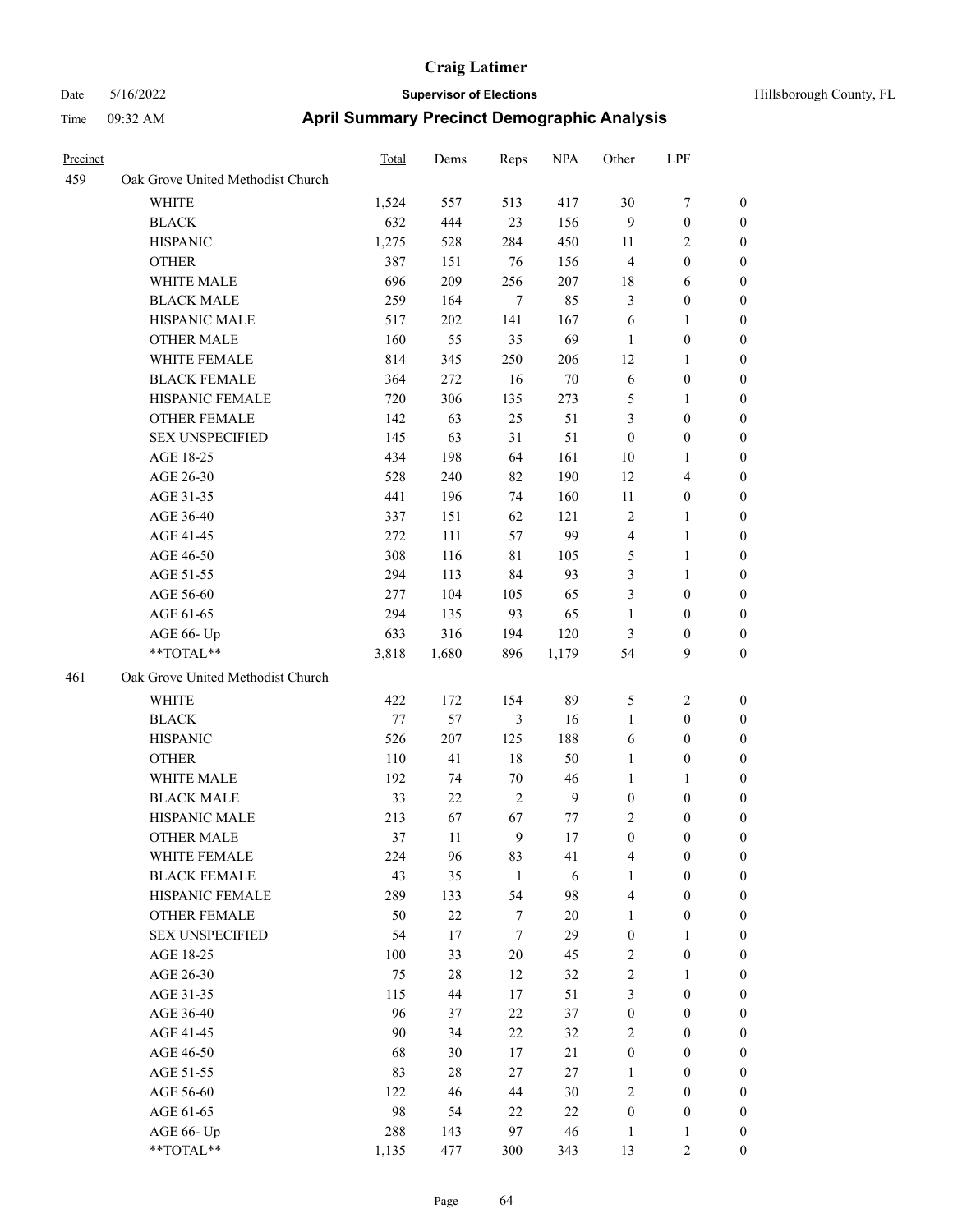# Craig Latimer

**Supervisor of Elections**

Hillsborough County, FL

Date 5/16/2022

Time 09:32 AM

## April Summary Precinct Demographic Analysis

| Precinct | | Total | Dems | Reps | NPA | Other | LPF | |
|---|---|---|---|---|---|---|---|---|
| 459 | Oak Grove United Methodist Church | | | | | | | |
| | WHITE | 1,524 | 557 | 513 | 417 | 30 | 7 | 0 |
| | BLACK | 632 | 444 | 23 | 156 | 9 | 0 | 0 |
| | HISPANIC | 1,275 | 528 | 284 | 450 | 11 | 2 | 0 |
| | OTHER | 387 | 151 | 76 | 156 | 4 | 0 | 0 |
| | WHITE MALE | 696 | 209 | 256 | 207 | 18 | 6 | 0 |
| | BLACK MALE | 259 | 164 | 7 | 85 | 3 | 0 | 0 |
| | HISPANIC MALE | 517 | 202 | 141 | 167 | 6 | 1 | 0 |
| | OTHER MALE | 160 | 55 | 35 | 69 | 1 | 0 | 0 |
| | WHITE FEMALE | 814 | 345 | 250 | 206 | 12 | 1 | 0 |
| | BLACK FEMALE | 364 | 272 | 16 | 70 | 6 | 0 | 0 |
| | HISPANIC FEMALE | 720 | 306 | 135 | 273 | 5 | 1 | 0 |
| | OTHER FEMALE | 142 | 63 | 25 | 51 | 3 | 0 | 0 |
| | SEX UNSPECIFIED | 145 | 63 | 31 | 51 | 0 | 0 | 0 |
| | AGE 18-25 | 434 | 198 | 64 | 161 | 10 | 1 | 0 |
| | AGE 26-30 | 528 | 240 | 82 | 190 | 12 | 4 | 0 |
| | AGE 31-35 | 441 | 196 | 74 | 160 | 11 | 0 | 0 |
| | AGE 36-40 | 337 | 151 | 62 | 121 | 2 | 1 | 0 |
| | AGE 41-45 | 272 | 111 | 57 | 99 | 4 | 1 | 0 |
| | AGE 46-50 | 308 | 116 | 81 | 105 | 5 | 1 | 0 |
| | AGE 51-55 | 294 | 113 | 84 | 93 | 3 | 1 | 0 |
| | AGE 56-60 | 277 | 104 | 105 | 65 | 3 | 0 | 0 |
| | AGE 61-65 | 294 | 135 | 93 | 65 | 1 | 0 | 0 |
| | AGE 66- Up | 633 | 316 | 194 | 120 | 3 | 0 | 0 |
| | **TOTAL** | 3,818 | 1,680 | 896 | 1,179 | 54 | 9 | 0 |
| 461 | Oak Grove United Methodist Church | | | | | | | |
| | WHITE | 422 | 172 | 154 | 89 | 5 | 2 | 0 |
| | BLACK | 77 | 57 | 3 | 16 | 1 | 0 | 0 |
| | HISPANIC | 526 | 207 | 125 | 188 | 6 | 0 | 0 |
| | OTHER | 110 | 41 | 18 | 50 | 1 | 0 | 0 |
| | WHITE MALE | 192 | 74 | 70 | 46 | 1 | 1 | 0 |
| | BLACK MALE | 33 | 22 | 2 | 9 | 0 | 0 | 0 |
| | HISPANIC MALE | 213 | 67 | 67 | 77 | 2 | 0 | 0 |
| | OTHER MALE | 37 | 11 | 9 | 17 | 0 | 0 | 0 |
| | WHITE FEMALE | 224 | 96 | 83 | 41 | 4 | 0 | 0 |
| | BLACK FEMALE | 43 | 35 | 1 | 6 | 1 | 0 | 0 |
| | HISPANIC FEMALE | 289 | 133 | 54 | 98 | 4 | 0 | 0 |
| | OTHER FEMALE | 50 | 22 | 7 | 20 | 1 | 0 | 0 |
| | SEX UNSPECIFIED | 54 | 17 | 7 | 29 | 0 | 1 | 0 |
| | AGE 18-25 | 100 | 33 | 20 | 45 | 2 | 0 | 0 |
| | AGE 26-30 | 75 | 28 | 12 | 32 | 2 | 1 | 0 |
| | AGE 31-35 | 115 | 44 | 17 | 51 | 3 | 0 | 0 |
| | AGE 36-40 | 96 | 37 | 22 | 37 | 0 | 0 | 0 |
| | AGE 41-45 | 90 | 34 | 22 | 32 | 2 | 0 | 0 |
| | AGE 46-50 | 68 | 30 | 17 | 21 | 0 | 0 | 0 |
| | AGE 51-55 | 83 | 28 | 27 | 27 | 1 | 0 | 0 |
| | AGE 56-60 | 122 | 46 | 44 | 30 | 2 | 0 | 0 |
| | AGE 61-65 | 98 | 54 | 22 | 22 | 0 | 0 | 0 |
| | AGE 66- Up | 288 | 143 | 97 | 46 | 1 | 1 | 0 |
| | **TOTAL** | 1,135 | 477 | 300 | 343 | 13 | 2 | 0 |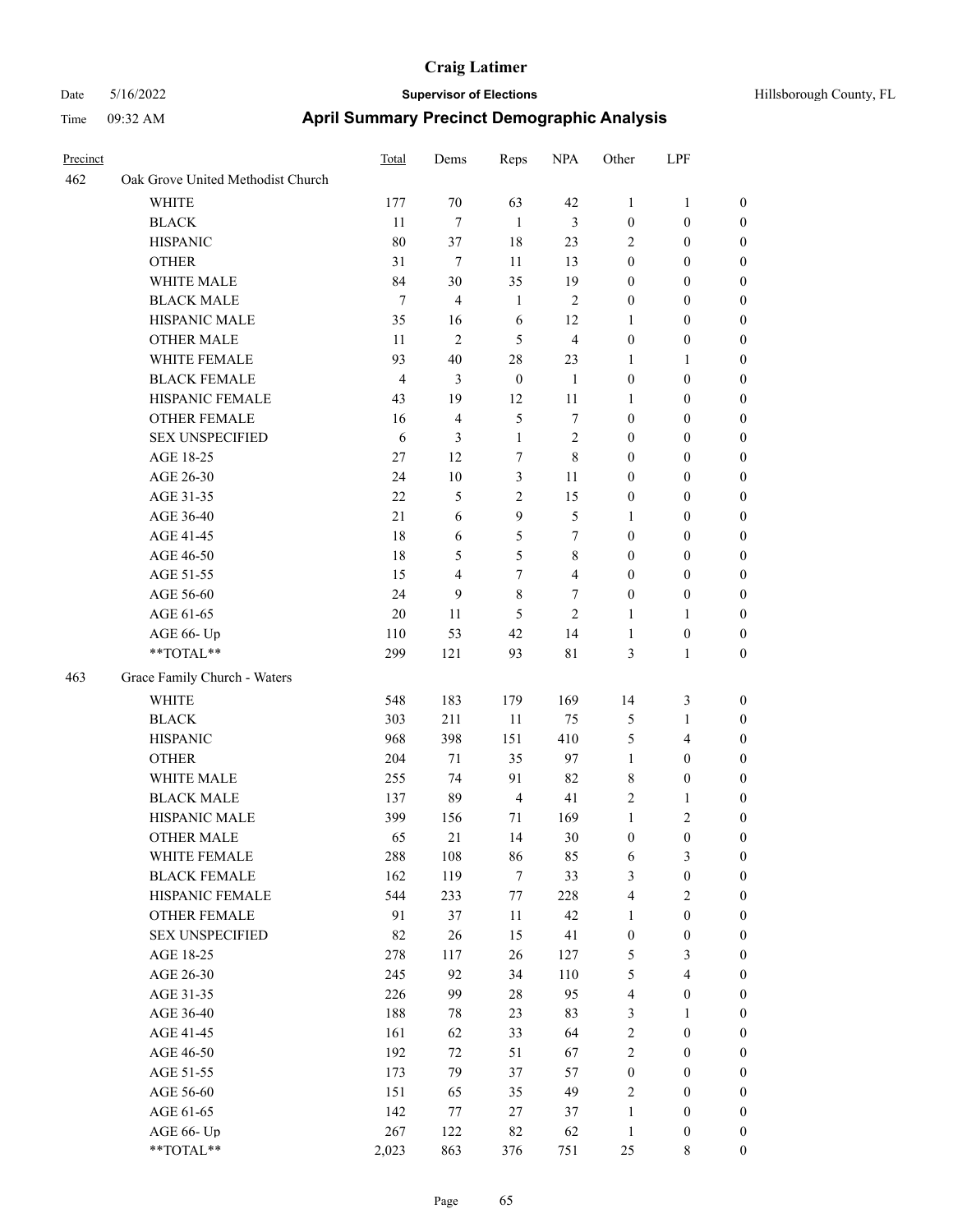| Precinct | | Total | Dems | Reps | NPA | Other | LPF | |
|---|---|---|---|---|---|---|---|---|
| 462 | Oak Grove United Methodist Church | | | | | | | |
| | WHITE | 177 | 70 | 63 | 42 | 1 | 1 | 0 |
| | BLACK | 11 | 7 | 1 | 3 | 0 | 0 | 0 |
| | HISPANIC | 80 | 37 | 18 | 23 | 2 | 0 | 0 |
| | OTHER | 31 | 7 | 11 | 13 | 0 | 0 | 0 |
| | WHITE MALE | 84 | 30 | 35 | 19 | 0 | 0 | 0 |
| | BLACK MALE | 7 | 4 | 1 | 2 | 0 | 0 | 0 |
| | HISPANIC MALE | 35 | 16 | 6 | 12 | 1 | 0 | 0 |
| | OTHER MALE | 11 | 2 | 5 | 4 | 0 | 0 | 0 |
| | WHITE FEMALE | 93 | 40 | 28 | 23 | 1 | 1 | 0 |
| | BLACK FEMALE | 4 | 3 | 0 | 1 | 0 | 0 | 0 |
| | HISPANIC FEMALE | 43 | 19 | 12 | 11 | 1 | 0 | 0 |
| | OTHER FEMALE | 16 | 4 | 5 | 7 | 0 | 0 | 0 |
| | SEX UNSPECIFIED | 6 | 3 | 1 | 2 | 0 | 0 | 0 |
| | AGE 18-25 | 27 | 12 | 7 | 8 | 0 | 0 | 0 |
| | AGE 26-30 | 24 | 10 | 3 | 11 | 0 | 0 | 0 |
| | AGE 31-35 | 22 | 5 | 2 | 15 | 0 | 0 | 0 |
| | AGE 36-40 | 21 | 6 | 9 | 5 | 1 | 0 | 0 |
| | AGE 41-45 | 18 | 6 | 5 | 7 | 0 | 0 | 0 |
| | AGE 46-50 | 18 | 5 | 5 | 8 | 0 | 0 | 0 |
| | AGE 51-55 | 15 | 4 | 7 | 4 | 0 | 0 | 0 |
| | AGE 56-60 | 24 | 9 | 8 | 7 | 0 | 0 | 0 |
| | AGE 61-65 | 20 | 11 | 5 | 2 | 1 | 1 | 0 |
| | AGE 66- Up | 110 | 53 | 42 | 14 | 1 | 0 | 0 |
| | **TOTAL** | 299 | 121 | 93 | 81 | 3 | 1 | 0 |
| 463 | Grace Family Church - Waters | | | | | | | |
| | WHITE | 548 | 183 | 179 | 169 | 14 | 3 | 0 |
| | BLACK | 303 | 211 | 11 | 75 | 5 | 1 | 0 |
| | HISPANIC | 968 | 398 | 151 | 410 | 5 | 4 | 0 |
| | OTHER | 204 | 71 | 35 | 97 | 1 | 0 | 0 |
| | WHITE MALE | 255 | 74 | 91 | 82 | 8 | 0 | 0 |
| | BLACK MALE | 137 | 89 | 4 | 41 | 2 | 1 | 0 |
| | HISPANIC MALE | 399 | 156 | 71 | 169 | 1 | 2 | 0 |
| | OTHER MALE | 65 | 21 | 14 | 30 | 0 | 0 | 0 |
| | WHITE FEMALE | 288 | 108 | 86 | 85 | 6 | 3 | 0 |
| | BLACK FEMALE | 162 | 119 | 7 | 33 | 3 | 0 | 0 |
| | HISPANIC FEMALE | 544 | 233 | 77 | 228 | 4 | 2 | 0 |
| | OTHER FEMALE | 91 | 37 | 11 | 42 | 1 | 0 | 0 |
| | SEX UNSPECIFIED | 82 | 26 | 15 | 41 | 0 | 0 | 0 |
| | AGE 18-25 | 278 | 117 | 26 | 127 | 5 | 3 | 0 |
| | AGE 26-30 | 245 | 92 | 34 | 110 | 5 | 4 | 0 |
| | AGE 31-35 | 226 | 99 | 28 | 95 | 4 | 0 | 0 |
| | AGE 36-40 | 188 | 78 | 23 | 83 | 3 | 1 | 0 |
| | AGE 41-45 | 161 | 62 | 33 | 64 | 2 | 0 | 0 |
| | AGE 46-50 | 192 | 72 | 51 | 67 | 2 | 0 | 0 |
| | AGE 51-55 | 173 | 79 | 37 | 57 | 0 | 0 | 0 |
| | AGE 56-60 | 151 | 65 | 35 | 49 | 2 | 0 | 0 |
| | AGE 61-65 | 142 | 77 | 27 | 37 | 1 | 0 | 0 |
| | AGE 66- Up | 267 | 122 | 82 | 62 | 1 | 0 | 0 |
| | **TOTAL** | 2,023 | 863 | 376 | 751 | 25 | 8 | 0 |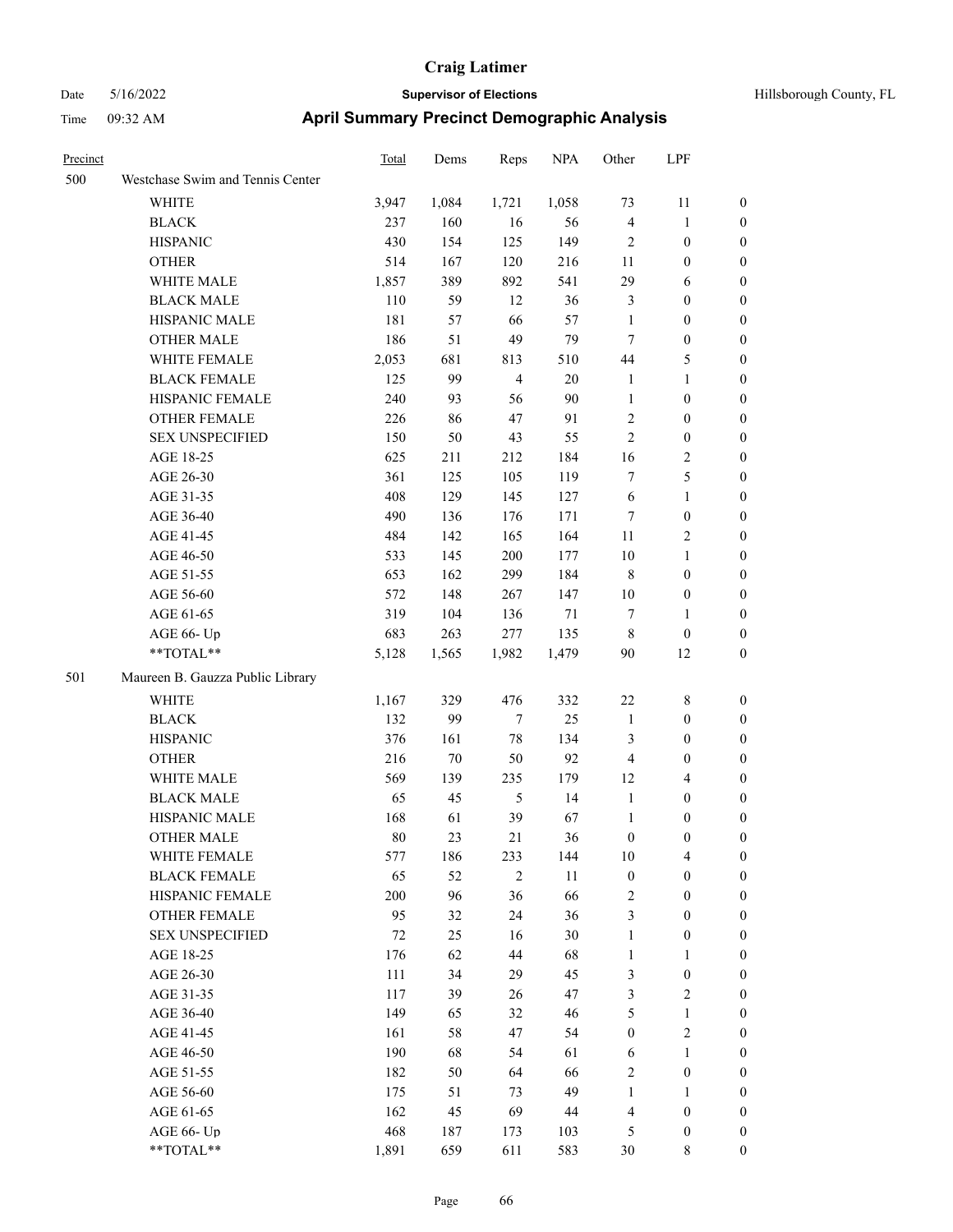# Craig Latimer

**Supervisor of Elections**

Date 5/16/2022 — Hillsborough County, FL

Time 09:32 AM

## April Summary Precinct Demographic Analysis

| Precinct | | Total | Dems | Reps | NPA | Other | LPF | |
|---|---|---|---|---|---|---|---|---|
| 500 | Westchase Swim and Tennis Center | | | | | | | |
| | WHITE | 3,947 | 1,084 | 1,721 | 1,058 | 73 | 11 | 0 |
| | BLACK | 237 | 160 | 16 | 56 | 4 | 1 | 0 |
| | HISPANIC | 430 | 154 | 125 | 149 | 2 | 0 | 0 |
| | OTHER | 514 | 167 | 120 | 216 | 11 | 0 | 0 |
| | WHITE MALE | 1,857 | 389 | 892 | 541 | 29 | 6 | 0 |
| | BLACK MALE | 110 | 59 | 12 | 36 | 3 | 0 | 0 |
| | HISPANIC MALE | 181 | 57 | 66 | 57 | 1 | 0 | 0 |
| | OTHER MALE | 186 | 51 | 49 | 79 | 7 | 0 | 0 |
| | WHITE FEMALE | 2,053 | 681 | 813 | 510 | 44 | 5 | 0 |
| | BLACK FEMALE | 125 | 99 | 4 | 20 | 1 | 1 | 0 |
| | HISPANIC FEMALE | 240 | 93 | 56 | 90 | 1 | 0 | 0 |
| | OTHER FEMALE | 226 | 86 | 47 | 91 | 2 | 0 | 0 |
| | SEX UNSPECIFIED | 150 | 50 | 43 | 55 | 2 | 0 | 0 |
| | AGE 18-25 | 625 | 211 | 212 | 184 | 16 | 2 | 0 |
| | AGE 26-30 | 361 | 125 | 105 | 119 | 7 | 5 | 0 |
| | AGE 31-35 | 408 | 129 | 145 | 127 | 6 | 1 | 0 |
| | AGE 36-40 | 490 | 136 | 176 | 171 | 7 | 0 | 0 |
| | AGE 41-45 | 484 | 142 | 165 | 164 | 11 | 2 | 0 |
| | AGE 46-50 | 533 | 145 | 200 | 177 | 10 | 1 | 0 |
| | AGE 51-55 | 653 | 162 | 299 | 184 | 8 | 0 | 0 |
| | AGE 56-60 | 572 | 148 | 267 | 147 | 10 | 0 | 0 |
| | AGE 61-65 | 319 | 104 | 136 | 71 | 7 | 1 | 0 |
| | AGE 66- Up | 683 | 263 | 277 | 135 | 8 | 0 | 0 |
| | **TOTAL** | 5,128 | 1,565 | 1,982 | 1,479 | 90 | 12 | 0 |
| 501 | Maureen B. Gauzza Public Library | | | | | | | |
| | WHITE | 1,167 | 329 | 476 | 332 | 22 | 8 | 0 |
| | BLACK | 132 | 99 | 7 | 25 | 1 | 0 | 0 |
| | HISPANIC | 376 | 161 | 78 | 134 | 3 | 0 | 0 |
| | OTHER | 216 | 70 | 50 | 92 | 4 | 0 | 0 |
| | WHITE MALE | 569 | 139 | 235 | 179 | 12 | 4 | 0 |
| | BLACK MALE | 65 | 45 | 5 | 14 | 1 | 0 | 0 |
| | HISPANIC MALE | 168 | 61 | 39 | 67 | 1 | 0 | 0 |
| | OTHER MALE | 80 | 23 | 21 | 36 | 0 | 0 | 0 |
| | WHITE FEMALE | 577 | 186 | 233 | 144 | 10 | 4 | 0 |
| | BLACK FEMALE | 65 | 52 | 2 | 11 | 0 | 0 | 0 |
| | HISPANIC FEMALE | 200 | 96 | 36 | 66 | 2 | 0 | 0 |
| | OTHER FEMALE | 95 | 32 | 24 | 36 | 3 | 0 | 0 |
| | SEX UNSPECIFIED | 72 | 25 | 16 | 30 | 1 | 0 | 0 |
| | AGE 18-25 | 176 | 62 | 44 | 68 | 1 | 1 | 0 |
| | AGE 26-30 | 111 | 34 | 29 | 45 | 3 | 0 | 0 |
| | AGE 31-35 | 117 | 39 | 26 | 47 | 3 | 2 | 0 |
| | AGE 36-40 | 149 | 65 | 32 | 46 | 5 | 1 | 0 |
| | AGE 41-45 | 161 | 58 | 47 | 54 | 0 | 2 | 0 |
| | AGE 46-50 | 190 | 68 | 54 | 61 | 6 | 1 | 0 |
| | AGE 51-55 | 182 | 50 | 64 | 66 | 2 | 0 | 0 |
| | AGE 56-60 | 175 | 51 | 73 | 49 | 1 | 1 | 0 |
| | AGE 61-65 | 162 | 45 | 69 | 44 | 4 | 0 | 0 |
| | AGE 66- Up | 468 | 187 | 173 | 103 | 5 | 0 | 0 |
| | **TOTAL** | 1,891 | 659 | 611 | 583 | 30 | 8 | 0 |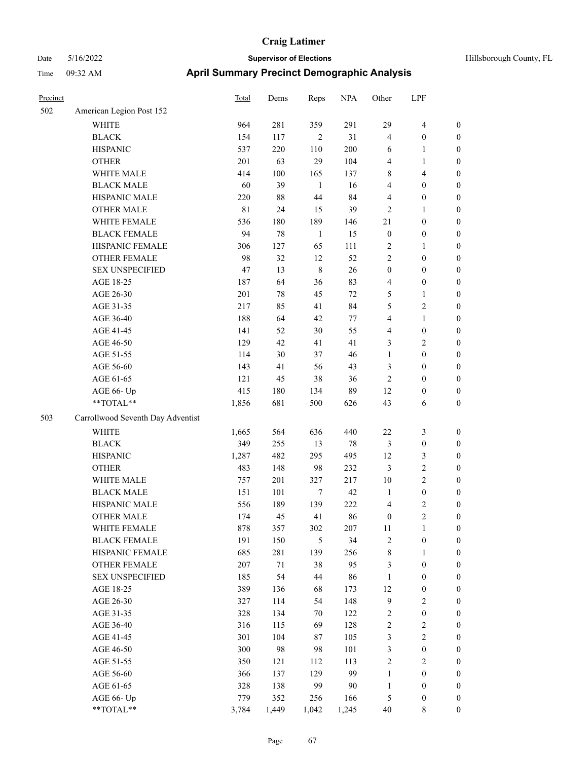# Craig Latimer

**Supervisor of Elections**

Date 5/16/2022 — Hillsborough County, FL

Time 09:32 AM

## April Summary Precinct Demographic Analysis

| Precinct | | Total | Dems | Reps | NPA | Other | LPF | |
|---|---|---|---|---|---|---|---|---|
| 502 | American Legion Post 152 | | | | | | | |
| | WHITE | 964 | 281 | 359 | 291 | 29 | 4 | 0 |
| | BLACK | 154 | 117 | 2 | 31 | 4 | 0 | 0 |
| | HISPANIC | 537 | 220 | 110 | 200 | 6 | 1 | 0 |
| | OTHER | 201 | 63 | 29 | 104 | 4 | 1 | 0 |
| | WHITE MALE | 414 | 100 | 165 | 137 | 8 | 4 | 0 |
| | BLACK MALE | 60 | 39 | 1 | 16 | 4 | 0 | 0 |
| | HISPANIC MALE | 220 | 88 | 44 | 84 | 4 | 0 | 0 |
| | OTHER MALE | 81 | 24 | 15 | 39 | 2 | 1 | 0 |
| | WHITE FEMALE | 536 | 180 | 189 | 146 | 21 | 0 | 0 |
| | BLACK FEMALE | 94 | 78 | 1 | 15 | 0 | 0 | 0 |
| | HISPANIC FEMALE | 306 | 127 | 65 | 111 | 2 | 1 | 0 |
| | OTHER FEMALE | 98 | 32 | 12 | 52 | 2 | 0 | 0 |
| | SEX UNSPECIFIED | 47 | 13 | 8 | 26 | 0 | 0 | 0 |
| | AGE 18-25 | 187 | 64 | 36 | 83 | 4 | 0 | 0 |
| | AGE 26-30 | 201 | 78 | 45 | 72 | 5 | 1 | 0 |
| | AGE 31-35 | 217 | 85 | 41 | 84 | 5 | 2 | 0 |
| | AGE 36-40 | 188 | 64 | 42 | 77 | 4 | 1 | 0 |
| | AGE 41-45 | 141 | 52 | 30 | 55 | 4 | 0 | 0 |
| | AGE 46-50 | 129 | 42 | 41 | 41 | 3 | 2 | 0 |
| | AGE 51-55 | 114 | 30 | 37 | 46 | 1 | 0 | 0 |
| | AGE 56-60 | 143 | 41 | 56 | 43 | 3 | 0 | 0 |
| | AGE 61-65 | 121 | 45 | 38 | 36 | 2 | 0 | 0 |
| | AGE 66- Up | 415 | 180 | 134 | 89 | 12 | 0 | 0 |
| | **TOTAL** | 1,856 | 681 | 500 | 626 | 43 | 6 | 0 |
| 503 | Carrollwood Seventh Day Adventist | | | | | | | |
| | WHITE | 1,665 | 564 | 636 | 440 | 22 | 3 | 0 |
| | BLACK | 349 | 255 | 13 | 78 | 3 | 0 | 0 |
| | HISPANIC | 1,287 | 482 | 295 | 495 | 12 | 3 | 0 |
| | OTHER | 483 | 148 | 98 | 232 | 3 | 2 | 0 |
| | WHITE MALE | 757 | 201 | 327 | 217 | 10 | 2 | 0 |
| | BLACK MALE | 151 | 101 | 7 | 42 | 1 | 0 | 0 |
| | HISPANIC MALE | 556 | 189 | 139 | 222 | 4 | 2 | 0 |
| | OTHER MALE | 174 | 45 | 41 | 86 | 0 | 2 | 0 |
| | WHITE FEMALE | 878 | 357 | 302 | 207 | 11 | 1 | 0 |
| | BLACK FEMALE | 191 | 150 | 5 | 34 | 2 | 0 | 0 |
| | HISPANIC FEMALE | 685 | 281 | 139 | 256 | 8 | 1 | 0 |
| | OTHER FEMALE | 207 | 71 | 38 | 95 | 3 | 0 | 0 |
| | SEX UNSPECIFIED | 185 | 54 | 44 | 86 | 1 | 0 | 0 |
| | AGE 18-25 | 389 | 136 | 68 | 173 | 12 | 0 | 0 |
| | AGE 26-30 | 327 | 114 | 54 | 148 | 9 | 2 | 0 |
| | AGE 31-35 | 328 | 134 | 70 | 122 | 2 | 0 | 0 |
| | AGE 36-40 | 316 | 115 | 69 | 128 | 2 | 2 | 0 |
| | AGE 41-45 | 301 | 104 | 87 | 105 | 3 | 2 | 0 |
| | AGE 46-50 | 300 | 98 | 98 | 101 | 3 | 0 | 0 |
| | AGE 51-55 | 350 | 121 | 112 | 113 | 2 | 2 | 0 |
| | AGE 56-60 | 366 | 137 | 129 | 99 | 1 | 0 | 0 |
| | AGE 61-65 | 328 | 138 | 99 | 90 | 1 | 0 | 0 |
| | AGE 66- Up | 779 | 352 | 256 | 166 | 5 | 0 | 0 |
| | **TOTAL** | 3,784 | 1,449 | 1,042 | 1,245 | 40 | 8 | 0 |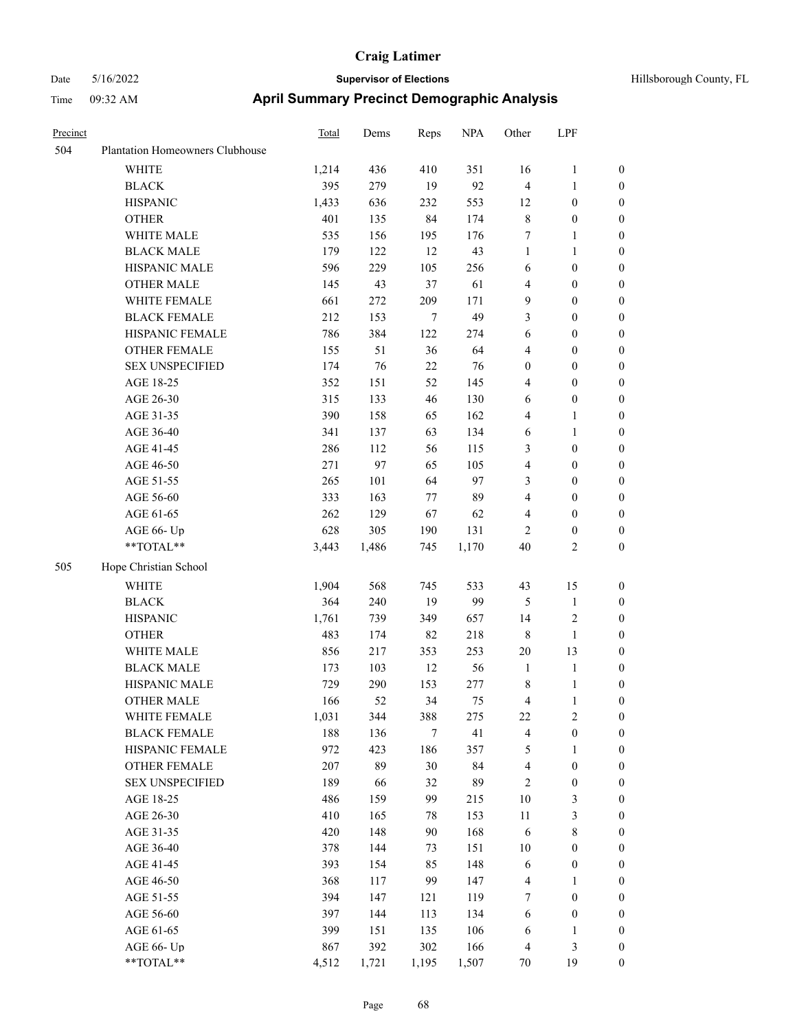| Precinct | | Total | Dems | Reps | NPA | Other | LPF | |
|---|---|---|---|---|---|---|---|---|
| 504 | Plantation Homeowners Clubhouse | | | | | | | |
| | WHITE | 1,214 | 436 | 410 | 351 | 16 | 1 | 0 |
| | BLACK | 395 | 279 | 19 | 92 | 4 | 1 | 0 |
| | HISPANIC | 1,433 | 636 | 232 | 553 | 12 | 0 | 0 |
| | OTHER | 401 | 135 | 84 | 174 | 8 | 0 | 0 |
| | WHITE MALE | 535 | 156 | 195 | 176 | 7 | 1 | 0 |
| | BLACK MALE | 179 | 122 | 12 | 43 | 1 | 1 | 0 |
| | HISPANIC MALE | 596 | 229 | 105 | 256 | 6 | 0 | 0 |
| | OTHER MALE | 145 | 43 | 37 | 61 | 4 | 0 | 0 |
| | WHITE FEMALE | 661 | 272 | 209 | 171 | 9 | 0 | 0 |
| | BLACK FEMALE | 212 | 153 | 7 | 49 | 3 | 0 | 0 |
| | HISPANIC FEMALE | 786 | 384 | 122 | 274 | 6 | 0 | 0 |
| | OTHER FEMALE | 155 | 51 | 36 | 64 | 4 | 0 | 0 |
| | SEX UNSPECIFIED | 174 | 76 | 22 | 76 | 0 | 0 | 0 |
| | AGE 18-25 | 352 | 151 | 52 | 145 | 4 | 0 | 0 |
| | AGE 26-30 | 315 | 133 | 46 | 130 | 6 | 0 | 0 |
| | AGE 31-35 | 390 | 158 | 65 | 162 | 4 | 1 | 0 |
| | AGE 36-40 | 341 | 137 | 63 | 134 | 6 | 1 | 0 |
| | AGE 41-45 | 286 | 112 | 56 | 115 | 3 | 0 | 0 |
| | AGE 46-50 | 271 | 97 | 65 | 105 | 4 | 0 | 0 |
| | AGE 51-55 | 265 | 101 | 64 | 97 | 3 | 0 | 0 |
| | AGE 56-60 | 333 | 163 | 77 | 89 | 4 | 0 | 0 |
| | AGE 61-65 | 262 | 129 | 67 | 62 | 4 | 0 | 0 |
| | AGE 66- Up | 628 | 305 | 190 | 131 | 2 | 0 | 0 |
| | **TOTAL** | 3,443 | 1,486 | 745 | 1,170 | 40 | 2 | 0 |
| 505 | Hope Christian School | | | | | | | |
| | WHITE | 1,904 | 568 | 745 | 533 | 43 | 15 | 0 |
| | BLACK | 364 | 240 | 19 | 99 | 5 | 1 | 0 |
| | HISPANIC | 1,761 | 739 | 349 | 657 | 14 | 2 | 0 |
| | OTHER | 483 | 174 | 82 | 218 | 8 | 1 | 0 |
| | WHITE MALE | 856 | 217 | 353 | 253 | 20 | 13 | 0 |
| | BLACK MALE | 173 | 103 | 12 | 56 | 1 | 1 | 0 |
| | HISPANIC MALE | 729 | 290 | 153 | 277 | 8 | 1 | 0 |
| | OTHER MALE | 166 | 52 | 34 | 75 | 4 | 1 | 0 |
| | WHITE FEMALE | 1,031 | 344 | 388 | 275 | 22 | 2 | 0 |
| | BLACK FEMALE | 188 | 136 | 7 | 41 | 4 | 0 | 0 |
| | HISPANIC FEMALE | 972 | 423 | 186 | 357 | 5 | 1 | 0 |
| | OTHER FEMALE | 207 | 89 | 30 | 84 | 4 | 0 | 0 |
| | SEX UNSPECIFIED | 189 | 66 | 32 | 89 | 2 | 0 | 0 |
| | AGE 18-25 | 486 | 159 | 99 | 215 | 10 | 3 | 0 |
| | AGE 26-30 | 410 | 165 | 78 | 153 | 11 | 3 | 0 |
| | AGE 31-35 | 420 | 148 | 90 | 168 | 6 | 8 | 0 |
| | AGE 36-40 | 378 | 144 | 73 | 151 | 10 | 0 | 0 |
| | AGE 41-45 | 393 | 154 | 85 | 148 | 6 | 0 | 0 |
| | AGE 46-50 | 368 | 117 | 99 | 147 | 4 | 1 | 0 |
| | AGE 51-55 | 394 | 147 | 121 | 119 | 7 | 0 | 0 |
| | AGE 56-60 | 397 | 144 | 113 | 134 | 6 | 0 | 0 |
| | AGE 61-65 | 399 | 151 | 135 | 106 | 6 | 1 | 0 |
| | AGE 66- Up | 867 | 392 | 302 | 166 | 4 | 3 | 0 |
| | **TOTAL** | 4,512 | 1,721 | 1,195 | 1,507 | 70 | 19 | 0 |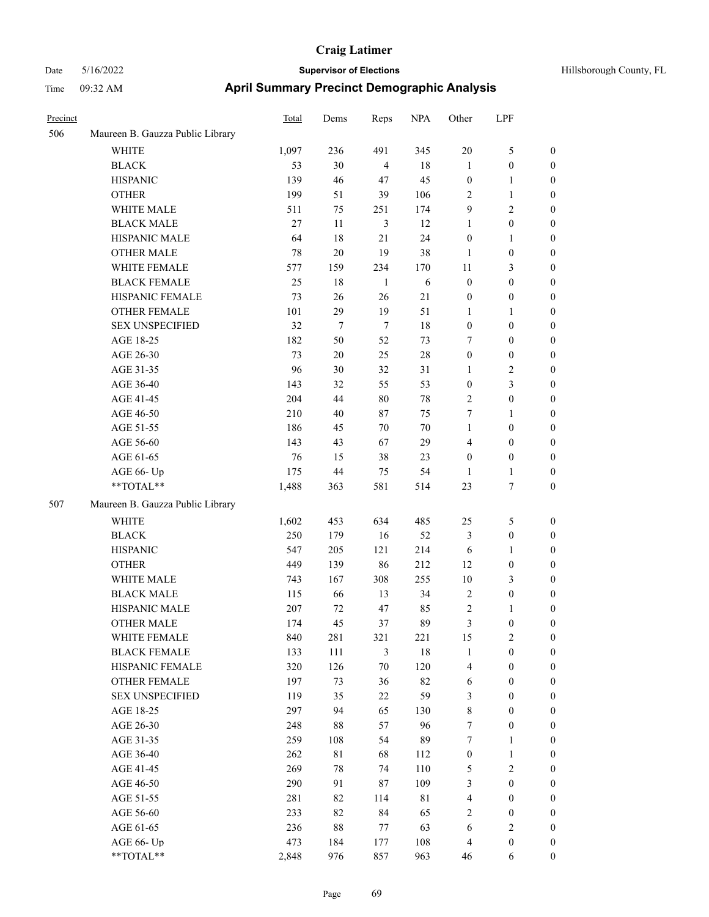# Craig Latimer

Date 5/16/2022 **Supervisor of Elections** Hillsborough County, FL

Time 09:32 AM **April Summary Precinct Demographic Analysis**

| Precinct | | Total | Dems | Reps | NPA | Other | LPF | |
|---|---|---|---|---|---|---|---|---|
| 506 | Maureen B. Gauzza Public Library | | | | | | | |
| | WHITE | 1,097 | 236 | 491 | 345 | 20 | 5 | 0 |
| | BLACK | 53 | 30 | 4 | 18 | 1 | 0 | 0 |
| | HISPANIC | 139 | 46 | 47 | 45 | 0 | 1 | 0 |
| | OTHER | 199 | 51 | 39 | 106 | 2 | 1 | 0 |
| | WHITE MALE | 511 | 75 | 251 | 174 | 9 | 2 | 0 |
| | BLACK MALE | 27 | 11 | 3 | 12 | 1 | 0 | 0 |
| | HISPANIC MALE | 64 | 18 | 21 | 24 | 0 | 1 | 0 |
| | OTHER MALE | 78 | 20 | 19 | 38 | 1 | 0 | 0 |
| | WHITE FEMALE | 577 | 159 | 234 | 170 | 11 | 3 | 0 |
| | BLACK FEMALE | 25 | 18 | 1 | 6 | 0 | 0 | 0 |
| | HISPANIC FEMALE | 73 | 26 | 26 | 21 | 0 | 0 | 0 |
| | OTHER FEMALE | 101 | 29 | 19 | 51 | 1 | 1 | 0 |
| | SEX UNSPECIFIED | 32 | 7 | 7 | 18 | 0 | 0 | 0 |
| | AGE 18-25 | 182 | 50 | 52 | 73 | 7 | 0 | 0 |
| | AGE 26-30 | 73 | 20 | 25 | 28 | 0 | 0 | 0 |
| | AGE 31-35 | 96 | 30 | 32 | 31 | 1 | 2 | 0 |
| | AGE 36-40 | 143 | 32 | 55 | 53 | 0 | 3 | 0 |
| | AGE 41-45 | 204 | 44 | 80 | 78 | 2 | 0 | 0 |
| | AGE 46-50 | 210 | 40 | 87 | 75 | 7 | 1 | 0 |
| | AGE 51-55 | 186 | 45 | 70 | 70 | 1 | 0 | 0 |
| | AGE 56-60 | 143 | 43 | 67 | 29 | 4 | 0 | 0 |
| | AGE 61-65 | 76 | 15 | 38 | 23 | 0 | 0 | 0 |
| | AGE 66- Up | 175 | 44 | 75 | 54 | 1 | 1 | 0 |
| | **TOTAL** | 1,488 | 363 | 581 | 514 | 23 | 7 | 0 |
| 507 | Maureen B. Gauzza Public Library | | | | | | | |
| | WHITE | 1,602 | 453 | 634 | 485 | 25 | 5 | 0 |
| | BLACK | 250 | 179 | 16 | 52 | 3 | 0 | 0 |
| | HISPANIC | 547 | 205 | 121 | 214 | 6 | 1 | 0 |
| | OTHER | 449 | 139 | 86 | 212 | 12 | 0 | 0 |
| | WHITE MALE | 743 | 167 | 308 | 255 | 10 | 3 | 0 |
| | BLACK MALE | 115 | 66 | 13 | 34 | 2 | 0 | 0 |
| | HISPANIC MALE | 207 | 72 | 47 | 85 | 2 | 1 | 0 |
| | OTHER MALE | 174 | 45 | 37 | 89 | 3 | 0 | 0 |
| | WHITE FEMALE | 840 | 281 | 321 | 221 | 15 | 2 | 0 |
| | BLACK FEMALE | 133 | 111 | 3 | 18 | 1 | 0 | 0 |
| | HISPANIC FEMALE | 320 | 126 | 70 | 120 | 4 | 0 | 0 |
| | OTHER FEMALE | 197 | 73 | 36 | 82 | 6 | 0 | 0 |
| | SEX UNSPECIFIED | 119 | 35 | 22 | 59 | 3 | 0 | 0 |
| | AGE 18-25 | 297 | 94 | 65 | 130 | 8 | 0 | 0 |
| | AGE 26-30 | 248 | 88 | 57 | 96 | 7 | 0 | 0 |
| | AGE 31-35 | 259 | 108 | 54 | 89 | 7 | 1 | 0 |
| | AGE 36-40 | 262 | 81 | 68 | 112 | 0 | 1 | 0 |
| | AGE 41-45 | 269 | 78 | 74 | 110 | 5 | 2 | 0 |
| | AGE 46-50 | 290 | 91 | 87 | 109 | 3 | 0 | 0 |
| | AGE 51-55 | 281 | 82 | 114 | 81 | 4 | 0 | 0 |
| | AGE 56-60 | 233 | 82 | 84 | 65 | 2 | 0 | 0 |
| | AGE 61-65 | 236 | 88 | 77 | 63 | 6 | 2 | 0 |
| | AGE 66- Up | 473 | 184 | 177 | 108 | 4 | 0 | 0 |
| | **TOTAL** | 2,848 | 976 | 857 | 963 | 46 | 6 | 0 |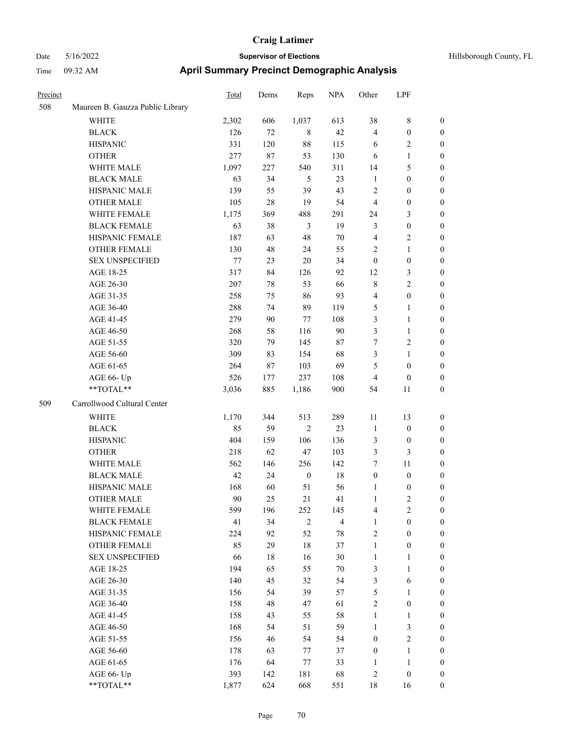# Craig Latimer

Date 5/16/2022 **Supervisor of Elections** Hillsborough County, FL

Time 09:32 AM **April Summary Precinct Demographic Analysis**

| Precinct | | Total | Dems | Reps | NPA | Other | LPF | |
|---|---|---|---|---|---|---|---|---|
| 508 | Maureen B. Gauzza Public Library | | | | | | | |
| | WHITE | 2,302 | 606 | 1,037 | 613 | 38 | 8 | 0 |
| | BLACK | 126 | 72 | 8 | 42 | 4 | 0 | 0 |
| | HISPANIC | 331 | 120 | 88 | 115 | 6 | 2 | 0 |
| | OTHER | 277 | 87 | 53 | 130 | 6 | 1 | 0 |
| | WHITE MALE | 1,097 | 227 | 540 | 311 | 14 | 5 | 0 |
| | BLACK MALE | 63 | 34 | 5 | 23 | 1 | 0 | 0 |
| | HISPANIC MALE | 139 | 55 | 39 | 43 | 2 | 0 | 0 |
| | OTHER MALE | 105 | 28 | 19 | 54 | 4 | 0 | 0 |
| | WHITE FEMALE | 1,175 | 369 | 488 | 291 | 24 | 3 | 0 |
| | BLACK FEMALE | 63 | 38 | 3 | 19 | 3 | 0 | 0 |
| | HISPANIC FEMALE | 187 | 63 | 48 | 70 | 4 | 2 | 0 |
| | OTHER FEMALE | 130 | 48 | 24 | 55 | 2 | 1 | 0 |
| | SEX UNSPECIFIED | 77 | 23 | 20 | 34 | 0 | 0 | 0 |
| | AGE 18-25 | 317 | 84 | 126 | 92 | 12 | 3 | 0 |
| | AGE 26-30 | 207 | 78 | 53 | 66 | 8 | 2 | 0 |
| | AGE 31-35 | 258 | 75 | 86 | 93 | 4 | 0 | 0 |
| | AGE 36-40 | 288 | 74 | 89 | 119 | 5 | 1 | 0 |
| | AGE 41-45 | 279 | 90 | 77 | 108 | 3 | 1 | 0 |
| | AGE 46-50 | 268 | 58 | 116 | 90 | 3 | 1 | 0 |
| | AGE 51-55 | 320 | 79 | 145 | 87 | 7 | 2 | 0 |
| | AGE 56-60 | 309 | 83 | 154 | 68 | 3 | 1 | 0 |
| | AGE 61-65 | 264 | 87 | 103 | 69 | 5 | 0 | 0 |
| | AGE 66- Up | 526 | 177 | 237 | 108 | 4 | 0 | 0 |
| | **TOTAL** | 3,036 | 885 | 1,186 | 900 | 54 | 11 | 0 |
| 509 | Carrollwood Cultural Center | | | | | | | |
| | WHITE | 1,170 | 344 | 513 | 289 | 11 | 13 | 0 |
| | BLACK | 85 | 59 | 2 | 23 | 1 | 0 | 0 |
| | HISPANIC | 404 | 159 | 106 | 136 | 3 | 0 | 0 |
| | OTHER | 218 | 62 | 47 | 103 | 3 | 3 | 0 |
| | WHITE MALE | 562 | 146 | 256 | 142 | 7 | 11 | 0 |
| | BLACK MALE | 42 | 24 | 0 | 18 | 0 | 0 | 0 |
| | HISPANIC MALE | 168 | 60 | 51 | 56 | 1 | 0 | 0 |
| | OTHER MALE | 90 | 25 | 21 | 41 | 1 | 2 | 0 |
| | WHITE FEMALE | 599 | 196 | 252 | 145 | 4 | 2 | 0 |
| | BLACK FEMALE | 41 | 34 | 2 | 4 | 1 | 0 | 0 |
| | HISPANIC FEMALE | 224 | 92 | 52 | 78 | 2 | 0 | 0 |
| | OTHER FEMALE | 85 | 29 | 18 | 37 | 1 | 0 | 0 |
| | SEX UNSPECIFIED | 66 | 18 | 16 | 30 | 1 | 1 | 0 |
| | AGE 18-25 | 194 | 65 | 55 | 70 | 3 | 1 | 0 |
| | AGE 26-30 | 140 | 45 | 32 | 54 | 3 | 6 | 0 |
| | AGE 31-35 | 156 | 54 | 39 | 57 | 5 | 1 | 0 |
| | AGE 36-40 | 158 | 48 | 47 | 61 | 2 | 0 | 0 |
| | AGE 41-45 | 158 | 43 | 55 | 58 | 1 | 1 | 0 |
| | AGE 46-50 | 168 | 54 | 51 | 59 | 1 | 3 | 0 |
| | AGE 51-55 | 156 | 46 | 54 | 54 | 0 | 2 | 0 |
| | AGE 56-60 | 178 | 63 | 77 | 37 | 0 | 1 | 0 |
| | AGE 61-65 | 176 | 64 | 77 | 33 | 1 | 1 | 0 |
| | AGE 66- Up | 393 | 142 | 181 | 68 | 2 | 0 | 0 |
| | **TOTAL** | 1,877 | 624 | 668 | 551 | 18 | 16 | 0 |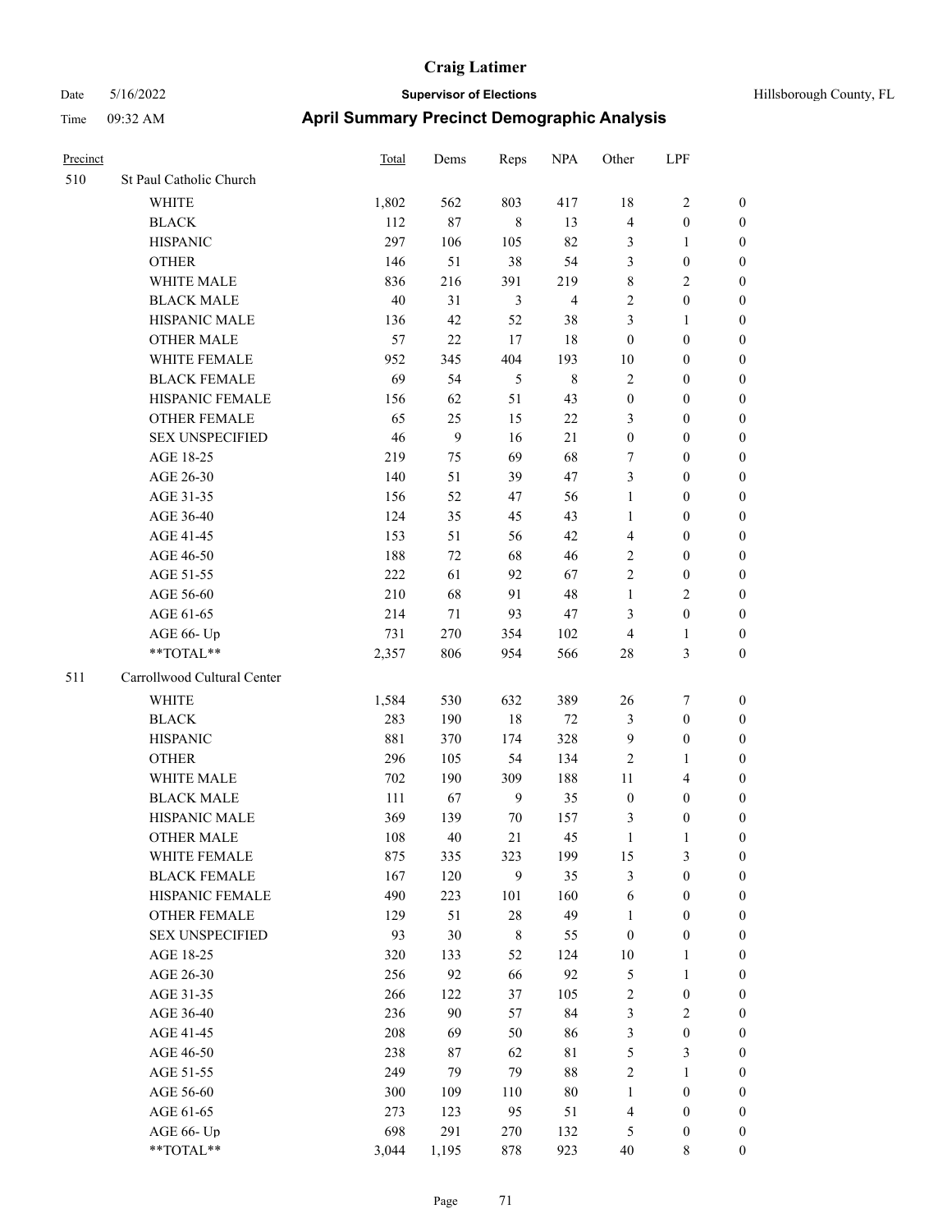# Craig Latimer

**Supervisor of Elections**

Date 5/16/2022 — Hillsborough County, FL

Time 09:32 AM

## April Summary Precinct Demographic Analysis

| Precinct | | Total | Dems | Reps | NPA | Other | LPF | |
|---|---|---|---|---|---|---|---|---|
| 510 | St Paul Catholic Church | | | | | | | |
| | WHITE | 1,802 | 562 | 803 | 417 | 18 | 2 | 0 |
| | BLACK | 112 | 87 | 8 | 13 | 4 | 0 | 0 |
| | HISPANIC | 297 | 106 | 105 | 82 | 3 | 1 | 0 |
| | OTHER | 146 | 51 | 38 | 54 | 3 | 0 | 0 |
| | WHITE MALE | 836 | 216 | 391 | 219 | 8 | 2 | 0 |
| | BLACK MALE | 40 | 31 | 3 | 4 | 2 | 0 | 0 |
| | HISPANIC MALE | 136 | 42 | 52 | 38 | 3 | 1 | 0 |
| | OTHER MALE | 57 | 22 | 17 | 18 | 0 | 0 | 0 |
| | WHITE FEMALE | 952 | 345 | 404 | 193 | 10 | 0 | 0 |
| | BLACK FEMALE | 69 | 54 | 5 | 8 | 2 | 0 | 0 |
| | HISPANIC FEMALE | 156 | 62 | 51 | 43 | 0 | 0 | 0 |
| | OTHER FEMALE | 65 | 25 | 15 | 22 | 3 | 0 | 0 |
| | SEX UNSPECIFIED | 46 | 9 | 16 | 21 | 0 | 0 | 0 |
| | AGE 18-25 | 219 | 75 | 69 | 68 | 7 | 0 | 0 |
| | AGE 26-30 | 140 | 51 | 39 | 47 | 3 | 0 | 0 |
| | AGE 31-35 | 156 | 52 | 47 | 56 | 1 | 0 | 0 |
| | AGE 36-40 | 124 | 35 | 45 | 43 | 1 | 0 | 0 |
| | AGE 41-45 | 153 | 51 | 56 | 42 | 4 | 0 | 0 |
| | AGE 46-50 | 188 | 72 | 68 | 46 | 2 | 0 | 0 |
| | AGE 51-55 | 222 | 61 | 92 | 67 | 2 | 0 | 0 |
| | AGE 56-60 | 210 | 68 | 91 | 48 | 1 | 2 | 0 |
| | AGE 61-65 | 214 | 71 | 93 | 47 | 3 | 0 | 0 |
| | AGE 66- Up | 731 | 270 | 354 | 102 | 4 | 1 | 0 |
| | **TOTAL** | 2,357 | 806 | 954 | 566 | 28 | 3 | 0 |
| 511 | Carrollwood Cultural Center | | | | | | | |
| | WHITE | 1,584 | 530 | 632 | 389 | 26 | 7 | 0 |
| | BLACK | 283 | 190 | 18 | 72 | 3 | 0 | 0 |
| | HISPANIC | 881 | 370 | 174 | 328 | 9 | 0 | 0 |
| | OTHER | 296 | 105 | 54 | 134 | 2 | 1 | 0 |
| | WHITE MALE | 702 | 190 | 309 | 188 | 11 | 4 | 0 |
| | BLACK MALE | 111 | 67 | 9 | 35 | 0 | 0 | 0 |
| | HISPANIC MALE | 369 | 139 | 70 | 157 | 3 | 0 | 0 |
| | OTHER MALE | 108 | 40 | 21 | 45 | 1 | 1 | 0 |
| | WHITE FEMALE | 875 | 335 | 323 | 199 | 15 | 3 | 0 |
| | BLACK FEMALE | 167 | 120 | 9 | 35 | 3 | 0 | 0 |
| | HISPANIC FEMALE | 490 | 223 | 101 | 160 | 6 | 0 | 0 |
| | OTHER FEMALE | 129 | 51 | 28 | 49 | 1 | 0 | 0 |
| | SEX UNSPECIFIED | 93 | 30 | 8 | 55 | 0 | 0 | 0 |
| | AGE 18-25 | 320 | 133 | 52 | 124 | 10 | 1 | 0 |
| | AGE 26-30 | 256 | 92 | 66 | 92 | 5 | 1 | 0 |
| | AGE 31-35 | 266 | 122 | 37 | 105 | 2 | 0 | 0 |
| | AGE 36-40 | 236 | 90 | 57 | 84 | 3 | 2 | 0 |
| | AGE 41-45 | 208 | 69 | 50 | 86 | 3 | 0 | 0 |
| | AGE 46-50 | 238 | 87 | 62 | 81 | 5 | 3 | 0 |
| | AGE 51-55 | 249 | 79 | 79 | 88 | 2 | 1 | 0 |
| | AGE 56-60 | 300 | 109 | 110 | 80 | 1 | 0 | 0 |
| | AGE 61-65 | 273 | 123 | 95 | 51 | 4 | 0 | 0 |
| | AGE 66- Up | 698 | 291 | 270 | 132 | 5 | 0 | 0 |
| | **TOTAL** | 3,044 | 1,195 | 878 | 923 | 40 | 8 | 0 |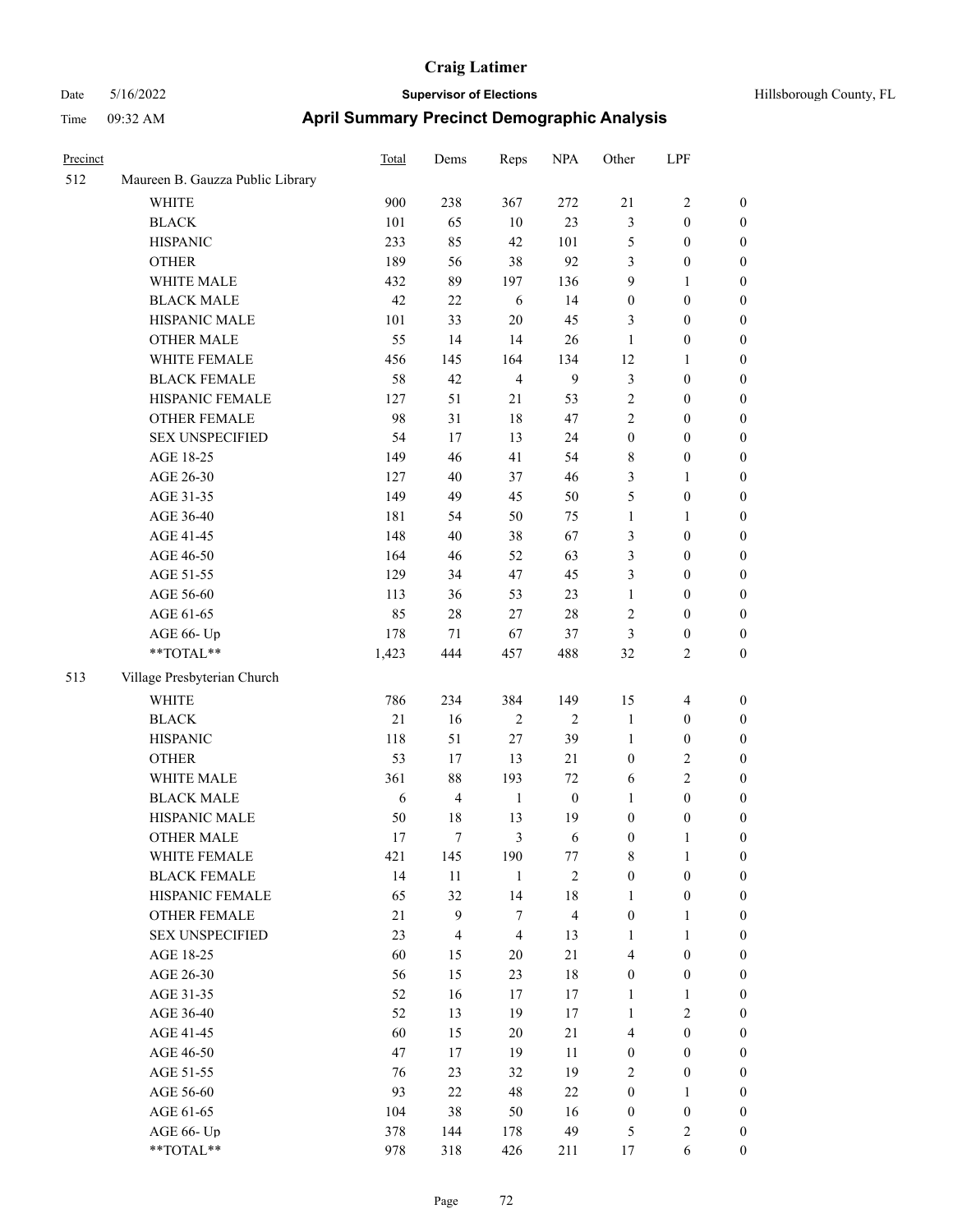# Craig Latimer

Date 5/16/2022 **Supervisor of Elections** Hillsborough County, FL

Time 09:32 AM **April Summary Precinct Demographic Analysis**

| Precinct | | Total | Dems | Reps | NPA | Other | LPF | |
|---|---|---|---|---|---|---|---|---|
| 512 | Maureen B. Gauzza Public Library | | | | | | | |
| | WHITE | 900 | 238 | 367 | 272 | 21 | 2 | 0 |
| | BLACK | 101 | 65 | 10 | 23 | 3 | 0 | 0 |
| | HISPANIC | 233 | 85 | 42 | 101 | 5 | 0 | 0 |
| | OTHER | 189 | 56 | 38 | 92 | 3 | 0 | 0 |
| | WHITE MALE | 432 | 89 | 197 | 136 | 9 | 1 | 0 |
| | BLACK MALE | 42 | 22 | 6 | 14 | 0 | 0 | 0 |
| | HISPANIC MALE | 101 | 33 | 20 | 45 | 3 | 0 | 0 |
| | OTHER MALE | 55 | 14 | 14 | 26 | 1 | 0 | 0 |
| | WHITE FEMALE | 456 | 145 | 164 | 134 | 12 | 1 | 0 |
| | BLACK FEMALE | 58 | 42 | 4 | 9 | 3 | 0 | 0 |
| | HISPANIC FEMALE | 127 | 51 | 21 | 53 | 2 | 0 | 0 |
| | OTHER FEMALE | 98 | 31 | 18 | 47 | 2 | 0 | 0 |
| | SEX UNSPECIFIED | 54 | 17 | 13 | 24 | 0 | 0 | 0 |
| | AGE 18-25 | 149 | 46 | 41 | 54 | 8 | 0 | 0 |
| | AGE 26-30 | 127 | 40 | 37 | 46 | 3 | 1 | 0 |
| | AGE 31-35 | 149 | 49 | 45 | 50 | 5 | 0 | 0 |
| | AGE 36-40 | 181 | 54 | 50 | 75 | 1 | 1 | 0 |
| | AGE 41-45 | 148 | 40 | 38 | 67 | 3 | 0 | 0 |
| | AGE 46-50 | 164 | 46 | 52 | 63 | 3 | 0 | 0 |
| | AGE 51-55 | 129 | 34 | 47 | 45 | 3 | 0 | 0 |
| | AGE 56-60 | 113 | 36 | 53 | 23 | 1 | 0 | 0 |
| | AGE 61-65 | 85 | 28 | 27 | 28 | 2 | 0 | 0 |
| | AGE 66- Up | 178 | 71 | 67 | 37 | 3 | 0 | 0 |
| | **TOTAL** | 1,423 | 444 | 457 | 488 | 32 | 2 | 0 |
| 513 | Village Presbyterian Church | | | | | | | |
| | WHITE | 786 | 234 | 384 | 149 | 15 | 4 | 0 |
| | BLACK | 21 | 16 | 2 | 2 | 1 | 0 | 0 |
| | HISPANIC | 118 | 51 | 27 | 39 | 1 | 0 | 0 |
| | OTHER | 53 | 17 | 13 | 21 | 0 | 2 | 0 |
| | WHITE MALE | 361 | 88 | 193 | 72 | 6 | 2 | 0 |
| | BLACK MALE | 6 | 4 | 1 | 0 | 1 | 0 | 0 |
| | HISPANIC MALE | 50 | 18 | 13 | 19 | 0 | 0 | 0 |
| | OTHER MALE | 17 | 7 | 3 | 6 | 0 | 1 | 0 |
| | WHITE FEMALE | 421 | 145 | 190 | 77 | 8 | 1 | 0 |
| | BLACK FEMALE | 14 | 11 | 1 | 2 | 0 | 0 | 0 |
| | HISPANIC FEMALE | 65 | 32 | 14 | 18 | 1 | 0 | 0 |
| | OTHER FEMALE | 21 | 9 | 7 | 4 | 0 | 1 | 0 |
| | SEX UNSPECIFIED | 23 | 4 | 4 | 13 | 1 | 1 | 0 |
| | AGE 18-25 | 60 | 15 | 20 | 21 | 4 | 0 | 0 |
| | AGE 26-30 | 56 | 15 | 23 | 18 | 0 | 0 | 0 |
| | AGE 31-35 | 52 | 16 | 17 | 17 | 1 | 1 | 0 |
| | AGE 36-40 | 52 | 13 | 19 | 17 | 1 | 2 | 0 |
| | AGE 41-45 | 60 | 15 | 20 | 21 | 4 | 0 | 0 |
| | AGE 46-50 | 47 | 17 | 19 | 11 | 0 | 0 | 0 |
| | AGE 51-55 | 76 | 23 | 32 | 19 | 2 | 0 | 0 |
| | AGE 56-60 | 93 | 22 | 48 | 22 | 0 | 1 | 0 |
| | AGE 61-65 | 104 | 38 | 50 | 16 | 0 | 0 | 0 |
| | AGE 66- Up | 378 | 144 | 178 | 49 | 5 | 2 | 0 |
| | **TOTAL** | 978 | 318 | 426 | 211 | 17 | 6 | 0 |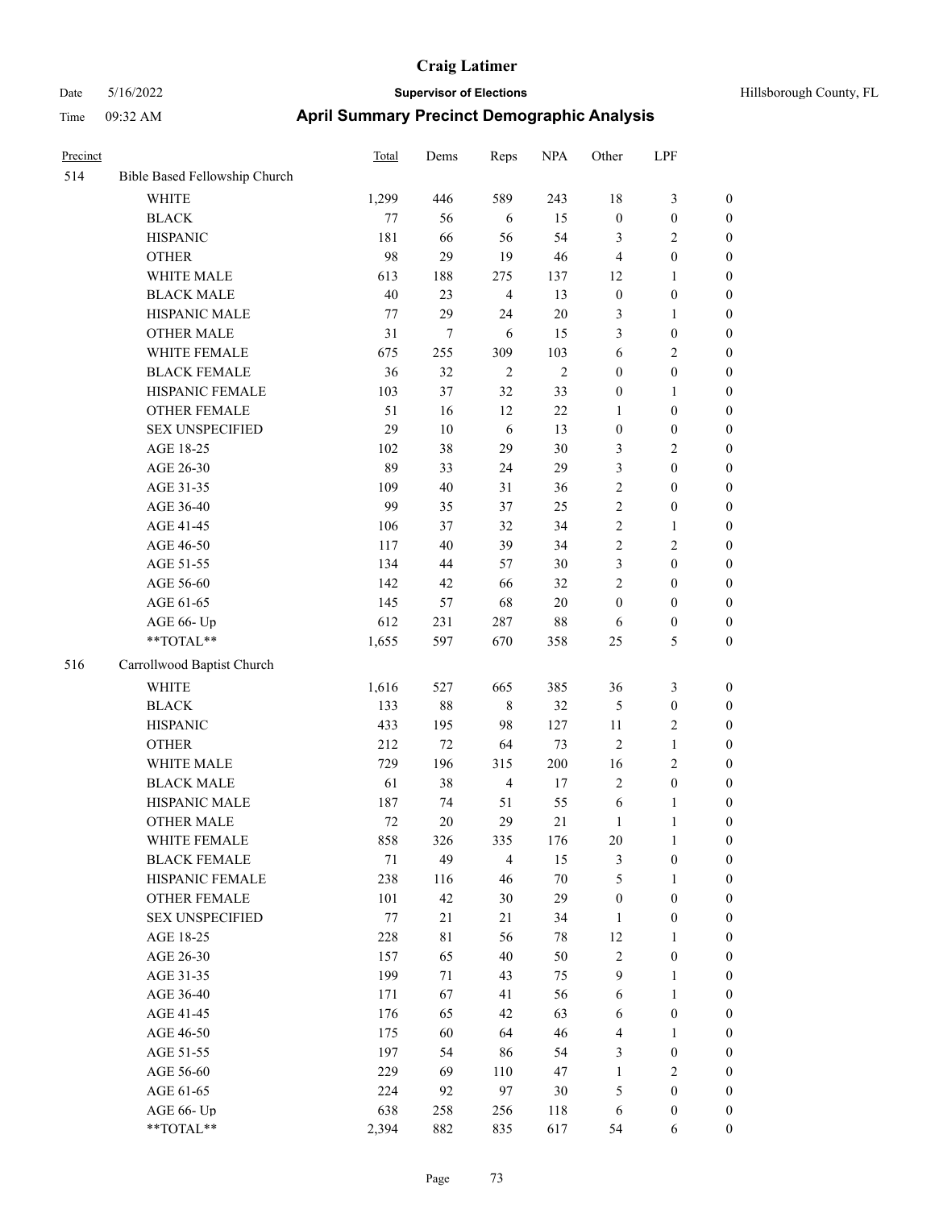# Craig Latimer

**Supervisor of Elections**

Date 5/16/2022 — Hillsborough County, FL

Time 09:32 AM

## April Summary Precinct Demographic Analysis

| Precinct | | Total | Dems | Reps | NPA | Other | LPF | |
|---|---|---|---|---|---|---|---|---|
| 514 | Bible Based Fellowship Church | | | | | | | |
| | WHITE | 1,299 | 446 | 589 | 243 | 18 | 3 | 0 |
| | BLACK | 77 | 56 | 6 | 15 | 0 | 0 | 0 |
| | HISPANIC | 181 | 66 | 56 | 54 | 3 | 2 | 0 |
| | OTHER | 98 | 29 | 19 | 46 | 4 | 0 | 0 |
| | WHITE MALE | 613 | 188 | 275 | 137 | 12 | 1 | 0 |
| | BLACK MALE | 40 | 23 | 4 | 13 | 0 | 0 | 0 |
| | HISPANIC MALE | 77 | 29 | 24 | 20 | 3 | 1 | 0 |
| | OTHER MALE | 31 | 7 | 6 | 15 | 3 | 0 | 0 |
| | WHITE FEMALE | 675 | 255 | 309 | 103 | 6 | 2 | 0 |
| | BLACK FEMALE | 36 | 32 | 2 | 2 | 0 | 0 | 0 |
| | HISPANIC FEMALE | 103 | 37 | 32 | 33 | 0 | 1 | 0 |
| | OTHER FEMALE | 51 | 16 | 12 | 22 | 1 | 0 | 0 |
| | SEX UNSPECIFIED | 29 | 10 | 6 | 13 | 0 | 0 | 0 |
| | AGE 18-25 | 102 | 38 | 29 | 30 | 3 | 2 | 0 |
| | AGE 26-30 | 89 | 33 | 24 | 29 | 3 | 0 | 0 |
| | AGE 31-35 | 109 | 40 | 31 | 36 | 2 | 0 | 0 |
| | AGE 36-40 | 99 | 35 | 37 | 25 | 2 | 0 | 0 |
| | AGE 41-45 | 106 | 37 | 32 | 34 | 2 | 1 | 0 |
| | AGE 46-50 | 117 | 40 | 39 | 34 | 2 | 2 | 0 |
| | AGE 51-55 | 134 | 44 | 57 | 30 | 3 | 0 | 0 |
| | AGE 56-60 | 142 | 42 | 66 | 32 | 2 | 0 | 0 |
| | AGE 61-65 | 145 | 57 | 68 | 20 | 0 | 0 | 0 |
| | AGE 66- Up | 612 | 231 | 287 | 88 | 6 | 0 | 0 |
| | **TOTAL** | 1,655 | 597 | 670 | 358 | 25 | 5 | 0 |
| 516 | Carrollwood Baptist Church | | | | | | | |
| | WHITE | 1,616 | 527 | 665 | 385 | 36 | 3 | 0 |
| | BLACK | 133 | 88 | 8 | 32 | 5 | 0 | 0 |
| | HISPANIC | 433 | 195 | 98 | 127 | 11 | 2 | 0 |
| | OTHER | 212 | 72 | 64 | 73 | 2 | 1 | 0 |
| | WHITE MALE | 729 | 196 | 315 | 200 | 16 | 2 | 0 |
| | BLACK MALE | 61 | 38 | 4 | 17 | 2 | 0 | 0 |
| | HISPANIC MALE | 187 | 74 | 51 | 55 | 6 | 1 | 0 |
| | OTHER MALE | 72 | 20 | 29 | 21 | 1 | 1 | 0 |
| | WHITE FEMALE | 858 | 326 | 335 | 176 | 20 | 1 | 0 |
| | BLACK FEMALE | 71 | 49 | 4 | 15 | 3 | 0 | 0 |
| | HISPANIC FEMALE | 238 | 116 | 46 | 70 | 5 | 1 | 0 |
| | OTHER FEMALE | 101 | 42 | 30 | 29 | 0 | 0 | 0 |
| | SEX UNSPECIFIED | 77 | 21 | 21 | 34 | 1 | 0 | 0 |
| | AGE 18-25 | 228 | 81 | 56 | 78 | 12 | 1 | 0 |
| | AGE 26-30 | 157 | 65 | 40 | 50 | 2 | 0 | 0 |
| | AGE 31-35 | 199 | 71 | 43 | 75 | 9 | 1 | 0 |
| | AGE 36-40 | 171 | 67 | 41 | 56 | 6 | 1 | 0 |
| | AGE 41-45 | 176 | 65 | 42 | 63 | 6 | 0 | 0 |
| | AGE 46-50 | 175 | 60 | 64 | 46 | 4 | 1 | 0 |
| | AGE 51-55 | 197 | 54 | 86 | 54 | 3 | 0 | 0 |
| | AGE 56-60 | 229 | 69 | 110 | 47 | 1 | 2 | 0 |
| | AGE 61-65 | 224 | 92 | 97 | 30 | 5 | 0 | 0 |
| | AGE 66- Up | 638 | 258 | 256 | 118 | 6 | 0 | 0 |
| | **TOTAL** | 2,394 | 882 | 835 | 617 | 54 | 6 | 0 |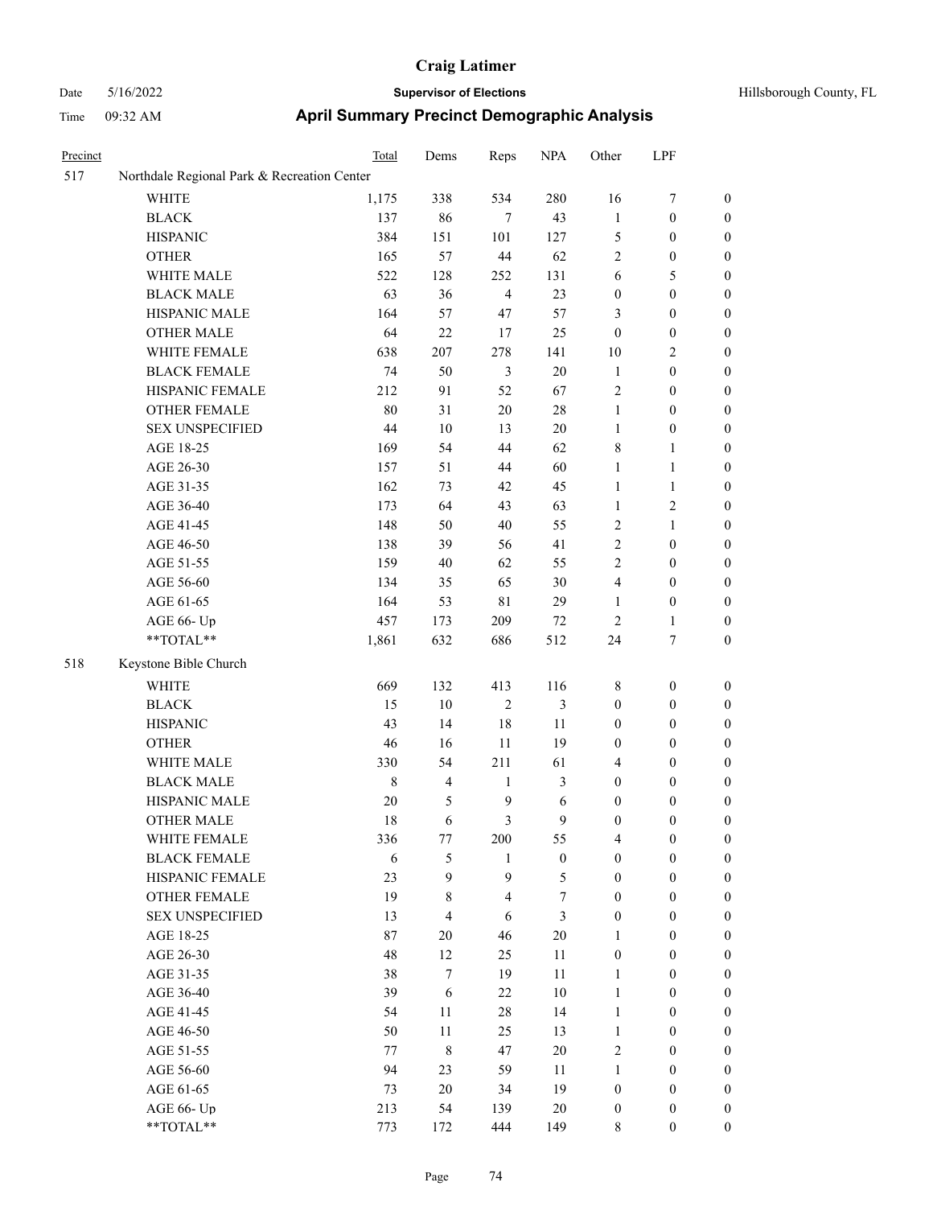# Craig Latimer

**Supervisor of Elections**

Date 5/16/2022 — Hillsborough County, FL

Time 09:32 AM

## April Summary Precinct Demographic Analysis

| Precinct | | Total | Dems | Reps | NPA | Other | LPF | |
|---|---|---|---|---|---|---|---|---|
| 517 | Northdale Regional Park & Recreation Center | | | | | | | |
| | WHITE | 1,175 | 338 | 534 | 280 | 16 | 7 | 0 |
| | BLACK | 137 | 86 | 7 | 43 | 1 | 0 | 0 |
| | HISPANIC | 384 | 151 | 101 | 127 | 5 | 0 | 0 |
| | OTHER | 165 | 57 | 44 | 62 | 2 | 0 | 0 |
| | WHITE MALE | 522 | 128 | 252 | 131 | 6 | 5 | 0 |
| | BLACK MALE | 63 | 36 | 4 | 23 | 0 | 0 | 0 |
| | HISPANIC MALE | 164 | 57 | 47 | 57 | 3 | 0 | 0 |
| | OTHER MALE | 64 | 22 | 17 | 25 | 0 | 0 | 0 |
| | WHITE FEMALE | 638 | 207 | 278 | 141 | 10 | 2 | 0 |
| | BLACK FEMALE | 74 | 50 | 3 | 20 | 1 | 0 | 0 |
| | HISPANIC FEMALE | 212 | 91 | 52 | 67 | 2 | 0 | 0 |
| | OTHER FEMALE | 80 | 31 | 20 | 28 | 1 | 0 | 0 |
| | SEX UNSPECIFIED | 44 | 10 | 13 | 20 | 1 | 0 | 0 |
| | AGE 18-25 | 169 | 54 | 44 | 62 | 8 | 1 | 0 |
| | AGE 26-30 | 157 | 51 | 44 | 60 | 1 | 1 | 0 |
| | AGE 31-35 | 162 | 73 | 42 | 45 | 1 | 1 | 0 |
| | AGE 36-40 | 173 | 64 | 43 | 63 | 1 | 2 | 0 |
| | AGE 41-45 | 148 | 50 | 40 | 55 | 2 | 1 | 0 |
| | AGE 46-50 | 138 | 39 | 56 | 41 | 2 | 0 | 0 |
| | AGE 51-55 | 159 | 40 | 62 | 55 | 2 | 0 | 0 |
| | AGE 56-60 | 134 | 35 | 65 | 30 | 4 | 0 | 0 |
| | AGE 61-65 | 164 | 53 | 81 | 29 | 1 | 0 | 0 |
| | AGE 66- Up | 457 | 173 | 209 | 72 | 2 | 1 | 0 |
| | **TOTAL** | 1,861 | 632 | 686 | 512 | 24 | 7 | 0 |
| 518 | Keystone Bible Church | | | | | | | |
| | WHITE | 669 | 132 | 413 | 116 | 8 | 0 | 0 |
| | BLACK | 15 | 10 | 2 | 3 | 0 | 0 | 0 |
| | HISPANIC | 43 | 14 | 18 | 11 | 0 | 0 | 0 |
| | OTHER | 46 | 16 | 11 | 19 | 0 | 0 | 0 |
| | WHITE MALE | 330 | 54 | 211 | 61 | 4 | 0 | 0 |
| | BLACK MALE | 8 | 4 | 1 | 3 | 0 | 0 | 0 |
| | HISPANIC MALE | 20 | 5 | 9 | 6 | 0 | 0 | 0 |
| | OTHER MALE | 18 | 6 | 3 | 9 | 0 | 0 | 0 |
| | WHITE FEMALE | 336 | 77 | 200 | 55 | 4 | 0 | 0 |
| | BLACK FEMALE | 6 | 5 | 1 | 0 | 0 | 0 | 0 |
| | HISPANIC FEMALE | 23 | 9 | 9 | 5 | 0 | 0 | 0 |
| | OTHER FEMALE | 19 | 8 | 4 | 7 | 0 | 0 | 0 |
| | SEX UNSPECIFIED | 13 | 4 | 6 | 3 | 0 | 0 | 0 |
| | AGE 18-25 | 87 | 20 | 46 | 20 | 1 | 0 | 0 |
| | AGE 26-30 | 48 | 12 | 25 | 11 | 0 | 0 | 0 |
| | AGE 31-35 | 38 | 7 | 19 | 11 | 1 | 0 | 0 |
| | AGE 36-40 | 39 | 6 | 22 | 10 | 1 | 0 | 0 |
| | AGE 41-45 | 54 | 11 | 28 | 14 | 1 | 0 | 0 |
| | AGE 46-50 | 50 | 11 | 25 | 13 | 1 | 0 | 0 |
| | AGE 51-55 | 77 | 8 | 47 | 20 | 2 | 0 | 0 |
| | AGE 56-60 | 94 | 23 | 59 | 11 | 1 | 0 | 0 |
| | AGE 61-65 | 73 | 20 | 34 | 19 | 0 | 0 | 0 |
| | AGE 66- Up | 213 | 54 | 139 | 20 | 0 | 0 | 0 |
| | **TOTAL** | 773 | 172 | 444 | 149 | 8 | 0 | 0 |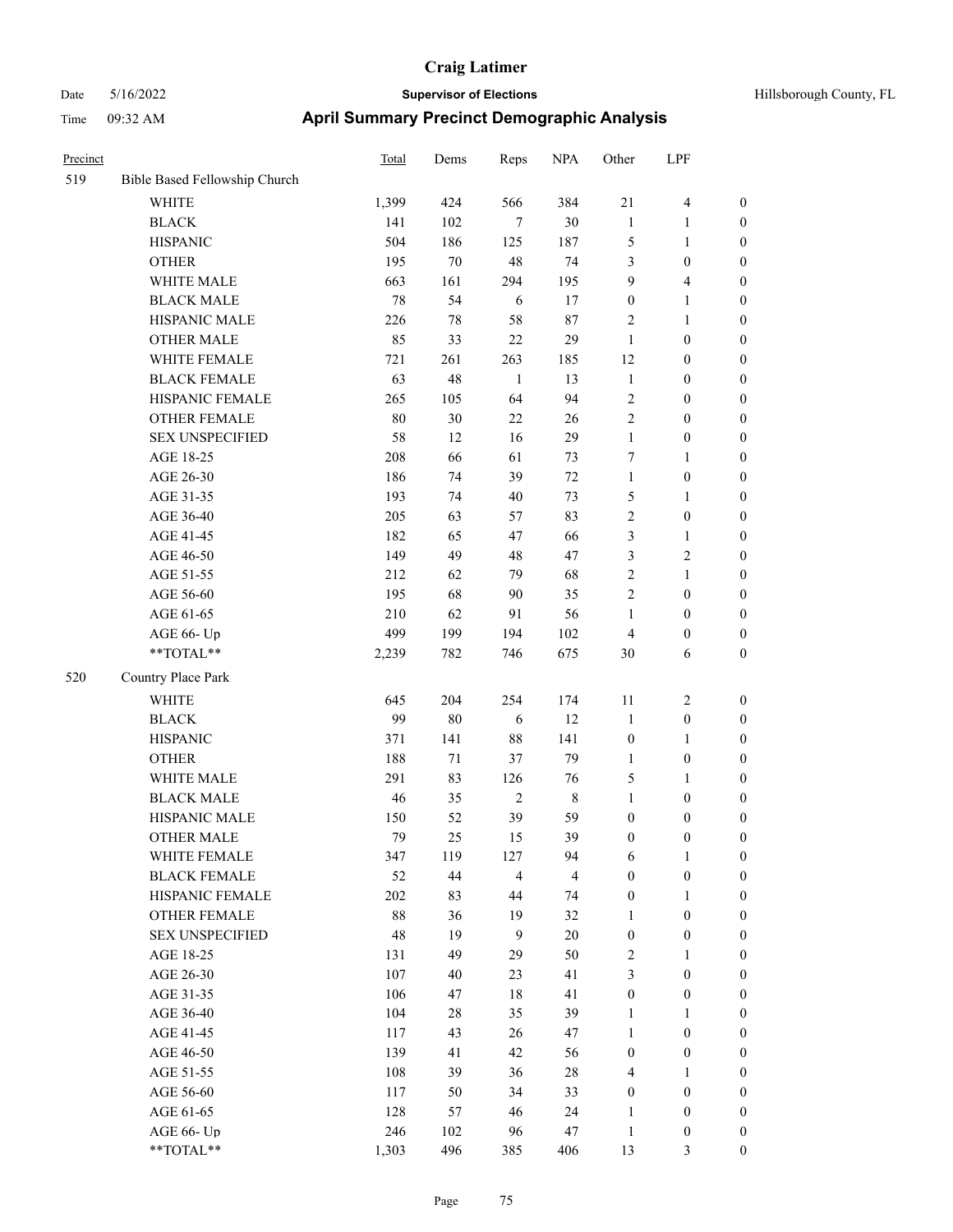# Craig Latimer

**Supervisor of Elections**

Hillsborough County, FL

Date 5/16/2022

Time 09:32 AM

## April Summary Precinct Demographic Analysis

| Precinct | | Total | Dems | Reps | NPA | Other | LPF | |
|---|---|---|---|---|---|---|---|---|
| 519 | Bible Based Fellowship Church | | | | | | | |
| | WHITE | 1,399 | 424 | 566 | 384 | 21 | 4 | 0 |
| | BLACK | 141 | 102 | 7 | 30 | 1 | 1 | 0 |
| | HISPANIC | 504 | 186 | 125 | 187 | 5 | 1 | 0 |
| | OTHER | 195 | 70 | 48 | 74 | 3 | 0 | 0 |
| | WHITE MALE | 663 | 161 | 294 | 195 | 9 | 4 | 0 |
| | BLACK MALE | 78 | 54 | 6 | 17 | 0 | 1 | 0 |
| | HISPANIC MALE | 226 | 78 | 58 | 87 | 2 | 1 | 0 |
| | OTHER MALE | 85 | 33 | 22 | 29 | 1 | 0 | 0 |
| | WHITE FEMALE | 721 | 261 | 263 | 185 | 12 | 0 | 0 |
| | BLACK FEMALE | 63 | 48 | 1 | 13 | 1 | 0 | 0 |
| | HISPANIC FEMALE | 265 | 105 | 64 | 94 | 2 | 0 | 0 |
| | OTHER FEMALE | 80 | 30 | 22 | 26 | 2 | 0 | 0 |
| | SEX UNSPECIFIED | 58 | 12 | 16 | 29 | 1 | 0 | 0 |
| | AGE 18-25 | 208 | 66 | 61 | 73 | 7 | 1 | 0 |
| | AGE 26-30 | 186 | 74 | 39 | 72 | 1 | 0 | 0 |
| | AGE 31-35 | 193 | 74 | 40 | 73 | 5 | 1 | 0 |
| | AGE 36-40 | 205 | 63 | 57 | 83 | 2 | 0 | 0 |
| | AGE 41-45 | 182 | 65 | 47 | 66 | 3 | 1 | 0 |
| | AGE 46-50 | 149 | 49 | 48 | 47 | 3 | 2 | 0 |
| | AGE 51-55 | 212 | 62 | 79 | 68 | 2 | 1 | 0 |
| | AGE 56-60 | 195 | 68 | 90 | 35 | 2 | 0 | 0 |
| | AGE 61-65 | 210 | 62 | 91 | 56 | 1 | 0 | 0 |
| | AGE 66- Up | 499 | 199 | 194 | 102 | 4 | 0 | 0 |
| | **TOTAL** | 2,239 | 782 | 746 | 675 | 30 | 6 | 0 |
| 520 | Country Place Park | | | | | | | |
| | WHITE | 645 | 204 | 254 | 174 | 11 | 2 | 0 |
| | BLACK | 99 | 80 | 6 | 12 | 1 | 0 | 0 |
| | HISPANIC | 371 | 141 | 88 | 141 | 0 | 1 | 0 |
| | OTHER | 188 | 71 | 37 | 79 | 1 | 0 | 0 |
| | WHITE MALE | 291 | 83 | 126 | 76 | 5 | 1 | 0 |
| | BLACK MALE | 46 | 35 | 2 | 8 | 1 | 0 | 0 |
| | HISPANIC MALE | 150 | 52 | 39 | 59 | 0 | 0 | 0 |
| | OTHER MALE | 79 | 25 | 15 | 39 | 0 | 0 | 0 |
| | WHITE FEMALE | 347 | 119 | 127 | 94 | 6 | 1 | 0 |
| | BLACK FEMALE | 52 | 44 | 4 | 4 | 0 | 0 | 0 |
| | HISPANIC FEMALE | 202 | 83 | 44 | 74 | 0 | 1 | 0 |
| | OTHER FEMALE | 88 | 36 | 19 | 32 | 1 | 0 | 0 |
| | SEX UNSPECIFIED | 48 | 19 | 9 | 20 | 0 | 0 | 0 |
| | AGE 18-25 | 131 | 49 | 29 | 50 | 2 | 1 | 0 |
| | AGE 26-30 | 107 | 40 | 23 | 41 | 3 | 0 | 0 |
| | AGE 31-35 | 106 | 47 | 18 | 41 | 0 | 0 | 0 |
| | AGE 36-40 | 104 | 28 | 35 | 39 | 1 | 1 | 0 |
| | AGE 41-45 | 117 | 43 | 26 | 47 | 1 | 0 | 0 |
| | AGE 46-50 | 139 | 41 | 42 | 56 | 0 | 0 | 0 |
| | AGE 51-55 | 108 | 39 | 36 | 28 | 4 | 1 | 0 |
| | AGE 56-60 | 117 | 50 | 34 | 33 | 0 | 0 | 0 |
| | AGE 61-65 | 128 | 57 | 46 | 24 | 1 | 0 | 0 |
| | AGE 66- Up | 246 | 102 | 96 | 47 | 1 | 0 | 0 |
| | **TOTAL** | 1,303 | 496 | 385 | 406 | 13 | 3 | 0 |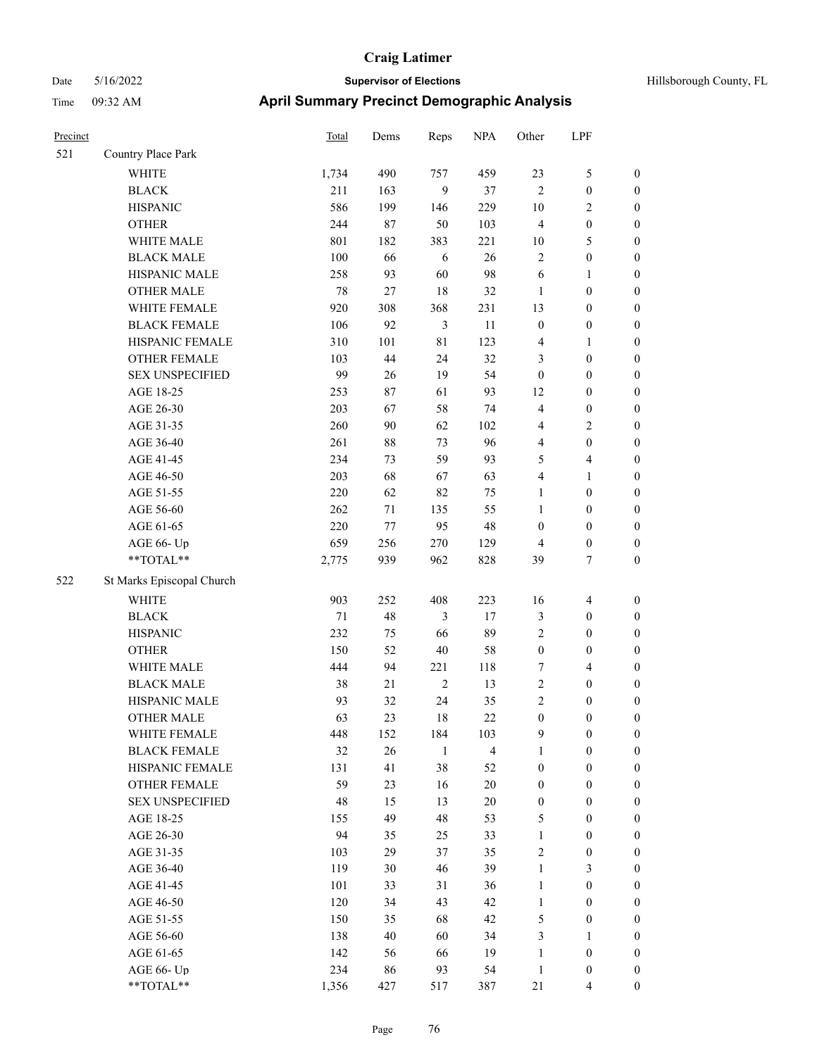# Craig Latimer

**Supervisor of Elections**

Date 5/16/2022 — Hillsborough County, FL

Time 09:32 AM

## April Summary Precinct Demographic Analysis

| Precinct | | Total | Dems | Reps | NPA | Other | LPF | |
|---|---|---|---|---|---|---|---|---|
| 521 | Country Place Park | | | | | | | |
| | WHITE | 1,734 | 490 | 757 | 459 | 23 | 5 | 0 |
| | BLACK | 211 | 163 | 9 | 37 | 2 | 0 | 0 |
| | HISPANIC | 586 | 199 | 146 | 229 | 10 | 2 | 0 |
| | OTHER | 244 | 87 | 50 | 103 | 4 | 0 | 0 |
| | WHITE MALE | 801 | 182 | 383 | 221 | 10 | 5 | 0 |
| | BLACK MALE | 100 | 66 | 6 | 26 | 2 | 0 | 0 |
| | HISPANIC MALE | 258 | 93 | 60 | 98 | 6 | 1 | 0 |
| | OTHER MALE | 78 | 27 | 18 | 32 | 1 | 0 | 0 |
| | WHITE FEMALE | 920 | 308 | 368 | 231 | 13 | 0 | 0 |
| | BLACK FEMALE | 106 | 92 | 3 | 11 | 0 | 0 | 0 |
| | HISPANIC FEMALE | 310 | 101 | 81 | 123 | 4 | 1 | 0 |
| | OTHER FEMALE | 103 | 44 | 24 | 32 | 3 | 0 | 0 |
| | SEX UNSPECIFIED | 99 | 26 | 19 | 54 | 0 | 0 | 0 |
| | AGE 18-25 | 253 | 87 | 61 | 93 | 12 | 0 | 0 |
| | AGE 26-30 | 203 | 67 | 58 | 74 | 4 | 0 | 0 |
| | AGE 31-35 | 260 | 90 | 62 | 102 | 4 | 2 | 0 |
| | AGE 36-40 | 261 | 88 | 73 | 96 | 4 | 0 | 0 |
| | AGE 41-45 | 234 | 73 | 59 | 93 | 5 | 4 | 0 |
| | AGE 46-50 | 203 | 68 | 67 | 63 | 4 | 1 | 0 |
| | AGE 51-55 | 220 | 62 | 82 | 75 | 1 | 0 | 0 |
| | AGE 56-60 | 262 | 71 | 135 | 55 | 1 | 0 | 0 |
| | AGE 61-65 | 220 | 77 | 95 | 48 | 0 | 0 | 0 |
| | AGE 66- Up | 659 | 256 | 270 | 129 | 4 | 0 | 0 |
| | **TOTAL** | 2,775 | 939 | 962 | 828 | 39 | 7 | 0 |
| 522 | St Marks Episcopal Church | | | | | | | |
| | WHITE | 903 | 252 | 408 | 223 | 16 | 4 | 0 |
| | BLACK | 71 | 48 | 3 | 17 | 3 | 0 | 0 |
| | HISPANIC | 232 | 75 | 66 | 89 | 2 | 0 | 0 |
| | OTHER | 150 | 52 | 40 | 58 | 0 | 0 | 0 |
| | WHITE MALE | 444 | 94 | 221 | 118 | 7 | 4 | 0 |
| | BLACK MALE | 38 | 21 | 2 | 13 | 2 | 0 | 0 |
| | HISPANIC MALE | 93 | 32 | 24 | 35 | 2 | 0 | 0 |
| | OTHER MALE | 63 | 23 | 18 | 22 | 0 | 0 | 0 |
| | WHITE FEMALE | 448 | 152 | 184 | 103 | 9 | 0 | 0 |
| | BLACK FEMALE | 32 | 26 | 1 | 4 | 1 | 0 | 0 |
| | HISPANIC FEMALE | 131 | 41 | 38 | 52 | 0 | 0 | 0 |
| | OTHER FEMALE | 59 | 23 | 16 | 20 | 0 | 0 | 0 |
| | SEX UNSPECIFIED | 48 | 15 | 13 | 20 | 0 | 0 | 0 |
| | AGE 18-25 | 155 | 49 | 48 | 53 | 5 | 0 | 0 |
| | AGE 26-30 | 94 | 35 | 25 | 33 | 1 | 0 | 0 |
| | AGE 31-35 | 103 | 29 | 37 | 35 | 2 | 0 | 0 |
| | AGE 36-40 | 119 | 30 | 46 | 39 | 1 | 3 | 0 |
| | AGE 41-45 | 101 | 33 | 31 | 36 | 1 | 0 | 0 |
| | AGE 46-50 | 120 | 34 | 43 | 42 | 1 | 0 | 0 |
| | AGE 51-55 | 150 | 35 | 68 | 42 | 5 | 0 | 0 |
| | AGE 56-60 | 138 | 40 | 60 | 34 | 3 | 1 | 0 |
| | AGE 61-65 | 142 | 56 | 66 | 19 | 1 | 0 | 0 |
| | AGE 66- Up | 234 | 86 | 93 | 54 | 1 | 0 | 0 |
| | **TOTAL** | 1,356 | 427 | 517 | 387 | 21 | 4 | 0 |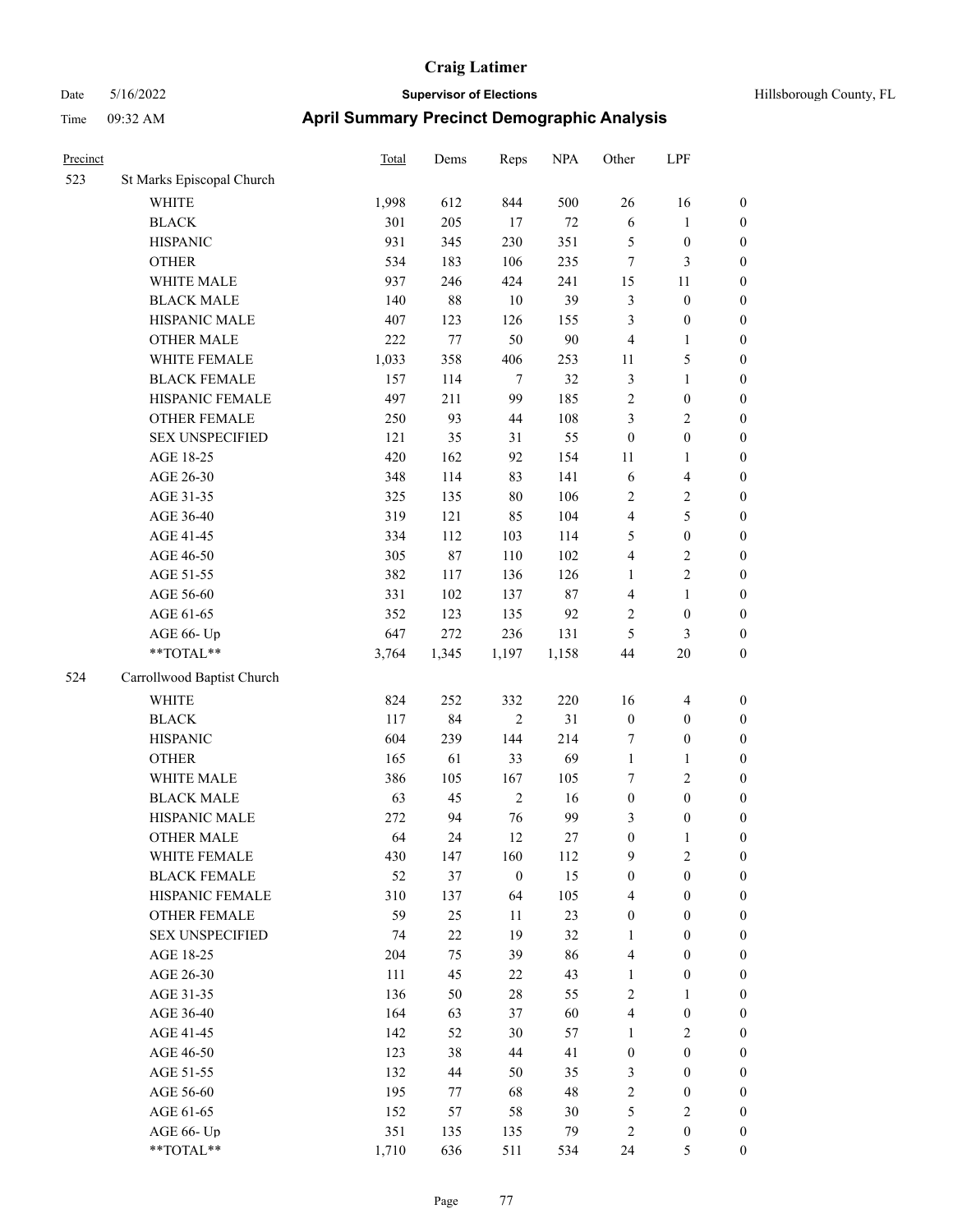# Craig Latimer

**Supervisor of Elections**

Date 5/16/2022 Hillsborough County, FL

Time 09:32 AM

## April Summary Precinct Demographic Analysis

| Precinct | | Total | Dems | Reps | NPA | Other | LPF | |
|---|---|---|---|---|---|---|---|---|
| 523 | St Marks Episcopal Church | | | | | | | |
| | WHITE | 1,998 | 612 | 844 | 500 | 26 | 16 | 0 |
| | BLACK | 301 | 205 | 17 | 72 | 6 | 1 | 0 |
| | HISPANIC | 931 | 345 | 230 | 351 | 5 | 0 | 0 |
| | OTHER | 534 | 183 | 106 | 235 | 7 | 3 | 0 |
| | WHITE MALE | 937 | 246 | 424 | 241 | 15 | 11 | 0 |
| | BLACK MALE | 140 | 88 | 10 | 39 | 3 | 0 | 0 |
| | HISPANIC MALE | 407 | 123 | 126 | 155 | 3 | 0 | 0 |
| | OTHER MALE | 222 | 77 | 50 | 90 | 4 | 1 | 0 |
| | WHITE FEMALE | 1,033 | 358 | 406 | 253 | 11 | 5 | 0 |
| | BLACK FEMALE | 157 | 114 | 7 | 32 | 3 | 1 | 0 |
| | HISPANIC FEMALE | 497 | 211 | 99 | 185 | 2 | 0 | 0 |
| | OTHER FEMALE | 250 | 93 | 44 | 108 | 3 | 2 | 0 |
| | SEX UNSPECIFIED | 121 | 35 | 31 | 55 | 0 | 0 | 0 |
| | AGE 18-25 | 420 | 162 | 92 | 154 | 11 | 1 | 0 |
| | AGE 26-30 | 348 | 114 | 83 | 141 | 6 | 4 | 0 |
| | AGE 31-35 | 325 | 135 | 80 | 106 | 2 | 2 | 0 |
| | AGE 36-40 | 319 | 121 | 85 | 104 | 4 | 5 | 0 |
| | AGE 41-45 | 334 | 112 | 103 | 114 | 5 | 0 | 0 |
| | AGE 46-50 | 305 | 87 | 110 | 102 | 4 | 2 | 0 |
| | AGE 51-55 | 382 | 117 | 136 | 126 | 1 | 2 | 0 |
| | AGE 56-60 | 331 | 102 | 137 | 87 | 4 | 1 | 0 |
| | AGE 61-65 | 352 | 123 | 135 | 92 | 2 | 0 | 0 |
| | AGE 66- Up | 647 | 272 | 236 | 131 | 5 | 3 | 0 |
| | **TOTAL** | 3,764 | 1,345 | 1,197 | 1,158 | 44 | 20 | 0 |
| 524 | Carrollwood Baptist Church | | | | | | | |
| | WHITE | 824 | 252 | 332 | 220 | 16 | 4 | 0 |
| | BLACK | 117 | 84 | 2 | 31 | 0 | 0 | 0 |
| | HISPANIC | 604 | 239 | 144 | 214 | 7 | 0 | 0 |
| | OTHER | 165 | 61 | 33 | 69 | 1 | 1 | 0 |
| | WHITE MALE | 386 | 105 | 167 | 105 | 7 | 2 | 0 |
| | BLACK MALE | 63 | 45 | 2 | 16 | 0 | 0 | 0 |
| | HISPANIC MALE | 272 | 94 | 76 | 99 | 3 | 0 | 0 |
| | OTHER MALE | 64 | 24 | 12 | 27 | 0 | 1 | 0 |
| | WHITE FEMALE | 430 | 147 | 160 | 112 | 9 | 2 | 0 |
| | BLACK FEMALE | 52 | 37 | 0 | 15 | 0 | 0 | 0 |
| | HISPANIC FEMALE | 310 | 137 | 64 | 105 | 4 | 0 | 0 |
| | OTHER FEMALE | 59 | 25 | 11 | 23 | 0 | 0 | 0 |
| | SEX UNSPECIFIED | 74 | 22 | 19 | 32 | 1 | 0 | 0 |
| | AGE 18-25 | 204 | 75 | 39 | 86 | 4 | 0 | 0 |
| | AGE 26-30 | 111 | 45 | 22 | 43 | 1 | 0 | 0 |
| | AGE 31-35 | 136 | 50 | 28 | 55 | 2 | 1 | 0 |
| | AGE 36-40 | 164 | 63 | 37 | 60 | 4 | 0 | 0 |
| | AGE 41-45 | 142 | 52 | 30 | 57 | 1 | 2 | 0 |
| | AGE 46-50 | 123 | 38 | 44 | 41 | 0 | 0 | 0 |
| | AGE 51-55 | 132 | 44 | 50 | 35 | 3 | 0 | 0 |
| | AGE 56-60 | 195 | 77 | 68 | 48 | 2 | 0 | 0 |
| | AGE 61-65 | 152 | 57 | 58 | 30 | 5 | 2 | 0 |
| | AGE 66- Up | 351 | 135 | 135 | 79 | 2 | 0 | 0 |
| | **TOTAL** | 1,710 | 636 | 511 | 534 | 24 | 5 | 0 |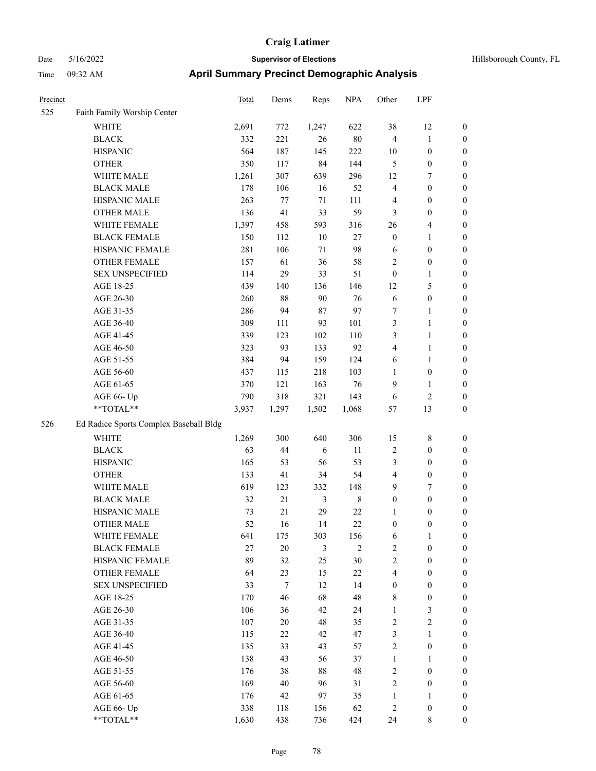# Craig Latimer

**Supervisor of Elections**

**April Summary Precinct Demographic Analysis**

Date 5/16/2022
Time 09:32 AM

Hillsborough County, FL

| Precinct | | Total | Dems | Reps | NPA | Other | LPF | |
|---|---|---|---|---|---|---|---|---|
| 525 | Faith Family Worship Center | | | | | | | |
| | WHITE | 2,691 | 772 | 1,247 | 622 | 38 | 12 | 0 |
| | BLACK | 332 | 221 | 26 | 80 | 4 | 1 | 0 |
| | HISPANIC | 564 | 187 | 145 | 222 | 10 | 0 | 0 |
| | OTHER | 350 | 117 | 84 | 144 | 5 | 0 | 0 |
| | WHITE MALE | 1,261 | 307 | 639 | 296 | 12 | 7 | 0 |
| | BLACK MALE | 178 | 106 | 16 | 52 | 4 | 0 | 0 |
| | HISPANIC MALE | 263 | 77 | 71 | 111 | 4 | 0 | 0 |
| | OTHER MALE | 136 | 41 | 33 | 59 | 3 | 0 | 0 |
| | WHITE FEMALE | 1,397 | 458 | 593 | 316 | 26 | 4 | 0 |
| | BLACK FEMALE | 150 | 112 | 10 | 27 | 0 | 1 | 0 |
| | HISPANIC FEMALE | 281 | 106 | 71 | 98 | 6 | 0 | 0 |
| | OTHER FEMALE | 157 | 61 | 36 | 58 | 2 | 0 | 0 |
| | SEX UNSPECIFIED | 114 | 29 | 33 | 51 | 0 | 1 | 0 |
| | AGE 18-25 | 439 | 140 | 136 | 146 | 12 | 5 | 0 |
| | AGE 26-30 | 260 | 88 | 90 | 76 | 6 | 0 | 0 |
| | AGE 31-35 | 286 | 94 | 87 | 97 | 7 | 1 | 0 |
| | AGE 36-40 | 309 | 111 | 93 | 101 | 3 | 1 | 0 |
| | AGE 41-45 | 339 | 123 | 102 | 110 | 3 | 1 | 0 |
| | AGE 46-50 | 323 | 93 | 133 | 92 | 4 | 1 | 0 |
| | AGE 51-55 | 384 | 94 | 159 | 124 | 6 | 1 | 0 |
| | AGE 56-60 | 437 | 115 | 218 | 103 | 1 | 0 | 0 |
| | AGE 61-65 | 370 | 121 | 163 | 76 | 9 | 1 | 0 |
| | AGE 66- Up | 790 | 318 | 321 | 143 | 6 | 2 | 0 |
| | **TOTAL** | 3,937 | 1,297 | 1,502 | 1,068 | 57 | 13 | 0 |
| 526 | Ed Radice Sports Complex Baseball Bldg | | | | | | | |
| | WHITE | 1,269 | 300 | 640 | 306 | 15 | 8 | 0 |
| | BLACK | 63 | 44 | 6 | 11 | 2 | 0 | 0 |
| | HISPANIC | 165 | 53 | 56 | 53 | 3 | 0 | 0 |
| | OTHER | 133 | 41 | 34 | 54 | 4 | 0 | 0 |
| | WHITE MALE | 619 | 123 | 332 | 148 | 9 | 7 | 0 |
| | BLACK MALE | 32 | 21 | 3 | 8 | 0 | 0 | 0 |
| | HISPANIC MALE | 73 | 21 | 29 | 22 | 1 | 0 | 0 |
| | OTHER MALE | 52 | 16 | 14 | 22 | 0 | 0 | 0 |
| | WHITE FEMALE | 641 | 175 | 303 | 156 | 6 | 1 | 0 |
| | BLACK FEMALE | 27 | 20 | 3 | 2 | 2 | 0 | 0 |
| | HISPANIC FEMALE | 89 | 32 | 25 | 30 | 2 | 0 | 0 |
| | OTHER FEMALE | 64 | 23 | 15 | 22 | 4 | 0 | 0 |
| | SEX UNSPECIFIED | 33 | 7 | 12 | 14 | 0 | 0 | 0 |
| | AGE 18-25 | 170 | 46 | 68 | 48 | 8 | 0 | 0 |
| | AGE 26-30 | 106 | 36 | 42 | 24 | 1 | 3 | 0 |
| | AGE 31-35 | 107 | 20 | 48 | 35 | 2 | 2 | 0 |
| | AGE 36-40 | 115 | 22 | 42 | 47 | 3 | 1 | 0 |
| | AGE 41-45 | 135 | 33 | 43 | 57 | 2 | 0 | 0 |
| | AGE 46-50 | 138 | 43 | 56 | 37 | 1 | 1 | 0 |
| | AGE 51-55 | 176 | 38 | 88 | 48 | 2 | 0 | 0 |
| | AGE 56-60 | 169 | 40 | 96 | 31 | 2 | 0 | 0 |
| | AGE 61-65 | 176 | 42 | 97 | 35 | 1 | 1 | 0 |
| | AGE 66- Up | 338 | 118 | 156 | 62 | 2 | 0 | 0 |
| | **TOTAL** | 1,630 | 438 | 736 | 424 | 24 | 8 | 0 |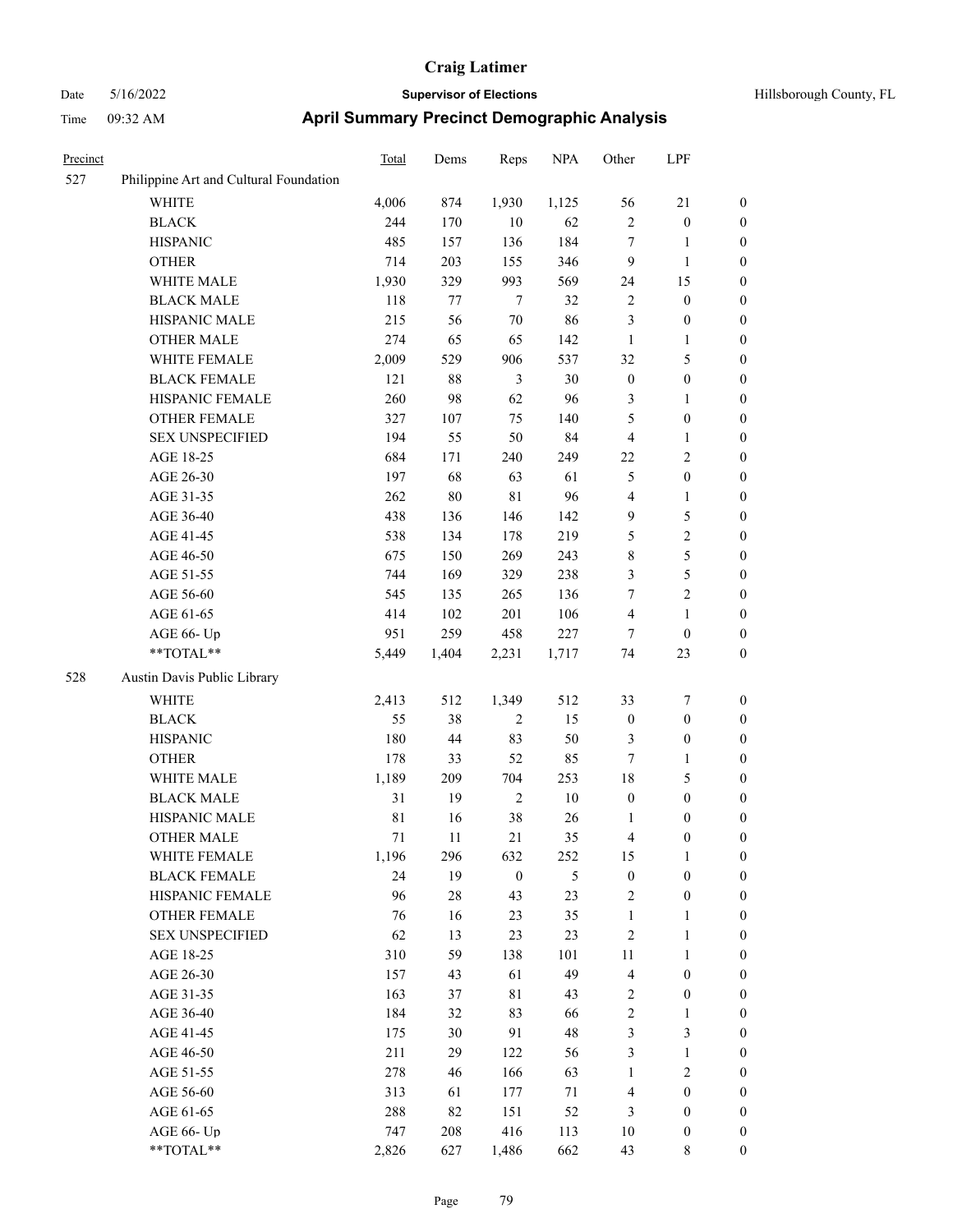# Craig Latimer

**Supervisor of Elections**

Date 5/16/2022 — Hillsborough County, FL

Time 09:32 AM

## April Summary Precinct Demographic Analysis

| Precinct | | Total | Dems | Reps | NPA | Other | LPF | |
|---|---|---|---|---|---|---|---|---|
| 527 | Philippine Art and Cultural Foundation | | | | | | | |
| | WHITE | 4,006 | 874 | 1,930 | 1,125 | 56 | 21 | 0 |
| | BLACK | 244 | 170 | 10 | 62 | 2 | 0 | 0 |
| | HISPANIC | 485 | 157 | 136 | 184 | 7 | 1 | 0 |
| | OTHER | 714 | 203 | 155 | 346 | 9 | 1 | 0 |
| | WHITE MALE | 1,930 | 329 | 993 | 569 | 24 | 15 | 0 |
| | BLACK MALE | 118 | 77 | 7 | 32 | 2 | 0 | 0 |
| | HISPANIC MALE | 215 | 56 | 70 | 86 | 3 | 0 | 0 |
| | OTHER MALE | 274 | 65 | 65 | 142 | 1 | 1 | 0 |
| | WHITE FEMALE | 2,009 | 529 | 906 | 537 | 32 | 5 | 0 |
| | BLACK FEMALE | 121 | 88 | 3 | 30 | 0 | 0 | 0 |
| | HISPANIC FEMALE | 260 | 98 | 62 | 96 | 3 | 1 | 0 |
| | OTHER FEMALE | 327 | 107 | 75 | 140 | 5 | 0 | 0 |
| | SEX UNSPECIFIED | 194 | 55 | 50 | 84 | 4 | 1 | 0 |
| | AGE 18-25 | 684 | 171 | 240 | 249 | 22 | 2 | 0 |
| | AGE 26-30 | 197 | 68 | 63 | 61 | 5 | 0 | 0 |
| | AGE 31-35 | 262 | 80 | 81 | 96 | 4 | 1 | 0 |
| | AGE 36-40 | 438 | 136 | 146 | 142 | 9 | 5 | 0 |
| | AGE 41-45 | 538 | 134 | 178 | 219 | 5 | 2 | 0 |
| | AGE 46-50 | 675 | 150 | 269 | 243 | 8 | 5 | 0 |
| | AGE 51-55 | 744 | 169 | 329 | 238 | 3 | 5 | 0 |
| | AGE 56-60 | 545 | 135 | 265 | 136 | 7 | 2 | 0 |
| | AGE 61-65 | 414 | 102 | 201 | 106 | 4 | 1 | 0 |
| | AGE 66- Up | 951 | 259 | 458 | 227 | 7 | 0 | 0 |
| | **TOTAL** | 5,449 | 1,404 | 2,231 | 1,717 | 74 | 23 | 0 |
| 528 | Austin Davis Public Library | | | | | | | |
| | WHITE | 2,413 | 512 | 1,349 | 512 | 33 | 7 | 0 |
| | BLACK | 55 | 38 | 2 | 15 | 0 | 0 | 0 |
| | HISPANIC | 180 | 44 | 83 | 50 | 3 | 0 | 0 |
| | OTHER | 178 | 33 | 52 | 85 | 7 | 1 | 0 |
| | WHITE MALE | 1,189 | 209 | 704 | 253 | 18 | 5 | 0 |
| | BLACK MALE | 31 | 19 | 2 | 10 | 0 | 0 | 0 |
| | HISPANIC MALE | 81 | 16 | 38 | 26 | 1 | 0 | 0 |
| | OTHER MALE | 71 | 11 | 21 | 35 | 4 | 0 | 0 |
| | WHITE FEMALE | 1,196 | 296 | 632 | 252 | 15 | 1 | 0 |
| | BLACK FEMALE | 24 | 19 | 0 | 5 | 0 | 0 | 0 |
| | HISPANIC FEMALE | 96 | 28 | 43 | 23 | 2 | 0 | 0 |
| | OTHER FEMALE | 76 | 16 | 23 | 35 | 1 | 1 | 0 |
| | SEX UNSPECIFIED | 62 | 13 | 23 | 23 | 2 | 1 | 0 |
| | AGE 18-25 | 310 | 59 | 138 | 101 | 11 | 1 | 0 |
| | AGE 26-30 | 157 | 43 | 61 | 49 | 4 | 0 | 0 |
| | AGE 31-35 | 163 | 37 | 81 | 43 | 2 | 0 | 0 |
| | AGE 36-40 | 184 | 32 | 83 | 66 | 2 | 1 | 0 |
| | AGE 41-45 | 175 | 30 | 91 | 48 | 3 | 3 | 0 |
| | AGE 46-50 | 211 | 29 | 122 | 56 | 3 | 1 | 0 |
| | AGE 51-55 | 278 | 46 | 166 | 63 | 1 | 2 | 0 |
| | AGE 56-60 | 313 | 61 | 177 | 71 | 4 | 0 | 0 |
| | AGE 61-65 | 288 | 82 | 151 | 52 | 3 | 0 | 0 |
| | AGE 66- Up | 747 | 208 | 416 | 113 | 10 | 0 | 0 |
| | **TOTAL** | 2,826 | 627 | 1,486 | 662 | 43 | 8 | 0 |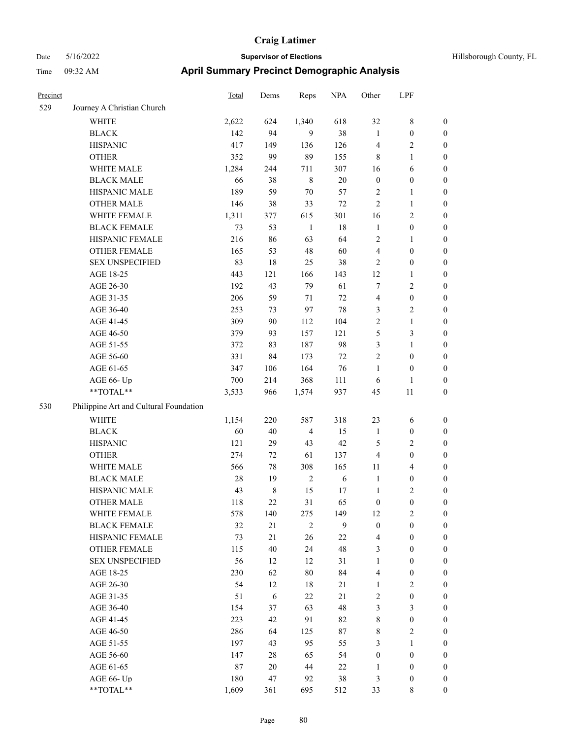# Craig Latimer

**Supervisor of Elections**

Date 5/16/2022 — Hillsborough County, FL

Time 09:32 AM

## April Summary Precinct Demographic Analysis

| Precinct | | Total | Dems | Reps | NPA | Other | LPF | |
|---|---|---|---|---|---|---|---|---|
| 529 | Journey A Christian Church | | | | | | | |
| | WHITE | 2,622 | 624 | 1,340 | 618 | 32 | 8 | 0 |
| | BLACK | 142 | 94 | 9 | 38 | 1 | 0 | 0 |
| | HISPANIC | 417 | 149 | 136 | 126 | 4 | 2 | 0 |
| | OTHER | 352 | 99 | 89 | 155 | 8 | 1 | 0 |
| | WHITE MALE | 1,284 | 244 | 711 | 307 | 16 | 6 | 0 |
| | BLACK MALE | 66 | 38 | 8 | 20 | 0 | 0 | 0 |
| | HISPANIC MALE | 189 | 59 | 70 | 57 | 2 | 1 | 0 |
| | OTHER MALE | 146 | 38 | 33 | 72 | 2 | 1 | 0 |
| | WHITE FEMALE | 1,311 | 377 | 615 | 301 | 16 | 2 | 0 |
| | BLACK FEMALE | 73 | 53 | 1 | 18 | 1 | 0 | 0 |
| | HISPANIC FEMALE | 216 | 86 | 63 | 64 | 2 | 1 | 0 |
| | OTHER FEMALE | 165 | 53 | 48 | 60 | 4 | 0 | 0 |
| | SEX UNSPECIFIED | 83 | 18 | 25 | 38 | 2 | 0 | 0 |
| | AGE 18-25 | 443 | 121 | 166 | 143 | 12 | 1 | 0 |
| | AGE 26-30 | 192 | 43 | 79 | 61 | 7 | 2 | 0 |
| | AGE 31-35 | 206 | 59 | 71 | 72 | 4 | 0 | 0 |
| | AGE 36-40 | 253 | 73 | 97 | 78 | 3 | 2 | 0 |
| | AGE 41-45 | 309 | 90 | 112 | 104 | 2 | 1 | 0 |
| | AGE 46-50 | 379 | 93 | 157 | 121 | 5 | 3 | 0 |
| | AGE 51-55 | 372 | 83 | 187 | 98 | 3 | 1 | 0 |
| | AGE 56-60 | 331 | 84 | 173 | 72 | 2 | 0 | 0 |
| | AGE 61-65 | 347 | 106 | 164 | 76 | 1 | 0 | 0 |
| | AGE 66- Up | 700 | 214 | 368 | 111 | 6 | 1 | 0 |
| | **TOTAL** | 3,533 | 966 | 1,574 | 937 | 45 | 11 | 0 |
| 530 | Philippine Art and Cultural Foundation | | | | | | | |
| | WHITE | 1,154 | 220 | 587 | 318 | 23 | 6 | 0 |
| | BLACK | 60 | 40 | 4 | 15 | 1 | 0 | 0 |
| | HISPANIC | 121 | 29 | 43 | 42 | 5 | 2 | 0 |
| | OTHER | 274 | 72 | 61 | 137 | 4 | 0 | 0 |
| | WHITE MALE | 566 | 78 | 308 | 165 | 11 | 4 | 0 |
| | BLACK MALE | 28 | 19 | 2 | 6 | 1 | 0 | 0 |
| | HISPANIC MALE | 43 | 8 | 15 | 17 | 1 | 2 | 0 |
| | OTHER MALE | 118 | 22 | 31 | 65 | 0 | 0 | 0 |
| | WHITE FEMALE | 578 | 140 | 275 | 149 | 12 | 2 | 0 |
| | BLACK FEMALE | 32 | 21 | 2 | 9 | 0 | 0 | 0 |
| | HISPANIC FEMALE | 73 | 21 | 26 | 22 | 4 | 0 | 0 |
| | OTHER FEMALE | 115 | 40 | 24 | 48 | 3 | 0 | 0 |
| | SEX UNSPECIFIED | 56 | 12 | 12 | 31 | 1 | 0 | 0 |
| | AGE 18-25 | 230 | 62 | 80 | 84 | 4 | 0 | 0 |
| | AGE 26-30 | 54 | 12 | 18 | 21 | 1 | 2 | 0 |
| | AGE 31-35 | 51 | 6 | 22 | 21 | 2 | 0 | 0 |
| | AGE 36-40 | 154 | 37 | 63 | 48 | 3 | 3 | 0 |
| | AGE 41-45 | 223 | 42 | 91 | 82 | 8 | 0 | 0 |
| | AGE 46-50 | 286 | 64 | 125 | 87 | 8 | 2 | 0 |
| | AGE 51-55 | 197 | 43 | 95 | 55 | 3 | 1 | 0 |
| | AGE 56-60 | 147 | 28 | 65 | 54 | 0 | 0 | 0 |
| | AGE 61-65 | 87 | 20 | 44 | 22 | 1 | 0 | 0 |
| | AGE 66- Up | 180 | 47 | 92 | 38 | 3 | 0 | 0 |
| | **TOTAL** | 1,609 | 361 | 695 | 512 | 33 | 8 | 0 |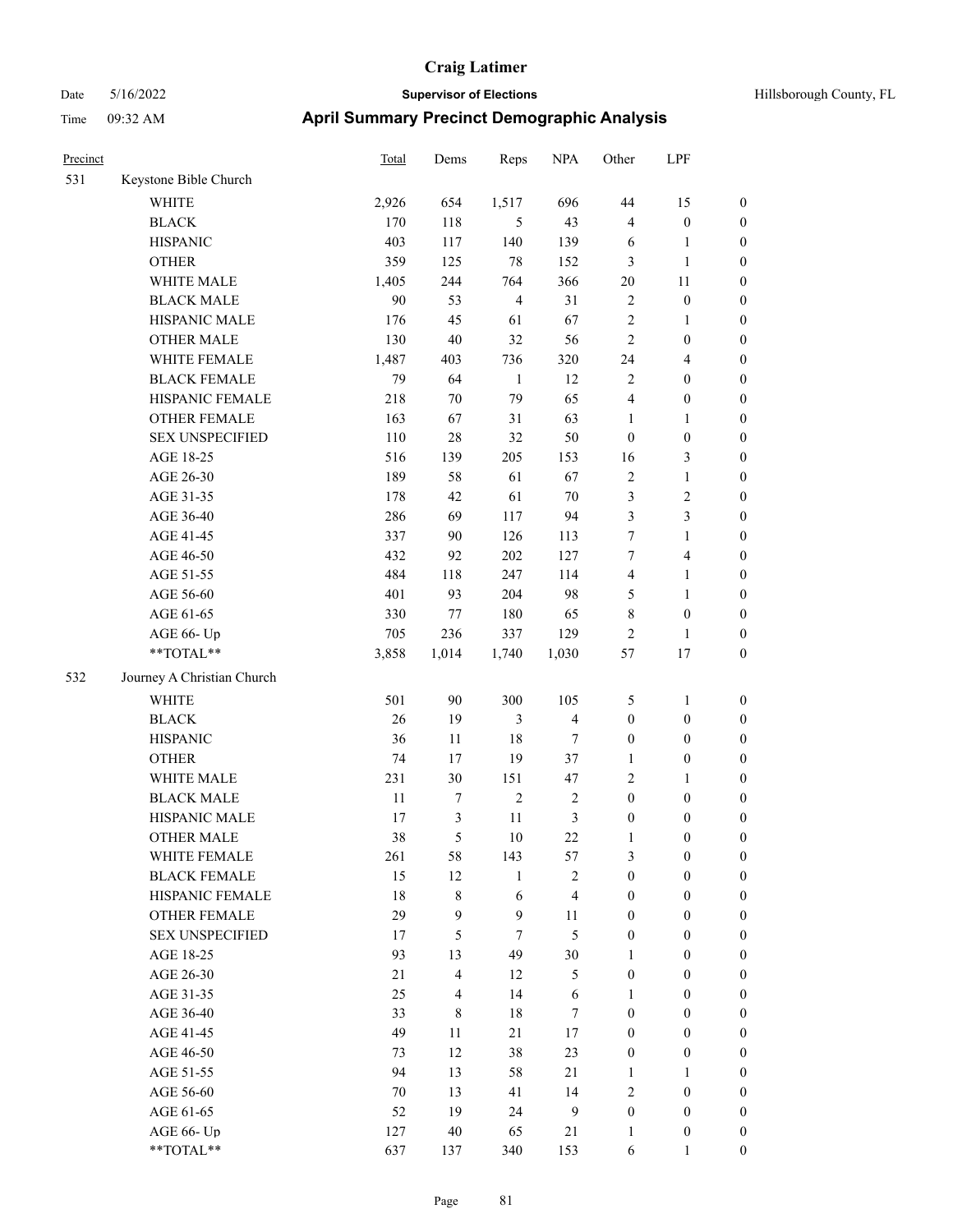# Craig Latimer

**Supervisor of Elections**

Date 5/16/2022 | Hillsborough County, FL

Time 09:32 AM

## April Summary Precinct Demographic Analysis

| Precinct | | Total | Dems | Reps | NPA | Other | LPF | |
|---|---|---|---|---|---|---|---|---|
| 531 | Keystone Bible Church | | | | | | | |
| | WHITE | 2,926 | 654 | 1,517 | 696 | 44 | 15 | 0 |
| | BLACK | 170 | 118 | 5 | 43 | 4 | 0 | 0 |
| | HISPANIC | 403 | 117 | 140 | 139 | 6 | 1 | 0 |
| | OTHER | 359 | 125 | 78 | 152 | 3 | 1 | 0 |
| | WHITE MALE | 1,405 | 244 | 764 | 366 | 20 | 11 | 0 |
| | BLACK MALE | 90 | 53 | 4 | 31 | 2 | 0 | 0 |
| | HISPANIC MALE | 176 | 45 | 61 | 67 | 2 | 1 | 0 |
| | OTHER MALE | 130 | 40 | 32 | 56 | 2 | 0 | 0 |
| | WHITE FEMALE | 1,487 | 403 | 736 | 320 | 24 | 4 | 0 |
| | BLACK FEMALE | 79 | 64 | 1 | 12 | 2 | 0 | 0 |
| | HISPANIC FEMALE | 218 | 70 | 79 | 65 | 4 | 0 | 0 |
| | OTHER FEMALE | 163 | 67 | 31 | 63 | 1 | 1 | 0 |
| | SEX UNSPECIFIED | 110 | 28 | 32 | 50 | 0 | 0 | 0 |
| | AGE 18-25 | 516 | 139 | 205 | 153 | 16 | 3 | 0 |
| | AGE 26-30 | 189 | 58 | 61 | 67 | 2 | 1 | 0 |
| | AGE 31-35 | 178 | 42 | 61 | 70 | 3 | 2 | 0 |
| | AGE 36-40 | 286 | 69 | 117 | 94 | 3 | 3 | 0 |
| | AGE 41-45 | 337 | 90 | 126 | 113 | 7 | 1 | 0 |
| | AGE 46-50 | 432 | 92 | 202 | 127 | 7 | 4 | 0 |
| | AGE 51-55 | 484 | 118 | 247 | 114 | 4 | 1 | 0 |
| | AGE 56-60 | 401 | 93 | 204 | 98 | 5 | 1 | 0 |
| | AGE 61-65 | 330 | 77 | 180 | 65 | 8 | 0 | 0 |
| | AGE 66- Up | 705 | 236 | 337 | 129 | 2 | 1 | 0 |
| | **TOTAL** | 3,858 | 1,014 | 1,740 | 1,030 | 57 | 17 | 0 |
| 532 | Journey A Christian Church | | | | | | | |
| | WHITE | 501 | 90 | 300 | 105 | 5 | 1 | 0 |
| | BLACK | 26 | 19 | 3 | 4 | 0 | 0 | 0 |
| | HISPANIC | 36 | 11 | 18 | 7 | 0 | 0 | 0 |
| | OTHER | 74 | 17 | 19 | 37 | 1 | 0 | 0 |
| | WHITE MALE | 231 | 30 | 151 | 47 | 2 | 1 | 0 |
| | BLACK MALE | 11 | 7 | 2 | 2 | 0 | 0 | 0 |
| | HISPANIC MALE | 17 | 3 | 11 | 3 | 0 | 0 | 0 |
| | OTHER MALE | 38 | 5 | 10 | 22 | 1 | 0 | 0 |
| | WHITE FEMALE | 261 | 58 | 143 | 57 | 3 | 0 | 0 |
| | BLACK FEMALE | 15 | 12 | 1 | 2 | 0 | 0 | 0 |
| | HISPANIC FEMALE | 18 | 8 | 6 | 4 | 0 | 0 | 0 |
| | OTHER FEMALE | 29 | 9 | 9 | 11 | 0 | 0 | 0 |
| | SEX UNSPECIFIED | 17 | 5 | 7 | 5 | 0 | 0 | 0 |
| | AGE 18-25 | 93 | 13 | 49 | 30 | 1 | 0 | 0 |
| | AGE 26-30 | 21 | 4 | 12 | 5 | 0 | 0 | 0 |
| | AGE 31-35 | 25 | 4 | 14 | 6 | 1 | 0 | 0 |
| | AGE 36-40 | 33 | 8 | 18 | 7 | 0 | 0 | 0 |
| | AGE 41-45 | 49 | 11 | 21 | 17 | 0 | 0 | 0 |
| | AGE 46-50 | 73 | 12 | 38 | 23 | 0 | 0 | 0 |
| | AGE 51-55 | 94 | 13 | 58 | 21 | 1 | 1 | 0 |
| | AGE 56-60 | 70 | 13 | 41 | 14 | 2 | 0 | 0 |
| | AGE 61-65 | 52 | 19 | 24 | 9 | 0 | 0 | 0 |
| | AGE 66- Up | 127 | 40 | 65 | 21 | 1 | 0 | 0 |
| | **TOTAL** | 637 | 137 | 340 | 153 | 6 | 1 | 0 |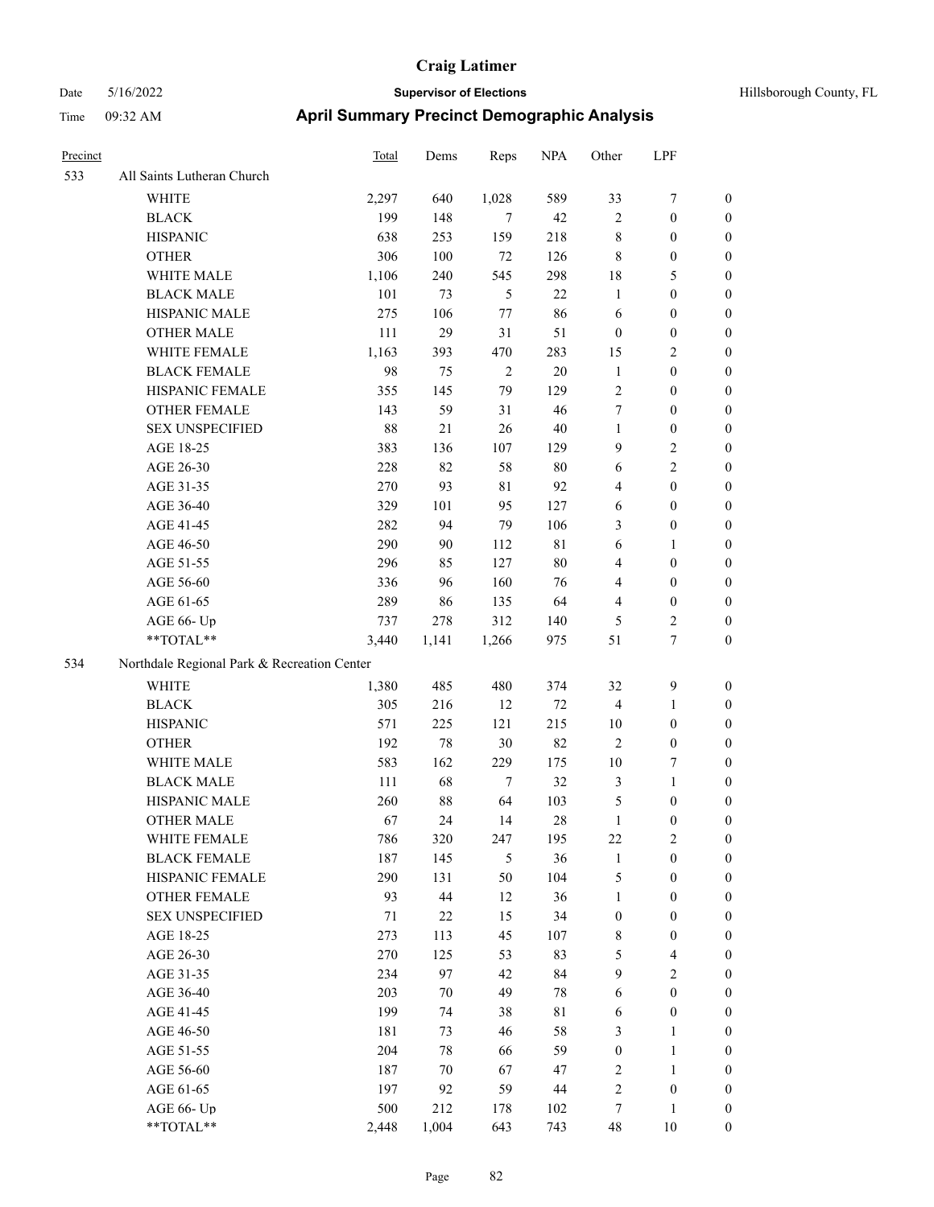# Craig Latimer

Date 5/16/2022 **Supervisor of Elections** Hillsborough County, FL

Time 09:32 AM **April Summary Precinct Demographic Analysis**

| Precinct | | Total | Dems | Reps | NPA | Other | LPF | |
|---|---|---|---|---|---|---|---|---|
| 533 | All Saints Lutheran Church | | | | | | | |
| | WHITE | 2,297 | 640 | 1,028 | 589 | 33 | 7 | 0 |
| | BLACK | 199 | 148 | 7 | 42 | 2 | 0 | 0 |
| | HISPANIC | 638 | 253 | 159 | 218 | 8 | 0 | 0 |
| | OTHER | 306 | 100 | 72 | 126 | 8 | 0 | 0 |
| | WHITE MALE | 1,106 | 240 | 545 | 298 | 18 | 5 | 0 |
| | BLACK MALE | 101 | 73 | 5 | 22 | 1 | 0 | 0 |
| | HISPANIC MALE | 275 | 106 | 77 | 86 | 6 | 0 | 0 |
| | OTHER MALE | 111 | 29 | 31 | 51 | 0 | 0 | 0 |
| | WHITE FEMALE | 1,163 | 393 | 470 | 283 | 15 | 2 | 0 |
| | BLACK FEMALE | 98 | 75 | 2 | 20 | 1 | 0 | 0 |
| | HISPANIC FEMALE | 355 | 145 | 79 | 129 | 2 | 0 | 0 |
| | OTHER FEMALE | 143 | 59 | 31 | 46 | 7 | 0 | 0 |
| | SEX UNSPECIFIED | 88 | 21 | 26 | 40 | 1 | 0 | 0 |
| | AGE 18-25 | 383 | 136 | 107 | 129 | 9 | 2 | 0 |
| | AGE 26-30 | 228 | 82 | 58 | 80 | 6 | 2 | 0 |
| | AGE 31-35 | 270 | 93 | 81 | 92 | 4 | 0 | 0 |
| | AGE 36-40 | 329 | 101 | 95 | 127 | 6 | 0 | 0 |
| | AGE 41-45 | 282 | 94 | 79 | 106 | 3 | 0 | 0 |
| | AGE 46-50 | 290 | 90 | 112 | 81 | 6 | 1 | 0 |
| | AGE 51-55 | 296 | 85 | 127 | 80 | 4 | 0 | 0 |
| | AGE 56-60 | 336 | 96 | 160 | 76 | 4 | 0 | 0 |
| | AGE 61-65 | 289 | 86 | 135 | 64 | 4 | 0 | 0 |
| | AGE 66- Up | 737 | 278 | 312 | 140 | 5 | 2 | 0 |
| | **TOTAL** | 3,440 | 1,141 | 1,266 | 975 | 51 | 7 | 0 |
| 534 | Northdale Regional Park & Recreation Center | | | | | | | |
| | WHITE | 1,380 | 485 | 480 | 374 | 32 | 9 | 0 |
| | BLACK | 305 | 216 | 12 | 72 | 4 | 1 | 0 |
| | HISPANIC | 571 | 225 | 121 | 215 | 10 | 0 | 0 |
| | OTHER | 192 | 78 | 30 | 82 | 2 | 0 | 0 |
| | WHITE MALE | 583 | 162 | 229 | 175 | 10 | 7 | 0 |
| | BLACK MALE | 111 | 68 | 7 | 32 | 3 | 1 | 0 |
| | HISPANIC MALE | 260 | 88 | 64 | 103 | 5 | 0 | 0 |
| | OTHER MALE | 67 | 24 | 14 | 28 | 1 | 0 | 0 |
| | WHITE FEMALE | 786 | 320 | 247 | 195 | 22 | 2 | 0 |
| | BLACK FEMALE | 187 | 145 | 5 | 36 | 1 | 0 | 0 |
| | HISPANIC FEMALE | 290 | 131 | 50 | 104 | 5 | 0 | 0 |
| | OTHER FEMALE | 93 | 44 | 12 | 36 | 1 | 0 | 0 |
| | SEX UNSPECIFIED | 71 | 22 | 15 | 34 | 0 | 0 | 0 |
| | AGE 18-25 | 273 | 113 | 45 | 107 | 8 | 0 | 0 |
| | AGE 26-30 | 270 | 125 | 53 | 83 | 5 | 4 | 0 |
| | AGE 31-35 | 234 | 97 | 42 | 84 | 9 | 2 | 0 |
| | AGE 36-40 | 203 | 70 | 49 | 78 | 6 | 0 | 0 |
| | AGE 41-45 | 199 | 74 | 38 | 81 | 6 | 0 | 0 |
| | AGE 46-50 | 181 | 73 | 46 | 58 | 3 | 1 | 0 |
| | AGE 51-55 | 204 | 78 | 66 | 59 | 0 | 1 | 0 |
| | AGE 56-60 | 187 | 70 | 67 | 47 | 2 | 1 | 0 |
| | AGE 61-65 | 197 | 92 | 59 | 44 | 2 | 0 | 0 |
| | AGE 66- Up | 500 | 212 | 178 | 102 | 7 | 1 | 0 |
| | **TOTAL** | 2,448 | 1,004 | 643 | 743 | 48 | 10 | 0 |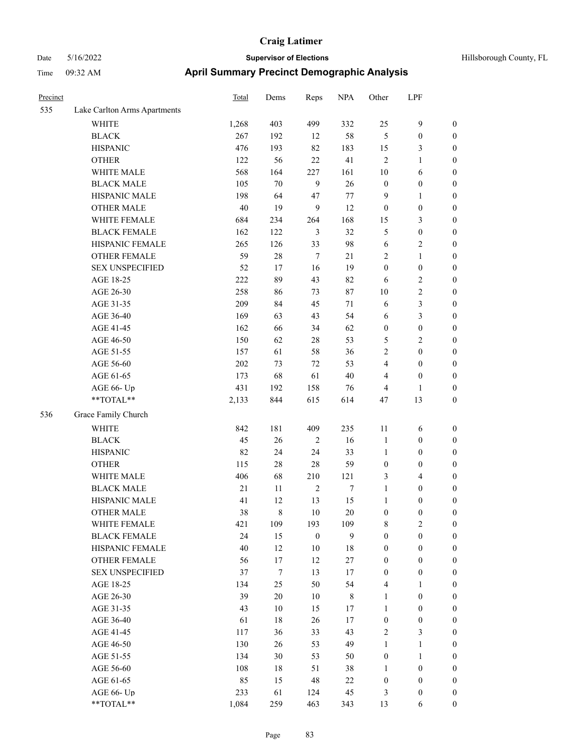# Craig Latimer

**Supervisor of Elections**

Date 5/16/2022 — Hillsborough County, FL

Time 09:32 AM

## April Summary Precinct Demographic Analysis

| Precinct | | Total | Dems | Reps | NPA | Other | LPF | |
|---|---|---|---|---|---|---|---|---|
| 535 | Lake Carlton Arms Apartments | | | | | | | |
| | WHITE | 1,268 | 403 | 499 | 332 | 25 | 9 | 0 |
| | BLACK | 267 | 192 | 12 | 58 | 5 | 0 | 0 |
| | HISPANIC | 476 | 193 | 82 | 183 | 15 | 3 | 0 |
| | OTHER | 122 | 56 | 22 | 41 | 2 | 1 | 0 |
| | WHITE MALE | 568 | 164 | 227 | 161 | 10 | 6 | 0 |
| | BLACK MALE | 105 | 70 | 9 | 26 | 0 | 0 | 0 |
| | HISPANIC MALE | 198 | 64 | 47 | 77 | 9 | 1 | 0 |
| | OTHER MALE | 40 | 19 | 9 | 12 | 0 | 0 | 0 |
| | WHITE FEMALE | 684 | 234 | 264 | 168 | 15 | 3 | 0 |
| | BLACK FEMALE | 162 | 122 | 3 | 32 | 5 | 0 | 0 |
| | HISPANIC FEMALE | 265 | 126 | 33 | 98 | 6 | 2 | 0 |
| | OTHER FEMALE | 59 | 28 | 7 | 21 | 2 | 1 | 0 |
| | SEX UNSPECIFIED | 52 | 17 | 16 | 19 | 0 | 0 | 0 |
| | AGE 18-25 | 222 | 89 | 43 | 82 | 6 | 2 | 0 |
| | AGE 26-30 | 258 | 86 | 73 | 87 | 10 | 2 | 0 |
| | AGE 31-35 | 209 | 84 | 45 | 71 | 6 | 3 | 0 |
| | AGE 36-40 | 169 | 63 | 43 | 54 | 6 | 3 | 0 |
| | AGE 41-45 | 162 | 66 | 34 | 62 | 0 | 0 | 0 |
| | AGE 46-50 | 150 | 62 | 28 | 53 | 5 | 2 | 0 |
| | AGE 51-55 | 157 | 61 | 58 | 36 | 2 | 0 | 0 |
| | AGE 56-60 | 202 | 73 | 72 | 53 | 4 | 0 | 0 |
| | AGE 61-65 | 173 | 68 | 61 | 40 | 4 | 0 | 0 |
| | AGE 66- Up | 431 | 192 | 158 | 76 | 4 | 1 | 0 |
| | **TOTAL** | 2,133 | 844 | 615 | 614 | 47 | 13 | 0 |
| 536 | Grace Family Church | | | | | | | |
| | WHITE | 842 | 181 | 409 | 235 | 11 | 6 | 0 |
| | BLACK | 45 | 26 | 2 | 16 | 1 | 0 | 0 |
| | HISPANIC | 82 | 24 | 24 | 33 | 1 | 0 | 0 |
| | OTHER | 115 | 28 | 28 | 59 | 0 | 0 | 0 |
| | WHITE MALE | 406 | 68 | 210 | 121 | 3 | 4 | 0 |
| | BLACK MALE | 21 | 11 | 2 | 7 | 1 | 0 | 0 |
| | HISPANIC MALE | 41 | 12 | 13 | 15 | 1 | 0 | 0 |
| | OTHER MALE | 38 | 8 | 10 | 20 | 0 | 0 | 0 |
| | WHITE FEMALE | 421 | 109 | 193 | 109 | 8 | 2 | 0 |
| | BLACK FEMALE | 24 | 15 | 0 | 9 | 0 | 0 | 0 |
| | HISPANIC FEMALE | 40 | 12 | 10 | 18 | 0 | 0 | 0 |
| | OTHER FEMALE | 56 | 17 | 12 | 27 | 0 | 0 | 0 |
| | SEX UNSPECIFIED | 37 | 7 | 13 | 17 | 0 | 0 | 0 |
| | AGE 18-25 | 134 | 25 | 50 | 54 | 4 | 1 | 0 |
| | AGE 26-30 | 39 | 20 | 10 | 8 | 1 | 0 | 0 |
| | AGE 31-35 | 43 | 10 | 15 | 17 | 1 | 0 | 0 |
| | AGE 36-40 | 61 | 18 | 26 | 17 | 0 | 0 | 0 |
| | AGE 41-45 | 117 | 36 | 33 | 43 | 2 | 3 | 0 |
| | AGE 46-50 | 130 | 26 | 53 | 49 | 1 | 1 | 0 |
| | AGE 51-55 | 134 | 30 | 53 | 50 | 0 | 1 | 0 |
| | AGE 56-60 | 108 | 18 | 51 | 38 | 1 | 0 | 0 |
| | AGE 61-65 | 85 | 15 | 48 | 22 | 0 | 0 | 0 |
| | AGE 66- Up | 233 | 61 | 124 | 45 | 3 | 0 | 0 |
| | **TOTAL** | 1,084 | 259 | 463 | 343 | 13 | 6 | 0 |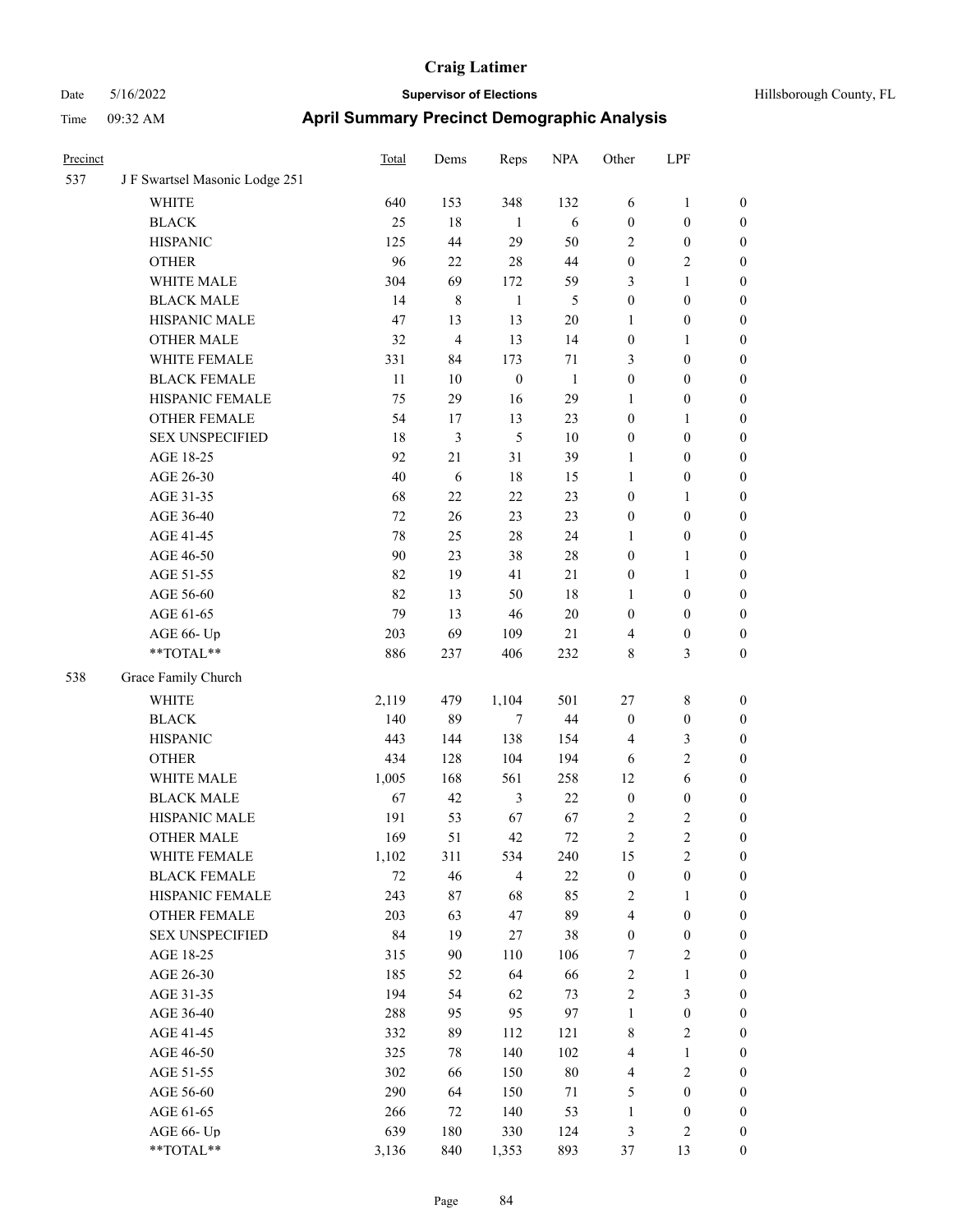| Precinct | | Total | Dems | Reps | NPA | Other | LPF | |
|---|---|---|---|---|---|---|---|---|
| 537 | J F Swartsel Masonic Lodge 251 | | | | | | | |
| | WHITE | 640 | 153 | 348 | 132 | 6 | 1 | 0 |
| | BLACK | 25 | 18 | 1 | 6 | 0 | 0 | 0 |
| | HISPANIC | 125 | 44 | 29 | 50 | 2 | 0 | 0 |
| | OTHER | 96 | 22 | 28 | 44 | 0 | 2 | 0 |
| | WHITE MALE | 304 | 69 | 172 | 59 | 3 | 1 | 0 |
| | BLACK MALE | 14 | 8 | 1 | 5 | 0 | 0 | 0 |
| | HISPANIC MALE | 47 | 13 | 13 | 20 | 1 | 0 | 0 |
| | OTHER MALE | 32 | 4 | 13 | 14 | 0 | 1 | 0 |
| | WHITE FEMALE | 331 | 84 | 173 | 71 | 3 | 0 | 0 |
| | BLACK FEMALE | 11 | 10 | 0 | 1 | 0 | 0 | 0 |
| | HISPANIC FEMALE | 75 | 29 | 16 | 29 | 1 | 0 | 0 |
| | OTHER FEMALE | 54 | 17 | 13 | 23 | 0 | 1 | 0 |
| | SEX UNSPECIFIED | 18 | 3 | 5 | 10 | 0 | 0 | 0 |
| | AGE 18-25 | 92 | 21 | 31 | 39 | 1 | 0 | 0 |
| | AGE 26-30 | 40 | 6 | 18 | 15 | 1 | 0 | 0 |
| | AGE 31-35 | 68 | 22 | 22 | 23 | 0 | 1 | 0 |
| | AGE 36-40 | 72 | 26 | 23 | 23 | 0 | 0 | 0 |
| | AGE 41-45 | 78 | 25 | 28 | 24 | 1 | 0 | 0 |
| | AGE 46-50 | 90 | 23 | 38 | 28 | 0 | 1 | 0 |
| | AGE 51-55 | 82 | 19 | 41 | 21 | 0 | 1 | 0 |
| | AGE 56-60 | 82 | 13 | 50 | 18 | 1 | 0 | 0 |
| | AGE 61-65 | 79 | 13 | 46 | 20 | 0 | 0 | 0 |
| | AGE 66- Up | 203 | 69 | 109 | 21 | 4 | 0 | 0 |
| | **TOTAL** | 886 | 237 | 406 | 232 | 8 | 3 | 0 |
| 538 | Grace Family Church | | | | | | | |
| | WHITE | 2,119 | 479 | 1,104 | 501 | 27 | 8 | 0 |
| | BLACK | 140 | 89 | 7 | 44 | 0 | 0 | 0 |
| | HISPANIC | 443 | 144 | 138 | 154 | 4 | 3 | 0 |
| | OTHER | 434 | 128 | 104 | 194 | 6 | 2 | 0 |
| | WHITE MALE | 1,005 | 168 | 561 | 258 | 12 | 6 | 0 |
| | BLACK MALE | 67 | 42 | 3 | 22 | 0 | 0 | 0 |
| | HISPANIC MALE | 191 | 53 | 67 | 67 | 2 | 2 | 0 |
| | OTHER MALE | 169 | 51 | 42 | 72 | 2 | 2 | 0 |
| | WHITE FEMALE | 1,102 | 311 | 534 | 240 | 15 | 2 | 0 |
| | BLACK FEMALE | 72 | 46 | 4 | 22 | 0 | 0 | 0 |
| | HISPANIC FEMALE | 243 | 87 | 68 | 85 | 2 | 1 | 0 |
| | OTHER FEMALE | 203 | 63 | 47 | 89 | 4 | 0 | 0 |
| | SEX UNSPECIFIED | 84 | 19 | 27 | 38 | 0 | 0 | 0 |
| | AGE 18-25 | 315 | 90 | 110 | 106 | 7 | 2 | 0 |
| | AGE 26-30 | 185 | 52 | 64 | 66 | 2 | 1 | 0 |
| | AGE 31-35 | 194 | 54 | 62 | 73 | 2 | 3 | 0 |
| | AGE 36-40 | 288 | 95 | 95 | 97 | 1 | 0 | 0 |
| | AGE 41-45 | 332 | 89 | 112 | 121 | 8 | 2 | 0 |
| | AGE 46-50 | 325 | 78 | 140 | 102 | 4 | 1 | 0 |
| | AGE 51-55 | 302 | 66 | 150 | 80 | 4 | 2 | 0 |
| | AGE 56-60 | 290 | 64 | 150 | 71 | 5 | 0 | 0 |
| | AGE 61-65 | 266 | 72 | 140 | 53 | 1 | 0 | 0 |
| | AGE 66- Up | 639 | 180 | 330 | 124 | 3 | 2 | 0 |
| | **TOTAL** | 3,136 | 840 | 1,353 | 893 | 37 | 13 | 0 |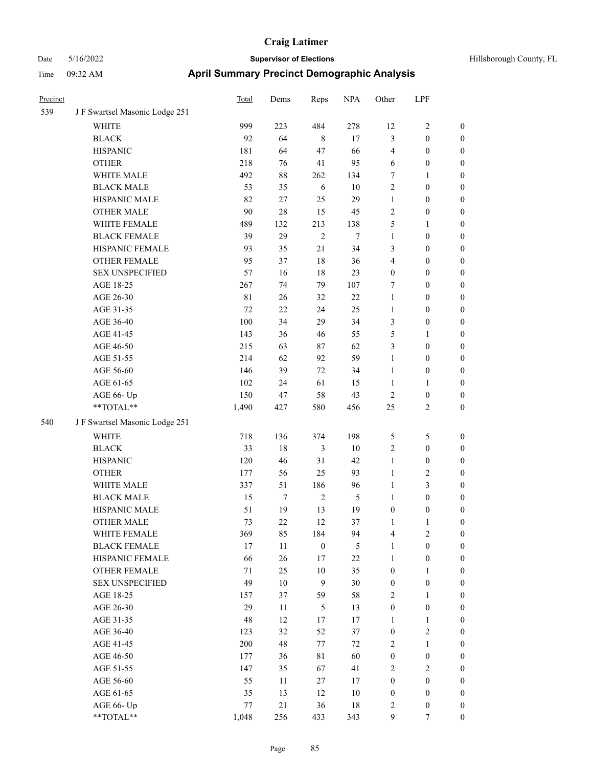# Craig Latimer

Date 5/16/2022 | **Supervisor of Elections** | Hillsborough County, FL

Time 09:32 AM | **April Summary Precinct Demographic Analysis**

| Precinct | | Total | Dems | Reps | NPA | Other | LPF | |
|---|---|---|---|---|---|---|---|---|
| 539 | J F Swartsel Masonic Lodge 251 | | | | | | | |
| | WHITE | 999 | 223 | 484 | 278 | 12 | 2 | 0 |
| | BLACK | 92 | 64 | 8 | 17 | 3 | 0 | 0 |
| | HISPANIC | 181 | 64 | 47 | 66 | 4 | 0 | 0 |
| | OTHER | 218 | 76 | 41 | 95 | 6 | 0 | 0 |
| | WHITE MALE | 492 | 88 | 262 | 134 | 7 | 1 | 0 |
| | BLACK MALE | 53 | 35 | 6 | 10 | 2 | 0 | 0 |
| | HISPANIC MALE | 82 | 27 | 25 | 29 | 1 | 0 | 0 |
| | OTHER MALE | 90 | 28 | 15 | 45 | 2 | 0 | 0 |
| | WHITE FEMALE | 489 | 132 | 213 | 138 | 5 | 1 | 0 |
| | BLACK FEMALE | 39 | 29 | 2 | 7 | 1 | 0 | 0 |
| | HISPANIC FEMALE | 93 | 35 | 21 | 34 | 3 | 0 | 0 |
| | OTHER FEMALE | 95 | 37 | 18 | 36 | 4 | 0 | 0 |
| | SEX UNSPECIFIED | 57 | 16 | 18 | 23 | 0 | 0 | 0 |
| | AGE 18-25 | 267 | 74 | 79 | 107 | 7 | 0 | 0 |
| | AGE 26-30 | 81 | 26 | 32 | 22 | 1 | 0 | 0 |
| | AGE 31-35 | 72 | 22 | 24 | 25 | 1 | 0 | 0 |
| | AGE 36-40 | 100 | 34 | 29 | 34 | 3 | 0 | 0 |
| | AGE 41-45 | 143 | 36 | 46 | 55 | 5 | 1 | 0 |
| | AGE 46-50 | 215 | 63 | 87 | 62 | 3 | 0 | 0 |
| | AGE 51-55 | 214 | 62 | 92 | 59 | 1 | 0 | 0 |
| | AGE 56-60 | 146 | 39 | 72 | 34 | 1 | 0 | 0 |
| | AGE 61-65 | 102 | 24 | 61 | 15 | 1 | 1 | 0 |
| | AGE 66- Up | 150 | 47 | 58 | 43 | 2 | 0 | 0 |
| | **TOTAL** | 1,490 | 427 | 580 | 456 | 25 | 2 | 0 |
| 540 | J F Swartsel Masonic Lodge 251 | | | | | | | |
| | WHITE | 718 | 136 | 374 | 198 | 5 | 5 | 0 |
| | BLACK | 33 | 18 | 3 | 10 | 2 | 0 | 0 |
| | HISPANIC | 120 | 46 | 31 | 42 | 1 | 0 | 0 |
| | OTHER | 177 | 56 | 25 | 93 | 1 | 2 | 0 |
| | WHITE MALE | 337 | 51 | 186 | 96 | 1 | 3 | 0 |
| | BLACK MALE | 15 | 7 | 2 | 5 | 1 | 0 | 0 |
| | HISPANIC MALE | 51 | 19 | 13 | 19 | 0 | 0 | 0 |
| | OTHER MALE | 73 | 22 | 12 | 37 | 1 | 1 | 0 |
| | WHITE FEMALE | 369 | 85 | 184 | 94 | 4 | 2 | 0 |
| | BLACK FEMALE | 17 | 11 | 0 | 5 | 1 | 0 | 0 |
| | HISPANIC FEMALE | 66 | 26 | 17 | 22 | 1 | 0 | 0 |
| | OTHER FEMALE | 71 | 25 | 10 | 35 | 0 | 1 | 0 |
| | SEX UNSPECIFIED | 49 | 10 | 9 | 30 | 0 | 0 | 0 |
| | AGE 18-25 | 157 | 37 | 59 | 58 | 2 | 1 | 0 |
| | AGE 26-30 | 29 | 11 | 5 | 13 | 0 | 0 | 0 |
| | AGE 31-35 | 48 | 12 | 17 | 17 | 1 | 1 | 0 |
| | AGE 36-40 | 123 | 32 | 52 | 37 | 0 | 2 | 0 |
| | AGE 41-45 | 200 | 48 | 77 | 72 | 2 | 1 | 0 |
| | AGE 46-50 | 177 | 36 | 81 | 60 | 0 | 0 | 0 |
| | AGE 51-55 | 147 | 35 | 67 | 41 | 2 | 2 | 0 |
| | AGE 56-60 | 55 | 11 | 27 | 17 | 0 | 0 | 0 |
| | AGE 61-65 | 35 | 13 | 12 | 10 | 0 | 0 | 0 |
| | AGE 66- Up | 77 | 21 | 36 | 18 | 2 | 0 | 0 |
| | **TOTAL** | 1,048 | 256 | 433 | 343 | 9 | 7 | 0 |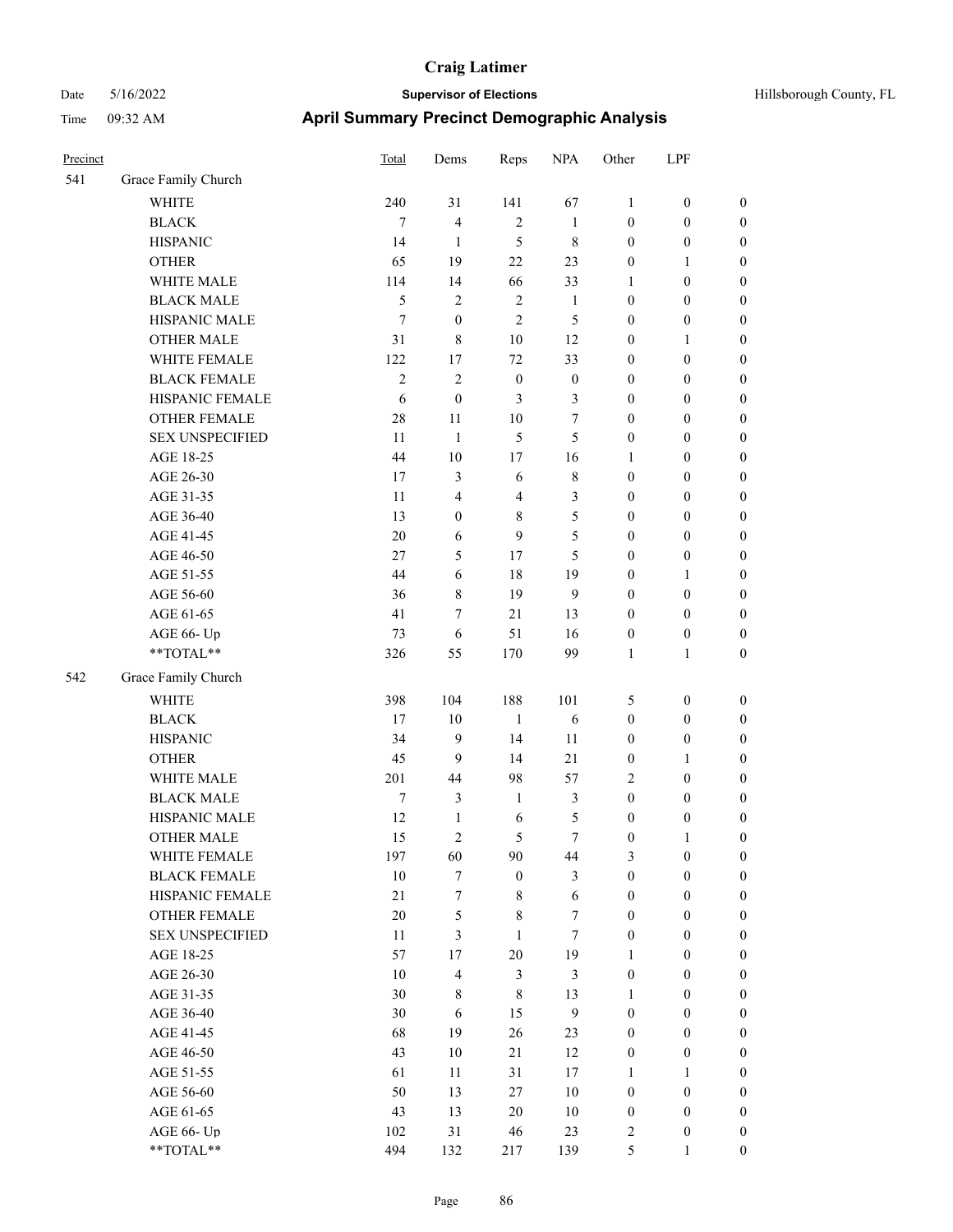# Craig Latimer

**Supervisor of Elections**

Date 5/16/2022 — Hillsborough County, FL

Time 09:32 AM

## April Summary Precinct Demographic Analysis

| Precinct | | Total | Dems | Reps | NPA | Other | LPF | |
|---|---|---|---|---|---|---|---|---|
| 541 | Grace Family Church | | | | | | | |
| | WHITE | 240 | 31 | 141 | 67 | 1 | 0 | 0 |
| | BLACK | 7 | 4 | 2 | 1 | 0 | 0 | 0 |
| | HISPANIC | 14 | 1 | 5 | 8 | 0 | 0 | 0 |
| | OTHER | 65 | 19 | 22 | 23 | 0 | 1 | 0 |
| | WHITE MALE | 114 | 14 | 66 | 33 | 1 | 0 | 0 |
| | BLACK MALE | 5 | 2 | 2 | 1 | 0 | 0 | 0 |
| | HISPANIC MALE | 7 | 0 | 2 | 5 | 0 | 0 | 0 |
| | OTHER MALE | 31 | 8 | 10 | 12 | 0 | 1 | 0 |
| | WHITE FEMALE | 122 | 17 | 72 | 33 | 0 | 0 | 0 |
| | BLACK FEMALE | 2 | 2 | 0 | 0 | 0 | 0 | 0 |
| | HISPANIC FEMALE | 6 | 0 | 3 | 3 | 0 | 0 | 0 |
| | OTHER FEMALE | 28 | 11 | 10 | 7 | 0 | 0 | 0 |
| | SEX UNSPECIFIED | 11 | 1 | 5 | 5 | 0 | 0 | 0 |
| | AGE 18-25 | 44 | 10 | 17 | 16 | 1 | 0 | 0 |
| | AGE 26-30 | 17 | 3 | 6 | 8 | 0 | 0 | 0 |
| | AGE 31-35 | 11 | 4 | 4 | 3 | 0 | 0 | 0 |
| | AGE 36-40 | 13 | 0 | 8 | 5 | 0 | 0 | 0 |
| | AGE 41-45 | 20 | 6 | 9 | 5 | 0 | 0 | 0 |
| | AGE 46-50 | 27 | 5 | 17 | 5 | 0 | 0 | 0 |
| | AGE 51-55 | 44 | 6 | 18 | 19 | 0 | 1 | 0 |
| | AGE 56-60 | 36 | 8 | 19 | 9 | 0 | 0 | 0 |
| | AGE 61-65 | 41 | 7 | 21 | 13 | 0 | 0 | 0 |
| | AGE 66- Up | 73 | 6 | 51 | 16 | 0 | 0 | 0 |
| | **TOTAL** | 326 | 55 | 170 | 99 | 1 | 1 | 0 |
| 542 | Grace Family Church | | | | | | | |
| | WHITE | 398 | 104 | 188 | 101 | 5 | 0 | 0 |
| | BLACK | 17 | 10 | 1 | 6 | 0 | 0 | 0 |
| | HISPANIC | 34 | 9 | 14 | 11 | 0 | 0 | 0 |
| | OTHER | 45 | 9 | 14 | 21 | 0 | 1 | 0 |
| | WHITE MALE | 201 | 44 | 98 | 57 | 2 | 0 | 0 |
| | BLACK MALE | 7 | 3 | 1 | 3 | 0 | 0 | 0 |
| | HISPANIC MALE | 12 | 1 | 6 | 5 | 0 | 0 | 0 |
| | OTHER MALE | 15 | 2 | 5 | 7 | 0 | 1 | 0 |
| | WHITE FEMALE | 197 | 60 | 90 | 44 | 3 | 0 | 0 |
| | BLACK FEMALE | 10 | 7 | 0 | 3 | 0 | 0 | 0 |
| | HISPANIC FEMALE | 21 | 7 | 8 | 6 | 0 | 0 | 0 |
| | OTHER FEMALE | 20 | 5 | 8 | 7 | 0 | 0 | 0 |
| | SEX UNSPECIFIED | 11 | 3 | 1 | 7 | 0 | 0 | 0 |
| | AGE 18-25 | 57 | 17 | 20 | 19 | 1 | 0 | 0 |
| | AGE 26-30 | 10 | 4 | 3 | 3 | 0 | 0 | 0 |
| | AGE 31-35 | 30 | 8 | 8 | 13 | 1 | 0 | 0 |
| | AGE 36-40 | 30 | 6 | 15 | 9 | 0 | 0 | 0 |
| | AGE 41-45 | 68 | 19 | 26 | 23 | 0 | 0 | 0 |
| | AGE 46-50 | 43 | 10 | 21 | 12 | 0 | 0 | 0 |
| | AGE 51-55 | 61 | 11 | 31 | 17 | 1 | 1 | 0 |
| | AGE 56-60 | 50 | 13 | 27 | 10 | 0 | 0 | 0 |
| | AGE 61-65 | 43 | 13 | 20 | 10 | 0 | 0 | 0 |
| | AGE 66- Up | 102 | 31 | 46 | 23 | 2 | 0 | 0 |
| | **TOTAL** | 494 | 132 | 217 | 139 | 5 | 1 | 0 |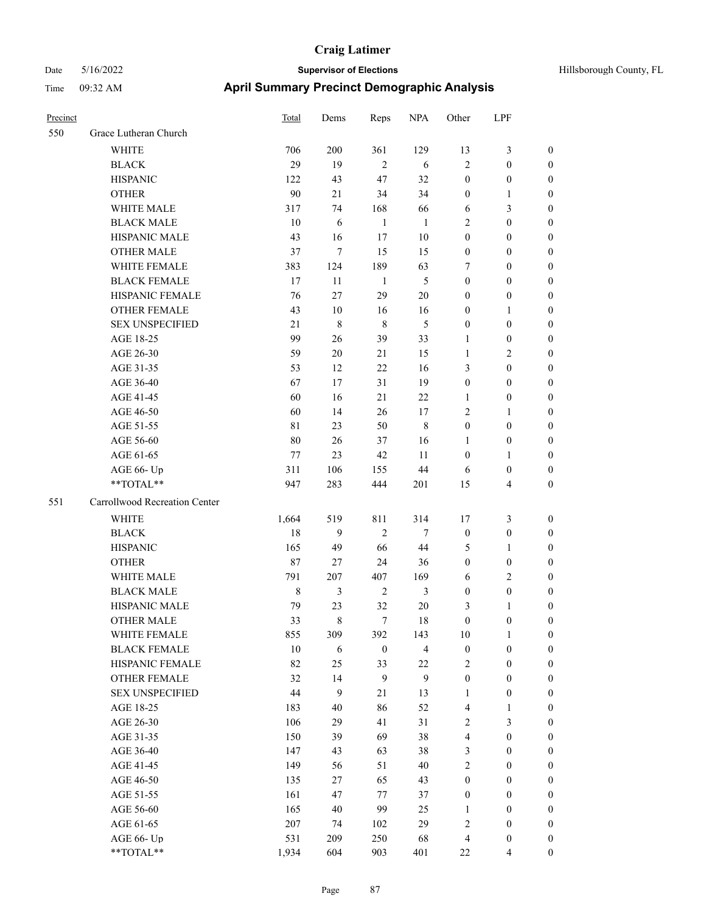| Precinct | | Total | Dems | Reps | NPA | Other | LPF | |
|---|---|---|---|---|---|---|---|---|
| 550 | Grace Lutheran Church | | | | | | | |
| | WHITE | 706 | 200 | 361 | 129 | 13 | 3 | 0 |
| | BLACK | 29 | 19 | 2 | 6 | 2 | 0 | 0 |
| | HISPANIC | 122 | 43 | 47 | 32 | 0 | 0 | 0 |
| | OTHER | 90 | 21 | 34 | 34 | 0 | 1 | 0 |
| | WHITE MALE | 317 | 74 | 168 | 66 | 6 | 3 | 0 |
| | BLACK MALE | 10 | 6 | 1 | 1 | 2 | 0 | 0 |
| | HISPANIC MALE | 43 | 16 | 17 | 10 | 0 | 0 | 0 |
| | OTHER MALE | 37 | 7 | 15 | 15 | 0 | 0 | 0 |
| | WHITE FEMALE | 383 | 124 | 189 | 63 | 7 | 0 | 0 |
| | BLACK FEMALE | 17 | 11 | 1 | 5 | 0 | 0 | 0 |
| | HISPANIC FEMALE | 76 | 27 | 29 | 20 | 0 | 0 | 0 |
| | OTHER FEMALE | 43 | 10 | 16 | 16 | 0 | 1 | 0 |
| | SEX UNSPECIFIED | 21 | 8 | 8 | 5 | 0 | 0 | 0 |
| | AGE 18-25 | 99 | 26 | 39 | 33 | 1 | 0 | 0 |
| | AGE 26-30 | 59 | 20 | 21 | 15 | 1 | 2 | 0 |
| | AGE 31-35 | 53 | 12 | 22 | 16 | 3 | 0 | 0 |
| | AGE 36-40 | 67 | 17 | 31 | 19 | 0 | 0 | 0 |
| | AGE 41-45 | 60 | 16 | 21 | 22 | 1 | 0 | 0 |
| | AGE 46-50 | 60 | 14 | 26 | 17 | 2 | 1 | 0 |
| | AGE 51-55 | 81 | 23 | 50 | 8 | 0 | 0 | 0 |
| | AGE 56-60 | 80 | 26 | 37 | 16 | 1 | 0 | 0 |
| | AGE 61-65 | 77 | 23 | 42 | 11 | 0 | 1 | 0 |
| | AGE 66- Up | 311 | 106 | 155 | 44 | 6 | 0 | 0 |
| | **TOTAL** | 947 | 283 | 444 | 201 | 15 | 4 | 0 |
| 551 | Carrollwood Recreation Center | | | | | | | |
| | WHITE | 1,664 | 519 | 811 | 314 | 17 | 3 | 0 |
| | BLACK | 18 | 9 | 2 | 7 | 0 | 0 | 0 |
| | HISPANIC | 165 | 49 | 66 | 44 | 5 | 1 | 0 |
| | OTHER | 87 | 27 | 24 | 36 | 0 | 0 | 0 |
| | WHITE MALE | 791 | 207 | 407 | 169 | 6 | 2 | 0 |
| | BLACK MALE | 8 | 3 | 2 | 3 | 0 | 0 | 0 |
| | HISPANIC MALE | 79 | 23 | 32 | 20 | 3 | 1 | 0 |
| | OTHER MALE | 33 | 8 | 7 | 18 | 0 | 0 | 0 |
| | WHITE FEMALE | 855 | 309 | 392 | 143 | 10 | 1 | 0 |
| | BLACK FEMALE | 10 | 6 | 0 | 4 | 0 | 0 | 0 |
| | HISPANIC FEMALE | 82 | 25 | 33 | 22 | 2 | 0 | 0 |
| | OTHER FEMALE | 32 | 14 | 9 | 9 | 0 | 0 | 0 |
| | SEX UNSPECIFIED | 44 | 9 | 21 | 13 | 1 | 0 | 0 |
| | AGE 18-25 | 183 | 40 | 86 | 52 | 4 | 1 | 0 |
| | AGE 26-30 | 106 | 29 | 41 | 31 | 2 | 3 | 0 |
| | AGE 31-35 | 150 | 39 | 69 | 38 | 4 | 0 | 0 |
| | AGE 36-40 | 147 | 43 | 63 | 38 | 3 | 0 | 0 |
| | AGE 41-45 | 149 | 56 | 51 | 40 | 2 | 0 | 0 |
| | AGE 46-50 | 135 | 27 | 65 | 43 | 0 | 0 | 0 |
| | AGE 51-55 | 161 | 47 | 77 | 37 | 0 | 0 | 0 |
| | AGE 56-60 | 165 | 40 | 99 | 25 | 1 | 0 | 0 |
| | AGE 61-65 | 207 | 74 | 102 | 29 | 2 | 0 | 0 |
| | AGE 66- Up | 531 | 209 | 250 | 68 | 4 | 0 | 0 |
| | **TOTAL** | 1,934 | 604 | 903 | 401 | 22 | 4 | 0 |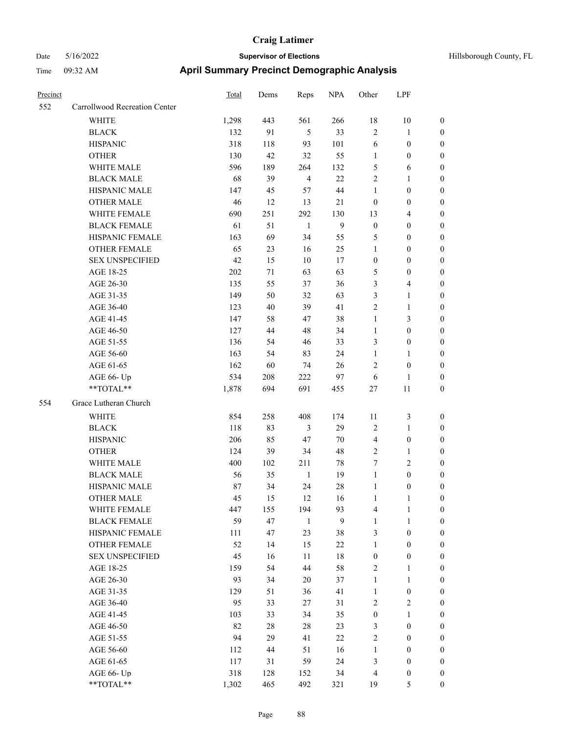| Precinct | | Total | Dems | Reps | NPA | Other | LPF | |
|---|---|---|---|---|---|---|---|---|
| 552 | Carrollwood Recreation Center | | | | | | | |
| | WHITE | 1,298 | 443 | 561 | 266 | 18 | 10 | 0 |
| | BLACK | 132 | 91 | 5 | 33 | 2 | 1 | 0 |
| | HISPANIC | 318 | 118 | 93 | 101 | 6 | 0 | 0 |
| | OTHER | 130 | 42 | 32 | 55 | 1 | 0 | 0 |
| | WHITE MALE | 596 | 189 | 264 | 132 | 5 | 6 | 0 |
| | BLACK MALE | 68 | 39 | 4 | 22 | 2 | 1 | 0 |
| | HISPANIC MALE | 147 | 45 | 57 | 44 | 1 | 0 | 0 |
| | OTHER MALE | 46 | 12 | 13 | 21 | 0 | 0 | 0 |
| | WHITE FEMALE | 690 | 251 | 292 | 130 | 13 | 4 | 0 |
| | BLACK FEMALE | 61 | 51 | 1 | 9 | 0 | 0 | 0 |
| | HISPANIC FEMALE | 163 | 69 | 34 | 55 | 5 | 0 | 0 |
| | OTHER FEMALE | 65 | 23 | 16 | 25 | 1 | 0 | 0 |
| | SEX UNSPECIFIED | 42 | 15 | 10 | 17 | 0 | 0 | 0 |
| | AGE 18-25 | 202 | 71 | 63 | 63 | 5 | 0 | 0 |
| | AGE 26-30 | 135 | 55 | 37 | 36 | 3 | 4 | 0 |
| | AGE 31-35 | 149 | 50 | 32 | 63 | 3 | 1 | 0 |
| | AGE 36-40 | 123 | 40 | 39 | 41 | 2 | 1 | 0 |
| | AGE 41-45 | 147 | 58 | 47 | 38 | 1 | 3 | 0 |
| | AGE 46-50 | 127 | 44 | 48 | 34 | 1 | 0 | 0 |
| | AGE 51-55 | 136 | 54 | 46 | 33 | 3 | 0 | 0 |
| | AGE 56-60 | 163 | 54 | 83 | 24 | 1 | 1 | 0 |
| | AGE 61-65 | 162 | 60 | 74 | 26 | 2 | 0 | 0 |
| | AGE 66- Up | 534 | 208 | 222 | 97 | 6 | 1 | 0 |
| | **TOTAL** | 1,878 | 694 | 691 | 455 | 27 | 11 | 0 |
| 554 | Grace Lutheran Church | | | | | | | |
| | WHITE | 854 | 258 | 408 | 174 | 11 | 3 | 0 |
| | BLACK | 118 | 83 | 3 | 29 | 2 | 1 | 0 |
| | HISPANIC | 206 | 85 | 47 | 70 | 4 | 0 | 0 |
| | OTHER | 124 | 39 | 34 | 48 | 2 | 1 | 0 |
| | WHITE MALE | 400 | 102 | 211 | 78 | 7 | 2 | 0 |
| | BLACK MALE | 56 | 35 | 1 | 19 | 1 | 0 | 0 |
| | HISPANIC MALE | 87 | 34 | 24 | 28 | 1 | 0 | 0 |
| | OTHER MALE | 45 | 15 | 12 | 16 | 1 | 1 | 0 |
| | WHITE FEMALE | 447 | 155 | 194 | 93 | 4 | 1 | 0 |
| | BLACK FEMALE | 59 | 47 | 1 | 9 | 1 | 1 | 0 |
| | HISPANIC FEMALE | 111 | 47 | 23 | 38 | 3 | 0 | 0 |
| | OTHER FEMALE | 52 | 14 | 15 | 22 | 1 | 0 | 0 |
| | SEX UNSPECIFIED | 45 | 16 | 11 | 18 | 0 | 0 | 0 |
| | AGE 18-25 | 159 | 54 | 44 | 58 | 2 | 1 | 0 |
| | AGE 26-30 | 93 | 34 | 20 | 37 | 1 | 1 | 0 |
| | AGE 31-35 | 129 | 51 | 36 | 41 | 1 | 0 | 0 |
| | AGE 36-40 | 95 | 33 | 27 | 31 | 2 | 2 | 0 |
| | AGE 41-45 | 103 | 33 | 34 | 35 | 0 | 1 | 0 |
| | AGE 46-50 | 82 | 28 | 28 | 23 | 3 | 0 | 0 |
| | AGE 51-55 | 94 | 29 | 41 | 22 | 2 | 0 | 0 |
| | AGE 56-60 | 112 | 44 | 51 | 16 | 1 | 0 | 0 |
| | AGE 61-65 | 117 | 31 | 59 | 24 | 3 | 0 | 0 |
| | AGE 66- Up | 318 | 128 | 152 | 34 | 4 | 0 | 0 |
| | **TOTAL** | 1,302 | 465 | 492 | 321 | 19 | 5 | 0 |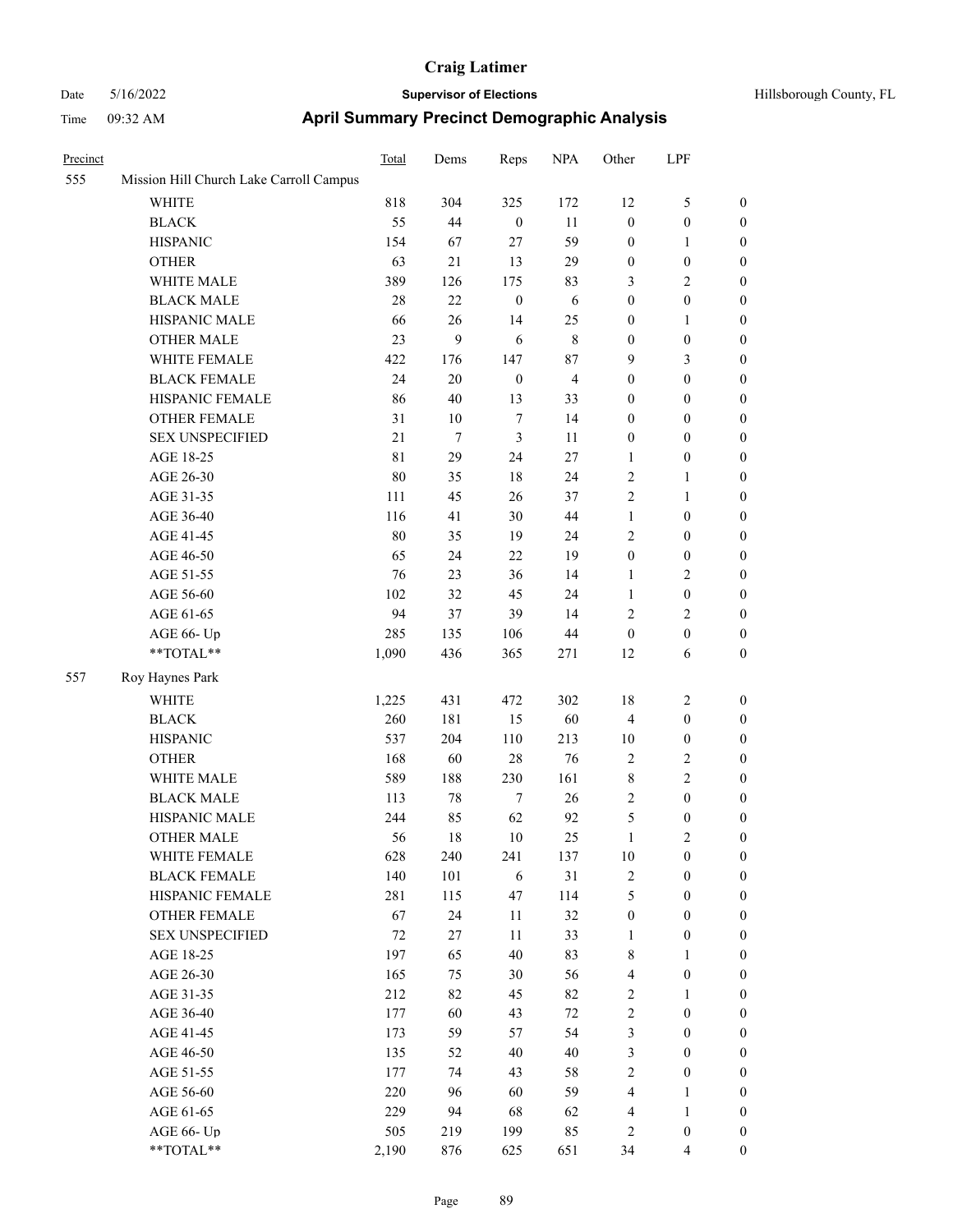# Craig Latimer

**Supervisor of Elections**

Date 5/16/2022 — Hillsborough County, FL

Time 09:32 AM

## April Summary Precinct Demographic Analysis

| Precinct | | Total | Dems | Reps | NPA | Other | LPF | |
|---|---|---|---|---|---|---|---|---|
| 555 | Mission Hill Church Lake Carroll Campus | | | | | | | |
| | WHITE | 818 | 304 | 325 | 172 | 12 | 5 | 0 |
| | BLACK | 55 | 44 | 0 | 11 | 0 | 0 | 0 |
| | HISPANIC | 154 | 67 | 27 | 59 | 0 | 1 | 0 |
| | OTHER | 63 | 21 | 13 | 29 | 0 | 0 | 0 |
| | WHITE MALE | 389 | 126 | 175 | 83 | 3 | 2 | 0 |
| | BLACK MALE | 28 | 22 | 0 | 6 | 0 | 0 | 0 |
| | HISPANIC MALE | 66 | 26 | 14 | 25 | 0 | 1 | 0 |
| | OTHER MALE | 23 | 9 | 6 | 8 | 0 | 0 | 0 |
| | WHITE FEMALE | 422 | 176 | 147 | 87 | 9 | 3 | 0 |
| | BLACK FEMALE | 24 | 20 | 0 | 4 | 0 | 0 | 0 |
| | HISPANIC FEMALE | 86 | 40 | 13 | 33 | 0 | 0 | 0 |
| | OTHER FEMALE | 31 | 10 | 7 | 14 | 0 | 0 | 0 |
| | SEX UNSPECIFIED | 21 | 7 | 3 | 11 | 0 | 0 | 0 |
| | AGE 18-25 | 81 | 29 | 24 | 27 | 1 | 0 | 0 |
| | AGE 26-30 | 80 | 35 | 18 | 24 | 2 | 1 | 0 |
| | AGE 31-35 | 111 | 45 | 26 | 37 | 2 | 1 | 0 |
| | AGE 36-40 | 116 | 41 | 30 | 44 | 1 | 0 | 0 |
| | AGE 41-45 | 80 | 35 | 19 | 24 | 2 | 0 | 0 |
| | AGE 46-50 | 65 | 24 | 22 | 19 | 0 | 0 | 0 |
| | AGE 51-55 | 76 | 23 | 36 | 14 | 1 | 2 | 0 |
| | AGE 56-60 | 102 | 32 | 45 | 24 | 1 | 0 | 0 |
| | AGE 61-65 | 94 | 37 | 39 | 14 | 2 | 2 | 0 |
| | AGE 66- Up | 285 | 135 | 106 | 44 | 0 | 0 | 0 |
| | **TOTAL** | 1,090 | 436 | 365 | 271 | 12 | 6 | 0 |
| 557 | Roy Haynes Park | | | | | | | |
| | WHITE | 1,225 | 431 | 472 | 302 | 18 | 2 | 0 |
| | BLACK | 260 | 181 | 15 | 60 | 4 | 0 | 0 |
| | HISPANIC | 537 | 204 | 110 | 213 | 10 | 0 | 0 |
| | OTHER | 168 | 60 | 28 | 76 | 2 | 2 | 0 |
| | WHITE MALE | 589 | 188 | 230 | 161 | 8 | 2 | 0 |
| | BLACK MALE | 113 | 78 | 7 | 26 | 2 | 0 | 0 |
| | HISPANIC MALE | 244 | 85 | 62 | 92 | 5 | 0 | 0 |
| | OTHER MALE | 56 | 18 | 10 | 25 | 1 | 2 | 0 |
| | WHITE FEMALE | 628 | 240 | 241 | 137 | 10 | 0 | 0 |
| | BLACK FEMALE | 140 | 101 | 6 | 31 | 2 | 0 | 0 |
| | HISPANIC FEMALE | 281 | 115 | 47 | 114 | 5 | 0 | 0 |
| | OTHER FEMALE | 67 | 24 | 11 | 32 | 0 | 0 | 0 |
| | SEX UNSPECIFIED | 72 | 27 | 11 | 33 | 1 | 0 | 0 |
| | AGE 18-25 | 197 | 65 | 40 | 83 | 8 | 1 | 0 |
| | AGE 26-30 | 165 | 75 | 30 | 56 | 4 | 0 | 0 |
| | AGE 31-35 | 212 | 82 | 45 | 82 | 2 | 1 | 0 |
| | AGE 36-40 | 177 | 60 | 43 | 72 | 2 | 0 | 0 |
| | AGE 41-45 | 173 | 59 | 57 | 54 | 3 | 0 | 0 |
| | AGE 46-50 | 135 | 52 | 40 | 40 | 3 | 0 | 0 |
| | AGE 51-55 | 177 | 74 | 43 | 58 | 2 | 0 | 0 |
| | AGE 56-60 | 220 | 96 | 60 | 59 | 4 | 1 | 0 |
| | AGE 61-65 | 229 | 94 | 68 | 62 | 4 | 1 | 0 |
| | AGE 66- Up | 505 | 219 | 199 | 85 | 2 | 0 | 0 |
| | **TOTAL** | 2,190 | 876 | 625 | 651 | 34 | 4 | 0 |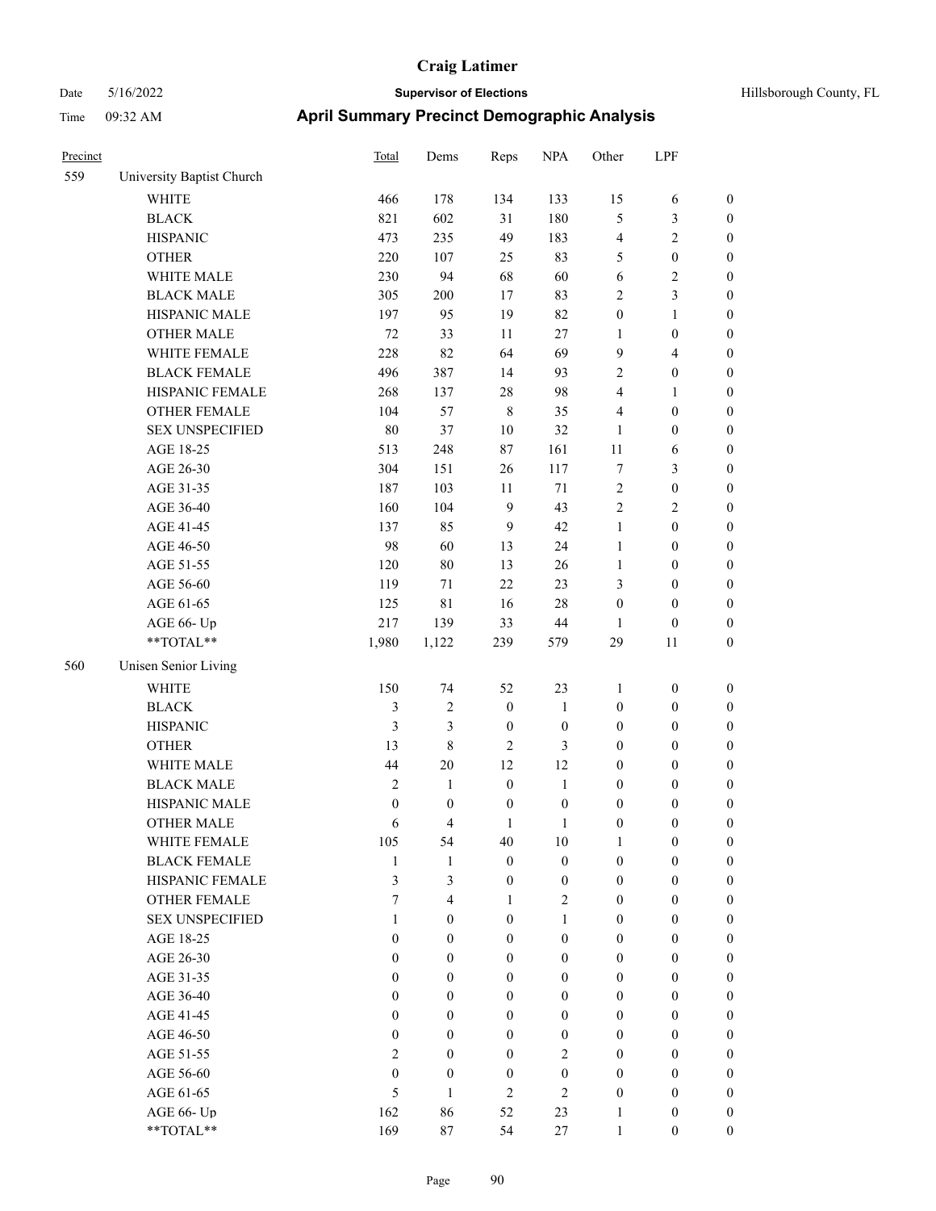# Craig Latimer

Date 5/16/2022 **Supervisor of Elections** Hillsborough County, FL

Time 09:32 AM **April Summary Precinct Demographic Analysis**

| Precinct | | Total | Dems | Reps | NPA | Other | LPF | |
|---|---|---|---|---|---|---|---|---|
| 559 | University Baptist Church | | | | | | | |
| | WHITE | 466 | 178 | 134 | 133 | 15 | 6 | 0 |
| | BLACK | 821 | 602 | 31 | 180 | 5 | 3 | 0 |
| | HISPANIC | 473 | 235 | 49 | 183 | 4 | 2 | 0 |
| | OTHER | 220 | 107 | 25 | 83 | 5 | 0 | 0 |
| | WHITE MALE | 230 | 94 | 68 | 60 | 6 | 2 | 0 |
| | BLACK MALE | 305 | 200 | 17 | 83 | 2 | 3 | 0 |
| | HISPANIC MALE | 197 | 95 | 19 | 82 | 0 | 1 | 0 |
| | OTHER MALE | 72 | 33 | 11 | 27 | 1 | 0 | 0 |
| | WHITE FEMALE | 228 | 82 | 64 | 69 | 9 | 4 | 0 |
| | BLACK FEMALE | 496 | 387 | 14 | 93 | 2 | 0 | 0 |
| | HISPANIC FEMALE | 268 | 137 | 28 | 98 | 4 | 1 | 0 |
| | OTHER FEMALE | 104 | 57 | 8 | 35 | 4 | 0 | 0 |
| | SEX UNSPECIFIED | 80 | 37 | 10 | 32 | 1 | 0 | 0 |
| | AGE 18-25 | 513 | 248 | 87 | 161 | 11 | 6 | 0 |
| | AGE 26-30 | 304 | 151 | 26 | 117 | 7 | 3 | 0 |
| | AGE 31-35 | 187 | 103 | 11 | 71 | 2 | 0 | 0 |
| | AGE 36-40 | 160 | 104 | 9 | 43 | 2 | 2 | 0 |
| | AGE 41-45 | 137 | 85 | 9 | 42 | 1 | 0 | 0 |
| | AGE 46-50 | 98 | 60 | 13 | 24 | 1 | 0 | 0 |
| | AGE 51-55 | 120 | 80 | 13 | 26 | 1 | 0 | 0 |
| | AGE 56-60 | 119 | 71 | 22 | 23 | 3 | 0 | 0 |
| | AGE 61-65 | 125 | 81 | 16 | 28 | 0 | 0 | 0 |
| | AGE 66- Up | 217 | 139 | 33 | 44 | 1 | 0 | 0 |
| | **TOTAL** | 1,980 | 1,122 | 239 | 579 | 29 | 11 | 0 |
| 560 | Unisen Senior Living | | | | | | | |
| | WHITE | 150 | 74 | 52 | 23 | 1 | 0 | 0 |
| | BLACK | 3 | 2 | 0 | 1 | 0 | 0 | 0 |
| | HISPANIC | 3 | 3 | 0 | 0 | 0 | 0 | 0 |
| | OTHER | 13 | 8 | 2 | 3 | 0 | 0 | 0 |
| | WHITE MALE | 44 | 20 | 12 | 12 | 0 | 0 | 0 |
| | BLACK MALE | 2 | 1 | 0 | 1 | 0 | 0 | 0 |
| | HISPANIC MALE | 0 | 0 | 0 | 0 | 0 | 0 | 0 |
| | OTHER MALE | 6 | 4 | 1 | 1 | 0 | 0 | 0 |
| | WHITE FEMALE | 105 | 54 | 40 | 10 | 1 | 0 | 0 |
| | BLACK FEMALE | 1 | 1 | 0 | 0 | 0 | 0 | 0 |
| | HISPANIC FEMALE | 3 | 3 | 0 | 0 | 0 | 0 | 0 |
| | OTHER FEMALE | 7 | 4 | 1 | 2 | 0 | 0 | 0 |
| | SEX UNSPECIFIED | 1 | 0 | 0 | 1 | 0 | 0 | 0 |
| | AGE 18-25 | 0 | 0 | 0 | 0 | 0 | 0 | 0 |
| | AGE 26-30 | 0 | 0 | 0 | 0 | 0 | 0 | 0 |
| | AGE 31-35 | 0 | 0 | 0 | 0 | 0 | 0 | 0 |
| | AGE 36-40 | 0 | 0 | 0 | 0 | 0 | 0 | 0 |
| | AGE 41-45 | 0 | 0 | 0 | 0 | 0 | 0 | 0 |
| | AGE 46-50 | 0 | 0 | 0 | 0 | 0 | 0 | 0 |
| | AGE 51-55 | 2 | 0 | 0 | 2 | 0 | 0 | 0 |
| | AGE 56-60 | 0 | 0 | 0 | 0 | 0 | 0 | 0 |
| | AGE 61-65 | 5 | 1 | 2 | 2 | 0 | 0 | 0 |
| | AGE 66- Up | 162 | 86 | 52 | 23 | 1 | 0 | 0 |
| | **TOTAL** | 169 | 87 | 54 | 27 | 1 | 0 | 0 |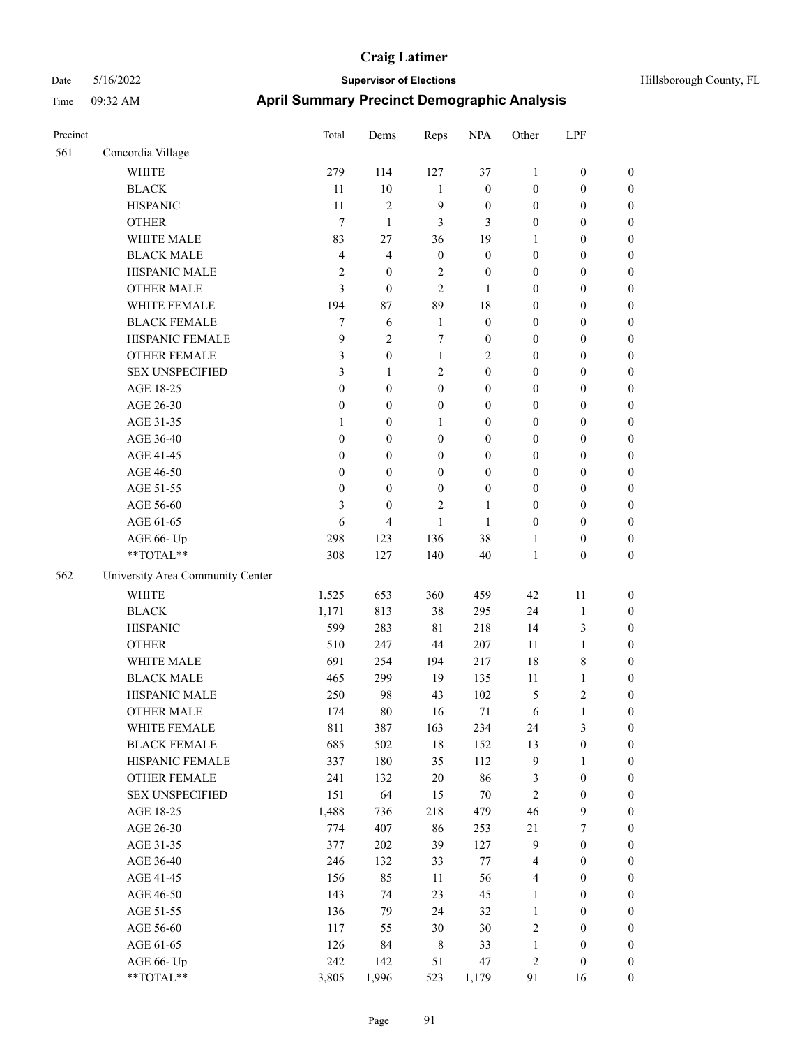# Craig Latimer

Date 5/16/2022 **Supervisor of Elections** Hillsborough County, FL

Time 09:32 AM **April Summary Precinct Demographic Analysis**

| Precinct | | Total | Dems | Reps | NPA | Other | LPF | |
|---|---|---|---|---|---|---|---|---|
| 561 | Concordia Village | | | | | | | |
| | WHITE | 279 | 114 | 127 | 37 | 1 | 0 | 0 |
| | BLACK | 11 | 10 | 1 | 0 | 0 | 0 | 0 |
| | HISPANIC | 11 | 2 | 9 | 0 | 0 | 0 | 0 |
| | OTHER | 7 | 1 | 3 | 3 | 0 | 0 | 0 |
| | WHITE MALE | 83 | 27 | 36 | 19 | 1 | 0 | 0 |
| | BLACK MALE | 4 | 4 | 0 | 0 | 0 | 0 | 0 |
| | HISPANIC MALE | 2 | 0 | 2 | 0 | 0 | 0 | 0 |
| | OTHER MALE | 3 | 0 | 2 | 1 | 0 | 0 | 0 |
| | WHITE FEMALE | 194 | 87 | 89 | 18 | 0 | 0 | 0 |
| | BLACK FEMALE | 7 | 6 | 1 | 0 | 0 | 0 | 0 |
| | HISPANIC FEMALE | 9 | 2 | 7 | 0 | 0 | 0 | 0 |
| | OTHER FEMALE | 3 | 0 | 1 | 2 | 0 | 0 | 0 |
| | SEX UNSPECIFIED | 3 | 1 | 2 | 0 | 0 | 0 | 0 |
| | AGE 18-25 | 0 | 0 | 0 | 0 | 0 | 0 | 0 |
| | AGE 26-30 | 0 | 0 | 0 | 0 | 0 | 0 | 0 |
| | AGE 31-35 | 1 | 0 | 1 | 0 | 0 | 0 | 0 |
| | AGE 36-40 | 0 | 0 | 0 | 0 | 0 | 0 | 0 |
| | AGE 41-45 | 0 | 0 | 0 | 0 | 0 | 0 | 0 |
| | AGE 46-50 | 0 | 0 | 0 | 0 | 0 | 0 | 0 |
| | AGE 51-55 | 0 | 0 | 0 | 0 | 0 | 0 | 0 |
| | AGE 56-60 | 3 | 0 | 2 | 1 | 0 | 0 | 0 |
| | AGE 61-65 | 6 | 4 | 1 | 1 | 0 | 0 | 0 |
| | AGE 66- Up | 298 | 123 | 136 | 38 | 1 | 0 | 0 |
| | **TOTAL** | 308 | 127 | 140 | 40 | 1 | 0 | 0 |
| 562 | University Area Community Center | | | | | | | |
| | WHITE | 1,525 | 653 | 360 | 459 | 42 | 11 | 0 |
| | BLACK | 1,171 | 813 | 38 | 295 | 24 | 1 | 0 |
| | HISPANIC | 599 | 283 | 81 | 218 | 14 | 3 | 0 |
| | OTHER | 510 | 247 | 44 | 207 | 11 | 1 | 0 |
| | WHITE MALE | 691 | 254 | 194 | 217 | 18 | 8 | 0 |
| | BLACK MALE | 465 | 299 | 19 | 135 | 11 | 1 | 0 |
| | HISPANIC MALE | 250 | 98 | 43 | 102 | 5 | 2 | 0 |
| | OTHER MALE | 174 | 80 | 16 | 71 | 6 | 1 | 0 |
| | WHITE FEMALE | 811 | 387 | 163 | 234 | 24 | 3 | 0 |
| | BLACK FEMALE | 685 | 502 | 18 | 152 | 13 | 0 | 0 |
| | HISPANIC FEMALE | 337 | 180 | 35 | 112 | 9 | 1 | 0 |
| | OTHER FEMALE | 241 | 132 | 20 | 86 | 3 | 0 | 0 |
| | SEX UNSPECIFIED | 151 | 64 | 15 | 70 | 2 | 0 | 0 |
| | AGE 18-25 | 1,488 | 736 | 218 | 479 | 46 | 9 | 0 |
| | AGE 26-30 | 774 | 407 | 86 | 253 | 21 | 7 | 0 |
| | AGE 31-35 | 377 | 202 | 39 | 127 | 9 | 0 | 0 |
| | AGE 36-40 | 246 | 132 | 33 | 77 | 4 | 0 | 0 |
| | AGE 41-45 | 156 | 85 | 11 | 56 | 4 | 0 | 0 |
| | AGE 46-50 | 143 | 74 | 23 | 45 | 1 | 0 | 0 |
| | AGE 51-55 | 136 | 79 | 24 | 32 | 1 | 0 | 0 |
| | AGE 56-60 | 117 | 55 | 30 | 30 | 2 | 0 | 0 |
| | AGE 61-65 | 126 | 84 | 8 | 33 | 1 | 0 | 0 |
| | AGE 66- Up | 242 | 142 | 51 | 47 | 2 | 0 | 0 |
| | **TOTAL** | 3,805 | 1,996 | 523 | 1,179 | 91 | 16 | 0 |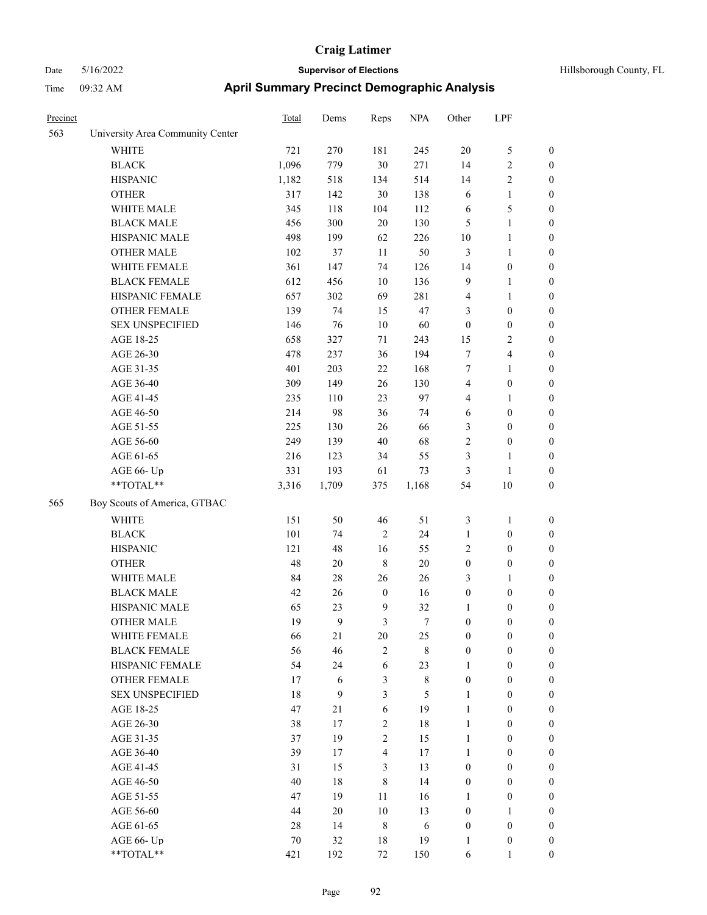# Craig Latimer

Date 5/16/2022 **Supervisor of Elections** Hillsborough County, FL

Time 09:32 AM **April Summary Precinct Demographic Analysis**

| Precinct | | Total | Dems | Reps | NPA | Other | LPF | |
|---|---|---|---|---|---|---|---|---|
| 563 | University Area Community Center | | | | | | | |
| | WHITE | 721 | 270 | 181 | 245 | 20 | 5 | 0 |
| | BLACK | 1,096 | 779 | 30 | 271 | 14 | 2 | 0 |
| | HISPANIC | 1,182 | 518 | 134 | 514 | 14 | 2 | 0 |
| | OTHER | 317 | 142 | 30 | 138 | 6 | 1 | 0 |
| | WHITE MALE | 345 | 118 | 104 | 112 | 6 | 5 | 0 |
| | BLACK MALE | 456 | 300 | 20 | 130 | 5 | 1 | 0 |
| | HISPANIC MALE | 498 | 199 | 62 | 226 | 10 | 1 | 0 |
| | OTHER MALE | 102 | 37 | 11 | 50 | 3 | 1 | 0 |
| | WHITE FEMALE | 361 | 147 | 74 | 126 | 14 | 0 | 0 |
| | BLACK FEMALE | 612 | 456 | 10 | 136 | 9 | 1 | 0 |
| | HISPANIC FEMALE | 657 | 302 | 69 | 281 | 4 | 1 | 0 |
| | OTHER FEMALE | 139 | 74 | 15 | 47 | 3 | 0 | 0 |
| | SEX UNSPECIFIED | 146 | 76 | 10 | 60 | 0 | 0 | 0 |
| | AGE 18-25 | 658 | 327 | 71 | 243 | 15 | 2 | 0 |
| | AGE 26-30 | 478 | 237 | 36 | 194 | 7 | 4 | 0 |
| | AGE 31-35 | 401 | 203 | 22 | 168 | 7 | 1 | 0 |
| | AGE 36-40 | 309 | 149 | 26 | 130 | 4 | 0 | 0 |
| | AGE 41-45 | 235 | 110 | 23 | 97 | 4 | 1 | 0 |
| | AGE 46-50 | 214 | 98 | 36 | 74 | 6 | 0 | 0 |
| | AGE 51-55 | 225 | 130 | 26 | 66 | 3 | 0 | 0 |
| | AGE 56-60 | 249 | 139 | 40 | 68 | 2 | 0 | 0 |
| | AGE 61-65 | 216 | 123 | 34 | 55 | 3 | 1 | 0 |
| | AGE 66- Up | 331 | 193 | 61 | 73 | 3 | 1 | 0 |
| | **TOTAL** | 3,316 | 1,709 | 375 | 1,168 | 54 | 10 | 0 |
| 565 | Boy Scouts of America, GTBAC | | | | | | | |
| | WHITE | 151 | 50 | 46 | 51 | 3 | 1 | 0 |
| | BLACK | 101 | 74 | 2 | 24 | 1 | 0 | 0 |
| | HISPANIC | 121 | 48 | 16 | 55 | 2 | 0 | 0 |
| | OTHER | 48 | 20 | 8 | 20 | 0 | 0 | 0 |
| | WHITE MALE | 84 | 28 | 26 | 26 | 3 | 1 | 0 |
| | BLACK MALE | 42 | 26 | 0 | 16 | 0 | 0 | 0 |
| | HISPANIC MALE | 65 | 23 | 9 | 32 | 1 | 0 | 0 |
| | OTHER MALE | 19 | 9 | 3 | 7 | 0 | 0 | 0 |
| | WHITE FEMALE | 66 | 21 | 20 | 25 | 0 | 0 | 0 |
| | BLACK FEMALE | 56 | 46 | 2 | 8 | 0 | 0 | 0 |
| | HISPANIC FEMALE | 54 | 24 | 6 | 23 | 1 | 0 | 0 |
| | OTHER FEMALE | 17 | 6 | 3 | 8 | 0 | 0 | 0 |
| | SEX UNSPECIFIED | 18 | 9 | 3 | 5 | 1 | 0 | 0 |
| | AGE 18-25 | 47 | 21 | 6 | 19 | 1 | 0 | 0 |
| | AGE 26-30 | 38 | 17 | 2 | 18 | 1 | 0 | 0 |
| | AGE 31-35 | 37 | 19 | 2 | 15 | 1 | 0 | 0 |
| | AGE 36-40 | 39 | 17 | 4 | 17 | 1 | 0 | 0 |
| | AGE 41-45 | 31 | 15 | 3 | 13 | 0 | 0 | 0 |
| | AGE 46-50 | 40 | 18 | 8 | 14 | 0 | 0 | 0 |
| | AGE 51-55 | 47 | 19 | 11 | 16 | 1 | 0 | 0 |
| | AGE 56-60 | 44 | 20 | 10 | 13 | 0 | 1 | 0 |
| | AGE 61-65 | 28 | 14 | 8 | 6 | 0 | 0 | 0 |
| | AGE 66- Up | 70 | 32 | 18 | 19 | 1 | 0 | 0 |
| | **TOTAL** | 421 | 192 | 72 | 150 | 6 | 1 | 0 |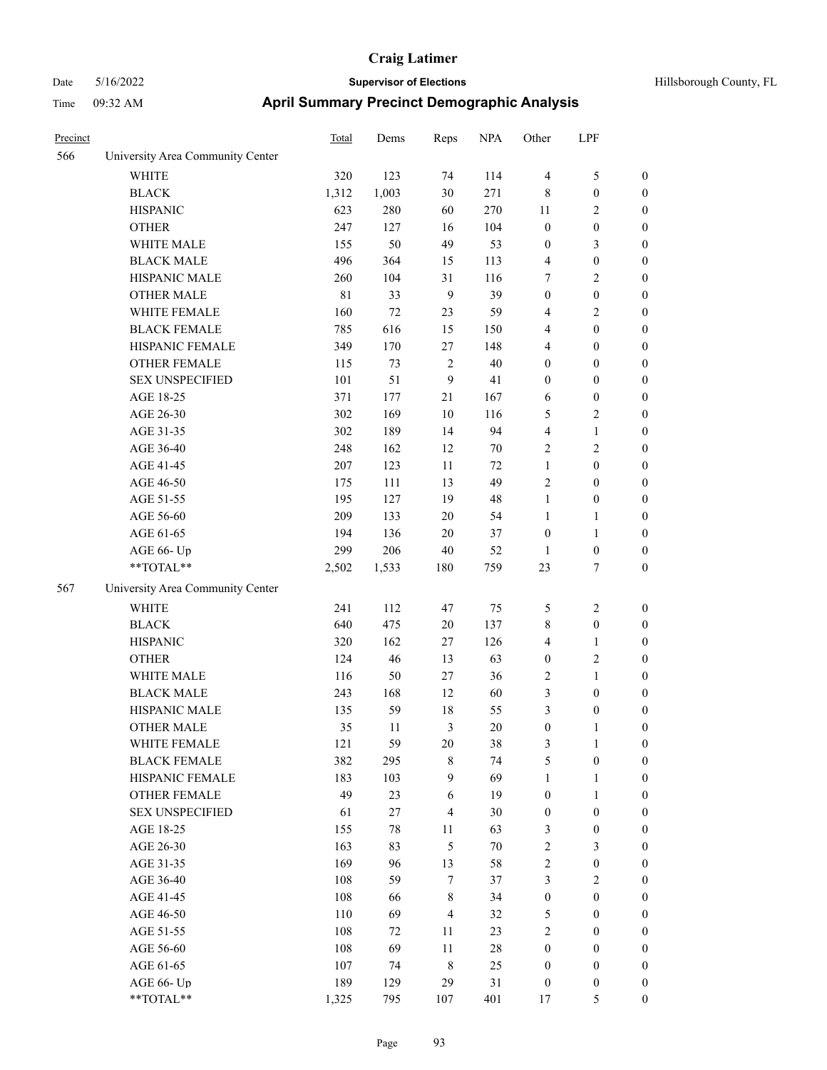# Craig Latimer

**Supervisor of Elections**

Date 5/16/2022 Hillsborough County, FL

Time 09:32 AM

## April Summary Precinct Demographic Analysis

| Precinct | | Total | Dems | Reps | NPA | Other | LPF | |
|---|---|---|---|---|---|---|---|---|
| 566 | University Area Community Center | | | | | | | |
| | WHITE | 320 | 123 | 74 | 114 | 4 | 5 | 0 |
| | BLACK | 1,312 | 1,003 | 30 | 271 | 8 | 0 | 0 |
| | HISPANIC | 623 | 280 | 60 | 270 | 11 | 2 | 0 |
| | OTHER | 247 | 127 | 16 | 104 | 0 | 0 | 0 |
| | WHITE MALE | 155 | 50 | 49 | 53 | 0 | 3 | 0 |
| | BLACK MALE | 496 | 364 | 15 | 113 | 4 | 0 | 0 |
| | HISPANIC MALE | 260 | 104 | 31 | 116 | 7 | 2 | 0 |
| | OTHER MALE | 81 | 33 | 9 | 39 | 0 | 0 | 0 |
| | WHITE FEMALE | 160 | 72 | 23 | 59 | 4 | 2 | 0 |
| | BLACK FEMALE | 785 | 616 | 15 | 150 | 4 | 0 | 0 |
| | HISPANIC FEMALE | 349 | 170 | 27 | 148 | 4 | 0 | 0 |
| | OTHER FEMALE | 115 | 73 | 2 | 40 | 0 | 0 | 0 |
| | SEX UNSPECIFIED | 101 | 51 | 9 | 41 | 0 | 0 | 0 |
| | AGE 18-25 | 371 | 177 | 21 | 167 | 6 | 0 | 0 |
| | AGE 26-30 | 302 | 169 | 10 | 116 | 5 | 2 | 0 |
| | AGE 31-35 | 302 | 189 | 14 | 94 | 4 | 1 | 0 |
| | AGE 36-40 | 248 | 162 | 12 | 70 | 2 | 2 | 0 |
| | AGE 41-45 | 207 | 123 | 11 | 72 | 1 | 0 | 0 |
| | AGE 46-50 | 175 | 111 | 13 | 49 | 2 | 0 | 0 |
| | AGE 51-55 | 195 | 127 | 19 | 48 | 1 | 0 | 0 |
| | AGE 56-60 | 209 | 133 | 20 | 54 | 1 | 1 | 0 |
| | AGE 61-65 | 194 | 136 | 20 | 37 | 0 | 1 | 0 |
| | AGE 66- Up | 299 | 206 | 40 | 52 | 1 | 0 | 0 |
| | **TOTAL** | 2,502 | 1,533 | 180 | 759 | 23 | 7 | 0 |
| 567 | University Area Community Center | | | | | | | |
| | WHITE | 241 | 112 | 47 | 75 | 5 | 2 | 0 |
| | BLACK | 640 | 475 | 20 | 137 | 8 | 0 | 0 |
| | HISPANIC | 320 | 162 | 27 | 126 | 4 | 1 | 0 |
| | OTHER | 124 | 46 | 13 | 63 | 0 | 2 | 0 |
| | WHITE MALE | 116 | 50 | 27 | 36 | 2 | 1 | 0 |
| | BLACK MALE | 243 | 168 | 12 | 60 | 3 | 0 | 0 |
| | HISPANIC MALE | 135 | 59 | 18 | 55 | 3 | 0 | 0 |
| | OTHER MALE | 35 | 11 | 3 | 20 | 0 | 1 | 0 |
| | WHITE FEMALE | 121 | 59 | 20 | 38 | 3 | 1 | 0 |
| | BLACK FEMALE | 382 | 295 | 8 | 74 | 5 | 0 | 0 |
| | HISPANIC FEMALE | 183 | 103 | 9 | 69 | 1 | 1 | 0 |
| | OTHER FEMALE | 49 | 23 | 6 | 19 | 0 | 1 | 0 |
| | SEX UNSPECIFIED | 61 | 27 | 4 | 30 | 0 | 0 | 0 |
| | AGE 18-25 | 155 | 78 | 11 | 63 | 3 | 0 | 0 |
| | AGE 26-30 | 163 | 83 | 5 | 70 | 2 | 3 | 0 |
| | AGE 31-35 | 169 | 96 | 13 | 58 | 2 | 0 | 0 |
| | AGE 36-40 | 108 | 59 | 7 | 37 | 3 | 2 | 0 |
| | AGE 41-45 | 108 | 66 | 8 | 34 | 0 | 0 | 0 |
| | AGE 46-50 | 110 | 69 | 4 | 32 | 5 | 0 | 0 |
| | AGE 51-55 | 108 | 72 | 11 | 23 | 2 | 0 | 0 |
| | AGE 56-60 | 108 | 69 | 11 | 28 | 0 | 0 | 0 |
| | AGE 61-65 | 107 | 74 | 8 | 25 | 0 | 0 | 0 |
| | AGE 66- Up | 189 | 129 | 29 | 31 | 0 | 0 | 0 |
| | **TOTAL** | 1,325 | 795 | 107 | 401 | 17 | 5 | 0 |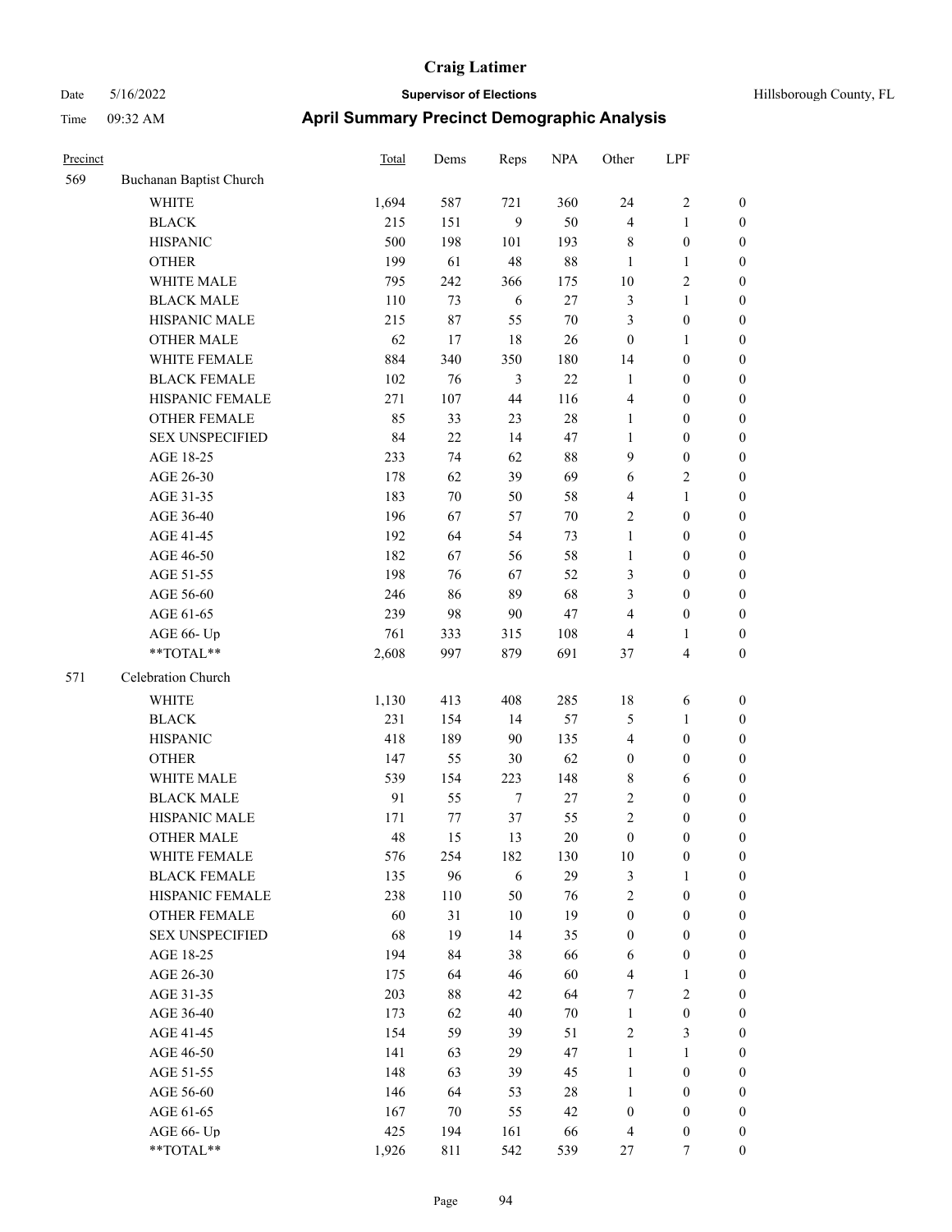# Craig Latimer

**Supervisor of Elections**

Hillsborough County, FL

Date 5/16/2022

Time 09:32 AM

## April Summary Precinct Demographic Analysis

| Precinct | | Total | Dems | Reps | NPA | Other | LPF | |
|---|---|---|---|---|---|---|---|---|
| 569 | Buchanan Baptist Church | | | | | | | |
| | WHITE | 1,694 | 587 | 721 | 360 | 24 | 2 | 0 |
| | BLACK | 215 | 151 | 9 | 50 | 4 | 1 | 0 |
| | HISPANIC | 500 | 198 | 101 | 193 | 8 | 0 | 0 |
| | OTHER | 199 | 61 | 48 | 88 | 1 | 1 | 0 |
| | WHITE MALE | 795 | 242 | 366 | 175 | 10 | 2 | 0 |
| | BLACK MALE | 110 | 73 | 6 | 27 | 3 | 1 | 0 |
| | HISPANIC MALE | 215 | 87 | 55 | 70 | 3 | 0 | 0 |
| | OTHER MALE | 62 | 17 | 18 | 26 | 0 | 1 | 0 |
| | WHITE FEMALE | 884 | 340 | 350 | 180 | 14 | 0 | 0 |
| | BLACK FEMALE | 102 | 76 | 3 | 22 | 1 | 0 | 0 |
| | HISPANIC FEMALE | 271 | 107 | 44 | 116 | 4 | 0 | 0 |
| | OTHER FEMALE | 85 | 33 | 23 | 28 | 1 | 0 | 0 |
| | SEX UNSPECIFIED | 84 | 22 | 14 | 47 | 1 | 0 | 0 |
| | AGE 18-25 | 233 | 74 | 62 | 88 | 9 | 0 | 0 |
| | AGE 26-30 | 178 | 62 | 39 | 69 | 6 | 2 | 0 |
| | AGE 31-35 | 183 | 70 | 50 | 58 | 4 | 1 | 0 |
| | AGE 36-40 | 196 | 67 | 57 | 70 | 2 | 0 | 0 |
| | AGE 41-45 | 192 | 64 | 54 | 73 | 1 | 0 | 0 |
| | AGE 46-50 | 182 | 67 | 56 | 58 | 1 | 0 | 0 |
| | AGE 51-55 | 198 | 76 | 67 | 52 | 3 | 0 | 0 |
| | AGE 56-60 | 246 | 86 | 89 | 68 | 3 | 0 | 0 |
| | AGE 61-65 | 239 | 98 | 90 | 47 | 4 | 0 | 0 |
| | AGE 66- Up | 761 | 333 | 315 | 108 | 4 | 1 | 0 |
| | **TOTAL** | 2,608 | 997 | 879 | 691 | 37 | 4 | 0 |
| 571 | Celebration Church | | | | | | | |
| | WHITE | 1,130 | 413 | 408 | 285 | 18 | 6 | 0 |
| | BLACK | 231 | 154 | 14 | 57 | 5 | 1 | 0 |
| | HISPANIC | 418 | 189 | 90 | 135 | 4 | 0 | 0 |
| | OTHER | 147 | 55 | 30 | 62 | 0 | 0 | 0 |
| | WHITE MALE | 539 | 154 | 223 | 148 | 8 | 6 | 0 |
| | BLACK MALE | 91 | 55 | 7 | 27 | 2 | 0 | 0 |
| | HISPANIC MALE | 171 | 77 | 37 | 55 | 2 | 0 | 0 |
| | OTHER MALE | 48 | 15 | 13 | 20 | 0 | 0 | 0 |
| | WHITE FEMALE | 576 | 254 | 182 | 130 | 10 | 0 | 0 |
| | BLACK FEMALE | 135 | 96 | 6 | 29 | 3 | 1 | 0 |
| | HISPANIC FEMALE | 238 | 110 | 50 | 76 | 2 | 0 | 0 |
| | OTHER FEMALE | 60 | 31 | 10 | 19 | 0 | 0 | 0 |
| | SEX UNSPECIFIED | 68 | 19 | 14 | 35 | 0 | 0 | 0 |
| | AGE 18-25 | 194 | 84 | 38 | 66 | 6 | 0 | 0 |
| | AGE 26-30 | 175 | 64 | 46 | 60 | 4 | 1 | 0 |
| | AGE 31-35 | 203 | 88 | 42 | 64 | 7 | 2 | 0 |
| | AGE 36-40 | 173 | 62 | 40 | 70 | 1 | 0 | 0 |
| | AGE 41-45 | 154 | 59 | 39 | 51 | 2 | 3 | 0 |
| | AGE 46-50 | 141 | 63 | 29 | 47 | 1 | 1 | 0 |
| | AGE 51-55 | 148 | 63 | 39 | 45 | 1 | 0 | 0 |
| | AGE 56-60 | 146 | 64 | 53 | 28 | 1 | 0 | 0 |
| | AGE 61-65 | 167 | 70 | 55 | 42 | 0 | 0 | 0 |
| | AGE 66- Up | 425 | 194 | 161 | 66 | 4 | 0 | 0 |
| | **TOTAL** | 1,926 | 811 | 542 | 539 | 27 | 7 | 0 |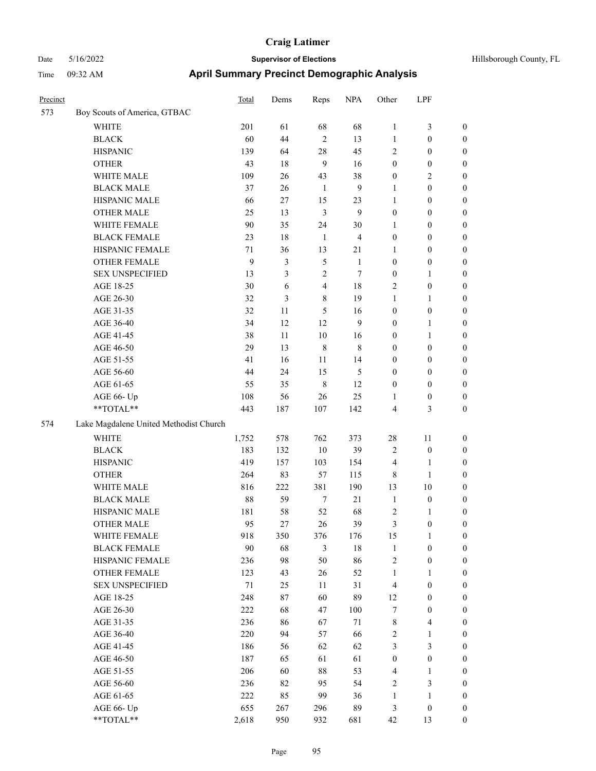# Craig Latimer

**Supervisor of Elections**

Date 5/16/2022 &nbsp;&nbsp;&nbsp;&nbsp; Hillsborough County, FL

Time 09:32 AM

## April Summary Precinct Demographic Analysis

| Precinct | | Total | Dems | Reps | NPA | Other | LPF | |
|---|---|---|---|---|---|---|---|---|
| 573 | Boy Scouts of America, GTBAC | | | | | | | |
| | WHITE | 201 | 61 | 68 | 68 | 1 | 3 | 0 |
| | BLACK | 60 | 44 | 2 | 13 | 1 | 0 | 0 |
| | HISPANIC | 139 | 64 | 28 | 45 | 2 | 0 | 0 |
| | OTHER | 43 | 18 | 9 | 16 | 0 | 0 | 0 |
| | WHITE MALE | 109 | 26 | 43 | 38 | 0 | 2 | 0 |
| | BLACK MALE | 37 | 26 | 1 | 9 | 1 | 0 | 0 |
| | HISPANIC MALE | 66 | 27 | 15 | 23 | 1 | 0 | 0 |
| | OTHER MALE | 25 | 13 | 3 | 9 | 0 | 0 | 0 |
| | WHITE FEMALE | 90 | 35 | 24 | 30 | 1 | 0 | 0 |
| | BLACK FEMALE | 23 | 18 | 1 | 4 | 0 | 0 | 0 |
| | HISPANIC FEMALE | 71 | 36 | 13 | 21 | 1 | 0 | 0 |
| | OTHER FEMALE | 9 | 3 | 5 | 1 | 0 | 0 | 0 |
| | SEX UNSPECIFIED | 13 | 3 | 2 | 7 | 0 | 1 | 0 |
| | AGE 18-25 | 30 | 6 | 4 | 18 | 2 | 0 | 0 |
| | AGE 26-30 | 32 | 3 | 8 | 19 | 1 | 1 | 0 |
| | AGE 31-35 | 32 | 11 | 5 | 16 | 0 | 0 | 0 |
| | AGE 36-40 | 34 | 12 | 12 | 9 | 0 | 1 | 0 |
| | AGE 41-45 | 38 | 11 | 10 | 16 | 0 | 1 | 0 |
| | AGE 46-50 | 29 | 13 | 8 | 8 | 0 | 0 | 0 |
| | AGE 51-55 | 41 | 16 | 11 | 14 | 0 | 0 | 0 |
| | AGE 56-60 | 44 | 24 | 15 | 5 | 0 | 0 | 0 |
| | AGE 61-65 | 55 | 35 | 8 | 12 | 0 | 0 | 0 |
| | AGE 66- Up | 108 | 56 | 26 | 25 | 1 | 0 | 0 |
| | **TOTAL** | 443 | 187 | 107 | 142 | 4 | 3 | 0 |
| 574 | Lake Magdalene United Methodist Church | | | | | | | |
| | WHITE | 1,752 | 578 | 762 | 373 | 28 | 11 | 0 |
| | BLACK | 183 | 132 | 10 | 39 | 2 | 0 | 0 |
| | HISPANIC | 419 | 157 | 103 | 154 | 4 | 1 | 0 |
| | OTHER | 264 | 83 | 57 | 115 | 8 | 1 | 0 |
| | WHITE MALE | 816 | 222 | 381 | 190 | 13 | 10 | 0 |
| | BLACK MALE | 88 | 59 | 7 | 21 | 1 | 0 | 0 |
| | HISPANIC MALE | 181 | 58 | 52 | 68 | 2 | 1 | 0 |
| | OTHER MALE | 95 | 27 | 26 | 39 | 3 | 0 | 0 |
| | WHITE FEMALE | 918 | 350 | 376 | 176 | 15 | 1 | 0 |
| | BLACK FEMALE | 90 | 68 | 3 | 18 | 1 | 0 | 0 |
| | HISPANIC FEMALE | 236 | 98 | 50 | 86 | 2 | 0 | 0 |
| | OTHER FEMALE | 123 | 43 | 26 | 52 | 1 | 1 | 0 |
| | SEX UNSPECIFIED | 71 | 25 | 11 | 31 | 4 | 0 | 0 |
| | AGE 18-25 | 248 | 87 | 60 | 89 | 12 | 0 | 0 |
| | AGE 26-30 | 222 | 68 | 47 | 100 | 7 | 0 | 0 |
| | AGE 31-35 | 236 | 86 | 67 | 71 | 8 | 4 | 0 |
| | AGE 36-40 | 220 | 94 | 57 | 66 | 2 | 1 | 0 |
| | AGE 41-45 | 186 | 56 | 62 | 62 | 3 | 3 | 0 |
| | AGE 46-50 | 187 | 65 | 61 | 61 | 0 | 0 | 0 |
| | AGE 51-55 | 206 | 60 | 88 | 53 | 4 | 1 | 0 |
| | AGE 56-60 | 236 | 82 | 95 | 54 | 2 | 3 | 0 |
| | AGE 61-65 | 222 | 85 | 99 | 36 | 1 | 1 | 0 |
| | AGE 66- Up | 655 | 267 | 296 | 89 | 3 | 0 | 0 |
| | **TOTAL** | 2,618 | 950 | 932 | 681 | 42 | 13 | 0 |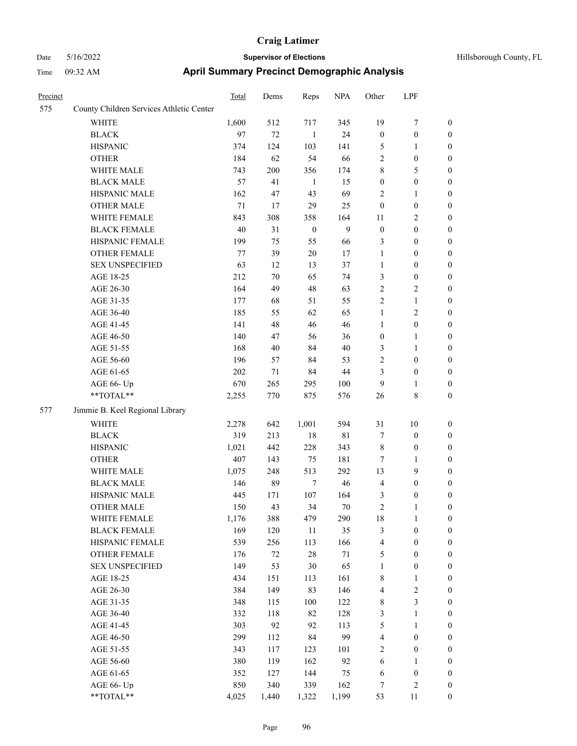# Craig Latimer

**Supervisor of Elections**

Hillsborough County, FL

Date 5/16/2022

Time 09:32 AM

## April Summary Precinct Demographic Analysis

| Precinct | | Total | Dems | Reps | NPA | Other | LPF | |
|---|---|---|---|---|---|---|---|---|
| 575 | County Children Services Athletic Center | | | | | | | |
| | WHITE | 1,600 | 512 | 717 | 345 | 19 | 7 | 0 |
| | BLACK | 97 | 72 | 1 | 24 | 0 | 0 | 0 |
| | HISPANIC | 374 | 124 | 103 | 141 | 5 | 1 | 0 |
| | OTHER | 184 | 62 | 54 | 66 | 2 | 0 | 0 |
| | WHITE MALE | 743 | 200 | 356 | 174 | 8 | 5 | 0 |
| | BLACK MALE | 57 | 41 | 1 | 15 | 0 | 0 | 0 |
| | HISPANIC MALE | 162 | 47 | 43 | 69 | 2 | 1 | 0 |
| | OTHER MALE | 71 | 17 | 29 | 25 | 0 | 0 | 0 |
| | WHITE FEMALE | 843 | 308 | 358 | 164 | 11 | 2 | 0 |
| | BLACK FEMALE | 40 | 31 | 0 | 9 | 0 | 0 | 0 |
| | HISPANIC FEMALE | 199 | 75 | 55 | 66 | 3 | 0 | 0 |
| | OTHER FEMALE | 77 | 39 | 20 | 17 | 1 | 0 | 0 |
| | SEX UNSPECIFIED | 63 | 12 | 13 | 37 | 1 | 0 | 0 |
| | AGE 18-25 | 212 | 70 | 65 | 74 | 3 | 0 | 0 |
| | AGE 26-30 | 164 | 49 | 48 | 63 | 2 | 2 | 0 |
| | AGE 31-35 | 177 | 68 | 51 | 55 | 2 | 1 | 0 |
| | AGE 36-40 | 185 | 55 | 62 | 65 | 1 | 2 | 0 |
| | AGE 41-45 | 141 | 48 | 46 | 46 | 1 | 0 | 0 |
| | AGE 46-50 | 140 | 47 | 56 | 36 | 0 | 1 | 0 |
| | AGE 51-55 | 168 | 40 | 84 | 40 | 3 | 1 | 0 |
| | AGE 56-60 | 196 | 57 | 84 | 53 | 2 | 0 | 0 |
| | AGE 61-65 | 202 | 71 | 84 | 44 | 3 | 0 | 0 |
| | AGE 66- Up | 670 | 265 | 295 | 100 | 9 | 1 | 0 |
| | **TOTAL** | 2,255 | 770 | 875 | 576 | 26 | 8 | 0 |
| 577 | Jimmie B. Keel Regional Library | | | | | | | |
| | WHITE | 2,278 | 642 | 1,001 | 594 | 31 | 10 | 0 |
| | BLACK | 319 | 213 | 18 | 81 | 7 | 0 | 0 |
| | HISPANIC | 1,021 | 442 | 228 | 343 | 8 | 0 | 0 |
| | OTHER | 407 | 143 | 75 | 181 | 7 | 1 | 0 |
| | WHITE MALE | 1,075 | 248 | 513 | 292 | 13 | 9 | 0 |
| | BLACK MALE | 146 | 89 | 7 | 46 | 4 | 0 | 0 |
| | HISPANIC MALE | 445 | 171 | 107 | 164 | 3 | 0 | 0 |
| | OTHER MALE | 150 | 43 | 34 | 70 | 2 | 1 | 0 |
| | WHITE FEMALE | 1,176 | 388 | 479 | 290 | 18 | 1 | 0 |
| | BLACK FEMALE | 169 | 120 | 11 | 35 | 3 | 0 | 0 |
| | HISPANIC FEMALE | 539 | 256 | 113 | 166 | 4 | 0 | 0 |
| | OTHER FEMALE | 176 | 72 | 28 | 71 | 5 | 0 | 0 |
| | SEX UNSPECIFIED | 149 | 53 | 30 | 65 | 1 | 0 | 0 |
| | AGE 18-25 | 434 | 151 | 113 | 161 | 8 | 1 | 0 |
| | AGE 26-30 | 384 | 149 | 83 | 146 | 4 | 2 | 0 |
| | AGE 31-35 | 348 | 115 | 100 | 122 | 8 | 3 | 0 |
| | AGE 36-40 | 332 | 118 | 82 | 128 | 3 | 1 | 0 |
| | AGE 41-45 | 303 | 92 | 92 | 113 | 5 | 1 | 0 |
| | AGE 46-50 | 299 | 112 | 84 | 99 | 4 | 0 | 0 |
| | AGE 51-55 | 343 | 117 | 123 | 101 | 2 | 0 | 0 |
| | AGE 56-60 | 380 | 119 | 162 | 92 | 6 | 1 | 0 |
| | AGE 61-65 | 352 | 127 | 144 | 75 | 6 | 0 | 0 |
| | AGE 66- Up | 850 | 340 | 339 | 162 | 7 | 2 | 0 |
| | **TOTAL** | 4,025 | 1,440 | 1,322 | 1,199 | 53 | 11 | 0 |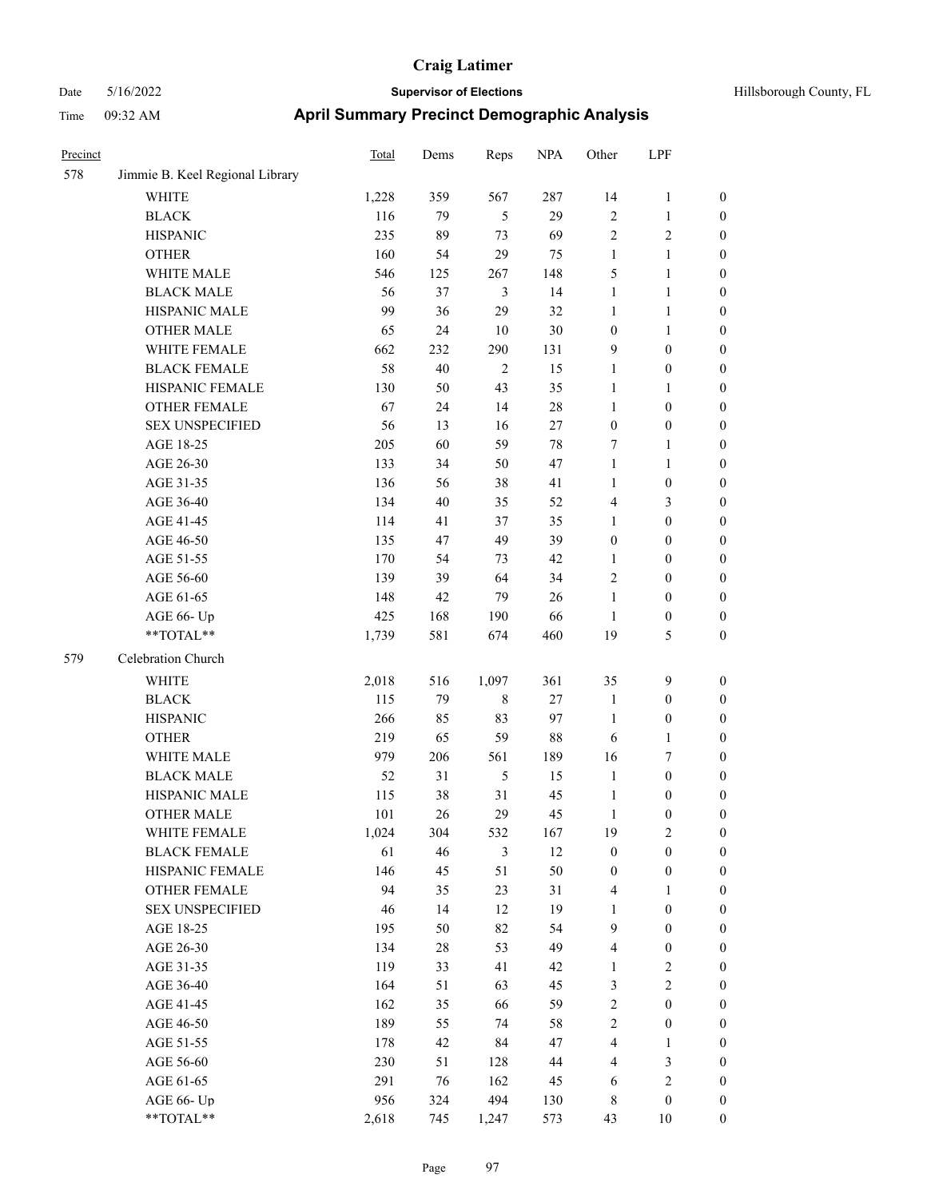# Craig Latimer

**Supervisor of Elections**

Date 5/16/2022

Time 09:32 AM

Hillsborough County, FL

## April Summary Precinct Demographic Analysis

| Precinct | | Total | Dems | Reps | NPA | Other | LPF | |
|---|---|---|---|---|---|---|---|---|
| 578 | Jimmie B. Keel Regional Library | | | | | | | |
| | WHITE | 1,228 | 359 | 567 | 287 | 14 | 1 | 0 |
| | BLACK | 116 | 79 | 5 | 29 | 2 | 1 | 0 |
| | HISPANIC | 235 | 89 | 73 | 69 | 2 | 2 | 0 |
| | OTHER | 160 | 54 | 29 | 75 | 1 | 1 | 0 |
| | WHITE MALE | 546 | 125 | 267 | 148 | 5 | 1 | 0 |
| | BLACK MALE | 56 | 37 | 3 | 14 | 1 | 1 | 0 |
| | HISPANIC MALE | 99 | 36 | 29 | 32 | 1 | 1 | 0 |
| | OTHER MALE | 65 | 24 | 10 | 30 | 0 | 1 | 0 |
| | WHITE FEMALE | 662 | 232 | 290 | 131 | 9 | 0 | 0 |
| | BLACK FEMALE | 58 | 40 | 2 | 15 | 1 | 0 | 0 |
| | HISPANIC FEMALE | 130 | 50 | 43 | 35 | 1 | 1 | 0 |
| | OTHER FEMALE | 67 | 24 | 14 | 28 | 1 | 0 | 0 |
| | SEX UNSPECIFIED | 56 | 13 | 16 | 27 | 0 | 0 | 0 |
| | AGE 18-25 | 205 | 60 | 59 | 78 | 7 | 1 | 0 |
| | AGE 26-30 | 133 | 34 | 50 | 47 | 1 | 1 | 0 |
| | AGE 31-35 | 136 | 56 | 38 | 41 | 1 | 0 | 0 |
| | AGE 36-40 | 134 | 40 | 35 | 52 | 4 | 3 | 0 |
| | AGE 41-45 | 114 | 41 | 37 | 35 | 1 | 0 | 0 |
| | AGE 46-50 | 135 | 47 | 49 | 39 | 0 | 0 | 0 |
| | AGE 51-55 | 170 | 54 | 73 | 42 | 1 | 0 | 0 |
| | AGE 56-60 | 139 | 39 | 64 | 34 | 2 | 0 | 0 |
| | AGE 61-65 | 148 | 42 | 79 | 26 | 1 | 0 | 0 |
| | AGE 66- Up | 425 | 168 | 190 | 66 | 1 | 0 | 0 |
| | **TOTAL** | 1,739 | 581 | 674 | 460 | 19 | 5 | 0 |
| 579 | Celebration Church | | | | | | | |
| | WHITE | 2,018 | 516 | 1,097 | 361 | 35 | 9 | 0 |
| | BLACK | 115 | 79 | 8 | 27 | 1 | 0 | 0 |
| | HISPANIC | 266 | 85 | 83 | 97 | 1 | 0 | 0 |
| | OTHER | 219 | 65 | 59 | 88 | 6 | 1 | 0 |
| | WHITE MALE | 979 | 206 | 561 | 189 | 16 | 7 | 0 |
| | BLACK MALE | 52 | 31 | 5 | 15 | 1 | 0 | 0 |
| | HISPANIC MALE | 115 | 38 | 31 | 45 | 1 | 0 | 0 |
| | OTHER MALE | 101 | 26 | 29 | 45 | 1 | 0 | 0 |
| | WHITE FEMALE | 1,024 | 304 | 532 | 167 | 19 | 2 | 0 |
| | BLACK FEMALE | 61 | 46 | 3 | 12 | 0 | 0 | 0 |
| | HISPANIC FEMALE | 146 | 45 | 51 | 50 | 0 | 0 | 0 |
| | OTHER FEMALE | 94 | 35 | 23 | 31 | 4 | 1 | 0 |
| | SEX UNSPECIFIED | 46 | 14 | 12 | 19 | 1 | 0 | 0 |
| | AGE 18-25 | 195 | 50 | 82 | 54 | 9 | 0 | 0 |
| | AGE 26-30 | 134 | 28 | 53 | 49 | 4 | 0 | 0 |
| | AGE 31-35 | 119 | 33 | 41 | 42 | 1 | 2 | 0 |
| | AGE 36-40 | 164 | 51 | 63 | 45 | 3 | 2 | 0 |
| | AGE 41-45 | 162 | 35 | 66 | 59 | 2 | 0 | 0 |
| | AGE 46-50 | 189 | 55 | 74 | 58 | 2 | 0 | 0 |
| | AGE 51-55 | 178 | 42 | 84 | 47 | 4 | 1 | 0 |
| | AGE 56-60 | 230 | 51 | 128 | 44 | 4 | 3 | 0 |
| | AGE 61-65 | 291 | 76 | 162 | 45 | 6 | 2 | 0 |
| | AGE 66- Up | 956 | 324 | 494 | 130 | 8 | 0 | 0 |
| | **TOTAL** | 2,618 | 745 | 1,247 | 573 | 43 | 10 | 0 |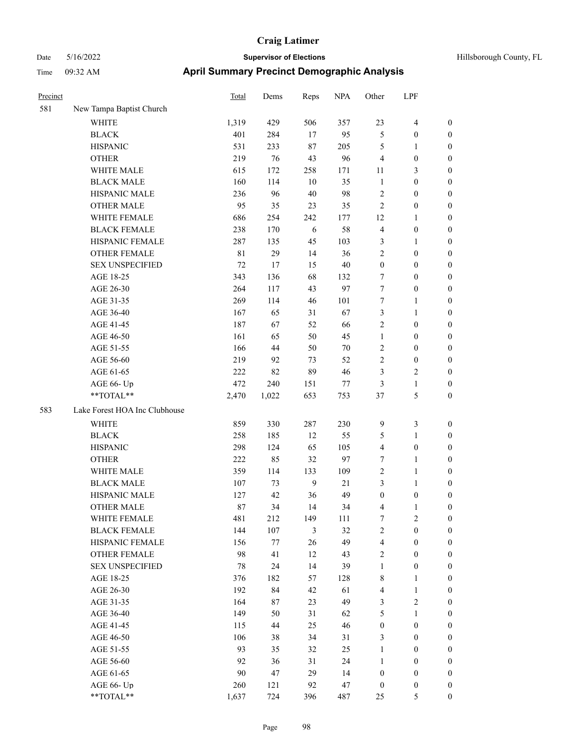# April Summary Precinct Demographic Analysis

| Precinct | | Total | Dems | Reps | NPA | Other | LPF | |
|---|---|---|---|---|---|---|---|---|
| 581 | New Tampa Baptist Church | | | | | | | |
| | WHITE | 1,319 | 429 | 506 | 357 | 23 | 4 | 0 |
| | BLACK | 401 | 284 | 17 | 95 | 5 | 0 | 0 |
| | HISPANIC | 531 | 233 | 87 | 205 | 5 | 1 | 0 |
| | OTHER | 219 | 76 | 43 | 96 | 4 | 0 | 0 |
| | WHITE MALE | 615 | 172 | 258 | 171 | 11 | 3 | 0 |
| | BLACK MALE | 160 | 114 | 10 | 35 | 1 | 0 | 0 |
| | HISPANIC MALE | 236 | 96 | 40 | 98 | 2 | 0 | 0 |
| | OTHER MALE | 95 | 35 | 23 | 35 | 2 | 0 | 0 |
| | WHITE FEMALE | 686 | 254 | 242 | 177 | 12 | 1 | 0 |
| | BLACK FEMALE | 238 | 170 | 6 | 58 | 4 | 0 | 0 |
| | HISPANIC FEMALE | 287 | 135 | 45 | 103 | 3 | 1 | 0 |
| | OTHER FEMALE | 81 | 29 | 14 | 36 | 2 | 0 | 0 |
| | SEX UNSPECIFIED | 72 | 17 | 15 | 40 | 0 | 0 | 0 |
| | AGE 18-25 | 343 | 136 | 68 | 132 | 7 | 0 | 0 |
| | AGE 26-30 | 264 | 117 | 43 | 97 | 7 | 0 | 0 |
| | AGE 31-35 | 269 | 114 | 46 | 101 | 7 | 1 | 0 |
| | AGE 36-40 | 167 | 65 | 31 | 67 | 3 | 1 | 0 |
| | AGE 41-45 | 187 | 67 | 52 | 66 | 2 | 0 | 0 |
| | AGE 46-50 | 161 | 65 | 50 | 45 | 1 | 0 | 0 |
| | AGE 51-55 | 166 | 44 | 50 | 70 | 2 | 0 | 0 |
| | AGE 56-60 | 219 | 92 | 73 | 52 | 2 | 0 | 0 |
| | AGE 61-65 | 222 | 82 | 89 | 46 | 3 | 2 | 0 |
| | AGE 66- Up | 472 | 240 | 151 | 77 | 3 | 1 | 0 |
| | **TOTAL** | 2,470 | 1,022 | 653 | 753 | 37 | 5 | 0 |
| 583 | Lake Forest HOA Inc Clubhouse | | | | | | | |
| | WHITE | 859 | 330 | 287 | 230 | 9 | 3 | 0 |
| | BLACK | 258 | 185 | 12 | 55 | 5 | 1 | 0 |
| | HISPANIC | 298 | 124 | 65 | 105 | 4 | 0 | 0 |
| | OTHER | 222 | 85 | 32 | 97 | 7 | 1 | 0 |
| | WHITE MALE | 359 | 114 | 133 | 109 | 2 | 1 | 0 |
| | BLACK MALE | 107 | 73 | 9 | 21 | 3 | 1 | 0 |
| | HISPANIC MALE | 127 | 42 | 36 | 49 | 0 | 0 | 0 |
| | OTHER MALE | 87 | 34 | 14 | 34 | 4 | 1 | 0 |
| | WHITE FEMALE | 481 | 212 | 149 | 111 | 7 | 2 | 0 |
| | BLACK FEMALE | 144 | 107 | 3 | 32 | 2 | 0 | 0 |
| | HISPANIC FEMALE | 156 | 77 | 26 | 49 | 4 | 0 | 0 |
| | OTHER FEMALE | 98 | 41 | 12 | 43 | 2 | 0 | 0 |
| | SEX UNSPECIFIED | 78 | 24 | 14 | 39 | 1 | 0 | 0 |
| | AGE 18-25 | 376 | 182 | 57 | 128 | 8 | 1 | 0 |
| | AGE 26-30 | 192 | 84 | 42 | 61 | 4 | 1 | 0 |
| | AGE 31-35 | 164 | 87 | 23 | 49 | 3 | 2 | 0 |
| | AGE 36-40 | 149 | 50 | 31 | 62 | 5 | 1 | 0 |
| | AGE 41-45 | 115 | 44 | 25 | 46 | 0 | 0 | 0 |
| | AGE 46-50 | 106 | 38 | 34 | 31 | 3 | 0 | 0 |
| | AGE 51-55 | 93 | 35 | 32 | 25 | 1 | 0 | 0 |
| | AGE 56-60 | 92 | 36 | 31 | 24 | 1 | 0 | 0 |
| | AGE 61-65 | 90 | 47 | 29 | 14 | 0 | 0 | 0 |
| | AGE 66- Up | 260 | 121 | 92 | 47 | 0 | 0 | 0 |
| | **TOTAL** | 1,637 | 724 | 396 | 487 | 25 | 5 | 0 |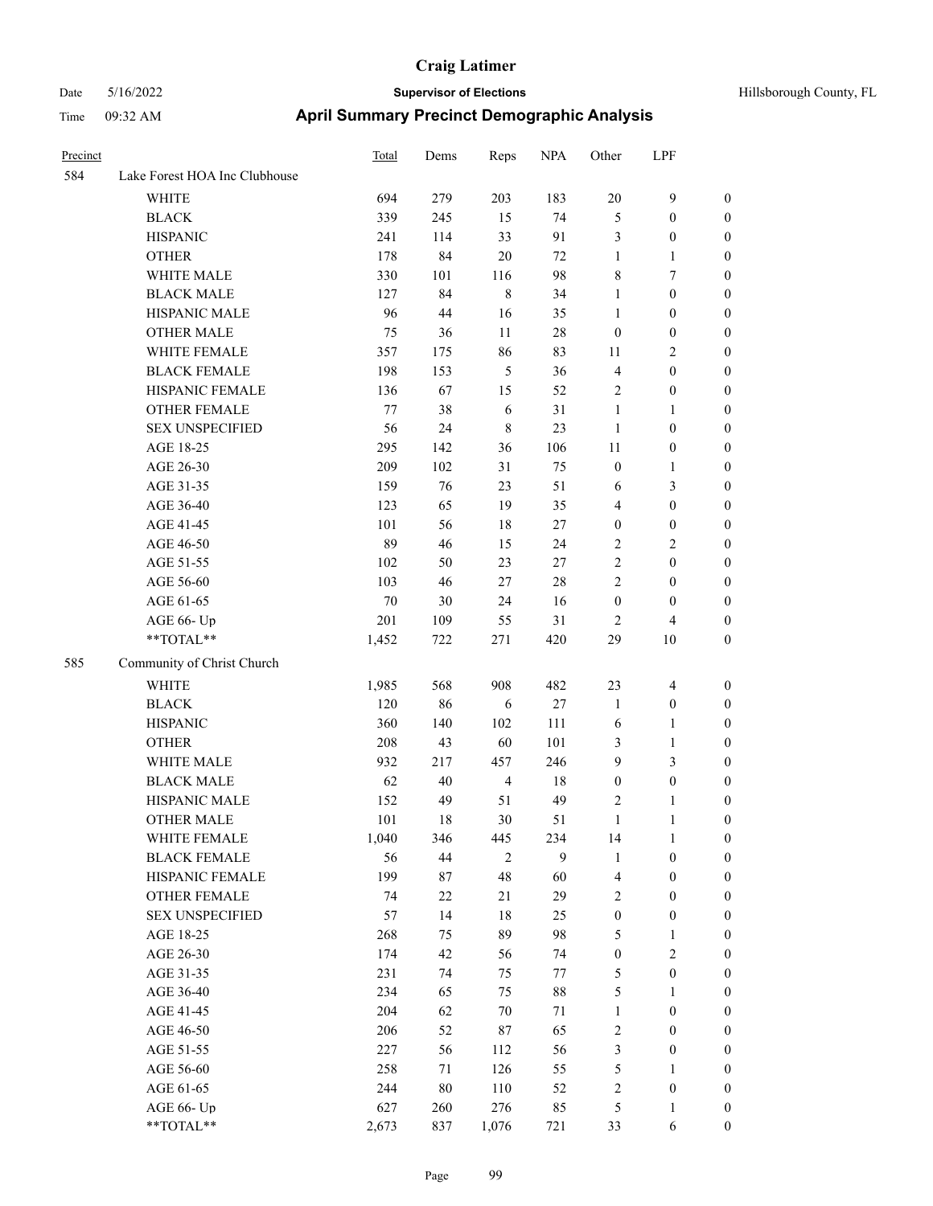| Precinct | | Total | Dems | Reps | NPA | Other | LPF | |
|---|---|---|---|---|---|---|---|---|
| 584 | Lake Forest HOA Inc Clubhouse | | | | | | | |
| | WHITE | 694 | 279 | 203 | 183 | 20 | 9 | 0 |
| | BLACK | 339 | 245 | 15 | 74 | 5 | 0 | 0 |
| | HISPANIC | 241 | 114 | 33 | 91 | 3 | 0 | 0 |
| | OTHER | 178 | 84 | 20 | 72 | 1 | 1 | 0 |
| | WHITE MALE | 330 | 101 | 116 | 98 | 8 | 7 | 0 |
| | BLACK MALE | 127 | 84 | 8 | 34 | 1 | 0 | 0 |
| | HISPANIC MALE | 96 | 44 | 16 | 35 | 1 | 0 | 0 |
| | OTHER MALE | 75 | 36 | 11 | 28 | 0 | 0 | 0 |
| | WHITE FEMALE | 357 | 175 | 86 | 83 | 11 | 2 | 0 |
| | BLACK FEMALE | 198 | 153 | 5 | 36 | 4 | 0 | 0 |
| | HISPANIC FEMALE | 136 | 67 | 15 | 52 | 2 | 0 | 0 |
| | OTHER FEMALE | 77 | 38 | 6 | 31 | 1 | 1 | 0 |
| | SEX UNSPECIFIED | 56 | 24 | 8 | 23 | 1 | 0 | 0 |
| | AGE 18-25 | 295 | 142 | 36 | 106 | 11 | 0 | 0 |
| | AGE 26-30 | 209 | 102 | 31 | 75 | 0 | 1 | 0 |
| | AGE 31-35 | 159 | 76 | 23 | 51 | 6 | 3 | 0 |
| | AGE 36-40 | 123 | 65 | 19 | 35 | 4 | 0 | 0 |
| | AGE 41-45 | 101 | 56 | 18 | 27 | 0 | 0 | 0 |
| | AGE 46-50 | 89 | 46 | 15 | 24 | 2 | 2 | 0 |
| | AGE 51-55 | 102 | 50 | 23 | 27 | 2 | 0 | 0 |
| | AGE 56-60 | 103 | 46 | 27 | 28 | 2 | 0 | 0 |
| | AGE 61-65 | 70 | 30 | 24 | 16 | 0 | 0 | 0 |
| | AGE 66- Up | 201 | 109 | 55 | 31 | 2 | 4 | 0 |
| | **TOTAL** | 1,452 | 722 | 271 | 420 | 29 | 10 | 0 |
| 585 | Community of Christ Church | | | | | | | |
| | WHITE | 1,985 | 568 | 908 | 482 | 23 | 4 | 0 |
| | BLACK | 120 | 86 | 6 | 27 | 1 | 0 | 0 |
| | HISPANIC | 360 | 140 | 102 | 111 | 6 | 1 | 0 |
| | OTHER | 208 | 43 | 60 | 101 | 3 | 1 | 0 |
| | WHITE MALE | 932 | 217 | 457 | 246 | 9 | 3 | 0 |
| | BLACK MALE | 62 | 40 | 4 | 18 | 0 | 0 | 0 |
| | HISPANIC MALE | 152 | 49 | 51 | 49 | 2 | 1 | 0 |
| | OTHER MALE | 101 | 18 | 30 | 51 | 1 | 1 | 0 |
| | WHITE FEMALE | 1,040 | 346 | 445 | 234 | 14 | 1 | 0 |
| | BLACK FEMALE | 56 | 44 | 2 | 9 | 1 | 0 | 0 |
| | HISPANIC FEMALE | 199 | 87 | 48 | 60 | 4 | 0 | 0 |
| | OTHER FEMALE | 74 | 22 | 21 | 29 | 2 | 0 | 0 |
| | SEX UNSPECIFIED | 57 | 14 | 18 | 25 | 0 | 0 | 0 |
| | AGE 18-25 | 268 | 75 | 89 | 98 | 5 | 1 | 0 |
| | AGE 26-30 | 174 | 42 | 56 | 74 | 0 | 2 | 0 |
| | AGE 31-35 | 231 | 74 | 75 | 77 | 5 | 0 | 0 |
| | AGE 36-40 | 234 | 65 | 75 | 88 | 5 | 1 | 0 |
| | AGE 41-45 | 204 | 62 | 70 | 71 | 1 | 0 | 0 |
| | AGE 46-50 | 206 | 52 | 87 | 65 | 2 | 0 | 0 |
| | AGE 51-55 | 227 | 56 | 112 | 56 | 3 | 0 | 0 |
| | AGE 56-60 | 258 | 71 | 126 | 55 | 5 | 1 | 0 |
| | AGE 61-65 | 244 | 80 | 110 | 52 | 2 | 0 | 0 |
| | AGE 66- Up | 627 | 260 | 276 | 85 | 5 | 1 | 0 |
| | **TOTAL** | 2,673 | 837 | 1,076 | 721 | 33 | 6 | 0 |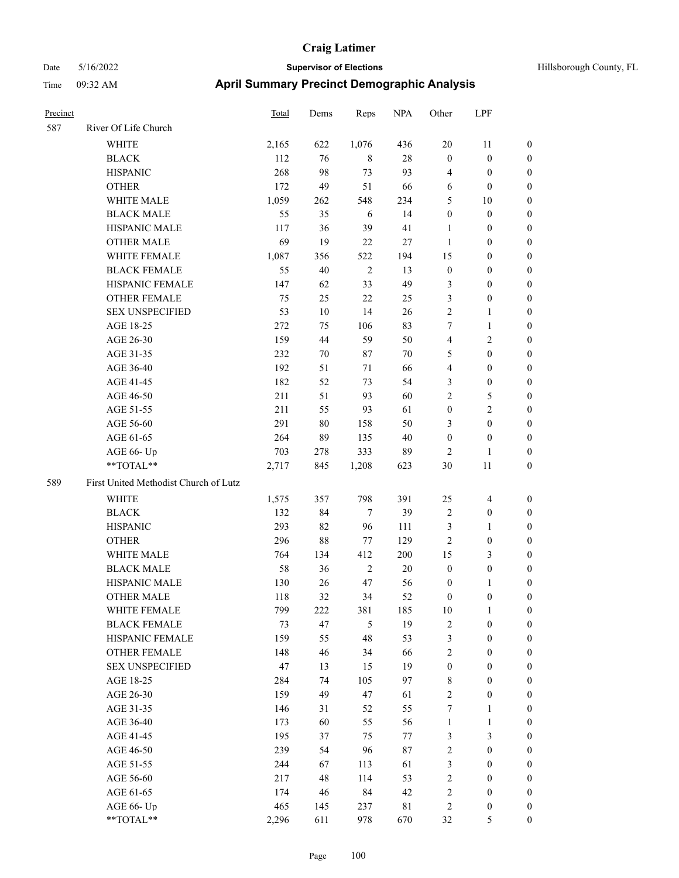| Precinct | | Total | Dems | Reps | NPA | Other | LPF | |
|---|---|---|---|---|---|---|---|---|
| 587 | River Of Life Church | | | | | | | |
| | WHITE | 2,165 | 622 | 1,076 | 436 | 20 | 11 | 0 |
| | BLACK | 112 | 76 | 8 | 28 | 0 | 0 | 0 |
| | HISPANIC | 268 | 98 | 73 | 93 | 4 | 0 | 0 |
| | OTHER | 172 | 49 | 51 | 66 | 6 | 0 | 0 |
| | WHITE MALE | 1,059 | 262 | 548 | 234 | 5 | 10 | 0 |
| | BLACK MALE | 55 | 35 | 6 | 14 | 0 | 0 | 0 |
| | HISPANIC MALE | 117 | 36 | 39 | 41 | 1 | 0 | 0 |
| | OTHER MALE | 69 | 19 | 22 | 27 | 1 | 0 | 0 |
| | WHITE FEMALE | 1,087 | 356 | 522 | 194 | 15 | 0 | 0 |
| | BLACK FEMALE | 55 | 40 | 2 | 13 | 0 | 0 | 0 |
| | HISPANIC FEMALE | 147 | 62 | 33 | 49 | 3 | 0 | 0 |
| | OTHER FEMALE | 75 | 25 | 22 | 25 | 3 | 0 | 0 |
| | SEX UNSPECIFIED | 53 | 10 | 14 | 26 | 2 | 1 | 0 |
| | AGE 18-25 | 272 | 75 | 106 | 83 | 7 | 1 | 0 |
| | AGE 26-30 | 159 | 44 | 59 | 50 | 4 | 2 | 0 |
| | AGE 31-35 | 232 | 70 | 87 | 70 | 5 | 0 | 0 |
| | AGE 36-40 | 192 | 51 | 71 | 66 | 4 | 0 | 0 |
| | AGE 41-45 | 182 | 52 | 73 | 54 | 3 | 0 | 0 |
| | AGE 46-50 | 211 | 51 | 93 | 60 | 2 | 5 | 0 |
| | AGE 51-55 | 211 | 55 | 93 | 61 | 0 | 2 | 0 |
| | AGE 56-60 | 291 | 80 | 158 | 50 | 3 | 0 | 0 |
| | AGE 61-65 | 264 | 89 | 135 | 40 | 0 | 0 | 0 |
| | AGE 66- Up | 703 | 278 | 333 | 89 | 2 | 1 | 0 |
| | **TOTAL** | 2,717 | 845 | 1,208 | 623 | 30 | 11 | 0 |
| 589 | First United Methodist Church of Lutz | | | | | | | |
| | WHITE | 1,575 | 357 | 798 | 391 | 25 | 4 | 0 |
| | BLACK | 132 | 84 | 7 | 39 | 2 | 0 | 0 |
| | HISPANIC | 293 | 82 | 96 | 111 | 3 | 1 | 0 |
| | OTHER | 296 | 88 | 77 | 129 | 2 | 0 | 0 |
| | WHITE MALE | 764 | 134 | 412 | 200 | 15 | 3 | 0 |
| | BLACK MALE | 58 | 36 | 2 | 20 | 0 | 0 | 0 |
| | HISPANIC MALE | 130 | 26 | 47 | 56 | 0 | 1 | 0 |
| | OTHER MALE | 118 | 32 | 34 | 52 | 0 | 0 | 0 |
| | WHITE FEMALE | 799 | 222 | 381 | 185 | 10 | 1 | 0 |
| | BLACK FEMALE | 73 | 47 | 5 | 19 | 2 | 0 | 0 |
| | HISPANIC FEMALE | 159 | 55 | 48 | 53 | 3 | 0 | 0 |
| | OTHER FEMALE | 148 | 46 | 34 | 66 | 2 | 0 | 0 |
| | SEX UNSPECIFIED | 47 | 13 | 15 | 19 | 0 | 0 | 0 |
| | AGE 18-25 | 284 | 74 | 105 | 97 | 8 | 0 | 0 |
| | AGE 26-30 | 159 | 49 | 47 | 61 | 2 | 0 | 0 |
| | AGE 31-35 | 146 | 31 | 52 | 55 | 7 | 1 | 0 |
| | AGE 36-40 | 173 | 60 | 55 | 56 | 1 | 1 | 0 |
| | AGE 41-45 | 195 | 37 | 75 | 77 | 3 | 3 | 0 |
| | AGE 46-50 | 239 | 54 | 96 | 87 | 2 | 0 | 0 |
| | AGE 51-55 | 244 | 67 | 113 | 61 | 3 | 0 | 0 |
| | AGE 56-60 | 217 | 48 | 114 | 53 | 2 | 0 | 0 |
| | AGE 61-65 | 174 | 46 | 84 | 42 | 2 | 0 | 0 |
| | AGE 66- Up | 465 | 145 | 237 | 81 | 2 | 0 | 0 |
| | **TOTAL** | 2,296 | 611 | 978 | 670 | 32 | 5 | 0 |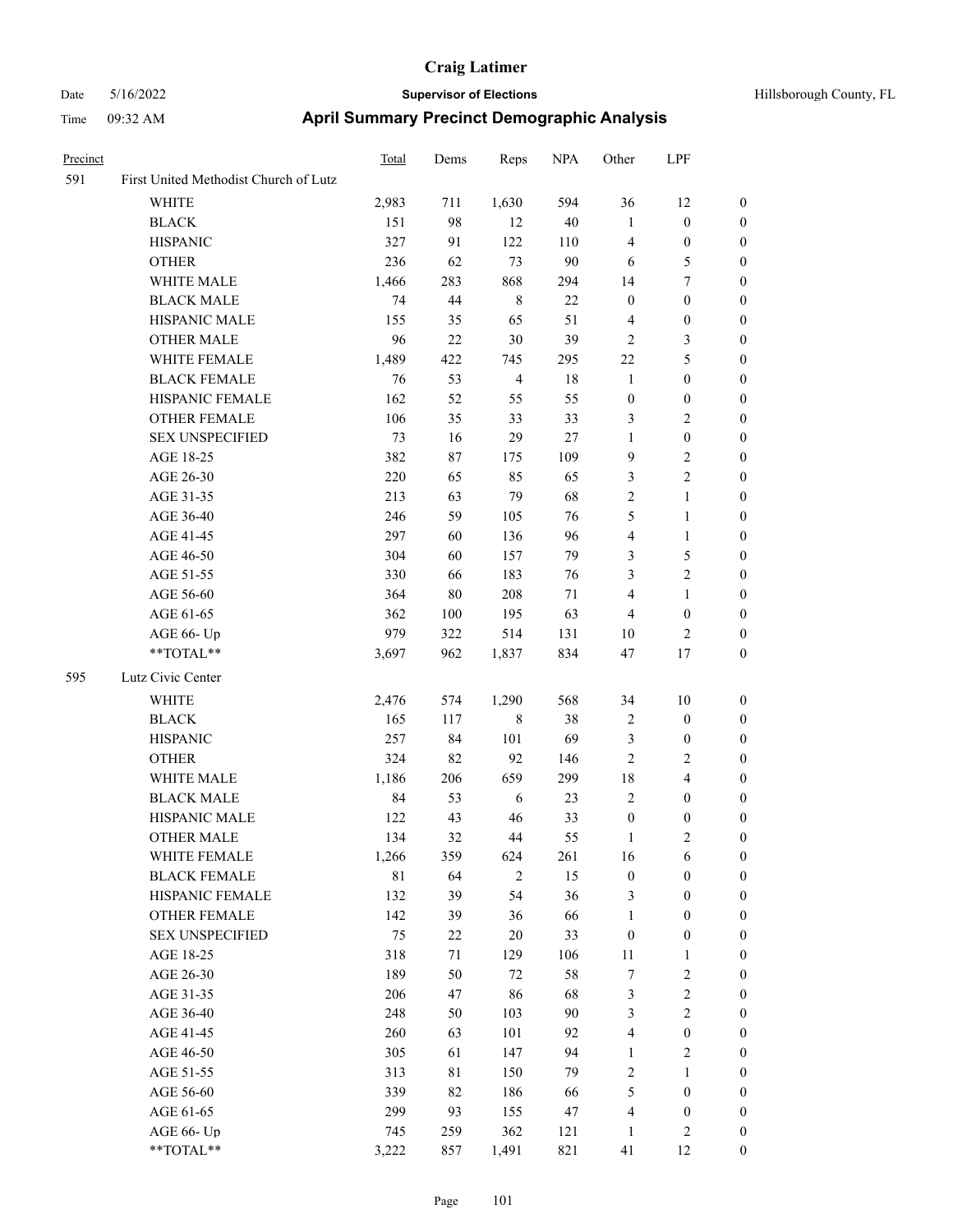# Craig Latimer

Date 5/16/2022 — **Supervisor of Elections** — Hillsborough County, FL

Time 09:32 AM — **April Summary Precinct Demographic Analysis**

| Precinct | | Total | Dems | Reps | NPA | Other | LPF | |
|---|---|---|---|---|---|---|---|---|
| 591 | First United Methodist Church of Lutz | | | | | | | |
| | WHITE | 2,983 | 711 | 1,630 | 594 | 36 | 12 | 0 |
| | BLACK | 151 | 98 | 12 | 40 | 1 | 0 | 0 |
| | HISPANIC | 327 | 91 | 122 | 110 | 4 | 0 | 0 |
| | OTHER | 236 | 62 | 73 | 90 | 6 | 5 | 0 |
| | WHITE MALE | 1,466 | 283 | 868 | 294 | 14 | 7 | 0 |
| | BLACK MALE | 74 | 44 | 8 | 22 | 0 | 0 | 0 |
| | HISPANIC MALE | 155 | 35 | 65 | 51 | 4 | 0 | 0 |
| | OTHER MALE | 96 | 22 | 30 | 39 | 2 | 3 | 0 |
| | WHITE FEMALE | 1,489 | 422 | 745 | 295 | 22 | 5 | 0 |
| | BLACK FEMALE | 76 | 53 | 4 | 18 | 1 | 0 | 0 |
| | HISPANIC FEMALE | 162 | 52 | 55 | 55 | 0 | 0 | 0 |
| | OTHER FEMALE | 106 | 35 | 33 | 33 | 3 | 2 | 0 |
| | SEX UNSPECIFIED | 73 | 16 | 29 | 27 | 1 | 0 | 0 |
| | AGE 18-25 | 382 | 87 | 175 | 109 | 9 | 2 | 0 |
| | AGE 26-30 | 220 | 65 | 85 | 65 | 3 | 2 | 0 |
| | AGE 31-35 | 213 | 63 | 79 | 68 | 2 | 1 | 0 |
| | AGE 36-40 | 246 | 59 | 105 | 76 | 5 | 1 | 0 |
| | AGE 41-45 | 297 | 60 | 136 | 96 | 4 | 1 | 0 |
| | AGE 46-50 | 304 | 60 | 157 | 79 | 3 | 5 | 0 |
| | AGE 51-55 | 330 | 66 | 183 | 76 | 3 | 2 | 0 |
| | AGE 56-60 | 364 | 80 | 208 | 71 | 4 | 1 | 0 |
| | AGE 61-65 | 362 | 100 | 195 | 63 | 4 | 0 | 0 |
| | AGE 66- Up | 979 | 322 | 514 | 131 | 10 | 2 | 0 |
| | **TOTAL** | 3,697 | 962 | 1,837 | 834 | 47 | 17 | 0 |
| 595 | Lutz Civic Center | | | | | | | |
| | WHITE | 2,476 | 574 | 1,290 | 568 | 34 | 10 | 0 |
| | BLACK | 165 | 117 | 8 | 38 | 2 | 0 | 0 |
| | HISPANIC | 257 | 84 | 101 | 69 | 3 | 0 | 0 |
| | OTHER | 324 | 82 | 92 | 146 | 2 | 2 | 0 |
| | WHITE MALE | 1,186 | 206 | 659 | 299 | 18 | 4 | 0 |
| | BLACK MALE | 84 | 53 | 6 | 23 | 2 | 0 | 0 |
| | HISPANIC MALE | 122 | 43 | 46 | 33 | 0 | 0 | 0 |
| | OTHER MALE | 134 | 32 | 44 | 55 | 1 | 2 | 0 |
| | WHITE FEMALE | 1,266 | 359 | 624 | 261 | 16 | 6 | 0 |
| | BLACK FEMALE | 81 | 64 | 2 | 15 | 0 | 0 | 0 |
| | HISPANIC FEMALE | 132 | 39 | 54 | 36 | 3 | 0 | 0 |
| | OTHER FEMALE | 142 | 39 | 36 | 66 | 1 | 0 | 0 |
| | SEX UNSPECIFIED | 75 | 22 | 20 | 33 | 0 | 0 | 0 |
| | AGE 18-25 | 318 | 71 | 129 | 106 | 11 | 1 | 0 |
| | AGE 26-30 | 189 | 50 | 72 | 58 | 7 | 2 | 0 |
| | AGE 31-35 | 206 | 47 | 86 | 68 | 3 | 2 | 0 |
| | AGE 36-40 | 248 | 50 | 103 | 90 | 3 | 2 | 0 |
| | AGE 41-45 | 260 | 63 | 101 | 92 | 4 | 0 | 0 |
| | AGE 46-50 | 305 | 61 | 147 | 94 | 1 | 2 | 0 |
| | AGE 51-55 | 313 | 81 | 150 | 79 | 2 | 1 | 0 |
| | AGE 56-60 | 339 | 82 | 186 | 66 | 5 | 0 | 0 |
| | AGE 61-65 | 299 | 93 | 155 | 47 | 4 | 0 | 0 |
| | AGE 66- Up | 745 | 259 | 362 | 121 | 1 | 2 | 0 |
| | **TOTAL** | 3,222 | 857 | 1,491 | 821 | 41 | 12 | 0 |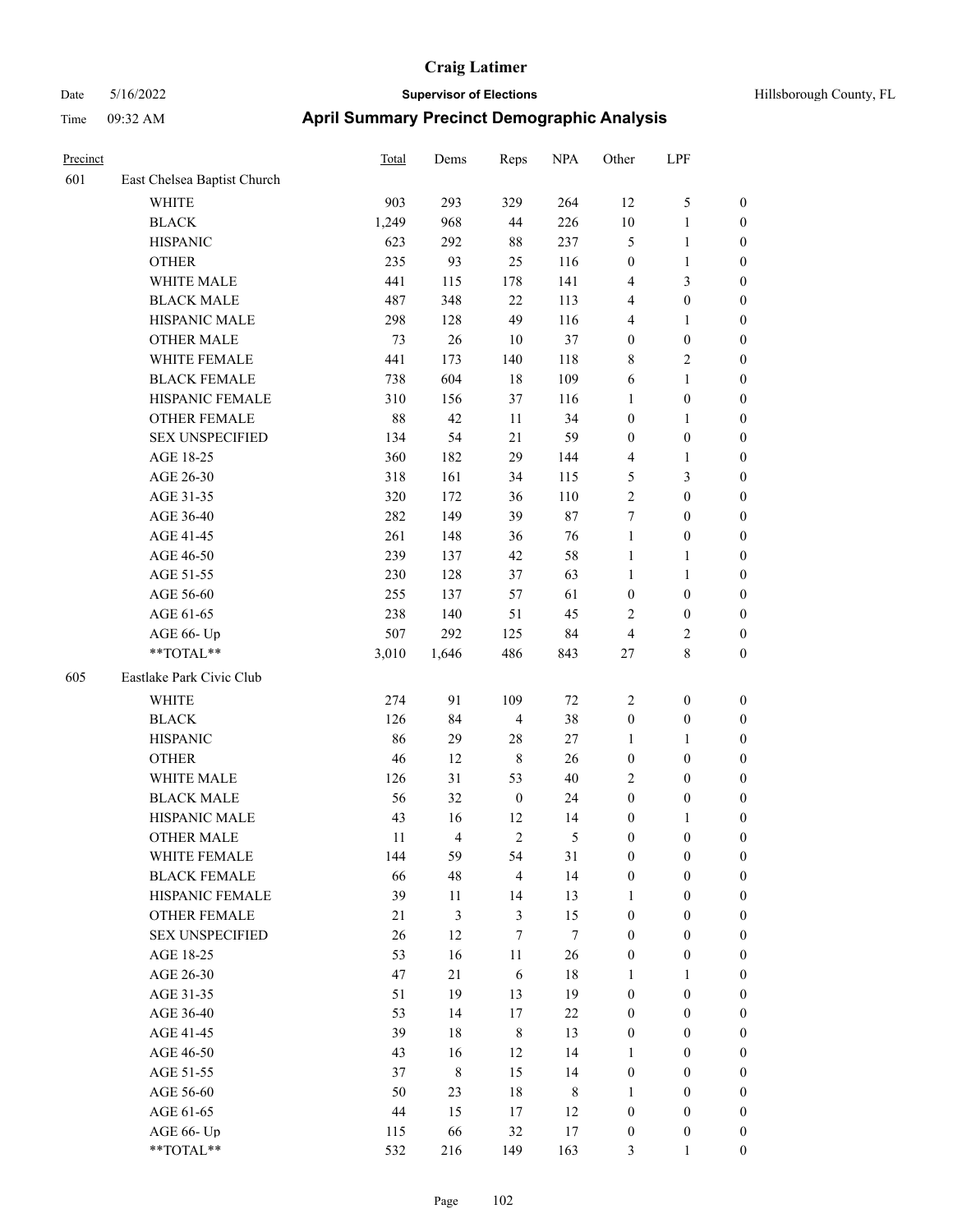**Craig Latimer**

**Supervisor of Elections**

**April Summary Precinct Demographic Analysis**

Date 5/16/2022
Time 09:32 AM

Hillsborough County, FL

| Precinct | | Total | Dems | Reps | NPA | Other | LPF | |
|---|---|---|---|---|---|---|---|---|
| 601 | East Chelsea Baptist Church | | | | | | | |
| | WHITE | 903 | 293 | 329 | 264 | 12 | 5 | 0 |
| | BLACK | 1,249 | 968 | 44 | 226 | 10 | 1 | 0 |
| | HISPANIC | 623 | 292 | 88 | 237 | 5 | 1 | 0 |
| | OTHER | 235 | 93 | 25 | 116 | 0 | 1 | 0 |
| | WHITE MALE | 441 | 115 | 178 | 141 | 4 | 3 | 0 |
| | BLACK MALE | 487 | 348 | 22 | 113 | 4 | 0 | 0 |
| | HISPANIC MALE | 298 | 128 | 49 | 116 | 4 | 1 | 0 |
| | OTHER MALE | 73 | 26 | 10 | 37 | 0 | 0 | 0 |
| | WHITE FEMALE | 441 | 173 | 140 | 118 | 8 | 2 | 0 |
| | BLACK FEMALE | 738 | 604 | 18 | 109 | 6 | 1 | 0 |
| | HISPANIC FEMALE | 310 | 156 | 37 | 116 | 1 | 0 | 0 |
| | OTHER FEMALE | 88 | 42 | 11 | 34 | 0 | 1 | 0 |
| | SEX UNSPECIFIED | 134 | 54 | 21 | 59 | 0 | 0 | 0 |
| | AGE 18-25 | 360 | 182 | 29 | 144 | 4 | 1 | 0 |
| | AGE 26-30 | 318 | 161 | 34 | 115 | 5 | 3 | 0 |
| | AGE 31-35 | 320 | 172 | 36 | 110 | 2 | 0 | 0 |
| | AGE 36-40 | 282 | 149 | 39 | 87 | 7 | 0 | 0 |
| | AGE 41-45 | 261 | 148 | 36 | 76 | 1 | 0 | 0 |
| | AGE 46-50 | 239 | 137 | 42 | 58 | 1 | 1 | 0 |
| | AGE 51-55 | 230 | 128 | 37 | 63 | 1 | 1 | 0 |
| | AGE 56-60 | 255 | 137 | 57 | 61 | 0 | 0 | 0 |
| | AGE 61-65 | 238 | 140 | 51 | 45 | 2 | 0 | 0 |
| | AGE 66- Up | 507 | 292 | 125 | 84 | 4 | 2 | 0 |
| | **TOTAL** | 3,010 | 1,646 | 486 | 843 | 27 | 8 | 0 |
| 605 | Eastlake Park Civic Club | | | | | | | |
| | WHITE | 274 | 91 | 109 | 72 | 2 | 0 | 0 |
| | BLACK | 126 | 84 | 4 | 38 | 0 | 0 | 0 |
| | HISPANIC | 86 | 29 | 28 | 27 | 1 | 1 | 0 |
| | OTHER | 46 | 12 | 8 | 26 | 0 | 0 | 0 |
| | WHITE MALE | 126 | 31 | 53 | 40 | 2 | 0 | 0 |
| | BLACK MALE | 56 | 32 | 0 | 24 | 0 | 0 | 0 |
| | HISPANIC MALE | 43 | 16 | 12 | 14 | 0 | 1 | 0 |
| | OTHER MALE | 11 | 4 | 2 | 5 | 0 | 0 | 0 |
| | WHITE FEMALE | 144 | 59 | 54 | 31 | 0 | 0 | 0 |
| | BLACK FEMALE | 66 | 48 | 4 | 14 | 0 | 0 | 0 |
| | HISPANIC FEMALE | 39 | 11 | 14 | 13 | 1 | 0 | 0 |
| | OTHER FEMALE | 21 | 3 | 3 | 15 | 0 | 0 | 0 |
| | SEX UNSPECIFIED | 26 | 12 | 7 | 7 | 0 | 0 | 0 |
| | AGE 18-25 | 53 | 16 | 11 | 26 | 0 | 0 | 0 |
| | AGE 26-30 | 47 | 21 | 6 | 18 | 1 | 1 | 0 |
| | AGE 31-35 | 51 | 19 | 13 | 19 | 0 | 0 | 0 |
| | AGE 36-40 | 53 | 14 | 17 | 22 | 0 | 0 | 0 |
| | AGE 41-45 | 39 | 18 | 8 | 13 | 0 | 0 | 0 |
| | AGE 46-50 | 43 | 16 | 12 | 14 | 1 | 0 | 0 |
| | AGE 51-55 | 37 | 8 | 15 | 14 | 0 | 0 | 0 |
| | AGE 56-60 | 50 | 23 | 18 | 8 | 1 | 0 | 0 |
| | AGE 61-65 | 44 | 15 | 17 | 12 | 0 | 0 | 0 |
| | AGE 66- Up | 115 | 66 | 32 | 17 | 0 | 0 | 0 |
| | **TOTAL** | 532 | 216 | 149 | 163 | 3 | 1 | 0 |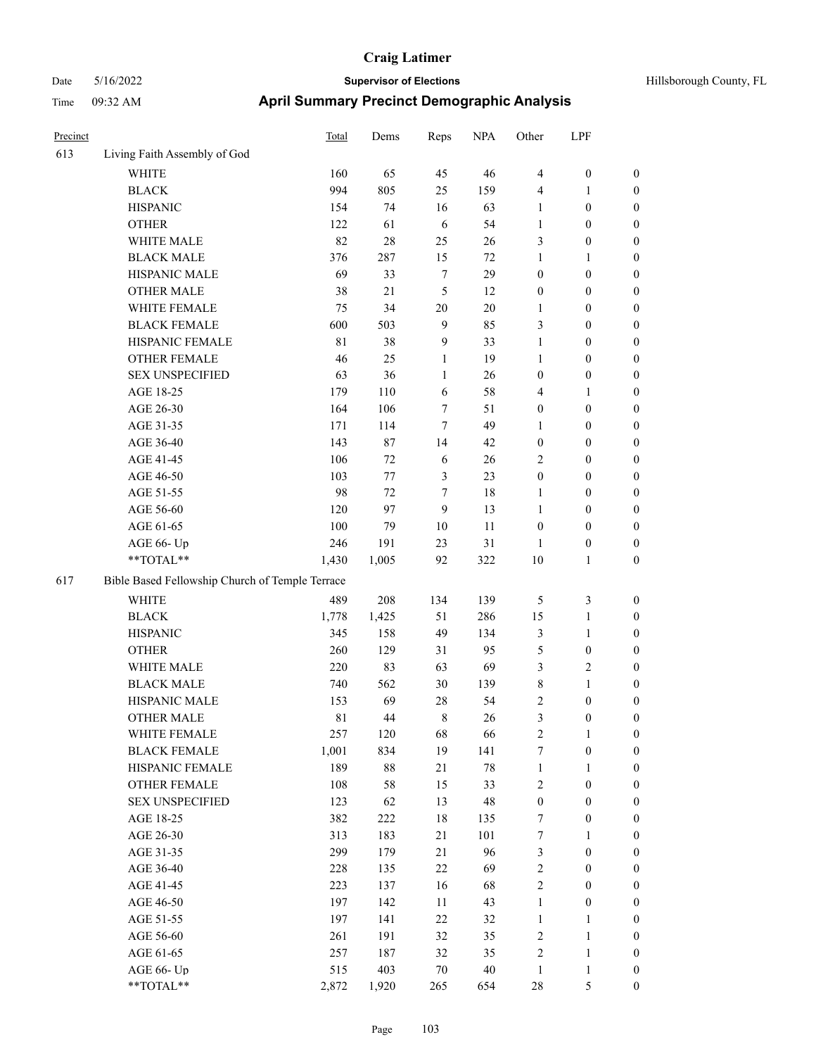# Craig Latimer

Date 5/16/2022 — **Supervisor of Elections** — Hillsborough County, FL

Time 09:32 AM — **April Summary Precinct Demographic Analysis**

| Precinct | | Total | Dems | Reps | NPA | Other | LPF | |
|---|---|---|---|---|---|---|---|---|
| 613 | Living Faith Assembly of God | | | | | | | |
| | WHITE | 160 | 65 | 45 | 46 | 4 | 0 | 0 |
| | BLACK | 994 | 805 | 25 | 159 | 4 | 1 | 0 |
| | HISPANIC | 154 | 74 | 16 | 63 | 1 | 0 | 0 |
| | OTHER | 122 | 61 | 6 | 54 | 1 | 0 | 0 |
| | WHITE MALE | 82 | 28 | 25 | 26 | 3 | 0 | 0 |
| | BLACK MALE | 376 | 287 | 15 | 72 | 1 | 1 | 0 |
| | HISPANIC MALE | 69 | 33 | 7 | 29 | 0 | 0 | 0 |
| | OTHER MALE | 38 | 21 | 5 | 12 | 0 | 0 | 0 |
| | WHITE FEMALE | 75 | 34 | 20 | 20 | 1 | 0 | 0 |
| | BLACK FEMALE | 600 | 503 | 9 | 85 | 3 | 0 | 0 |
| | HISPANIC FEMALE | 81 | 38 | 9 | 33 | 1 | 0 | 0 |
| | OTHER FEMALE | 46 | 25 | 1 | 19 | 1 | 0 | 0 |
| | SEX UNSPECIFIED | 63 | 36 | 1 | 26 | 0 | 0 | 0 |
| | AGE 18-25 | 179 | 110 | 6 | 58 | 4 | 1 | 0 |
| | AGE 26-30 | 164 | 106 | 7 | 51 | 0 | 0 | 0 |
| | AGE 31-35 | 171 | 114 | 7 | 49 | 1 | 0 | 0 |
| | AGE 36-40 | 143 | 87 | 14 | 42 | 0 | 0 | 0 |
| | AGE 41-45 | 106 | 72 | 6 | 26 | 2 | 0 | 0 |
| | AGE 46-50 | 103 | 77 | 3 | 23 | 0 | 0 | 0 |
| | AGE 51-55 | 98 | 72 | 7 | 18 | 1 | 0 | 0 |
| | AGE 56-60 | 120 | 97 | 9 | 13 | 1 | 0 | 0 |
| | AGE 61-65 | 100 | 79 | 10 | 11 | 0 | 0 | 0 |
| | AGE 66- Up | 246 | 191 | 23 | 31 | 1 | 0 | 0 |
| | **TOTAL** | 1,430 | 1,005 | 92 | 322 | 10 | 1 | 0 |
| 617 | Bible Based Fellowship Church of Temple Terrace | | | | | | | |
| | WHITE | 489 | 208 | 134 | 139 | 5 | 3 | 0 |
| | BLACK | 1,778 | 1,425 | 51 | 286 | 15 | 1 | 0 |
| | HISPANIC | 345 | 158 | 49 | 134 | 3 | 1 | 0 |
| | OTHER | 260 | 129 | 31 | 95 | 5 | 0 | 0 |
| | WHITE MALE | 220 | 83 | 63 | 69 | 3 | 2 | 0 |
| | BLACK MALE | 740 | 562 | 30 | 139 | 8 | 1 | 0 |
| | HISPANIC MALE | 153 | 69 | 28 | 54 | 2 | 0 | 0 |
| | OTHER MALE | 81 | 44 | 8 | 26 | 3 | 0 | 0 |
| | WHITE FEMALE | 257 | 120 | 68 | 66 | 2 | 1 | 0 |
| | BLACK FEMALE | 1,001 | 834 | 19 | 141 | 7 | 0 | 0 |
| | HISPANIC FEMALE | 189 | 88 | 21 | 78 | 1 | 1 | 0 |
| | OTHER FEMALE | 108 | 58 | 15 | 33 | 2 | 0 | 0 |
| | SEX UNSPECIFIED | 123 | 62 | 13 | 48 | 0 | 0 | 0 |
| | AGE 18-25 | 382 | 222 | 18 | 135 | 7 | 0 | 0 |
| | AGE 26-30 | 313 | 183 | 21 | 101 | 7 | 1 | 0 |
| | AGE 31-35 | 299 | 179 | 21 | 96 | 3 | 0 | 0 |
| | AGE 36-40 | 228 | 135 | 22 | 69 | 2 | 0 | 0 |
| | AGE 41-45 | 223 | 137 | 16 | 68 | 2 | 0 | 0 |
| | AGE 46-50 | 197 | 142 | 11 | 43 | 1 | 0 | 0 |
| | AGE 51-55 | 197 | 141 | 22 | 32 | 1 | 1 | 0 |
| | AGE 56-60 | 261 | 191 | 32 | 35 | 2 | 1 | 0 |
| | AGE 61-65 | 257 | 187 | 32 | 35 | 2 | 1 | 0 |
| | AGE 66- Up | 515 | 403 | 70 | 40 | 1 | 1 | 0 |
| | **TOTAL** | 2,872 | 1,920 | 265 | 654 | 28 | 5 | 0 |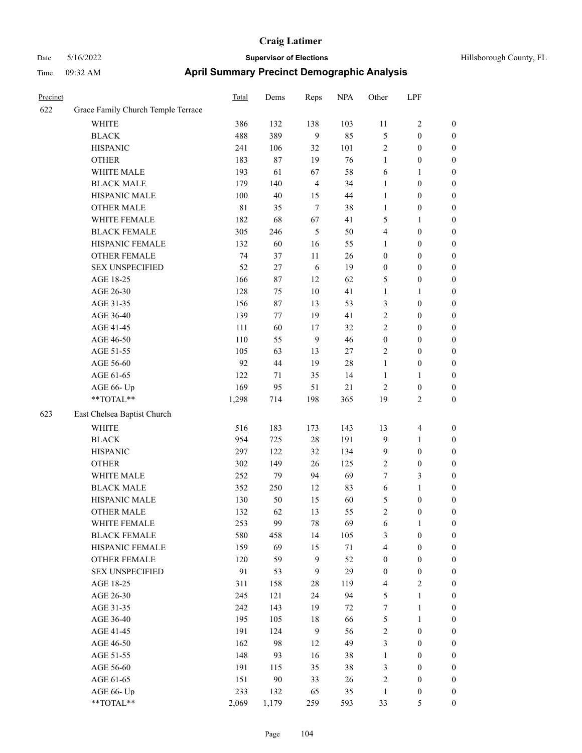# Craig Latimer

**Supervisor of Elections**

Date 5/16/2022 — Hillsborough County, FL

Time 09:32 AM

## April Summary Precinct Demographic Analysis

| Precinct | | Total | Dems | Reps | NPA | Other | LPF | |
|---|---|---|---|---|---|---|---|---|
| 622 | Grace Family Church Temple Terrace | | | | | | | |
| | WHITE | 386 | 132 | 138 | 103 | 11 | 2 | 0 |
| | BLACK | 488 | 389 | 9 | 85 | 5 | 0 | 0 |
| | HISPANIC | 241 | 106 | 32 | 101 | 2 | 0 | 0 |
| | OTHER | 183 | 87 | 19 | 76 | 1 | 0 | 0 |
| | WHITE MALE | 193 | 61 | 67 | 58 | 6 | 1 | 0 |
| | BLACK MALE | 179 | 140 | 4 | 34 | 1 | 0 | 0 |
| | HISPANIC MALE | 100 | 40 | 15 | 44 | 1 | 0 | 0 |
| | OTHER MALE | 81 | 35 | 7 | 38 | 1 | 0 | 0 |
| | WHITE FEMALE | 182 | 68 | 67 | 41 | 5 | 1 | 0 |
| | BLACK FEMALE | 305 | 246 | 5 | 50 | 4 | 0 | 0 |
| | HISPANIC FEMALE | 132 | 60 | 16 | 55 | 1 | 0 | 0 |
| | OTHER FEMALE | 74 | 37 | 11 | 26 | 0 | 0 | 0 |
| | SEX UNSPECIFIED | 52 | 27 | 6 | 19 | 0 | 0 | 0 |
| | AGE 18-25 | 166 | 87 | 12 | 62 | 5 | 0 | 0 |
| | AGE 26-30 | 128 | 75 | 10 | 41 | 1 | 1 | 0 |
| | AGE 31-35 | 156 | 87 | 13 | 53 | 3 | 0 | 0 |
| | AGE 36-40 | 139 | 77 | 19 | 41 | 2 | 0 | 0 |
| | AGE 41-45 | 111 | 60 | 17 | 32 | 2 | 0 | 0 |
| | AGE 46-50 | 110 | 55 | 9 | 46 | 0 | 0 | 0 |
| | AGE 51-55 | 105 | 63 | 13 | 27 | 2 | 0 | 0 |
| | AGE 56-60 | 92 | 44 | 19 | 28 | 1 | 0 | 0 |
| | AGE 61-65 | 122 | 71 | 35 | 14 | 1 | 1 | 0 |
| | AGE 66- Up | 169 | 95 | 51 | 21 | 2 | 0 | 0 |
| | **TOTAL** | 1,298 | 714 | 198 | 365 | 19 | 2 | 0 |
| 623 | East Chelsea Baptist Church | | | | | | | |
| | WHITE | 516 | 183 | 173 | 143 | 13 | 4 | 0 |
| | BLACK | 954 | 725 | 28 | 191 | 9 | 1 | 0 |
| | HISPANIC | 297 | 122 | 32 | 134 | 9 | 0 | 0 |
| | OTHER | 302 | 149 | 26 | 125 | 2 | 0 | 0 |
| | WHITE MALE | 252 | 79 | 94 | 69 | 7 | 3 | 0 |
| | BLACK MALE | 352 | 250 | 12 | 83 | 6 | 1 | 0 |
| | HISPANIC MALE | 130 | 50 | 15 | 60 | 5 | 0 | 0 |
| | OTHER MALE | 132 | 62 | 13 | 55 | 2 | 0 | 0 |
| | WHITE FEMALE | 253 | 99 | 78 | 69 | 6 | 1 | 0 |
| | BLACK FEMALE | 580 | 458 | 14 | 105 | 3 | 0 | 0 |
| | HISPANIC FEMALE | 159 | 69 | 15 | 71 | 4 | 0 | 0 |
| | OTHER FEMALE | 120 | 59 | 9 | 52 | 0 | 0 | 0 |
| | SEX UNSPECIFIED | 91 | 53 | 9 | 29 | 0 | 0 | 0 |
| | AGE 18-25 | 311 | 158 | 28 | 119 | 4 | 2 | 0 |
| | AGE 26-30 | 245 | 121 | 24 | 94 | 5 | 1 | 0 |
| | AGE 31-35 | 242 | 143 | 19 | 72 | 7 | 1 | 0 |
| | AGE 36-40 | 195 | 105 | 18 | 66 | 5 | 1 | 0 |
| | AGE 41-45 | 191 | 124 | 9 | 56 | 2 | 0 | 0 |
| | AGE 46-50 | 162 | 98 | 12 | 49 | 3 | 0 | 0 |
| | AGE 51-55 | 148 | 93 | 16 | 38 | 1 | 0 | 0 |
| | AGE 56-60 | 191 | 115 | 35 | 38 | 3 | 0 | 0 |
| | AGE 61-65 | 151 | 90 | 33 | 26 | 2 | 0 | 0 |
| | AGE 66- Up | 233 | 132 | 65 | 35 | 1 | 0 | 0 |
| | **TOTAL** | 2,069 | 1,179 | 259 | 593 | 33 | 5 | 0 |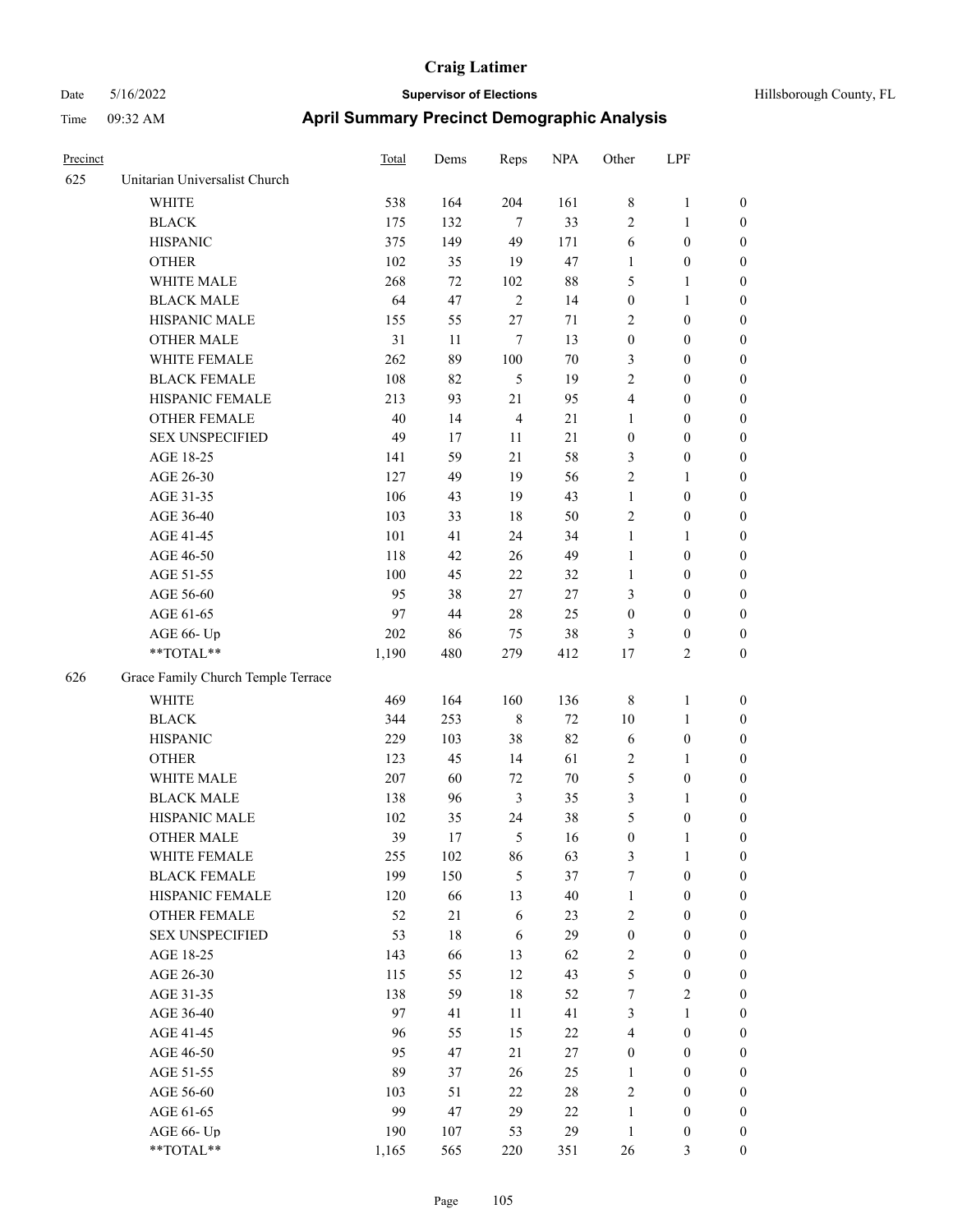# Craig Latimer

**Supervisor of Elections**

**April Summary Precinct Demographic Analysis**

Date 5/16/2022
Time 09:32 AM

Hillsborough County, FL

| Precinct | | Total | Dems | Reps | NPA | Other | LPF | |
|---|---|---|---|---|---|---|---|---|
| 625 | Unitarian Universalist Church | | | | | | | |
| | WHITE | 538 | 164 | 204 | 161 | 8 | 1 | 0 |
| | BLACK | 175 | 132 | 7 | 33 | 2 | 1 | 0 |
| | HISPANIC | 375 | 149 | 49 | 171 | 6 | 0 | 0 |
| | OTHER | 102 | 35 | 19 | 47 | 1 | 0 | 0 |
| | WHITE MALE | 268 | 72 | 102 | 88 | 5 | 1 | 0 |
| | BLACK MALE | 64 | 47 | 2 | 14 | 0 | 1 | 0 |
| | HISPANIC MALE | 155 | 55 | 27 | 71 | 2 | 0 | 0 |
| | OTHER MALE | 31 | 11 | 7 | 13 | 0 | 0 | 0 |
| | WHITE FEMALE | 262 | 89 | 100 | 70 | 3 | 0 | 0 |
| | BLACK FEMALE | 108 | 82 | 5 | 19 | 2 | 0 | 0 |
| | HISPANIC FEMALE | 213 | 93 | 21 | 95 | 4 | 0 | 0 |
| | OTHER FEMALE | 40 | 14 | 4 | 21 | 1 | 0 | 0 |
| | SEX UNSPECIFIED | 49 | 17 | 11 | 21 | 0 | 0 | 0 |
| | AGE 18-25 | 141 | 59 | 21 | 58 | 3 | 0 | 0 |
| | AGE 26-30 | 127 | 49 | 19 | 56 | 2 | 1 | 0 |
| | AGE 31-35 | 106 | 43 | 19 | 43 | 1 | 0 | 0 |
| | AGE 36-40 | 103 | 33 | 18 | 50 | 2 | 0 | 0 |
| | AGE 41-45 | 101 | 41 | 24 | 34 | 1 | 1 | 0 |
| | AGE 46-50 | 118 | 42 | 26 | 49 | 1 | 0 | 0 |
| | AGE 51-55 | 100 | 45 | 22 | 32 | 1 | 0 | 0 |
| | AGE 56-60 | 95 | 38 | 27 | 27 | 3 | 0 | 0 |
| | AGE 61-65 | 97 | 44 | 28 | 25 | 0 | 0 | 0 |
| | AGE 66- Up | 202 | 86 | 75 | 38 | 3 | 0 | 0 |
| | **TOTAL** | 1,190 | 480 | 279 | 412 | 17 | 2 | 0 |
| 626 | Grace Family Church Temple Terrace | | | | | | | |
| | WHITE | 469 | 164 | 160 | 136 | 8 | 1 | 0 |
| | BLACK | 344 | 253 | 8 | 72 | 10 | 1 | 0 |
| | HISPANIC | 229 | 103 | 38 | 82 | 6 | 0 | 0 |
| | OTHER | 123 | 45 | 14 | 61 | 2 | 1 | 0 |
| | WHITE MALE | 207 | 60 | 72 | 70 | 5 | 0 | 0 |
| | BLACK MALE | 138 | 96 | 3 | 35 | 3 | 1 | 0 |
| | HISPANIC MALE | 102 | 35 | 24 | 38 | 5 | 0 | 0 |
| | OTHER MALE | 39 | 17 | 5 | 16 | 0 | 1 | 0 |
| | WHITE FEMALE | 255 | 102 | 86 | 63 | 3 | 1 | 0 |
| | BLACK FEMALE | 199 | 150 | 5 | 37 | 7 | 0 | 0 |
| | HISPANIC FEMALE | 120 | 66 | 13 | 40 | 1 | 0 | 0 |
| | OTHER FEMALE | 52 | 21 | 6 | 23 | 2 | 0 | 0 |
| | SEX UNSPECIFIED | 53 | 18 | 6 | 29 | 0 | 0 | 0 |
| | AGE 18-25 | 143 | 66 | 13 | 62 | 2 | 0 | 0 |
| | AGE 26-30 | 115 | 55 | 12 | 43 | 5 | 0 | 0 |
| | AGE 31-35 | 138 | 59 | 18 | 52 | 7 | 2 | 0 |
| | AGE 36-40 | 97 | 41 | 11 | 41 | 3 | 1 | 0 |
| | AGE 41-45 | 96 | 55 | 15 | 22 | 4 | 0 | 0 |
| | AGE 46-50 | 95 | 47 | 21 | 27 | 0 | 0 | 0 |
| | AGE 51-55 | 89 | 37 | 26 | 25 | 1 | 0 | 0 |
| | AGE 56-60 | 103 | 51 | 22 | 28 | 2 | 0 | 0 |
| | AGE 61-65 | 99 | 47 | 29 | 22 | 1 | 0 | 0 |
| | AGE 66- Up | 190 | 107 | 53 | 29 | 1 | 0 | 0 |
| | **TOTAL** | 1,165 | 565 | 220 | 351 | 26 | 3 | 0 |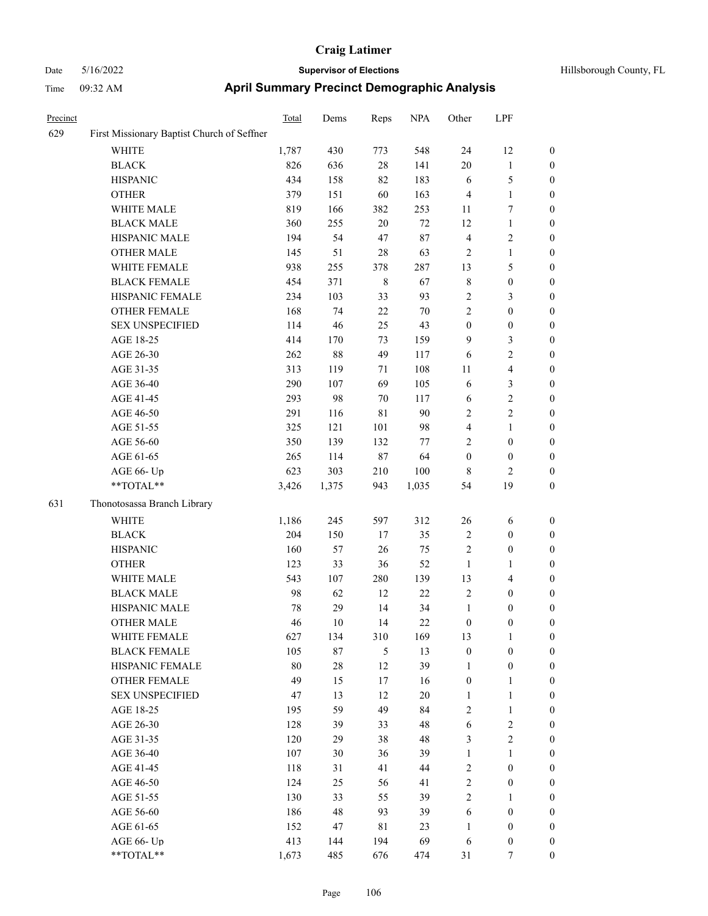# Craig Latimer

**Supervisor of Elections**

Date 5/16/2022 Hillsborough County, FL

Time 09:32 AM

## April Summary Precinct Demographic Analysis

| Precinct | | Total | Dems | Reps | NPA | Other | LPF | |
|---|---|---|---|---|---|---|---|---|
| 629 | First Missionary Baptist Church of Seffner | | | | | | | |
| | WHITE | 1,787 | 430 | 773 | 548 | 24 | 12 | 0 |
| | BLACK | 826 | 636 | 28 | 141 | 20 | 1 | 0 |
| | HISPANIC | 434 | 158 | 82 | 183 | 6 | 5 | 0 |
| | OTHER | 379 | 151 | 60 | 163 | 4 | 1 | 0 |
| | WHITE MALE | 819 | 166 | 382 | 253 | 11 | 7 | 0 |
| | BLACK MALE | 360 | 255 | 20 | 72 | 12 | 1 | 0 |
| | HISPANIC MALE | 194 | 54 | 47 | 87 | 4 | 2 | 0 |
| | OTHER MALE | 145 | 51 | 28 | 63 | 2 | 1 | 0 |
| | WHITE FEMALE | 938 | 255 | 378 | 287 | 13 | 5 | 0 |
| | BLACK FEMALE | 454 | 371 | 8 | 67 | 8 | 0 | 0 |
| | HISPANIC FEMALE | 234 | 103 | 33 | 93 | 2 | 3 | 0 |
| | OTHER FEMALE | 168 | 74 | 22 | 70 | 2 | 0 | 0 |
| | SEX UNSPECIFIED | 114 | 46 | 25 | 43 | 0 | 0 | 0 |
| | AGE 18-25 | 414 | 170 | 73 | 159 | 9 | 3 | 0 |
| | AGE 26-30 | 262 | 88 | 49 | 117 | 6 | 2 | 0 |
| | AGE 31-35 | 313 | 119 | 71 | 108 | 11 | 4 | 0 |
| | AGE 36-40 | 290 | 107 | 69 | 105 | 6 | 3 | 0 |
| | AGE 41-45 | 293 | 98 | 70 | 117 | 6 | 2 | 0 |
| | AGE 46-50 | 291 | 116 | 81 | 90 | 2 | 2 | 0 |
| | AGE 51-55 | 325 | 121 | 101 | 98 | 4 | 1 | 0 |
| | AGE 56-60 | 350 | 139 | 132 | 77 | 2 | 0 | 0 |
| | AGE 61-65 | 265 | 114 | 87 | 64 | 0 | 0 | 0 |
| | AGE 66- Up | 623 | 303 | 210 | 100 | 8 | 2 | 0 |
| | **TOTAL** | 3,426 | 1,375 | 943 | 1,035 | 54 | 19 | 0 |
| 631 | Thonotosassa Branch Library | | | | | | | |
| | WHITE | 1,186 | 245 | 597 | 312 | 26 | 6 | 0 |
| | BLACK | 204 | 150 | 17 | 35 | 2 | 0 | 0 |
| | HISPANIC | 160 | 57 | 26 | 75 | 2 | 0 | 0 |
| | OTHER | 123 | 33 | 36 | 52 | 1 | 1 | 0 |
| | WHITE MALE | 543 | 107 | 280 | 139 | 13 | 4 | 0 |
| | BLACK MALE | 98 | 62 | 12 | 22 | 2 | 0 | 0 |
| | HISPANIC MALE | 78 | 29 | 14 | 34 | 1 | 0 | 0 |
| | OTHER MALE | 46 | 10 | 14 | 22 | 0 | 0 | 0 |
| | WHITE FEMALE | 627 | 134 | 310 | 169 | 13 | 1 | 0 |
| | BLACK FEMALE | 105 | 87 | 5 | 13 | 0 | 0 | 0 |
| | HISPANIC FEMALE | 80 | 28 | 12 | 39 | 1 | 0 | 0 |
| | OTHER FEMALE | 49 | 15 | 17 | 16 | 0 | 1 | 0 |
| | SEX UNSPECIFIED | 47 | 13 | 12 | 20 | 1 | 1 | 0 |
| | AGE 18-25 | 195 | 59 | 49 | 84 | 2 | 1 | 0 |
| | AGE 26-30 | 128 | 39 | 33 | 48 | 6 | 2 | 0 |
| | AGE 31-35 | 120 | 29 | 38 | 48 | 3 | 2 | 0 |
| | AGE 36-40 | 107 | 30 | 36 | 39 | 1 | 1 | 0 |
| | AGE 41-45 | 118 | 31 | 41 | 44 | 2 | 0 | 0 |
| | AGE 46-50 | 124 | 25 | 56 | 41 | 2 | 0 | 0 |
| | AGE 51-55 | 130 | 33 | 55 | 39 | 2 | 1 | 0 |
| | AGE 56-60 | 186 | 48 | 93 | 39 | 6 | 0 | 0 |
| | AGE 61-65 | 152 | 47 | 81 | 23 | 1 | 0 | 0 |
| | AGE 66- Up | 413 | 144 | 194 | 69 | 6 | 0 | 0 |
| | **TOTAL** | 1,673 | 485 | 676 | 474 | 31 | 7 | 0 |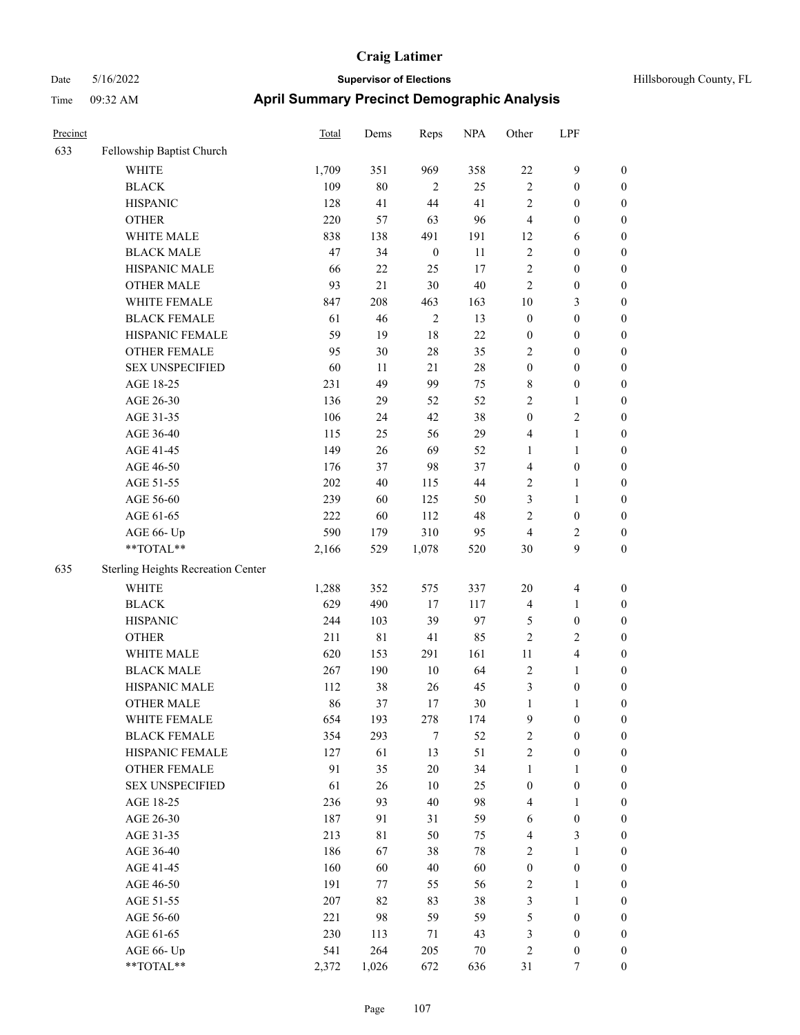# Craig Latimer

**Supervisor of Elections**

Date 5/16/2022 — Hillsborough County, FL

Time 09:32 AM

## April Summary Precinct Demographic Analysis

| Precinct | | Total | Dems | Reps | NPA | Other | LPF | |
|---|---|---|---|---|---|---|---|---|
| 633 | Fellowship Baptist Church | | | | | | | |
| | WHITE | 1,709 | 351 | 969 | 358 | 22 | 9 | 0 |
| | BLACK | 109 | 80 | 2 | 25 | 2 | 0 | 0 |
| | HISPANIC | 128 | 41 | 44 | 41 | 2 | 0 | 0 |
| | OTHER | 220 | 57 | 63 | 96 | 4 | 0 | 0 |
| | WHITE MALE | 838 | 138 | 491 | 191 | 12 | 6 | 0 |
| | BLACK MALE | 47 | 34 | 0 | 11 | 2 | 0 | 0 |
| | HISPANIC MALE | 66 | 22 | 25 | 17 | 2 | 0 | 0 |
| | OTHER MALE | 93 | 21 | 30 | 40 | 2 | 0 | 0 |
| | WHITE FEMALE | 847 | 208 | 463 | 163 | 10 | 3 | 0 |
| | BLACK FEMALE | 61 | 46 | 2 | 13 | 0 | 0 | 0 |
| | HISPANIC FEMALE | 59 | 19 | 18 | 22 | 0 | 0 | 0 |
| | OTHER FEMALE | 95 | 30 | 28 | 35 | 2 | 0 | 0 |
| | SEX UNSPECIFIED | 60 | 11 | 21 | 28 | 0 | 0 | 0 |
| | AGE 18-25 | 231 | 49 | 99 | 75 | 8 | 0 | 0 |
| | AGE 26-30 | 136 | 29 | 52 | 52 | 2 | 1 | 0 |
| | AGE 31-35 | 106 | 24 | 42 | 38 | 0 | 2 | 0 |
| | AGE 36-40 | 115 | 25 | 56 | 29 | 4 | 1 | 0 |
| | AGE 41-45 | 149 | 26 | 69 | 52 | 1 | 1 | 0 |
| | AGE 46-50 | 176 | 37 | 98 | 37 | 4 | 0 | 0 |
| | AGE 51-55 | 202 | 40 | 115 | 44 | 2 | 1 | 0 |
| | AGE 56-60 | 239 | 60 | 125 | 50 | 3 | 1 | 0 |
| | AGE 61-65 | 222 | 60 | 112 | 48 | 2 | 0 | 0 |
| | AGE 66- Up | 590 | 179 | 310 | 95 | 4 | 2 | 0 |
| | **TOTAL** | 2,166 | 529 | 1,078 | 520 | 30 | 9 | 0 |
| 635 | Sterling Heights Recreation Center | | | | | | | |
| | WHITE | 1,288 | 352 | 575 | 337 | 20 | 4 | 0 |
| | BLACK | 629 | 490 | 17 | 117 | 4 | 1 | 0 |
| | HISPANIC | 244 | 103 | 39 | 97 | 5 | 0 | 0 |
| | OTHER | 211 | 81 | 41 | 85 | 2 | 2 | 0 |
| | WHITE MALE | 620 | 153 | 291 | 161 | 11 | 4 | 0 |
| | BLACK MALE | 267 | 190 | 10 | 64 | 2 | 1 | 0 |
| | HISPANIC MALE | 112 | 38 | 26 | 45 | 3 | 0 | 0 |
| | OTHER MALE | 86 | 37 | 17 | 30 | 1 | 1 | 0 |
| | WHITE FEMALE | 654 | 193 | 278 | 174 | 9 | 0 | 0 |
| | BLACK FEMALE | 354 | 293 | 7 | 52 | 2 | 0 | 0 |
| | HISPANIC FEMALE | 127 | 61 | 13 | 51 | 2 | 0 | 0 |
| | OTHER FEMALE | 91 | 35 | 20 | 34 | 1 | 1 | 0 |
| | SEX UNSPECIFIED | 61 | 26 | 10 | 25 | 0 | 0 | 0 |
| | AGE 18-25 | 236 | 93 | 40 | 98 | 4 | 1 | 0 |
| | AGE 26-30 | 187 | 91 | 31 | 59 | 6 | 0 | 0 |
| | AGE 31-35 | 213 | 81 | 50 | 75 | 4 | 3 | 0 |
| | AGE 36-40 | 186 | 67 | 38 | 78 | 2 | 1 | 0 |
| | AGE 41-45 | 160 | 60 | 40 | 60 | 0 | 0 | 0 |
| | AGE 46-50 | 191 | 77 | 55 | 56 | 2 | 1 | 0 |
| | AGE 51-55 | 207 | 82 | 83 | 38 | 3 | 1 | 0 |
| | AGE 56-60 | 221 | 98 | 59 | 59 | 5 | 0 | 0 |
| | AGE 61-65 | 230 | 113 | 71 | 43 | 3 | 0 | 0 |
| | AGE 66- Up | 541 | 264 | 205 | 70 | 2 | 0 | 0 |
| | **TOTAL** | 2,372 | 1,026 | 672 | 636 | 31 | 7 | 0 |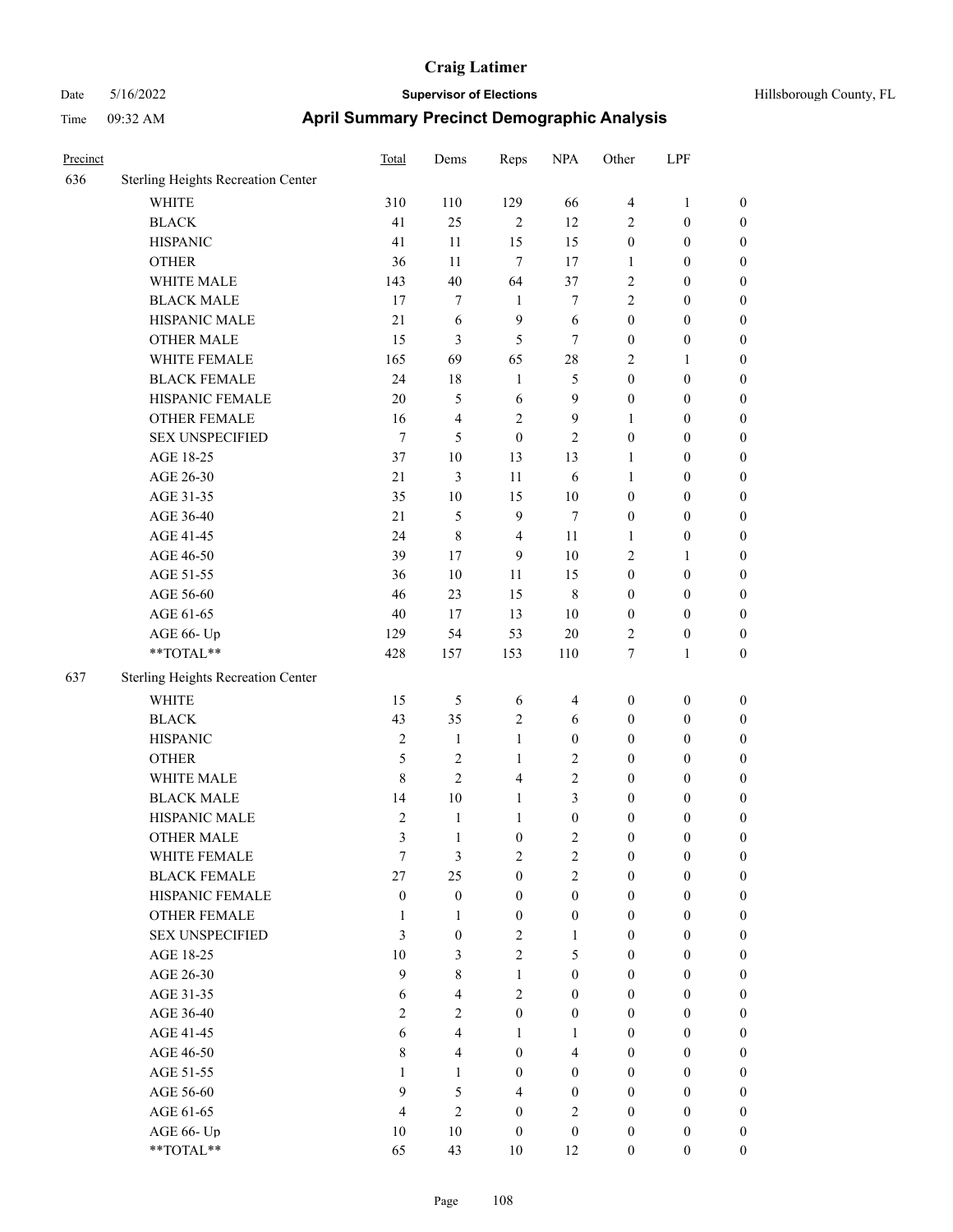# Craig Latimer

**Supervisor of Elections**

Hillsborough County, FL

Date 5/16/2022

Time 09:32 AM

## April Summary Precinct Demographic Analysis

| Precinct | | Total | Dems | Reps | NPA | Other | LPF | |
|---|---|---|---|---|---|---|---|---|
| 636 | Sterling Heights Recreation Center | | | | | | | |
| | WHITE | 310 | 110 | 129 | 66 | 4 | 1 | 0 |
| | BLACK | 41 | 25 | 2 | 12 | 2 | 0 | 0 |
| | HISPANIC | 41 | 11 | 15 | 15 | 0 | 0 | 0 |
| | OTHER | 36 | 11 | 7 | 17 | 1 | 0 | 0 |
| | WHITE MALE | 143 | 40 | 64 | 37 | 2 | 0 | 0 |
| | BLACK MALE | 17 | 7 | 1 | 7 | 2 | 0 | 0 |
| | HISPANIC MALE | 21 | 6 | 9 | 6 | 0 | 0 | 0 |
| | OTHER MALE | 15 | 3 | 5 | 7 | 0 | 0 | 0 |
| | WHITE FEMALE | 165 | 69 | 65 | 28 | 2 | 1 | 0 |
| | BLACK FEMALE | 24 | 18 | 1 | 5 | 0 | 0 | 0 |
| | HISPANIC FEMALE | 20 | 5 | 6 | 9 | 0 | 0 | 0 |
| | OTHER FEMALE | 16 | 4 | 2 | 9 | 1 | 0 | 0 |
| | SEX UNSPECIFIED | 7 | 5 | 0 | 2 | 0 | 0 | 0 |
| | AGE 18-25 | 37 | 10 | 13 | 13 | 1 | 0 | 0 |
| | AGE 26-30 | 21 | 3 | 11 | 6 | 1 | 0 | 0 |
| | AGE 31-35 | 35 | 10 | 15 | 10 | 0 | 0 | 0 |
| | AGE 36-40 | 21 | 5 | 9 | 7 | 0 | 0 | 0 |
| | AGE 41-45 | 24 | 8 | 4 | 11 | 1 | 0 | 0 |
| | AGE 46-50 | 39 | 17 | 9 | 10 | 2 | 1 | 0 |
| | AGE 51-55 | 36 | 10 | 11 | 15 | 0 | 0 | 0 |
| | AGE 56-60 | 46 | 23 | 15 | 8 | 0 | 0 | 0 |
| | AGE 61-65 | 40 | 17 | 13 | 10 | 0 | 0 | 0 |
| | AGE 66- Up | 129 | 54 | 53 | 20 | 2 | 0 | 0 |
| | **TOTAL** | 428 | 157 | 153 | 110 | 7 | 1 | 0 |
| 637 | Sterling Heights Recreation Center | | | | | | | |
| | WHITE | 15 | 5 | 6 | 4 | 0 | 0 | 0 |
| | BLACK | 43 | 35 | 2 | 6 | 0 | 0 | 0 |
| | HISPANIC | 2 | 1 | 1 | 0 | 0 | 0 | 0 |
| | OTHER | 5 | 2 | 1 | 2 | 0 | 0 | 0 |
| | WHITE MALE | 8 | 2 | 4 | 2 | 0 | 0 | 0 |
| | BLACK MALE | 14 | 10 | 1 | 3 | 0 | 0 | 0 |
| | HISPANIC MALE | 2 | 1 | 1 | 0 | 0 | 0 | 0 |
| | OTHER MALE | 3 | 1 | 0 | 2 | 0 | 0 | 0 |
| | WHITE FEMALE | 7 | 3 | 2 | 2 | 0 | 0 | 0 |
| | BLACK FEMALE | 27 | 25 | 0 | 2 | 0 | 0 | 0 |
| | HISPANIC FEMALE | 0 | 0 | 0 | 0 | 0 | 0 | 0 |
| | OTHER FEMALE | 1 | 1 | 0 | 0 | 0 | 0 | 0 |
| | SEX UNSPECIFIED | 3 | 0 | 2 | 1 | 0 | 0 | 0 |
| | AGE 18-25 | 10 | 3 | 2 | 5 | 0 | 0 | 0 |
| | AGE 26-30 | 9 | 8 | 1 | 0 | 0 | 0 | 0 |
| | AGE 31-35 | 6 | 4 | 2 | 0 | 0 | 0 | 0 |
| | AGE 36-40 | 2 | 2 | 0 | 0 | 0 | 0 | 0 |
| | AGE 41-45 | 6 | 4 | 1 | 1 | 0 | 0 | 0 |
| | AGE 46-50 | 8 | 4 | 0 | 4 | 0 | 0 | 0 |
| | AGE 51-55 | 1 | 1 | 0 | 0 | 0 | 0 | 0 |
| | AGE 56-60 | 9 | 5 | 4 | 0 | 0 | 0 | 0 |
| | AGE 61-65 | 4 | 2 | 0 | 2 | 0 | 0 | 0 |
| | AGE 66- Up | 10 | 10 | 0 | 0 | 0 | 0 | 0 |
| | **TOTAL** | 65 | 43 | 10 | 12 | 0 | 0 | 0 |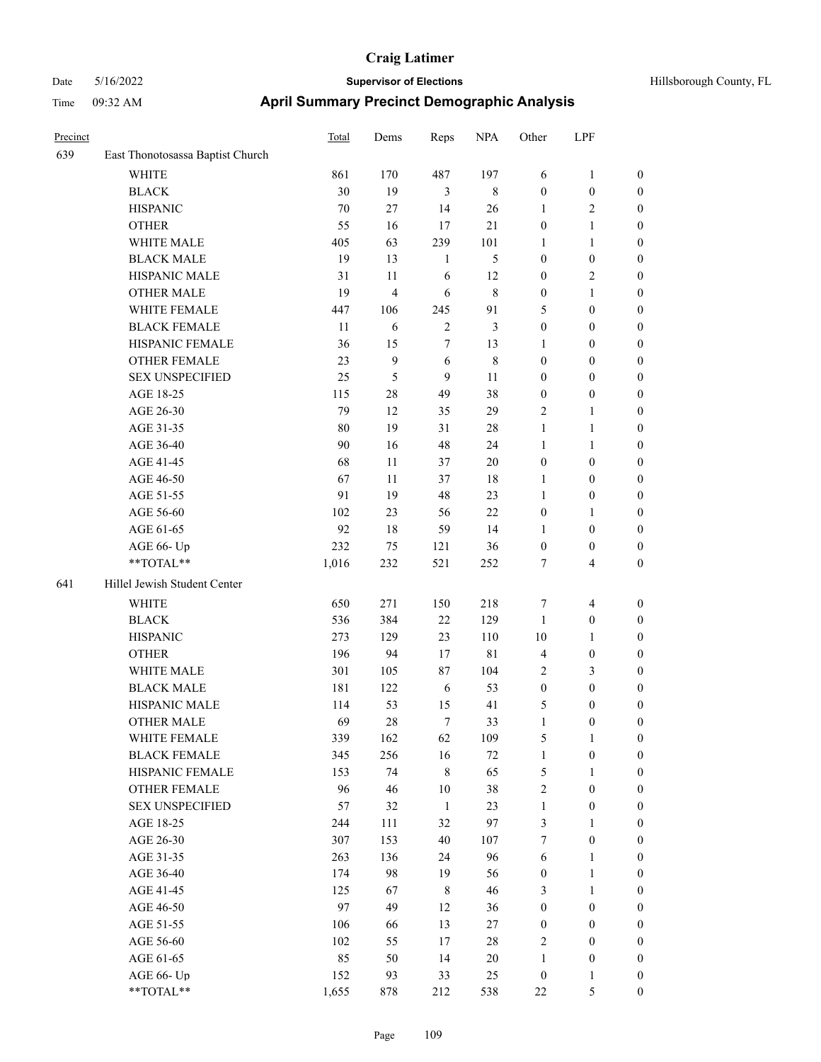| Precinct | | Total | Dems | Reps | NPA | Other | LPF | |
|---|---|---|---|---|---|---|---|---|
| 639 | East Thonotosassa Baptist Church | | | | | | | |
| | WHITE | 861 | 170 | 487 | 197 | 6 | 1 | 0 |
| | BLACK | 30 | 19 | 3 | 8 | 0 | 0 | 0 |
| | HISPANIC | 70 | 27 | 14 | 26 | 1 | 2 | 0 |
| | OTHER | 55 | 16 | 17 | 21 | 0 | 1 | 0 |
| | WHITE MALE | 405 | 63 | 239 | 101 | 1 | 1 | 0 |
| | BLACK MALE | 19 | 13 | 1 | 5 | 0 | 0 | 0 |
| | HISPANIC MALE | 31 | 11 | 6 | 12 | 0 | 2 | 0 |
| | OTHER MALE | 19 | 4 | 6 | 8 | 0 | 1 | 0 |
| | WHITE FEMALE | 447 | 106 | 245 | 91 | 5 | 0 | 0 |
| | BLACK FEMALE | 11 | 6 | 2 | 3 | 0 | 0 | 0 |
| | HISPANIC FEMALE | 36 | 15 | 7 | 13 | 1 | 0 | 0 |
| | OTHER FEMALE | 23 | 9 | 6 | 8 | 0 | 0 | 0 |
| | SEX UNSPECIFIED | 25 | 5 | 9 | 11 | 0 | 0 | 0 |
| | AGE 18-25 | 115 | 28 | 49 | 38 | 0 | 0 | 0 |
| | AGE 26-30 | 79 | 12 | 35 | 29 | 2 | 1 | 0 |
| | AGE 31-35 | 80 | 19 | 31 | 28 | 1 | 1 | 0 |
| | AGE 36-40 | 90 | 16 | 48 | 24 | 1 | 1 | 0 |
| | AGE 41-45 | 68 | 11 | 37 | 20 | 0 | 0 | 0 |
| | AGE 46-50 | 67 | 11 | 37 | 18 | 1 | 0 | 0 |
| | AGE 51-55 | 91 | 19 | 48 | 23 | 1 | 0 | 0 |
| | AGE 56-60 | 102 | 23 | 56 | 22 | 0 | 1 | 0 |
| | AGE 61-65 | 92 | 18 | 59 | 14 | 1 | 0 | 0 |
| | AGE 66- Up | 232 | 75 | 121 | 36 | 0 | 0 | 0 |
| | **TOTAL** | 1,016 | 232 | 521 | 252 | 7 | 4 | 0 |
| 641 | Hillel Jewish Student Center | | | | | | | |
| | WHITE | 650 | 271 | 150 | 218 | 7 | 4 | 0 |
| | BLACK | 536 | 384 | 22 | 129 | 1 | 0 | 0 |
| | HISPANIC | 273 | 129 | 23 | 110 | 10 | 1 | 0 |
| | OTHER | 196 | 94 | 17 | 81 | 4 | 0 | 0 |
| | WHITE MALE | 301 | 105 | 87 | 104 | 2 | 3 | 0 |
| | BLACK MALE | 181 | 122 | 6 | 53 | 0 | 0 | 0 |
| | HISPANIC MALE | 114 | 53 | 15 | 41 | 5 | 0 | 0 |
| | OTHER MALE | 69 | 28 | 7 | 33 | 1 | 0 | 0 |
| | WHITE FEMALE | 339 | 162 | 62 | 109 | 5 | 1 | 0 |
| | BLACK FEMALE | 345 | 256 | 16 | 72 | 1 | 0 | 0 |
| | HISPANIC FEMALE | 153 | 74 | 8 | 65 | 5 | 1 | 0 |
| | OTHER FEMALE | 96 | 46 | 10 | 38 | 2 | 0 | 0 |
| | SEX UNSPECIFIED | 57 | 32 | 1 | 23 | 1 | 0 | 0 |
| | AGE 18-25 | 244 | 111 | 32 | 97 | 3 | 1 | 0 |
| | AGE 26-30 | 307 | 153 | 40 | 107 | 7 | 0 | 0 |
| | AGE 31-35 | 263 | 136 | 24 | 96 | 6 | 1 | 0 |
| | AGE 36-40 | 174 | 98 | 19 | 56 | 0 | 1 | 0 |
| | AGE 41-45 | 125 | 67 | 8 | 46 | 3 | 1 | 0 |
| | AGE 46-50 | 97 | 49 | 12 | 36 | 0 | 0 | 0 |
| | AGE 51-55 | 106 | 66 | 13 | 27 | 0 | 0 | 0 |
| | AGE 56-60 | 102 | 55 | 17 | 28 | 2 | 0 | 0 |
| | AGE 61-65 | 85 | 50 | 14 | 20 | 1 | 0 | 0 |
| | AGE 66- Up | 152 | 93 | 33 | 25 | 0 | 1 | 0 |
| | **TOTAL** | 1,655 | 878 | 212 | 538 | 22 | 5 | 0 |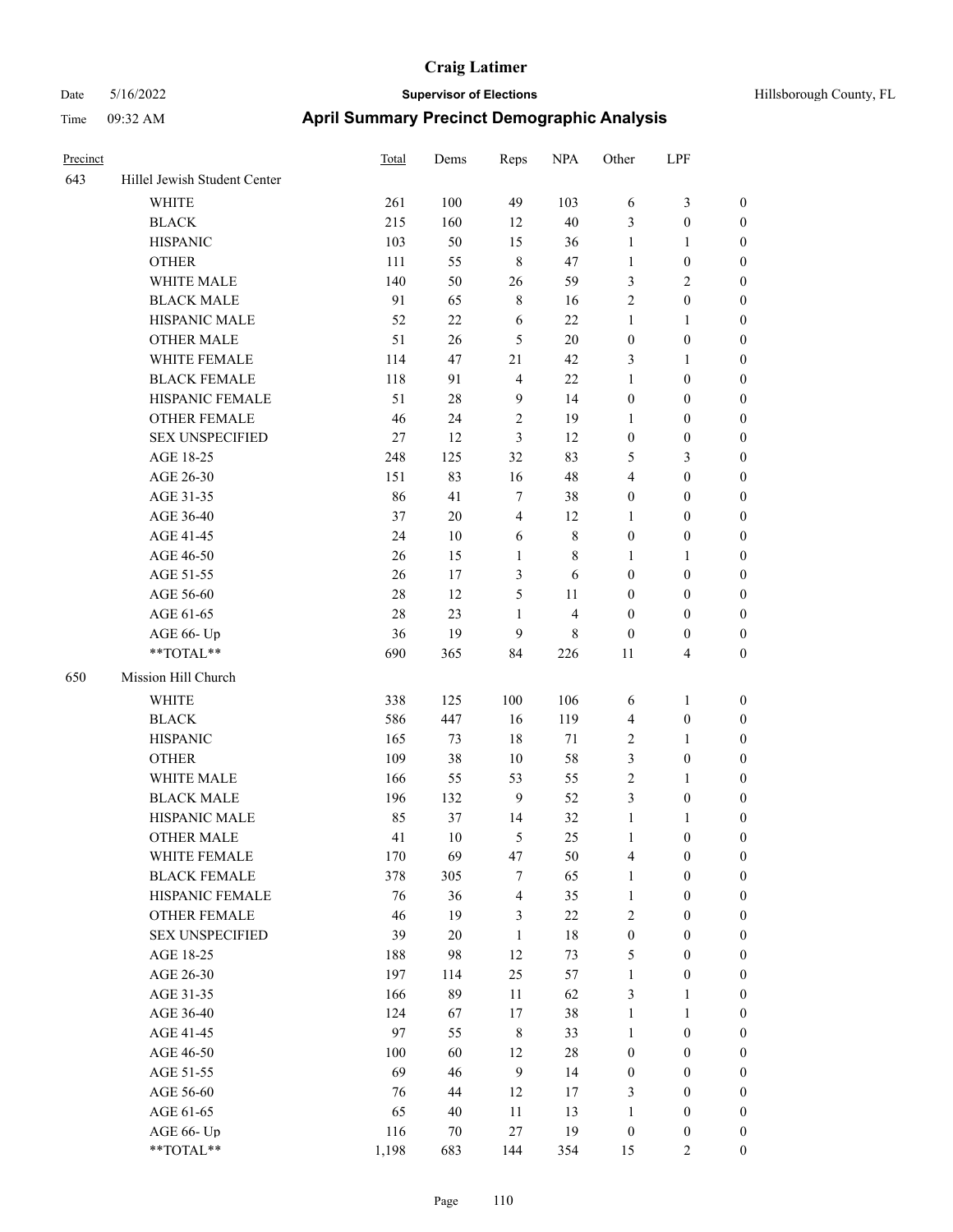# Craig Latimer

**Supervisor of Elections**

Hillsborough County, FL

Date 5/16/2022

Time 09:32 AM

## April Summary Precinct Demographic Analysis

| Precinct | | Total | Dems | Reps | NPA | Other | LPF | |
|---|---|---|---|---|---|---|---|---|
| 643 | Hillel Jewish Student Center | | | | | | | |
| | WHITE | 261 | 100 | 49 | 103 | 6 | 3 | 0 |
| | BLACK | 215 | 160 | 12 | 40 | 3 | 0 | 0 |
| | HISPANIC | 103 | 50 | 15 | 36 | 1 | 1 | 0 |
| | OTHER | 111 | 55 | 8 | 47 | 1 | 0 | 0 |
| | WHITE MALE | 140 | 50 | 26 | 59 | 3 | 2 | 0 |
| | BLACK MALE | 91 | 65 | 8 | 16 | 2 | 0 | 0 |
| | HISPANIC MALE | 52 | 22 | 6 | 22 | 1 | 1 | 0 |
| | OTHER MALE | 51 | 26 | 5 | 20 | 0 | 0 | 0 |
| | WHITE FEMALE | 114 | 47 | 21 | 42 | 3 | 1 | 0 |
| | BLACK FEMALE | 118 | 91 | 4 | 22 | 1 | 0 | 0 |
| | HISPANIC FEMALE | 51 | 28 | 9 | 14 | 0 | 0 | 0 |
| | OTHER FEMALE | 46 | 24 | 2 | 19 | 1 | 0 | 0 |
| | SEX UNSPECIFIED | 27 | 12 | 3 | 12 | 0 | 0 | 0 |
| | AGE 18-25 | 248 | 125 | 32 | 83 | 5 | 3 | 0 |
| | AGE 26-30 | 151 | 83 | 16 | 48 | 4 | 0 | 0 |
| | AGE 31-35 | 86 | 41 | 7 | 38 | 0 | 0 | 0 |
| | AGE 36-40 | 37 | 20 | 4 | 12 | 1 | 0 | 0 |
| | AGE 41-45 | 24 | 10 | 6 | 8 | 0 | 0 | 0 |
| | AGE 46-50 | 26 | 15 | 1 | 8 | 1 | 1 | 0 |
| | AGE 51-55 | 26 | 17 | 3 | 6 | 0 | 0 | 0 |
| | AGE 56-60 | 28 | 12 | 5 | 11 | 0 | 0 | 0 |
| | AGE 61-65 | 28 | 23 | 1 | 4 | 0 | 0 | 0 |
| | AGE 66- Up | 36 | 19 | 9 | 8 | 0 | 0 | 0 |
| | **TOTAL** | 690 | 365 | 84 | 226 | 11 | 4 | 0 |
| 650 | Mission Hill Church | | | | | | | |
| | WHITE | 338 | 125 | 100 | 106 | 6 | 1 | 0 |
| | BLACK | 586 | 447 | 16 | 119 | 4 | 0 | 0 |
| | HISPANIC | 165 | 73 | 18 | 71 | 2 | 1 | 0 |
| | OTHER | 109 | 38 | 10 | 58 | 3 | 0 | 0 |
| | WHITE MALE | 166 | 55 | 53 | 55 | 2 | 1 | 0 |
| | BLACK MALE | 196 | 132 | 9 | 52 | 3 | 0 | 0 |
| | HISPANIC MALE | 85 | 37 | 14 | 32 | 1 | 1 | 0 |
| | OTHER MALE | 41 | 10 | 5 | 25 | 1 | 0 | 0 |
| | WHITE FEMALE | 170 | 69 | 47 | 50 | 4 | 0 | 0 |
| | BLACK FEMALE | 378 | 305 | 7 | 65 | 1 | 0 | 0 |
| | HISPANIC FEMALE | 76 | 36 | 4 | 35 | 1 | 0 | 0 |
| | OTHER FEMALE | 46 | 19 | 3 | 22 | 2 | 0 | 0 |
| | SEX UNSPECIFIED | 39 | 20 | 1 | 18 | 0 | 0 | 0 |
| | AGE 18-25 | 188 | 98 | 12 | 73 | 5 | 0 | 0 |
| | AGE 26-30 | 197 | 114 | 25 | 57 | 1 | 0 | 0 |
| | AGE 31-35 | 166 | 89 | 11 | 62 | 3 | 1 | 0 |
| | AGE 36-40 | 124 | 67 | 17 | 38 | 1 | 1 | 0 |
| | AGE 41-45 | 97 | 55 | 8 | 33 | 1 | 0 | 0 |
| | AGE 46-50 | 100 | 60 | 12 | 28 | 0 | 0 | 0 |
| | AGE 51-55 | 69 | 46 | 9 | 14 | 0 | 0 | 0 |
| | AGE 56-60 | 76 | 44 | 12 | 17 | 3 | 0 | 0 |
| | AGE 61-65 | 65 | 40 | 11 | 13 | 1 | 0 | 0 |
| | AGE 66- Up | 116 | 70 | 27 | 19 | 0 | 0 | 0 |
| | **TOTAL** | 1,198 | 683 | 144 | 354 | 15 | 2 | 0 |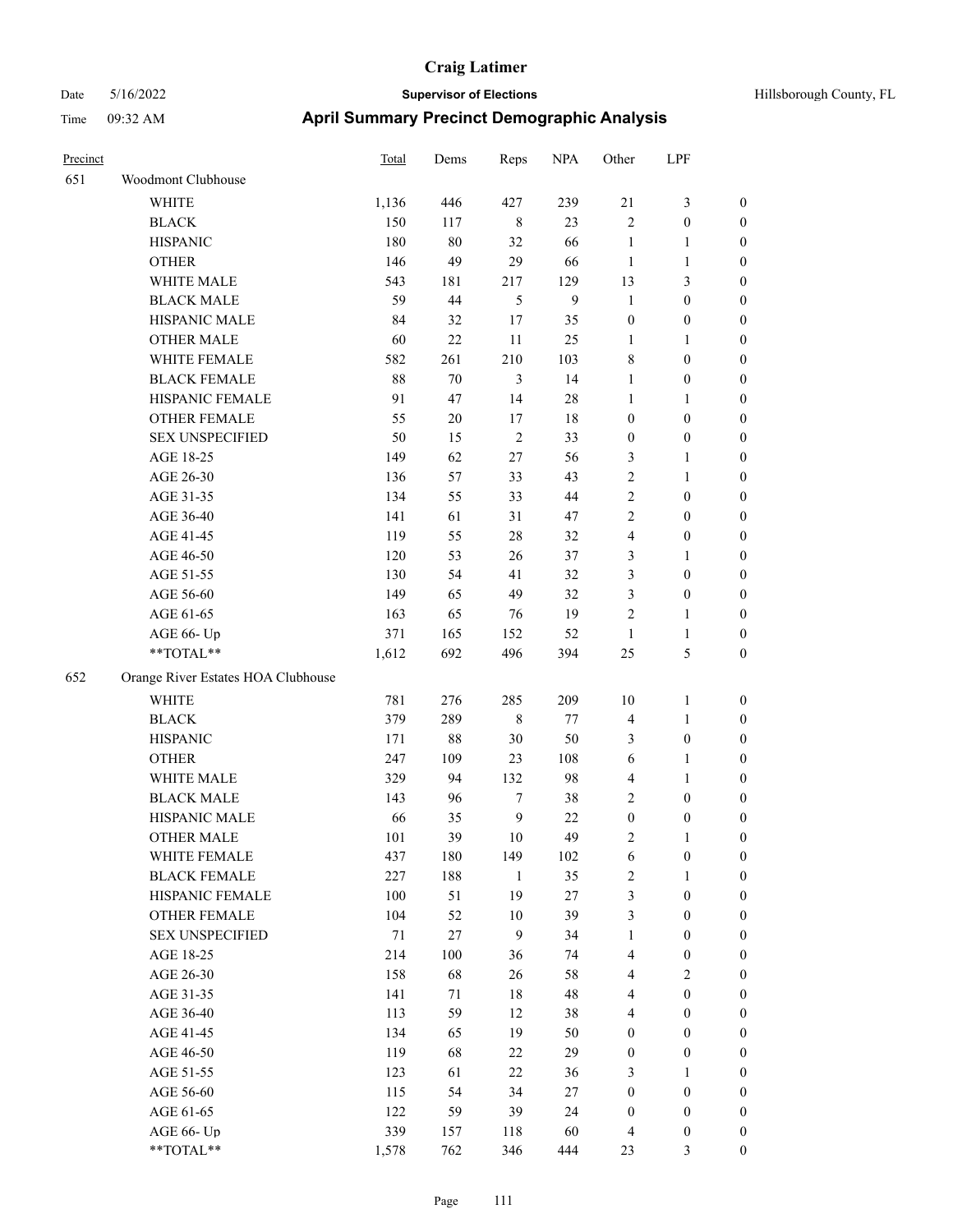| Precinct | | Total | Dems | Reps | NPA | Other | LPF | |
|---|---|---|---|---|---|---|---|---|
| 651 | Woodmont Clubhouse | | | | | | | |
| | WHITE | 1,136 | 446 | 427 | 239 | 21 | 3 | 0 |
| | BLACK | 150 | 117 | 8 | 23 | 2 | 0 | 0 |
| | HISPANIC | 180 | 80 | 32 | 66 | 1 | 1 | 0 |
| | OTHER | 146 | 49 | 29 | 66 | 1 | 1 | 0 |
| | WHITE MALE | 543 | 181 | 217 | 129 | 13 | 3 | 0 |
| | BLACK MALE | 59 | 44 | 5 | 9 | 1 | 0 | 0 |
| | HISPANIC MALE | 84 | 32 | 17 | 35 | 0 | 0 | 0 |
| | OTHER MALE | 60 | 22 | 11 | 25 | 1 | 1 | 0 |
| | WHITE FEMALE | 582 | 261 | 210 | 103 | 8 | 0 | 0 |
| | BLACK FEMALE | 88 | 70 | 3 | 14 | 1 | 0 | 0 |
| | HISPANIC FEMALE | 91 | 47 | 14 | 28 | 1 | 1 | 0 |
| | OTHER FEMALE | 55 | 20 | 17 | 18 | 0 | 0 | 0 |
| | SEX UNSPECIFIED | 50 | 15 | 2 | 33 | 0 | 0 | 0 |
| | AGE 18-25 | 149 | 62 | 27 | 56 | 3 | 1 | 0 |
| | AGE 26-30 | 136 | 57 | 33 | 43 | 2 | 1 | 0 |
| | AGE 31-35 | 134 | 55 | 33 | 44 | 2 | 0 | 0 |
| | AGE 36-40 | 141 | 61 | 31 | 47 | 2 | 0 | 0 |
| | AGE 41-45 | 119 | 55 | 28 | 32 | 4 | 0 | 0 |
| | AGE 46-50 | 120 | 53 | 26 | 37 | 3 | 1 | 0 |
| | AGE 51-55 | 130 | 54 | 41 | 32 | 3 | 0 | 0 |
| | AGE 56-60 | 149 | 65 | 49 | 32 | 3 | 0 | 0 |
| | AGE 61-65 | 163 | 65 | 76 | 19 | 2 | 1 | 0 |
| | AGE 66- Up | 371 | 165 | 152 | 52 | 1 | 1 | 0 |
| | **TOTAL** | 1,612 | 692 | 496 | 394 | 25 | 5 | 0 |
| 652 | Orange River Estates HOA Clubhouse | | | | | | | |
| | WHITE | 781 | 276 | 285 | 209 | 10 | 1 | 0 |
| | BLACK | 379 | 289 | 8 | 77 | 4 | 1 | 0 |
| | HISPANIC | 171 | 88 | 30 | 50 | 3 | 0 | 0 |
| | OTHER | 247 | 109 | 23 | 108 | 6 | 1 | 0 |
| | WHITE MALE | 329 | 94 | 132 | 98 | 4 | 1 | 0 |
| | BLACK MALE | 143 | 96 | 7 | 38 | 2 | 0 | 0 |
| | HISPANIC MALE | 66 | 35 | 9 | 22 | 0 | 0 | 0 |
| | OTHER MALE | 101 | 39 | 10 | 49 | 2 | 1 | 0 |
| | WHITE FEMALE | 437 | 180 | 149 | 102 | 6 | 0 | 0 |
| | BLACK FEMALE | 227 | 188 | 1 | 35 | 2 | 1 | 0 |
| | HISPANIC FEMALE | 100 | 51 | 19 | 27 | 3 | 0 | 0 |
| | OTHER FEMALE | 104 | 52 | 10 | 39 | 3 | 0 | 0 |
| | SEX UNSPECIFIED | 71 | 27 | 9 | 34 | 1 | 0 | 0 |
| | AGE 18-25 | 214 | 100 | 36 | 74 | 4 | 0 | 0 |
| | AGE 26-30 | 158 | 68 | 26 | 58 | 4 | 2 | 0 |
| | AGE 31-35 | 141 | 71 | 18 | 48 | 4 | 0 | 0 |
| | AGE 36-40 | 113 | 59 | 12 | 38 | 4 | 0 | 0 |
| | AGE 41-45 | 134 | 65 | 19 | 50 | 0 | 0 | 0 |
| | AGE 46-50 | 119 | 68 | 22 | 29 | 0 | 0 | 0 |
| | AGE 51-55 | 123 | 61 | 22 | 36 | 3 | 1 | 0 |
| | AGE 56-60 | 115 | 54 | 34 | 27 | 0 | 0 | 0 |
| | AGE 61-65 | 122 | 59 | 39 | 24 | 0 | 0 | 0 |
| | AGE 66- Up | 339 | 157 | 118 | 60 | 4 | 0 | 0 |
| | **TOTAL** | 1,578 | 762 | 346 | 444 | 23 | 3 | 0 |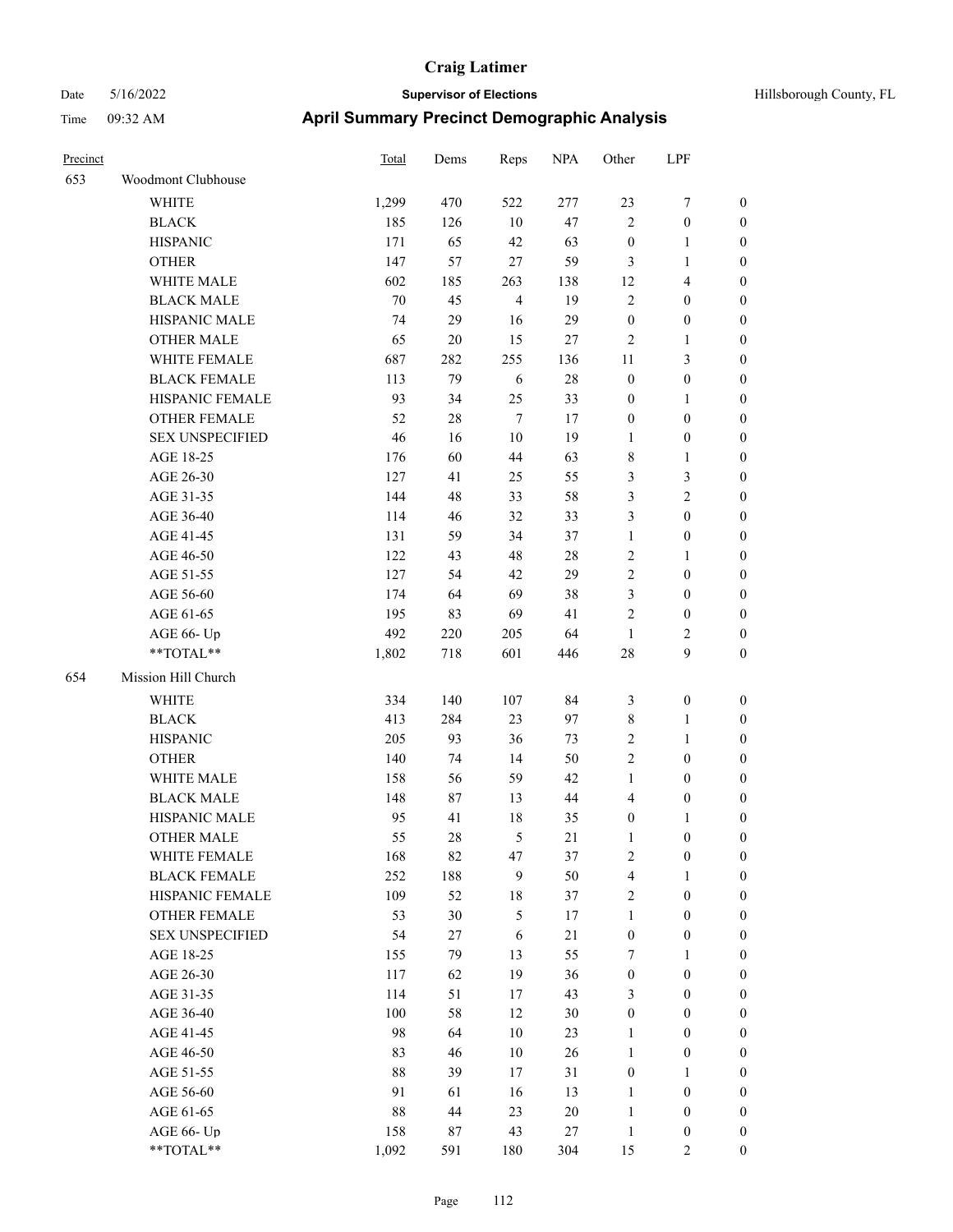# Craig Latimer

**Supervisor of Elections**

Hillsborough County, FL

Date 5/16/2022

Time 09:32 AM

## April Summary Precinct Demographic Analysis

| Precinct | | Total | Dems | Reps | NPA | Other | LPF | |
|---|---|---|---|---|---|---|---|---|
| 653 | Woodmont Clubhouse | | | | | | | |
| | WHITE | 1,299 | 470 | 522 | 277 | 23 | 7 | 0 |
| | BLACK | 185 | 126 | 10 | 47 | 2 | 0 | 0 |
| | HISPANIC | 171 | 65 | 42 | 63 | 0 | 1 | 0 |
| | OTHER | 147 | 57 | 27 | 59 | 3 | 1 | 0 |
| | WHITE MALE | 602 | 185 | 263 | 138 | 12 | 4 | 0 |
| | BLACK MALE | 70 | 45 | 4 | 19 | 2 | 0 | 0 |
| | HISPANIC MALE | 74 | 29 | 16 | 29 | 0 | 0 | 0 |
| | OTHER MALE | 65 | 20 | 15 | 27 | 2 | 1 | 0 |
| | WHITE FEMALE | 687 | 282 | 255 | 136 | 11 | 3 | 0 |
| | BLACK FEMALE | 113 | 79 | 6 | 28 | 0 | 0 | 0 |
| | HISPANIC FEMALE | 93 | 34 | 25 | 33 | 0 | 1 | 0 |
| | OTHER FEMALE | 52 | 28 | 7 | 17 | 0 | 0 | 0 |
| | SEX UNSPECIFIED | 46 | 16 | 10 | 19 | 1 | 0 | 0 |
| | AGE 18-25 | 176 | 60 | 44 | 63 | 8 | 1 | 0 |
| | AGE 26-30 | 127 | 41 | 25 | 55 | 3 | 3 | 0 |
| | AGE 31-35 | 144 | 48 | 33 | 58 | 3 | 2 | 0 |
| | AGE 36-40 | 114 | 46 | 32 | 33 | 3 | 0 | 0 |
| | AGE 41-45 | 131 | 59 | 34 | 37 | 1 | 0 | 0 |
| | AGE 46-50 | 122 | 43 | 48 | 28 | 2 | 1 | 0 |
| | AGE 51-55 | 127 | 54 | 42 | 29 | 2 | 0 | 0 |
| | AGE 56-60 | 174 | 64 | 69 | 38 | 3 | 0 | 0 |
| | AGE 61-65 | 195 | 83 | 69 | 41 | 2 | 0 | 0 |
| | AGE 66- Up | 492 | 220 | 205 | 64 | 1 | 2 | 0 |
| | **TOTAL** | 1,802 | 718 | 601 | 446 | 28 | 9 | 0 |
| 654 | Mission Hill Church | | | | | | | |
| | WHITE | 334 | 140 | 107 | 84 | 3 | 0 | 0 |
| | BLACK | 413 | 284 | 23 | 97 | 8 | 1 | 0 |
| | HISPANIC | 205 | 93 | 36 | 73 | 2 | 1 | 0 |
| | OTHER | 140 | 74 | 14 | 50 | 2 | 0 | 0 |
| | WHITE MALE | 158 | 56 | 59 | 42 | 1 | 0 | 0 |
| | BLACK MALE | 148 | 87 | 13 | 44 | 4 | 0 | 0 |
| | HISPANIC MALE | 95 | 41 | 18 | 35 | 0 | 1 | 0 |
| | OTHER MALE | 55 | 28 | 5 | 21 | 1 | 0 | 0 |
| | WHITE FEMALE | 168 | 82 | 47 | 37 | 2 | 0 | 0 |
| | BLACK FEMALE | 252 | 188 | 9 | 50 | 4 | 1 | 0 |
| | HISPANIC FEMALE | 109 | 52 | 18 | 37 | 2 | 0 | 0 |
| | OTHER FEMALE | 53 | 30 | 5 | 17 | 1 | 0 | 0 |
| | SEX UNSPECIFIED | 54 | 27 | 6 | 21 | 0 | 0 | 0 |
| | AGE 18-25 | 155 | 79 | 13 | 55 | 7 | 1 | 0 |
| | AGE 26-30 | 117 | 62 | 19 | 36 | 0 | 0 | 0 |
| | AGE 31-35 | 114 | 51 | 17 | 43 | 3 | 0 | 0 |
| | AGE 36-40 | 100 | 58 | 12 | 30 | 0 | 0 | 0 |
| | AGE 41-45 | 98 | 64 | 10 | 23 | 1 | 0 | 0 |
| | AGE 46-50 | 83 | 46 | 10 | 26 | 1 | 0 | 0 |
| | AGE 51-55 | 88 | 39 | 17 | 31 | 0 | 1 | 0 |
| | AGE 56-60 | 91 | 61 | 16 | 13 | 1 | 0 | 0 |
| | AGE 61-65 | 88 | 44 | 23 | 20 | 1 | 0 | 0 |
| | AGE 66- Up | 158 | 87 | 43 | 27 | 1 | 0 | 0 |
| | **TOTAL** | 1,092 | 591 | 180 | 304 | 15 | 2 | 0 |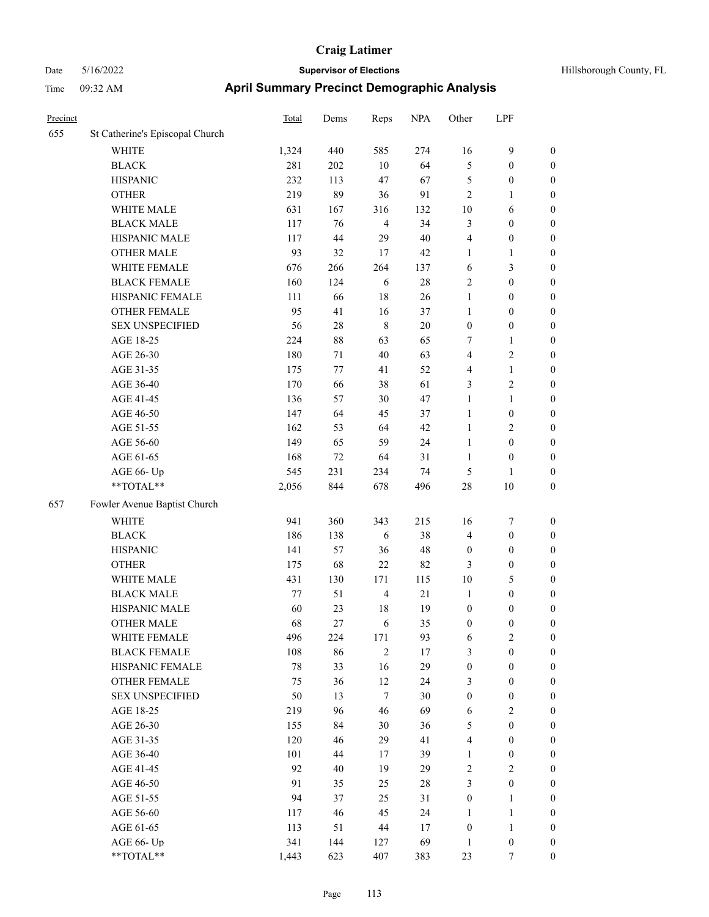# Craig Latimer

**Supervisor of Elections**

Date 5/16/2022 — Hillsborough County, FL

Time 09:32 AM

## April Summary Precinct Demographic Analysis

| Precinct | | Total | Dems | Reps | NPA | Other | LPF | |
|---|---|---|---|---|---|---|---|---|
| 655 | St Catherine's Episcopal Church | | | | | | | |
| | WHITE | 1,324 | 440 | 585 | 274 | 16 | 9 | 0 |
| | BLACK | 281 | 202 | 10 | 64 | 5 | 0 | 0 |
| | HISPANIC | 232 | 113 | 47 | 67 | 5 | 0 | 0 |
| | OTHER | 219 | 89 | 36 | 91 | 2 | 1 | 0 |
| | WHITE MALE | 631 | 167 | 316 | 132 | 10 | 6 | 0 |
| | BLACK MALE | 117 | 76 | 4 | 34 | 3 | 0 | 0 |
| | HISPANIC MALE | 117 | 44 | 29 | 40 | 4 | 0 | 0 |
| | OTHER MALE | 93 | 32 | 17 | 42 | 1 | 1 | 0 |
| | WHITE FEMALE | 676 | 266 | 264 | 137 | 6 | 3 | 0 |
| | BLACK FEMALE | 160 | 124 | 6 | 28 | 2 | 0 | 0 |
| | HISPANIC FEMALE | 111 | 66 | 18 | 26 | 1 | 0 | 0 |
| | OTHER FEMALE | 95 | 41 | 16 | 37 | 1 | 0 | 0 |
| | SEX UNSPECIFIED | 56 | 28 | 8 | 20 | 0 | 0 | 0 |
| | AGE 18-25 | 224 | 88 | 63 | 65 | 7 | 1 | 0 |
| | AGE 26-30 | 180 | 71 | 40 | 63 | 4 | 2 | 0 |
| | AGE 31-35 | 175 | 77 | 41 | 52 | 4 | 1 | 0 |
| | AGE 36-40 | 170 | 66 | 38 | 61 | 3 | 2 | 0 |
| | AGE 41-45 | 136 | 57 | 30 | 47 | 1 | 1 | 0 |
| | AGE 46-50 | 147 | 64 | 45 | 37 | 1 | 0 | 0 |
| | AGE 51-55 | 162 | 53 | 64 | 42 | 1 | 2 | 0 |
| | AGE 56-60 | 149 | 65 | 59 | 24 | 1 | 0 | 0 |
| | AGE 61-65 | 168 | 72 | 64 | 31 | 1 | 0 | 0 |
| | AGE 66- Up | 545 | 231 | 234 | 74 | 5 | 1 | 0 |
| | **TOTAL** | 2,056 | 844 | 678 | 496 | 28 | 10 | 0 |
| 657 | Fowler Avenue Baptist Church | | | | | | | |
| | WHITE | 941 | 360 | 343 | 215 | 16 | 7 | 0 |
| | BLACK | 186 | 138 | 6 | 38 | 4 | 0 | 0 |
| | HISPANIC | 141 | 57 | 36 | 48 | 0 | 0 | 0 |
| | OTHER | 175 | 68 | 22 | 82 | 3 | 0 | 0 |
| | WHITE MALE | 431 | 130 | 171 | 115 | 10 | 5 | 0 |
| | BLACK MALE | 77 | 51 | 4 | 21 | 1 | 0 | 0 |
| | HISPANIC MALE | 60 | 23 | 18 | 19 | 0 | 0 | 0 |
| | OTHER MALE | 68 | 27 | 6 | 35 | 0 | 0 | 0 |
| | WHITE FEMALE | 496 | 224 | 171 | 93 | 6 | 2 | 0 |
| | BLACK FEMALE | 108 | 86 | 2 | 17 | 3 | 0 | 0 |
| | HISPANIC FEMALE | 78 | 33 | 16 | 29 | 0 | 0 | 0 |
| | OTHER FEMALE | 75 | 36 | 12 | 24 | 3 | 0 | 0 |
| | SEX UNSPECIFIED | 50 | 13 | 7 | 30 | 0 | 0 | 0 |
| | AGE 18-25 | 219 | 96 | 46 | 69 | 6 | 2 | 0 |
| | AGE 26-30 | 155 | 84 | 30 | 36 | 5 | 0 | 0 |
| | AGE 31-35 | 120 | 46 | 29 | 41 | 4 | 0 | 0 |
| | AGE 36-40 | 101 | 44 | 17 | 39 | 1 | 0 | 0 |
| | AGE 41-45 | 92 | 40 | 19 | 29 | 2 | 2 | 0 |
| | AGE 46-50 | 91 | 35 | 25 | 28 | 3 | 0 | 0 |
| | AGE 51-55 | 94 | 37 | 25 | 31 | 0 | 1 | 0 |
| | AGE 56-60 | 117 | 46 | 45 | 24 | 1 | 1 | 0 |
| | AGE 61-65 | 113 | 51 | 44 | 17 | 0 | 1 | 0 |
| | AGE 66- Up | 341 | 144 | 127 | 69 | 1 | 0 | 0 |
| | **TOTAL** | 1,443 | 623 | 407 | 383 | 23 | 7 | 0 |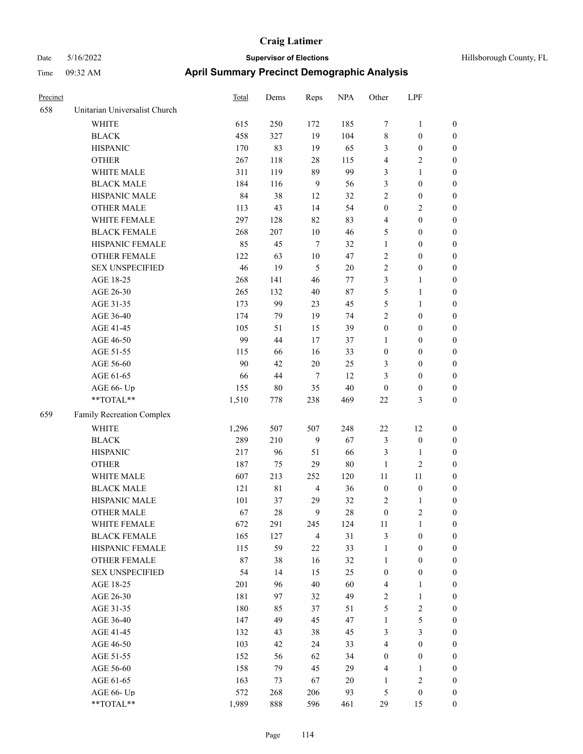# Craig Latimer

**Supervisor of Elections**

Date 5/16/2022 — Hillsborough County, FL

Time 09:32 AM

## April Summary Precinct Demographic Analysis

| Precinct | | Total | Dems | Reps | NPA | Other | LPF | |
|---|---|---|---|---|---|---|---|---|
| 658 | Unitarian Universalist Church | | | | | | | |
| | WHITE | 615 | 250 | 172 | 185 | 7 | 1 | 0 |
| | BLACK | 458 | 327 | 19 | 104 | 8 | 0 | 0 |
| | HISPANIC | 170 | 83 | 19 | 65 | 3 | 0 | 0 |
| | OTHER | 267 | 118 | 28 | 115 | 4 | 2 | 0 |
| | WHITE MALE | 311 | 119 | 89 | 99 | 3 | 1 | 0 |
| | BLACK MALE | 184 | 116 | 9 | 56 | 3 | 0 | 0 |
| | HISPANIC MALE | 84 | 38 | 12 | 32 | 2 | 0 | 0 |
| | OTHER MALE | 113 | 43 | 14 | 54 | 0 | 2 | 0 |
| | WHITE FEMALE | 297 | 128 | 82 | 83 | 4 | 0 | 0 |
| | BLACK FEMALE | 268 | 207 | 10 | 46 | 5 | 0 | 0 |
| | HISPANIC FEMALE | 85 | 45 | 7 | 32 | 1 | 0 | 0 |
| | OTHER FEMALE | 122 | 63 | 10 | 47 | 2 | 0 | 0 |
| | SEX UNSPECIFIED | 46 | 19 | 5 | 20 | 2 | 0 | 0 |
| | AGE 18-25 | 268 | 141 | 46 | 77 | 3 | 1 | 0 |
| | AGE 26-30 | 265 | 132 | 40 | 87 | 5 | 1 | 0 |
| | AGE 31-35 | 173 | 99 | 23 | 45 | 5 | 1 | 0 |
| | AGE 36-40 | 174 | 79 | 19 | 74 | 2 | 0 | 0 |
| | AGE 41-45 | 105 | 51 | 15 | 39 | 0 | 0 | 0 |
| | AGE 46-50 | 99 | 44 | 17 | 37 | 1 | 0 | 0 |
| | AGE 51-55 | 115 | 66 | 16 | 33 | 0 | 0 | 0 |
| | AGE 56-60 | 90 | 42 | 20 | 25 | 3 | 0 | 0 |
| | AGE 61-65 | 66 | 44 | 7 | 12 | 3 | 0 | 0 |
| | AGE 66- Up | 155 | 80 | 35 | 40 | 0 | 0 | 0 |
| | **TOTAL** | 1,510 | 778 | 238 | 469 | 22 | 3 | 0 |
| 659 | Family Recreation Complex | | | | | | | |
| | WHITE | 1,296 | 507 | 507 | 248 | 22 | 12 | 0 |
| | BLACK | 289 | 210 | 9 | 67 | 3 | 0 | 0 |
| | HISPANIC | 217 | 96 | 51 | 66 | 3 | 1 | 0 |
| | OTHER | 187 | 75 | 29 | 80 | 1 | 2 | 0 |
| | WHITE MALE | 607 | 213 | 252 | 120 | 11 | 11 | 0 |
| | BLACK MALE | 121 | 81 | 4 | 36 | 0 | 0 | 0 |
| | HISPANIC MALE | 101 | 37 | 29 | 32 | 2 | 1 | 0 |
| | OTHER MALE | 67 | 28 | 9 | 28 | 0 | 2 | 0 |
| | WHITE FEMALE | 672 | 291 | 245 | 124 | 11 | 1 | 0 |
| | BLACK FEMALE | 165 | 127 | 4 | 31 | 3 | 0 | 0 |
| | HISPANIC FEMALE | 115 | 59 | 22 | 33 | 1 | 0 | 0 |
| | OTHER FEMALE | 87 | 38 | 16 | 32 | 1 | 0 | 0 |
| | SEX UNSPECIFIED | 54 | 14 | 15 | 25 | 0 | 0 | 0 |
| | AGE 18-25 | 201 | 96 | 40 | 60 | 4 | 1 | 0 |
| | AGE 26-30 | 181 | 97 | 32 | 49 | 2 | 1 | 0 |
| | AGE 31-35 | 180 | 85 | 37 | 51 | 5 | 2 | 0 |
| | AGE 36-40 | 147 | 49 | 45 | 47 | 1 | 5 | 0 |
| | AGE 41-45 | 132 | 43 | 38 | 45 | 3 | 3 | 0 |
| | AGE 46-50 | 103 | 42 | 24 | 33 | 4 | 0 | 0 |
| | AGE 51-55 | 152 | 56 | 62 | 34 | 0 | 0 | 0 |
| | AGE 56-60 | 158 | 79 | 45 | 29 | 4 | 1 | 0 |
| | AGE 61-65 | 163 | 73 | 67 | 20 | 1 | 2 | 0 |
| | AGE 66- Up | 572 | 268 | 206 | 93 | 5 | 0 | 0 |
| | **TOTAL** | 1,989 | 888 | 596 | 461 | 29 | 15 | 0 |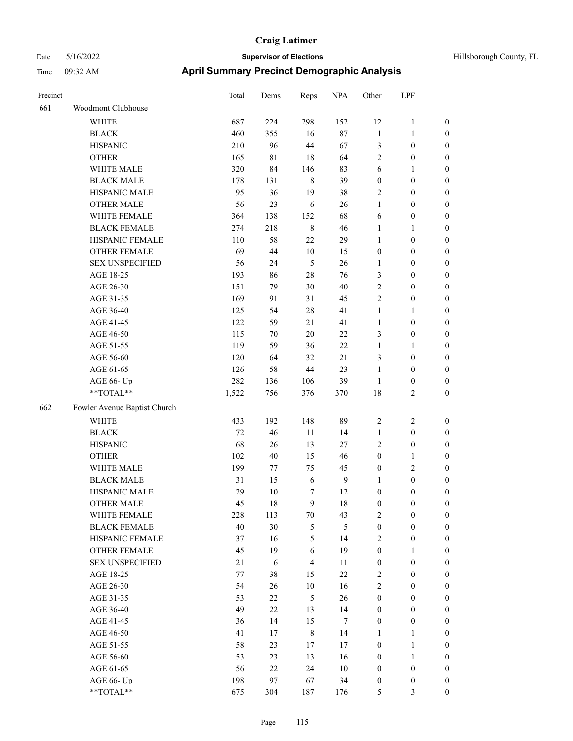| Precinct | | Total | Dems | Reps | NPA | Other | LPF | |
|---|---|---|---|---|---|---|---|---|
| 661 | Woodmont Clubhouse | | | | | | | |
| | WHITE | 687 | 224 | 298 | 152 | 12 | 1 | 0 |
| | BLACK | 460 | 355 | 16 | 87 | 1 | 1 | 0 |
| | HISPANIC | 210 | 96 | 44 | 67 | 3 | 0 | 0 |
| | OTHER | 165 | 81 | 18 | 64 | 2 | 0 | 0 |
| | WHITE MALE | 320 | 84 | 146 | 83 | 6 | 1 | 0 |
| | BLACK MALE | 178 | 131 | 8 | 39 | 0 | 0 | 0 |
| | HISPANIC MALE | 95 | 36 | 19 | 38 | 2 | 0 | 0 |
| | OTHER MALE | 56 | 23 | 6 | 26 | 1 | 0 | 0 |
| | WHITE FEMALE | 364 | 138 | 152 | 68 | 6 | 0 | 0 |
| | BLACK FEMALE | 274 | 218 | 8 | 46 | 1 | 1 | 0 |
| | HISPANIC FEMALE | 110 | 58 | 22 | 29 | 1 | 0 | 0 |
| | OTHER FEMALE | 69 | 44 | 10 | 15 | 0 | 0 | 0 |
| | SEX UNSPECIFIED | 56 | 24 | 5 | 26 | 1 | 0 | 0 |
| | AGE 18-25 | 193 | 86 | 28 | 76 | 3 | 0 | 0 |
| | AGE 26-30 | 151 | 79 | 30 | 40 | 2 | 0 | 0 |
| | AGE 31-35 | 169 | 91 | 31 | 45 | 2 | 0 | 0 |
| | AGE 36-40 | 125 | 54 | 28 | 41 | 1 | 1 | 0 |
| | AGE 41-45 | 122 | 59 | 21 | 41 | 1 | 0 | 0 |
| | AGE 46-50 | 115 | 70 | 20 | 22 | 3 | 0 | 0 |
| | AGE 51-55 | 119 | 59 | 36 | 22 | 1 | 1 | 0 |
| | AGE 56-60 | 120 | 64 | 32 | 21 | 3 | 0 | 0 |
| | AGE 61-65 | 126 | 58 | 44 | 23 | 1 | 0 | 0 |
| | AGE 66- Up | 282 | 136 | 106 | 39 | 1 | 0 | 0 |
| | **TOTAL** | 1,522 | 756 | 376 | 370 | 18 | 2 | 0 |
| 662 | Fowler Avenue Baptist Church | | | | | | | |
| | WHITE | 433 | 192 | 148 | 89 | 2 | 2 | 0 |
| | BLACK | 72 | 46 | 11 | 14 | 1 | 0 | 0 |
| | HISPANIC | 68 | 26 | 13 | 27 | 2 | 0 | 0 |
| | OTHER | 102 | 40 | 15 | 46 | 0 | 1 | 0 |
| | WHITE MALE | 199 | 77 | 75 | 45 | 0 | 2 | 0 |
| | BLACK MALE | 31 | 15 | 6 | 9 | 1 | 0 | 0 |
| | HISPANIC MALE | 29 | 10 | 7 | 12 | 0 | 0 | 0 |
| | OTHER MALE | 45 | 18 | 9 | 18 | 0 | 0 | 0 |
| | WHITE FEMALE | 228 | 113 | 70 | 43 | 2 | 0 | 0 |
| | BLACK FEMALE | 40 | 30 | 5 | 5 | 0 | 0 | 0 |
| | HISPANIC FEMALE | 37 | 16 | 5 | 14 | 2 | 0 | 0 |
| | OTHER FEMALE | 45 | 19 | 6 | 19 | 0 | 1 | 0 |
| | SEX UNSPECIFIED | 21 | 6 | 4 | 11 | 0 | 0 | 0 |
| | AGE 18-25 | 77 | 38 | 15 | 22 | 2 | 0 | 0 |
| | AGE 26-30 | 54 | 26 | 10 | 16 | 2 | 0 | 0 |
| | AGE 31-35 | 53 | 22 | 5 | 26 | 0 | 0 | 0 |
| | AGE 36-40 | 49 | 22 | 13 | 14 | 0 | 0 | 0 |
| | AGE 41-45 | 36 | 14 | 15 | 7 | 0 | 0 | 0 |
| | AGE 46-50 | 41 | 17 | 8 | 14 | 1 | 1 | 0 |
| | AGE 51-55 | 58 | 23 | 17 | 17 | 0 | 1 | 0 |
| | AGE 56-60 | 53 | 23 | 13 | 16 | 0 | 1 | 0 |
| | AGE 61-65 | 56 | 22 | 24 | 10 | 0 | 0 | 0 |
| | AGE 66- Up | 198 | 97 | 67 | 34 | 0 | 0 | 0 |
| | **TOTAL** | 675 | 304 | 187 | 176 | 5 | 3 | 0 |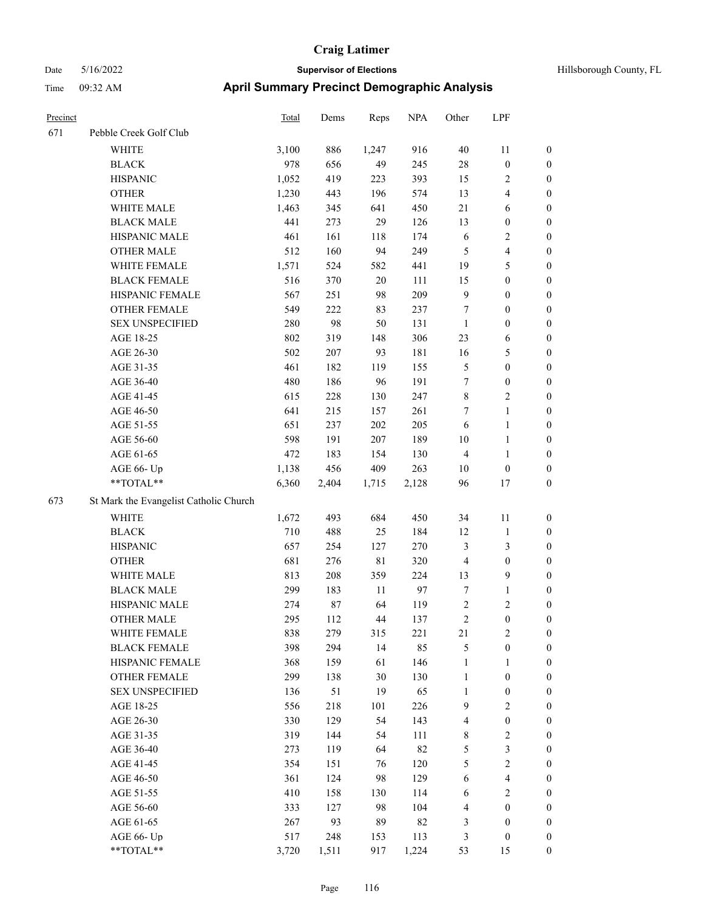# Craig Latimer

**Supervisor of Elections**

Date 5/16/2022 — Hillsborough County, FL

Time 09:32 AM

## April Summary Precinct Demographic Analysis

| Precinct | | Total | Dems | Reps | NPA | Other | LPF | |
|---|---|---|---|---|---|---|---|---|
| 671 | Pebble Creek Golf Club | | | | | | | |
| | WHITE | 3,100 | 886 | 1,247 | 916 | 40 | 11 | 0 |
| | BLACK | 978 | 656 | 49 | 245 | 28 | 0 | 0 |
| | HISPANIC | 1,052 | 419 | 223 | 393 | 15 | 2 | 0 |
| | OTHER | 1,230 | 443 | 196 | 574 | 13 | 4 | 0 |
| | WHITE MALE | 1,463 | 345 | 641 | 450 | 21 | 6 | 0 |
| | BLACK MALE | 441 | 273 | 29 | 126 | 13 | 0 | 0 |
| | HISPANIC MALE | 461 | 161 | 118 | 174 | 6 | 2 | 0 |
| | OTHER MALE | 512 | 160 | 94 | 249 | 5 | 4 | 0 |
| | WHITE FEMALE | 1,571 | 524 | 582 | 441 | 19 | 5 | 0 |
| | BLACK FEMALE | 516 | 370 | 20 | 111 | 15 | 0 | 0 |
| | HISPANIC FEMALE | 567 | 251 | 98 | 209 | 9 | 0 | 0 |
| | OTHER FEMALE | 549 | 222 | 83 | 237 | 7 | 0 | 0 |
| | SEX UNSPECIFIED | 280 | 98 | 50 | 131 | 1 | 0 | 0 |
| | AGE 18-25 | 802 | 319 | 148 | 306 | 23 | 6 | 0 |
| | AGE 26-30 | 502 | 207 | 93 | 181 | 16 | 5 | 0 |
| | AGE 31-35 | 461 | 182 | 119 | 155 | 5 | 0 | 0 |
| | AGE 36-40 | 480 | 186 | 96 | 191 | 7 | 0 | 0 |
| | AGE 41-45 | 615 | 228 | 130 | 247 | 8 | 2 | 0 |
| | AGE 46-50 | 641 | 215 | 157 | 261 | 7 | 1 | 0 |
| | AGE 51-55 | 651 | 237 | 202 | 205 | 6 | 1 | 0 |
| | AGE 56-60 | 598 | 191 | 207 | 189 | 10 | 1 | 0 |
| | AGE 61-65 | 472 | 183 | 154 | 130 | 4 | 1 | 0 |
| | AGE 66- Up | 1,138 | 456 | 409 | 263 | 10 | 0 | 0 |
| | **TOTAL** | 6,360 | 2,404 | 1,715 | 2,128 | 96 | 17 | 0 |
| 673 | St Mark the Evangelist Catholic Church | | | | | | | |
| | WHITE | 1,672 | 493 | 684 | 450 | 34 | 11 | 0 |
| | BLACK | 710 | 488 | 25 | 184 | 12 | 1 | 0 |
| | HISPANIC | 657 | 254 | 127 | 270 | 3 | 3 | 0 |
| | OTHER | 681 | 276 | 81 | 320 | 4 | 0 | 0 |
| | WHITE MALE | 813 | 208 | 359 | 224 | 13 | 9 | 0 |
| | BLACK MALE | 299 | 183 | 11 | 97 | 7 | 1 | 0 |
| | HISPANIC MALE | 274 | 87 | 64 | 119 | 2 | 2 | 0 |
| | OTHER MALE | 295 | 112 | 44 | 137 | 2 | 0 | 0 |
| | WHITE FEMALE | 838 | 279 | 315 | 221 | 21 | 2 | 0 |
| | BLACK FEMALE | 398 | 294 | 14 | 85 | 5 | 0 | 0 |
| | HISPANIC FEMALE | 368 | 159 | 61 | 146 | 1 | 1 | 0 |
| | OTHER FEMALE | 299 | 138 | 30 | 130 | 1 | 0 | 0 |
| | SEX UNSPECIFIED | 136 | 51 | 19 | 65 | 1 | 0 | 0 |
| | AGE 18-25 | 556 | 218 | 101 | 226 | 9 | 2 | 0 |
| | AGE 26-30 | 330 | 129 | 54 | 143 | 4 | 0 | 0 |
| | AGE 31-35 | 319 | 144 | 54 | 111 | 8 | 2 | 0 |
| | AGE 36-40 | 273 | 119 | 64 | 82 | 5 | 3 | 0 |
| | AGE 41-45 | 354 | 151 | 76 | 120 | 5 | 2 | 0 |
| | AGE 46-50 | 361 | 124 | 98 | 129 | 6 | 4 | 0 |
| | AGE 51-55 | 410 | 158 | 130 | 114 | 6 | 2 | 0 |
| | AGE 56-60 | 333 | 127 | 98 | 104 | 4 | 0 | 0 |
| | AGE 61-65 | 267 | 93 | 89 | 82 | 3 | 0 | 0 |
| | AGE 66- Up | 517 | 248 | 153 | 113 | 3 | 0 | 0 |
| | **TOTAL** | 3,720 | 1,511 | 917 | 1,224 | 53 | 15 | 0 |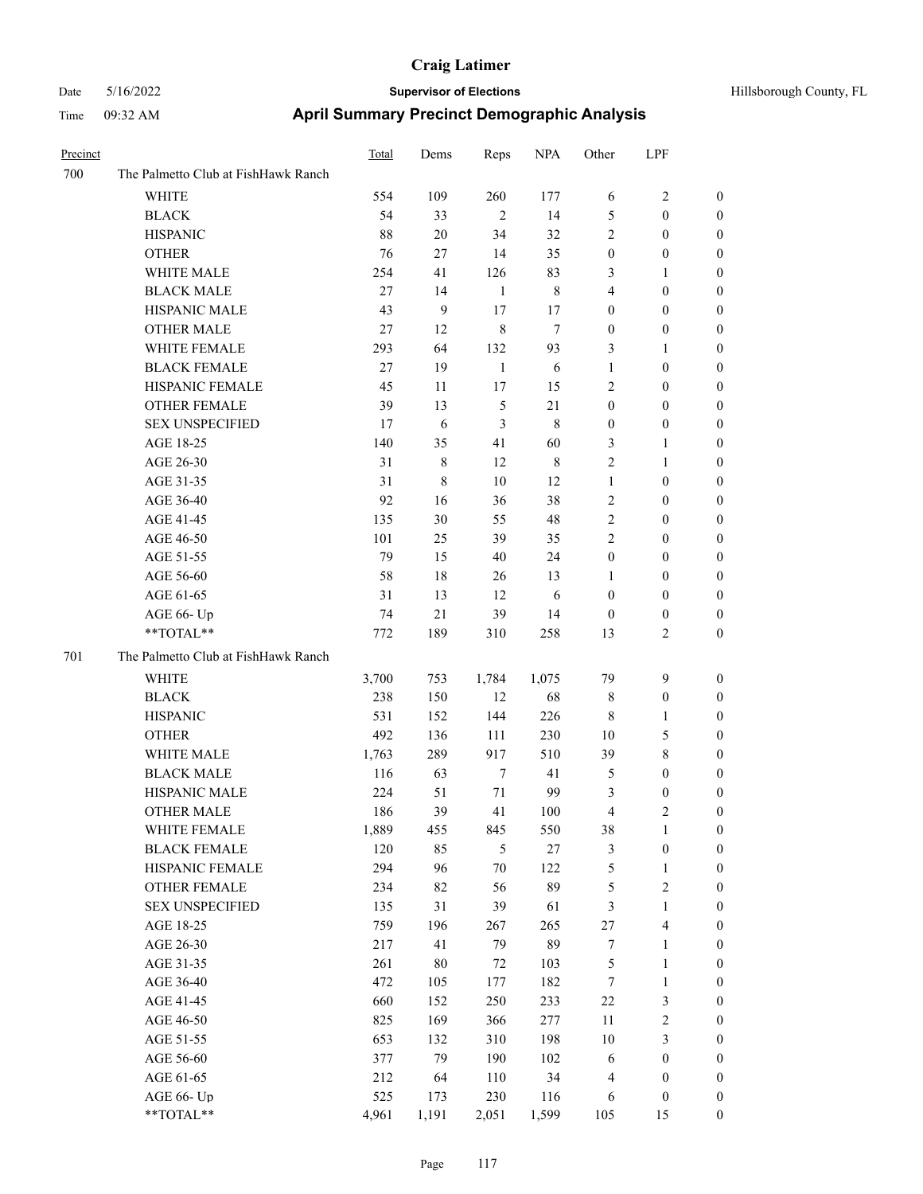# Craig Latimer

Date 5/16/2022 **Supervisor of Elections** Hillsborough County, FL

Time 09:32 AM **April Summary Precinct Demographic Analysis**

| Precinct | | Total | Dems | Reps | NPA | Other | LPF | |
|---|---|---|---|---|---|---|---|---|
| 700 | The Palmetto Club at FishHawk Ranch | | | | | | | |
| | WHITE | 554 | 109 | 260 | 177 | 6 | 2 | 0 |
| | BLACK | 54 | 33 | 2 | 14 | 5 | 0 | 0 |
| | HISPANIC | 88 | 20 | 34 | 32 | 2 | 0 | 0 |
| | OTHER | 76 | 27 | 14 | 35 | 0 | 0 | 0 |
| | WHITE MALE | 254 | 41 | 126 | 83 | 3 | 1 | 0 |
| | BLACK MALE | 27 | 14 | 1 | 8 | 4 | 0 | 0 |
| | HISPANIC MALE | 43 | 9 | 17 | 17 | 0 | 0 | 0 |
| | OTHER MALE | 27 | 12 | 8 | 7 | 0 | 0 | 0 |
| | WHITE FEMALE | 293 | 64 | 132 | 93 | 3 | 1 | 0 |
| | BLACK FEMALE | 27 | 19 | 1 | 6 | 1 | 0 | 0 |
| | HISPANIC FEMALE | 45 | 11 | 17 | 15 | 2 | 0 | 0 |
| | OTHER FEMALE | 39 | 13 | 5 | 21 | 0 | 0 | 0 |
| | SEX UNSPECIFIED | 17 | 6 | 3 | 8 | 0 | 0 | 0 |
| | AGE 18-25 | 140 | 35 | 41 | 60 | 3 | 1 | 0 |
| | AGE 26-30 | 31 | 8 | 12 | 8 | 2 | 1 | 0 |
| | AGE 31-35 | 31 | 8 | 10 | 12 | 1 | 0 | 0 |
| | AGE 36-40 | 92 | 16 | 36 | 38 | 2 | 0 | 0 |
| | AGE 41-45 | 135 | 30 | 55 | 48 | 2 | 0 | 0 |
| | AGE 46-50 | 101 | 25 | 39 | 35 | 2 | 0 | 0 |
| | AGE 51-55 | 79 | 15 | 40 | 24 | 0 | 0 | 0 |
| | AGE 56-60 | 58 | 18 | 26 | 13 | 1 | 0 | 0 |
| | AGE 61-65 | 31 | 13 | 12 | 6 | 0 | 0 | 0 |
| | AGE 66- Up | 74 | 21 | 39 | 14 | 0 | 0 | 0 |
| | **TOTAL** | 772 | 189 | 310 | 258 | 13 | 2 | 0 |
| 701 | The Palmetto Club at FishHawk Ranch | | | | | | | |
| | WHITE | 3,700 | 753 | 1,784 | 1,075 | 79 | 9 | 0 |
| | BLACK | 238 | 150 | 12 | 68 | 8 | 0 | 0 |
| | HISPANIC | 531 | 152 | 144 | 226 | 8 | 1 | 0 |
| | OTHER | 492 | 136 | 111 | 230 | 10 | 5 | 0 |
| | WHITE MALE | 1,763 | 289 | 917 | 510 | 39 | 8 | 0 |
| | BLACK MALE | 116 | 63 | 7 | 41 | 5 | 0 | 0 |
| | HISPANIC MALE | 224 | 51 | 71 | 99 | 3 | 0 | 0 |
| | OTHER MALE | 186 | 39 | 41 | 100 | 4 | 2 | 0 |
| | WHITE FEMALE | 1,889 | 455 | 845 | 550 | 38 | 1 | 0 |
| | BLACK FEMALE | 120 | 85 | 5 | 27 | 3 | 0 | 0 |
| | HISPANIC FEMALE | 294 | 96 | 70 | 122 | 5 | 1 | 0 |
| | OTHER FEMALE | 234 | 82 | 56 | 89 | 5 | 2 | 0 |
| | SEX UNSPECIFIED | 135 | 31 | 39 | 61 | 3 | 1 | 0 |
| | AGE 18-25 | 759 | 196 | 267 | 265 | 27 | 4 | 0 |
| | AGE 26-30 | 217 | 41 | 79 | 89 | 7 | 1 | 0 |
| | AGE 31-35 | 261 | 80 | 72 | 103 | 5 | 1 | 0 |
| | AGE 36-40 | 472 | 105 | 177 | 182 | 7 | 1 | 0 |
| | AGE 41-45 | 660 | 152 | 250 | 233 | 22 | 3 | 0 |
| | AGE 46-50 | 825 | 169 | 366 | 277 | 11 | 2 | 0 |
| | AGE 51-55 | 653 | 132 | 310 | 198 | 10 | 3 | 0 |
| | AGE 56-60 | 377 | 79 | 190 | 102 | 6 | 0 | 0 |
| | AGE 61-65 | 212 | 64 | 110 | 34 | 4 | 0 | 0 |
| | AGE 66- Up | 525 | 173 | 230 | 116 | 6 | 0 | 0 |
| | **TOTAL** | 4,961 | 1,191 | 2,051 | 1,599 | 105 | 15 | 0 |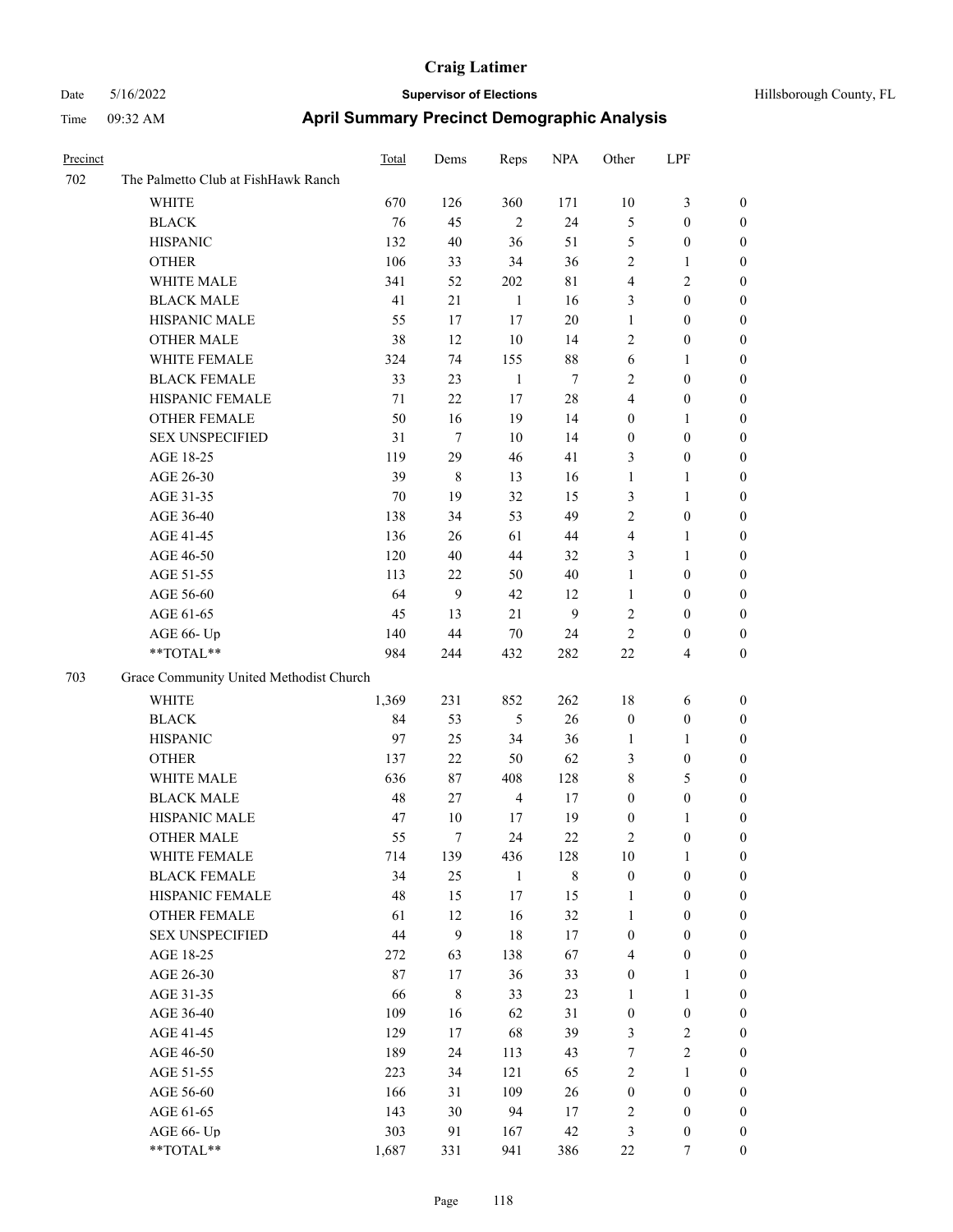# Craig Latimer

Date 5/16/2022 **Supervisor of Elections** Hillsborough County, FL

Time 09:32 AM **April Summary Precinct Demographic Analysis**

| Precinct | | Total | Dems | Reps | NPA | Other | LPF | |
|---|---|---|---|---|---|---|---|---|
| 702 | The Palmetto Club at FishHawk Ranch | | | | | | | |
| | WHITE | 670 | 126 | 360 | 171 | 10 | 3 | 0 |
| | BLACK | 76 | 45 | 2 | 24 | 5 | 0 | 0 |
| | HISPANIC | 132 | 40 | 36 | 51 | 5 | 0 | 0 |
| | OTHER | 106 | 33 | 34 | 36 | 2 | 1 | 0 |
| | WHITE MALE | 341 | 52 | 202 | 81 | 4 | 2 | 0 |
| | BLACK MALE | 41 | 21 | 1 | 16 | 3 | 0 | 0 |
| | HISPANIC MALE | 55 | 17 | 17 | 20 | 1 | 0 | 0 |
| | OTHER MALE | 38 | 12 | 10 | 14 | 2 | 0 | 0 |
| | WHITE FEMALE | 324 | 74 | 155 | 88 | 6 | 1 | 0 |
| | BLACK FEMALE | 33 | 23 | 1 | 7 | 2 | 0 | 0 |
| | HISPANIC FEMALE | 71 | 22 | 17 | 28 | 4 | 0 | 0 |
| | OTHER FEMALE | 50 | 16 | 19 | 14 | 0 | 1 | 0 |
| | SEX UNSPECIFIED | 31 | 7 | 10 | 14 | 0 | 0 | 0 |
| | AGE 18-25 | 119 | 29 | 46 | 41 | 3 | 0 | 0 |
| | AGE 26-30 | 39 | 8 | 13 | 16 | 1 | 1 | 0 |
| | AGE 31-35 | 70 | 19 | 32 | 15 | 3 | 1 | 0 |
| | AGE 36-40 | 138 | 34 | 53 | 49 | 2 | 0 | 0 |
| | AGE 41-45 | 136 | 26 | 61 | 44 | 4 | 1 | 0 |
| | AGE 46-50 | 120 | 40 | 44 | 32 | 3 | 1 | 0 |
| | AGE 51-55 | 113 | 22 | 50 | 40 | 1 | 0 | 0 |
| | AGE 56-60 | 64 | 9 | 42 | 12 | 1 | 0 | 0 |
| | AGE 61-65 | 45 | 13 | 21 | 9 | 2 | 0 | 0 |
| | AGE 66- Up | 140 | 44 | 70 | 24 | 2 | 0 | 0 |
| | **TOTAL** | 984 | 244 | 432 | 282 | 22 | 4 | 0 |
| 703 | Grace Community United Methodist Church | | | | | | | |
| | WHITE | 1,369 | 231 | 852 | 262 | 18 | 6 | 0 |
| | BLACK | 84 | 53 | 5 | 26 | 0 | 0 | 0 |
| | HISPANIC | 97 | 25 | 34 | 36 | 1 | 1 | 0 |
| | OTHER | 137 | 22 | 50 | 62 | 3 | 0 | 0 |
| | WHITE MALE | 636 | 87 | 408 | 128 | 8 | 5 | 0 |
| | BLACK MALE | 48 | 27 | 4 | 17 | 0 | 0 | 0 |
| | HISPANIC MALE | 47 | 10 | 17 | 19 | 0 | 1 | 0 |
| | OTHER MALE | 55 | 7 | 24 | 22 | 2 | 0 | 0 |
| | WHITE FEMALE | 714 | 139 | 436 | 128 | 10 | 1 | 0 |
| | BLACK FEMALE | 34 | 25 | 1 | 8 | 0 | 0 | 0 |
| | HISPANIC FEMALE | 48 | 15 | 17 | 15 | 1 | 0 | 0 |
| | OTHER FEMALE | 61 | 12 | 16 | 32 | 1 | 0 | 0 |
| | SEX UNSPECIFIED | 44 | 9 | 18 | 17 | 0 | 0 | 0 |
| | AGE 18-25 | 272 | 63 | 138 | 67 | 4 | 0 | 0 |
| | AGE 26-30 | 87 | 17 | 36 | 33 | 0 | 1 | 0 |
| | AGE 31-35 | 66 | 8 | 33 | 23 | 1 | 1 | 0 |
| | AGE 36-40 | 109 | 16 | 62 | 31 | 0 | 0 | 0 |
| | AGE 41-45 | 129 | 17 | 68 | 39 | 3 | 2 | 0 |
| | AGE 46-50 | 189 | 24 | 113 | 43 | 7 | 2 | 0 |
| | AGE 51-55 | 223 | 34 | 121 | 65 | 2 | 1 | 0 |
| | AGE 56-60 | 166 | 31 | 109 | 26 | 0 | 0 | 0 |
| | AGE 61-65 | 143 | 30 | 94 | 17 | 2 | 0 | 0 |
| | AGE 66- Up | 303 | 91 | 167 | 42 | 3 | 0 | 0 |
| | **TOTAL** | 1,687 | 331 | 941 | 386 | 22 | 7 | 0 |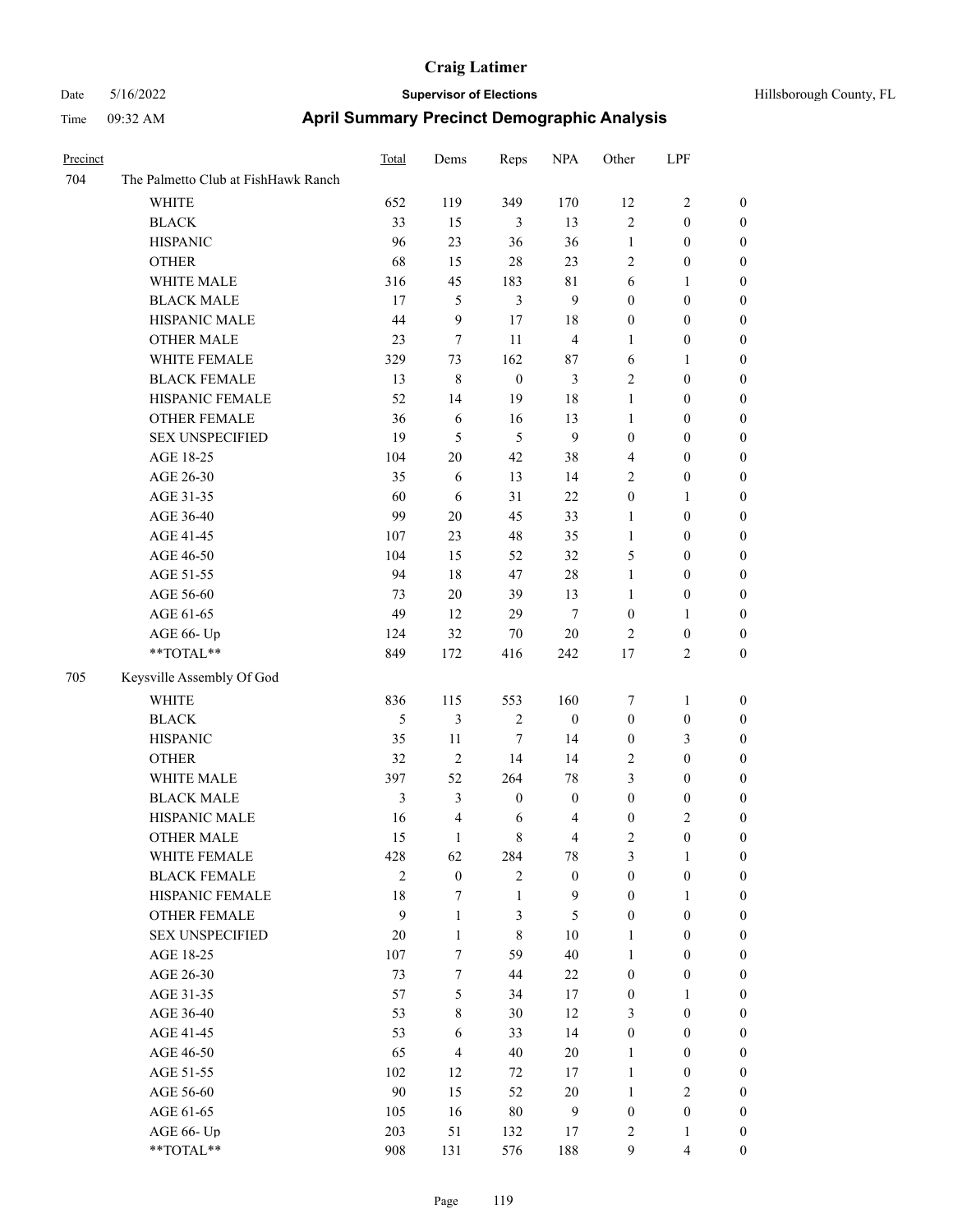# Craig Latimer

Date 5/16/2022 **Supervisor of Elections** Hillsborough County, FL

Time 09:32 AM **April Summary Precinct Demographic Analysis**

| Precinct | | Total | Dems | Reps | NPA | Other | LPF | |
|---|---|---|---|---|---|---|---|---|
| 704 | The Palmetto Club at FishHawk Ranch | | | | | | | |
| | WHITE | 652 | 119 | 349 | 170 | 12 | 2 | 0 |
| | BLACK | 33 | 15 | 3 | 13 | 2 | 0 | 0 |
| | HISPANIC | 96 | 23 | 36 | 36 | 1 | 0 | 0 |
| | OTHER | 68 | 15 | 28 | 23 | 2 | 0 | 0 |
| | WHITE MALE | 316 | 45 | 183 | 81 | 6 | 1 | 0 |
| | BLACK MALE | 17 | 5 | 3 | 9 | 0 | 0 | 0 |
| | HISPANIC MALE | 44 | 9 | 17 | 18 | 0 | 0 | 0 |
| | OTHER MALE | 23 | 7 | 11 | 4 | 1 | 0 | 0 |
| | WHITE FEMALE | 329 | 73 | 162 | 87 | 6 | 1 | 0 |
| | BLACK FEMALE | 13 | 8 | 0 | 3 | 2 | 0 | 0 |
| | HISPANIC FEMALE | 52 | 14 | 19 | 18 | 1 | 0 | 0 |
| | OTHER FEMALE | 36 | 6 | 16 | 13 | 1 | 0 | 0 |
| | SEX UNSPECIFIED | 19 | 5 | 5 | 9 | 0 | 0 | 0 |
| | AGE 18-25 | 104 | 20 | 42 | 38 | 4 | 0 | 0 |
| | AGE 26-30 | 35 | 6 | 13 | 14 | 2 | 0 | 0 |
| | AGE 31-35 | 60 | 6 | 31 | 22 | 0 | 1 | 0 |
| | AGE 36-40 | 99 | 20 | 45 | 33 | 1 | 0 | 0 |
| | AGE 41-45 | 107 | 23 | 48 | 35 | 1 | 0 | 0 |
| | AGE 46-50 | 104 | 15 | 52 | 32 | 5 | 0 | 0 |
| | AGE 51-55 | 94 | 18 | 47 | 28 | 1 | 0 | 0 |
| | AGE 56-60 | 73 | 20 | 39 | 13 | 1 | 0 | 0 |
| | AGE 61-65 | 49 | 12 | 29 | 7 | 0 | 1 | 0 |
| | AGE 66- Up | 124 | 32 | 70 | 20 | 2 | 0 | 0 |
| | **TOTAL** | 849 | 172 | 416 | 242 | 17 | 2 | 0 |
| 705 | Keysville Assembly Of God | | | | | | | |
| | WHITE | 836 | 115 | 553 | 160 | 7 | 1 | 0 |
| | BLACK | 5 | 3 | 2 | 0 | 0 | 0 | 0 |
| | HISPANIC | 35 | 11 | 7 | 14 | 0 | 3 | 0 |
| | OTHER | 32 | 2 | 14 | 14 | 2 | 0 | 0 |
| | WHITE MALE | 397 | 52 | 264 | 78 | 3 | 0 | 0 |
| | BLACK MALE | 3 | 3 | 0 | 0 | 0 | 0 | 0 |
| | HISPANIC MALE | 16 | 4 | 6 | 4 | 0 | 2 | 0 |
| | OTHER MALE | 15 | 1 | 8 | 4 | 2 | 0 | 0 |
| | WHITE FEMALE | 428 | 62 | 284 | 78 | 3 | 1 | 0 |
| | BLACK FEMALE | 2 | 0 | 2 | 0 | 0 | 0 | 0 |
| | HISPANIC FEMALE | 18 | 7 | 1 | 9 | 0 | 1 | 0 |
| | OTHER FEMALE | 9 | 1 | 3 | 5 | 0 | 0 | 0 |
| | SEX UNSPECIFIED | 20 | 1 | 8 | 10 | 1 | 0 | 0 |
| | AGE 18-25 | 107 | 7 | 59 | 40 | 1 | 0 | 0 |
| | AGE 26-30 | 73 | 7 | 44 | 22 | 0 | 0 | 0 |
| | AGE 31-35 | 57 | 5 | 34 | 17 | 0 | 1 | 0 |
| | AGE 36-40 | 53 | 8 | 30 | 12 | 3 | 0 | 0 |
| | AGE 41-45 | 53 | 6 | 33 | 14 | 0 | 0 | 0 |
| | AGE 46-50 | 65 | 4 | 40 | 20 | 1 | 0 | 0 |
| | AGE 51-55 | 102 | 12 | 72 | 17 | 1 | 0 | 0 |
| | AGE 56-60 | 90 | 15 | 52 | 20 | 1 | 2 | 0 |
| | AGE 61-65 | 105 | 16 | 80 | 9 | 0 | 0 | 0 |
| | AGE 66- Up | 203 | 51 | 132 | 17 | 2 | 1 | 0 |
| | **TOTAL** | 908 | 131 | 576 | 188 | 9 | 4 | 0 |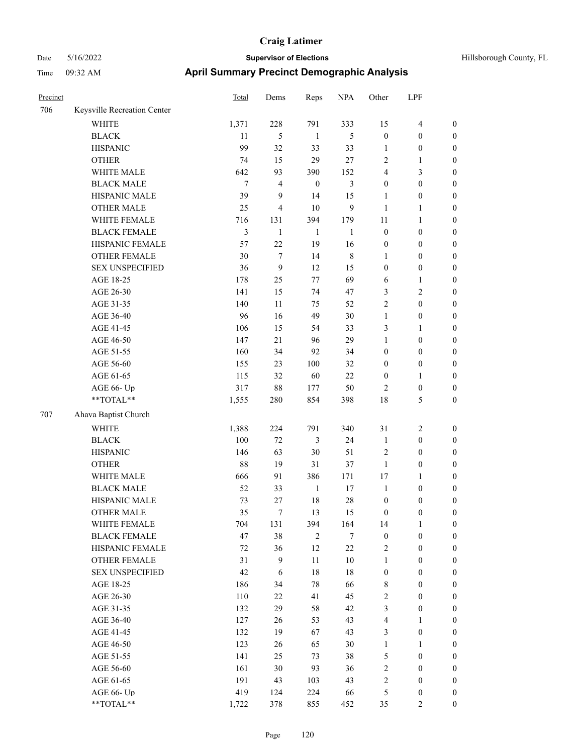# Craig Latimer

**Supervisor of Elections**

Date 5/16/2022 — Hillsborough County, FL

Time 09:32 AM

## April Summary Precinct Demographic Analysis

| Precinct | | Total | Dems | Reps | NPA | Other | LPF | |
|---|---|---|---|---|---|---|---|---|
| 706 | Keysville Recreation Center | | | | | | | |
| | WHITE | 1,371 | 228 | 791 | 333 | 15 | 4 | 0 |
| | BLACK | 11 | 5 | 1 | 5 | 0 | 0 | 0 |
| | HISPANIC | 99 | 32 | 33 | 33 | 1 | 0 | 0 |
| | OTHER | 74 | 15 | 29 | 27 | 2 | 1 | 0 |
| | WHITE MALE | 642 | 93 | 390 | 152 | 4 | 3 | 0 |
| | BLACK MALE | 7 | 4 | 0 | 3 | 0 | 0 | 0 |
| | HISPANIC MALE | 39 | 9 | 14 | 15 | 1 | 0 | 0 |
| | OTHER MALE | 25 | 4 | 10 | 9 | 1 | 1 | 0 |
| | WHITE FEMALE | 716 | 131 | 394 | 179 | 11 | 1 | 0 |
| | BLACK FEMALE | 3 | 1 | 1 | 1 | 0 | 0 | 0 |
| | HISPANIC FEMALE | 57 | 22 | 19 | 16 | 0 | 0 | 0 |
| | OTHER FEMALE | 30 | 7 | 14 | 8 | 1 | 0 | 0 |
| | SEX UNSPECIFIED | 36 | 9 | 12 | 15 | 0 | 0 | 0 |
| | AGE 18-25 | 178 | 25 | 77 | 69 | 6 | 1 | 0 |
| | AGE 26-30 | 141 | 15 | 74 | 47 | 3 | 2 | 0 |
| | AGE 31-35 | 140 | 11 | 75 | 52 | 2 | 0 | 0 |
| | AGE 36-40 | 96 | 16 | 49 | 30 | 1 | 0 | 0 |
| | AGE 41-45 | 106 | 15 | 54 | 33 | 3 | 1 | 0 |
| | AGE 46-50 | 147 | 21 | 96 | 29 | 1 | 0 | 0 |
| | AGE 51-55 | 160 | 34 | 92 | 34 | 0 | 0 | 0 |
| | AGE 56-60 | 155 | 23 | 100 | 32 | 0 | 0 | 0 |
| | AGE 61-65 | 115 | 32 | 60 | 22 | 0 | 1 | 0 |
| | AGE 66- Up | 317 | 88 | 177 | 50 | 2 | 0 | 0 |
| | **TOTAL** | 1,555 | 280 | 854 | 398 | 18 | 5 | 0 |
| 707 | Ahava Baptist Church | | | | | | | |
| | WHITE | 1,388 | 224 | 791 | 340 | 31 | 2 | 0 |
| | BLACK | 100 | 72 | 3 | 24 | 1 | 0 | 0 |
| | HISPANIC | 146 | 63 | 30 | 51 | 2 | 0 | 0 |
| | OTHER | 88 | 19 | 31 | 37 | 1 | 0 | 0 |
| | WHITE MALE | 666 | 91 | 386 | 171 | 17 | 1 | 0 |
| | BLACK MALE | 52 | 33 | 1 | 17 | 1 | 0 | 0 |
| | HISPANIC MALE | 73 | 27 | 18 | 28 | 0 | 0 | 0 |
| | OTHER MALE | 35 | 7 | 13 | 15 | 0 | 0 | 0 |
| | WHITE FEMALE | 704 | 131 | 394 | 164 | 14 | 1 | 0 |
| | BLACK FEMALE | 47 | 38 | 2 | 7 | 0 | 0 | 0 |
| | HISPANIC FEMALE | 72 | 36 | 12 | 22 | 2 | 0 | 0 |
| | OTHER FEMALE | 31 | 9 | 11 | 10 | 1 | 0 | 0 |
| | SEX UNSPECIFIED | 42 | 6 | 18 | 18 | 0 | 0 | 0 |
| | AGE 18-25 | 186 | 34 | 78 | 66 | 8 | 0 | 0 |
| | AGE 26-30 | 110 | 22 | 41 | 45 | 2 | 0 | 0 |
| | AGE 31-35 | 132 | 29 | 58 | 42 | 3 | 0 | 0 |
| | AGE 36-40 | 127 | 26 | 53 | 43 | 4 | 1 | 0 |
| | AGE 41-45 | 132 | 19 | 67 | 43 | 3 | 0 | 0 |
| | AGE 46-50 | 123 | 26 | 65 | 30 | 1 | 1 | 0 |
| | AGE 51-55 | 141 | 25 | 73 | 38 | 5 | 0 | 0 |
| | AGE 56-60 | 161 | 30 | 93 | 36 | 2 | 0 | 0 |
| | AGE 61-65 | 191 | 43 | 103 | 43 | 2 | 0 | 0 |
| | AGE 66- Up | 419 | 124 | 224 | 66 | 5 | 0 | 0 |
| | **TOTAL** | 1,722 | 378 | 855 | 452 | 35 | 2 | 0 |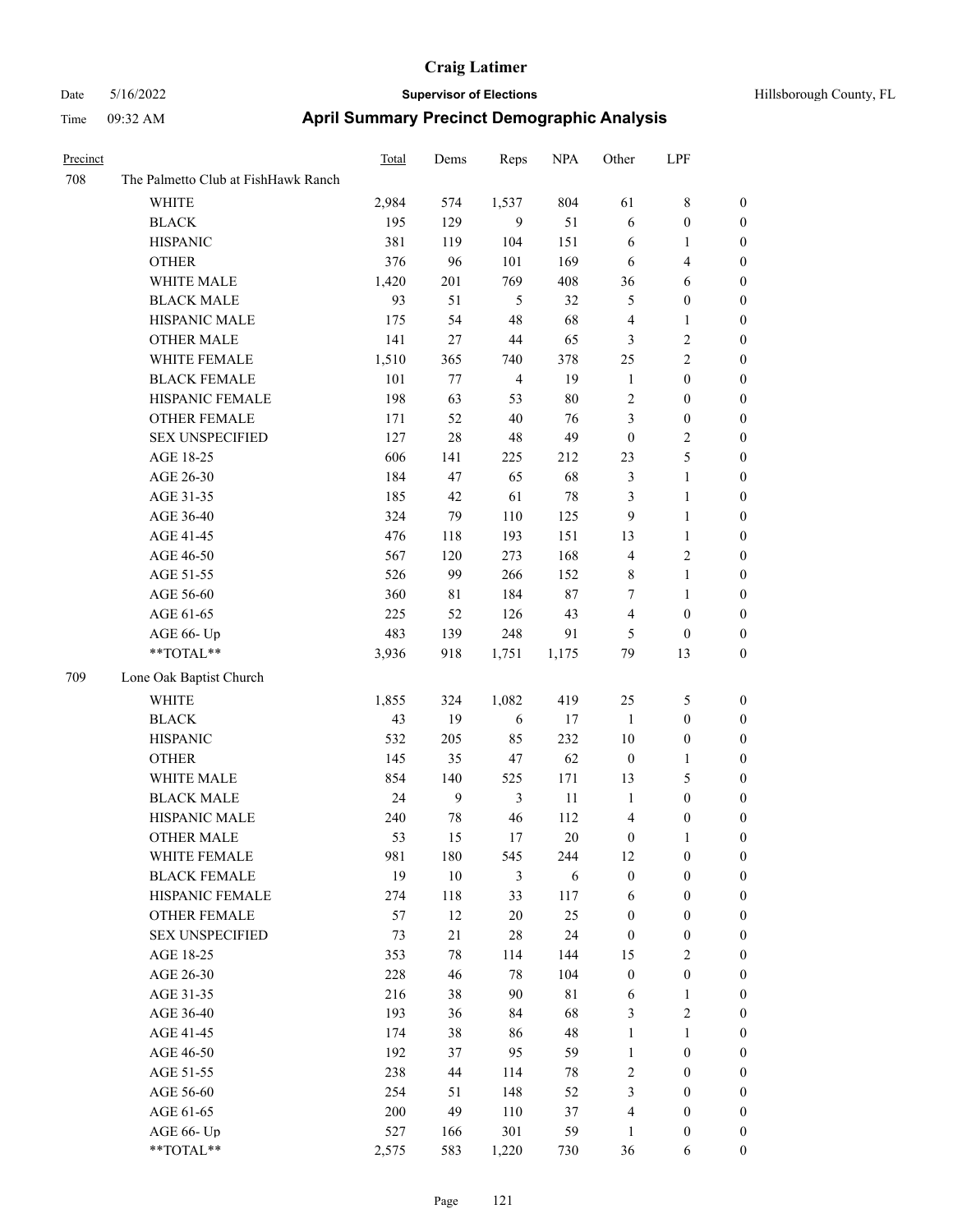# Craig Latimer

**Supervisor of Elections**

**April Summary Precinct Demographic Analysis**

Date 5/16/2022
Time 09:32 AM

Hillsborough County, FL

| Precinct | | Total | Dems | Reps | NPA | Other | LPF | |
|---|---|---|---|---|---|---|---|---|
| 708 | The Palmetto Club at FishHawk Ranch | | | | | | | |
| | WHITE | 2,984 | 574 | 1,537 | 804 | 61 | 8 | 0 |
| | BLACK | 195 | 129 | 9 | 51 | 6 | 0 | 0 |
| | HISPANIC | 381 | 119 | 104 | 151 | 6 | 1 | 0 |
| | OTHER | 376 | 96 | 101 | 169 | 6 | 4 | 0 |
| | WHITE MALE | 1,420 | 201 | 769 | 408 | 36 | 6 | 0 |
| | BLACK MALE | 93 | 51 | 5 | 32 | 5 | 0 | 0 |
| | HISPANIC MALE | 175 | 54 | 48 | 68 | 4 | 1 | 0 |
| | OTHER MALE | 141 | 27 | 44 | 65 | 3 | 2 | 0 |
| | WHITE FEMALE | 1,510 | 365 | 740 | 378 | 25 | 2 | 0 |
| | BLACK FEMALE | 101 | 77 | 4 | 19 | 1 | 0 | 0 |
| | HISPANIC FEMALE | 198 | 63 | 53 | 80 | 2 | 0 | 0 |
| | OTHER FEMALE | 171 | 52 | 40 | 76 | 3 | 0 | 0 |
| | SEX UNSPECIFIED | 127 | 28 | 48 | 49 | 0 | 2 | 0 |
| | AGE 18-25 | 606 | 141 | 225 | 212 | 23 | 5 | 0 |
| | AGE 26-30 | 184 | 47 | 65 | 68 | 3 | 1 | 0 |
| | AGE 31-35 | 185 | 42 | 61 | 78 | 3 | 1 | 0 |
| | AGE 36-40 | 324 | 79 | 110 | 125 | 9 | 1 | 0 |
| | AGE 41-45 | 476 | 118 | 193 | 151 | 13 | 1 | 0 |
| | AGE 46-50 | 567 | 120 | 273 | 168 | 4 | 2 | 0 |
| | AGE 51-55 | 526 | 99 | 266 | 152 | 8 | 1 | 0 |
| | AGE 56-60 | 360 | 81 | 184 | 87 | 7 | 1 | 0 |
| | AGE 61-65 | 225 | 52 | 126 | 43 | 4 | 0 | 0 |
| | AGE 66- Up | 483 | 139 | 248 | 91 | 5 | 0 | 0 |
| | **TOTAL** | 3,936 | 918 | 1,751 | 1,175 | 79 | 13 | 0 |
| 709 | Lone Oak Baptist Church | | | | | | | |
| | WHITE | 1,855 | 324 | 1,082 | 419 | 25 | 5 | 0 |
| | BLACK | 43 | 19 | 6 | 17 | 1 | 0 | 0 |
| | HISPANIC | 532 | 205 | 85 | 232 | 10 | 0 | 0 |
| | OTHER | 145 | 35 | 47 | 62 | 0 | 1 | 0 |
| | WHITE MALE | 854 | 140 | 525 | 171 | 13 | 5 | 0 |
| | BLACK MALE | 24 | 9 | 3 | 11 | 1 | 0 | 0 |
| | HISPANIC MALE | 240 | 78 | 46 | 112 | 4 | 0 | 0 |
| | OTHER MALE | 53 | 15 | 17 | 20 | 0 | 1 | 0 |
| | WHITE FEMALE | 981 | 180 | 545 | 244 | 12 | 0 | 0 |
| | BLACK FEMALE | 19 | 10 | 3 | 6 | 0 | 0 | 0 |
| | HISPANIC FEMALE | 274 | 118 | 33 | 117 | 6 | 0 | 0 |
| | OTHER FEMALE | 57 | 12 | 20 | 25 | 0 | 0 | 0 |
| | SEX UNSPECIFIED | 73 | 21 | 28 | 24 | 0 | 0 | 0 |
| | AGE 18-25 | 353 | 78 | 114 | 144 | 15 | 2 | 0 |
| | AGE 26-30 | 228 | 46 | 78 | 104 | 0 | 0 | 0 |
| | AGE 31-35 | 216 | 38 | 90 | 81 | 6 | 1 | 0 |
| | AGE 36-40 | 193 | 36 | 84 | 68 | 3 | 2 | 0 |
| | AGE 41-45 | 174 | 38 | 86 | 48 | 1 | 1 | 0 |
| | AGE 46-50 | 192 | 37 | 95 | 59 | 1 | 0 | 0 |
| | AGE 51-55 | 238 | 44 | 114 | 78 | 2 | 0 | 0 |
| | AGE 56-60 | 254 | 51 | 148 | 52 | 3 | 0 | 0 |
| | AGE 61-65 | 200 | 49 | 110 | 37 | 4 | 0 | 0 |
| | AGE 66- Up | 527 | 166 | 301 | 59 | 1 | 0 | 0 |
| | **TOTAL** | 2,575 | 583 | 1,220 | 730 | 36 | 6 | 0 |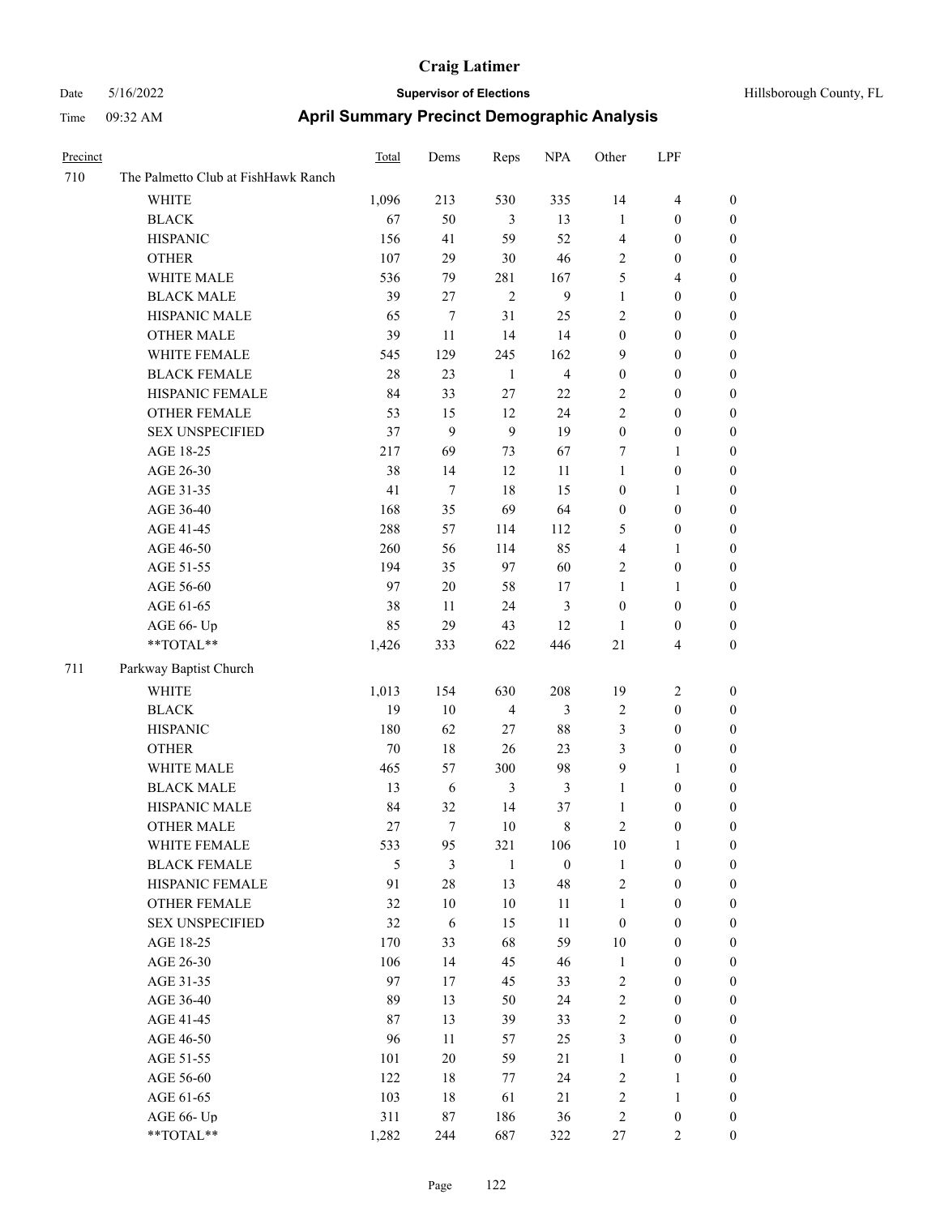| Precinct | | Total | Dems | Reps | NPA | Other | LPF | |
|---|---|---|---|---|---|---|---|---|
| 710 | The Palmetto Club at FishHawk Ranch | | | | | | | |
| | WHITE | 1,096 | 213 | 530 | 335 | 14 | 4 | 0 |
| | BLACK | 67 | 50 | 3 | 13 | 1 | 0 | 0 |
| | HISPANIC | 156 | 41 | 59 | 52 | 4 | 0 | 0 |
| | OTHER | 107 | 29 | 30 | 46 | 2 | 0 | 0 |
| | WHITE MALE | 536 | 79 | 281 | 167 | 5 | 4 | 0 |
| | BLACK MALE | 39 | 27 | 2 | 9 | 1 | 0 | 0 |
| | HISPANIC MALE | 65 | 7 | 31 | 25 | 2 | 0 | 0 |
| | OTHER MALE | 39 | 11 | 14 | 14 | 0 | 0 | 0 |
| | WHITE FEMALE | 545 | 129 | 245 | 162 | 9 | 0 | 0 |
| | BLACK FEMALE | 28 | 23 | 1 | 4 | 0 | 0 | 0 |
| | HISPANIC FEMALE | 84 | 33 | 27 | 22 | 2 | 0 | 0 |
| | OTHER FEMALE | 53 | 15 | 12 | 24 | 2 | 0 | 0 |
| | SEX UNSPECIFIED | 37 | 9 | 9 | 19 | 0 | 0 | 0 |
| | AGE 18-25 | 217 | 69 | 73 | 67 | 7 | 1 | 0 |
| | AGE 26-30 | 38 | 14 | 12 | 11 | 1 | 0 | 0 |
| | AGE 31-35 | 41 | 7 | 18 | 15 | 0 | 1 | 0 |
| | AGE 36-40 | 168 | 35 | 69 | 64 | 0 | 0 | 0 |
| | AGE 41-45 | 288 | 57 | 114 | 112 | 5 | 0 | 0 |
| | AGE 46-50 | 260 | 56 | 114 | 85 | 4 | 1 | 0 |
| | AGE 51-55 | 194 | 35 | 97 | 60 | 2 | 0 | 0 |
| | AGE 56-60 | 97 | 20 | 58 | 17 | 1 | 1 | 0 |
| | AGE 61-65 | 38 | 11 | 24 | 3 | 0 | 0 | 0 |
| | AGE 66- Up | 85 | 29 | 43 | 12 | 1 | 0 | 0 |
| | **TOTAL** | 1,426 | 333 | 622 | 446 | 21 | 4 | 0 |
| 711 | Parkway Baptist Church | | | | | | | |
| | WHITE | 1,013 | 154 | 630 | 208 | 19 | 2 | 0 |
| | BLACK | 19 | 10 | 4 | 3 | 2 | 0 | 0 |
| | HISPANIC | 180 | 62 | 27 | 88 | 3 | 0 | 0 |
| | OTHER | 70 | 18 | 26 | 23 | 3 | 0 | 0 |
| | WHITE MALE | 465 | 57 | 300 | 98 | 9 | 1 | 0 |
| | BLACK MALE | 13 | 6 | 3 | 3 | 1 | 0 | 0 |
| | HISPANIC MALE | 84 | 32 | 14 | 37 | 1 | 0 | 0 |
| | OTHER MALE | 27 | 7 | 10 | 8 | 2 | 0 | 0 |
| | WHITE FEMALE | 533 | 95 | 321 | 106 | 10 | 1 | 0 |
| | BLACK FEMALE | 5 | 3 | 1 | 0 | 1 | 0 | 0 |
| | HISPANIC FEMALE | 91 | 28 | 13 | 48 | 2 | 0 | 0 |
| | OTHER FEMALE | 32 | 10 | 10 | 11 | 1 | 0 | 0 |
| | SEX UNSPECIFIED | 32 | 6 | 15 | 11 | 0 | 0 | 0 |
| | AGE 18-25 | 170 | 33 | 68 | 59 | 10 | 0 | 0 |
| | AGE 26-30 | 106 | 14 | 45 | 46 | 1 | 0 | 0 |
| | AGE 31-35 | 97 | 17 | 45 | 33 | 2 | 0 | 0 |
| | AGE 36-40 | 89 | 13 | 50 | 24 | 2 | 0 | 0 |
| | AGE 41-45 | 87 | 13 | 39 | 33 | 2 | 0 | 0 |
| | AGE 46-50 | 96 | 11 | 57 | 25 | 3 | 0 | 0 |
| | AGE 51-55 | 101 | 20 | 59 | 21 | 1 | 0 | 0 |
| | AGE 56-60 | 122 | 18 | 77 | 24 | 2 | 1 | 0 |
| | AGE 61-65 | 103 | 18 | 61 | 21 | 2 | 1 | 0 |
| | AGE 66- Up | 311 | 87 | 186 | 36 | 2 | 0 | 0 |
| | **TOTAL** | 1,282 | 244 | 687 | 322 | 27 | 2 | 0 |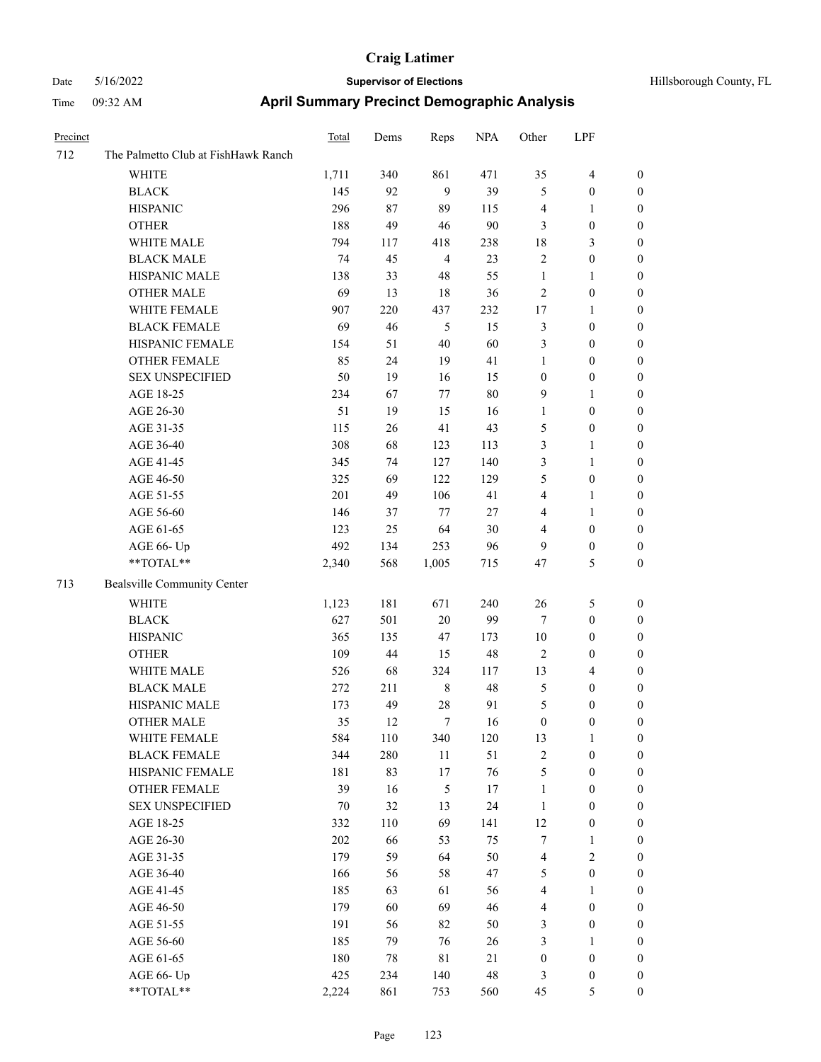# Craig Latimer

Date 5/16/2022 **Supervisor of Elections** Hillsborough County, FL

Time 09:32 AM **April Summary Precinct Demographic Analysis**

| Precinct | | Total | Dems | Reps | NPA | Other | LPF | |
|---|---|---|---|---|---|---|---|---|
| 712 | The Palmetto Club at FishHawk Ranch | | | | | | | |
| | WHITE | 1,711 | 340 | 861 | 471 | 35 | 4 | 0 |
| | BLACK | 145 | 92 | 9 | 39 | 5 | 0 | 0 |
| | HISPANIC | 296 | 87 | 89 | 115 | 4 | 1 | 0 |
| | OTHER | 188 | 49 | 46 | 90 | 3 | 0 | 0 |
| | WHITE MALE | 794 | 117 | 418 | 238 | 18 | 3 | 0 |
| | BLACK MALE | 74 | 45 | 4 | 23 | 2 | 0 | 0 |
| | HISPANIC MALE | 138 | 33 | 48 | 55 | 1 | 1 | 0 |
| | OTHER MALE | 69 | 13 | 18 | 36 | 2 | 0 | 0 |
| | WHITE FEMALE | 907 | 220 | 437 | 232 | 17 | 1 | 0 |
| | BLACK FEMALE | 69 | 46 | 5 | 15 | 3 | 0 | 0 |
| | HISPANIC FEMALE | 154 | 51 | 40 | 60 | 3 | 0 | 0 |
| | OTHER FEMALE | 85 | 24 | 19 | 41 | 1 | 0 | 0 |
| | SEX UNSPECIFIED | 50 | 19 | 16 | 15 | 0 | 0 | 0 |
| | AGE 18-25 | 234 | 67 | 77 | 80 | 9 | 1 | 0 |
| | AGE 26-30 | 51 | 19 | 15 | 16 | 1 | 0 | 0 |
| | AGE 31-35 | 115 | 26 | 41 | 43 | 5 | 0 | 0 |
| | AGE 36-40 | 308 | 68 | 123 | 113 | 3 | 1 | 0 |
| | AGE 41-45 | 345 | 74 | 127 | 140 | 3 | 1 | 0 |
| | AGE 46-50 | 325 | 69 | 122 | 129 | 5 | 0 | 0 |
| | AGE 51-55 | 201 | 49 | 106 | 41 | 4 | 1 | 0 |
| | AGE 56-60 | 146 | 37 | 77 | 27 | 4 | 1 | 0 |
| | AGE 61-65 | 123 | 25 | 64 | 30 | 4 | 0 | 0 |
| | AGE 66- Up | 492 | 134 | 253 | 96 | 9 | 0 | 0 |
| | **TOTAL** | 2,340 | 568 | 1,005 | 715 | 47 | 5 | 0 |
| 713 | Bealsville Community Center | | | | | | | |
| | WHITE | 1,123 | 181 | 671 | 240 | 26 | 5 | 0 |
| | BLACK | 627 | 501 | 20 | 99 | 7 | 0 | 0 |
| | HISPANIC | 365 | 135 | 47 | 173 | 10 | 0 | 0 |
| | OTHER | 109 | 44 | 15 | 48 | 2 | 0 | 0 |
| | WHITE MALE | 526 | 68 | 324 | 117 | 13 | 4 | 0 |
| | BLACK MALE | 272 | 211 | 8 | 48 | 5 | 0 | 0 |
| | HISPANIC MALE | 173 | 49 | 28 | 91 | 5 | 0 | 0 |
| | OTHER MALE | 35 | 12 | 7 | 16 | 0 | 0 | 0 |
| | WHITE FEMALE | 584 | 110 | 340 | 120 | 13 | 1 | 0 |
| | BLACK FEMALE | 344 | 280 | 11 | 51 | 2 | 0 | 0 |
| | HISPANIC FEMALE | 181 | 83 | 17 | 76 | 5 | 0 | 0 |
| | OTHER FEMALE | 39 | 16 | 5 | 17 | 1 | 0 | 0 |
| | SEX UNSPECIFIED | 70 | 32 | 13 | 24 | 1 | 0 | 0 |
| | AGE 18-25 | 332 | 110 | 69 | 141 | 12 | 0 | 0 |
| | AGE 26-30 | 202 | 66 | 53 | 75 | 7 | 1 | 0 |
| | AGE 31-35 | 179 | 59 | 64 | 50 | 4 | 2 | 0 |
| | AGE 36-40 | 166 | 56 | 58 | 47 | 5 | 0 | 0 |
| | AGE 41-45 | 185 | 63 | 61 | 56 | 4 | 1 | 0 |
| | AGE 46-50 | 179 | 60 | 69 | 46 | 4 | 0 | 0 |
| | AGE 51-55 | 191 | 56 | 82 | 50 | 3 | 0 | 0 |
| | AGE 56-60 | 185 | 79 | 76 | 26 | 3 | 1 | 0 |
| | AGE 61-65 | 180 | 78 | 81 | 21 | 0 | 0 | 0 |
| | AGE 66- Up | 425 | 234 | 140 | 48 | 3 | 0 | 0 |
| | **TOTAL** | 2,224 | 861 | 753 | 560 | 45 | 5 | 0 |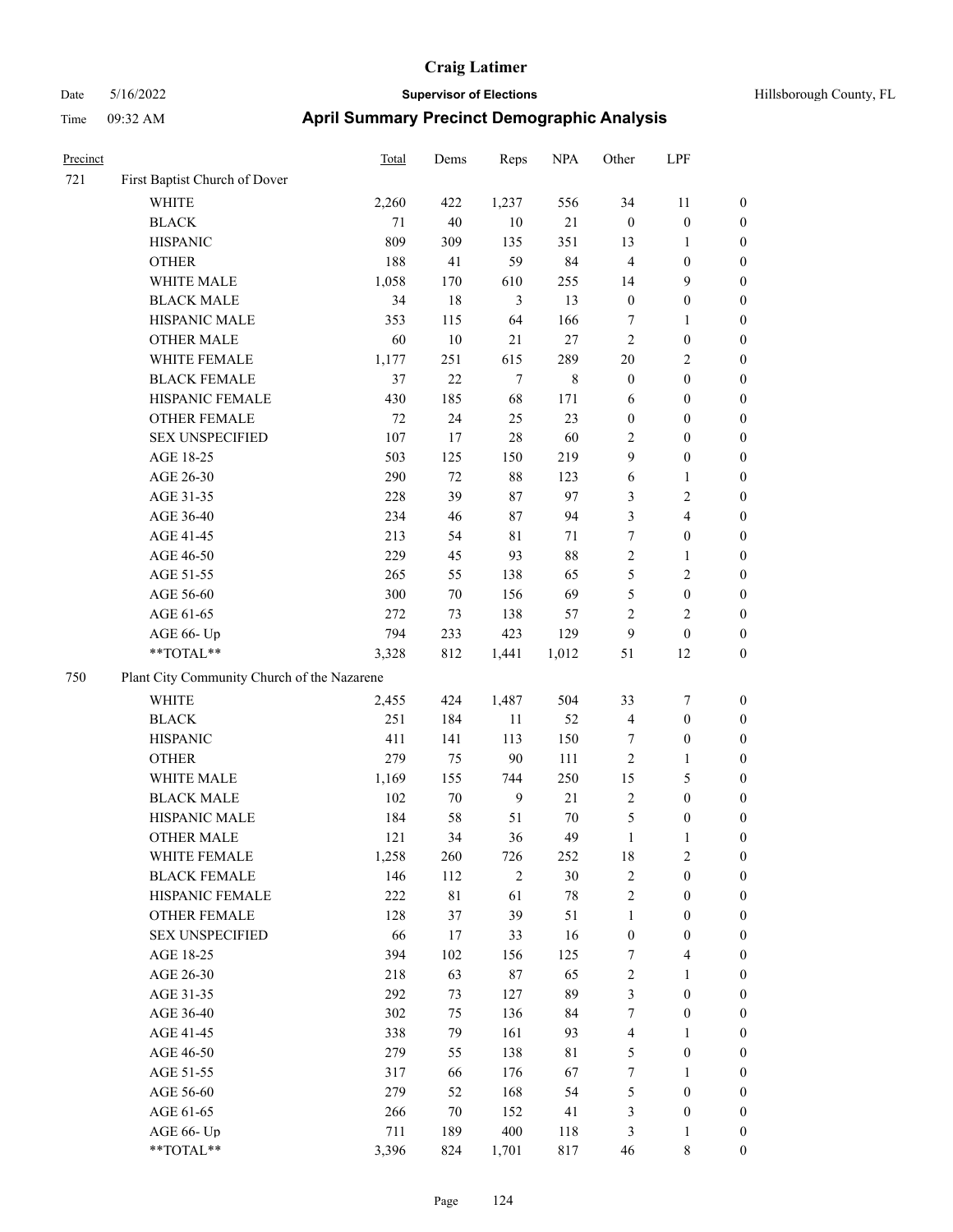# Craig Latimer

Date 5/16/2022 **Supervisor of Elections** Hillsborough County, FL

Time 09:32 AM **April Summary Precinct Demographic Analysis**

| Precinct | | Total | Dems | Reps | NPA | Other | LPF | |
|---|---|---|---|---|---|---|---|---|
| 721 | First Baptist Church of Dover | | | | | | | |
| | WHITE | 2,260 | 422 | 1,237 | 556 | 34 | 11 | 0 |
| | BLACK | 71 | 40 | 10 | 21 | 0 | 0 | 0 |
| | HISPANIC | 809 | 309 | 135 | 351 | 13 | 1 | 0 |
| | OTHER | 188 | 41 | 59 | 84 | 4 | 0 | 0 |
| | WHITE MALE | 1,058 | 170 | 610 | 255 | 14 | 9 | 0 |
| | BLACK MALE | 34 | 18 | 3 | 13 | 0 | 0 | 0 |
| | HISPANIC MALE | 353 | 115 | 64 | 166 | 7 | 1 | 0 |
| | OTHER MALE | 60 | 10 | 21 | 27 | 2 | 0 | 0 |
| | WHITE FEMALE | 1,177 | 251 | 615 | 289 | 20 | 2 | 0 |
| | BLACK FEMALE | 37 | 22 | 7 | 8 | 0 | 0 | 0 |
| | HISPANIC FEMALE | 430 | 185 | 68 | 171 | 6 | 0 | 0 |
| | OTHER FEMALE | 72 | 24 | 25 | 23 | 0 | 0 | 0 |
| | SEX UNSPECIFIED | 107 | 17 | 28 | 60 | 2 | 0 | 0 |
| | AGE 18-25 | 503 | 125 | 150 | 219 | 9 | 0 | 0 |
| | AGE 26-30 | 290 | 72 | 88 | 123 | 6 | 1 | 0 |
| | AGE 31-35 | 228 | 39 | 87 | 97 | 3 | 2 | 0 |
| | AGE 36-40 | 234 | 46 | 87 | 94 | 3 | 4 | 0 |
| | AGE 41-45 | 213 | 54 | 81 | 71 | 7 | 0 | 0 |
| | AGE 46-50 | 229 | 45 | 93 | 88 | 2 | 1 | 0 |
| | AGE 51-55 | 265 | 55 | 138 | 65 | 5 | 2 | 0 |
| | AGE 56-60 | 300 | 70 | 156 | 69 | 5 | 0 | 0 |
| | AGE 61-65 | 272 | 73 | 138 | 57 | 2 | 2 | 0 |
| | AGE 66- Up | 794 | 233 | 423 | 129 | 9 | 0 | 0 |
| | **TOTAL** | 3,328 | 812 | 1,441 | 1,012 | 51 | 12 | 0 |
| 750 | Plant City Community Church of the Nazarene | | | | | | | |
| | WHITE | 2,455 | 424 | 1,487 | 504 | 33 | 7 | 0 |
| | BLACK | 251 | 184 | 11 | 52 | 4 | 0 | 0 |
| | HISPANIC | 411 | 141 | 113 | 150 | 7 | 0 | 0 |
| | OTHER | 279 | 75 | 90 | 111 | 2 | 1 | 0 |
| | WHITE MALE | 1,169 | 155 | 744 | 250 | 15 | 5 | 0 |
| | BLACK MALE | 102 | 70 | 9 | 21 | 2 | 0 | 0 |
| | HISPANIC MALE | 184 | 58 | 51 | 70 | 5 | 0 | 0 |
| | OTHER MALE | 121 | 34 | 36 | 49 | 1 | 1 | 0 |
| | WHITE FEMALE | 1,258 | 260 | 726 | 252 | 18 | 2 | 0 |
| | BLACK FEMALE | 146 | 112 | 2 | 30 | 2 | 0 | 0 |
| | HISPANIC FEMALE | 222 | 81 | 61 | 78 | 2 | 0 | 0 |
| | OTHER FEMALE | 128 | 37 | 39 | 51 | 1 | 0 | 0 |
| | SEX UNSPECIFIED | 66 | 17 | 33 | 16 | 0 | 0 | 0 |
| | AGE 18-25 | 394 | 102 | 156 | 125 | 7 | 4 | 0 |
| | AGE 26-30 | 218 | 63 | 87 | 65 | 2 | 1 | 0 |
| | AGE 31-35 | 292 | 73 | 127 | 89 | 3 | 0 | 0 |
| | AGE 36-40 | 302 | 75 | 136 | 84 | 7 | 0 | 0 |
| | AGE 41-45 | 338 | 79 | 161 | 93 | 4 | 1 | 0 |
| | AGE 46-50 | 279 | 55 | 138 | 81 | 5 | 0 | 0 |
| | AGE 51-55 | 317 | 66 | 176 | 67 | 7 | 1 | 0 |
| | AGE 56-60 | 279 | 52 | 168 | 54 | 5 | 0 | 0 |
| | AGE 61-65 | 266 | 70 | 152 | 41 | 3 | 0 | 0 |
| | AGE 66- Up | 711 | 189 | 400 | 118 | 3 | 1 | 0 |
| | **TOTAL** | 3,396 | 824 | 1,701 | 817 | 46 | 8 | 0 |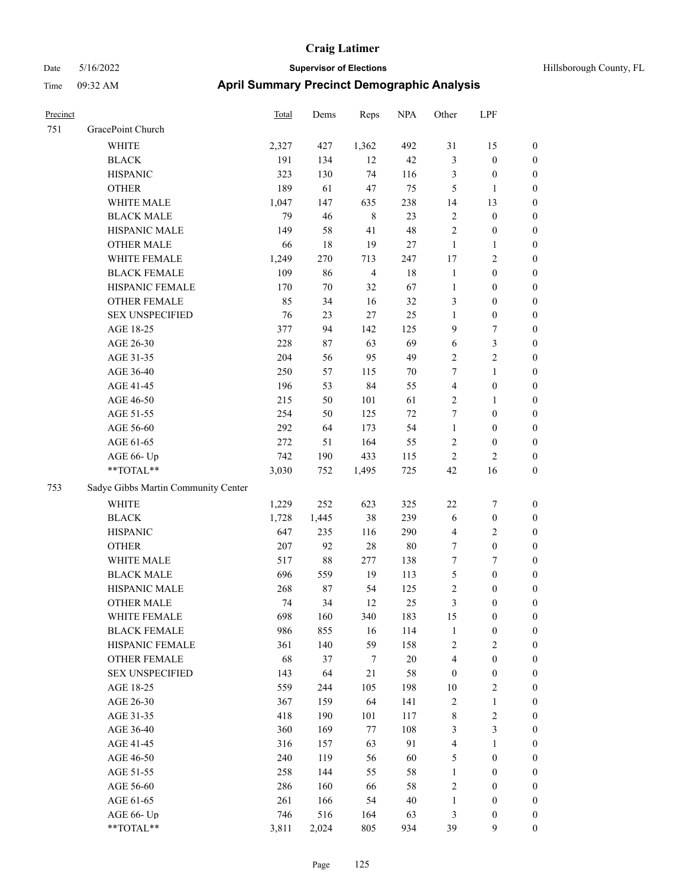# Craig Latimer

**Supervisor of Elections**

Date 5/16/2022 — Hillsborough County, FL

Time 09:32 AM

## April Summary Precinct Demographic Analysis

| Precinct | | Total | Dems | Reps | NPA | Other | LPF | |
|---|---|---|---|---|---|---|---|---|
| 751 | GracePoint Church | | | | | | | |
| | WHITE | 2,327 | 427 | 1,362 | 492 | 31 | 15 | 0 |
| | BLACK | 191 | 134 | 12 | 42 | 3 | 0 | 0 |
| | HISPANIC | 323 | 130 | 74 | 116 | 3 | 0 | 0 |
| | OTHER | 189 | 61 | 47 | 75 | 5 | 1 | 0 |
| | WHITE MALE | 1,047 | 147 | 635 | 238 | 14 | 13 | 0 |
| | BLACK MALE | 79 | 46 | 8 | 23 | 2 | 0 | 0 |
| | HISPANIC MALE | 149 | 58 | 41 | 48 | 2 | 0 | 0 |
| | OTHER MALE | 66 | 18 | 19 | 27 | 1 | 1 | 0 |
| | WHITE FEMALE | 1,249 | 270 | 713 | 247 | 17 | 2 | 0 |
| | BLACK FEMALE | 109 | 86 | 4 | 18 | 1 | 0 | 0 |
| | HISPANIC FEMALE | 170 | 70 | 32 | 67 | 1 | 0 | 0 |
| | OTHER FEMALE | 85 | 34 | 16 | 32 | 3 | 0 | 0 |
| | SEX UNSPECIFIED | 76 | 23 | 27 | 25 | 1 | 0 | 0 |
| | AGE 18-25 | 377 | 94 | 142 | 125 | 9 | 7 | 0 |
| | AGE 26-30 | 228 | 87 | 63 | 69 | 6 | 3 | 0 |
| | AGE 31-35 | 204 | 56 | 95 | 49 | 2 | 2 | 0 |
| | AGE 36-40 | 250 | 57 | 115 | 70 | 7 | 1 | 0 |
| | AGE 41-45 | 196 | 53 | 84 | 55 | 4 | 0 | 0 |
| | AGE 46-50 | 215 | 50 | 101 | 61 | 2 | 1 | 0 |
| | AGE 51-55 | 254 | 50 | 125 | 72 | 7 | 0 | 0 |
| | AGE 56-60 | 292 | 64 | 173 | 54 | 1 | 0 | 0 |
| | AGE 61-65 | 272 | 51 | 164 | 55 | 2 | 0 | 0 |
| | AGE 66- Up | 742 | 190 | 433 | 115 | 2 | 2 | 0 |
| | **TOTAL** | 3,030 | 752 | 1,495 | 725 | 42 | 16 | 0 |
| 753 | Sadye Gibbs Martin Community Center | | | | | | | |
| | WHITE | 1,229 | 252 | 623 | 325 | 22 | 7 | 0 |
| | BLACK | 1,728 | 1,445 | 38 | 239 | 6 | 0 | 0 |
| | HISPANIC | 647 | 235 | 116 | 290 | 4 | 2 | 0 |
| | OTHER | 207 | 92 | 28 | 80 | 7 | 0 | 0 |
| | WHITE MALE | 517 | 88 | 277 | 138 | 7 | 7 | 0 |
| | BLACK MALE | 696 | 559 | 19 | 113 | 5 | 0 | 0 |
| | HISPANIC MALE | 268 | 87 | 54 | 125 | 2 | 0 | 0 |
| | OTHER MALE | 74 | 34 | 12 | 25 | 3 | 0 | 0 |
| | WHITE FEMALE | 698 | 160 | 340 | 183 | 15 | 0 | 0 |
| | BLACK FEMALE | 986 | 855 | 16 | 114 | 1 | 0 | 0 |
| | HISPANIC FEMALE | 361 | 140 | 59 | 158 | 2 | 2 | 0 |
| | OTHER FEMALE | 68 | 37 | 7 | 20 | 4 | 0 | 0 |
| | SEX UNSPECIFIED | 143 | 64 | 21 | 58 | 0 | 0 | 0 |
| | AGE 18-25 | 559 | 244 | 105 | 198 | 10 | 2 | 0 |
| | AGE 26-30 | 367 | 159 | 64 | 141 | 2 | 1 | 0 |
| | AGE 31-35 | 418 | 190 | 101 | 117 | 8 | 2 | 0 |
| | AGE 36-40 | 360 | 169 | 77 | 108 | 3 | 3 | 0 |
| | AGE 41-45 | 316 | 157 | 63 | 91 | 4 | 1 | 0 |
| | AGE 46-50 | 240 | 119 | 56 | 60 | 5 | 0 | 0 |
| | AGE 51-55 | 258 | 144 | 55 | 58 | 1 | 0 | 0 |
| | AGE 56-60 | 286 | 160 | 66 | 58 | 2 | 0 | 0 |
| | AGE 61-65 | 261 | 166 | 54 | 40 | 1 | 0 | 0 |
| | AGE 66- Up | 746 | 516 | 164 | 63 | 3 | 0 | 0 |
| | **TOTAL** | 3,811 | 2,024 | 805 | 934 | 39 | 9 | 0 |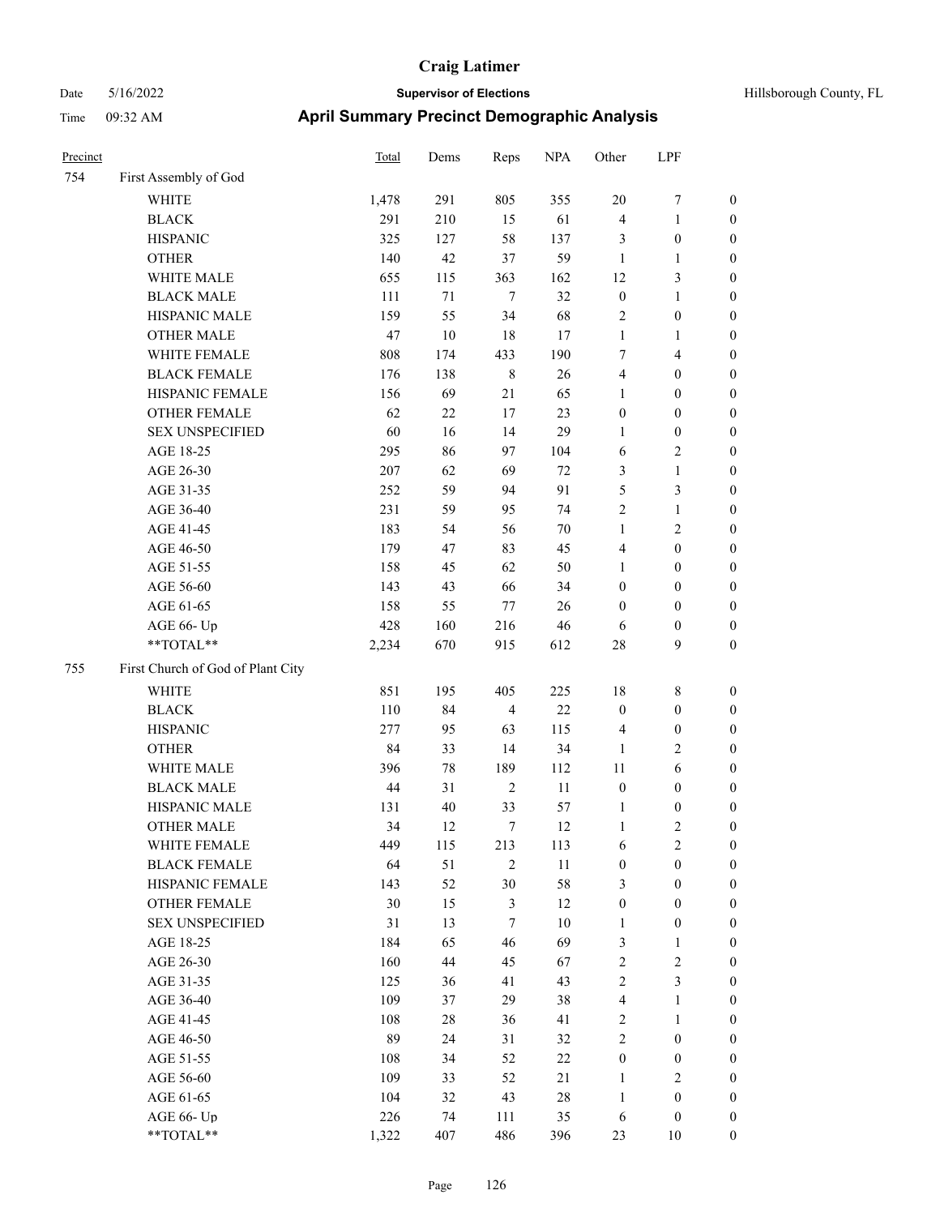# April Summary Precinct Demographic Analysis

| Precinct | | Total | Dems | Reps | NPA | Other | LPF | |
|---|---|---|---|---|---|---|---|---|
| 754 | First Assembly of God | | | | | | | |
| | WHITE | 1,478 | 291 | 805 | 355 | 20 | 7 | 0 |
| | BLACK | 291 | 210 | 15 | 61 | 4 | 1 | 0 |
| | HISPANIC | 325 | 127 | 58 | 137 | 3 | 0 | 0 |
| | OTHER | 140 | 42 | 37 | 59 | 1 | 1 | 0 |
| | WHITE MALE | 655 | 115 | 363 | 162 | 12 | 3 | 0 |
| | BLACK MALE | 111 | 71 | 7 | 32 | 0 | 1 | 0 |
| | HISPANIC MALE | 159 | 55 | 34 | 68 | 2 | 0 | 0 |
| | OTHER MALE | 47 | 10 | 18 | 17 | 1 | 1 | 0 |
| | WHITE FEMALE | 808 | 174 | 433 | 190 | 7 | 4 | 0 |
| | BLACK FEMALE | 176 | 138 | 8 | 26 | 4 | 0 | 0 |
| | HISPANIC FEMALE | 156 | 69 | 21 | 65 | 1 | 0 | 0 |
| | OTHER FEMALE | 62 | 22 | 17 | 23 | 0 | 0 | 0 |
| | SEX UNSPECIFIED | 60 | 16 | 14 | 29 | 1 | 0 | 0 |
| | AGE 18-25 | 295 | 86 | 97 | 104 | 6 | 2 | 0 |
| | AGE 26-30 | 207 | 62 | 69 | 72 | 3 | 1 | 0 |
| | AGE 31-35 | 252 | 59 | 94 | 91 | 5 | 3 | 0 |
| | AGE 36-40 | 231 | 59 | 95 | 74 | 2 | 1 | 0 |
| | AGE 41-45 | 183 | 54 | 56 | 70 | 1 | 2 | 0 |
| | AGE 46-50 | 179 | 47 | 83 | 45 | 4 | 0 | 0 |
| | AGE 51-55 | 158 | 45 | 62 | 50 | 1 | 0 | 0 |
| | AGE 56-60 | 143 | 43 | 66 | 34 | 0 | 0 | 0 |
| | AGE 61-65 | 158 | 55 | 77 | 26 | 0 | 0 | 0 |
| | AGE 66- Up | 428 | 160 | 216 | 46 | 6 | 0 | 0 |
| | **TOTAL** | 2,234 | 670 | 915 | 612 | 28 | 9 | 0 |
| 755 | First Church of God of Plant City | | | | | | | |
| | WHITE | 851 | 195 | 405 | 225 | 18 | 8 | 0 |
| | BLACK | 110 | 84 | 4 | 22 | 0 | 0 | 0 |
| | HISPANIC | 277 | 95 | 63 | 115 | 4 | 0 | 0 |
| | OTHER | 84 | 33 | 14 | 34 | 1 | 2 | 0 |
| | WHITE MALE | 396 | 78 | 189 | 112 | 11 | 6 | 0 |
| | BLACK MALE | 44 | 31 | 2 | 11 | 0 | 0 | 0 |
| | HISPANIC MALE | 131 | 40 | 33 | 57 | 1 | 0 | 0 |
| | OTHER MALE | 34 | 12 | 7 | 12 | 1 | 2 | 0 |
| | WHITE FEMALE | 449 | 115 | 213 | 113 | 6 | 2 | 0 |
| | BLACK FEMALE | 64 | 51 | 2 | 11 | 0 | 0 | 0 |
| | HISPANIC FEMALE | 143 | 52 | 30 | 58 | 3 | 0 | 0 |
| | OTHER FEMALE | 30 | 15 | 3 | 12 | 0 | 0 | 0 |
| | SEX UNSPECIFIED | 31 | 13 | 7 | 10 | 1 | 0 | 0 |
| | AGE 18-25 | 184 | 65 | 46 | 69 | 3 | 1 | 0 |
| | AGE 26-30 | 160 | 44 | 45 | 67 | 2 | 2 | 0 |
| | AGE 31-35 | 125 | 36 | 41 | 43 | 2 | 3 | 0 |
| | AGE 36-40 | 109 | 37 | 29 | 38 | 4 | 1 | 0 |
| | AGE 41-45 | 108 | 28 | 36 | 41 | 2 | 1 | 0 |
| | AGE 46-50 | 89 | 24 | 31 | 32 | 2 | 0 | 0 |
| | AGE 51-55 | 108 | 34 | 52 | 22 | 0 | 0 | 0 |
| | AGE 56-60 | 109 | 33 | 52 | 21 | 1 | 2 | 0 |
| | AGE 61-65 | 104 | 32 | 43 | 28 | 1 | 0 | 0 |
| | AGE 66- Up | 226 | 74 | 111 | 35 | 6 | 0 | 0 |
| | **TOTAL** | 1,322 | 407 | 486 | 396 | 23 | 10 | 0 |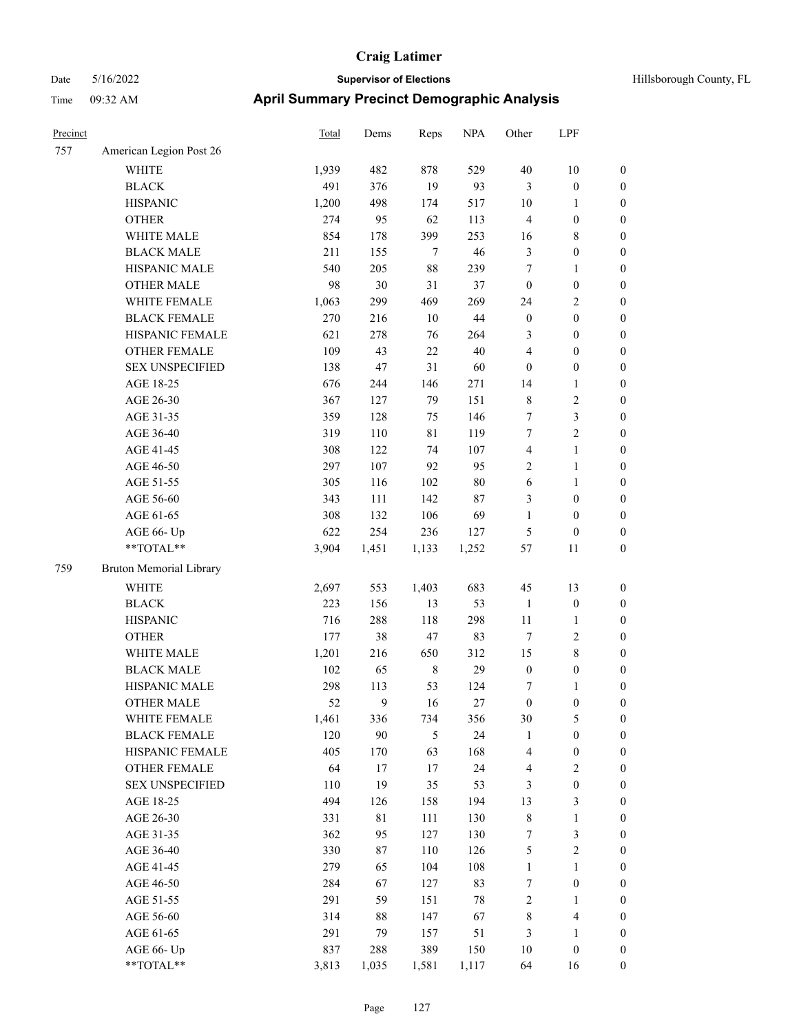# Craig Latimer

Date 5/16/2022 — **Supervisor of Elections** — Hillsborough County, FL

Time 09:32 AM — **April Summary Precinct Demographic Analysis**

| Precinct | | Total | Dems | Reps | NPA | Other | LPF | |
|---|---|---|---|---|---|---|---|---|
| 757 | American Legion Post 26 | | | | | | | |
| | WHITE | 1,939 | 482 | 878 | 529 | 40 | 10 | 0 |
| | BLACK | 491 | 376 | 19 | 93 | 3 | 0 | 0 |
| | HISPANIC | 1,200 | 498 | 174 | 517 | 10 | 1 | 0 |
| | OTHER | 274 | 95 | 62 | 113 | 4 | 0 | 0 |
| | WHITE MALE | 854 | 178 | 399 | 253 | 16 | 8 | 0 |
| | BLACK MALE | 211 | 155 | 7 | 46 | 3 | 0 | 0 |
| | HISPANIC MALE | 540 | 205 | 88 | 239 | 7 | 1 | 0 |
| | OTHER MALE | 98 | 30 | 31 | 37 | 0 | 0 | 0 |
| | WHITE FEMALE | 1,063 | 299 | 469 | 269 | 24 | 2 | 0 |
| | BLACK FEMALE | 270 | 216 | 10 | 44 | 0 | 0 | 0 |
| | HISPANIC FEMALE | 621 | 278 | 76 | 264 | 3 | 0 | 0 |
| | OTHER FEMALE | 109 | 43 | 22 | 40 | 4 | 0 | 0 |
| | SEX UNSPECIFIED | 138 | 47 | 31 | 60 | 0 | 0 | 0 |
| | AGE 18-25 | 676 | 244 | 146 | 271 | 14 | 1 | 0 |
| | AGE 26-30 | 367 | 127 | 79 | 151 | 8 | 2 | 0 |
| | AGE 31-35 | 359 | 128 | 75 | 146 | 7 | 3 | 0 |
| | AGE 36-40 | 319 | 110 | 81 | 119 | 7 | 2 | 0 |
| | AGE 41-45 | 308 | 122 | 74 | 107 | 4 | 1 | 0 |
| | AGE 46-50 | 297 | 107 | 92 | 95 | 2 | 1 | 0 |
| | AGE 51-55 | 305 | 116 | 102 | 80 | 6 | 1 | 0 |
| | AGE 56-60 | 343 | 111 | 142 | 87 | 3 | 0 | 0 |
| | AGE 61-65 | 308 | 132 | 106 | 69 | 1 | 0 | 0 |
| | AGE 66- Up | 622 | 254 | 236 | 127 | 5 | 0 | 0 |
| | **TOTAL** | 3,904 | 1,451 | 1,133 | 1,252 | 57 | 11 | 0 |
| 759 | Bruton Memorial Library | | | | | | | |
| | WHITE | 2,697 | 553 | 1,403 | 683 | 45 | 13 | 0 |
| | BLACK | 223 | 156 | 13 | 53 | 1 | 0 | 0 |
| | HISPANIC | 716 | 288 | 118 | 298 | 11 | 1 | 0 |
| | OTHER | 177 | 38 | 47 | 83 | 7 | 2 | 0 |
| | WHITE MALE | 1,201 | 216 | 650 | 312 | 15 | 8 | 0 |
| | BLACK MALE | 102 | 65 | 8 | 29 | 0 | 0 | 0 |
| | HISPANIC MALE | 298 | 113 | 53 | 124 | 7 | 1 | 0 |
| | OTHER MALE | 52 | 9 | 16 | 27 | 0 | 0 | 0 |
| | WHITE FEMALE | 1,461 | 336 | 734 | 356 | 30 | 5 | 0 |
| | BLACK FEMALE | 120 | 90 | 5 | 24 | 1 | 0 | 0 |
| | HISPANIC FEMALE | 405 | 170 | 63 | 168 | 4 | 0 | 0 |
| | OTHER FEMALE | 64 | 17 | 17 | 24 | 4 | 2 | 0 |
| | SEX UNSPECIFIED | 110 | 19 | 35 | 53 | 3 | 0 | 0 |
| | AGE 18-25 | 494 | 126 | 158 | 194 | 13 | 3 | 0 |
| | AGE 26-30 | 331 | 81 | 111 | 130 | 8 | 1 | 0 |
| | AGE 31-35 | 362 | 95 | 127 | 130 | 7 | 3 | 0 |
| | AGE 36-40 | 330 | 87 | 110 | 126 | 5 | 2 | 0 |
| | AGE 41-45 | 279 | 65 | 104 | 108 | 1 | 1 | 0 |
| | AGE 46-50 | 284 | 67 | 127 | 83 | 7 | 0 | 0 |
| | AGE 51-55 | 291 | 59 | 151 | 78 | 2 | 1 | 0 |
| | AGE 56-60 | 314 | 88 | 147 | 67 | 8 | 4 | 0 |
| | AGE 61-65 | 291 | 79 | 157 | 51 | 3 | 1 | 0 |
| | AGE 66- Up | 837 | 288 | 389 | 150 | 10 | 0 | 0 |
| | **TOTAL** | 3,813 | 1,035 | 1,581 | 1,117 | 64 | 16 | 0 |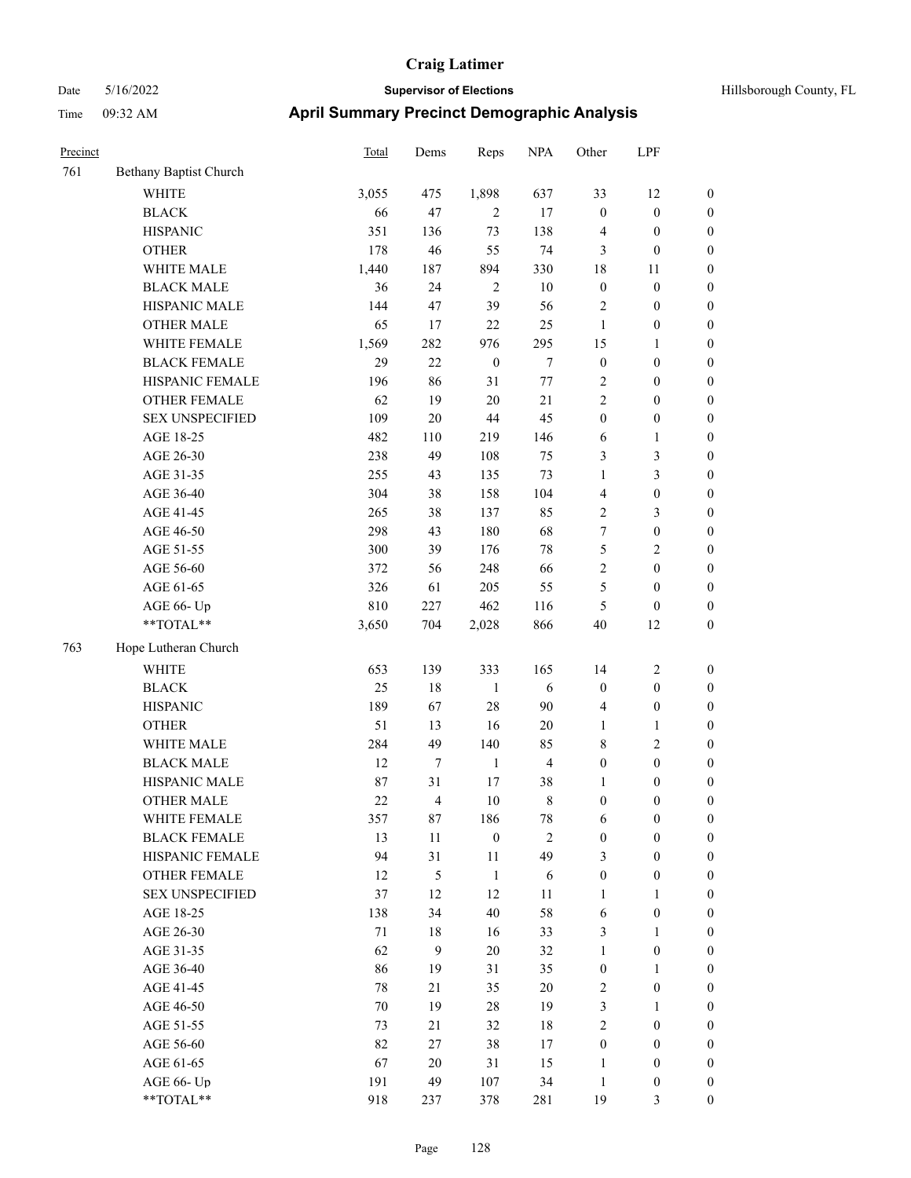| Precinct | | Total | Dems | Reps | NPA | Other | LPF | |
|---|---|---|---|---|---|---|---|---|
| 761 | Bethany Baptist Church | | | | | | | |
| | WHITE | 3,055 | 475 | 1,898 | 637 | 33 | 12 | 0 |
| | BLACK | 66 | 47 | 2 | 17 | 0 | 0 | 0 |
| | HISPANIC | 351 | 136 | 73 | 138 | 4 | 0 | 0 |
| | OTHER | 178 | 46 | 55 | 74 | 3 | 0 | 0 |
| | WHITE MALE | 1,440 | 187 | 894 | 330 | 18 | 11 | 0 |
| | BLACK MALE | 36 | 24 | 2 | 10 | 0 | 0 | 0 |
| | HISPANIC MALE | 144 | 47 | 39 | 56 | 2 | 0 | 0 |
| | OTHER MALE | 65 | 17 | 22 | 25 | 1 | 0 | 0 |
| | WHITE FEMALE | 1,569 | 282 | 976 | 295 | 15 | 1 | 0 |
| | BLACK FEMALE | 29 | 22 | 0 | 7 | 0 | 0 | 0 |
| | HISPANIC FEMALE | 196 | 86 | 31 | 77 | 2 | 0 | 0 |
| | OTHER FEMALE | 62 | 19 | 20 | 21 | 2 | 0 | 0 |
| | SEX UNSPECIFIED | 109 | 20 | 44 | 45 | 0 | 0 | 0 |
| | AGE 18-25 | 482 | 110 | 219 | 146 | 6 | 1 | 0 |
| | AGE 26-30 | 238 | 49 | 108 | 75 | 3 | 3 | 0 |
| | AGE 31-35 | 255 | 43 | 135 | 73 | 1 | 3 | 0 |
| | AGE 36-40 | 304 | 38 | 158 | 104 | 4 | 0 | 0 |
| | AGE 41-45 | 265 | 38 | 137 | 85 | 2 | 3 | 0 |
| | AGE 46-50 | 298 | 43 | 180 | 68 | 7 | 0 | 0 |
| | AGE 51-55 | 300 | 39 | 176 | 78 | 5 | 2 | 0 |
| | AGE 56-60 | 372 | 56 | 248 | 66 | 2 | 0 | 0 |
| | AGE 61-65 | 326 | 61 | 205 | 55 | 5 | 0 | 0 |
| | AGE 66- Up | 810 | 227 | 462 | 116 | 5 | 0 | 0 |
| | **TOTAL** | 3,650 | 704 | 2,028 | 866 | 40 | 12 | 0 |
| 763 | Hope Lutheran Church | | | | | | | |
| | WHITE | 653 | 139 | 333 | 165 | 14 | 2 | 0 |
| | BLACK | 25 | 18 | 1 | 6 | 0 | 0 | 0 |
| | HISPANIC | 189 | 67 | 28 | 90 | 4 | 0 | 0 |
| | OTHER | 51 | 13 | 16 | 20 | 1 | 1 | 0 |
| | WHITE MALE | 284 | 49 | 140 | 85 | 8 | 2 | 0 |
| | BLACK MALE | 12 | 7 | 1 | 4 | 0 | 0 | 0 |
| | HISPANIC MALE | 87 | 31 | 17 | 38 | 1 | 0 | 0 |
| | OTHER MALE | 22 | 4 | 10 | 8 | 0 | 0 | 0 |
| | WHITE FEMALE | 357 | 87 | 186 | 78 | 6 | 0 | 0 |
| | BLACK FEMALE | 13 | 11 | 0 | 2 | 0 | 0 | 0 |
| | HISPANIC FEMALE | 94 | 31 | 11 | 49 | 3 | 0 | 0 |
| | OTHER FEMALE | 12 | 5 | 1 | 6 | 0 | 0 | 0 |
| | SEX UNSPECIFIED | 37 | 12 | 12 | 11 | 1 | 1 | 0 |
| | AGE 18-25 | 138 | 34 | 40 | 58 | 6 | 0 | 0 |
| | AGE 26-30 | 71 | 18 | 16 | 33 | 3 | 1 | 0 |
| | AGE 31-35 | 62 | 9 | 20 | 32 | 1 | 0 | 0 |
| | AGE 36-40 | 86 | 19 | 31 | 35 | 0 | 1 | 0 |
| | AGE 41-45 | 78 | 21 | 35 | 20 | 2 | 0 | 0 |
| | AGE 46-50 | 70 | 19 | 28 | 19 | 3 | 1 | 0 |
| | AGE 51-55 | 73 | 21 | 32 | 18 | 2 | 0 | 0 |
| | AGE 56-60 | 82 | 27 | 38 | 17 | 0 | 0 | 0 |
| | AGE 61-65 | 67 | 20 | 31 | 15 | 1 | 0 | 0 |
| | AGE 66- Up | 191 | 49 | 107 | 34 | 1 | 0 | 0 |
| | **TOTAL** | 918 | 237 | 378 | 281 | 19 | 3 | 0 |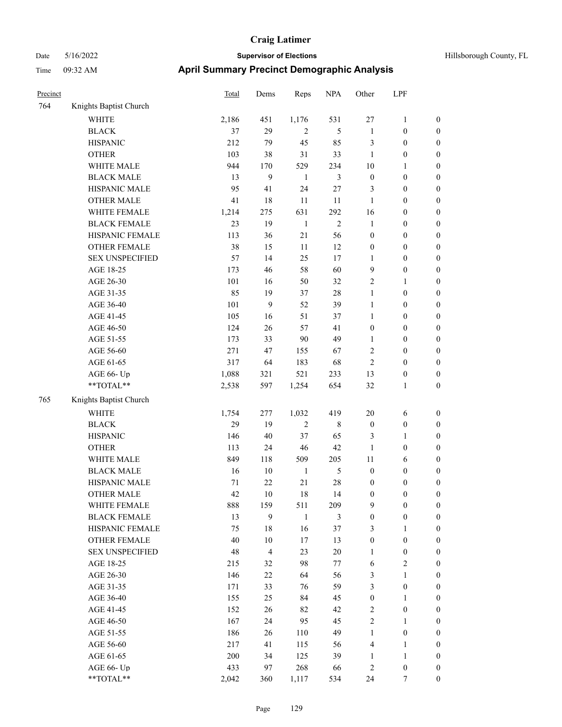# Craig Latimer

Date 5/16/2022 **Supervisor of Elections** Hillsborough County, FL

Time 09:32 AM **April Summary Precinct Demographic Analysis**

| Precinct | | Total | Dems | Reps | NPA | Other | LPF | |
|---|---|---|---|---|---|---|---|---|
| 764 | Knights Baptist Church | | | | | | | |
| | WHITE | 2,186 | 451 | 1,176 | 531 | 27 | 1 | 0 |
| | BLACK | 37 | 29 | 2 | 5 | 1 | 0 | 0 |
| | HISPANIC | 212 | 79 | 45 | 85 | 3 | 0 | 0 |
| | OTHER | 103 | 38 | 31 | 33 | 1 | 0 | 0 |
| | WHITE MALE | 944 | 170 | 529 | 234 | 10 | 1 | 0 |
| | BLACK MALE | 13 | 9 | 1 | 3 | 0 | 0 | 0 |
| | HISPANIC MALE | 95 | 41 | 24 | 27 | 3 | 0 | 0 |
| | OTHER MALE | 41 | 18 | 11 | 11 | 1 | 0 | 0 |
| | WHITE FEMALE | 1,214 | 275 | 631 | 292 | 16 | 0 | 0 |
| | BLACK FEMALE | 23 | 19 | 1 | 2 | 1 | 0 | 0 |
| | HISPANIC FEMALE | 113 | 36 | 21 | 56 | 0 | 0 | 0 |
| | OTHER FEMALE | 38 | 15 | 11 | 12 | 0 | 0 | 0 |
| | SEX UNSPECIFIED | 57 | 14 | 25 | 17 | 1 | 0 | 0 |
| | AGE 18-25 | 173 | 46 | 58 | 60 | 9 | 0 | 0 |
| | AGE 26-30 | 101 | 16 | 50 | 32 | 2 | 1 | 0 |
| | AGE 31-35 | 85 | 19 | 37 | 28 | 1 | 0 | 0 |
| | AGE 36-40 | 101 | 9 | 52 | 39 | 1 | 0 | 0 |
| | AGE 41-45 | 105 | 16 | 51 | 37 | 1 | 0 | 0 |
| | AGE 46-50 | 124 | 26 | 57 | 41 | 0 | 0 | 0 |
| | AGE 51-55 | 173 | 33 | 90 | 49 | 1 | 0 | 0 |
| | AGE 56-60 | 271 | 47 | 155 | 67 | 2 | 0 | 0 |
| | AGE 61-65 | 317 | 64 | 183 | 68 | 2 | 0 | 0 |
| | AGE 66- Up | 1,088 | 321 | 521 | 233 | 13 | 0 | 0 |
| | **TOTAL** | 2,538 | 597 | 1,254 | 654 | 32 | 1 | 0 |
| 765 | Knights Baptist Church | | | | | | | |
| | WHITE | 1,754 | 277 | 1,032 | 419 | 20 | 6 | 0 |
| | BLACK | 29 | 19 | 2 | 8 | 0 | 0 | 0 |
| | HISPANIC | 146 | 40 | 37 | 65 | 3 | 1 | 0 |
| | OTHER | 113 | 24 | 46 | 42 | 1 | 0 | 0 |
| | WHITE MALE | 849 | 118 | 509 | 205 | 11 | 6 | 0 |
| | BLACK MALE | 16 | 10 | 1 | 5 | 0 | 0 | 0 |
| | HISPANIC MALE | 71 | 22 | 21 | 28 | 0 | 0 | 0 |
| | OTHER MALE | 42 | 10 | 18 | 14 | 0 | 0 | 0 |
| | WHITE FEMALE | 888 | 159 | 511 | 209 | 9 | 0 | 0 |
| | BLACK FEMALE | 13 | 9 | 1 | 3 | 0 | 0 | 0 |
| | HISPANIC FEMALE | 75 | 18 | 16 | 37 | 3 | 1 | 0 |
| | OTHER FEMALE | 40 | 10 | 17 | 13 | 0 | 0 | 0 |
| | SEX UNSPECIFIED | 48 | 4 | 23 | 20 | 1 | 0 | 0 |
| | AGE 18-25 | 215 | 32 | 98 | 77 | 6 | 2 | 0 |
| | AGE 26-30 | 146 | 22 | 64 | 56 | 3 | 1 | 0 |
| | AGE 31-35 | 171 | 33 | 76 | 59 | 3 | 0 | 0 |
| | AGE 36-40 | 155 | 25 | 84 | 45 | 0 | 1 | 0 |
| | AGE 41-45 | 152 | 26 | 82 | 42 | 2 | 0 | 0 |
| | AGE 46-50 | 167 | 24 | 95 | 45 | 2 | 1 | 0 |
| | AGE 51-55 | 186 | 26 | 110 | 49 | 1 | 0 | 0 |
| | AGE 56-60 | 217 | 41 | 115 | 56 | 4 | 1 | 0 |
| | AGE 61-65 | 200 | 34 | 125 | 39 | 1 | 1 | 0 |
| | AGE 66- Up | 433 | 97 | 268 | 66 | 2 | 0 | 0 |
| | **TOTAL** | 2,042 | 360 | 1,117 | 534 | 24 | 7 | 0 |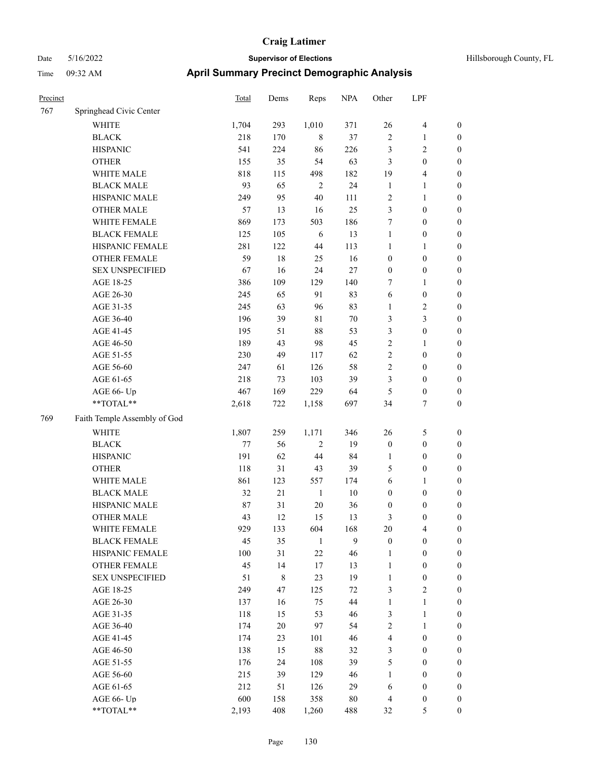# Craig Latimer

**Supervisor of Elections**

Date 5/16/2022 — Hillsborough County, FL

Time 09:32 AM

## April Summary Precinct Demographic Analysis

| Precinct | | Total | Dems | Reps | NPA | Other | LPF | |
|---|---|---|---|---|---|---|---|---|
| 767 | Springhead Civic Center | | | | | | | |
| | WHITE | 1,704 | 293 | 1,010 | 371 | 26 | 4 | 0 |
| | BLACK | 218 | 170 | 8 | 37 | 2 | 1 | 0 |
| | HISPANIC | 541 | 224 | 86 | 226 | 3 | 2 | 0 |
| | OTHER | 155 | 35 | 54 | 63 | 3 | 0 | 0 |
| | WHITE MALE | 818 | 115 | 498 | 182 | 19 | 4 | 0 |
| | BLACK MALE | 93 | 65 | 2 | 24 | 1 | 1 | 0 |
| | HISPANIC MALE | 249 | 95 | 40 | 111 | 2 | 1 | 0 |
| | OTHER MALE | 57 | 13 | 16 | 25 | 3 | 0 | 0 |
| | WHITE FEMALE | 869 | 173 | 503 | 186 | 7 | 0 | 0 |
| | BLACK FEMALE | 125 | 105 | 6 | 13 | 1 | 0 | 0 |
| | HISPANIC FEMALE | 281 | 122 | 44 | 113 | 1 | 1 | 0 |
| | OTHER FEMALE | 59 | 18 | 25 | 16 | 0 | 0 | 0 |
| | SEX UNSPECIFIED | 67 | 16 | 24 | 27 | 0 | 0 | 0 |
| | AGE 18-25 | 386 | 109 | 129 | 140 | 7 | 1 | 0 |
| | AGE 26-30 | 245 | 65 | 91 | 83 | 6 | 0 | 0 |
| | AGE 31-35 | 245 | 63 | 96 | 83 | 1 | 2 | 0 |
| | AGE 36-40 | 196 | 39 | 81 | 70 | 3 | 3 | 0 |
| | AGE 41-45 | 195 | 51 | 88 | 53 | 3 | 0 | 0 |
| | AGE 46-50 | 189 | 43 | 98 | 45 | 2 | 1 | 0 |
| | AGE 51-55 | 230 | 49 | 117 | 62 | 2 | 0 | 0 |
| | AGE 56-60 | 247 | 61 | 126 | 58 | 2 | 0 | 0 |
| | AGE 61-65 | 218 | 73 | 103 | 39 | 3 | 0 | 0 |
| | AGE 66- Up | 467 | 169 | 229 | 64 | 5 | 0 | 0 |
| | **TOTAL** | 2,618 | 722 | 1,158 | 697 | 34 | 7 | 0 |
| 769 | Faith Temple Assembly of God | | | | | | | |
| | WHITE | 1,807 | 259 | 1,171 | 346 | 26 | 5 | 0 |
| | BLACK | 77 | 56 | 2 | 19 | 0 | 0 | 0 |
| | HISPANIC | 191 | 62 | 44 | 84 | 1 | 0 | 0 |
| | OTHER | 118 | 31 | 43 | 39 | 5 | 0 | 0 |
| | WHITE MALE | 861 | 123 | 557 | 174 | 6 | 1 | 0 |
| | BLACK MALE | 32 | 21 | 1 | 10 | 0 | 0 | 0 |
| | HISPANIC MALE | 87 | 31 | 20 | 36 | 0 | 0 | 0 |
| | OTHER MALE | 43 | 12 | 15 | 13 | 3 | 0 | 0 |
| | WHITE FEMALE | 929 | 133 | 604 | 168 | 20 | 4 | 0 |
| | BLACK FEMALE | 45 | 35 | 1 | 9 | 0 | 0 | 0 |
| | HISPANIC FEMALE | 100 | 31 | 22 | 46 | 1 | 0 | 0 |
| | OTHER FEMALE | 45 | 14 | 17 | 13 | 1 | 0 | 0 |
| | SEX UNSPECIFIED | 51 | 8 | 23 | 19 | 1 | 0 | 0 |
| | AGE 18-25 | 249 | 47 | 125 | 72 | 3 | 2 | 0 |
| | AGE 26-30 | 137 | 16 | 75 | 44 | 1 | 1 | 0 |
| | AGE 31-35 | 118 | 15 | 53 | 46 | 3 | 1 | 0 |
| | AGE 36-40 | 174 | 20 | 97 | 54 | 2 | 1 | 0 |
| | AGE 41-45 | 174 | 23 | 101 | 46 | 4 | 0 | 0 |
| | AGE 46-50 | 138 | 15 | 88 | 32 | 3 | 0 | 0 |
| | AGE 51-55 | 176 | 24 | 108 | 39 | 5 | 0 | 0 |
| | AGE 56-60 | 215 | 39 | 129 | 46 | 1 | 0 | 0 |
| | AGE 61-65 | 212 | 51 | 126 | 29 | 6 | 0 | 0 |
| | AGE 66- Up | 600 | 158 | 358 | 80 | 4 | 0 | 0 |
| | **TOTAL** | 2,193 | 408 | 1,260 | 488 | 32 | 5 | 0 |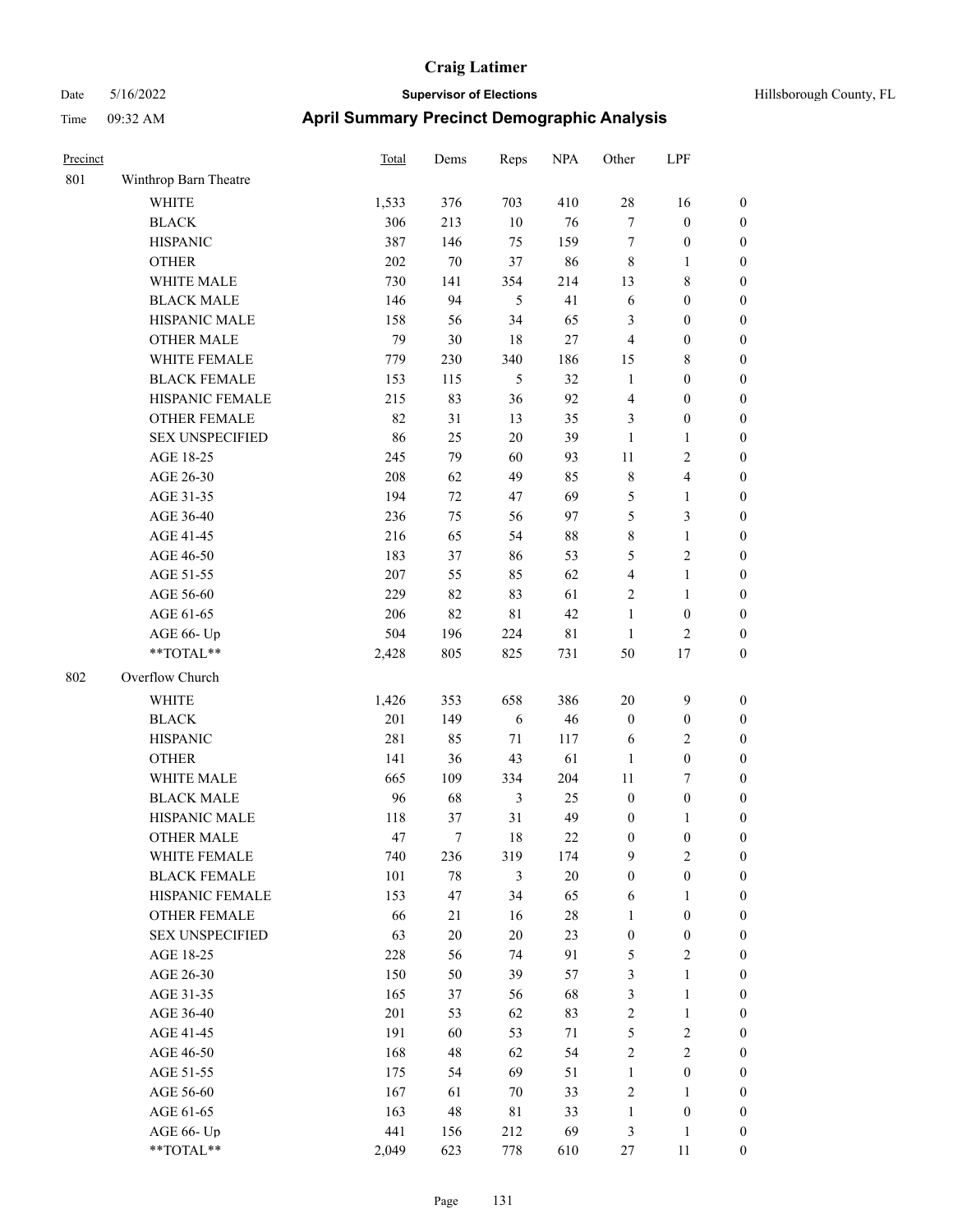# Craig Latimer

**Supervisor of Elections**

Date 5/16/2022 — Hillsborough County, FL

Time 09:32 AM

## April Summary Precinct Demographic Analysis

| Precinct | | Total | Dems | Reps | NPA | Other | LPF | |
|---|---|---|---|---|---|---|---|---|
| 801 | Winthrop Barn Theatre | | | | | | | |
| | WHITE | 1,533 | 376 | 703 | 410 | 28 | 16 | 0 |
| | BLACK | 306 | 213 | 10 | 76 | 7 | 0 | 0 |
| | HISPANIC | 387 | 146 | 75 | 159 | 7 | 0 | 0 |
| | OTHER | 202 | 70 | 37 | 86 | 8 | 1 | 0 |
| | WHITE MALE | 730 | 141 | 354 | 214 | 13 | 8 | 0 |
| | BLACK MALE | 146 | 94 | 5 | 41 | 6 | 0 | 0 |
| | HISPANIC MALE | 158 | 56 | 34 | 65 | 3 | 0 | 0 |
| | OTHER MALE | 79 | 30 | 18 | 27 | 4 | 0 | 0 |
| | WHITE FEMALE | 779 | 230 | 340 | 186 | 15 | 8 | 0 |
| | BLACK FEMALE | 153 | 115 | 5 | 32 | 1 | 0 | 0 |
| | HISPANIC FEMALE | 215 | 83 | 36 | 92 | 4 | 0 | 0 |
| | OTHER FEMALE | 82 | 31 | 13 | 35 | 3 | 0 | 0 |
| | SEX UNSPECIFIED | 86 | 25 | 20 | 39 | 1 | 1 | 0 |
| | AGE 18-25 | 245 | 79 | 60 | 93 | 11 | 2 | 0 |
| | AGE 26-30 | 208 | 62 | 49 | 85 | 8 | 4 | 0 |
| | AGE 31-35 | 194 | 72 | 47 | 69 | 5 | 1 | 0 |
| | AGE 36-40 | 236 | 75 | 56 | 97 | 5 | 3 | 0 |
| | AGE 41-45 | 216 | 65 | 54 | 88 | 8 | 1 | 0 |
| | AGE 46-50 | 183 | 37 | 86 | 53 | 5 | 2 | 0 |
| | AGE 51-55 | 207 | 55 | 85 | 62 | 4 | 1 | 0 |
| | AGE 56-60 | 229 | 82 | 83 | 61 | 2 | 1 | 0 |
| | AGE 61-65 | 206 | 82 | 81 | 42 | 1 | 0 | 0 |
| | AGE 66- Up | 504 | 196 | 224 | 81 | 1 | 2 | 0 |
| | **TOTAL** | 2,428 | 805 | 825 | 731 | 50 | 17 | 0 |
| 802 | Overflow Church | | | | | | | |
| | WHITE | 1,426 | 353 | 658 | 386 | 20 | 9 | 0 |
| | BLACK | 201 | 149 | 6 | 46 | 0 | 0 | 0 |
| | HISPANIC | 281 | 85 | 71 | 117 | 6 | 2 | 0 |
| | OTHER | 141 | 36 | 43 | 61 | 1 | 0 | 0 |
| | WHITE MALE | 665 | 109 | 334 | 204 | 11 | 7 | 0 |
| | BLACK MALE | 96 | 68 | 3 | 25 | 0 | 0 | 0 |
| | HISPANIC MALE | 118 | 37 | 31 | 49 | 0 | 1 | 0 |
| | OTHER MALE | 47 | 7 | 18 | 22 | 0 | 0 | 0 |
| | WHITE FEMALE | 740 | 236 | 319 | 174 | 9 | 2 | 0 |
| | BLACK FEMALE | 101 | 78 | 3 | 20 | 0 | 0 | 0 |
| | HISPANIC FEMALE | 153 | 47 | 34 | 65 | 6 | 1 | 0 |
| | OTHER FEMALE | 66 | 21 | 16 | 28 | 1 | 0 | 0 |
| | SEX UNSPECIFIED | 63 | 20 | 20 | 23 | 0 | 0 | 0 |
| | AGE 18-25 | 228 | 56 | 74 | 91 | 5 | 2 | 0 |
| | AGE 26-30 | 150 | 50 | 39 | 57 | 3 | 1 | 0 |
| | AGE 31-35 | 165 | 37 | 56 | 68 | 3 | 1 | 0 |
| | AGE 36-40 | 201 | 53 | 62 | 83 | 2 | 1 | 0 |
| | AGE 41-45 | 191 | 60 | 53 | 71 | 5 | 2 | 0 |
| | AGE 46-50 | 168 | 48 | 62 | 54 | 2 | 2 | 0 |
| | AGE 51-55 | 175 | 54 | 69 | 51 | 1 | 0 | 0 |
| | AGE 56-60 | 167 | 61 | 70 | 33 | 2 | 1 | 0 |
| | AGE 61-65 | 163 | 48 | 81 | 33 | 1 | 0 | 0 |
| | AGE 66- Up | 441 | 156 | 212 | 69 | 3 | 1 | 0 |
| | **TOTAL** | 2,049 | 623 | 778 | 610 | 27 | 11 | 0 |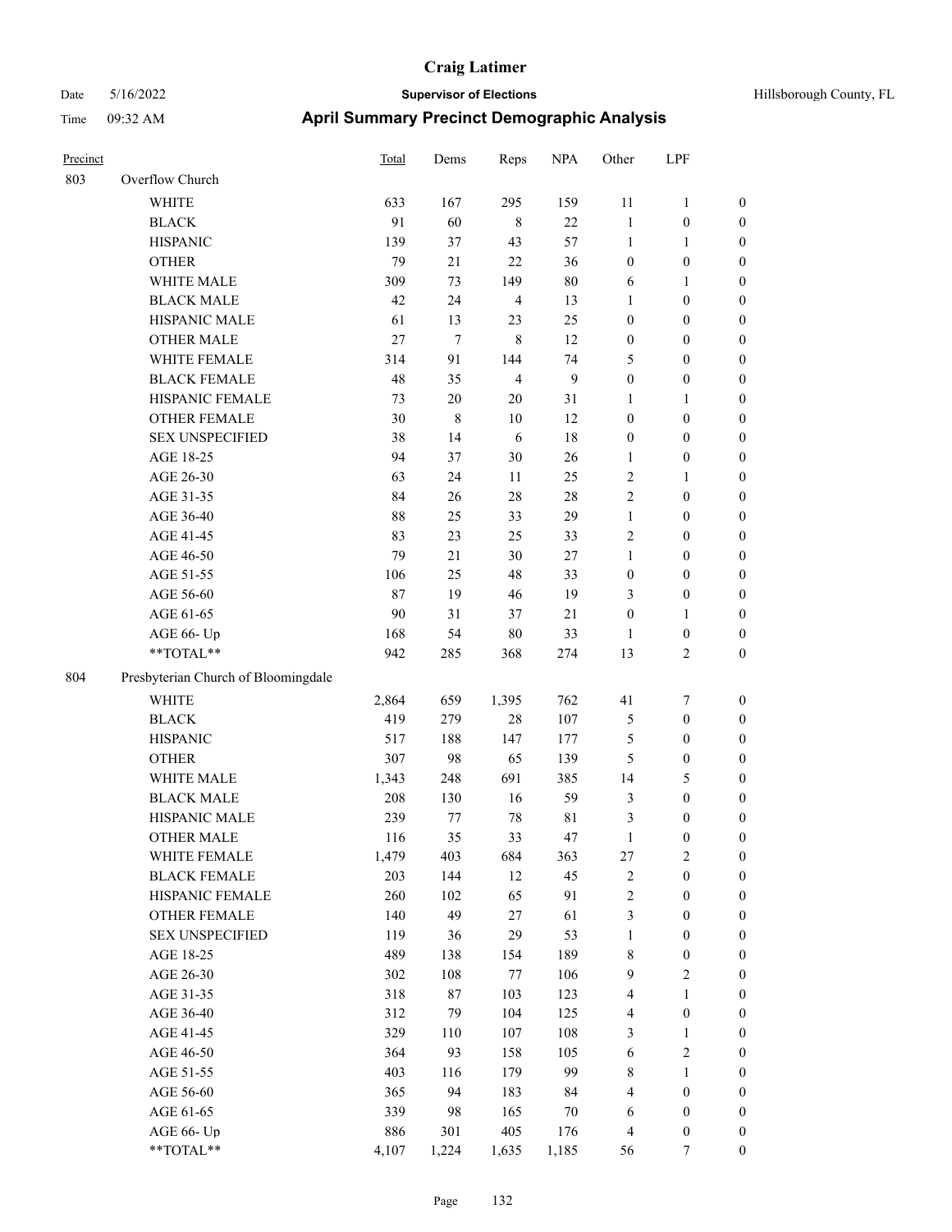# Craig Latimer

Date 5/16/2022 **Supervisor of Elections** Hillsborough County, FL

Time 09:32 AM **April Summary Precinct Demographic Analysis**

| Precinct | | Total | Dems | Reps | NPA | Other | LPF | |
|---|---|---|---|---|---|---|---|---|
| 803 | Overflow Church | | | | | | | |
| | WHITE | 633 | 167 | 295 | 159 | 11 | 1 | 0 |
| | BLACK | 91 | 60 | 8 | 22 | 1 | 0 | 0 |
| | HISPANIC | 139 | 37 | 43 | 57 | 1 | 1 | 0 |
| | OTHER | 79 | 21 | 22 | 36 | 0 | 0 | 0 |
| | WHITE MALE | 309 | 73 | 149 | 80 | 6 | 1 | 0 |
| | BLACK MALE | 42 | 24 | 4 | 13 | 1 | 0 | 0 |
| | HISPANIC MALE | 61 | 13 | 23 | 25 | 0 | 0 | 0 |
| | OTHER MALE | 27 | 7 | 8 | 12 | 0 | 0 | 0 |
| | WHITE FEMALE | 314 | 91 | 144 | 74 | 5 | 0 | 0 |
| | BLACK FEMALE | 48 | 35 | 4 | 9 | 0 | 0 | 0 |
| | HISPANIC FEMALE | 73 | 20 | 20 | 31 | 1 | 1 | 0 |
| | OTHER FEMALE | 30 | 8 | 10 | 12 | 0 | 0 | 0 |
| | SEX UNSPECIFIED | 38 | 14 | 6 | 18 | 0 | 0 | 0 |
| | AGE 18-25 | 94 | 37 | 30 | 26 | 1 | 0 | 0 |
| | AGE 26-30 | 63 | 24 | 11 | 25 | 2 | 1 | 0 |
| | AGE 31-35 | 84 | 26 | 28 | 28 | 2 | 0 | 0 |
| | AGE 36-40 | 88 | 25 | 33 | 29 | 1 | 0 | 0 |
| | AGE 41-45 | 83 | 23 | 25 | 33 | 2 | 0 | 0 |
| | AGE 46-50 | 79 | 21 | 30 | 27 | 1 | 0 | 0 |
| | AGE 51-55 | 106 | 25 | 48 | 33 | 0 | 0 | 0 |
| | AGE 56-60 | 87 | 19 | 46 | 19 | 3 | 0 | 0 |
| | AGE 61-65 | 90 | 31 | 37 | 21 | 0 | 1 | 0 |
| | AGE 66- Up | 168 | 54 | 80 | 33 | 1 | 0 | 0 |
| | **TOTAL** | 942 | 285 | 368 | 274 | 13 | 2 | 0 |
| 804 | Presbyterian Church of Bloomingdale | | | | | | | |
| | WHITE | 2,864 | 659 | 1,395 | 762 | 41 | 7 | 0 |
| | BLACK | 419 | 279 | 28 | 107 | 5 | 0 | 0 |
| | HISPANIC | 517 | 188 | 147 | 177 | 5 | 0 | 0 |
| | OTHER | 307 | 98 | 65 | 139 | 5 | 0 | 0 |
| | WHITE MALE | 1,343 | 248 | 691 | 385 | 14 | 5 | 0 |
| | BLACK MALE | 208 | 130 | 16 | 59 | 3 | 0 | 0 |
| | HISPANIC MALE | 239 | 77 | 78 | 81 | 3 | 0 | 0 |
| | OTHER MALE | 116 | 35 | 33 | 47 | 1 | 0 | 0 |
| | WHITE FEMALE | 1,479 | 403 | 684 | 363 | 27 | 2 | 0 |
| | BLACK FEMALE | 203 | 144 | 12 | 45 | 2 | 0 | 0 |
| | HISPANIC FEMALE | 260 | 102 | 65 | 91 | 2 | 0 | 0 |
| | OTHER FEMALE | 140 | 49 | 27 | 61 | 3 | 0 | 0 |
| | SEX UNSPECIFIED | 119 | 36 | 29 | 53 | 1 | 0 | 0 |
| | AGE 18-25 | 489 | 138 | 154 | 189 | 8 | 0 | 0 |
| | AGE 26-30 | 302 | 108 | 77 | 106 | 9 | 2 | 0 |
| | AGE 31-35 | 318 | 87 | 103 | 123 | 4 | 1 | 0 |
| | AGE 36-40 | 312 | 79 | 104 | 125 | 4 | 0 | 0 |
| | AGE 41-45 | 329 | 110 | 107 | 108 | 3 | 1 | 0 |
| | AGE 46-50 | 364 | 93 | 158 | 105 | 6 | 2 | 0 |
| | AGE 51-55 | 403 | 116 | 179 | 99 | 8 | 1 | 0 |
| | AGE 56-60 | 365 | 94 | 183 | 84 | 4 | 0 | 0 |
| | AGE 61-65 | 339 | 98 | 165 | 70 | 6 | 0 | 0 |
| | AGE 66- Up | 886 | 301 | 405 | 176 | 4 | 0 | 0 |
| | **TOTAL** | 4,107 | 1,224 | 1,635 | 1,185 | 56 | 7 | 0 |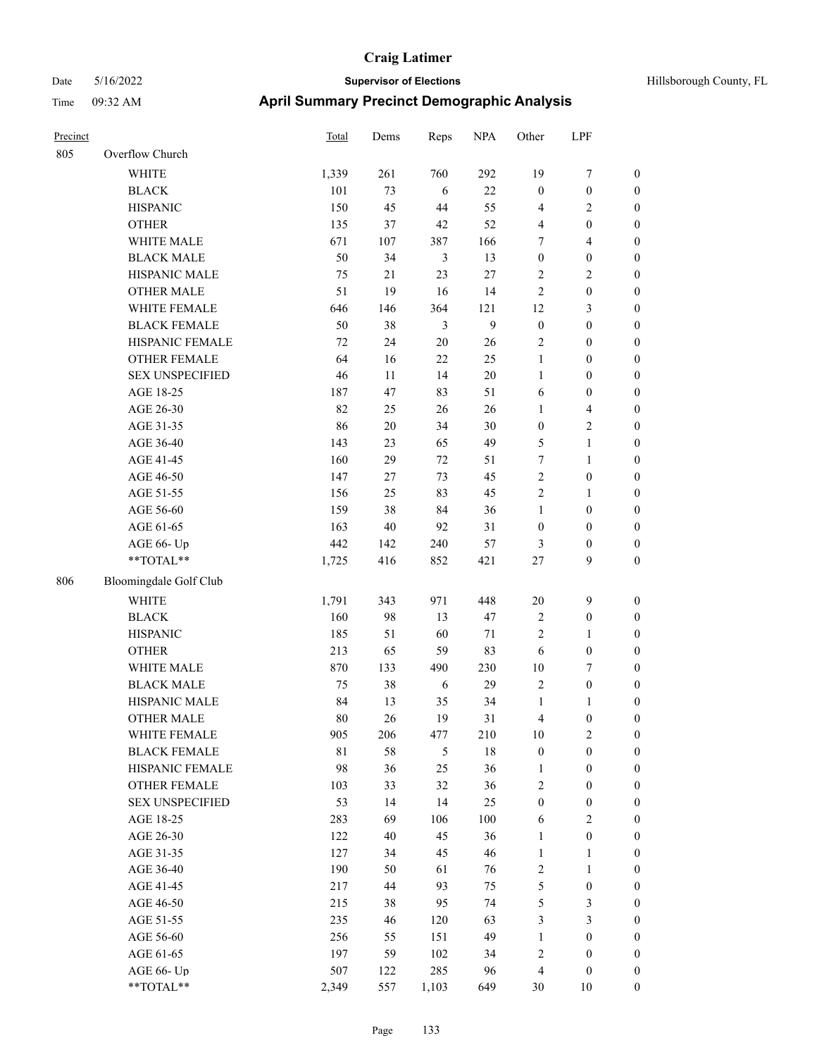# Craig Latimer

**Supervisor of Elections**

Date 5/16/2022 — Hillsborough County, FL

Time 09:32 AM

## April Summary Precinct Demographic Analysis

| Precinct | | Total | Dems | Reps | NPA | Other | LPF | |
|---|---|---|---|---|---|---|---|---|
| 805 | Overflow Church | | | | | | | |
| | WHITE | 1,339 | 261 | 760 | 292 | 19 | 7 | 0 |
| | BLACK | 101 | 73 | 6 | 22 | 0 | 0 | 0 |
| | HISPANIC | 150 | 45 | 44 | 55 | 4 | 2 | 0 |
| | OTHER | 135 | 37 | 42 | 52 | 4 | 0 | 0 |
| | WHITE MALE | 671 | 107 | 387 | 166 | 7 | 4 | 0 |
| | BLACK MALE | 50 | 34 | 3 | 13 | 0 | 0 | 0 |
| | HISPANIC MALE | 75 | 21 | 23 | 27 | 2 | 2 | 0 |
| | OTHER MALE | 51 | 19 | 16 | 14 | 2 | 0 | 0 |
| | WHITE FEMALE | 646 | 146 | 364 | 121 | 12 | 3 | 0 |
| | BLACK FEMALE | 50 | 38 | 3 | 9 | 0 | 0 | 0 |
| | HISPANIC FEMALE | 72 | 24 | 20 | 26 | 2 | 0 | 0 |
| | OTHER FEMALE | 64 | 16 | 22 | 25 | 1 | 0 | 0 |
| | SEX UNSPECIFIED | 46 | 11 | 14 | 20 | 1 | 0 | 0 |
| | AGE 18-25 | 187 | 47 | 83 | 51 | 6 | 0 | 0 |
| | AGE 26-30 | 82 | 25 | 26 | 26 | 1 | 4 | 0 |
| | AGE 31-35 | 86 | 20 | 34 | 30 | 0 | 2 | 0 |
| | AGE 36-40 | 143 | 23 | 65 | 49 | 5 | 1 | 0 |
| | AGE 41-45 | 160 | 29 | 72 | 51 | 7 | 1 | 0 |
| | AGE 46-50 | 147 | 27 | 73 | 45 | 2 | 0 | 0 |
| | AGE 51-55 | 156 | 25 | 83 | 45 | 2 | 1 | 0 |
| | AGE 56-60 | 159 | 38 | 84 | 36 | 1 | 0 | 0 |
| | AGE 61-65 | 163 | 40 | 92 | 31 | 0 | 0 | 0 |
| | AGE 66- Up | 442 | 142 | 240 | 57 | 3 | 0 | 0 |
| | **TOTAL** | 1,725 | 416 | 852 | 421 | 27 | 9 | 0 |
| 806 | Bloomingdale Golf Club | | | | | | | |
| | WHITE | 1,791 | 343 | 971 | 448 | 20 | 9 | 0 |
| | BLACK | 160 | 98 | 13 | 47 | 2 | 0 | 0 |
| | HISPANIC | 185 | 51 | 60 | 71 | 2 | 1 | 0 |
| | OTHER | 213 | 65 | 59 | 83 | 6 | 0 | 0 |
| | WHITE MALE | 870 | 133 | 490 | 230 | 10 | 7 | 0 |
| | BLACK MALE | 75 | 38 | 6 | 29 | 2 | 0 | 0 |
| | HISPANIC MALE | 84 | 13 | 35 | 34 | 1 | 1 | 0 |
| | OTHER MALE | 80 | 26 | 19 | 31 | 4 | 0 | 0 |
| | WHITE FEMALE | 905 | 206 | 477 | 210 | 10 | 2 | 0 |
| | BLACK FEMALE | 81 | 58 | 5 | 18 | 0 | 0 | 0 |
| | HISPANIC FEMALE | 98 | 36 | 25 | 36 | 1 | 0 | 0 |
| | OTHER FEMALE | 103 | 33 | 32 | 36 | 2 | 0 | 0 |
| | SEX UNSPECIFIED | 53 | 14 | 14 | 25 | 0 | 0 | 0 |
| | AGE 18-25 | 283 | 69 | 106 | 100 | 6 | 2 | 0 |
| | AGE 26-30 | 122 | 40 | 45 | 36 | 1 | 0 | 0 |
| | AGE 31-35 | 127 | 34 | 45 | 46 | 1 | 1 | 0 |
| | AGE 36-40 | 190 | 50 | 61 | 76 | 2 | 1 | 0 |
| | AGE 41-45 | 217 | 44 | 93 | 75 | 5 | 0 | 0 |
| | AGE 46-50 | 215 | 38 | 95 | 74 | 5 | 3 | 0 |
| | AGE 51-55 | 235 | 46 | 120 | 63 | 3 | 3 | 0 |
| | AGE 56-60 | 256 | 55 | 151 | 49 | 1 | 0 | 0 |
| | AGE 61-65 | 197 | 59 | 102 | 34 | 2 | 0 | 0 |
| | AGE 66- Up | 507 | 122 | 285 | 96 | 4 | 0 | 0 |
| | **TOTAL** | 2,349 | 557 | 1,103 | 649 | 30 | 10 | 0 |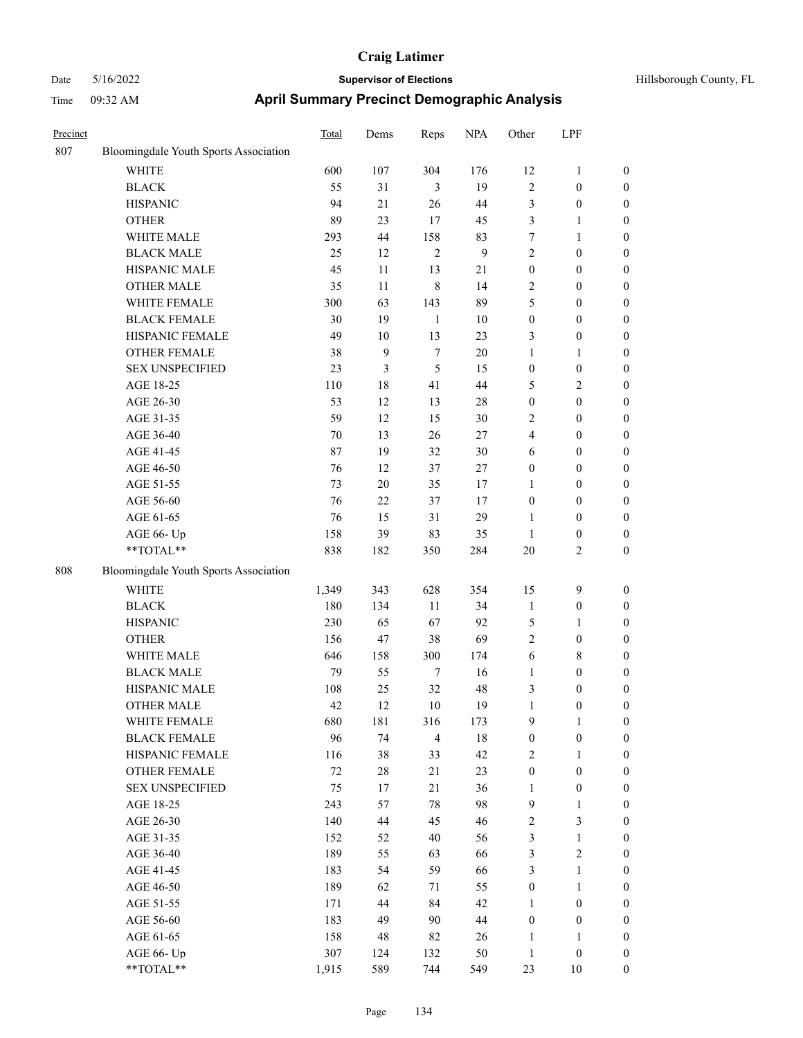# Craig Latimer

**Supervisor of Elections**

Date 5/16/2022 — Hillsborough County, FL

Time 09:32 AM

## April Summary Precinct Demographic Analysis

| Precinct | | Total | Dems | Reps | NPA | Other | LPF | |
|---|---|---|---|---|---|---|---|---|
| 807 | Bloomingdale Youth Sports Association | | | | | | | |
| | WHITE | 600 | 107 | 304 | 176 | 12 | 1 | 0 |
| | BLACK | 55 | 31 | 3 | 19 | 2 | 0 | 0 |
| | HISPANIC | 94 | 21 | 26 | 44 | 3 | 0 | 0 |
| | OTHER | 89 | 23 | 17 | 45 | 3 | 1 | 0 |
| | WHITE MALE | 293 | 44 | 158 | 83 | 7 | 1 | 0 |
| | BLACK MALE | 25 | 12 | 2 | 9 | 2 | 0 | 0 |
| | HISPANIC MALE | 45 | 11 | 13 | 21 | 0 | 0 | 0 |
| | OTHER MALE | 35 | 11 | 8 | 14 | 2 | 0 | 0 |
| | WHITE FEMALE | 300 | 63 | 143 | 89 | 5 | 0 | 0 |
| | BLACK FEMALE | 30 | 19 | 1 | 10 | 0 | 0 | 0 |
| | HISPANIC FEMALE | 49 | 10 | 13 | 23 | 3 | 0 | 0 |
| | OTHER FEMALE | 38 | 9 | 7 | 20 | 1 | 1 | 0 |
| | SEX UNSPECIFIED | 23 | 3 | 5 | 15 | 0 | 0 | 0 |
| | AGE 18-25 | 110 | 18 | 41 | 44 | 5 | 2 | 0 |
| | AGE 26-30 | 53 | 12 | 13 | 28 | 0 | 0 | 0 |
| | AGE 31-35 | 59 | 12 | 15 | 30 | 2 | 0 | 0 |
| | AGE 36-40 | 70 | 13 | 26 | 27 | 4 | 0 | 0 |
| | AGE 41-45 | 87 | 19 | 32 | 30 | 6 | 0 | 0 |
| | AGE 46-50 | 76 | 12 | 37 | 27 | 0 | 0 | 0 |
| | AGE 51-55 | 73 | 20 | 35 | 17 | 1 | 0 | 0 |
| | AGE 56-60 | 76 | 22 | 37 | 17 | 0 | 0 | 0 |
| | AGE 61-65 | 76 | 15 | 31 | 29 | 1 | 0 | 0 |
| | AGE 66- Up | 158 | 39 | 83 | 35 | 1 | 0 | 0 |
| | **TOTAL** | 838 | 182 | 350 | 284 | 20 | 2 | 0 |
| 808 | Bloomingdale Youth Sports Association | | | | | | | |
| | WHITE | 1,349 | 343 | 628 | 354 | 15 | 9 | 0 |
| | BLACK | 180 | 134 | 11 | 34 | 1 | 0 | 0 |
| | HISPANIC | 230 | 65 | 67 | 92 | 5 | 1 | 0 |
| | OTHER | 156 | 47 | 38 | 69 | 2 | 0 | 0 |
| | WHITE MALE | 646 | 158 | 300 | 174 | 6 | 8 | 0 |
| | BLACK MALE | 79 | 55 | 7 | 16 | 1 | 0 | 0 |
| | HISPANIC MALE | 108 | 25 | 32 | 48 | 3 | 0 | 0 |
| | OTHER MALE | 42 | 12 | 10 | 19 | 1 | 0 | 0 |
| | WHITE FEMALE | 680 | 181 | 316 | 173 | 9 | 1 | 0 |
| | BLACK FEMALE | 96 | 74 | 4 | 18 | 0 | 0 | 0 |
| | HISPANIC FEMALE | 116 | 38 | 33 | 42 | 2 | 1 | 0 |
| | OTHER FEMALE | 72 | 28 | 21 | 23 | 0 | 0 | 0 |
| | SEX UNSPECIFIED | 75 | 17 | 21 | 36 | 1 | 0 | 0 |
| | AGE 18-25 | 243 | 57 | 78 | 98 | 9 | 1 | 0 |
| | AGE 26-30 | 140 | 44 | 45 | 46 | 2 | 3 | 0 |
| | AGE 31-35 | 152 | 52 | 40 | 56 | 3 | 1 | 0 |
| | AGE 36-40 | 189 | 55 | 63 | 66 | 3 | 2 | 0 |
| | AGE 41-45 | 183 | 54 | 59 | 66 | 3 | 1 | 0 |
| | AGE 46-50 | 189 | 62 | 71 | 55 | 0 | 1 | 0 |
| | AGE 51-55 | 171 | 44 | 84 | 42 | 1 | 0 | 0 |
| | AGE 56-60 | 183 | 49 | 90 | 44 | 0 | 0 | 0 |
| | AGE 61-65 | 158 | 48 | 82 | 26 | 1 | 1 | 0 |
| | AGE 66- Up | 307 | 124 | 132 | 50 | 1 | 0 | 0 |
| | **TOTAL** | 1,915 | 589 | 744 | 549 | 23 | 10 | 0 |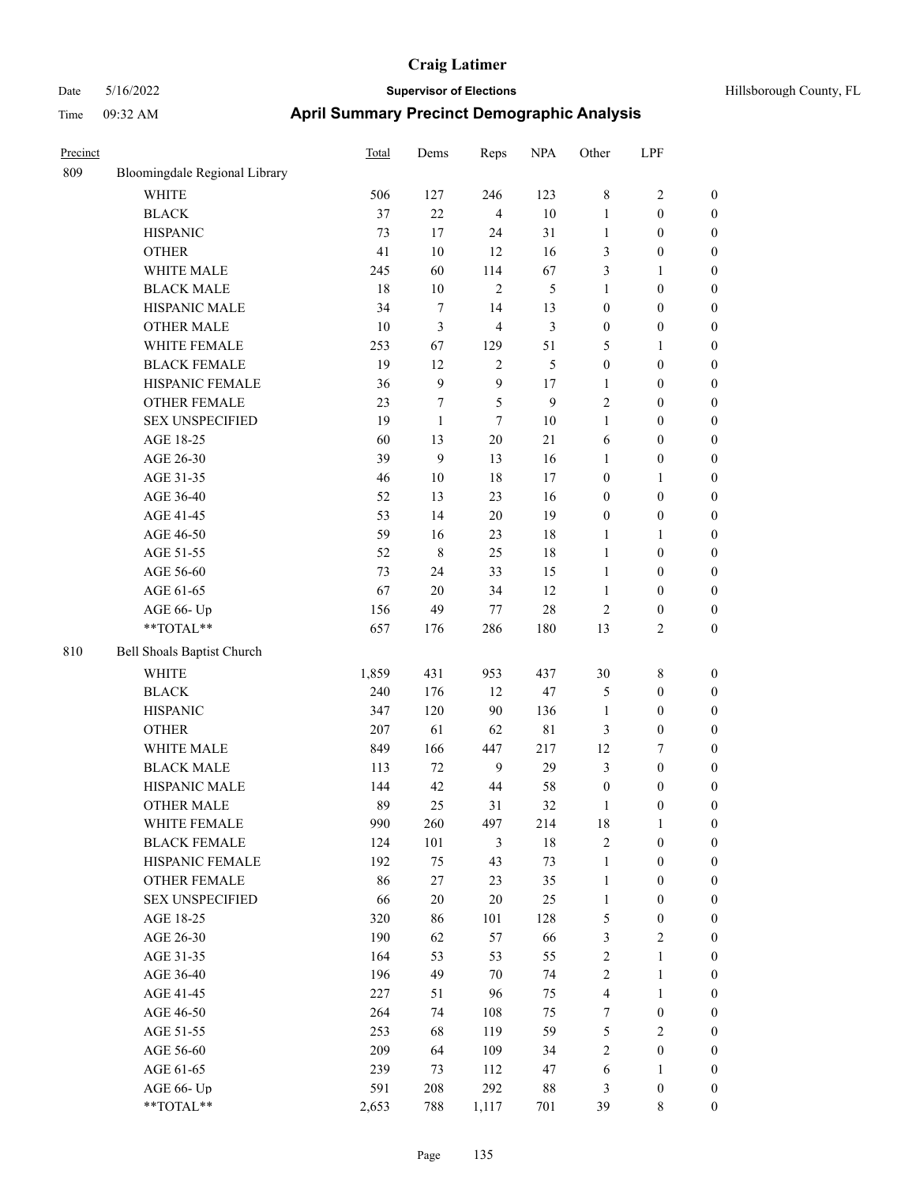# Craig Latimer

**Supervisor of Elections**

**April Summary Precinct Demographic Analysis**

Date 5/16/2022 | Time 09:32 AM | Hillsborough County, FL

| Precinct | | Total | Dems | Reps | NPA | Other | LPF | |
|---|---|---|---|---|---|---|---|---|
| 809 | Bloomingdale Regional Library | | | | | | | |
| | WHITE | 506 | 127 | 246 | 123 | 8 | 2 | 0 |
| | BLACK | 37 | 22 | 4 | 10 | 1 | 0 | 0 |
| | HISPANIC | 73 | 17 | 24 | 31 | 1 | 0 | 0 |
| | OTHER | 41 | 10 | 12 | 16 | 3 | 0 | 0 |
| | WHITE MALE | 245 | 60 | 114 | 67 | 3 | 1 | 0 |
| | BLACK MALE | 18 | 10 | 2 | 5 | 1 | 0 | 0 |
| | HISPANIC MALE | 34 | 7 | 14 | 13 | 0 | 0 | 0 |
| | OTHER MALE | 10 | 3 | 4 | 3 | 0 | 0 | 0 |
| | WHITE FEMALE | 253 | 67 | 129 | 51 | 5 | 1 | 0 |
| | BLACK FEMALE | 19 | 12 | 2 | 5 | 0 | 0 | 0 |
| | HISPANIC FEMALE | 36 | 9 | 9 | 17 | 1 | 0 | 0 |
| | OTHER FEMALE | 23 | 7 | 5 | 9 | 2 | 0 | 0 |
| | SEX UNSPECIFIED | 19 | 1 | 7 | 10 | 1 | 0 | 0 |
| | AGE 18-25 | 60 | 13 | 20 | 21 | 6 | 0 | 0 |
| | AGE 26-30 | 39 | 9 | 13 | 16 | 1 | 0 | 0 |
| | AGE 31-35 | 46 | 10 | 18 | 17 | 0 | 1 | 0 |
| | AGE 36-40 | 52 | 13 | 23 | 16 | 0 | 0 | 0 |
| | AGE 41-45 | 53 | 14 | 20 | 19 | 0 | 0 | 0 |
| | AGE 46-50 | 59 | 16 | 23 | 18 | 1 | 1 | 0 |
| | AGE 51-55 | 52 | 8 | 25 | 18 | 1 | 0 | 0 |
| | AGE 56-60 | 73 | 24 | 33 | 15 | 1 | 0 | 0 |
| | AGE 61-65 | 67 | 20 | 34 | 12 | 1 | 0 | 0 |
| | AGE 66- Up | 156 | 49 | 77 | 28 | 2 | 0 | 0 |
| | **TOTAL** | 657 | 176 | 286 | 180 | 13 | 2 | 0 |
| 810 | Bell Shoals Baptist Church | | | | | | | |
| | WHITE | 1,859 | 431 | 953 | 437 | 30 | 8 | 0 |
| | BLACK | 240 | 176 | 12 | 47 | 5 | 0 | 0 |
| | HISPANIC | 347 | 120 | 90 | 136 | 1 | 0 | 0 |
| | OTHER | 207 | 61 | 62 | 81 | 3 | 0 | 0 |
| | WHITE MALE | 849 | 166 | 447 | 217 | 12 | 7 | 0 |
| | BLACK MALE | 113 | 72 | 9 | 29 | 3 | 0 | 0 |
| | HISPANIC MALE | 144 | 42 | 44 | 58 | 0 | 0 | 0 |
| | OTHER MALE | 89 | 25 | 31 | 32 | 1 | 0 | 0 |
| | WHITE FEMALE | 990 | 260 | 497 | 214 | 18 | 1 | 0 |
| | BLACK FEMALE | 124 | 101 | 3 | 18 | 2 | 0 | 0 |
| | HISPANIC FEMALE | 192 | 75 | 43 | 73 | 1 | 0 | 0 |
| | OTHER FEMALE | 86 | 27 | 23 | 35 | 1 | 0 | 0 |
| | SEX UNSPECIFIED | 66 | 20 | 20 | 25 | 1 | 0 | 0 |
| | AGE 18-25 | 320 | 86 | 101 | 128 | 5 | 0 | 0 |
| | AGE 26-30 | 190 | 62 | 57 | 66 | 3 | 2 | 0 |
| | AGE 31-35 | 164 | 53 | 53 | 55 | 2 | 1 | 0 |
| | AGE 36-40 | 196 | 49 | 70 | 74 | 2 | 1 | 0 |
| | AGE 41-45 | 227 | 51 | 96 | 75 | 4 | 1 | 0 |
| | AGE 46-50 | 264 | 74 | 108 | 75 | 7 | 0 | 0 |
| | AGE 51-55 | 253 | 68 | 119 | 59 | 5 | 2 | 0 |
| | AGE 56-60 | 209 | 64 | 109 | 34 | 2 | 0 | 0 |
| | AGE 61-65 | 239 | 73 | 112 | 47 | 6 | 1 | 0 |
| | AGE 66- Up | 591 | 208 | 292 | 88 | 3 | 0 | 0 |
| | **TOTAL** | 2,653 | 788 | 1,117 | 701 | 39 | 8 | 0 |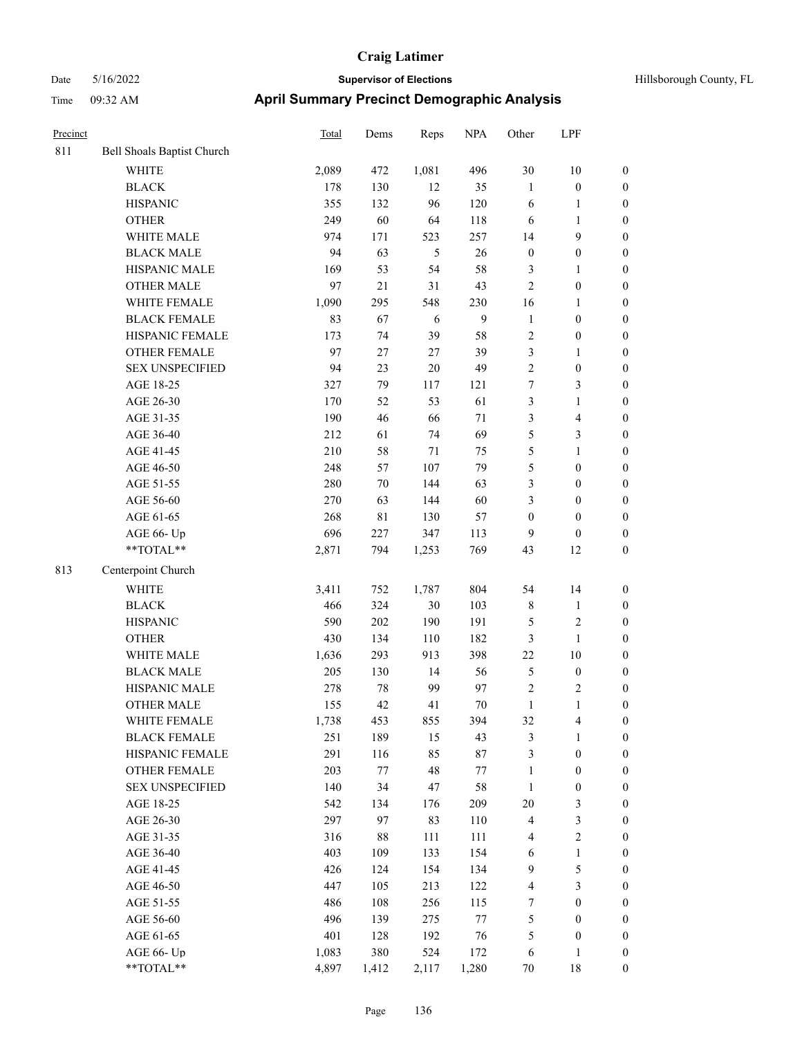# Craig Latimer

Date 5/16/2022 **Supervisor of Elections** Hillsborough County, FL

Time 09:32 AM **April Summary Precinct Demographic Analysis**

| Precinct | | Total | Dems | Reps | NPA | Other | LPF | |
|---|---|---|---|---|---|---|---|---|
| 811 | Bell Shoals Baptist Church | | | | | | | |
| | WHITE | 2,089 | 472 | 1,081 | 496 | 30 | 10 | 0 |
| | BLACK | 178 | 130 | 12 | 35 | 1 | 0 | 0 |
| | HISPANIC | 355 | 132 | 96 | 120 | 6 | 1 | 0 |
| | OTHER | 249 | 60 | 64 | 118 | 6 | 1 | 0 |
| | WHITE MALE | 974 | 171 | 523 | 257 | 14 | 9 | 0 |
| | BLACK MALE | 94 | 63 | 5 | 26 | 0 | 0 | 0 |
| | HISPANIC MALE | 169 | 53 | 54 | 58 | 3 | 1 | 0 |
| | OTHER MALE | 97 | 21 | 31 | 43 | 2 | 0 | 0 |
| | WHITE FEMALE | 1,090 | 295 | 548 | 230 | 16 | 1 | 0 |
| | BLACK FEMALE | 83 | 67 | 6 | 9 | 1 | 0 | 0 |
| | HISPANIC FEMALE | 173 | 74 | 39 | 58 | 2 | 0 | 0 |
| | OTHER FEMALE | 97 | 27 | 27 | 39 | 3 | 1 | 0 |
| | SEX UNSPECIFIED | 94 | 23 | 20 | 49 | 2 | 0 | 0 |
| | AGE 18-25 | 327 | 79 | 117 | 121 | 7 | 3 | 0 |
| | AGE 26-30 | 170 | 52 | 53 | 61 | 3 | 1 | 0 |
| | AGE 31-35 | 190 | 46 | 66 | 71 | 3 | 4 | 0 |
| | AGE 36-40 | 212 | 61 | 74 | 69 | 5 | 3 | 0 |
| | AGE 41-45 | 210 | 58 | 71 | 75 | 5 | 1 | 0 |
| | AGE 46-50 | 248 | 57 | 107 | 79 | 5 | 0 | 0 |
| | AGE 51-55 | 280 | 70 | 144 | 63 | 3 | 0 | 0 |
| | AGE 56-60 | 270 | 63 | 144 | 60 | 3 | 0 | 0 |
| | AGE 61-65 | 268 | 81 | 130 | 57 | 0 | 0 | 0 |
| | AGE 66- Up | 696 | 227 | 347 | 113 | 9 | 0 | 0 |
| | **TOTAL** | 2,871 | 794 | 1,253 | 769 | 43 | 12 | 0 |
| 813 | Centerpoint Church | | | | | | | |
| | WHITE | 3,411 | 752 | 1,787 | 804 | 54 | 14 | 0 |
| | BLACK | 466 | 324 | 30 | 103 | 8 | 1 | 0 |
| | HISPANIC | 590 | 202 | 190 | 191 | 5 | 2 | 0 |
| | OTHER | 430 | 134 | 110 | 182 | 3 | 1 | 0 |
| | WHITE MALE | 1,636 | 293 | 913 | 398 | 22 | 10 | 0 |
| | BLACK MALE | 205 | 130 | 14 | 56 | 5 | 0 | 0 |
| | HISPANIC MALE | 278 | 78 | 99 | 97 | 2 | 2 | 0 |
| | OTHER MALE | 155 | 42 | 41 | 70 | 1 | 1 | 0 |
| | WHITE FEMALE | 1,738 | 453 | 855 | 394 | 32 | 4 | 0 |
| | BLACK FEMALE | 251 | 189 | 15 | 43 | 3 | 1 | 0 |
| | HISPANIC FEMALE | 291 | 116 | 85 | 87 | 3 | 0 | 0 |
| | OTHER FEMALE | 203 | 77 | 48 | 77 | 1 | 0 | 0 |
| | SEX UNSPECIFIED | 140 | 34 | 47 | 58 | 1 | 0 | 0 |
| | AGE 18-25 | 542 | 134 | 176 | 209 | 20 | 3 | 0 |
| | AGE 26-30 | 297 | 97 | 83 | 110 | 4 | 3 | 0 |
| | AGE 31-35 | 316 | 88 | 111 | 111 | 4 | 2 | 0 |
| | AGE 36-40 | 403 | 109 | 133 | 154 | 6 | 1 | 0 |
| | AGE 41-45 | 426 | 124 | 154 | 134 | 9 | 5 | 0 |
| | AGE 46-50 | 447 | 105 | 213 | 122 | 4 | 3 | 0 |
| | AGE 51-55 | 486 | 108 | 256 | 115 | 7 | 0 | 0 |
| | AGE 56-60 | 496 | 139 | 275 | 77 | 5 | 0 | 0 |
| | AGE 61-65 | 401 | 128 | 192 | 76 | 5 | 0 | 0 |
| | AGE 66- Up | 1,083 | 380 | 524 | 172 | 6 | 1 | 0 |
| | **TOTAL** | 4,897 | 1,412 | 2,117 | 1,280 | 70 | 18 | 0 |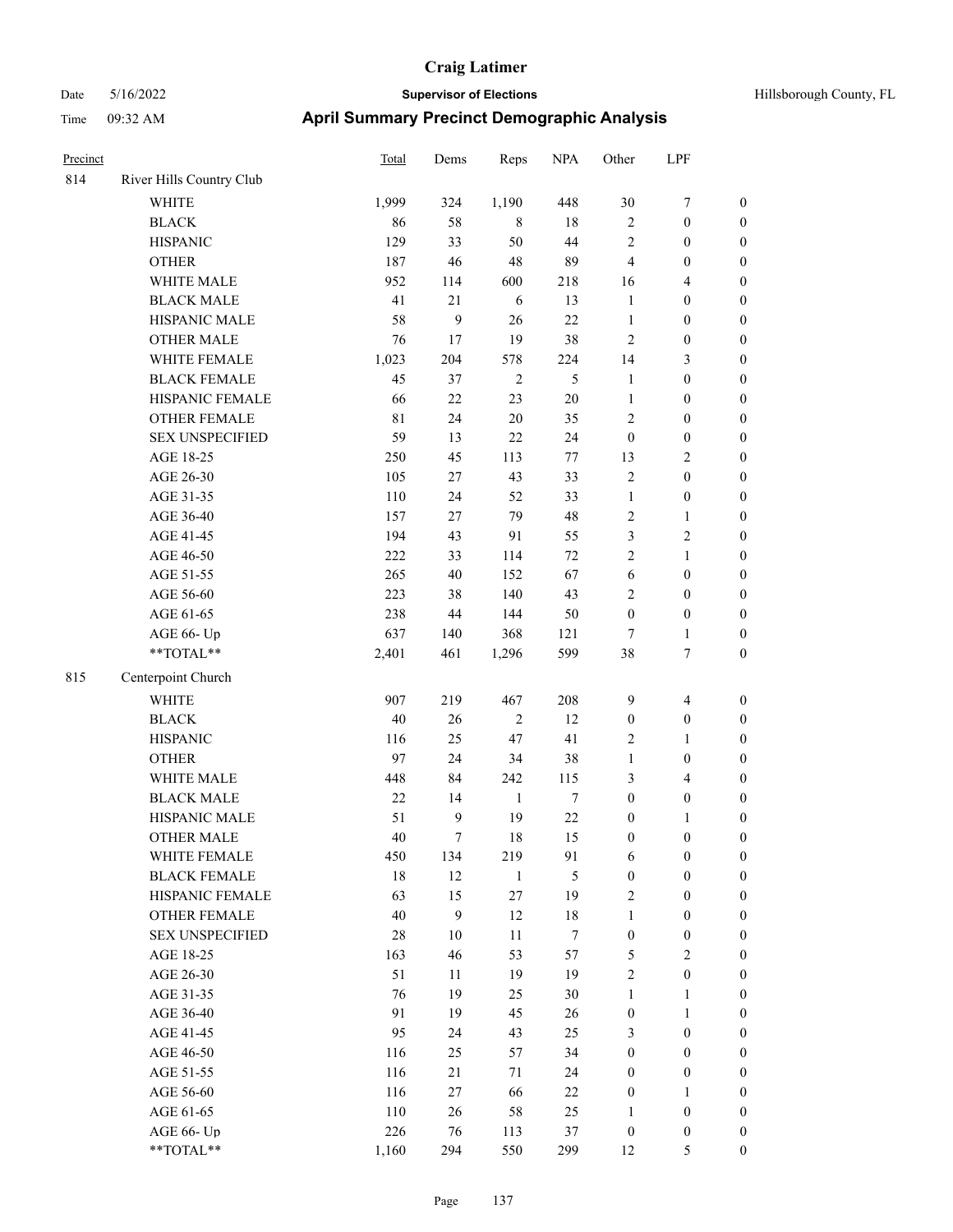# Craig Latimer

**Supervisor of Elections**

Date 5/16/2022 — Hillsborough County, FL

Time 09:32 AM

## April Summary Precinct Demographic Analysis

| Precinct | | Total | Dems | Reps | NPA | Other | LPF | |
|---|---|---|---|---|---|---|---|---|
| 814 | River Hills Country Club | | | | | | | |
| | WHITE | 1,999 | 324 | 1,190 | 448 | 30 | 7 | 0 |
| | BLACK | 86 | 58 | 8 | 18 | 2 | 0 | 0 |
| | HISPANIC | 129 | 33 | 50 | 44 | 2 | 0 | 0 |
| | OTHER | 187 | 46 | 48 | 89 | 4 | 0 | 0 |
| | WHITE MALE | 952 | 114 | 600 | 218 | 16 | 4 | 0 |
| | BLACK MALE | 41 | 21 | 6 | 13 | 1 | 0 | 0 |
| | HISPANIC MALE | 58 | 9 | 26 | 22 | 1 | 0 | 0 |
| | OTHER MALE | 76 | 17 | 19 | 38 | 2 | 0 | 0 |
| | WHITE FEMALE | 1,023 | 204 | 578 | 224 | 14 | 3 | 0 |
| | BLACK FEMALE | 45 | 37 | 2 | 5 | 1 | 0 | 0 |
| | HISPANIC FEMALE | 66 | 22 | 23 | 20 | 1 | 0 | 0 |
| | OTHER FEMALE | 81 | 24 | 20 | 35 | 2 | 0 | 0 |
| | SEX UNSPECIFIED | 59 | 13 | 22 | 24 | 0 | 0 | 0 |
| | AGE 18-25 | 250 | 45 | 113 | 77 | 13 | 2 | 0 |
| | AGE 26-30 | 105 | 27 | 43 | 33 | 2 | 0 | 0 |
| | AGE 31-35 | 110 | 24 | 52 | 33 | 1 | 0 | 0 |
| | AGE 36-40 | 157 | 27 | 79 | 48 | 2 | 1 | 0 |
| | AGE 41-45 | 194 | 43 | 91 | 55 | 3 | 2 | 0 |
| | AGE 46-50 | 222 | 33 | 114 | 72 | 2 | 1 | 0 |
| | AGE 51-55 | 265 | 40 | 152 | 67 | 6 | 0 | 0 |
| | AGE 56-60 | 223 | 38 | 140 | 43 | 2 | 0 | 0 |
| | AGE 61-65 | 238 | 44 | 144 | 50 | 0 | 0 | 0 |
| | AGE 66- Up | 637 | 140 | 368 | 121 | 7 | 1 | 0 |
| | **TOTAL** | 2,401 | 461 | 1,296 | 599 | 38 | 7 | 0 |
| 815 | Centerpoint Church | | | | | | | |
| | WHITE | 907 | 219 | 467 | 208 | 9 | 4 | 0 |
| | BLACK | 40 | 26 | 2 | 12 | 0 | 0 | 0 |
| | HISPANIC | 116 | 25 | 47 | 41 | 2 | 1 | 0 |
| | OTHER | 97 | 24 | 34 | 38 | 1 | 0 | 0 |
| | WHITE MALE | 448 | 84 | 242 | 115 | 3 | 4 | 0 |
| | BLACK MALE | 22 | 14 | 1 | 7 | 0 | 0 | 0 |
| | HISPANIC MALE | 51 | 9 | 19 | 22 | 0 | 1 | 0 |
| | OTHER MALE | 40 | 7 | 18 | 15 | 0 | 0 | 0 |
| | WHITE FEMALE | 450 | 134 | 219 | 91 | 6 | 0 | 0 |
| | BLACK FEMALE | 18 | 12 | 1 | 5 | 0 | 0 | 0 |
| | HISPANIC FEMALE | 63 | 15 | 27 | 19 | 2 | 0 | 0 |
| | OTHER FEMALE | 40 | 9 | 12 | 18 | 1 | 0 | 0 |
| | SEX UNSPECIFIED | 28 | 10 | 11 | 7 | 0 | 0 | 0 |
| | AGE 18-25 | 163 | 46 | 53 | 57 | 5 | 2 | 0 |
| | AGE 26-30 | 51 | 11 | 19 | 19 | 2 | 0 | 0 |
| | AGE 31-35 | 76 | 19 | 25 | 30 | 1 | 1 | 0 |
| | AGE 36-40 | 91 | 19 | 45 | 26 | 0 | 1 | 0 |
| | AGE 41-45 | 95 | 24 | 43 | 25 | 3 | 0 | 0 |
| | AGE 46-50 | 116 | 25 | 57 | 34 | 0 | 0 | 0 |
| | AGE 51-55 | 116 | 21 | 71 | 24 | 0 | 0 | 0 |
| | AGE 56-60 | 116 | 27 | 66 | 22 | 0 | 1 | 0 |
| | AGE 61-65 | 110 | 26 | 58 | 25 | 1 | 0 | 0 |
| | AGE 66- Up | 226 | 76 | 113 | 37 | 0 | 0 | 0 |
| | **TOTAL** | 1,160 | 294 | 550 | 299 | 12 | 5 | 0 |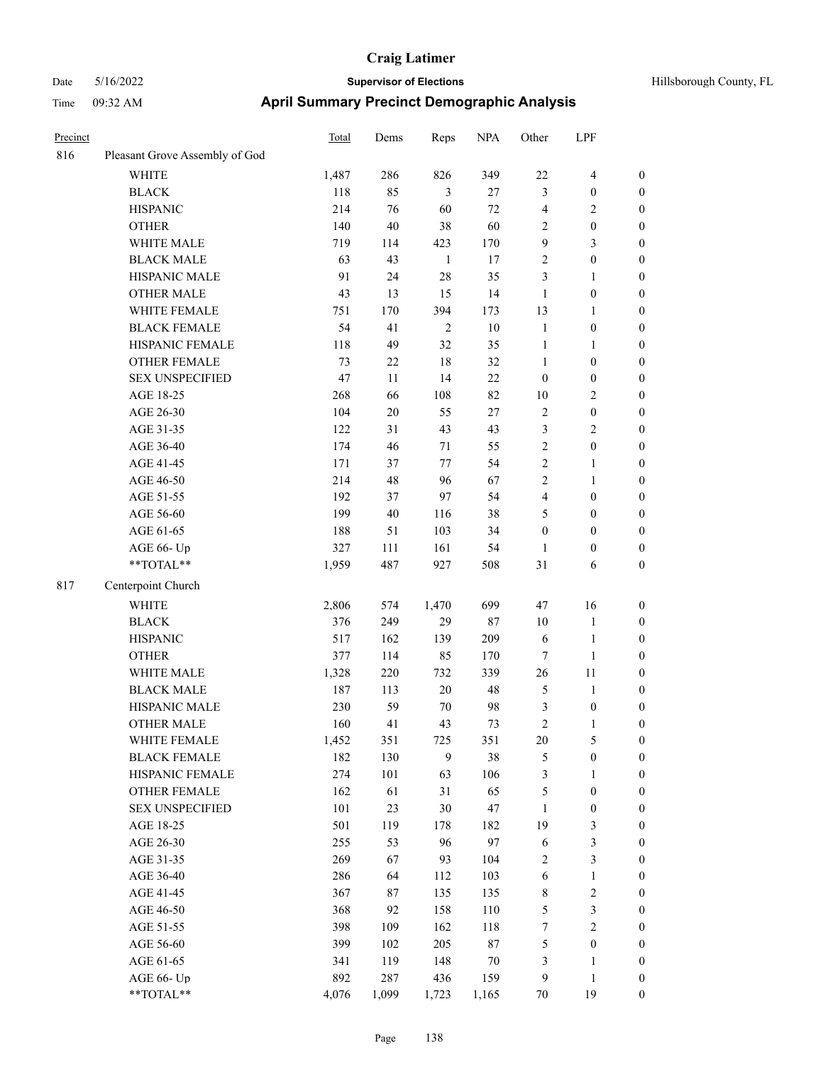# Craig Latimer

Date 5/16/2022 **Supervisor of Elections** Hillsborough County, FL

Time 09:32 AM **April Summary Precinct Demographic Analysis**

| Precinct | | Total | Dems | Reps | NPA | Other | LPF | |
|---|---|---|---|---|---|---|---|---|
| 816 | Pleasant Grove Assembly of God | | | | | | | |
| | WHITE | 1,487 | 286 | 826 | 349 | 22 | 4 | 0 |
| | BLACK | 118 | 85 | 3 | 27 | 3 | 0 | 0 |
| | HISPANIC | 214 | 76 | 60 | 72 | 4 | 2 | 0 |
| | OTHER | 140 | 40 | 38 | 60 | 2 | 0 | 0 |
| | WHITE MALE | 719 | 114 | 423 | 170 | 9 | 3 | 0 |
| | BLACK MALE | 63 | 43 | 1 | 17 | 2 | 0 | 0 |
| | HISPANIC MALE | 91 | 24 | 28 | 35 | 3 | 1 | 0 |
| | OTHER MALE | 43 | 13 | 15 | 14 | 1 | 0 | 0 |
| | WHITE FEMALE | 751 | 170 | 394 | 173 | 13 | 1 | 0 |
| | BLACK FEMALE | 54 | 41 | 2 | 10 | 1 | 0 | 0 |
| | HISPANIC FEMALE | 118 | 49 | 32 | 35 | 1 | 1 | 0 |
| | OTHER FEMALE | 73 | 22 | 18 | 32 | 1 | 0 | 0 |
| | SEX UNSPECIFIED | 47 | 11 | 14 | 22 | 0 | 0 | 0 |
| | AGE 18-25 | 268 | 66 | 108 | 82 | 10 | 2 | 0 |
| | AGE 26-30 | 104 | 20 | 55 | 27 | 2 | 0 | 0 |
| | AGE 31-35 | 122 | 31 | 43 | 43 | 3 | 2 | 0 |
| | AGE 36-40 | 174 | 46 | 71 | 55 | 2 | 0 | 0 |
| | AGE 41-45 | 171 | 37 | 77 | 54 | 2 | 1 | 0 |
| | AGE 46-50 | 214 | 48 | 96 | 67 | 2 | 1 | 0 |
| | AGE 51-55 | 192 | 37 | 97 | 54 | 4 | 0 | 0 |
| | AGE 56-60 | 199 | 40 | 116 | 38 | 5 | 0 | 0 |
| | AGE 61-65 | 188 | 51 | 103 | 34 | 0 | 0 | 0 |
| | AGE 66- Up | 327 | 111 | 161 | 54 | 1 | 0 | 0 |
| | **TOTAL** | 1,959 | 487 | 927 | 508 | 31 | 6 | 0 |
| 817 | Centerpoint Church | | | | | | | |
| | WHITE | 2,806 | 574 | 1,470 | 699 | 47 | 16 | 0 |
| | BLACK | 376 | 249 | 29 | 87 | 10 | 1 | 0 |
| | HISPANIC | 517 | 162 | 139 | 209 | 6 | 1 | 0 |
| | OTHER | 377 | 114 | 85 | 170 | 7 | 1 | 0 |
| | WHITE MALE | 1,328 | 220 | 732 | 339 | 26 | 11 | 0 |
| | BLACK MALE | 187 | 113 | 20 | 48 | 5 | 1 | 0 |
| | HISPANIC MALE | 230 | 59 | 70 | 98 | 3 | 0 | 0 |
| | OTHER MALE | 160 | 41 | 43 | 73 | 2 | 1 | 0 |
| | WHITE FEMALE | 1,452 | 351 | 725 | 351 | 20 | 5 | 0 |
| | BLACK FEMALE | 182 | 130 | 9 | 38 | 5 | 0 | 0 |
| | HISPANIC FEMALE | 274 | 101 | 63 | 106 | 3 | 1 | 0 |
| | OTHER FEMALE | 162 | 61 | 31 | 65 | 5 | 0 | 0 |
| | SEX UNSPECIFIED | 101 | 23 | 30 | 47 | 1 | 0 | 0 |
| | AGE 18-25 | 501 | 119 | 178 | 182 | 19 | 3 | 0 |
| | AGE 26-30 | 255 | 53 | 96 | 97 | 6 | 3 | 0 |
| | AGE 31-35 | 269 | 67 | 93 | 104 | 2 | 3 | 0 |
| | AGE 36-40 | 286 | 64 | 112 | 103 | 6 | 1 | 0 |
| | AGE 41-45 | 367 | 87 | 135 | 135 | 8 | 2 | 0 |
| | AGE 46-50 | 368 | 92 | 158 | 110 | 5 | 3 | 0 |
| | AGE 51-55 | 398 | 109 | 162 | 118 | 7 | 2 | 0 |
| | AGE 56-60 | 399 | 102 | 205 | 87 | 5 | 0 | 0 |
| | AGE 61-65 | 341 | 119 | 148 | 70 | 3 | 1 | 0 |
| | AGE 66- Up | 892 | 287 | 436 | 159 | 9 | 1 | 0 |
| | **TOTAL** | 4,076 | 1,099 | 1,723 | 1,165 | 70 | 19 | 0 |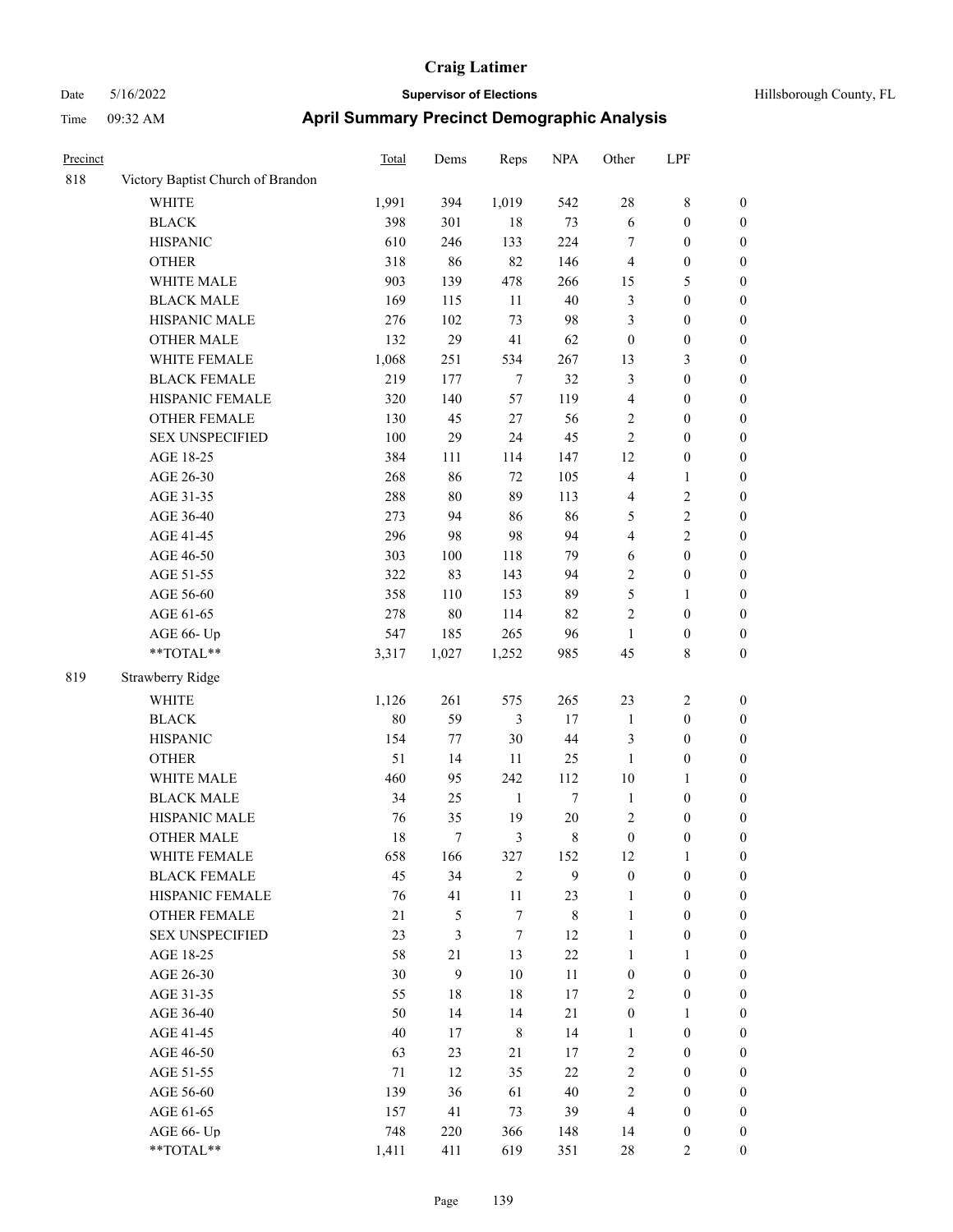# Craig Latimer

**Supervisor of Elections**

Date 5/16/2022 | Hillsborough County, FL

Time 09:32 AM

## April Summary Precinct Demographic Analysis

| Precinct | | Total | Dems | Reps | NPA | Other | LPF | |
|---|---|---|---|---|---|---|---|---|
| 818 | Victory Baptist Church of Brandon | | | | | | | |
| | WHITE | 1,991 | 394 | 1,019 | 542 | 28 | 8 | 0 |
| | BLACK | 398 | 301 | 18 | 73 | 6 | 0 | 0 |
| | HISPANIC | 610 | 246 | 133 | 224 | 7 | 0 | 0 |
| | OTHER | 318 | 86 | 82 | 146 | 4 | 0 | 0 |
| | WHITE MALE | 903 | 139 | 478 | 266 | 15 | 5 | 0 |
| | BLACK MALE | 169 | 115 | 11 | 40 | 3 | 0 | 0 |
| | HISPANIC MALE | 276 | 102 | 73 | 98 | 3 | 0 | 0 |
| | OTHER MALE | 132 | 29 | 41 | 62 | 0 | 0 | 0 |
| | WHITE FEMALE | 1,068 | 251 | 534 | 267 | 13 | 3 | 0 |
| | BLACK FEMALE | 219 | 177 | 7 | 32 | 3 | 0 | 0 |
| | HISPANIC FEMALE | 320 | 140 | 57 | 119 | 4 | 0 | 0 |
| | OTHER FEMALE | 130 | 45 | 27 | 56 | 2 | 0 | 0 |
| | SEX UNSPECIFIED | 100 | 29 | 24 | 45 | 2 | 0 | 0 |
| | AGE 18-25 | 384 | 111 | 114 | 147 | 12 | 0 | 0 |
| | AGE 26-30 | 268 | 86 | 72 | 105 | 4 | 1 | 0 |
| | AGE 31-35 | 288 | 80 | 89 | 113 | 4 | 2 | 0 |
| | AGE 36-40 | 273 | 94 | 86 | 86 | 5 | 2 | 0 |
| | AGE 41-45 | 296 | 98 | 98 | 94 | 4 | 2 | 0 |
| | AGE 46-50 | 303 | 100 | 118 | 79 | 6 | 0 | 0 |
| | AGE 51-55 | 322 | 83 | 143 | 94 | 2 | 0 | 0 |
| | AGE 56-60 | 358 | 110 | 153 | 89 | 5 | 1 | 0 |
| | AGE 61-65 | 278 | 80 | 114 | 82 | 2 | 0 | 0 |
| | AGE 66- Up | 547 | 185 | 265 | 96 | 1 | 0 | 0 |
| | **TOTAL** | 3,317 | 1,027 | 1,252 | 985 | 45 | 8 | 0 |
| 819 | Strawberry Ridge | | | | | | | |
| | WHITE | 1,126 | 261 | 575 | 265 | 23 | 2 | 0 |
| | BLACK | 80 | 59 | 3 | 17 | 1 | 0 | 0 |
| | HISPANIC | 154 | 77 | 30 | 44 | 3 | 0 | 0 |
| | OTHER | 51 | 14 | 11 | 25 | 1 | 0 | 0 |
| | WHITE MALE | 460 | 95 | 242 | 112 | 10 | 1 | 0 |
| | BLACK MALE | 34 | 25 | 1 | 7 | 1 | 0 | 0 |
| | HISPANIC MALE | 76 | 35 | 19 | 20 | 2 | 0 | 0 |
| | OTHER MALE | 18 | 7 | 3 | 8 | 0 | 0 | 0 |
| | WHITE FEMALE | 658 | 166 | 327 | 152 | 12 | 1 | 0 |
| | BLACK FEMALE | 45 | 34 | 2 | 9 | 0 | 0 | 0 |
| | HISPANIC FEMALE | 76 | 41 | 11 | 23 | 1 | 0 | 0 |
| | OTHER FEMALE | 21 | 5 | 7 | 8 | 1 | 0 | 0 |
| | SEX UNSPECIFIED | 23 | 3 | 7 | 12 | 1 | 0 | 0 |
| | AGE 18-25 | 58 | 21 | 13 | 22 | 1 | 1 | 0 |
| | AGE 26-30 | 30 | 9 | 10 | 11 | 0 | 0 | 0 |
| | AGE 31-35 | 55 | 18 | 18 | 17 | 2 | 0 | 0 |
| | AGE 36-40 | 50 | 14 | 14 | 21 | 0 | 1 | 0 |
| | AGE 41-45 | 40 | 17 | 8 | 14 | 1 | 0 | 0 |
| | AGE 46-50 | 63 | 23 | 21 | 17 | 2 | 0 | 0 |
| | AGE 51-55 | 71 | 12 | 35 | 22 | 2 | 0 | 0 |
| | AGE 56-60 | 139 | 36 | 61 | 40 | 2 | 0 | 0 |
| | AGE 61-65 | 157 | 41 | 73 | 39 | 4 | 0 | 0 |
| | AGE 66- Up | 748 | 220 | 366 | 148 | 14 | 0 | 0 |
| | **TOTAL** | 1,411 | 411 | 619 | 351 | 28 | 2 | 0 |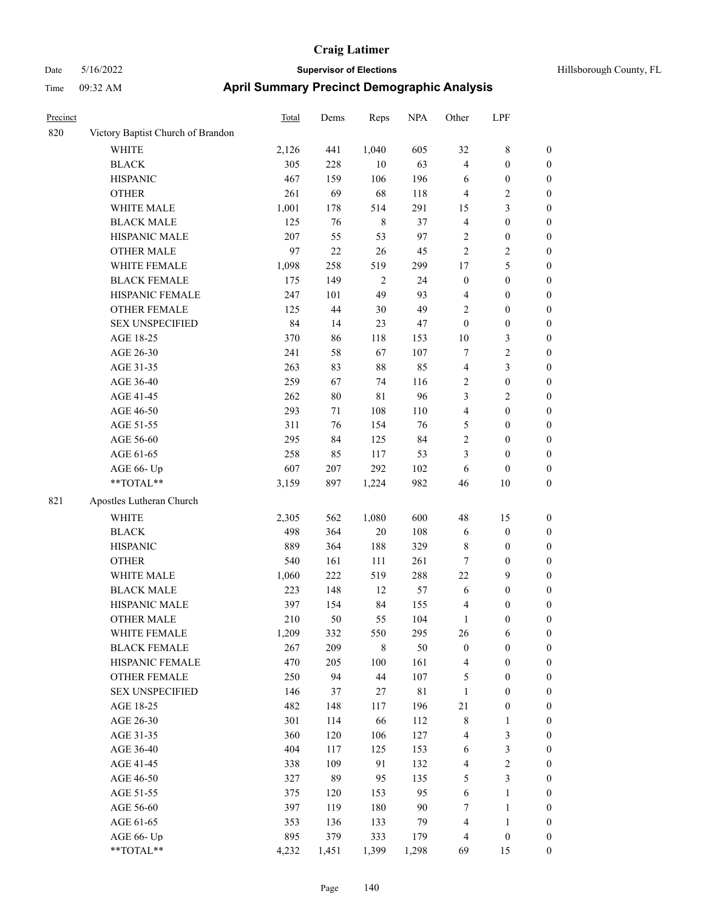# Craig Latimer

**Supervisor of Elections**

Date 5/16/2022 — Hillsborough County, FL

Time 09:32 AM

## April Summary Precinct Demographic Analysis

| Precinct | | Total | Dems | Reps | NPA | Other | LPF | |
|---|---|---|---|---|---|---|---|---|
| 820 | Victory Baptist Church of Brandon | | | | | | | |
| | WHITE | 2,126 | 441 | 1,040 | 605 | 32 | 8 | 0 |
| | BLACK | 305 | 228 | 10 | 63 | 4 | 0 | 0 |
| | HISPANIC | 467 | 159 | 106 | 196 | 6 | 0 | 0 |
| | OTHER | 261 | 69 | 68 | 118 | 4 | 2 | 0 |
| | WHITE MALE | 1,001 | 178 | 514 | 291 | 15 | 3 | 0 |
| | BLACK MALE | 125 | 76 | 8 | 37 | 4 | 0 | 0 |
| | HISPANIC MALE | 207 | 55 | 53 | 97 | 2 | 0 | 0 |
| | OTHER MALE | 97 | 22 | 26 | 45 | 2 | 2 | 0 |
| | WHITE FEMALE | 1,098 | 258 | 519 | 299 | 17 | 5 | 0 |
| | BLACK FEMALE | 175 | 149 | 2 | 24 | 0 | 0 | 0 |
| | HISPANIC FEMALE | 247 | 101 | 49 | 93 | 4 | 0 | 0 |
| | OTHER FEMALE | 125 | 44 | 30 | 49 | 2 | 0 | 0 |
| | SEX UNSPECIFIED | 84 | 14 | 23 | 47 | 0 | 0 | 0 |
| | AGE 18-25 | 370 | 86 | 118 | 153 | 10 | 3 | 0 |
| | AGE 26-30 | 241 | 58 | 67 | 107 | 7 | 2 | 0 |
| | AGE 31-35 | 263 | 83 | 88 | 85 | 4 | 3 | 0 |
| | AGE 36-40 | 259 | 67 | 74 | 116 | 2 | 0 | 0 |
| | AGE 41-45 | 262 | 80 | 81 | 96 | 3 | 2 | 0 |
| | AGE 46-50 | 293 | 71 | 108 | 110 | 4 | 0 | 0 |
| | AGE 51-55 | 311 | 76 | 154 | 76 | 5 | 0 | 0 |
| | AGE 56-60 | 295 | 84 | 125 | 84 | 2 | 0 | 0 |
| | AGE 61-65 | 258 | 85 | 117 | 53 | 3 | 0 | 0 |
| | AGE 66- Up | 607 | 207 | 292 | 102 | 6 | 0 | 0 |
| | **TOTAL** | 3,159 | 897 | 1,224 | 982 | 46 | 10 | 0 |
| 821 | Apostles Lutheran Church | | | | | | | |
| | WHITE | 2,305 | 562 | 1,080 | 600 | 48 | 15 | 0 |
| | BLACK | 498 | 364 | 20 | 108 | 6 | 0 | 0 |
| | HISPANIC | 889 | 364 | 188 | 329 | 8 | 0 | 0 |
| | OTHER | 540 | 161 | 111 | 261 | 7 | 0 | 0 |
| | WHITE MALE | 1,060 | 222 | 519 | 288 | 22 | 9 | 0 |
| | BLACK MALE | 223 | 148 | 12 | 57 | 6 | 0 | 0 |
| | HISPANIC MALE | 397 | 154 | 84 | 155 | 4 | 0 | 0 |
| | OTHER MALE | 210 | 50 | 55 | 104 | 1 | 0 | 0 |
| | WHITE FEMALE | 1,209 | 332 | 550 | 295 | 26 | 6 | 0 |
| | BLACK FEMALE | 267 | 209 | 8 | 50 | 0 | 0 | 0 |
| | HISPANIC FEMALE | 470 | 205 | 100 | 161 | 4 | 0 | 0 |
| | OTHER FEMALE | 250 | 94 | 44 | 107 | 5 | 0 | 0 |
| | SEX UNSPECIFIED | 146 | 37 | 27 | 81 | 1 | 0 | 0 |
| | AGE 18-25 | 482 | 148 | 117 | 196 | 21 | 0 | 0 |
| | AGE 26-30 | 301 | 114 | 66 | 112 | 8 | 1 | 0 |
| | AGE 31-35 | 360 | 120 | 106 | 127 | 4 | 3 | 0 |
| | AGE 36-40 | 404 | 117 | 125 | 153 | 6 | 3 | 0 |
| | AGE 41-45 | 338 | 109 | 91 | 132 | 4 | 2 | 0 |
| | AGE 46-50 | 327 | 89 | 95 | 135 | 5 | 3 | 0 |
| | AGE 51-55 | 375 | 120 | 153 | 95 | 6 | 1 | 0 |
| | AGE 56-60 | 397 | 119 | 180 | 90 | 7 | 1 | 0 |
| | AGE 61-65 | 353 | 136 | 133 | 79 | 4 | 1 | 0 |
| | AGE 66- Up | 895 | 379 | 333 | 179 | 4 | 0 | 0 |
| | **TOTAL** | 4,232 | 1,451 | 1,399 | 1,298 | 69 | 15 | 0 |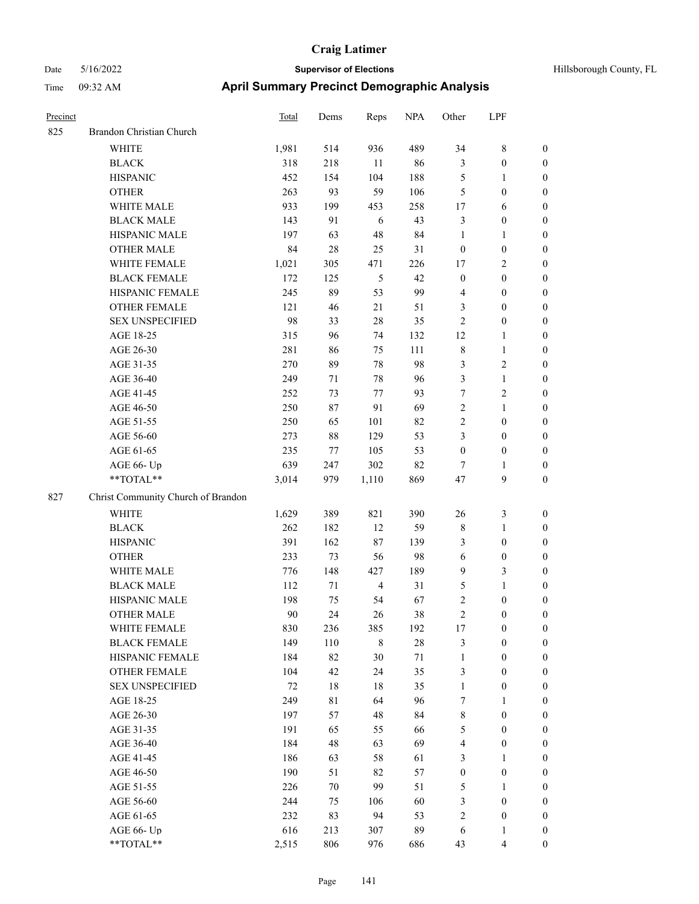# Craig Latimer

Date 5/16/2022 | **Supervisor of Elections** | Hillsborough County, FL

Time 09:32 AM | **April Summary Precinct Demographic Analysis**

| Precinct | | Total | Dems | Reps | NPA | Other | LPF | |
|---|---|---|---|---|---|---|---|---|
| 825 | Brandon Christian Church | | | | | | | |
| | WHITE | 1,981 | 514 | 936 | 489 | 34 | 8 | 0 |
| | BLACK | 318 | 218 | 11 | 86 | 3 | 0 | 0 |
| | HISPANIC | 452 | 154 | 104 | 188 | 5 | 1 | 0 |
| | OTHER | 263 | 93 | 59 | 106 | 5 | 0 | 0 |
| | WHITE MALE | 933 | 199 | 453 | 258 | 17 | 6 | 0 |
| | BLACK MALE | 143 | 91 | 6 | 43 | 3 | 0 | 0 |
| | HISPANIC MALE | 197 | 63 | 48 | 84 | 1 | 1 | 0 |
| | OTHER MALE | 84 | 28 | 25 | 31 | 0 | 0 | 0 |
| | WHITE FEMALE | 1,021 | 305 | 471 | 226 | 17 | 2 | 0 |
| | BLACK FEMALE | 172 | 125 | 5 | 42 | 0 | 0 | 0 |
| | HISPANIC FEMALE | 245 | 89 | 53 | 99 | 4 | 0 | 0 |
| | OTHER FEMALE | 121 | 46 | 21 | 51 | 3 | 0 | 0 |
| | SEX UNSPECIFIED | 98 | 33 | 28 | 35 | 2 | 0 | 0 |
| | AGE 18-25 | 315 | 96 | 74 | 132 | 12 | 1 | 0 |
| | AGE 26-30 | 281 | 86 | 75 | 111 | 8 | 1 | 0 |
| | AGE 31-35 | 270 | 89 | 78 | 98 | 3 | 2 | 0 |
| | AGE 36-40 | 249 | 71 | 78 | 96 | 3 | 1 | 0 |
| | AGE 41-45 | 252 | 73 | 77 | 93 | 7 | 2 | 0 |
| | AGE 46-50 | 250 | 87 | 91 | 69 | 2 | 1 | 0 |
| | AGE 51-55 | 250 | 65 | 101 | 82 | 2 | 0 | 0 |
| | AGE 56-60 | 273 | 88 | 129 | 53 | 3 | 0 | 0 |
| | AGE 61-65 | 235 | 77 | 105 | 53 | 0 | 0 | 0 |
| | AGE 66- Up | 639 | 247 | 302 | 82 | 7 | 1 | 0 |
| | **TOTAL** | 3,014 | 979 | 1,110 | 869 | 47 | 9 | 0 |
| 827 | Christ Community Church of Brandon | | | | | | | |
| | WHITE | 1,629 | 389 | 821 | 390 | 26 | 3 | 0 |
| | BLACK | 262 | 182 | 12 | 59 | 8 | 1 | 0 |
| | HISPANIC | 391 | 162 | 87 | 139 | 3 | 0 | 0 |
| | OTHER | 233 | 73 | 56 | 98 | 6 | 0 | 0 |
| | WHITE MALE | 776 | 148 | 427 | 189 | 9 | 3 | 0 |
| | BLACK MALE | 112 | 71 | 4 | 31 | 5 | 1 | 0 |
| | HISPANIC MALE | 198 | 75 | 54 | 67 | 2 | 0 | 0 |
| | OTHER MALE | 90 | 24 | 26 | 38 | 2 | 0 | 0 |
| | WHITE FEMALE | 830 | 236 | 385 | 192 | 17 | 0 | 0 |
| | BLACK FEMALE | 149 | 110 | 8 | 28 | 3 | 0 | 0 |
| | HISPANIC FEMALE | 184 | 82 | 30 | 71 | 1 | 0 | 0 |
| | OTHER FEMALE | 104 | 42 | 24 | 35 | 3 | 0 | 0 |
| | SEX UNSPECIFIED | 72 | 18 | 18 | 35 | 1 | 0 | 0 |
| | AGE 18-25 | 249 | 81 | 64 | 96 | 7 | 1 | 0 |
| | AGE 26-30 | 197 | 57 | 48 | 84 | 8 | 0 | 0 |
| | AGE 31-35 | 191 | 65 | 55 | 66 | 5 | 0 | 0 |
| | AGE 36-40 | 184 | 48 | 63 | 69 | 4 | 0 | 0 |
| | AGE 41-45 | 186 | 63 | 58 | 61 | 3 | 1 | 0 |
| | AGE 46-50 | 190 | 51 | 82 | 57 | 0 | 0 | 0 |
| | AGE 51-55 | 226 | 70 | 99 | 51 | 5 | 1 | 0 |
| | AGE 56-60 | 244 | 75 | 106 | 60 | 3 | 0 | 0 |
| | AGE 61-65 | 232 | 83 | 94 | 53 | 2 | 0 | 0 |
| | AGE 66- Up | 616 | 213 | 307 | 89 | 6 | 1 | 0 |
| | **TOTAL** | 2,515 | 806 | 976 | 686 | 43 | 4 | 0 |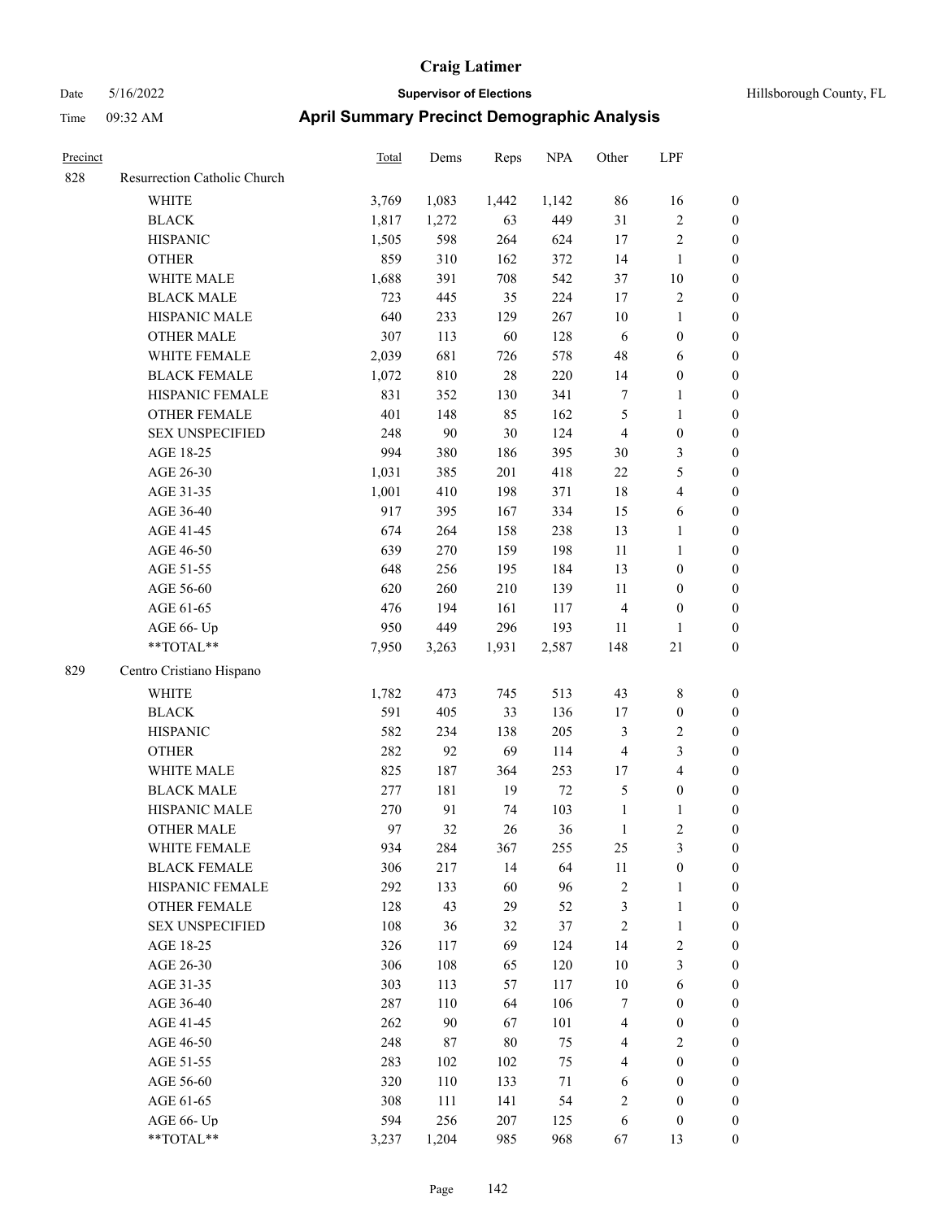# Craig Latimer

Date 5/16/2022 **Supervisor of Elections** Hillsborough County, FL

Time 09:32 AM **April Summary Precinct Demographic Analysis**

| Precinct | | Total | Dems | Reps | NPA | Other | LPF | |
|---|---|---|---|---|---|---|---|---|
| 828 | Resurrection Catholic Church | | | | | | | |
| | WHITE | 3,769 | 1,083 | 1,442 | 1,142 | 86 | 16 | 0 |
| | BLACK | 1,817 | 1,272 | 63 | 449 | 31 | 2 | 0 |
| | HISPANIC | 1,505 | 598 | 264 | 624 | 17 | 2 | 0 |
| | OTHER | 859 | 310 | 162 | 372 | 14 | 1 | 0 |
| | WHITE MALE | 1,688 | 391 | 708 | 542 | 37 | 10 | 0 |
| | BLACK MALE | 723 | 445 | 35 | 224 | 17 | 2 | 0 |
| | HISPANIC MALE | 640 | 233 | 129 | 267 | 10 | 1 | 0 |
| | OTHER MALE | 307 | 113 | 60 | 128 | 6 | 0 | 0 |
| | WHITE FEMALE | 2,039 | 681 | 726 | 578 | 48 | 6 | 0 |
| | BLACK FEMALE | 1,072 | 810 | 28 | 220 | 14 | 0 | 0 |
| | HISPANIC FEMALE | 831 | 352 | 130 | 341 | 7 | 1 | 0 |
| | OTHER FEMALE | 401 | 148 | 85 | 162 | 5 | 1 | 0 |
| | SEX UNSPECIFIED | 248 | 90 | 30 | 124 | 4 | 0 | 0 |
| | AGE 18-25 | 994 | 380 | 186 | 395 | 30 | 3 | 0 |
| | AGE 26-30 | 1,031 | 385 | 201 | 418 | 22 | 5 | 0 |
| | AGE 31-35 | 1,001 | 410 | 198 | 371 | 18 | 4 | 0 |
| | AGE 36-40 | 917 | 395 | 167 | 334 | 15 | 6 | 0 |
| | AGE 41-45 | 674 | 264 | 158 | 238 | 13 | 1 | 0 |
| | AGE 46-50 | 639 | 270 | 159 | 198 | 11 | 1 | 0 |
| | AGE 51-55 | 648 | 256 | 195 | 184 | 13 | 0 | 0 |
| | AGE 56-60 | 620 | 260 | 210 | 139 | 11 | 0 | 0 |
| | AGE 61-65 | 476 | 194 | 161 | 117 | 4 | 0 | 0 |
| | AGE 66- Up | 950 | 449 | 296 | 193 | 11 | 1 | 0 |
| | **TOTAL** | 7,950 | 3,263 | 1,931 | 2,587 | 148 | 21 | 0 |
| 829 | Centro Cristiano Hispano | | | | | | | |
| | WHITE | 1,782 | 473 | 745 | 513 | 43 | 8 | 0 |
| | BLACK | 591 | 405 | 33 | 136 | 17 | 0 | 0 |
| | HISPANIC | 582 | 234 | 138 | 205 | 3 | 2 | 0 |
| | OTHER | 282 | 92 | 69 | 114 | 4 | 3 | 0 |
| | WHITE MALE | 825 | 187 | 364 | 253 | 17 | 4 | 0 |
| | BLACK MALE | 277 | 181 | 19 | 72 | 5 | 0 | 0 |
| | HISPANIC MALE | 270 | 91 | 74 | 103 | 1 | 1 | 0 |
| | OTHER MALE | 97 | 32 | 26 | 36 | 1 | 2 | 0 |
| | WHITE FEMALE | 934 | 284 | 367 | 255 | 25 | 3 | 0 |
| | BLACK FEMALE | 306 | 217 | 14 | 64 | 11 | 0 | 0 |
| | HISPANIC FEMALE | 292 | 133 | 60 | 96 | 2 | 1 | 0 |
| | OTHER FEMALE | 128 | 43 | 29 | 52 | 3 | 1 | 0 |
| | SEX UNSPECIFIED | 108 | 36 | 32 | 37 | 2 | 1 | 0 |
| | AGE 18-25 | 326 | 117 | 69 | 124 | 14 | 2 | 0 |
| | AGE 26-30 | 306 | 108 | 65 | 120 | 10 | 3 | 0 |
| | AGE 31-35 | 303 | 113 | 57 | 117 | 10 | 6 | 0 |
| | AGE 36-40 | 287 | 110 | 64 | 106 | 7 | 0 | 0 |
| | AGE 41-45 | 262 | 90 | 67 | 101 | 4 | 0 | 0 |
| | AGE 46-50 | 248 | 87 | 80 | 75 | 4 | 2 | 0 |
| | AGE 51-55 | 283 | 102 | 102 | 75 | 4 | 0 | 0 |
| | AGE 56-60 | 320 | 110 | 133 | 71 | 6 | 0 | 0 |
| | AGE 61-65 | 308 | 111 | 141 | 54 | 2 | 0 | 0 |
| | AGE 66- Up | 594 | 256 | 207 | 125 | 6 | 0 | 0 |
| | **TOTAL** | 3,237 | 1,204 | 985 | 968 | 67 | 13 | 0 |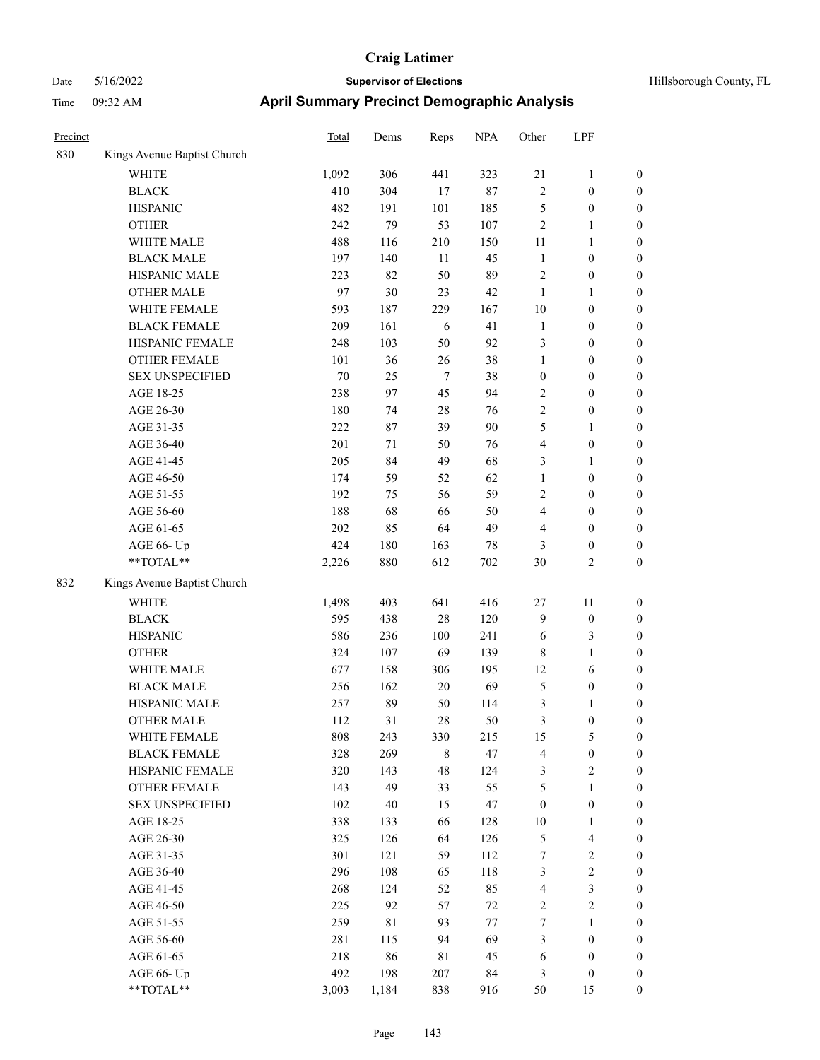**Craig Latimer**

**Supervisor of Elections**

Date 5/16/2022 — Hillsborough County, FL

Time 09:32 AM

## April Summary Precinct Demographic Analysis

| Precinct | | Total | Dems | Reps | NPA | Other | LPF | |
|---|---|---|---|---|---|---|---|---|
| 830 | Kings Avenue Baptist Church | | | | | | | |
| | WHITE | 1,092 | 306 | 441 | 323 | 21 | 1 | 0 |
| | BLACK | 410 | 304 | 17 | 87 | 2 | 0 | 0 |
| | HISPANIC | 482 | 191 | 101 | 185 | 5 | 0 | 0 |
| | OTHER | 242 | 79 | 53 | 107 | 2 | 1 | 0 |
| | WHITE MALE | 488 | 116 | 210 | 150 | 11 | 1 | 0 |
| | BLACK MALE | 197 | 140 | 11 | 45 | 1 | 0 | 0 |
| | HISPANIC MALE | 223 | 82 | 50 | 89 | 2 | 0 | 0 |
| | OTHER MALE | 97 | 30 | 23 | 42 | 1 | 1 | 0 |
| | WHITE FEMALE | 593 | 187 | 229 | 167 | 10 | 0 | 0 |
| | BLACK FEMALE | 209 | 161 | 6 | 41 | 1 | 0 | 0 |
| | HISPANIC FEMALE | 248 | 103 | 50 | 92 | 3 | 0 | 0 |
| | OTHER FEMALE | 101 | 36 | 26 | 38 | 1 | 0 | 0 |
| | SEX UNSPECIFIED | 70 | 25 | 7 | 38 | 0 | 0 | 0 |
| | AGE 18-25 | 238 | 97 | 45 | 94 | 2 | 0 | 0 |
| | AGE 26-30 | 180 | 74 | 28 | 76 | 2 | 0 | 0 |
| | AGE 31-35 | 222 | 87 | 39 | 90 | 5 | 1 | 0 |
| | AGE 36-40 | 201 | 71 | 50 | 76 | 4 | 0 | 0 |
| | AGE 41-45 | 205 | 84 | 49 | 68 | 3 | 1 | 0 |
| | AGE 46-50 | 174 | 59 | 52 | 62 | 1 | 0 | 0 |
| | AGE 51-55 | 192 | 75 | 56 | 59 | 2 | 0 | 0 |
| | AGE 56-60 | 188 | 68 | 66 | 50 | 4 | 0 | 0 |
| | AGE 61-65 | 202 | 85 | 64 | 49 | 4 | 0 | 0 |
| | AGE 66- Up | 424 | 180 | 163 | 78 | 3 | 0 | 0 |
| | **TOTAL** | 2,226 | 880 | 612 | 702 | 30 | 2 | 0 |
| 832 | Kings Avenue Baptist Church | | | | | | | |
| | WHITE | 1,498 | 403 | 641 | 416 | 27 | 11 | 0 |
| | BLACK | 595 | 438 | 28 | 120 | 9 | 0 | 0 |
| | HISPANIC | 586 | 236 | 100 | 241 | 6 | 3 | 0 |
| | OTHER | 324 | 107 | 69 | 139 | 8 | 1 | 0 |
| | WHITE MALE | 677 | 158 | 306 | 195 | 12 | 6 | 0 |
| | BLACK MALE | 256 | 162 | 20 | 69 | 5 | 0 | 0 |
| | HISPANIC MALE | 257 | 89 | 50 | 114 | 3 | 1 | 0 |
| | OTHER MALE | 112 | 31 | 28 | 50 | 3 | 0 | 0 |
| | WHITE FEMALE | 808 | 243 | 330 | 215 | 15 | 5 | 0 |
| | BLACK FEMALE | 328 | 269 | 8 | 47 | 4 | 0 | 0 |
| | HISPANIC FEMALE | 320 | 143 | 48 | 124 | 3 | 2 | 0 |
| | OTHER FEMALE | 143 | 49 | 33 | 55 | 5 | 1 | 0 |
| | SEX UNSPECIFIED | 102 | 40 | 15 | 47 | 0 | 0 | 0 |
| | AGE 18-25 | 338 | 133 | 66 | 128 | 10 | 1 | 0 |
| | AGE 26-30 | 325 | 126 | 64 | 126 | 5 | 4 | 0 |
| | AGE 31-35 | 301 | 121 | 59 | 112 | 7 | 2 | 0 |
| | AGE 36-40 | 296 | 108 | 65 | 118 | 3 | 2 | 0 |
| | AGE 41-45 | 268 | 124 | 52 | 85 | 4 | 3 | 0 |
| | AGE 46-50 | 225 | 92 | 57 | 72 | 2 | 2 | 0 |
| | AGE 51-55 | 259 | 81 | 93 | 77 | 7 | 1 | 0 |
| | AGE 56-60 | 281 | 115 | 94 | 69 | 3 | 0 | 0 |
| | AGE 61-65 | 218 | 86 | 81 | 45 | 6 | 0 | 0 |
| | AGE 66- Up | 492 | 198 | 207 | 84 | 3 | 0 | 0 |
| | **TOTAL** | 3,003 | 1,184 | 838 | 916 | 50 | 15 | 0 |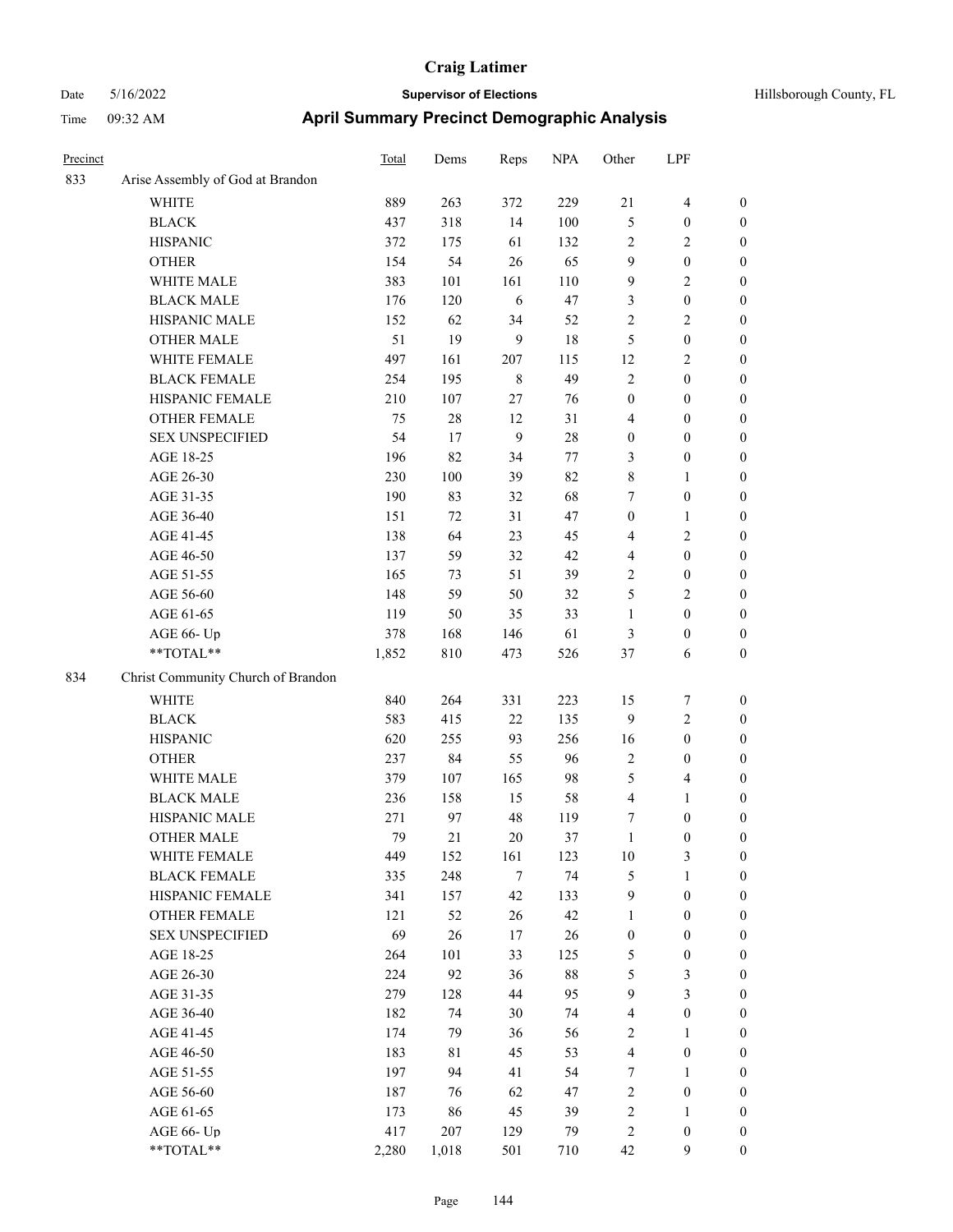# Craig Latimer

**Supervisor of Elections**

Date 5/16/2022 — Hillsborough County, FL

Time 09:32 AM

## April Summary Precinct Demographic Analysis

| Precinct | | Total | Dems | Reps | NPA | Other | LPF | |
|---|---|---|---|---|---|---|---|---|
| 833 | Arise Assembly of God at Brandon | | | | | | | |
| | WHITE | 889 | 263 | 372 | 229 | 21 | 4 | 0 |
| | BLACK | 437 | 318 | 14 | 100 | 5 | 0 | 0 |
| | HISPANIC | 372 | 175 | 61 | 132 | 2 | 2 | 0 |
| | OTHER | 154 | 54 | 26 | 65 | 9 | 0 | 0 |
| | WHITE MALE | 383 | 101 | 161 | 110 | 9 | 2 | 0 |
| | BLACK MALE | 176 | 120 | 6 | 47 | 3 | 0 | 0 |
| | HISPANIC MALE | 152 | 62 | 34 | 52 | 2 | 2 | 0 |
| | OTHER MALE | 51 | 19 | 9 | 18 | 5 | 0 | 0 |
| | WHITE FEMALE | 497 | 161 | 207 | 115 | 12 | 2 | 0 |
| | BLACK FEMALE | 254 | 195 | 8 | 49 | 2 | 0 | 0 |
| | HISPANIC FEMALE | 210 | 107 | 27 | 76 | 0 | 0 | 0 |
| | OTHER FEMALE | 75 | 28 | 12 | 31 | 4 | 0 | 0 |
| | SEX UNSPECIFIED | 54 | 17 | 9 | 28 | 0 | 0 | 0 |
| | AGE 18-25 | 196 | 82 | 34 | 77 | 3 | 0 | 0 |
| | AGE 26-30 | 230 | 100 | 39 | 82 | 8 | 1 | 0 |
| | AGE 31-35 | 190 | 83 | 32 | 68 | 7 | 0 | 0 |
| | AGE 36-40 | 151 | 72 | 31 | 47 | 0 | 1 | 0 |
| | AGE 41-45 | 138 | 64 | 23 | 45 | 4 | 2 | 0 |
| | AGE 46-50 | 137 | 59 | 32 | 42 | 4 | 0 | 0 |
| | AGE 51-55 | 165 | 73 | 51 | 39 | 2 | 0 | 0 |
| | AGE 56-60 | 148 | 59 | 50 | 32 | 5 | 2 | 0 |
| | AGE 61-65 | 119 | 50 | 35 | 33 | 1 | 0 | 0 |
| | AGE 66- Up | 378 | 168 | 146 | 61 | 3 | 0 | 0 |
| | **TOTAL** | 1,852 | 810 | 473 | 526 | 37 | 6 | 0 |
| 834 | Christ Community Church of Brandon | | | | | | | |
| | WHITE | 840 | 264 | 331 | 223 | 15 | 7 | 0 |
| | BLACK | 583 | 415 | 22 | 135 | 9 | 2 | 0 |
| | HISPANIC | 620 | 255 | 93 | 256 | 16 | 0 | 0 |
| | OTHER | 237 | 84 | 55 | 96 | 2 | 0 | 0 |
| | WHITE MALE | 379 | 107 | 165 | 98 | 5 | 4 | 0 |
| | BLACK MALE | 236 | 158 | 15 | 58 | 4 | 1 | 0 |
| | HISPANIC MALE | 271 | 97 | 48 | 119 | 7 | 0 | 0 |
| | OTHER MALE | 79 | 21 | 20 | 37 | 1 | 0 | 0 |
| | WHITE FEMALE | 449 | 152 | 161 | 123 | 10 | 3 | 0 |
| | BLACK FEMALE | 335 | 248 | 7 | 74 | 5 | 1 | 0 |
| | HISPANIC FEMALE | 341 | 157 | 42 | 133 | 9 | 0 | 0 |
| | OTHER FEMALE | 121 | 52 | 26 | 42 | 1 | 0 | 0 |
| | SEX UNSPECIFIED | 69 | 26 | 17 | 26 | 0 | 0 | 0 |
| | AGE 18-25 | 264 | 101 | 33 | 125 | 5 | 0 | 0 |
| | AGE 26-30 | 224 | 92 | 36 | 88 | 5 | 3 | 0 |
| | AGE 31-35 | 279 | 128 | 44 | 95 | 9 | 3 | 0 |
| | AGE 36-40 | 182 | 74 | 30 | 74 | 4 | 0 | 0 |
| | AGE 41-45 | 174 | 79 | 36 | 56 | 2 | 1 | 0 |
| | AGE 46-50 | 183 | 81 | 45 | 53 | 4 | 0 | 0 |
| | AGE 51-55 | 197 | 94 | 41 | 54 | 7 | 1 | 0 |
| | AGE 56-60 | 187 | 76 | 62 | 47 | 2 | 0 | 0 |
| | AGE 61-65 | 173 | 86 | 45 | 39 | 2 | 1 | 0 |
| | AGE 66- Up | 417 | 207 | 129 | 79 | 2 | 0 | 0 |
| | **TOTAL** | 2,280 | 1,018 | 501 | 710 | 42 | 9 | 0 |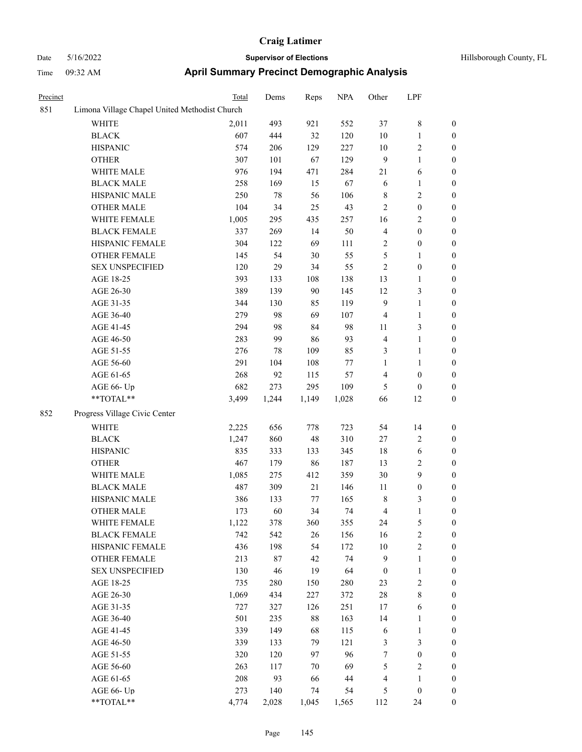# Craig Latimer

**Supervisor of Elections**

Hillsborough County, FL

Date 5/16/2022

Time 09:32 AM

## April Summary Precinct Demographic Analysis

| Precinct | | Total | Dems | Reps | NPA | Other | LPF | |
|---|---|---|---|---|---|---|---|---|
| 851 | Limona Village Chapel United Methodist Church | | | | | | | |
| | WHITE | 2,011 | 493 | 921 | 552 | 37 | 8 | 0 |
| | BLACK | 607 | 444 | 32 | 120 | 10 | 1 | 0 |
| | HISPANIC | 574 | 206 | 129 | 227 | 10 | 2 | 0 |
| | OTHER | 307 | 101 | 67 | 129 | 9 | 1 | 0 |
| | WHITE MALE | 976 | 194 | 471 | 284 | 21 | 6 | 0 |
| | BLACK MALE | 258 | 169 | 15 | 67 | 6 | 1 | 0 |
| | HISPANIC MALE | 250 | 78 | 56 | 106 | 8 | 2 | 0 |
| | OTHER MALE | 104 | 34 | 25 | 43 | 2 | 0 | 0 |
| | WHITE FEMALE | 1,005 | 295 | 435 | 257 | 16 | 2 | 0 |
| | BLACK FEMALE | 337 | 269 | 14 | 50 | 4 | 0 | 0 |
| | HISPANIC FEMALE | 304 | 122 | 69 | 111 | 2 | 0 | 0 |
| | OTHER FEMALE | 145 | 54 | 30 | 55 | 5 | 1 | 0 |
| | SEX UNSPECIFIED | 120 | 29 | 34 | 55 | 2 | 0 | 0 |
| | AGE 18-25 | 393 | 133 | 108 | 138 | 13 | 1 | 0 |
| | AGE 26-30 | 389 | 139 | 90 | 145 | 12 | 3 | 0 |
| | AGE 31-35 | 344 | 130 | 85 | 119 | 9 | 1 | 0 |
| | AGE 36-40 | 279 | 98 | 69 | 107 | 4 | 1 | 0 |
| | AGE 41-45 | 294 | 98 | 84 | 98 | 11 | 3 | 0 |
| | AGE 46-50 | 283 | 99 | 86 | 93 | 4 | 1 | 0 |
| | AGE 51-55 | 276 | 78 | 109 | 85 | 3 | 1 | 0 |
| | AGE 56-60 | 291 | 104 | 108 | 77 | 1 | 1 | 0 |
| | AGE 61-65 | 268 | 92 | 115 | 57 | 4 | 0 | 0 |
| | AGE 66- Up | 682 | 273 | 295 | 109 | 5 | 0 | 0 |
| | **TOTAL** | 3,499 | 1,244 | 1,149 | 1,028 | 66 | 12 | 0 |
| 852 | Progress Village Civic Center | | | | | | | |
| | WHITE | 2,225 | 656 | 778 | 723 | 54 | 14 | 0 |
| | BLACK | 1,247 | 860 | 48 | 310 | 27 | 2 | 0 |
| | HISPANIC | 835 | 333 | 133 | 345 | 18 | 6 | 0 |
| | OTHER | 467 | 179 | 86 | 187 | 13 | 2 | 0 |
| | WHITE MALE | 1,085 | 275 | 412 | 359 | 30 | 9 | 0 |
| | BLACK MALE | 487 | 309 | 21 | 146 | 11 | 0 | 0 |
| | HISPANIC MALE | 386 | 133 | 77 | 165 | 8 | 3 | 0 |
| | OTHER MALE | 173 | 60 | 34 | 74 | 4 | 1 | 0 |
| | WHITE FEMALE | 1,122 | 378 | 360 | 355 | 24 | 5 | 0 |
| | BLACK FEMALE | 742 | 542 | 26 | 156 | 16 | 2 | 0 |
| | HISPANIC FEMALE | 436 | 198 | 54 | 172 | 10 | 2 | 0 |
| | OTHER FEMALE | 213 | 87 | 42 | 74 | 9 | 1 | 0 |
| | SEX UNSPECIFIED | 130 | 46 | 19 | 64 | 0 | 1 | 0 |
| | AGE 18-25 | 735 | 280 | 150 | 280 | 23 | 2 | 0 |
| | AGE 26-30 | 1,069 | 434 | 227 | 372 | 28 | 8 | 0 |
| | AGE 31-35 | 727 | 327 | 126 | 251 | 17 | 6 | 0 |
| | AGE 36-40 | 501 | 235 | 88 | 163 | 14 | 1 | 0 |
| | AGE 41-45 | 339 | 149 | 68 | 115 | 6 | 1 | 0 |
| | AGE 46-50 | 339 | 133 | 79 | 121 | 3 | 3 | 0 |
| | AGE 51-55 | 320 | 120 | 97 | 96 | 7 | 0 | 0 |
| | AGE 56-60 | 263 | 117 | 70 | 69 | 5 | 2 | 0 |
| | AGE 61-65 | 208 | 93 | 66 | 44 | 4 | 1 | 0 |
| | AGE 66- Up | 273 | 140 | 74 | 54 | 5 | 0 | 0 |
| | **TOTAL** | 4,774 | 2,028 | 1,045 | 1,565 | 112 | 24 | 0 |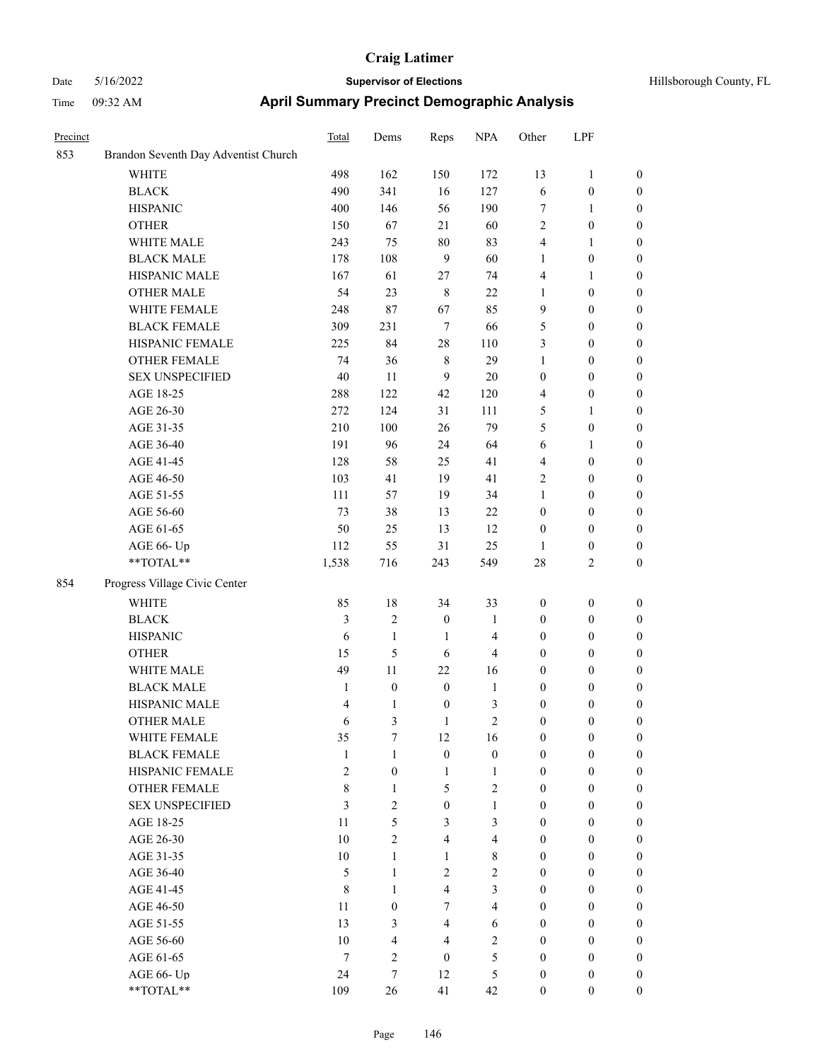| Precinct | | Total | Dems | Reps | NPA | Other | LPF | |
|---|---|---|---|---|---|---|---|---|
| 853 | Brandon Seventh Day Adventist Church | | | | | | | |
| | WHITE | 498 | 162 | 150 | 172 | 13 | 1 | 0 |
| | BLACK | 490 | 341 | 16 | 127 | 6 | 0 | 0 |
| | HISPANIC | 400 | 146 | 56 | 190 | 7 | 1 | 0 |
| | OTHER | 150 | 67 | 21 | 60 | 2 | 0 | 0 |
| | WHITE MALE | 243 | 75 | 80 | 83 | 4 | 1 | 0 |
| | BLACK MALE | 178 | 108 | 9 | 60 | 1 | 0 | 0 |
| | HISPANIC MALE | 167 | 61 | 27 | 74 | 4 | 1 | 0 |
| | OTHER MALE | 54 | 23 | 8 | 22 | 1 | 0 | 0 |
| | WHITE FEMALE | 248 | 87 | 67 | 85 | 9 | 0 | 0 |
| | BLACK FEMALE | 309 | 231 | 7 | 66 | 5 | 0 | 0 |
| | HISPANIC FEMALE | 225 | 84 | 28 | 110 | 3 | 0 | 0 |
| | OTHER FEMALE | 74 | 36 | 8 | 29 | 1 | 0 | 0 |
| | SEX UNSPECIFIED | 40 | 11 | 9 | 20 | 0 | 0 | 0 |
| | AGE 18-25 | 288 | 122 | 42 | 120 | 4 | 0 | 0 |
| | AGE 26-30 | 272 | 124 | 31 | 111 | 5 | 1 | 0 |
| | AGE 31-35 | 210 | 100 | 26 | 79 | 5 | 0 | 0 |
| | AGE 36-40 | 191 | 96 | 24 | 64 | 6 | 1 | 0 |
| | AGE 41-45 | 128 | 58 | 25 | 41 | 4 | 0 | 0 |
| | AGE 46-50 | 103 | 41 | 19 | 41 | 2 | 0 | 0 |
| | AGE 51-55 | 111 | 57 | 19 | 34 | 1 | 0 | 0 |
| | AGE 56-60 | 73 | 38 | 13 | 22 | 0 | 0 | 0 |
| | AGE 61-65 | 50 | 25 | 13 | 12 | 0 | 0 | 0 |
| | AGE 66- Up | 112 | 55 | 31 | 25 | 1 | 0 | 0 |
| | **TOTAL** | 1,538 | 716 | 243 | 549 | 28 | 2 | 0 |
| 854 | Progress Village Civic Center | | | | | | | |
| | WHITE | 85 | 18 | 34 | 33 | 0 | 0 | 0 |
| | BLACK | 3 | 2 | 0 | 1 | 0 | 0 | 0 |
| | HISPANIC | 6 | 1 | 1 | 4 | 0 | 0 | 0 |
| | OTHER | 15 | 5 | 6 | 4 | 0 | 0 | 0 |
| | WHITE MALE | 49 | 11 | 22 | 16 | 0 | 0 | 0 |
| | BLACK MALE | 1 | 0 | 0 | 1 | 0 | 0 | 0 |
| | HISPANIC MALE | 4 | 1 | 0 | 3 | 0 | 0 | 0 |
| | OTHER MALE | 6 | 3 | 1 | 2 | 0 | 0 | 0 |
| | WHITE FEMALE | 35 | 7 | 12 | 16 | 0 | 0 | 0 |
| | BLACK FEMALE | 1 | 1 | 0 | 0 | 0 | 0 | 0 |
| | HISPANIC FEMALE | 2 | 0 | 1 | 1 | 0 | 0 | 0 |
| | OTHER FEMALE | 8 | 1 | 5 | 2 | 0 | 0 | 0 |
| | SEX UNSPECIFIED | 3 | 2 | 0 | 1 | 0 | 0 | 0 |
| | AGE 18-25 | 11 | 5 | 3 | 3 | 0 | 0 | 0 |
| | AGE 26-30 | 10 | 2 | 4 | 4 | 0 | 0 | 0 |
| | AGE 31-35 | 10 | 1 | 1 | 8 | 0 | 0 | 0 |
| | AGE 36-40 | 5 | 1 | 2 | 2 | 0 | 0 | 0 |
| | AGE 41-45 | 8 | 1 | 4 | 3 | 0 | 0 | 0 |
| | AGE 46-50 | 11 | 0 | 7 | 4 | 0 | 0 | 0 |
| | AGE 51-55 | 13 | 3 | 4 | 6 | 0 | 0 | 0 |
| | AGE 56-60 | 10 | 4 | 4 | 2 | 0 | 0 | 0 |
| | AGE 61-65 | 7 | 2 | 0 | 5 | 0 | 0 | 0 |
| | AGE 66- Up | 24 | 7 | 12 | 5 | 0 | 0 | 0 |
| | **TOTAL** | 109 | 26 | 41 | 42 | 0 | 0 | 0 |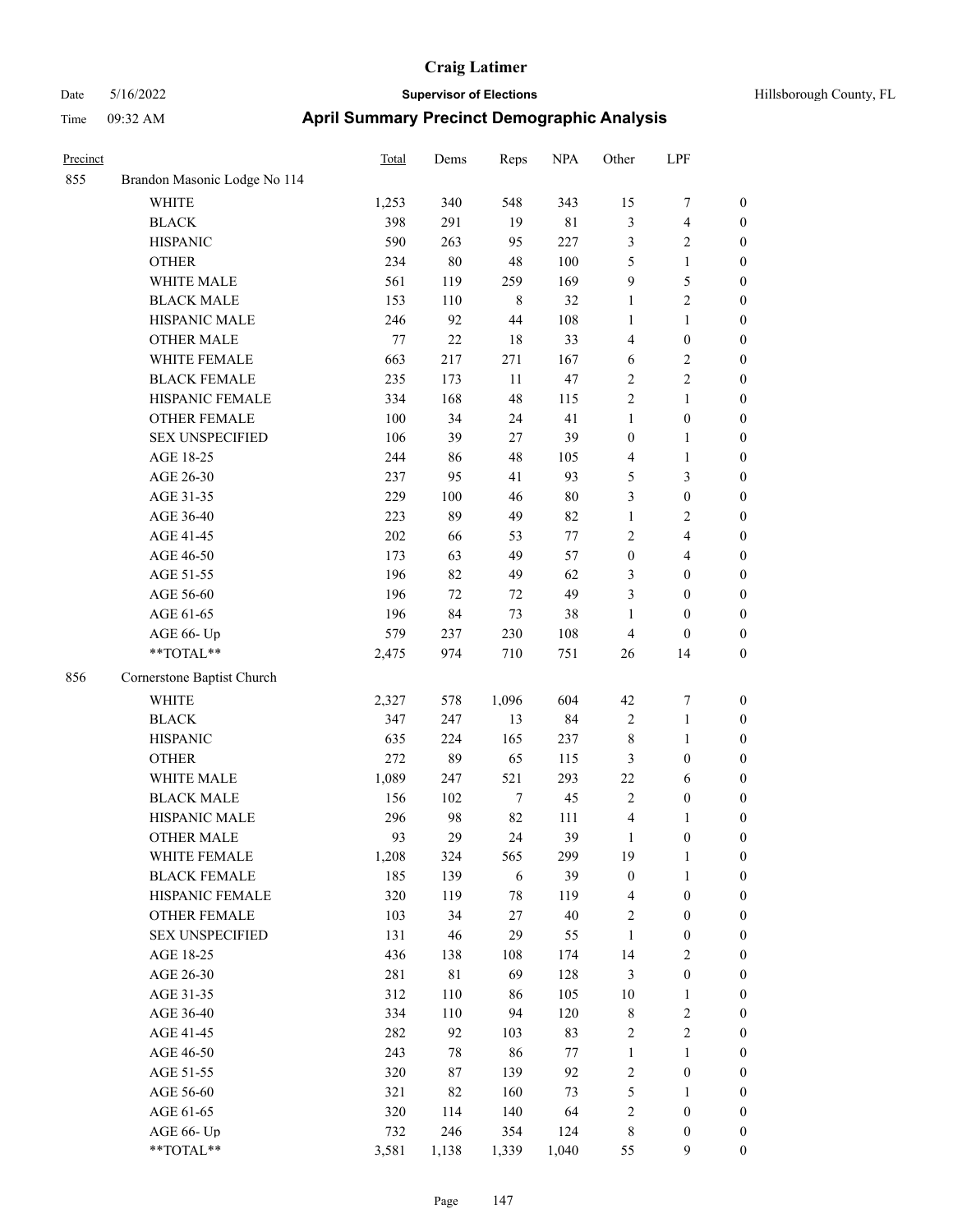# Craig Latimer

Date 5/16/2022 **Supervisor of Elections** Hillsborough County, FL

Time 09:32 AM **April Summary Precinct Demographic Analysis**

| Precinct | | Total | Dems | Reps | NPA | Other | LPF | |
|---|---|---|---|---|---|---|---|---|
| 855 | Brandon Masonic Lodge No 114 | | | | | | | |
| | WHITE | 1,253 | 340 | 548 | 343 | 15 | 7 | 0 |
| | BLACK | 398 | 291 | 19 | 81 | 3 | 4 | 0 |
| | HISPANIC | 590 | 263 | 95 | 227 | 3 | 2 | 0 |
| | OTHER | 234 | 80 | 48 | 100 | 5 | 1 | 0 |
| | WHITE MALE | 561 | 119 | 259 | 169 | 9 | 5 | 0 |
| | BLACK MALE | 153 | 110 | 8 | 32 | 1 | 2 | 0 |
| | HISPANIC MALE | 246 | 92 | 44 | 108 | 1 | 1 | 0 |
| | OTHER MALE | 77 | 22 | 18 | 33 | 4 | 0 | 0 |
| | WHITE FEMALE | 663 | 217 | 271 | 167 | 6 | 2 | 0 |
| | BLACK FEMALE | 235 | 173 | 11 | 47 | 2 | 2 | 0 |
| | HISPANIC FEMALE | 334 | 168 | 48 | 115 | 2 | 1 | 0 |
| | OTHER FEMALE | 100 | 34 | 24 | 41 | 1 | 0 | 0 |
| | SEX UNSPECIFIED | 106 | 39 | 27 | 39 | 0 | 1 | 0 |
| | AGE 18-25 | 244 | 86 | 48 | 105 | 4 | 1 | 0 |
| | AGE 26-30 | 237 | 95 | 41 | 93 | 5 | 3 | 0 |
| | AGE 31-35 | 229 | 100 | 46 | 80 | 3 | 0 | 0 |
| | AGE 36-40 | 223 | 89 | 49 | 82 | 1 | 2 | 0 |
| | AGE 41-45 | 202 | 66 | 53 | 77 | 2 | 4 | 0 |
| | AGE 46-50 | 173 | 63 | 49 | 57 | 0 | 4 | 0 |
| | AGE 51-55 | 196 | 82 | 49 | 62 | 3 | 0 | 0 |
| | AGE 56-60 | 196 | 72 | 72 | 49 | 3 | 0 | 0 |
| | AGE 61-65 | 196 | 84 | 73 | 38 | 1 | 0 | 0 |
| | AGE 66- Up | 579 | 237 | 230 | 108 | 4 | 0 | 0 |
| | **TOTAL** | 2,475 | 974 | 710 | 751 | 26 | 14 | 0 |
| 856 | Cornerstone Baptist Church | | | | | | | |
| | WHITE | 2,327 | 578 | 1,096 | 604 | 42 | 7 | 0 |
| | BLACK | 347 | 247 | 13 | 84 | 2 | 1 | 0 |
| | HISPANIC | 635 | 224 | 165 | 237 | 8 | 1 | 0 |
| | OTHER | 272 | 89 | 65 | 115 | 3 | 0 | 0 |
| | WHITE MALE | 1,089 | 247 | 521 | 293 | 22 | 6 | 0 |
| | BLACK MALE | 156 | 102 | 7 | 45 | 2 | 0 | 0 |
| | HISPANIC MALE | 296 | 98 | 82 | 111 | 4 | 1 | 0 |
| | OTHER MALE | 93 | 29 | 24 | 39 | 1 | 0 | 0 |
| | WHITE FEMALE | 1,208 | 324 | 565 | 299 | 19 | 1 | 0 |
| | BLACK FEMALE | 185 | 139 | 6 | 39 | 0 | 1 | 0 |
| | HISPANIC FEMALE | 320 | 119 | 78 | 119 | 4 | 0 | 0 |
| | OTHER FEMALE | 103 | 34 | 27 | 40 | 2 | 0 | 0 |
| | SEX UNSPECIFIED | 131 | 46 | 29 | 55 | 1 | 0 | 0 |
| | AGE 18-25 | 436 | 138 | 108 | 174 | 14 | 2 | 0 |
| | AGE 26-30 | 281 | 81 | 69 | 128 | 3 | 0 | 0 |
| | AGE 31-35 | 312 | 110 | 86 | 105 | 10 | 1 | 0 |
| | AGE 36-40 | 334 | 110 | 94 | 120 | 8 | 2 | 0 |
| | AGE 41-45 | 282 | 92 | 103 | 83 | 2 | 2 | 0 |
| | AGE 46-50 | 243 | 78 | 86 | 77 | 1 | 1 | 0 |
| | AGE 51-55 | 320 | 87 | 139 | 92 | 2 | 0 | 0 |
| | AGE 56-60 | 321 | 82 | 160 | 73 | 5 | 1 | 0 |
| | AGE 61-65 | 320 | 114 | 140 | 64 | 2 | 0 | 0 |
| | AGE 66- Up | 732 | 246 | 354 | 124 | 8 | 0 | 0 |
| | **TOTAL** | 3,581 | 1,138 | 1,339 | 1,040 | 55 | 9 | 0 |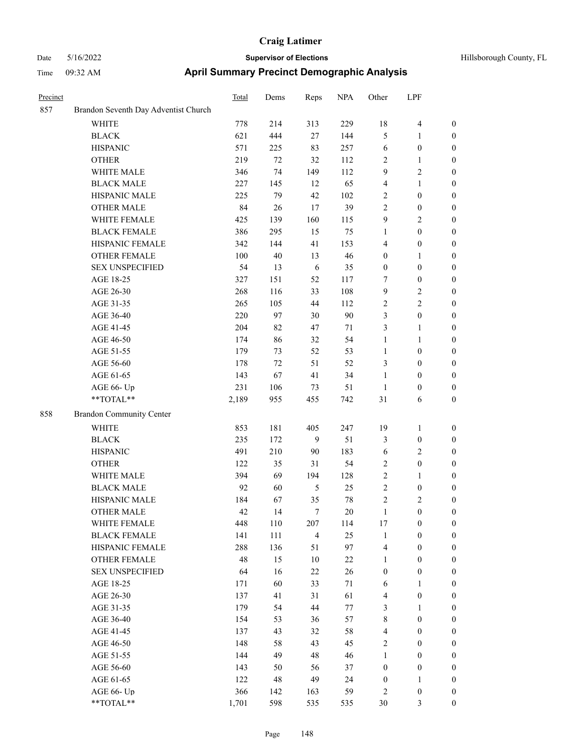# Craig Latimer

**Supervisor of Elections**

Date 5/16/2022 — Hillsborough County, FL

Time 09:32 AM

## April Summary Precinct Demographic Analysis

| Precinct | | Total | Dems | Reps | NPA | Other | LPF | |
|---|---|---|---|---|---|---|---|---|
| 857 | Brandon Seventh Day Adventist Church | | | | | | | |
| | WHITE | 778 | 214 | 313 | 229 | 18 | 4 | 0 |
| | BLACK | 621 | 444 | 27 | 144 | 5 | 1 | 0 |
| | HISPANIC | 571 | 225 | 83 | 257 | 6 | 0 | 0 |
| | OTHER | 219 | 72 | 32 | 112 | 2 | 1 | 0 |
| | WHITE MALE | 346 | 74 | 149 | 112 | 9 | 2 | 0 |
| | BLACK MALE | 227 | 145 | 12 | 65 | 4 | 1 | 0 |
| | HISPANIC MALE | 225 | 79 | 42 | 102 | 2 | 0 | 0 |
| | OTHER MALE | 84 | 26 | 17 | 39 | 2 | 0 | 0 |
| | WHITE FEMALE | 425 | 139 | 160 | 115 | 9 | 2 | 0 |
| | BLACK FEMALE | 386 | 295 | 15 | 75 | 1 | 0 | 0 |
| | HISPANIC FEMALE | 342 | 144 | 41 | 153 | 4 | 0 | 0 |
| | OTHER FEMALE | 100 | 40 | 13 | 46 | 0 | 1 | 0 |
| | SEX UNSPECIFIED | 54 | 13 | 6 | 35 | 0 | 0 | 0 |
| | AGE 18-25 | 327 | 151 | 52 | 117 | 7 | 0 | 0 |
| | AGE 26-30 | 268 | 116 | 33 | 108 | 9 | 2 | 0 |
| | AGE 31-35 | 265 | 105 | 44 | 112 | 2 | 2 | 0 |
| | AGE 36-40 | 220 | 97 | 30 | 90 | 3 | 0 | 0 |
| | AGE 41-45 | 204 | 82 | 47 | 71 | 3 | 1 | 0 |
| | AGE 46-50 | 174 | 86 | 32 | 54 | 1 | 1 | 0 |
| | AGE 51-55 | 179 | 73 | 52 | 53 | 1 | 0 | 0 |
| | AGE 56-60 | 178 | 72 | 51 | 52 | 3 | 0 | 0 |
| | AGE 61-65 | 143 | 67 | 41 | 34 | 1 | 0 | 0 |
| | AGE 66- Up | 231 | 106 | 73 | 51 | 1 | 0 | 0 |
| | **TOTAL** | 2,189 | 955 | 455 | 742 | 31 | 6 | 0 |
| 858 | Brandon Community Center | | | | | | | |
| | WHITE | 853 | 181 | 405 | 247 | 19 | 1 | 0 |
| | BLACK | 235 | 172 | 9 | 51 | 3 | 0 | 0 |
| | HISPANIC | 491 | 210 | 90 | 183 | 6 | 2 | 0 |
| | OTHER | 122 | 35 | 31 | 54 | 2 | 0 | 0 |
| | WHITE MALE | 394 | 69 | 194 | 128 | 2 | 1 | 0 |
| | BLACK MALE | 92 | 60 | 5 | 25 | 2 | 0 | 0 |
| | HISPANIC MALE | 184 | 67 | 35 | 78 | 2 | 2 | 0 |
| | OTHER MALE | 42 | 14 | 7 | 20 | 1 | 0 | 0 |
| | WHITE FEMALE | 448 | 110 | 207 | 114 | 17 | 0 | 0 |
| | BLACK FEMALE | 141 | 111 | 4 | 25 | 1 | 0 | 0 |
| | HISPANIC FEMALE | 288 | 136 | 51 | 97 | 4 | 0 | 0 |
| | OTHER FEMALE | 48 | 15 | 10 | 22 | 1 | 0 | 0 |
| | SEX UNSPECIFIED | 64 | 16 | 22 | 26 | 0 | 0 | 0 |
| | AGE 18-25 | 171 | 60 | 33 | 71 | 6 | 1 | 0 |
| | AGE 26-30 | 137 | 41 | 31 | 61 | 4 | 0 | 0 |
| | AGE 31-35 | 179 | 54 | 44 | 77 | 3 | 1 | 0 |
| | AGE 36-40 | 154 | 53 | 36 | 57 | 8 | 0 | 0 |
| | AGE 41-45 | 137 | 43 | 32 | 58 | 4 | 0 | 0 |
| | AGE 46-50 | 148 | 58 | 43 | 45 | 2 | 0 | 0 |
| | AGE 51-55 | 144 | 49 | 48 | 46 | 1 | 0 | 0 |
| | AGE 56-60 | 143 | 50 | 56 | 37 | 0 | 0 | 0 |
| | AGE 61-65 | 122 | 48 | 49 | 24 | 0 | 1 | 0 |
| | AGE 66- Up | 366 | 142 | 163 | 59 | 2 | 0 | 0 |
| | **TOTAL** | 1,701 | 598 | 535 | 535 | 30 | 3 | 0 |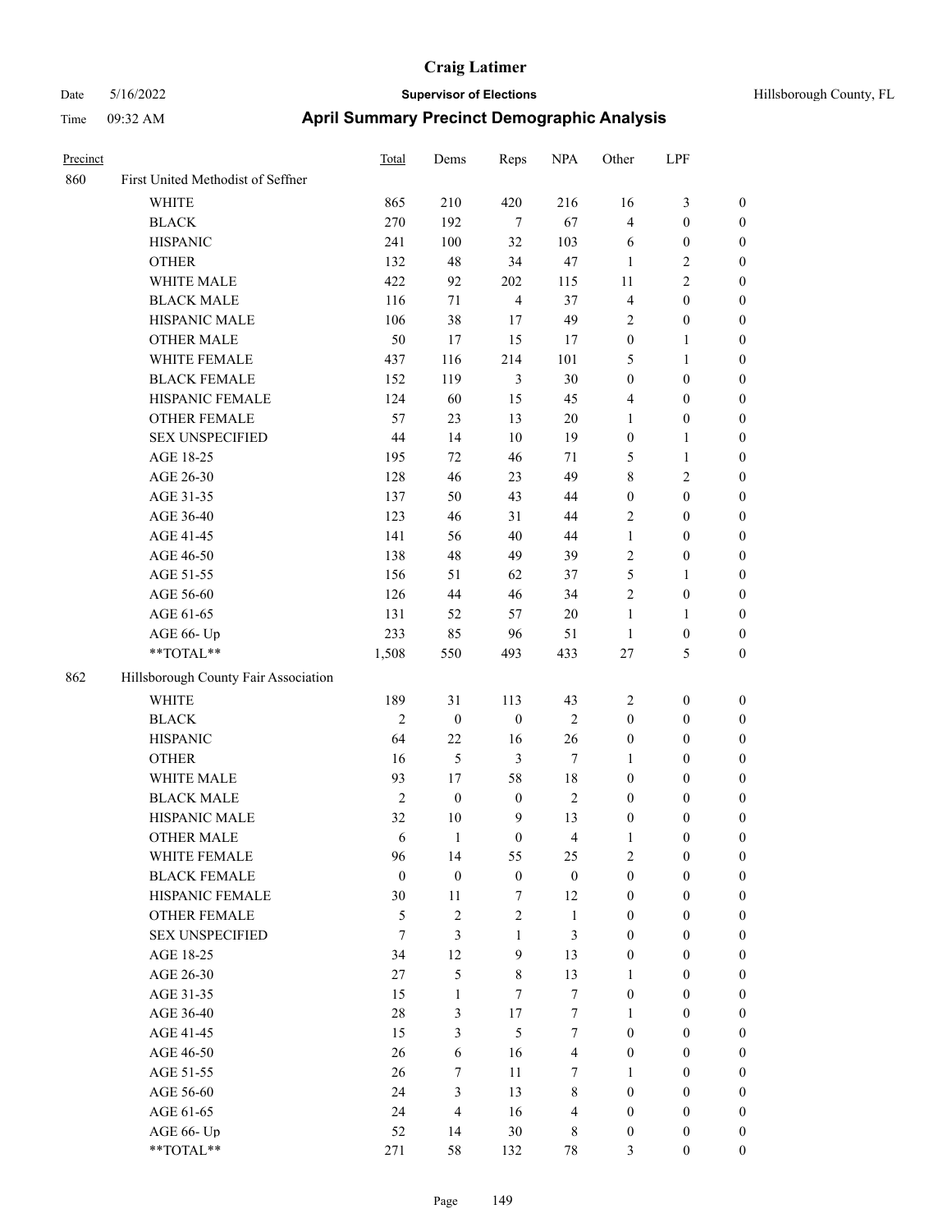# Craig Latimer

**Supervisor of Elections**

Date 5/16/2022 | Hillsborough County, FL

Time 09:32 AM

## April Summary Precinct Demographic Analysis

| Precinct | | Total | Dems | Reps | NPA | Other | LPF | |
|---|---|---|---|---|---|---|---|---|
| 860 | First United Methodist of Seffner | | | | | | | |
| | WHITE | 865 | 210 | 420 | 216 | 16 | 3 | 0 |
| | BLACK | 270 | 192 | 7 | 67 | 4 | 0 | 0 |
| | HISPANIC | 241 | 100 | 32 | 103 | 6 | 0 | 0 |
| | OTHER | 132 | 48 | 34 | 47 | 1 | 2 | 0 |
| | WHITE MALE | 422 | 92 | 202 | 115 | 11 | 2 | 0 |
| | BLACK MALE | 116 | 71 | 4 | 37 | 4 | 0 | 0 |
| | HISPANIC MALE | 106 | 38 | 17 | 49 | 2 | 0 | 0 |
| | OTHER MALE | 50 | 17 | 15 | 17 | 0 | 1 | 0 |
| | WHITE FEMALE | 437 | 116 | 214 | 101 | 5 | 1 | 0 |
| | BLACK FEMALE | 152 | 119 | 3 | 30 | 0 | 0 | 0 |
| | HISPANIC FEMALE | 124 | 60 | 15 | 45 | 4 | 0 | 0 |
| | OTHER FEMALE | 57 | 23 | 13 | 20 | 1 | 0 | 0 |
| | SEX UNSPECIFIED | 44 | 14 | 10 | 19 | 0 | 1 | 0 |
| | AGE 18-25 | 195 | 72 | 46 | 71 | 5 | 1 | 0 |
| | AGE 26-30 | 128 | 46 | 23 | 49 | 8 | 2 | 0 |
| | AGE 31-35 | 137 | 50 | 43 | 44 | 0 | 0 | 0 |
| | AGE 36-40 | 123 | 46 | 31 | 44 | 2 | 0 | 0 |
| | AGE 41-45 | 141 | 56 | 40 | 44 | 1 | 0 | 0 |
| | AGE 46-50 | 138 | 48 | 49 | 39 | 2 | 0 | 0 |
| | AGE 51-55 | 156 | 51 | 62 | 37 | 5 | 1 | 0 |
| | AGE 56-60 | 126 | 44 | 46 | 34 | 2 | 0 | 0 |
| | AGE 61-65 | 131 | 52 | 57 | 20 | 1 | 1 | 0 |
| | AGE 66- Up | 233 | 85 | 96 | 51 | 1 | 0 | 0 |
| | **TOTAL** | 1,508 | 550 | 493 | 433 | 27 | 5 | 0 |
| 862 | Hillsborough County Fair Association | | | | | | | |
| | WHITE | 189 | 31 | 113 | 43 | 2 | 0 | 0 |
| | BLACK | 2 | 0 | 0 | 2 | 0 | 0 | 0 |
| | HISPANIC | 64 | 22 | 16 | 26 | 0 | 0 | 0 |
| | OTHER | 16 | 5 | 3 | 7 | 1 | 0 | 0 |
| | WHITE MALE | 93 | 17 | 58 | 18 | 0 | 0 | 0 |
| | BLACK MALE | 2 | 0 | 0 | 2 | 0 | 0 | 0 |
| | HISPANIC MALE | 32 | 10 | 9 | 13 | 0 | 0 | 0 |
| | OTHER MALE | 6 | 1 | 0 | 4 | 1 | 0 | 0 |
| | WHITE FEMALE | 96 | 14 | 55 | 25 | 2 | 0 | 0 |
| | BLACK FEMALE | 0 | 0 | 0 | 0 | 0 | 0 | 0 |
| | HISPANIC FEMALE | 30 | 11 | 7 | 12 | 0 | 0 | 0 |
| | OTHER FEMALE | 5 | 2 | 2 | 1 | 0 | 0 | 0 |
| | SEX UNSPECIFIED | 7 | 3 | 1 | 3 | 0 | 0 | 0 |
| | AGE 18-25 | 34 | 12 | 9 | 13 | 0 | 0 | 0 |
| | AGE 26-30 | 27 | 5 | 8 | 13 | 1 | 0 | 0 |
| | AGE 31-35 | 15 | 1 | 7 | 7 | 0 | 0 | 0 |
| | AGE 36-40 | 28 | 3 | 17 | 7 | 1 | 0 | 0 |
| | AGE 41-45 | 15 | 3 | 5 | 7 | 0 | 0 | 0 |
| | AGE 46-50 | 26 | 6 | 16 | 4 | 0 | 0 | 0 |
| | AGE 51-55 | 26 | 7 | 11 | 7 | 1 | 0 | 0 |
| | AGE 56-60 | 24 | 3 | 13 | 8 | 0 | 0 | 0 |
| | AGE 61-65 | 24 | 4 | 16 | 4 | 0 | 0 | 0 |
| | AGE 66- Up | 52 | 14 | 30 | 8 | 0 | 0 | 0 |
| | **TOTAL** | 271 | 58 | 132 | 78 | 3 | 0 | 0 |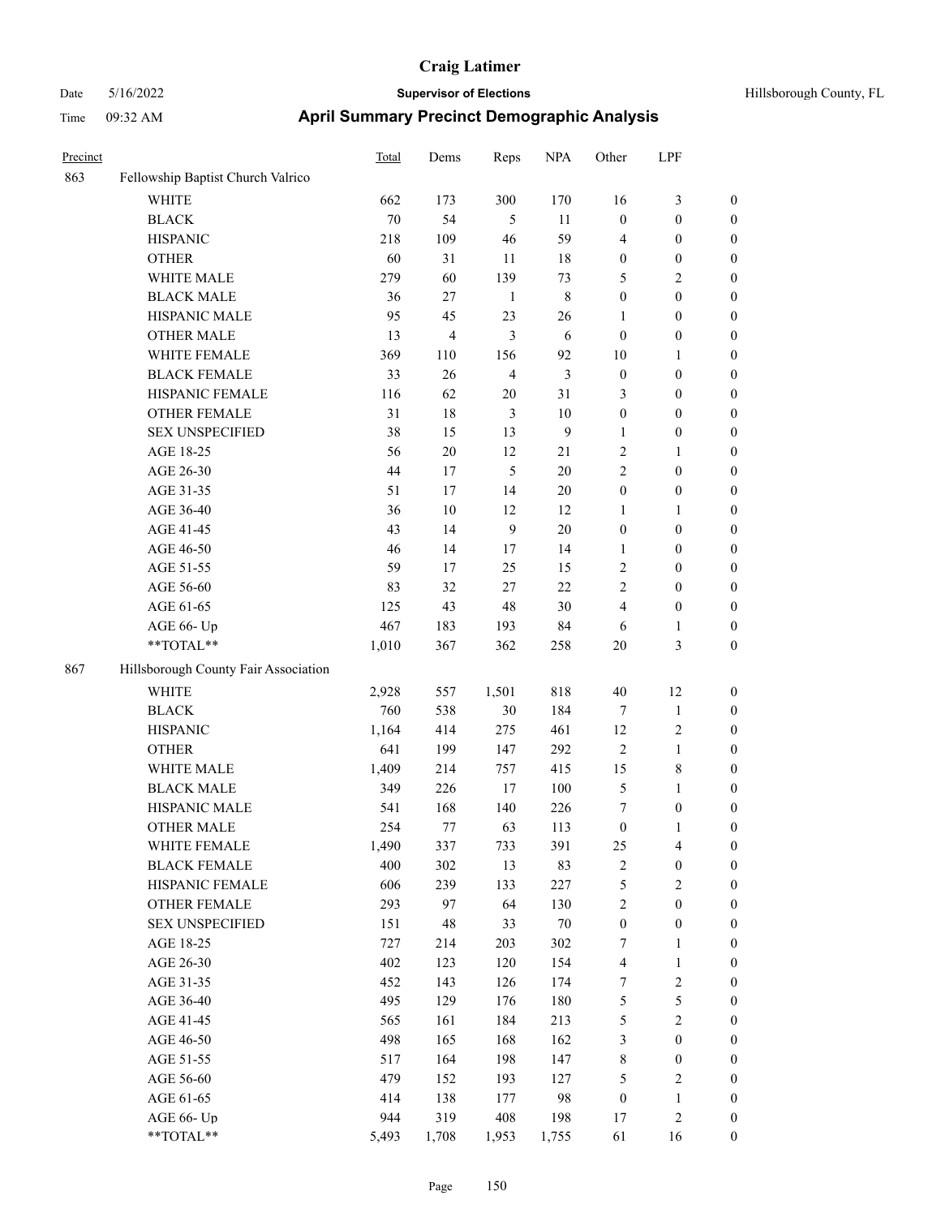# Craig Latimer

Date 5/16/2022 **Supervisor of Elections** Hillsborough County, FL

Time 09:32 AM **April Summary Precinct Demographic Analysis**

| Precinct | | Total | Dems | Reps | NPA | Other | LPF | |
|---|---|---|---|---|---|---|---|---|
| 863 | Fellowship Baptist Church Valrico | | | | | | | |
| | WHITE | 662 | 173 | 300 | 170 | 16 | 3 | 0 |
| | BLACK | 70 | 54 | 5 | 11 | 0 | 0 | 0 |
| | HISPANIC | 218 | 109 | 46 | 59 | 4 | 0 | 0 |
| | OTHER | 60 | 31 | 11 | 18 | 0 | 0 | 0 |
| | WHITE MALE | 279 | 60 | 139 | 73 | 5 | 2 | 0 |
| | BLACK MALE | 36 | 27 | 1 | 8 | 0 | 0 | 0 |
| | HISPANIC MALE | 95 | 45 | 23 | 26 | 1 | 0 | 0 |
| | OTHER MALE | 13 | 4 | 3 | 6 | 0 | 0 | 0 |
| | WHITE FEMALE | 369 | 110 | 156 | 92 | 10 | 1 | 0 |
| | BLACK FEMALE | 33 | 26 | 4 | 3 | 0 | 0 | 0 |
| | HISPANIC FEMALE | 116 | 62 | 20 | 31 | 3 | 0 | 0 |
| | OTHER FEMALE | 31 | 18 | 3 | 10 | 0 | 0 | 0 |
| | SEX UNSPECIFIED | 38 | 15 | 13 | 9 | 1 | 0 | 0 |
| | AGE 18-25 | 56 | 20 | 12 | 21 | 2 | 1 | 0 |
| | AGE 26-30 | 44 | 17 | 5 | 20 | 2 | 0 | 0 |
| | AGE 31-35 | 51 | 17 | 14 | 20 | 0 | 0 | 0 |
| | AGE 36-40 | 36 | 10 | 12 | 12 | 1 | 1 | 0 |
| | AGE 41-45 | 43 | 14 | 9 | 20 | 0 | 0 | 0 |
| | AGE 46-50 | 46 | 14 | 17 | 14 | 1 | 0 | 0 |
| | AGE 51-55 | 59 | 17 | 25 | 15 | 2 | 0 | 0 |
| | AGE 56-60 | 83 | 32 | 27 | 22 | 2 | 0 | 0 |
| | AGE 61-65 | 125 | 43 | 48 | 30 | 4 | 0 | 0 |
| | AGE 66- Up | 467 | 183 | 193 | 84 | 6 | 1 | 0 |
| | **TOTAL** | 1,010 | 367 | 362 | 258 | 20 | 3 | 0 |
| 867 | Hillsborough County Fair Association | | | | | | | |
| | WHITE | 2,928 | 557 | 1,501 | 818 | 40 | 12 | 0 |
| | BLACK | 760 | 538 | 30 | 184 | 7 | 1 | 0 |
| | HISPANIC | 1,164 | 414 | 275 | 461 | 12 | 2 | 0 |
| | OTHER | 641 | 199 | 147 | 292 | 2 | 1 | 0 |
| | WHITE MALE | 1,409 | 214 | 757 | 415 | 15 | 8 | 0 |
| | BLACK MALE | 349 | 226 | 17 | 100 | 5 | 1 | 0 |
| | HISPANIC MALE | 541 | 168 | 140 | 226 | 7 | 0 | 0 |
| | OTHER MALE | 254 | 77 | 63 | 113 | 0 | 1 | 0 |
| | WHITE FEMALE | 1,490 | 337 | 733 | 391 | 25 | 4 | 0 |
| | BLACK FEMALE | 400 | 302 | 13 | 83 | 2 | 0 | 0 |
| | HISPANIC FEMALE | 606 | 239 | 133 | 227 | 5 | 2 | 0 |
| | OTHER FEMALE | 293 | 97 | 64 | 130 | 2 | 0 | 0 |
| | SEX UNSPECIFIED | 151 | 48 | 33 | 70 | 0 | 0 | 0 |
| | AGE 18-25 | 727 | 214 | 203 | 302 | 7 | 1 | 0 |
| | AGE 26-30 | 402 | 123 | 120 | 154 | 4 | 1 | 0 |
| | AGE 31-35 | 452 | 143 | 126 | 174 | 7 | 2 | 0 |
| | AGE 36-40 | 495 | 129 | 176 | 180 | 5 | 5 | 0 |
| | AGE 41-45 | 565 | 161 | 184 | 213 | 5 | 2 | 0 |
| | AGE 46-50 | 498 | 165 | 168 | 162 | 3 | 0 | 0 |
| | AGE 51-55 | 517 | 164 | 198 | 147 | 8 | 0 | 0 |
| | AGE 56-60 | 479 | 152 | 193 | 127 | 5 | 2 | 0 |
| | AGE 61-65 | 414 | 138 | 177 | 98 | 0 | 1 | 0 |
| | AGE 66- Up | 944 | 319 | 408 | 198 | 17 | 2 | 0 |
| | **TOTAL** | 5,493 | 1,708 | 1,953 | 1,755 | 61 | 16 | 0 |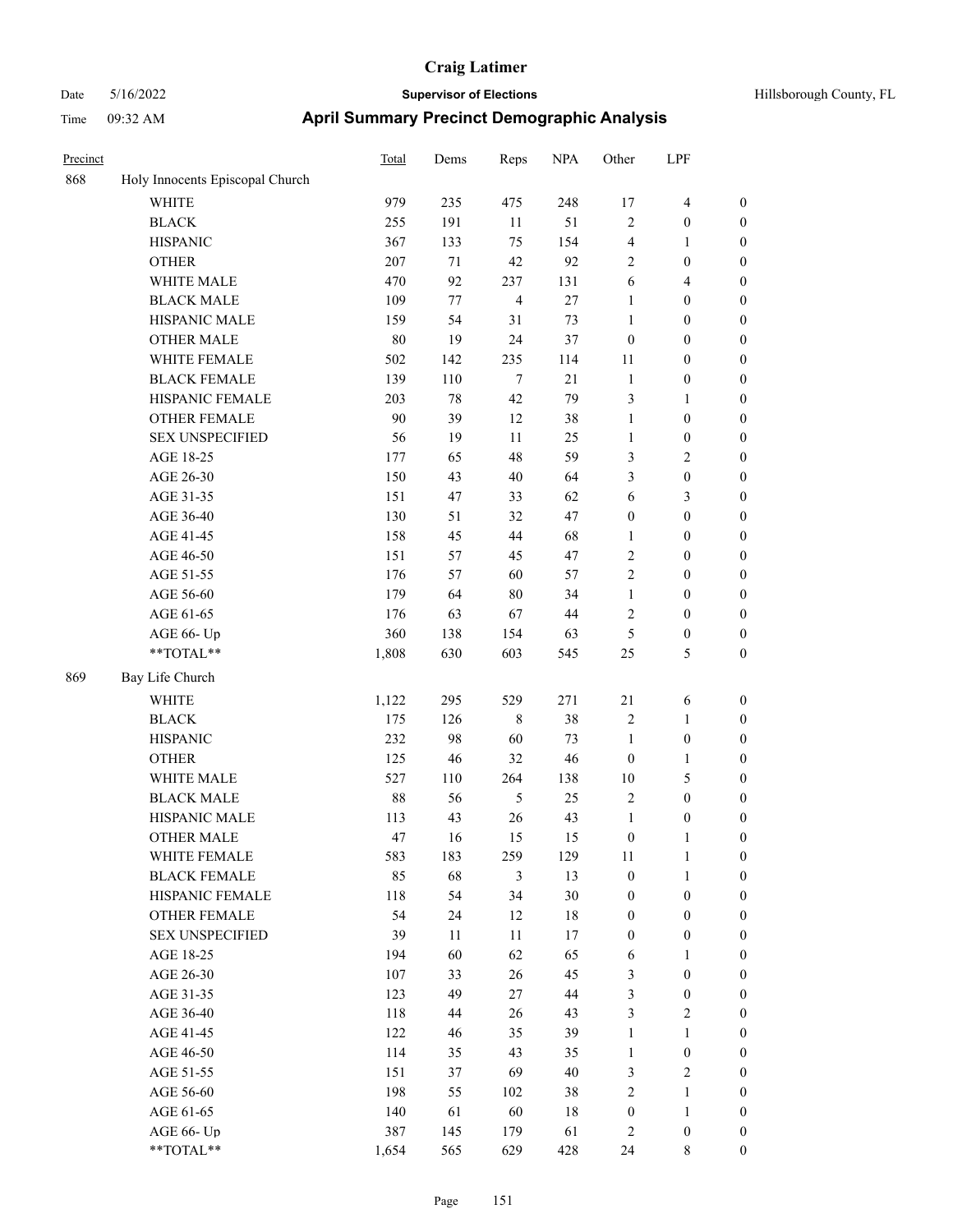# Craig Latimer

**Supervisor of Elections**

Date 5/16/2022

Time 09:32 AM

Hillsborough County, FL

## April Summary Precinct Demographic Analysis

| Precinct | | Total | Dems | Reps | NPA | Other | LPF | |
|---|---|---|---|---|---|---|---|---|
| 868 | Holy Innocents Episcopal Church | | | | | | | |
| | WHITE | 979 | 235 | 475 | 248 | 17 | 4 | 0 |
| | BLACK | 255 | 191 | 11 | 51 | 2 | 0 | 0 |
| | HISPANIC | 367 | 133 | 75 | 154 | 4 | 1 | 0 |
| | OTHER | 207 | 71 | 42 | 92 | 2 | 0 | 0 |
| | WHITE MALE | 470 | 92 | 237 | 131 | 6 | 4 | 0 |
| | BLACK MALE | 109 | 77 | 4 | 27 | 1 | 0 | 0 |
| | HISPANIC MALE | 159 | 54 | 31 | 73 | 1 | 0 | 0 |
| | OTHER MALE | 80 | 19 | 24 | 37 | 0 | 0 | 0 |
| | WHITE FEMALE | 502 | 142 | 235 | 114 | 11 | 0 | 0 |
| | BLACK FEMALE | 139 | 110 | 7 | 21 | 1 | 0 | 0 |
| | HISPANIC FEMALE | 203 | 78 | 42 | 79 | 3 | 1 | 0 |
| | OTHER FEMALE | 90 | 39 | 12 | 38 | 1 | 0 | 0 |
| | SEX UNSPECIFIED | 56 | 19 | 11 | 25 | 1 | 0 | 0 |
| | AGE 18-25 | 177 | 65 | 48 | 59 | 3 | 2 | 0 |
| | AGE 26-30 | 150 | 43 | 40 | 64 | 3 | 0 | 0 |
| | AGE 31-35 | 151 | 47 | 33 | 62 | 6 | 3 | 0 |
| | AGE 36-40 | 130 | 51 | 32 | 47 | 0 | 0 | 0 |
| | AGE 41-45 | 158 | 45 | 44 | 68 | 1 | 0 | 0 |
| | AGE 46-50 | 151 | 57 | 45 | 47 | 2 | 0 | 0 |
| | AGE 51-55 | 176 | 57 | 60 | 57 | 2 | 0 | 0 |
| | AGE 56-60 | 179 | 64 | 80 | 34 | 1 | 0 | 0 |
| | AGE 61-65 | 176 | 63 | 67 | 44 | 2 | 0 | 0 |
| | AGE 66- Up | 360 | 138 | 154 | 63 | 5 | 0 | 0 |
| | **TOTAL** | 1,808 | 630 | 603 | 545 | 25 | 5 | 0 |
| 869 | Bay Life Church | | | | | | | |
| | WHITE | 1,122 | 295 | 529 | 271 | 21 | 6 | 0 |
| | BLACK | 175 | 126 | 8 | 38 | 2 | 1 | 0 |
| | HISPANIC | 232 | 98 | 60 | 73 | 1 | 0 | 0 |
| | OTHER | 125 | 46 | 32 | 46 | 0 | 1 | 0 |
| | WHITE MALE | 527 | 110 | 264 | 138 | 10 | 5 | 0 |
| | BLACK MALE | 88 | 56 | 5 | 25 | 2 | 0 | 0 |
| | HISPANIC MALE | 113 | 43 | 26 | 43 | 1 | 0 | 0 |
| | OTHER MALE | 47 | 16 | 15 | 15 | 0 | 1 | 0 |
| | WHITE FEMALE | 583 | 183 | 259 | 129 | 11 | 1 | 0 |
| | BLACK FEMALE | 85 | 68 | 3 | 13 | 0 | 1 | 0 |
| | HISPANIC FEMALE | 118 | 54 | 34 | 30 | 0 | 0 | 0 |
| | OTHER FEMALE | 54 | 24 | 12 | 18 | 0 | 0 | 0 |
| | SEX UNSPECIFIED | 39 | 11 | 11 | 17 | 0 | 0 | 0 |
| | AGE 18-25 | 194 | 60 | 62 | 65 | 6 | 1 | 0 |
| | AGE 26-30 | 107 | 33 | 26 | 45 | 3 | 0 | 0 |
| | AGE 31-35 | 123 | 49 | 27 | 44 | 3 | 0 | 0 |
| | AGE 36-40 | 118 | 44 | 26 | 43 | 3 | 2 | 0 |
| | AGE 41-45 | 122 | 46 | 35 | 39 | 1 | 1 | 0 |
| | AGE 46-50 | 114 | 35 | 43 | 35 | 1 | 0 | 0 |
| | AGE 51-55 | 151 | 37 | 69 | 40 | 3 | 2 | 0 |
| | AGE 56-60 | 198 | 55 | 102 | 38 | 2 | 1 | 0 |
| | AGE 61-65 | 140 | 61 | 60 | 18 | 0 | 1 | 0 |
| | AGE 66- Up | 387 | 145 | 179 | 61 | 2 | 0 | 0 |
| | **TOTAL** | 1,654 | 565 | 629 | 428 | 24 | 8 | 0 |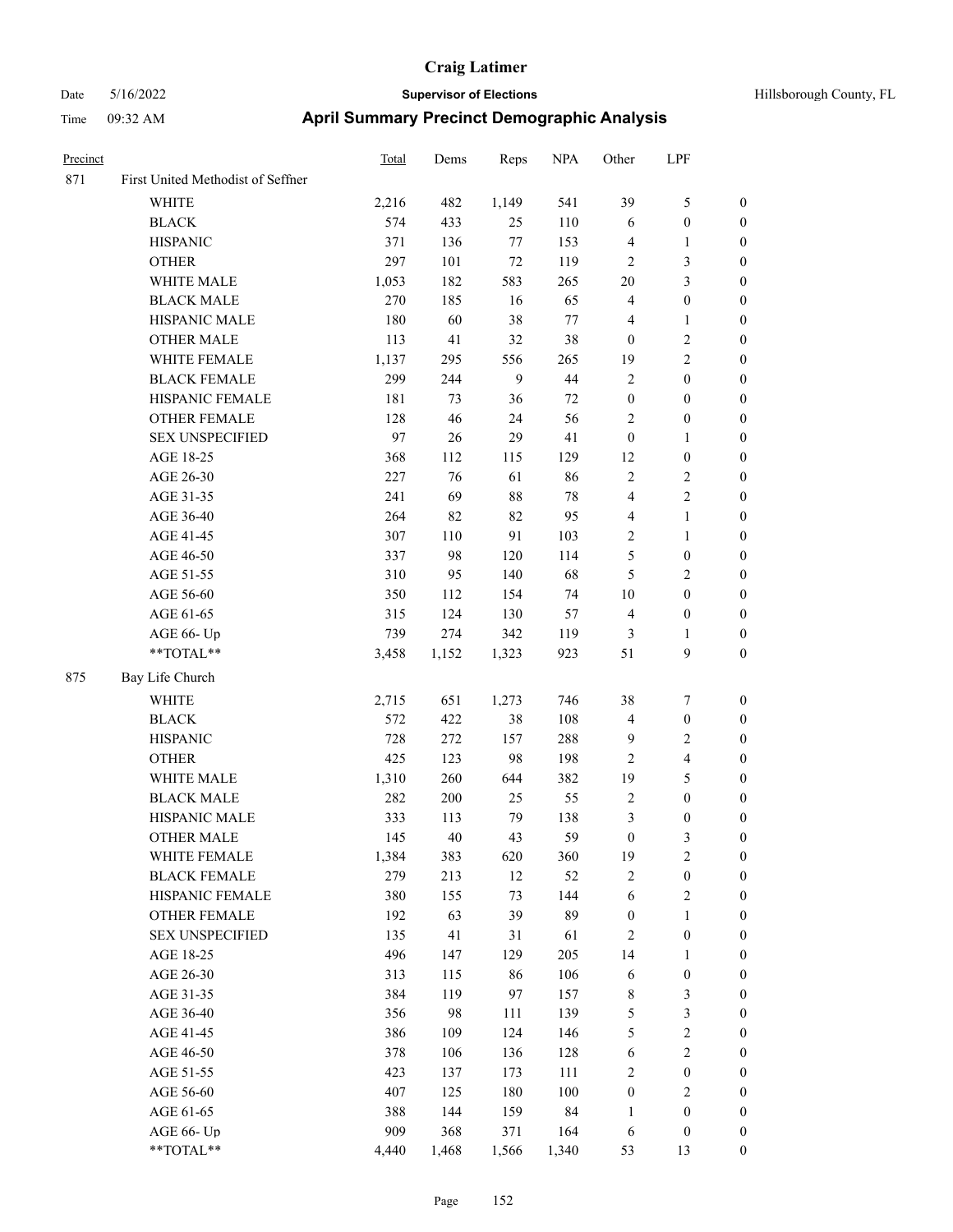# Craig Latimer

**Supervisor of Elections**

Date 5/16/2022 — Hillsborough County, FL

Time 09:32 AM

## April Summary Precinct Demographic Analysis

| Precinct | | Total | Dems | Reps | NPA | Other | LPF | |
|---|---|---|---|---|---|---|---|---|
| 871 | First United Methodist of Seffner | | | | | | | |
| | WHITE | 2,216 | 482 | 1,149 | 541 | 39 | 5 | 0 |
| | BLACK | 574 | 433 | 25 | 110 | 6 | 0 | 0 |
| | HISPANIC | 371 | 136 | 77 | 153 | 4 | 1 | 0 |
| | OTHER | 297 | 101 | 72 | 119 | 2 | 3 | 0 |
| | WHITE MALE | 1,053 | 182 | 583 | 265 | 20 | 3 | 0 |
| | BLACK MALE | 270 | 185 | 16 | 65 | 4 | 0 | 0 |
| | HISPANIC MALE | 180 | 60 | 38 | 77 | 4 | 1 | 0 |
| | OTHER MALE | 113 | 41 | 32 | 38 | 0 | 2 | 0 |
| | WHITE FEMALE | 1,137 | 295 | 556 | 265 | 19 | 2 | 0 |
| | BLACK FEMALE | 299 | 244 | 9 | 44 | 2 | 0 | 0 |
| | HISPANIC FEMALE | 181 | 73 | 36 | 72 | 0 | 0 | 0 |
| | OTHER FEMALE | 128 | 46 | 24 | 56 | 2 | 0 | 0 |
| | SEX UNSPECIFIED | 97 | 26 | 29 | 41 | 0 | 1 | 0 |
| | AGE 18-25 | 368 | 112 | 115 | 129 | 12 | 0 | 0 |
| | AGE 26-30 | 227 | 76 | 61 | 86 | 2 | 2 | 0 |
| | AGE 31-35 | 241 | 69 | 88 | 78 | 4 | 2 | 0 |
| | AGE 36-40 | 264 | 82 | 82 | 95 | 4 | 1 | 0 |
| | AGE 41-45 | 307 | 110 | 91 | 103 | 2 | 1 | 0 |
| | AGE 46-50 | 337 | 98 | 120 | 114 | 5 | 0 | 0 |
| | AGE 51-55 | 310 | 95 | 140 | 68 | 5 | 2 | 0 |
| | AGE 56-60 | 350 | 112 | 154 | 74 | 10 | 0 | 0 |
| | AGE 61-65 | 315 | 124 | 130 | 57 | 4 | 0 | 0 |
| | AGE 66- Up | 739 | 274 | 342 | 119 | 3 | 1 | 0 |
| | **TOTAL** | 3,458 | 1,152 | 1,323 | 923 | 51 | 9 | 0 |
| 875 | Bay Life Church | | | | | | | |
| | WHITE | 2,715 | 651 | 1,273 | 746 | 38 | 7 | 0 |
| | BLACK | 572 | 422 | 38 | 108 | 4 | 0 | 0 |
| | HISPANIC | 728 | 272 | 157 | 288 | 9 | 2 | 0 |
| | OTHER | 425 | 123 | 98 | 198 | 2 | 4 | 0 |
| | WHITE MALE | 1,310 | 260 | 644 | 382 | 19 | 5 | 0 |
| | BLACK MALE | 282 | 200 | 25 | 55 | 2 | 0 | 0 |
| | HISPANIC MALE | 333 | 113 | 79 | 138 | 3 | 0 | 0 |
| | OTHER MALE | 145 | 40 | 43 | 59 | 0 | 3 | 0 |
| | WHITE FEMALE | 1,384 | 383 | 620 | 360 | 19 | 2 | 0 |
| | BLACK FEMALE | 279 | 213 | 12 | 52 | 2 | 0 | 0 |
| | HISPANIC FEMALE | 380 | 155 | 73 | 144 | 6 | 2 | 0 |
| | OTHER FEMALE | 192 | 63 | 39 | 89 | 0 | 1 | 0 |
| | SEX UNSPECIFIED | 135 | 41 | 31 | 61 | 2 | 0 | 0 |
| | AGE 18-25 | 496 | 147 | 129 | 205 | 14 | 1 | 0 |
| | AGE 26-30 | 313 | 115 | 86 | 106 | 6 | 0 | 0 |
| | AGE 31-35 | 384 | 119 | 97 | 157 | 8 | 3 | 0 |
| | AGE 36-40 | 356 | 98 | 111 | 139 | 5 | 3 | 0 |
| | AGE 41-45 | 386 | 109 | 124 | 146 | 5 | 2 | 0 |
| | AGE 46-50 | 378 | 106 | 136 | 128 | 6 | 2 | 0 |
| | AGE 51-55 | 423 | 137 | 173 | 111 | 2 | 0 | 0 |
| | AGE 56-60 | 407 | 125 | 180 | 100 | 0 | 2 | 0 |
| | AGE 61-65 | 388 | 144 | 159 | 84 | 1 | 0 | 0 |
| | AGE 66- Up | 909 | 368 | 371 | 164 | 6 | 0 | 0 |
| | **TOTAL** | 4,440 | 1,468 | 1,566 | 1,340 | 53 | 13 | 0 |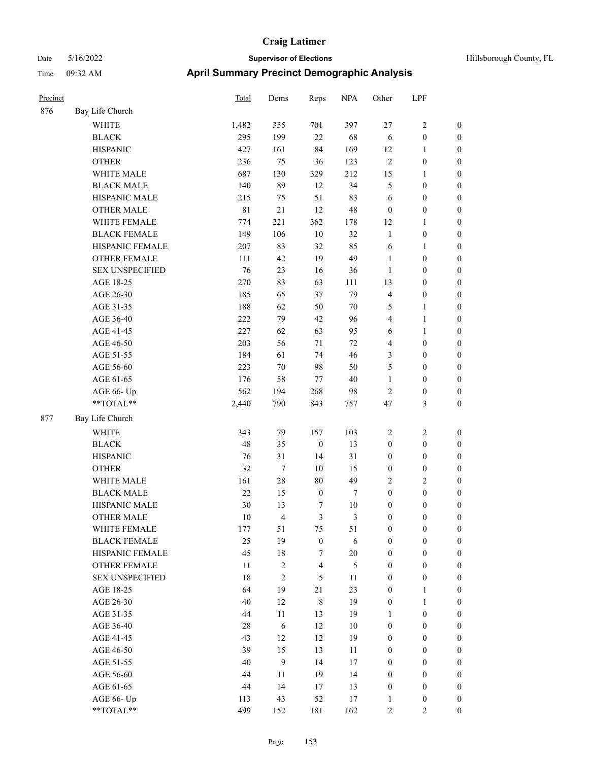# April Summary Precinct Demographic Analysis

| Precinct | | Total | Dems | Reps | NPA | Other | LPF | |
|---|---|---|---|---|---|---|---|---|
| 876 | Bay Life Church | | | | | | | |
| | WHITE | 1,482 | 355 | 701 | 397 | 27 | 2 | 0 |
| | BLACK | 295 | 199 | 22 | 68 | 6 | 0 | 0 |
| | HISPANIC | 427 | 161 | 84 | 169 | 12 | 1 | 0 |
| | OTHER | 236 | 75 | 36 | 123 | 2 | 0 | 0 |
| | WHITE MALE | 687 | 130 | 329 | 212 | 15 | 1 | 0 |
| | BLACK MALE | 140 | 89 | 12 | 34 | 5 | 0 | 0 |
| | HISPANIC MALE | 215 | 75 | 51 | 83 | 6 | 0 | 0 |
| | OTHER MALE | 81 | 21 | 12 | 48 | 0 | 0 | 0 |
| | WHITE FEMALE | 774 | 221 | 362 | 178 | 12 | 1 | 0 |
| | BLACK FEMALE | 149 | 106 | 10 | 32 | 1 | 0 | 0 |
| | HISPANIC FEMALE | 207 | 83 | 32 | 85 | 6 | 1 | 0 |
| | OTHER FEMALE | 111 | 42 | 19 | 49 | 1 | 0 | 0 |
| | SEX UNSPECIFIED | 76 | 23 | 16 | 36 | 1 | 0 | 0 |
| | AGE 18-25 | 270 | 83 | 63 | 111 | 13 | 0 | 0 |
| | AGE 26-30 | 185 | 65 | 37 | 79 | 4 | 0 | 0 |
| | AGE 31-35 | 188 | 62 | 50 | 70 | 5 | 1 | 0 |
| | AGE 36-40 | 222 | 79 | 42 | 96 | 4 | 1 | 0 |
| | AGE 41-45 | 227 | 62 | 63 | 95 | 6 | 1 | 0 |
| | AGE 46-50 | 203 | 56 | 71 | 72 | 4 | 0 | 0 |
| | AGE 51-55 | 184 | 61 | 74 | 46 | 3 | 0 | 0 |
| | AGE 56-60 | 223 | 70 | 98 | 50 | 5 | 0 | 0 |
| | AGE 61-65 | 176 | 58 | 77 | 40 | 1 | 0 | 0 |
| | AGE 66- Up | 562 | 194 | 268 | 98 | 2 | 0 | 0 |
| | **TOTAL** | 2,440 | 790 | 843 | 757 | 47 | 3 | 0 |
| 877 | Bay Life Church | | | | | | | |
| | WHITE | 343 | 79 | 157 | 103 | 2 | 2 | 0 |
| | BLACK | 48 | 35 | 0 | 13 | 0 | 0 | 0 |
| | HISPANIC | 76 | 31 | 14 | 31 | 0 | 0 | 0 |
| | OTHER | 32 | 7 | 10 | 15 | 0 | 0 | 0 |
| | WHITE MALE | 161 | 28 | 80 | 49 | 2 | 2 | 0 |
| | BLACK MALE | 22 | 15 | 0 | 7 | 0 | 0 | 0 |
| | HISPANIC MALE | 30 | 13 | 7 | 10 | 0 | 0 | 0 |
| | OTHER MALE | 10 | 4 | 3 | 3 | 0 | 0 | 0 |
| | WHITE FEMALE | 177 | 51 | 75 | 51 | 0 | 0 | 0 |
| | BLACK FEMALE | 25 | 19 | 0 | 6 | 0 | 0 | 0 |
| | HISPANIC FEMALE | 45 | 18 | 7 | 20 | 0 | 0 | 0 |
| | OTHER FEMALE | 11 | 2 | 4 | 5 | 0 | 0 | 0 |
| | SEX UNSPECIFIED | 18 | 2 | 5 | 11 | 0 | 0 | 0 |
| | AGE 18-25 | 64 | 19 | 21 | 23 | 0 | 1 | 0 |
| | AGE 26-30 | 40 | 12 | 8 | 19 | 0 | 1 | 0 |
| | AGE 31-35 | 44 | 11 | 13 | 19 | 1 | 0 | 0 |
| | AGE 36-40 | 28 | 6 | 12 | 10 | 0 | 0 | 0 |
| | AGE 41-45 | 43 | 12 | 12 | 19 | 0 | 0 | 0 |
| | AGE 46-50 | 39 | 15 | 13 | 11 | 0 | 0 | 0 |
| | AGE 51-55 | 40 | 9 | 14 | 17 | 0 | 0 | 0 |
| | AGE 56-60 | 44 | 11 | 19 | 14 | 0 | 0 | 0 |
| | AGE 61-65 | 44 | 14 | 17 | 13 | 0 | 0 | 0 |
| | AGE 66- Up | 113 | 43 | 52 | 17 | 1 | 0 | 0 |
| | **TOTAL** | 499 | 152 | 181 | 162 | 2 | 2 | 0 |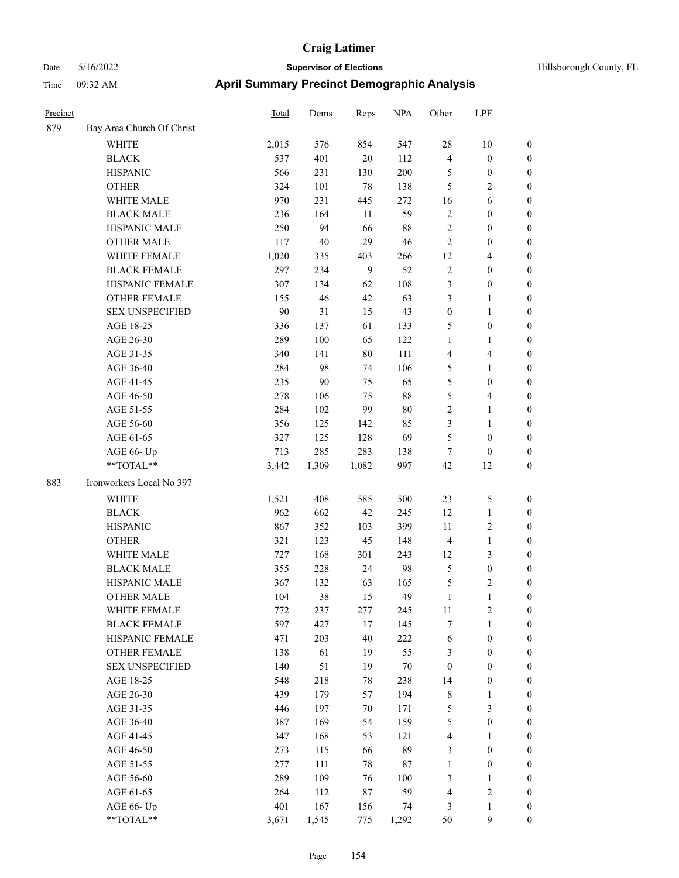# April Summary Precinct Demographic Analysis

Supervisor of Elections

| Precinct | | Total | Dems | Reps | NPA | Other | LPF | |
|---|---|---|---|---|---|---|---|---|
| 879 | Bay Area Church Of Christ | | | | | | | |
| | WHITE | 2,015 | 576 | 854 | 547 | 28 | 10 | 0 |
| | BLACK | 537 | 401 | 20 | 112 | 4 | 0 | 0 |
| | HISPANIC | 566 | 231 | 130 | 200 | 5 | 0 | 0 |
| | OTHER | 324 | 101 | 78 | 138 | 5 | 2 | 0 |
| | WHITE MALE | 970 | 231 | 445 | 272 | 16 | 6 | 0 |
| | BLACK MALE | 236 | 164 | 11 | 59 | 2 | 0 | 0 |
| | HISPANIC MALE | 250 | 94 | 66 | 88 | 2 | 0 | 0 |
| | OTHER MALE | 117 | 40 | 29 | 46 | 2 | 0 | 0 |
| | WHITE FEMALE | 1,020 | 335 | 403 | 266 | 12 | 4 | 0 |
| | BLACK FEMALE | 297 | 234 | 9 | 52 | 2 | 0 | 0 |
| | HISPANIC FEMALE | 307 | 134 | 62 | 108 | 3 | 0 | 0 |
| | OTHER FEMALE | 155 | 46 | 42 | 63 | 3 | 1 | 0 |
| | SEX UNSPECIFIED | 90 | 31 | 15 | 43 | 0 | 1 | 0 |
| | AGE 18-25 | 336 | 137 | 61 | 133 | 5 | 0 | 0 |
| | AGE 26-30 | 289 | 100 | 65 | 122 | 1 | 1 | 0 |
| | AGE 31-35 | 340 | 141 | 80 | 111 | 4 | 4 | 0 |
| | AGE 36-40 | 284 | 98 | 74 | 106 | 5 | 1 | 0 |
| | AGE 41-45 | 235 | 90 | 75 | 65 | 5 | 0 | 0 |
| | AGE 46-50 | 278 | 106 | 75 | 88 | 5 | 4 | 0 |
| | AGE 51-55 | 284 | 102 | 99 | 80 | 2 | 1 | 0 |
| | AGE 56-60 | 356 | 125 | 142 | 85 | 3 | 1 | 0 |
| | AGE 61-65 | 327 | 125 | 128 | 69 | 5 | 0 | 0 |
| | AGE 66- Up | 713 | 285 | 283 | 138 | 7 | 0 | 0 |
| | **TOTAL** | 3,442 | 1,309 | 1,082 | 997 | 42 | 12 | 0 |
| 883 | Ironworkers Local No 397 | | | | | | | |
| | WHITE | 1,521 | 408 | 585 | 500 | 23 | 5 | 0 |
| | BLACK | 962 | 662 | 42 | 245 | 12 | 1 | 0 |
| | HISPANIC | 867 | 352 | 103 | 399 | 11 | 2 | 0 |
| | OTHER | 321 | 123 | 45 | 148 | 4 | 1 | 0 |
| | WHITE MALE | 727 | 168 | 301 | 243 | 12 | 3 | 0 |
| | BLACK MALE | 355 | 228 | 24 | 98 | 5 | 0 | 0 |
| | HISPANIC MALE | 367 | 132 | 63 | 165 | 5 | 2 | 0 |
| | OTHER MALE | 104 | 38 | 15 | 49 | 1 | 1 | 0 |
| | WHITE FEMALE | 772 | 237 | 277 | 245 | 11 | 2 | 0 |
| | BLACK FEMALE | 597 | 427 | 17 | 145 | 7 | 1 | 0 |
| | HISPANIC FEMALE | 471 | 203 | 40 | 222 | 6 | 0 | 0 |
| | OTHER FEMALE | 138 | 61 | 19 | 55 | 3 | 0 | 0 |
| | SEX UNSPECIFIED | 140 | 51 | 19 | 70 | 0 | 0 | 0 |
| | AGE 18-25 | 548 | 218 | 78 | 238 | 14 | 0 | 0 |
| | AGE 26-30 | 439 | 179 | 57 | 194 | 8 | 1 | 0 |
| | AGE 31-35 | 446 | 197 | 70 | 171 | 5 | 3 | 0 |
| | AGE 36-40 | 387 | 169 | 54 | 159 | 5 | 0 | 0 |
| | AGE 41-45 | 347 | 168 | 53 | 121 | 4 | 1 | 0 |
| | AGE 46-50 | 273 | 115 | 66 | 89 | 3 | 0 | 0 |
| | AGE 51-55 | 277 | 111 | 78 | 87 | 1 | 0 | 0 |
| | AGE 56-60 | 289 | 109 | 76 | 100 | 3 | 1 | 0 |
| | AGE 61-65 | 264 | 112 | 87 | 59 | 4 | 2 | 0 |
| | AGE 66- Up | 401 | 167 | 156 | 74 | 3 | 1 | 0 |
| | **TOTAL** | 3,671 | 1,545 | 775 | 1,292 | 50 | 9 | 0 |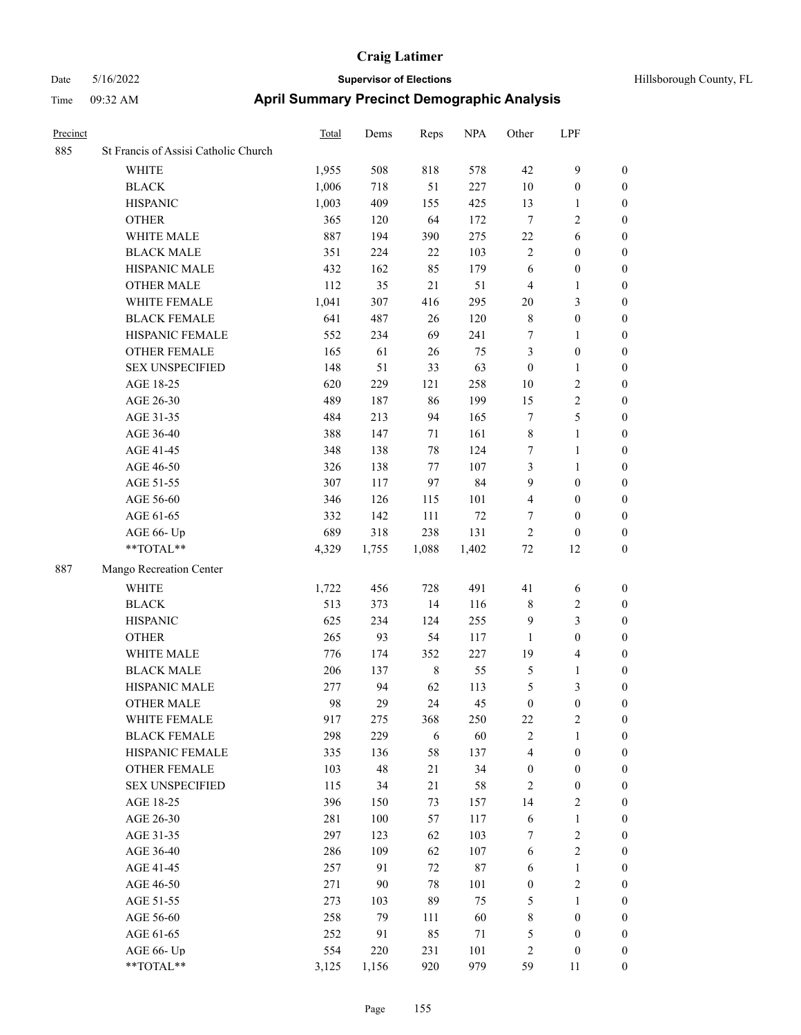| Precinct | | Total | Dems | Reps | NPA | Other | LPF | |
|---|---|---|---|---|---|---|---|---|
| 885 | St Francis of Assisi Catholic Church | | | | | | | |
| | WHITE | 1,955 | 508 | 818 | 578 | 42 | 9 | 0 |
| | BLACK | 1,006 | 718 | 51 | 227 | 10 | 0 | 0 |
| | HISPANIC | 1,003 | 409 | 155 | 425 | 13 | 1 | 0 |
| | OTHER | 365 | 120 | 64 | 172 | 7 | 2 | 0 |
| | WHITE MALE | 887 | 194 | 390 | 275 | 22 | 6 | 0 |
| | BLACK MALE | 351 | 224 | 22 | 103 | 2 | 0 | 0 |
| | HISPANIC MALE | 432 | 162 | 85 | 179 | 6 | 0 | 0 |
| | OTHER MALE | 112 | 35 | 21 | 51 | 4 | 1 | 0 |
| | WHITE FEMALE | 1,041 | 307 | 416 | 295 | 20 | 3 | 0 |
| | BLACK FEMALE | 641 | 487 | 26 | 120 | 8 | 0 | 0 |
| | HISPANIC FEMALE | 552 | 234 | 69 | 241 | 7 | 1 | 0 |
| | OTHER FEMALE | 165 | 61 | 26 | 75 | 3 | 0 | 0 |
| | SEX UNSPECIFIED | 148 | 51 | 33 | 63 | 0 | 1 | 0 |
| | AGE 18-25 | 620 | 229 | 121 | 258 | 10 | 2 | 0 |
| | AGE 26-30 | 489 | 187 | 86 | 199 | 15 | 2 | 0 |
| | AGE 31-35 | 484 | 213 | 94 | 165 | 7 | 5 | 0 |
| | AGE 36-40 | 388 | 147 | 71 | 161 | 8 | 1 | 0 |
| | AGE 41-45 | 348 | 138 | 78 | 124 | 7 | 1 | 0 |
| | AGE 46-50 | 326 | 138 | 77 | 107 | 3 | 1 | 0 |
| | AGE 51-55 | 307 | 117 | 97 | 84 | 9 | 0 | 0 |
| | AGE 56-60 | 346 | 126 | 115 | 101 | 4 | 0 | 0 |
| | AGE 61-65 | 332 | 142 | 111 | 72 | 7 | 0 | 0 |
| | AGE 66- Up | 689 | 318 | 238 | 131 | 2 | 0 | 0 |
| | **TOTAL** | 4,329 | 1,755 | 1,088 | 1,402 | 72 | 12 | 0 |
| 887 | Mango Recreation Center | | | | | | | |
| | WHITE | 1,722 | 456 | 728 | 491 | 41 | 6 | 0 |
| | BLACK | 513 | 373 | 14 | 116 | 8 | 2 | 0 |
| | HISPANIC | 625 | 234 | 124 | 255 | 9 | 3 | 0 |
| | OTHER | 265 | 93 | 54 | 117 | 1 | 0 | 0 |
| | WHITE MALE | 776 | 174 | 352 | 227 | 19 | 4 | 0 |
| | BLACK MALE | 206 | 137 | 8 | 55 | 5 | 1 | 0 |
| | HISPANIC MALE | 277 | 94 | 62 | 113 | 5 | 3 | 0 |
| | OTHER MALE | 98 | 29 | 24 | 45 | 0 | 0 | 0 |
| | WHITE FEMALE | 917 | 275 | 368 | 250 | 22 | 2 | 0 |
| | BLACK FEMALE | 298 | 229 | 6 | 60 | 2 | 1 | 0 |
| | HISPANIC FEMALE | 335 | 136 | 58 | 137 | 4 | 0 | 0 |
| | OTHER FEMALE | 103 | 48 | 21 | 34 | 0 | 0 | 0 |
| | SEX UNSPECIFIED | 115 | 34 | 21 | 58 | 2 | 0 | 0 |
| | AGE 18-25 | 396 | 150 | 73 | 157 | 14 | 2 | 0 |
| | AGE 26-30 | 281 | 100 | 57 | 117 | 6 | 1 | 0 |
| | AGE 31-35 | 297 | 123 | 62 | 103 | 7 | 2 | 0 |
| | AGE 36-40 | 286 | 109 | 62 | 107 | 6 | 2 | 0 |
| | AGE 41-45 | 257 | 91 | 72 | 87 | 6 | 1 | 0 |
| | AGE 46-50 | 271 | 90 | 78 | 101 | 0 | 2 | 0 |
| | AGE 51-55 | 273 | 103 | 89 | 75 | 5 | 1 | 0 |
| | AGE 56-60 | 258 | 79 | 111 | 60 | 8 | 0 | 0 |
| | AGE 61-65 | 252 | 91 | 85 | 71 | 5 | 0 | 0 |
| | AGE 66- Up | 554 | 220 | 231 | 101 | 2 | 0 | 0 |
| | **TOTAL** | 3,125 | 1,156 | 920 | 979 | 59 | 11 | 0 |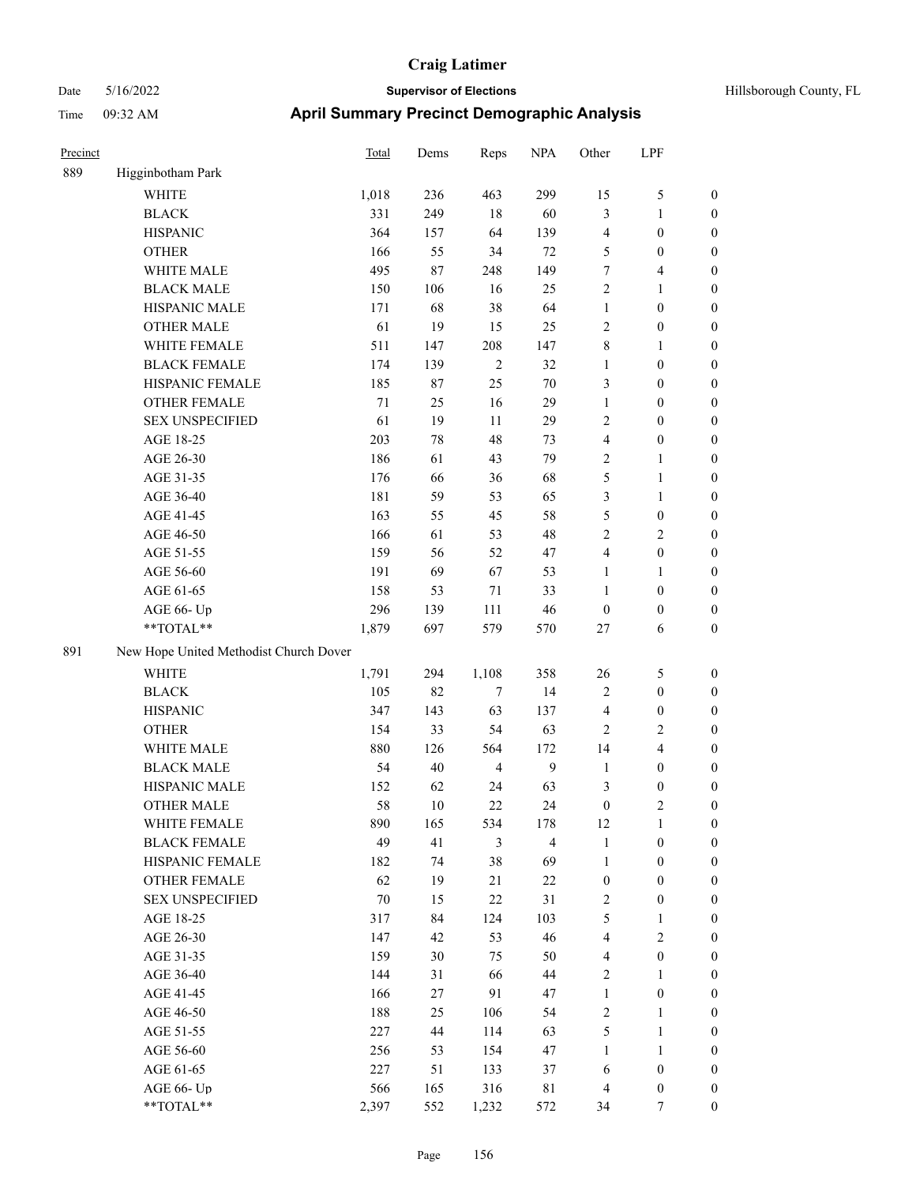# Craig Latimer

**Supervisor of Elections**

Date 5/16/2022 — Hillsborough County, FL

Time 09:32 AM

## April Summary Precinct Demographic Analysis

| Precinct | | Total | Dems | Reps | NPA | Other | LPF | |
|---|---|---|---|---|---|---|---|---|
| 889 | Higginbotham Park | | | | | | | |
| | WHITE | 1,018 | 236 | 463 | 299 | 15 | 5 | 0 |
| | BLACK | 331 | 249 | 18 | 60 | 3 | 1 | 0 |
| | HISPANIC | 364 | 157 | 64 | 139 | 4 | 0 | 0 |
| | OTHER | 166 | 55 | 34 | 72 | 5 | 0 | 0 |
| | WHITE MALE | 495 | 87 | 248 | 149 | 7 | 4 | 0 |
| | BLACK MALE | 150 | 106 | 16 | 25 | 2 | 1 | 0 |
| | HISPANIC MALE | 171 | 68 | 38 | 64 | 1 | 0 | 0 |
| | OTHER MALE | 61 | 19 | 15 | 25 | 2 | 0 | 0 |
| | WHITE FEMALE | 511 | 147 | 208 | 147 | 8 | 1 | 0 |
| | BLACK FEMALE | 174 | 139 | 2 | 32 | 1 | 0 | 0 |
| | HISPANIC FEMALE | 185 | 87 | 25 | 70 | 3 | 0 | 0 |
| | OTHER FEMALE | 71 | 25 | 16 | 29 | 1 | 0 | 0 |
| | SEX UNSPECIFIED | 61 | 19 | 11 | 29 | 2 | 0 | 0 |
| | AGE 18-25 | 203 | 78 | 48 | 73 | 4 | 0 | 0 |
| | AGE 26-30 | 186 | 61 | 43 | 79 | 2 | 1 | 0 |
| | AGE 31-35 | 176 | 66 | 36 | 68 | 5 | 1 | 0 |
| | AGE 36-40 | 181 | 59 | 53 | 65 | 3 | 1 | 0 |
| | AGE 41-45 | 163 | 55 | 45 | 58 | 5 | 0 | 0 |
| | AGE 46-50 | 166 | 61 | 53 | 48 | 2 | 2 | 0 |
| | AGE 51-55 | 159 | 56 | 52 | 47 | 4 | 0 | 0 |
| | AGE 56-60 | 191 | 69 | 67 | 53 | 1 | 1 | 0 |
| | AGE 61-65 | 158 | 53 | 71 | 33 | 1 | 0 | 0 |
| | AGE 66- Up | 296 | 139 | 111 | 46 | 0 | 0 | 0 |
| | **TOTAL** | 1,879 | 697 | 579 | 570 | 27 | 6 | 0 |
| 891 | New Hope United Methodist Church Dover | | | | | | | |
| | WHITE | 1,791 | 294 | 1,108 | 358 | 26 | 5 | 0 |
| | BLACK | 105 | 82 | 7 | 14 | 2 | 0 | 0 |
| | HISPANIC | 347 | 143 | 63 | 137 | 4 | 0 | 0 |
| | OTHER | 154 | 33 | 54 | 63 | 2 | 2 | 0 |
| | WHITE MALE | 880 | 126 | 564 | 172 | 14 | 4 | 0 |
| | BLACK MALE | 54 | 40 | 4 | 9 | 1 | 0 | 0 |
| | HISPANIC MALE | 152 | 62 | 24 | 63 | 3 | 0 | 0 |
| | OTHER MALE | 58 | 10 | 22 | 24 | 0 | 2 | 0 |
| | WHITE FEMALE | 890 | 165 | 534 | 178 | 12 | 1 | 0 |
| | BLACK FEMALE | 49 | 41 | 3 | 4 | 1 | 0 | 0 |
| | HISPANIC FEMALE | 182 | 74 | 38 | 69 | 1 | 0 | 0 |
| | OTHER FEMALE | 62 | 19 | 21 | 22 | 0 | 0 | 0 |
| | SEX UNSPECIFIED | 70 | 15 | 22 | 31 | 2 | 0 | 0 |
| | AGE 18-25 | 317 | 84 | 124 | 103 | 5 | 1 | 0 |
| | AGE 26-30 | 147 | 42 | 53 | 46 | 4 | 2 | 0 |
| | AGE 31-35 | 159 | 30 | 75 | 50 | 4 | 0 | 0 |
| | AGE 36-40 | 144 | 31 | 66 | 44 | 2 | 1 | 0 |
| | AGE 41-45 | 166 | 27 | 91 | 47 | 1 | 0 | 0 |
| | AGE 46-50 | 188 | 25 | 106 | 54 | 2 | 1 | 0 |
| | AGE 51-55 | 227 | 44 | 114 | 63 | 5 | 1 | 0 |
| | AGE 56-60 | 256 | 53 | 154 | 47 | 1 | 1 | 0 |
| | AGE 61-65 | 227 | 51 | 133 | 37 | 6 | 0 | 0 |
| | AGE 66- Up | 566 | 165 | 316 | 81 | 4 | 0 | 0 |
| | **TOTAL** | 2,397 | 552 | 1,232 | 572 | 34 | 7 | 0 |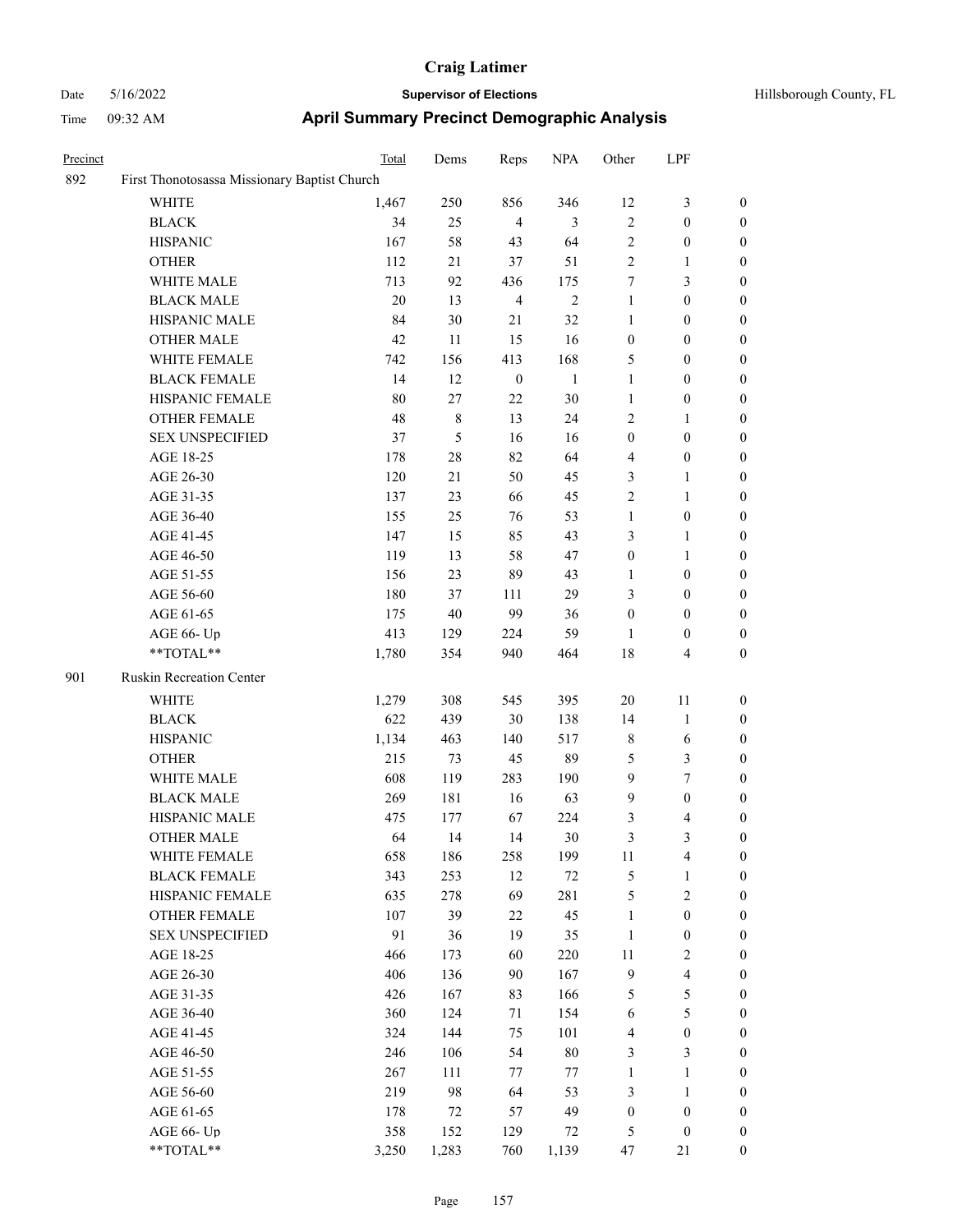# Craig Latimer

**Supervisor of Elections**

Date 5/16/2022 — Hillsborough County, FL

Time 09:32 AM

## April Summary Precinct Demographic Analysis

| Precinct | | Total | Dems | Reps | NPA | Other | LPF | |
|---|---|---|---|---|---|---|---|---|
| 892 | First Thonotosassa Missionary Baptist Church | | | | | | | |
| | WHITE | 1,467 | 250 | 856 | 346 | 12 | 3 | 0 |
| | BLACK | 34 | 25 | 4 | 3 | 2 | 0 | 0 |
| | HISPANIC | 167 | 58 | 43 | 64 | 2 | 0 | 0 |
| | OTHER | 112 | 21 | 37 | 51 | 2 | 1 | 0 |
| | WHITE MALE | 713 | 92 | 436 | 175 | 7 | 3 | 0 |
| | BLACK MALE | 20 | 13 | 4 | 2 | 1 | 0 | 0 |
| | HISPANIC MALE | 84 | 30 | 21 | 32 | 1 | 0 | 0 |
| | OTHER MALE | 42 | 11 | 15 | 16 | 0 | 0 | 0 |
| | WHITE FEMALE | 742 | 156 | 413 | 168 | 5 | 0 | 0 |
| | BLACK FEMALE | 14 | 12 | 0 | 1 | 1 | 0 | 0 |
| | HISPANIC FEMALE | 80 | 27 | 22 | 30 | 1 | 0 | 0 |
| | OTHER FEMALE | 48 | 8 | 13 | 24 | 2 | 1 | 0 |
| | SEX UNSPECIFIED | 37 | 5 | 16 | 16 | 0 | 0 | 0 |
| | AGE 18-25 | 178 | 28 | 82 | 64 | 4 | 0 | 0 |
| | AGE 26-30 | 120 | 21 | 50 | 45 | 3 | 1 | 0 |
| | AGE 31-35 | 137 | 23 | 66 | 45 | 2 | 1 | 0 |
| | AGE 36-40 | 155 | 25 | 76 | 53 | 1 | 0 | 0 |
| | AGE 41-45 | 147 | 15 | 85 | 43 | 3 | 1 | 0 |
| | AGE 46-50 | 119 | 13 | 58 | 47 | 0 | 1 | 0 |
| | AGE 51-55 | 156 | 23 | 89 | 43 | 1 | 0 | 0 |
| | AGE 56-60 | 180 | 37 | 111 | 29 | 3 | 0 | 0 |
| | AGE 61-65 | 175 | 40 | 99 | 36 | 0 | 0 | 0 |
| | AGE 66- Up | 413 | 129 | 224 | 59 | 1 | 0 | 0 |
| | **TOTAL** | 1,780 | 354 | 940 | 464 | 18 | 4 | 0 |
| 901 | Ruskin Recreation Center | | | | | | | |
| | WHITE | 1,279 | 308 | 545 | 395 | 20 | 11 | 0 |
| | BLACK | 622 | 439 | 30 | 138 | 14 | 1 | 0 |
| | HISPANIC | 1,134 | 463 | 140 | 517 | 8 | 6 | 0 |
| | OTHER | 215 | 73 | 45 | 89 | 5 | 3 | 0 |
| | WHITE MALE | 608 | 119 | 283 | 190 | 9 | 7 | 0 |
| | BLACK MALE | 269 | 181 | 16 | 63 | 9 | 0 | 0 |
| | HISPANIC MALE | 475 | 177 | 67 | 224 | 3 | 4 | 0 |
| | OTHER MALE | 64 | 14 | 14 | 30 | 3 | 3 | 0 |
| | WHITE FEMALE | 658 | 186 | 258 | 199 | 11 | 4 | 0 |
| | BLACK FEMALE | 343 | 253 | 12 | 72 | 5 | 1 | 0 |
| | HISPANIC FEMALE | 635 | 278 | 69 | 281 | 5 | 2 | 0 |
| | OTHER FEMALE | 107 | 39 | 22 | 45 | 1 | 0 | 0 |
| | SEX UNSPECIFIED | 91 | 36 | 19 | 35 | 1 | 0 | 0 |
| | AGE 18-25 | 466 | 173 | 60 | 220 | 11 | 2 | 0 |
| | AGE 26-30 | 406 | 136 | 90 | 167 | 9 | 4 | 0 |
| | AGE 31-35 | 426 | 167 | 83 | 166 | 5 | 5 | 0 |
| | AGE 36-40 | 360 | 124 | 71 | 154 | 6 | 5 | 0 |
| | AGE 41-45 | 324 | 144 | 75 | 101 | 4 | 0 | 0 |
| | AGE 46-50 | 246 | 106 | 54 | 80 | 3 | 3 | 0 |
| | AGE 51-55 | 267 | 111 | 77 | 77 | 1 | 1 | 0 |
| | AGE 56-60 | 219 | 98 | 64 | 53 | 3 | 1 | 0 |
| | AGE 61-65 | 178 | 72 | 57 | 49 | 0 | 0 | 0 |
| | AGE 66- Up | 358 | 152 | 129 | 72 | 5 | 0 | 0 |
| | **TOTAL** | 3,250 | 1,283 | 760 | 1,139 | 47 | 21 | 0 |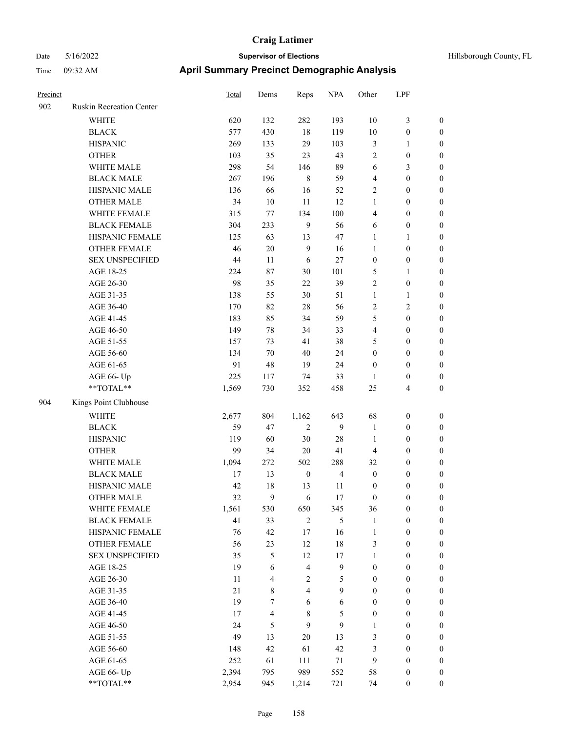# Craig Latimer

**Supervisor of Elections**

Date 5/16/2022 | Hillsborough County, FL

Time 09:32 AM

## April Summary Precinct Demographic Analysis

| Precinct | | Total | Dems | Reps | NPA | Other | LPF | |
|---|---|---|---|---|---|---|---|---|
| 902 | Ruskin Recreation Center | | | | | | | |
| | WHITE | 620 | 132 | 282 | 193 | 10 | 3 | 0 |
| | BLACK | 577 | 430 | 18 | 119 | 10 | 0 | 0 |
| | HISPANIC | 269 | 133 | 29 | 103 | 3 | 1 | 0 |
| | OTHER | 103 | 35 | 23 | 43 | 2 | 0 | 0 |
| | WHITE MALE | 298 | 54 | 146 | 89 | 6 | 3 | 0 |
| | BLACK MALE | 267 | 196 | 8 | 59 | 4 | 0 | 0 |
| | HISPANIC MALE | 136 | 66 | 16 | 52 | 2 | 0 | 0 |
| | OTHER MALE | 34 | 10 | 11 | 12 | 1 | 0 | 0 |
| | WHITE FEMALE | 315 | 77 | 134 | 100 | 4 | 0 | 0 |
| | BLACK FEMALE | 304 | 233 | 9 | 56 | 6 | 0 | 0 |
| | HISPANIC FEMALE | 125 | 63 | 13 | 47 | 1 | 1 | 0 |
| | OTHER FEMALE | 46 | 20 | 9 | 16 | 1 | 0 | 0 |
| | SEX UNSPECIFIED | 44 | 11 | 6 | 27 | 0 | 0 | 0 |
| | AGE 18-25 | 224 | 87 | 30 | 101 | 5 | 1 | 0 |
| | AGE 26-30 | 98 | 35 | 22 | 39 | 2 | 0 | 0 |
| | AGE 31-35 | 138 | 55 | 30 | 51 | 1 | 1 | 0 |
| | AGE 36-40 | 170 | 82 | 28 | 56 | 2 | 2 | 0 |
| | AGE 41-45 | 183 | 85 | 34 | 59 | 5 | 0 | 0 |
| | AGE 46-50 | 149 | 78 | 34 | 33 | 4 | 0 | 0 |
| | AGE 51-55 | 157 | 73 | 41 | 38 | 5 | 0 | 0 |
| | AGE 56-60 | 134 | 70 | 40 | 24 | 0 | 0 | 0 |
| | AGE 61-65 | 91 | 48 | 19 | 24 | 0 | 0 | 0 |
| | AGE 66- Up | 225 | 117 | 74 | 33 | 1 | 0 | 0 |
| | **TOTAL** | 1,569 | 730 | 352 | 458 | 25 | 4 | 0 |
| 904 | Kings Point Clubhouse | | | | | | | |
| | WHITE | 2,677 | 804 | 1,162 | 643 | 68 | 0 | 0 |
| | BLACK | 59 | 47 | 2 | 9 | 1 | 0 | 0 |
| | HISPANIC | 119 | 60 | 30 | 28 | 1 | 0 | 0 |
| | OTHER | 99 | 34 | 20 | 41 | 4 | 0 | 0 |
| | WHITE MALE | 1,094 | 272 | 502 | 288 | 32 | 0 | 0 |
| | BLACK MALE | 17 | 13 | 0 | 4 | 0 | 0 | 0 |
| | HISPANIC MALE | 42 | 18 | 13 | 11 | 0 | 0 | 0 |
| | OTHER MALE | 32 | 9 | 6 | 17 | 0 | 0 | 0 |
| | WHITE FEMALE | 1,561 | 530 | 650 | 345 | 36 | 0 | 0 |
| | BLACK FEMALE | 41 | 33 | 2 | 5 | 1 | 0 | 0 |
| | HISPANIC FEMALE | 76 | 42 | 17 | 16 | 1 | 0 | 0 |
| | OTHER FEMALE | 56 | 23 | 12 | 18 | 3 | 0 | 0 |
| | SEX UNSPECIFIED | 35 | 5 | 12 | 17 | 1 | 0 | 0 |
| | AGE 18-25 | 19 | 6 | 4 | 9 | 0 | 0 | 0 |
| | AGE 26-30 | 11 | 4 | 2 | 5 | 0 | 0 | 0 |
| | AGE 31-35 | 21 | 8 | 4 | 9 | 0 | 0 | 0 |
| | AGE 36-40 | 19 | 7 | 6 | 6 | 0 | 0 | 0 |
| | AGE 41-45 | 17 | 4 | 8 | 5 | 0 | 0 | 0 |
| | AGE 46-50 | 24 | 5 | 9 | 9 | 1 | 0 | 0 |
| | AGE 51-55 | 49 | 13 | 20 | 13 | 3 | 0 | 0 |
| | AGE 56-60 | 148 | 42 | 61 | 42 | 3 | 0 | 0 |
| | AGE 61-65 | 252 | 61 | 111 | 71 | 9 | 0 | 0 |
| | AGE 66- Up | 2,394 | 795 | 989 | 552 | 58 | 0 | 0 |
| | **TOTAL** | 2,954 | 945 | 1,214 | 721 | 74 | 0 | 0 |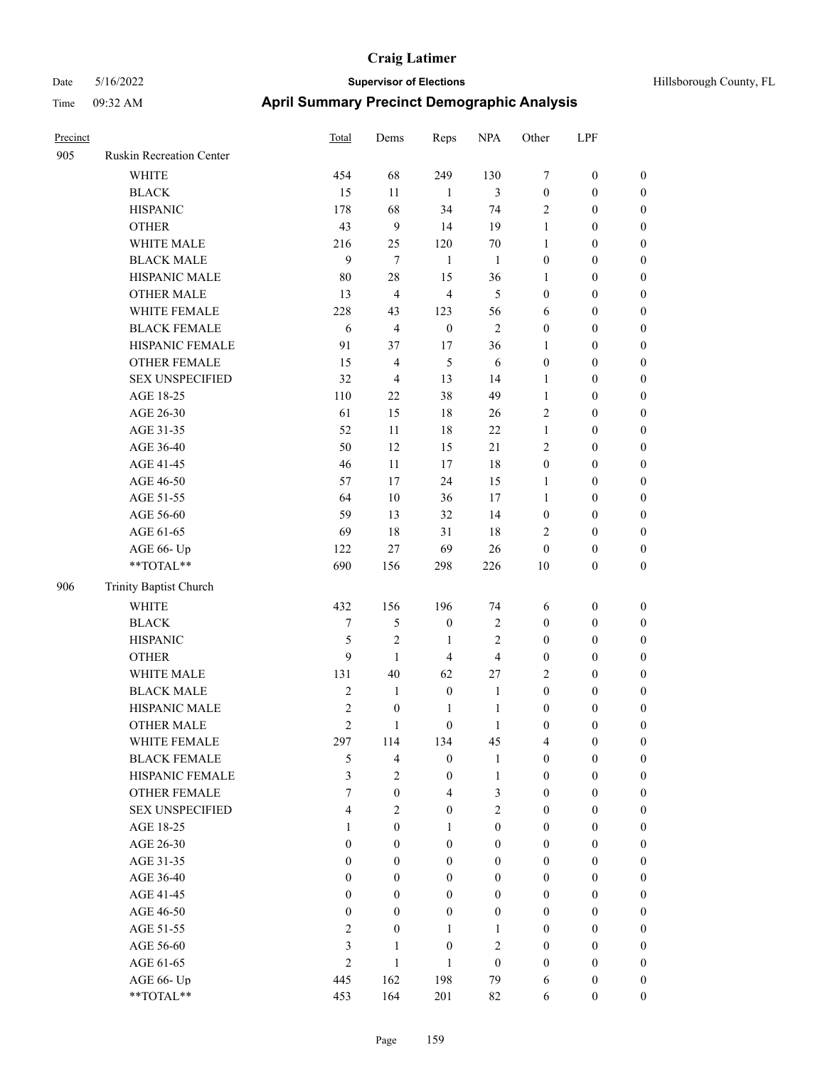# Craig Latimer

**Supervisor of Elections**

Date 5/16/2022 | Hillsborough County, FL

Time 09:32 AM

## April Summary Precinct Demographic Analysis

| Precinct | | Total | Dems | Reps | NPA | Other | LPF | |
|---|---|---|---|---|---|---|---|---|
| 905 | Ruskin Recreation Center | | | | | | | |
| | WHITE | 454 | 68 | 249 | 130 | 7 | 0 | 0 |
| | BLACK | 15 | 11 | 1 | 3 | 0 | 0 | 0 |
| | HISPANIC | 178 | 68 | 34 | 74 | 2 | 0 | 0 |
| | OTHER | 43 | 9 | 14 | 19 | 1 | 0 | 0 |
| | WHITE MALE | 216 | 25 | 120 | 70 | 1 | 0 | 0 |
| | BLACK MALE | 9 | 7 | 1 | 1 | 0 | 0 | 0 |
| | HISPANIC MALE | 80 | 28 | 15 | 36 | 1 | 0 | 0 |
| | OTHER MALE | 13 | 4 | 4 | 5 | 0 | 0 | 0 |
| | WHITE FEMALE | 228 | 43 | 123 | 56 | 6 | 0 | 0 |
| | BLACK FEMALE | 6 | 4 | 0 | 2 | 0 | 0 | 0 |
| | HISPANIC FEMALE | 91 | 37 | 17 | 36 | 1 | 0 | 0 |
| | OTHER FEMALE | 15 | 4 | 5 | 6 | 0 | 0 | 0 |
| | SEX UNSPECIFIED | 32 | 4 | 13 | 14 | 1 | 0 | 0 |
| | AGE 18-25 | 110 | 22 | 38 | 49 | 1 | 0 | 0 |
| | AGE 26-30 | 61 | 15 | 18 | 26 | 2 | 0 | 0 |
| | AGE 31-35 | 52 | 11 | 18 | 22 | 1 | 0 | 0 |
| | AGE 36-40 | 50 | 12 | 15 | 21 | 2 | 0 | 0 |
| | AGE 41-45 | 46 | 11 | 17 | 18 | 0 | 0 | 0 |
| | AGE 46-50 | 57 | 17 | 24 | 15 | 1 | 0 | 0 |
| | AGE 51-55 | 64 | 10 | 36 | 17 | 1 | 0 | 0 |
| | AGE 56-60 | 59 | 13 | 32 | 14 | 0 | 0 | 0 |
| | AGE 61-65 | 69 | 18 | 31 | 18 | 2 | 0 | 0 |
| | AGE 66- Up | 122 | 27 | 69 | 26 | 0 | 0 | 0 |
| | **TOTAL** | 690 | 156 | 298 | 226 | 10 | 0 | 0 |
| 906 | Trinity Baptist Church | | | | | | | |
| | WHITE | 432 | 156 | 196 | 74 | 6 | 0 | 0 |
| | BLACK | 7 | 5 | 0 | 2 | 0 | 0 | 0 |
| | HISPANIC | 5 | 2 | 1 | 2 | 0 | 0 | 0 |
| | OTHER | 9 | 1 | 4 | 4 | 0 | 0 | 0 |
| | WHITE MALE | 131 | 40 | 62 | 27 | 2 | 0 | 0 |
| | BLACK MALE | 2 | 1 | 0 | 1 | 0 | 0 | 0 |
| | HISPANIC MALE | 2 | 0 | 1 | 1 | 0 | 0 | 0 |
| | OTHER MALE | 2 | 1 | 0 | 1 | 0 | 0 | 0 |
| | WHITE FEMALE | 297 | 114 | 134 | 45 | 4 | 0 | 0 |
| | BLACK FEMALE | 5 | 4 | 0 | 1 | 0 | 0 | 0 |
| | HISPANIC FEMALE | 3 | 2 | 0 | 1 | 0 | 0 | 0 |
| | OTHER FEMALE | 7 | 0 | 4 | 3 | 0 | 0 | 0 |
| | SEX UNSPECIFIED | 4 | 2 | 0 | 2 | 0 | 0 | 0 |
| | AGE 18-25 | 1 | 0 | 1 | 0 | 0 | 0 | 0 |
| | AGE 26-30 | 0 | 0 | 0 | 0 | 0 | 0 | 0 |
| | AGE 31-35 | 0 | 0 | 0 | 0 | 0 | 0 | 0 |
| | AGE 36-40 | 0 | 0 | 0 | 0 | 0 | 0 | 0 |
| | AGE 41-45 | 0 | 0 | 0 | 0 | 0 | 0 | 0 |
| | AGE 46-50 | 0 | 0 | 0 | 0 | 0 | 0 | 0 |
| | AGE 51-55 | 2 | 0 | 1 | 1 | 0 | 0 | 0 |
| | AGE 56-60 | 3 | 1 | 0 | 2 | 0 | 0 | 0 |
| | AGE 61-65 | 2 | 1 | 1 | 0 | 0 | 0 | 0 |
| | AGE 66- Up | 445 | 162 | 198 | 79 | 6 | 0 | 0 |
| | **TOTAL** | 453 | 164 | 201 | 82 | 6 | 0 | 0 |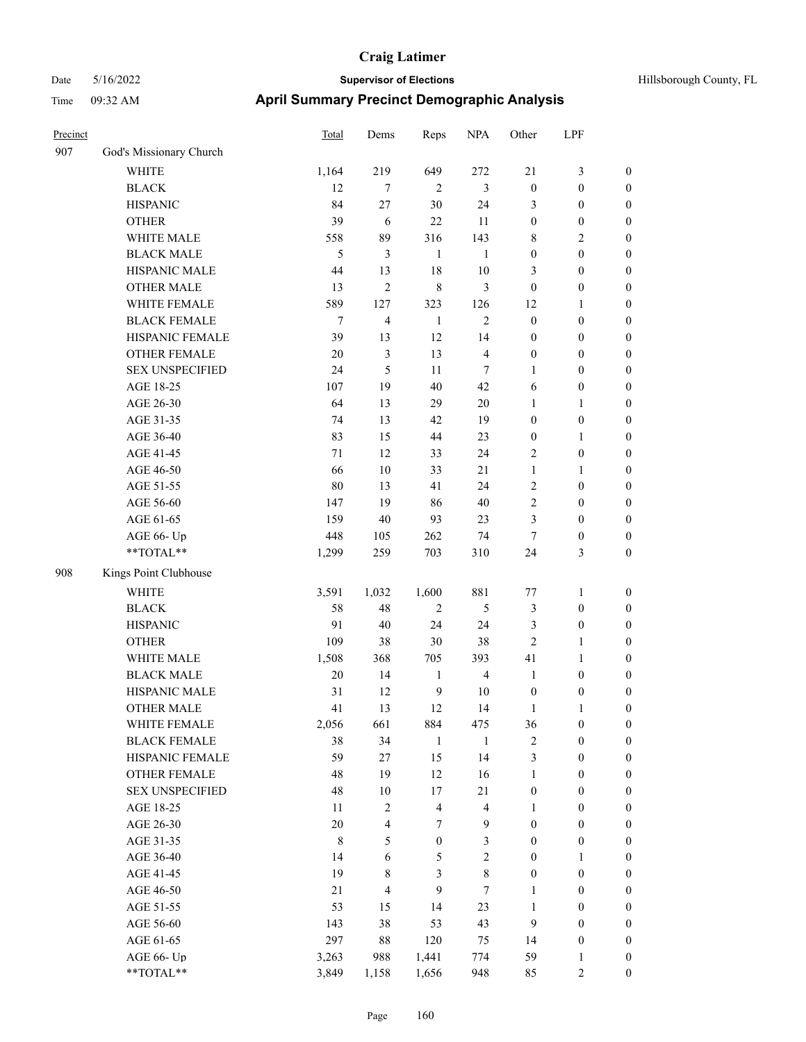# Craig Latimer

**Supervisor of Elections**

Date 5/16/2022 Hillsborough County, FL

Time 09:32 AM

## April Summary Precinct Demographic Analysis

| Precinct | | Total | Dems | Reps | NPA | Other | LPF | |
|---|---|---|---|---|---|---|---|---|
| 907 | God's Missionary Church | | | | | | | |
| | WHITE | 1,164 | 219 | 649 | 272 | 21 | 3 | 0 |
| | BLACK | 12 | 7 | 2 | 3 | 0 | 0 | 0 |
| | HISPANIC | 84 | 27 | 30 | 24 | 3 | 0 | 0 |
| | OTHER | 39 | 6 | 22 | 11 | 0 | 0 | 0 |
| | WHITE MALE | 558 | 89 | 316 | 143 | 8 | 2 | 0 |
| | BLACK MALE | 5 | 3 | 1 | 1 | 0 | 0 | 0 |
| | HISPANIC MALE | 44 | 13 | 18 | 10 | 3 | 0 | 0 |
| | OTHER MALE | 13 | 2 | 8 | 3 | 0 | 0 | 0 |
| | WHITE FEMALE | 589 | 127 | 323 | 126 | 12 | 1 | 0 |
| | BLACK FEMALE | 7 | 4 | 1 | 2 | 0 | 0 | 0 |
| | HISPANIC FEMALE | 39 | 13 | 12 | 14 | 0 | 0 | 0 |
| | OTHER FEMALE | 20 | 3 | 13 | 4 | 0 | 0 | 0 |
| | SEX UNSPECIFIED | 24 | 5 | 11 | 7 | 1 | 0 | 0 |
| | AGE 18-25 | 107 | 19 | 40 | 42 | 6 | 0 | 0 |
| | AGE 26-30 | 64 | 13 | 29 | 20 | 1 | 1 | 0 |
| | AGE 31-35 | 74 | 13 | 42 | 19 | 0 | 0 | 0 |
| | AGE 36-40 | 83 | 15 | 44 | 23 | 0 | 1 | 0 |
| | AGE 41-45 | 71 | 12 | 33 | 24 | 2 | 0 | 0 |
| | AGE 46-50 | 66 | 10 | 33 | 21 | 1 | 1 | 0 |
| | AGE 51-55 | 80 | 13 | 41 | 24 | 2 | 0 | 0 |
| | AGE 56-60 | 147 | 19 | 86 | 40 | 2 | 0 | 0 |
| | AGE 61-65 | 159 | 40 | 93 | 23 | 3 | 0 | 0 |
| | AGE 66- Up | 448 | 105 | 262 | 74 | 7 | 0 | 0 |
| | **TOTAL** | 1,299 | 259 | 703 | 310 | 24 | 3 | 0 |
| 908 | Kings Point Clubhouse | | | | | | | |
| | WHITE | 3,591 | 1,032 | 1,600 | 881 | 77 | 1 | 0 |
| | BLACK | 58 | 48 | 2 | 5 | 3 | 0 | 0 |
| | HISPANIC | 91 | 40 | 24 | 24 | 3 | 0 | 0 |
| | OTHER | 109 | 38 | 30 | 38 | 2 | 1 | 0 |
| | WHITE MALE | 1,508 | 368 | 705 | 393 | 41 | 1 | 0 |
| | BLACK MALE | 20 | 14 | 1 | 4 | 1 | 0 | 0 |
| | HISPANIC MALE | 31 | 12 | 9 | 10 | 0 | 0 | 0 |
| | OTHER MALE | 41 | 13 | 12 | 14 | 1 | 1 | 0 |
| | WHITE FEMALE | 2,056 | 661 | 884 | 475 | 36 | 0 | 0 |
| | BLACK FEMALE | 38 | 34 | 1 | 1 | 2 | 0 | 0 |
| | HISPANIC FEMALE | 59 | 27 | 15 | 14 | 3 | 0 | 0 |
| | OTHER FEMALE | 48 | 19 | 12 | 16 | 1 | 0 | 0 |
| | SEX UNSPECIFIED | 48 | 10 | 17 | 21 | 0 | 0 | 0 |
| | AGE 18-25 | 11 | 2 | 4 | 4 | 1 | 0 | 0 |
| | AGE 26-30 | 20 | 4 | 7 | 9 | 0 | 0 | 0 |
| | AGE 31-35 | 8 | 5 | 0 | 3 | 0 | 0 | 0 |
| | AGE 36-40 | 14 | 6 | 5 | 2 | 0 | 1 | 0 |
| | AGE 41-45 | 19 | 8 | 3 | 8 | 0 | 0 | 0 |
| | AGE 46-50 | 21 | 4 | 9 | 7 | 1 | 0 | 0 |
| | AGE 51-55 | 53 | 15 | 14 | 23 | 1 | 0 | 0 |
| | AGE 56-60 | 143 | 38 | 53 | 43 | 9 | 0 | 0 |
| | AGE 61-65 | 297 | 88 | 120 | 75 | 14 | 0 | 0 |
| | AGE 66- Up | 3,263 | 988 | 1,441 | 774 | 59 | 1 | 0 |
| | **TOTAL** | 3,849 | 1,158 | 1,656 | 948 | 85 | 2 | 0 |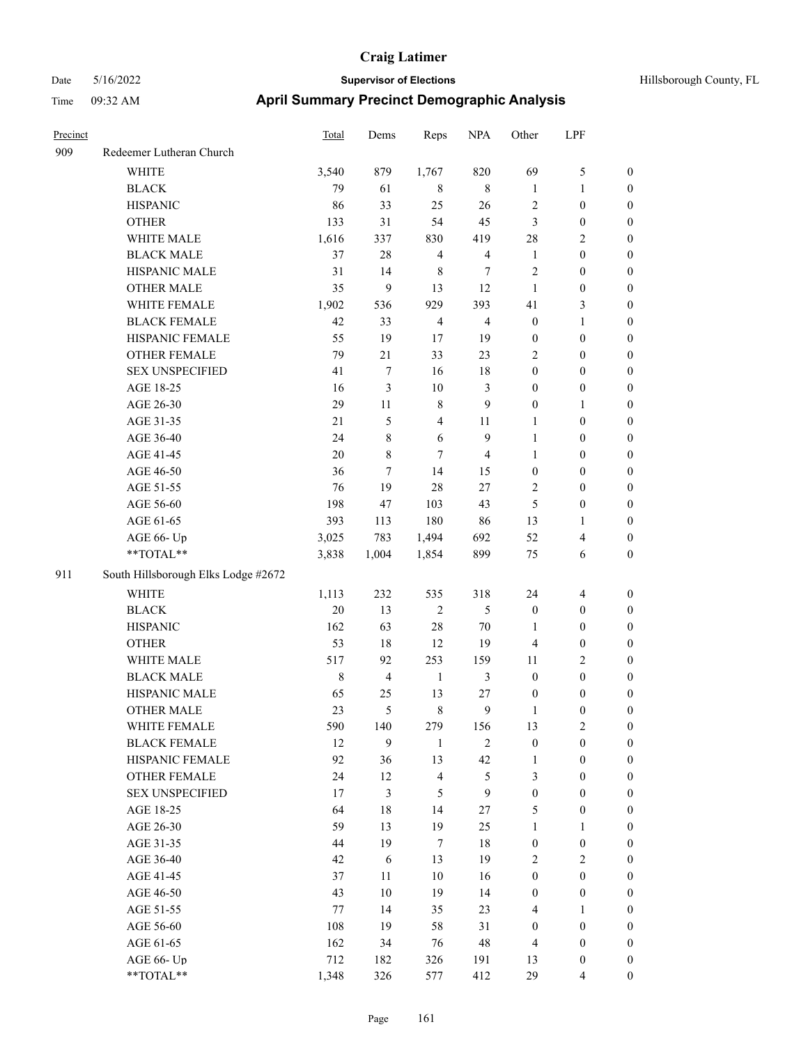# Craig Latimer

**Supervisor of Elections**

Date 5/16/2022 — Hillsborough County, FL

Time 09:32 AM

## April Summary Precinct Demographic Analysis

| Precinct | | Total | Dems | Reps | NPA | Other | LPF | |
|---|---|---|---|---|---|---|---|---|
| 909 | Redeemer Lutheran Church | | | | | | | |
| | WHITE | 3,540 | 879 | 1,767 | 820 | 69 | 5 | 0 |
| | BLACK | 79 | 61 | 8 | 8 | 1 | 1 | 0 |
| | HISPANIC | 86 | 33 | 25 | 26 | 2 | 0 | 0 |
| | OTHER | 133 | 31 | 54 | 45 | 3 | 0 | 0 |
| | WHITE MALE | 1,616 | 337 | 830 | 419 | 28 | 2 | 0 |
| | BLACK MALE | 37 | 28 | 4 | 4 | 1 | 0 | 0 |
| | HISPANIC MALE | 31 | 14 | 8 | 7 | 2 | 0 | 0 |
| | OTHER MALE | 35 | 9 | 13 | 12 | 1 | 0 | 0 |
| | WHITE FEMALE | 1,902 | 536 | 929 | 393 | 41 | 3 | 0 |
| | BLACK FEMALE | 42 | 33 | 4 | 4 | 0 | 1 | 0 |
| | HISPANIC FEMALE | 55 | 19 | 17 | 19 | 0 | 0 | 0 |
| | OTHER FEMALE | 79 | 21 | 33 | 23 | 2 | 0 | 0 |
| | SEX UNSPECIFIED | 41 | 7 | 16 | 18 | 0 | 0 | 0 |
| | AGE 18-25 | 16 | 3 | 10 | 3 | 0 | 0 | 0 |
| | AGE 26-30 | 29 | 11 | 8 | 9 | 0 | 1 | 0 |
| | AGE 31-35 | 21 | 5 | 4 | 11 | 1 | 0 | 0 |
| | AGE 36-40 | 24 | 8 | 6 | 9 | 1 | 0 | 0 |
| | AGE 41-45 | 20 | 8 | 7 | 4 | 1 | 0 | 0 |
| | AGE 46-50 | 36 | 7 | 14 | 15 | 0 | 0 | 0 |
| | AGE 51-55 | 76 | 19 | 28 | 27 | 2 | 0 | 0 |
| | AGE 56-60 | 198 | 47 | 103 | 43 | 5 | 0 | 0 |
| | AGE 61-65 | 393 | 113 | 180 | 86 | 13 | 1 | 0 |
| | AGE 66- Up | 3,025 | 783 | 1,494 | 692 | 52 | 4 | 0 |
| | **TOTAL** | 3,838 | 1,004 | 1,854 | 899 | 75 | 6 | 0 |
| 911 | South Hillsborough Elks Lodge #2672 | | | | | | | |
| | WHITE | 1,113 | 232 | 535 | 318 | 24 | 4 | 0 |
| | BLACK | 20 | 13 | 2 | 5 | 0 | 0 | 0 |
| | HISPANIC | 162 | 63 | 28 | 70 | 1 | 0 | 0 |
| | OTHER | 53 | 18 | 12 | 19 | 4 | 0 | 0 |
| | WHITE MALE | 517 | 92 | 253 | 159 | 11 | 2 | 0 |
| | BLACK MALE | 8 | 4 | 1 | 3 | 0 | 0 | 0 |
| | HISPANIC MALE | 65 | 25 | 13 | 27 | 0 | 0 | 0 |
| | OTHER MALE | 23 | 5 | 8 | 9 | 1 | 0 | 0 |
| | WHITE FEMALE | 590 | 140 | 279 | 156 | 13 | 2 | 0 |
| | BLACK FEMALE | 12 | 9 | 1 | 2 | 0 | 0 | 0 |
| | HISPANIC FEMALE | 92 | 36 | 13 | 42 | 1 | 0 | 0 |
| | OTHER FEMALE | 24 | 12 | 4 | 5 | 3 | 0 | 0 |
| | SEX UNSPECIFIED | 17 | 3 | 5 | 9 | 0 | 0 | 0 |
| | AGE 18-25 | 64 | 18 | 14 | 27 | 5 | 0 | 0 |
| | AGE 26-30 | 59 | 13 | 19 | 25 | 1 | 1 | 0 |
| | AGE 31-35 | 44 | 19 | 7 | 18 | 0 | 0 | 0 |
| | AGE 36-40 | 42 | 6 | 13 | 19 | 2 | 2 | 0 |
| | AGE 41-45 | 37 | 11 | 10 | 16 | 0 | 0 | 0 |
| | AGE 46-50 | 43 | 10 | 19 | 14 | 0 | 0 | 0 |
| | AGE 51-55 | 77 | 14 | 35 | 23 | 4 | 1 | 0 |
| | AGE 56-60 | 108 | 19 | 58 | 31 | 0 | 0 | 0 |
| | AGE 61-65 | 162 | 34 | 76 | 48 | 4 | 0 | 0 |
| | AGE 66- Up | 712 | 182 | 326 | 191 | 13 | 0 | 0 |
| | **TOTAL** | 1,348 | 326 | 577 | 412 | 29 | 4 | 0 |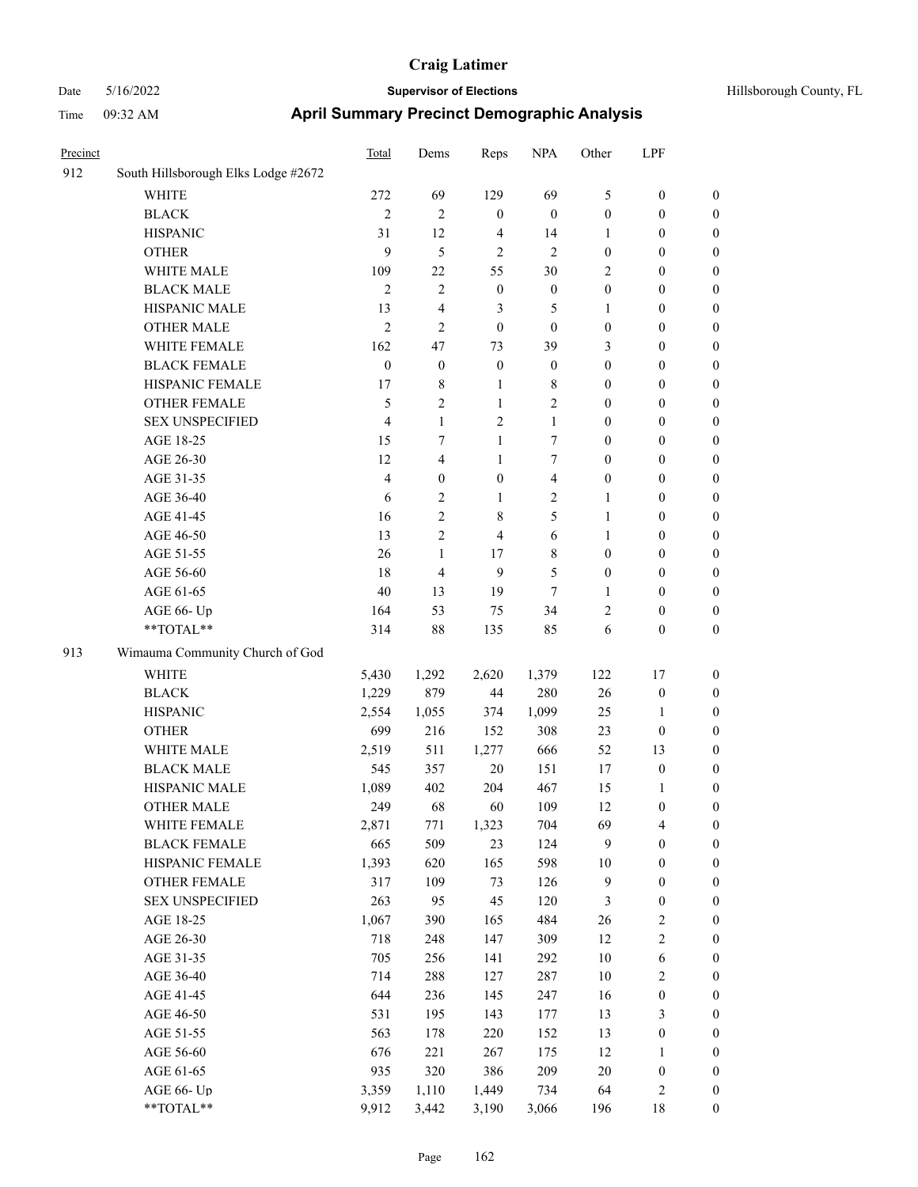# Craig Latimer

**Supervisor of Elections**

Date 5/16/2022 — Hillsborough County, FL

Time 09:32 AM

## April Summary Precinct Demographic Analysis

| Precinct | | Total | Dems | Reps | NPA | Other | LPF | |
|---|---|---|---|---|---|---|---|---|
| 912 | South Hillsborough Elks Lodge #2672 | | | | | | | |
| | WHITE | 272 | 69 | 129 | 69 | 5 | 0 | 0 |
| | BLACK | 2 | 2 | 0 | 0 | 0 | 0 | 0 |
| | HISPANIC | 31 | 12 | 4 | 14 | 1 | 0 | 0 |
| | OTHER | 9 | 5 | 2 | 2 | 0 | 0 | 0 |
| | WHITE MALE | 109 | 22 | 55 | 30 | 2 | 0 | 0 |
| | BLACK MALE | 2 | 2 | 0 | 0 | 0 | 0 | 0 |
| | HISPANIC MALE | 13 | 4 | 3 | 5 | 1 | 0 | 0 |
| | OTHER MALE | 2 | 2 | 0 | 0 | 0 | 0 | 0 |
| | WHITE FEMALE | 162 | 47 | 73 | 39 | 3 | 0 | 0 |
| | BLACK FEMALE | 0 | 0 | 0 | 0 | 0 | 0 | 0 |
| | HISPANIC FEMALE | 17 | 8 | 1 | 8 | 0 | 0 | 0 |
| | OTHER FEMALE | 5 | 2 | 1 | 2 | 0 | 0 | 0 |
| | SEX UNSPECIFIED | 4 | 1 | 2 | 1 | 0 | 0 | 0 |
| | AGE 18-25 | 15 | 7 | 1 | 7 | 0 | 0 | 0 |
| | AGE 26-30 | 12 | 4 | 1 | 7 | 0 | 0 | 0 |
| | AGE 31-35 | 4 | 0 | 0 | 4 | 0 | 0 | 0 |
| | AGE 36-40 | 6 | 2 | 1 | 2 | 1 | 0 | 0 |
| | AGE 41-45 | 16 | 2 | 8 | 5 | 1 | 0 | 0 |
| | AGE 46-50 | 13 | 2 | 4 | 6 | 1 | 0 | 0 |
| | AGE 51-55 | 26 | 1 | 17 | 8 | 0 | 0 | 0 |
| | AGE 56-60 | 18 | 4 | 9 | 5 | 0 | 0 | 0 |
| | AGE 61-65 | 40 | 13 | 19 | 7 | 1 | 0 | 0 |
| | AGE 66- Up | 164 | 53 | 75 | 34 | 2 | 0 | 0 |
| | **TOTAL** | 314 | 88 | 135 | 85 | 6 | 0 | 0 |
| 913 | Wimauma Community Church of God | | | | | | | |
| | WHITE | 5,430 | 1,292 | 2,620 | 1,379 | 122 | 17 | 0 |
| | BLACK | 1,229 | 879 | 44 | 280 | 26 | 0 | 0 |
| | HISPANIC | 2,554 | 1,055 | 374 | 1,099 | 25 | 1 | 0 |
| | OTHER | 699 | 216 | 152 | 308 | 23 | 0 | 0 |
| | WHITE MALE | 2,519 | 511 | 1,277 | 666 | 52 | 13 | 0 |
| | BLACK MALE | 545 | 357 | 20 | 151 | 17 | 0 | 0 |
| | HISPANIC MALE | 1,089 | 402 | 204 | 467 | 15 | 1 | 0 |
| | OTHER MALE | 249 | 68 | 60 | 109 | 12 | 0 | 0 |
| | WHITE FEMALE | 2,871 | 771 | 1,323 | 704 | 69 | 4 | 0 |
| | BLACK FEMALE | 665 | 509 | 23 | 124 | 9 | 0 | 0 |
| | HISPANIC FEMALE | 1,393 | 620 | 165 | 598 | 10 | 0 | 0 |
| | OTHER FEMALE | 317 | 109 | 73 | 126 | 9 | 0 | 0 |
| | SEX UNSPECIFIED | 263 | 95 | 45 | 120 | 3 | 0 | 0 |
| | AGE 18-25 | 1,067 | 390 | 165 | 484 | 26 | 2 | 0 |
| | AGE 26-30 | 718 | 248 | 147 | 309 | 12 | 2 | 0 |
| | AGE 31-35 | 705 | 256 | 141 | 292 | 10 | 6 | 0 |
| | AGE 36-40 | 714 | 288 | 127 | 287 | 10 | 2 | 0 |
| | AGE 41-45 | 644 | 236 | 145 | 247 | 16 | 0 | 0 |
| | AGE 46-50 | 531 | 195 | 143 | 177 | 13 | 3 | 0 |
| | AGE 51-55 | 563 | 178 | 220 | 152 | 13 | 0 | 0 |
| | AGE 56-60 | 676 | 221 | 267 | 175 | 12 | 1 | 0 |
| | AGE 61-65 | 935 | 320 | 386 | 209 | 20 | 0 | 0 |
| | AGE 66- Up | 3,359 | 1,110 | 1,449 | 734 | 64 | 2 | 0 |
| | **TOTAL** | 9,912 | 3,442 | 3,190 | 3,066 | 196 | 18 | 0 |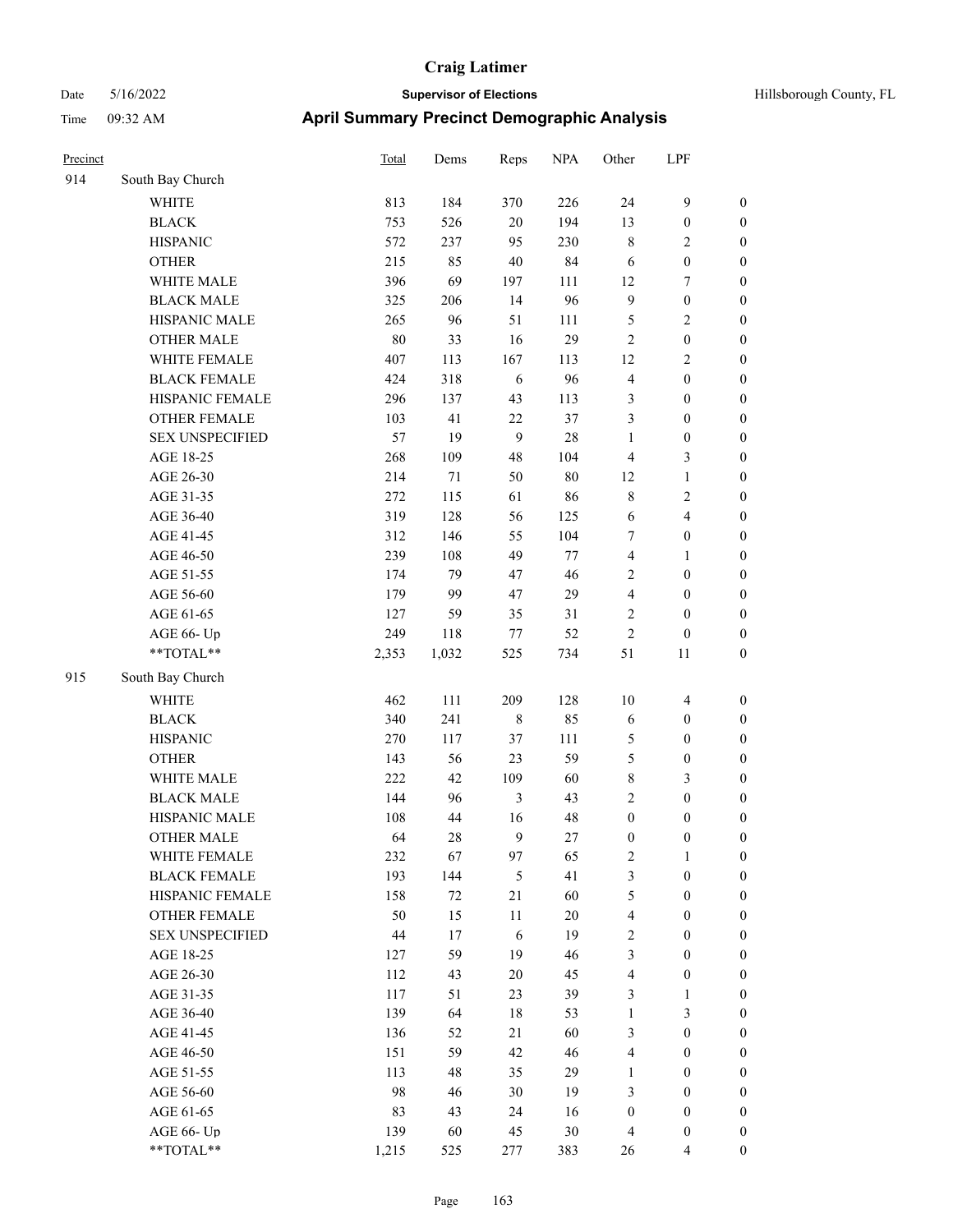# Craig Latimer

**Supervisor of Elections**

Date 5/16/2022 — Hillsborough County, FL

Time 09:32 AM

## April Summary Precinct Demographic Analysis

| Precinct | | Total | Dems | Reps | NPA | Other | LPF | |
|---|---|---|---|---|---|---|---|---|
| 914 | South Bay Church | | | | | | | |
| | WHITE | 813 | 184 | 370 | 226 | 24 | 9 | 0 |
| | BLACK | 753 | 526 | 20 | 194 | 13 | 0 | 0 |
| | HISPANIC | 572 | 237 | 95 | 230 | 8 | 2 | 0 |
| | OTHER | 215 | 85 | 40 | 84 | 6 | 0 | 0 |
| | WHITE MALE | 396 | 69 | 197 | 111 | 12 | 7 | 0 |
| | BLACK MALE | 325 | 206 | 14 | 96 | 9 | 0 | 0 |
| | HISPANIC MALE | 265 | 96 | 51 | 111 | 5 | 2 | 0 |
| | OTHER MALE | 80 | 33 | 16 | 29 | 2 | 0 | 0 |
| | WHITE FEMALE | 407 | 113 | 167 | 113 | 12 | 2 | 0 |
| | BLACK FEMALE | 424 | 318 | 6 | 96 | 4 | 0 | 0 |
| | HISPANIC FEMALE | 296 | 137 | 43 | 113 | 3 | 0 | 0 |
| | OTHER FEMALE | 103 | 41 | 22 | 37 | 3 | 0 | 0 |
| | SEX UNSPECIFIED | 57 | 19 | 9 | 28 | 1 | 0 | 0 |
| | AGE 18-25 | 268 | 109 | 48 | 104 | 4 | 3 | 0 |
| | AGE 26-30 | 214 | 71 | 50 | 80 | 12 | 1 | 0 |
| | AGE 31-35 | 272 | 115 | 61 | 86 | 8 | 2 | 0 |
| | AGE 36-40 | 319 | 128 | 56 | 125 | 6 | 4 | 0 |
| | AGE 41-45 | 312 | 146 | 55 | 104 | 7 | 0 | 0 |
| | AGE 46-50 | 239 | 108 | 49 | 77 | 4 | 1 | 0 |
| | AGE 51-55 | 174 | 79 | 47 | 46 | 2 | 0 | 0 |
| | AGE 56-60 | 179 | 99 | 47 | 29 | 4 | 0 | 0 |
| | AGE 61-65 | 127 | 59 | 35 | 31 | 2 | 0 | 0 |
| | AGE 66- Up | 249 | 118 | 77 | 52 | 2 | 0 | 0 |
| | **TOTAL** | 2,353 | 1,032 | 525 | 734 | 51 | 11 | 0 |
| 915 | South Bay Church | | | | | | | |
| | WHITE | 462 | 111 | 209 | 128 | 10 | 4 | 0 |
| | BLACK | 340 | 241 | 8 | 85 | 6 | 0 | 0 |
| | HISPANIC | 270 | 117 | 37 | 111 | 5 | 0 | 0 |
| | OTHER | 143 | 56 | 23 | 59 | 5 | 0 | 0 |
| | WHITE MALE | 222 | 42 | 109 | 60 | 8 | 3 | 0 |
| | BLACK MALE | 144 | 96 | 3 | 43 | 2 | 0 | 0 |
| | HISPANIC MALE | 108 | 44 | 16 | 48 | 0 | 0 | 0 |
| | OTHER MALE | 64 | 28 | 9 | 27 | 0 | 0 | 0 |
| | WHITE FEMALE | 232 | 67 | 97 | 65 | 2 | 1 | 0 |
| | BLACK FEMALE | 193 | 144 | 5 | 41 | 3 | 0 | 0 |
| | HISPANIC FEMALE | 158 | 72 | 21 | 60 | 5 | 0 | 0 |
| | OTHER FEMALE | 50 | 15 | 11 | 20 | 4 | 0 | 0 |
| | SEX UNSPECIFIED | 44 | 17 | 6 | 19 | 2 | 0 | 0 |
| | AGE 18-25 | 127 | 59 | 19 | 46 | 3 | 0 | 0 |
| | AGE 26-30 | 112 | 43 | 20 | 45 | 4 | 0 | 0 |
| | AGE 31-35 | 117 | 51 | 23 | 39 | 3 | 1 | 0 |
| | AGE 36-40 | 139 | 64 | 18 | 53 | 1 | 3 | 0 |
| | AGE 41-45 | 136 | 52 | 21 | 60 | 3 | 0 | 0 |
| | AGE 46-50 | 151 | 59 | 42 | 46 | 4 | 0 | 0 |
| | AGE 51-55 | 113 | 48 | 35 | 29 | 1 | 0 | 0 |
| | AGE 56-60 | 98 | 46 | 30 | 19 | 3 | 0 | 0 |
| | AGE 61-65 | 83 | 43 | 24 | 16 | 0 | 0 | 0 |
| | AGE 66- Up | 139 | 60 | 45 | 30 | 4 | 0 | 0 |
| | **TOTAL** | 1,215 | 525 | 277 | 383 | 26 | 4 | 0 |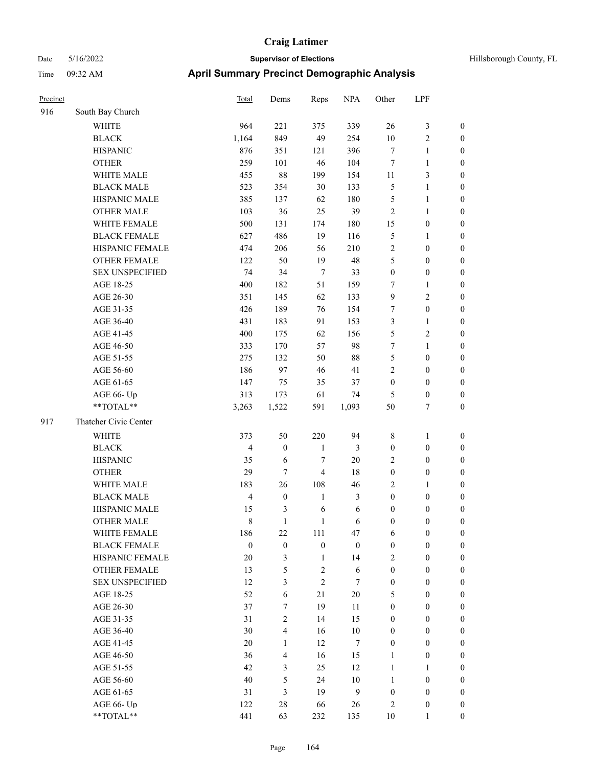**Craig Latimer**

Date 5/16/2022 **Supervisor of Elections** Hillsborough County, FL

Time 09:32 AM **April Summary Precinct Demographic Analysis**

| Precinct | | Total | Dems | Reps | NPA | Other | LPF | |
|---|---|---|---|---|---|---|---|---|
| 916 | South Bay Church | | | | | | | |
| | WHITE | 964 | 221 | 375 | 339 | 26 | 3 | 0 |
| | BLACK | 1,164 | 849 | 49 | 254 | 10 | 2 | 0 |
| | HISPANIC | 876 | 351 | 121 | 396 | 7 | 1 | 0 |
| | OTHER | 259 | 101 | 46 | 104 | 7 | 1 | 0 |
| | WHITE MALE | 455 | 88 | 199 | 154 | 11 | 3 | 0 |
| | BLACK MALE | 523 | 354 | 30 | 133 | 5 | 1 | 0 |
| | HISPANIC MALE | 385 | 137 | 62 | 180 | 5 | 1 | 0 |
| | OTHER MALE | 103 | 36 | 25 | 39 | 2 | 1 | 0 |
| | WHITE FEMALE | 500 | 131 | 174 | 180 | 15 | 0 | 0 |
| | BLACK FEMALE | 627 | 486 | 19 | 116 | 5 | 1 | 0 |
| | HISPANIC FEMALE | 474 | 206 | 56 | 210 | 2 | 0 | 0 |
| | OTHER FEMALE | 122 | 50 | 19 | 48 | 5 | 0 | 0 |
| | SEX UNSPECIFIED | 74 | 34 | 7 | 33 | 0 | 0 | 0 |
| | AGE 18-25 | 400 | 182 | 51 | 159 | 7 | 1 | 0 |
| | AGE 26-30 | 351 | 145 | 62 | 133 | 9 | 2 | 0 |
| | AGE 31-35 | 426 | 189 | 76 | 154 | 7 | 0 | 0 |
| | AGE 36-40 | 431 | 183 | 91 | 153 | 3 | 1 | 0 |
| | AGE 41-45 | 400 | 175 | 62 | 156 | 5 | 2 | 0 |
| | AGE 46-50 | 333 | 170 | 57 | 98 | 7 | 1 | 0 |
| | AGE 51-55 | 275 | 132 | 50 | 88 | 5 | 0 | 0 |
| | AGE 56-60 | 186 | 97 | 46 | 41 | 2 | 0 | 0 |
| | AGE 61-65 | 147 | 75 | 35 | 37 | 0 | 0 | 0 |
| | AGE 66- Up | 313 | 173 | 61 | 74 | 5 | 0 | 0 |
| | **TOTAL** | 3,263 | 1,522 | 591 | 1,093 | 50 | 7 | 0 |
| 917 | Thatcher Civic Center | | | | | | | |
| | WHITE | 373 | 50 | 220 | 94 | 8 | 1 | 0 |
| | BLACK | 4 | 0 | 1 | 3 | 0 | 0 | 0 |
| | HISPANIC | 35 | 6 | 7 | 20 | 2 | 0 | 0 |
| | OTHER | 29 | 7 | 4 | 18 | 0 | 0 | 0 |
| | WHITE MALE | 183 | 26 | 108 | 46 | 2 | 1 | 0 |
| | BLACK MALE | 4 | 0 | 1 | 3 | 0 | 0 | 0 |
| | HISPANIC MALE | 15 | 3 | 6 | 6 | 0 | 0 | 0 |
| | OTHER MALE | 8 | 1 | 1 | 6 | 0 | 0 | 0 |
| | WHITE FEMALE | 186 | 22 | 111 | 47 | 6 | 0 | 0 |
| | BLACK FEMALE | 0 | 0 | 0 | 0 | 0 | 0 | 0 |
| | HISPANIC FEMALE | 20 | 3 | 1 | 14 | 2 | 0 | 0 |
| | OTHER FEMALE | 13 | 5 | 2 | 6 | 0 | 0 | 0 |
| | SEX UNSPECIFIED | 12 | 3 | 2 | 7 | 0 | 0 | 0 |
| | AGE 18-25 | 52 | 6 | 21 | 20 | 5 | 0 | 0 |
| | AGE 26-30 | 37 | 7 | 19 | 11 | 0 | 0 | 0 |
| | AGE 31-35 | 31 | 2 | 14 | 15 | 0 | 0 | 0 |
| | AGE 36-40 | 30 | 4 | 16 | 10 | 0 | 0 | 0 |
| | AGE 41-45 | 20 | 1 | 12 | 7 | 0 | 0 | 0 |
| | AGE 46-50 | 36 | 4 | 16 | 15 | 1 | 0 | 0 |
| | AGE 51-55 | 42 | 3 | 25 | 12 | 1 | 1 | 0 |
| | AGE 56-60 | 40 | 5 | 24 | 10 | 1 | 0 | 0 |
| | AGE 61-65 | 31 | 3 | 19 | 9 | 0 | 0 | 0 |
| | AGE 66- Up | 122 | 28 | 66 | 26 | 2 | 0 | 0 |
| | **TOTAL** | 441 | 63 | 232 | 135 | 10 | 1 | 0 |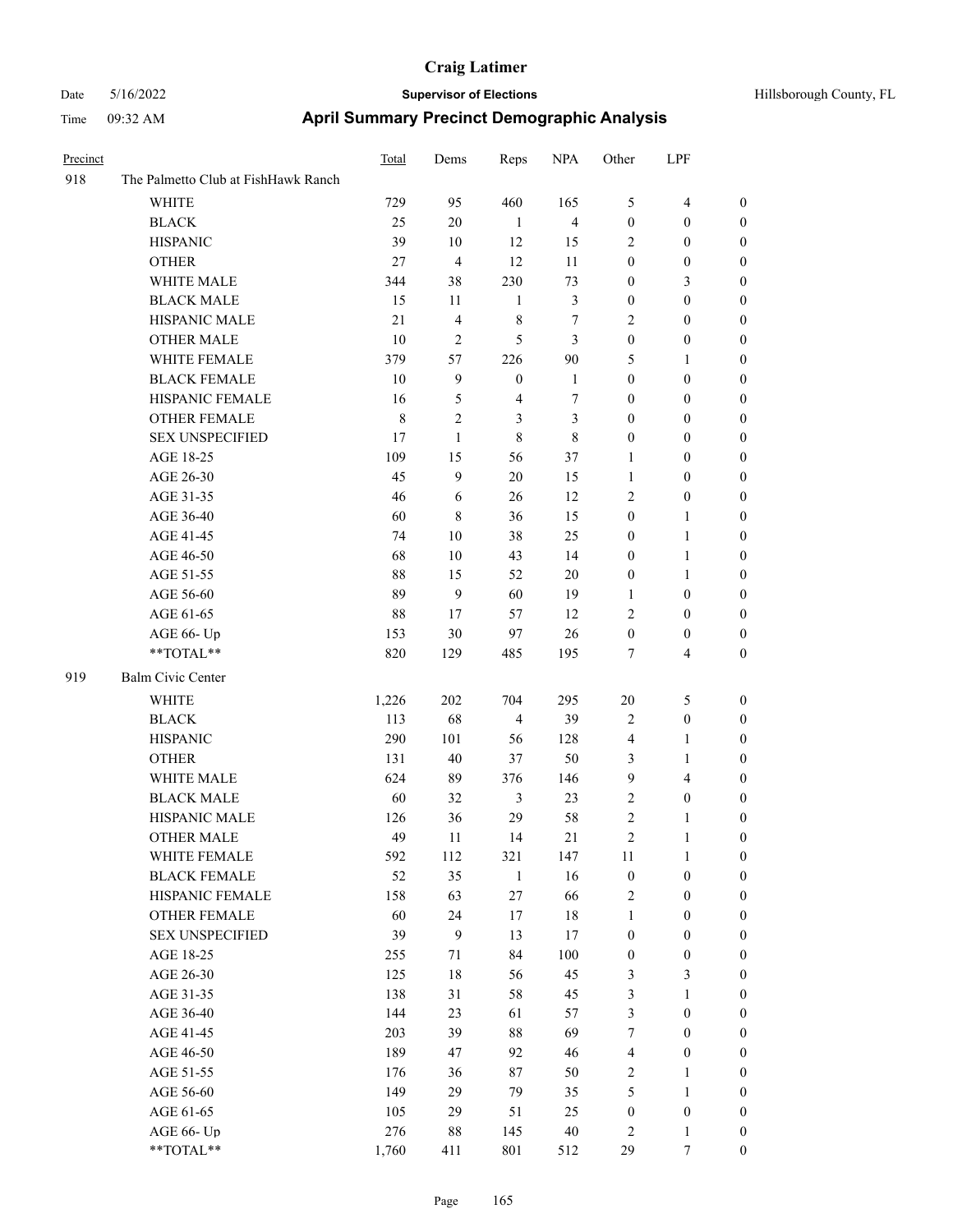# Craig Latimer

**Supervisor of Elections**

Date 5/16/2022 | Hillsborough County, FL

Time 09:32 AM

## April Summary Precinct Demographic Analysis

| Precinct | | Total | Dems | Reps | NPA | Other | LPF | |
|---|---|---|---|---|---|---|---|---|
| 918 | The Palmetto Club at FishHawk Ranch | | | | | | | |
| | WHITE | 729 | 95 | 460 | 165 | 5 | 4 | 0 |
| | BLACK | 25 | 20 | 1 | 4 | 0 | 0 | 0 |
| | HISPANIC | 39 | 10 | 12 | 15 | 2 | 0 | 0 |
| | OTHER | 27 | 4 | 12 | 11 | 0 | 0 | 0 |
| | WHITE MALE | 344 | 38 | 230 | 73 | 0 | 3 | 0 |
| | BLACK MALE | 15 | 11 | 1 | 3 | 0 | 0 | 0 |
| | HISPANIC MALE | 21 | 4 | 8 | 7 | 2 | 0 | 0 |
| | OTHER MALE | 10 | 2 | 5 | 3 | 0 | 0 | 0 |
| | WHITE FEMALE | 379 | 57 | 226 | 90 | 5 | 1 | 0 |
| | BLACK FEMALE | 10 | 9 | 0 | 1 | 0 | 0 | 0 |
| | HISPANIC FEMALE | 16 | 5 | 4 | 7 | 0 | 0 | 0 |
| | OTHER FEMALE | 8 | 2 | 3 | 3 | 0 | 0 | 0 |
| | SEX UNSPECIFIED | 17 | 1 | 8 | 8 | 0 | 0 | 0 |
| | AGE 18-25 | 109 | 15 | 56 | 37 | 1 | 0 | 0 |
| | AGE 26-30 | 45 | 9 | 20 | 15 | 1 | 0 | 0 |
| | AGE 31-35 | 46 | 6 | 26 | 12 | 2 | 0 | 0 |
| | AGE 36-40 | 60 | 8 | 36 | 15 | 0 | 1 | 0 |
| | AGE 41-45 | 74 | 10 | 38 | 25 | 0 | 1 | 0 |
| | AGE 46-50 | 68 | 10 | 43 | 14 | 0 | 1 | 0 |
| | AGE 51-55 | 88 | 15 | 52 | 20 | 0 | 1 | 0 |
| | AGE 56-60 | 89 | 9 | 60 | 19 | 1 | 0 | 0 |
| | AGE 61-65 | 88 | 17 | 57 | 12 | 2 | 0 | 0 |
| | AGE 66- Up | 153 | 30 | 97 | 26 | 0 | 0 | 0 |
| | **TOTAL** | 820 | 129 | 485 | 195 | 7 | 4 | 0 |
| 919 | Balm Civic Center | | | | | | | |
| | WHITE | 1,226 | 202 | 704 | 295 | 20 | 5 | 0 |
| | BLACK | 113 | 68 | 4 | 39 | 2 | 0 | 0 |
| | HISPANIC | 290 | 101 | 56 | 128 | 4 | 1 | 0 |
| | OTHER | 131 | 40 | 37 | 50 | 3 | 1 | 0 |
| | WHITE MALE | 624 | 89 | 376 | 146 | 9 | 4 | 0 |
| | BLACK MALE | 60 | 32 | 3 | 23 | 2 | 0 | 0 |
| | HISPANIC MALE | 126 | 36 | 29 | 58 | 2 | 1 | 0 |
| | OTHER MALE | 49 | 11 | 14 | 21 | 2 | 1 | 0 |
| | WHITE FEMALE | 592 | 112 | 321 | 147 | 11 | 1 | 0 |
| | BLACK FEMALE | 52 | 35 | 1 | 16 | 0 | 0 | 0 |
| | HISPANIC FEMALE | 158 | 63 | 27 | 66 | 2 | 0 | 0 |
| | OTHER FEMALE | 60 | 24 | 17 | 18 | 1 | 0 | 0 |
| | SEX UNSPECIFIED | 39 | 9 | 13 | 17 | 0 | 0 | 0 |
| | AGE 18-25 | 255 | 71 | 84 | 100 | 0 | 0 | 0 |
| | AGE 26-30 | 125 | 18 | 56 | 45 | 3 | 3 | 0 |
| | AGE 31-35 | 138 | 31 | 58 | 45 | 3 | 1 | 0 |
| | AGE 36-40 | 144 | 23 | 61 | 57 | 3 | 0 | 0 |
| | AGE 41-45 | 203 | 39 | 88 | 69 | 7 | 0 | 0 |
| | AGE 46-50 | 189 | 47 | 92 | 46 | 4 | 0 | 0 |
| | AGE 51-55 | 176 | 36 | 87 | 50 | 2 | 1 | 0 |
| | AGE 56-60 | 149 | 29 | 79 | 35 | 5 | 1 | 0 |
| | AGE 61-65 | 105 | 29 | 51 | 25 | 0 | 0 | 0 |
| | AGE 66- Up | 276 | 88 | 145 | 40 | 2 | 1 | 0 |
| | **TOTAL** | 1,760 | 411 | 801 | 512 | 29 | 7 | 0 |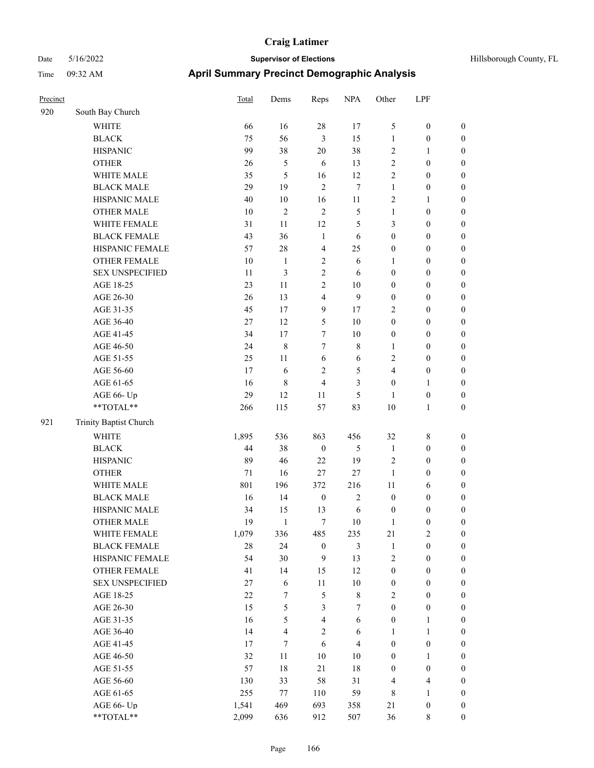# Craig Latimer

**Supervisor of Elections**

Date 5/16/2022 — Hillsborough County, FL

Time 09:32 AM

## April Summary Precinct Demographic Analysis

| Precinct | | Total | Dems | Reps | NPA | Other | LPF | |
|---|---|---|---|---|---|---|---|---|
| 920 | South Bay Church | | | | | | | |
| | WHITE | 66 | 16 | 28 | 17 | 5 | 0 | 0 |
| | BLACK | 75 | 56 | 3 | 15 | 1 | 0 | 0 |
| | HISPANIC | 99 | 38 | 20 | 38 | 2 | 1 | 0 |
| | OTHER | 26 | 5 | 6 | 13 | 2 | 0 | 0 |
| | WHITE MALE | 35 | 5 | 16 | 12 | 2 | 0 | 0 |
| | BLACK MALE | 29 | 19 | 2 | 7 | 1 | 0 | 0 |
| | HISPANIC MALE | 40 | 10 | 16 | 11 | 2 | 1 | 0 |
| | OTHER MALE | 10 | 2 | 2 | 5 | 1 | 0 | 0 |
| | WHITE FEMALE | 31 | 11 | 12 | 5 | 3 | 0 | 0 |
| | BLACK FEMALE | 43 | 36 | 1 | 6 | 0 | 0 | 0 |
| | HISPANIC FEMALE | 57 | 28 | 4 | 25 | 0 | 0 | 0 |
| | OTHER FEMALE | 10 | 1 | 2 | 6 | 1 | 0 | 0 |
| | SEX UNSPECIFIED | 11 | 3 | 2 | 6 | 0 | 0 | 0 |
| | AGE 18-25 | 23 | 11 | 2 | 10 | 0 | 0 | 0 |
| | AGE 26-30 | 26 | 13 | 4 | 9 | 0 | 0 | 0 |
| | AGE 31-35 | 45 | 17 | 9 | 17 | 2 | 0 | 0 |
| | AGE 36-40 | 27 | 12 | 5 | 10 | 0 | 0 | 0 |
| | AGE 41-45 | 34 | 17 | 7 | 10 | 0 | 0 | 0 |
| | AGE 46-50 | 24 | 8 | 7 | 8 | 1 | 0 | 0 |
| | AGE 51-55 | 25 | 11 | 6 | 6 | 2 | 0 | 0 |
| | AGE 56-60 | 17 | 6 | 2 | 5 | 4 | 0 | 0 |
| | AGE 61-65 | 16 | 8 | 4 | 3 | 0 | 1 | 0 |
| | AGE 66- Up | 29 | 12 | 11 | 5 | 1 | 0 | 0 |
| | **TOTAL** | 266 | 115 | 57 | 83 | 10 | 1 | 0 |
| 921 | Trinity Baptist Church | | | | | | | |
| | WHITE | 1,895 | 536 | 863 | 456 | 32 | 8 | 0 |
| | BLACK | 44 | 38 | 0 | 5 | 1 | 0 | 0 |
| | HISPANIC | 89 | 46 | 22 | 19 | 2 | 0 | 0 |
| | OTHER | 71 | 16 | 27 | 27 | 1 | 0 | 0 |
| | WHITE MALE | 801 | 196 | 372 | 216 | 11 | 6 | 0 |
| | BLACK MALE | 16 | 14 | 0 | 2 | 0 | 0 | 0 |
| | HISPANIC MALE | 34 | 15 | 13 | 6 | 0 | 0 | 0 |
| | OTHER MALE | 19 | 1 | 7 | 10 | 1 | 0 | 0 |
| | WHITE FEMALE | 1,079 | 336 | 485 | 235 | 21 | 2 | 0 |
| | BLACK FEMALE | 28 | 24 | 0 | 3 | 1 | 0 | 0 |
| | HISPANIC FEMALE | 54 | 30 | 9 | 13 | 2 | 0 | 0 |
| | OTHER FEMALE | 41 | 14 | 15 | 12 | 0 | 0 | 0 |
| | SEX UNSPECIFIED | 27 | 6 | 11 | 10 | 0 | 0 | 0 |
| | AGE 18-25 | 22 | 7 | 5 | 8 | 2 | 0 | 0 |
| | AGE 26-30 | 15 | 5 | 3 | 7 | 0 | 0 | 0 |
| | AGE 31-35 | 16 | 5 | 4 | 6 | 0 | 1 | 0 |
| | AGE 36-40 | 14 | 4 | 2 | 6 | 1 | 1 | 0 |
| | AGE 41-45 | 17 | 7 | 6 | 4 | 0 | 0 | 0 |
| | AGE 46-50 | 32 | 11 | 10 | 10 | 0 | 1 | 0 |
| | AGE 51-55 | 57 | 18 | 21 | 18 | 0 | 0 | 0 |
| | AGE 56-60 | 130 | 33 | 58 | 31 | 4 | 4 | 0 |
| | AGE 61-65 | 255 | 77 | 110 | 59 | 8 | 1 | 0 |
| | AGE 66- Up | 1,541 | 469 | 693 | 358 | 21 | 0 | 0 |
| | **TOTAL** | 2,099 | 636 | 912 | 507 | 36 | 8 | 0 |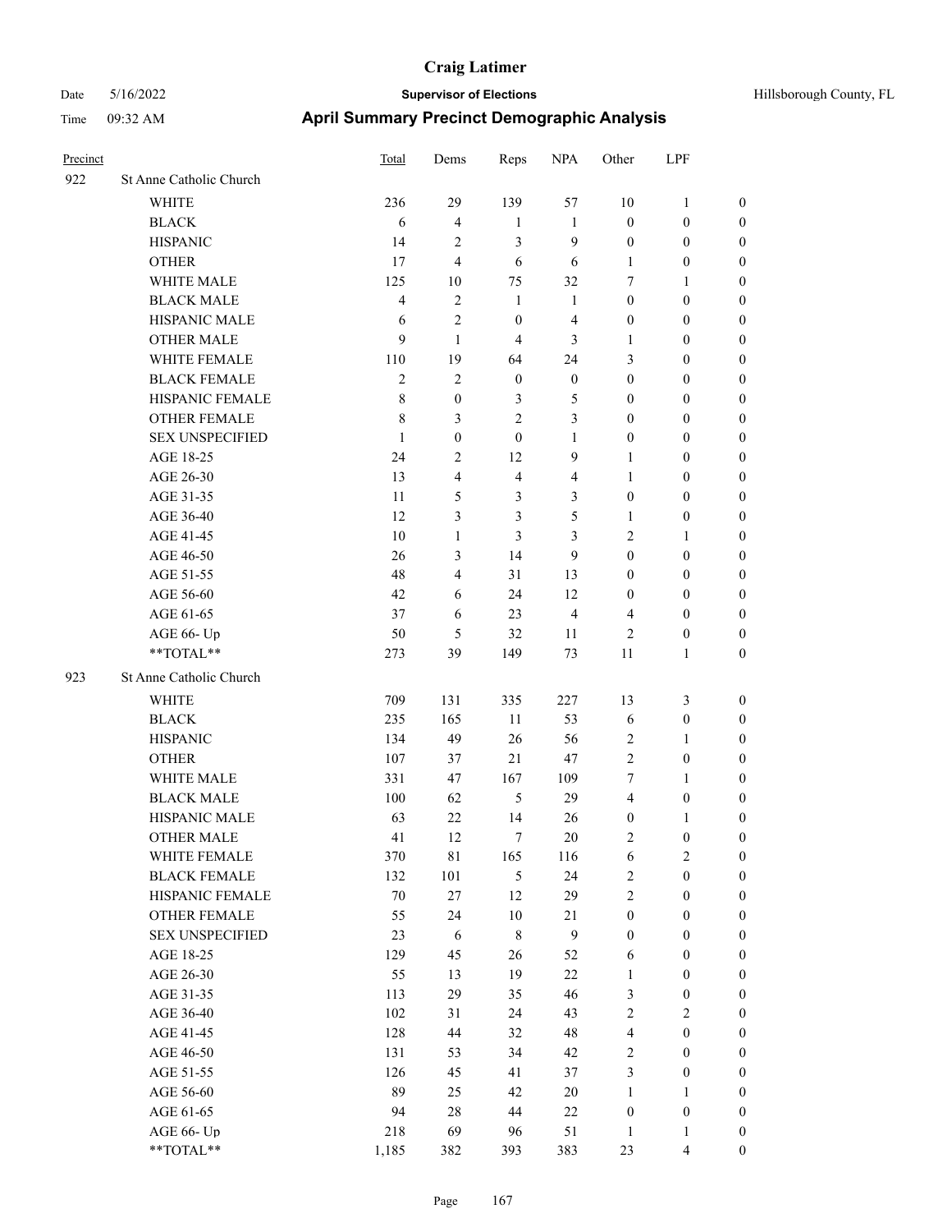# Craig Latimer

Date 5/16/2022 **Supervisor of Elections** Hillsborough County, FL

Time 09:32 AM **April Summary Precinct Demographic Analysis**

| Precinct | | Total | Dems | Reps | NPA | Other | LPF | |
|---|---|---|---|---|---|---|---|---|
| 922 | St Anne Catholic Church | | | | | | | |
| | WHITE | 236 | 29 | 139 | 57 | 10 | 1 | 0 |
| | BLACK | 6 | 4 | 1 | 1 | 0 | 0 | 0 |
| | HISPANIC | 14 | 2 | 3 | 9 | 0 | 0 | 0 |
| | OTHER | 17 | 4 | 6 | 6 | 1 | 0 | 0 |
| | WHITE MALE | 125 | 10 | 75 | 32 | 7 | 1 | 0 |
| | BLACK MALE | 4 | 2 | 1 | 1 | 0 | 0 | 0 |
| | HISPANIC MALE | 6 | 2 | 0 | 4 | 0 | 0 | 0 |
| | OTHER MALE | 9 | 1 | 4 | 3 | 1 | 0 | 0 |
| | WHITE FEMALE | 110 | 19 | 64 | 24 | 3 | 0 | 0 |
| | BLACK FEMALE | 2 | 2 | 0 | 0 | 0 | 0 | 0 |
| | HISPANIC FEMALE | 8 | 0 | 3 | 5 | 0 | 0 | 0 |
| | OTHER FEMALE | 8 | 3 | 2 | 3 | 0 | 0 | 0 |
| | SEX UNSPECIFIED | 1 | 0 | 0 | 1 | 0 | 0 | 0 |
| | AGE 18-25 | 24 | 2 | 12 | 9 | 1 | 0 | 0 |
| | AGE 26-30 | 13 | 4 | 4 | 4 | 1 | 0 | 0 |
| | AGE 31-35 | 11 | 5 | 3 | 3 | 0 | 0 | 0 |
| | AGE 36-40 | 12 | 3 | 3 | 5 | 1 | 0 | 0 |
| | AGE 41-45 | 10 | 1 | 3 | 3 | 2 | 1 | 0 |
| | AGE 46-50 | 26 | 3 | 14 | 9 | 0 | 0 | 0 |
| | AGE 51-55 | 48 | 4 | 31 | 13 | 0 | 0 | 0 |
| | AGE 56-60 | 42 | 6 | 24 | 12 | 0 | 0 | 0 |
| | AGE 61-65 | 37 | 6 | 23 | 4 | 4 | 0 | 0 |
| | AGE 66- Up | 50 | 5 | 32 | 11 | 2 | 0 | 0 |
| | **TOTAL** | 273 | 39 | 149 | 73 | 11 | 1 | 0 |
| 923 | St Anne Catholic Church | | | | | | | |
| | WHITE | 709 | 131 | 335 | 227 | 13 | 3 | 0 |
| | BLACK | 235 | 165 | 11 | 53 | 6 | 0 | 0 |
| | HISPANIC | 134 | 49 | 26 | 56 | 2 | 1 | 0 |
| | OTHER | 107 | 37 | 21 | 47 | 2 | 0 | 0 |
| | WHITE MALE | 331 | 47 | 167 | 109 | 7 | 1 | 0 |
| | BLACK MALE | 100 | 62 | 5 | 29 | 4 | 0 | 0 |
| | HISPANIC MALE | 63 | 22 | 14 | 26 | 0 | 1 | 0 |
| | OTHER MALE | 41 | 12 | 7 | 20 | 2 | 0 | 0 |
| | WHITE FEMALE | 370 | 81 | 165 | 116 | 6 | 2 | 0 |
| | BLACK FEMALE | 132 | 101 | 5 | 24 | 2 | 0 | 0 |
| | HISPANIC FEMALE | 70 | 27 | 12 | 29 | 2 | 0 | 0 |
| | OTHER FEMALE | 55 | 24 | 10 | 21 | 0 | 0 | 0 |
| | SEX UNSPECIFIED | 23 | 6 | 8 | 9 | 0 | 0 | 0 |
| | AGE 18-25 | 129 | 45 | 26 | 52 | 6 | 0 | 0 |
| | AGE 26-30 | 55 | 13 | 19 | 22 | 1 | 0 | 0 |
| | AGE 31-35 | 113 | 29 | 35 | 46 | 3 | 0 | 0 |
| | AGE 36-40 | 102 | 31 | 24 | 43 | 2 | 2 | 0 |
| | AGE 41-45 | 128 | 44 | 32 | 48 | 4 | 0 | 0 |
| | AGE 46-50 | 131 | 53 | 34 | 42 | 2 | 0 | 0 |
| | AGE 51-55 | 126 | 45 | 41 | 37 | 3 | 0 | 0 |
| | AGE 56-60 | 89 | 25 | 42 | 20 | 1 | 1 | 0 |
| | AGE 61-65 | 94 | 28 | 44 | 22 | 0 | 0 | 0 |
| | AGE 66- Up | 218 | 69 | 96 | 51 | 1 | 1 | 0 |
| | **TOTAL** | 1,185 | 382 | 393 | 383 | 23 | 4 | 0 |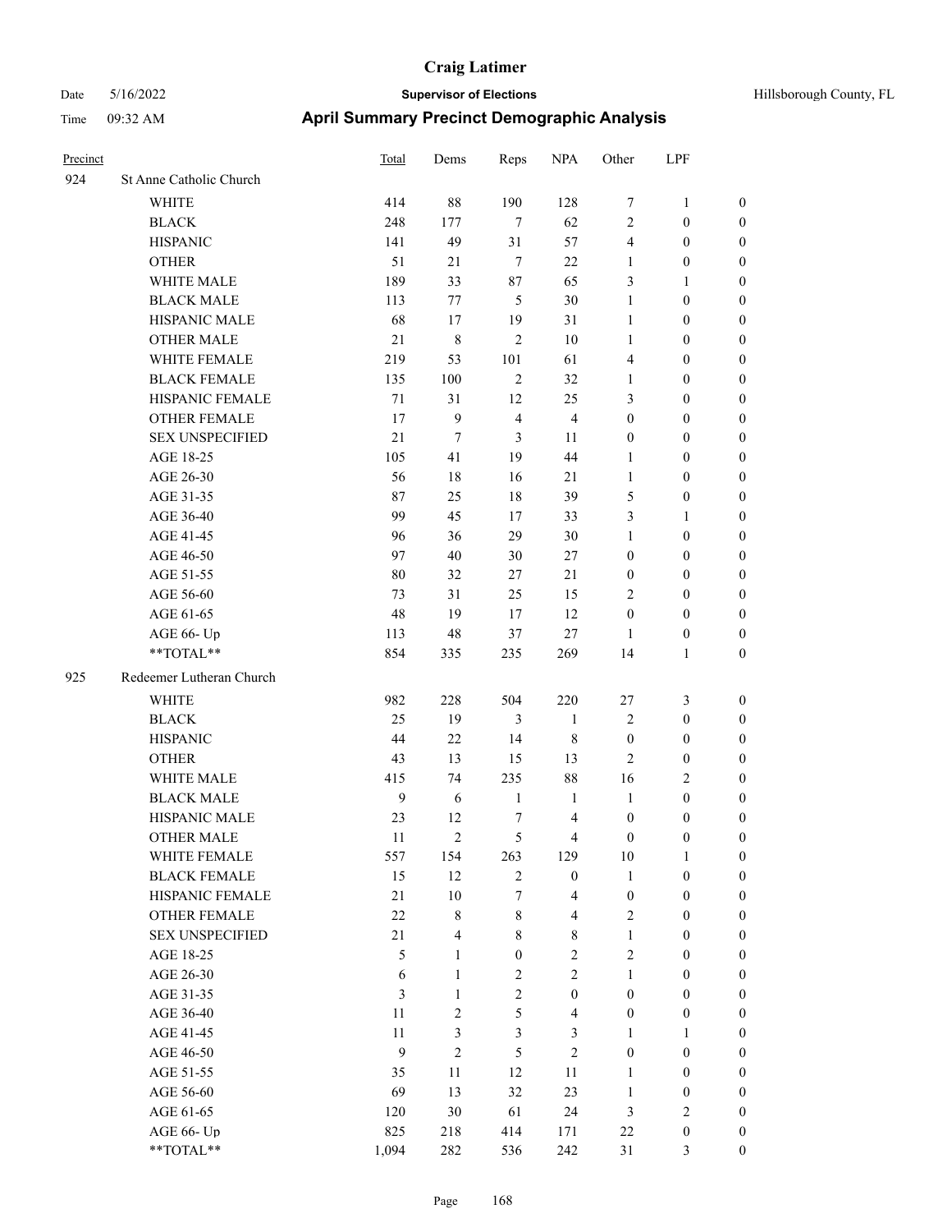# Craig Latimer

**Supervisor of Elections**

Date 5/16/2022 — Hillsborough County, FL

Time 09:32 AM

## April Summary Precinct Demographic Analysis

| Precinct | | Total | Dems | Reps | NPA | Other | LPF | |
|---|---|---|---|---|---|---|---|---|
| 924 | St Anne Catholic Church | | | | | | | |
| | WHITE | 414 | 88 | 190 | 128 | 7 | 1 | 0 |
| | BLACK | 248 | 177 | 7 | 62 | 2 | 0 | 0 |
| | HISPANIC | 141 | 49 | 31 | 57 | 4 | 0 | 0 |
| | OTHER | 51 | 21 | 7 | 22 | 1 | 0 | 0 |
| | WHITE MALE | 189 | 33 | 87 | 65 | 3 | 1 | 0 |
| | BLACK MALE | 113 | 77 | 5 | 30 | 1 | 0 | 0 |
| | HISPANIC MALE | 68 | 17 | 19 | 31 | 1 | 0 | 0 |
| | OTHER MALE | 21 | 8 | 2 | 10 | 1 | 0 | 0 |
| | WHITE FEMALE | 219 | 53 | 101 | 61 | 4 | 0 | 0 |
| | BLACK FEMALE | 135 | 100 | 2 | 32 | 1 | 0 | 0 |
| | HISPANIC FEMALE | 71 | 31 | 12 | 25 | 3 | 0 | 0 |
| | OTHER FEMALE | 17 | 9 | 4 | 4 | 0 | 0 | 0 |
| | SEX UNSPECIFIED | 21 | 7 | 3 | 11 | 0 | 0 | 0 |
| | AGE 18-25 | 105 | 41 | 19 | 44 | 1 | 0 | 0 |
| | AGE 26-30 | 56 | 18 | 16 | 21 | 1 | 0 | 0 |
| | AGE 31-35 | 87 | 25 | 18 | 39 | 5 | 0 | 0 |
| | AGE 36-40 | 99 | 45 | 17 | 33 | 3 | 1 | 0 |
| | AGE 41-45 | 96 | 36 | 29 | 30 | 1 | 0 | 0 |
| | AGE 46-50 | 97 | 40 | 30 | 27 | 0 | 0 | 0 |
| | AGE 51-55 | 80 | 32 | 27 | 21 | 0 | 0 | 0 |
| | AGE 56-60 | 73 | 31 | 25 | 15 | 2 | 0 | 0 |
| | AGE 61-65 | 48 | 19 | 17 | 12 | 0 | 0 | 0 |
| | AGE 66- Up | 113 | 48 | 37 | 27 | 1 | 0 | 0 |
| | **TOTAL** | 854 | 335 | 235 | 269 | 14 | 1 | 0 |
| 925 | Redeemer Lutheran Church | | | | | | | |
| | WHITE | 982 | 228 | 504 | 220 | 27 | 3 | 0 |
| | BLACK | 25 | 19 | 3 | 1 | 2 | 0 | 0 |
| | HISPANIC | 44 | 22 | 14 | 8 | 0 | 0 | 0 |
| | OTHER | 43 | 13 | 15 | 13 | 2 | 0 | 0 |
| | WHITE MALE | 415 | 74 | 235 | 88 | 16 | 2 | 0 |
| | BLACK MALE | 9 | 6 | 1 | 1 | 1 | 0 | 0 |
| | HISPANIC MALE | 23 | 12 | 7 | 4 | 0 | 0 | 0 |
| | OTHER MALE | 11 | 2 | 5 | 4 | 0 | 0 | 0 |
| | WHITE FEMALE | 557 | 154 | 263 | 129 | 10 | 1 | 0 |
| | BLACK FEMALE | 15 | 12 | 2 | 0 | 1 | 0 | 0 |
| | HISPANIC FEMALE | 21 | 10 | 7 | 4 | 0 | 0 | 0 |
| | OTHER FEMALE | 22 | 8 | 8 | 4 | 2 | 0 | 0 |
| | SEX UNSPECIFIED | 21 | 4 | 8 | 8 | 1 | 0 | 0 |
| | AGE 18-25 | 5 | 1 | 0 | 2 | 2 | 0 | 0 |
| | AGE 26-30 | 6 | 1 | 2 | 2 | 1 | 0 | 0 |
| | AGE 31-35 | 3 | 1 | 2 | 0 | 0 | 0 | 0 |
| | AGE 36-40 | 11 | 2 | 5 | 4 | 0 | 0 | 0 |
| | AGE 41-45 | 11 | 3 | 3 | 3 | 1 | 1 | 0 |
| | AGE 46-50 | 9 | 2 | 5 | 2 | 0 | 0 | 0 |
| | AGE 51-55 | 35 | 11 | 12 | 11 | 1 | 0 | 0 |
| | AGE 56-60 | 69 | 13 | 32 | 23 | 1 | 0 | 0 |
| | AGE 61-65 | 120 | 30 | 61 | 24 | 3 | 2 | 0 |
| | AGE 66- Up | 825 | 218 | 414 | 171 | 22 | 0 | 0 |
| | **TOTAL** | 1,094 | 282 | 536 | 242 | 31 | 3 | 0 |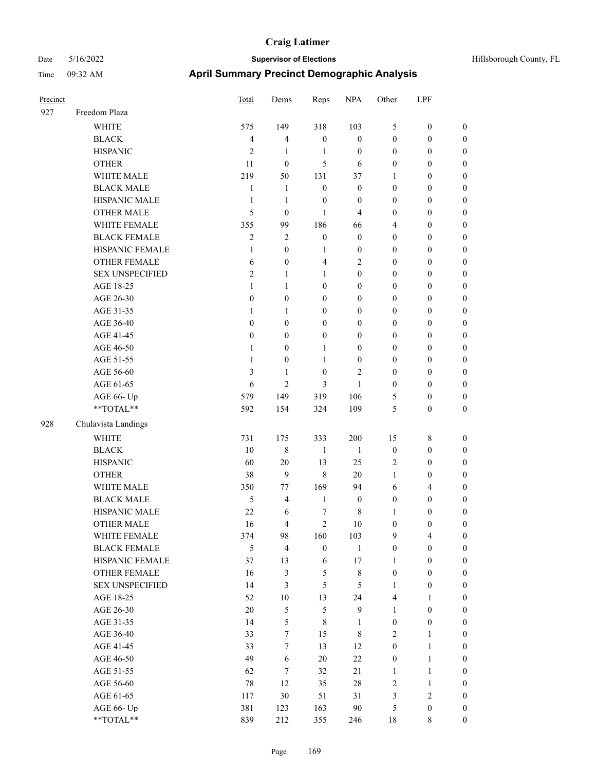# Craig Latimer

**Supervisor of Elections**

Date 5/16/2022 — Hillsborough County, FL

Time 09:32 AM

## April Summary Precinct Demographic Analysis

| Precinct | | Total | Dems | Reps | NPA | Other | LPF | |
|---|---|---|---|---|---|---|---|---|
| 927 | Freedom Plaza | | | | | | | |
| | WHITE | 575 | 149 | 318 | 103 | 5 | 0 | 0 |
| | BLACK | 4 | 4 | 0 | 0 | 0 | 0 | 0 |
| | HISPANIC | 2 | 1 | 1 | 0 | 0 | 0 | 0 |
| | OTHER | 11 | 0 | 5 | 6 | 0 | 0 | 0 |
| | WHITE MALE | 219 | 50 | 131 | 37 | 1 | 0 | 0 |
| | BLACK MALE | 1 | 1 | 0 | 0 | 0 | 0 | 0 |
| | HISPANIC MALE | 1 | 1 | 0 | 0 | 0 | 0 | 0 |
| | OTHER MALE | 5 | 0 | 1 | 4 | 0 | 0 | 0 |
| | WHITE FEMALE | 355 | 99 | 186 | 66 | 4 | 0 | 0 |
| | BLACK FEMALE | 2 | 2 | 0 | 0 | 0 | 0 | 0 |
| | HISPANIC FEMALE | 1 | 0 | 1 | 0 | 0 | 0 | 0 |
| | OTHER FEMALE | 6 | 0 | 4 | 2 | 0 | 0 | 0 |
| | SEX UNSPECIFIED | 2 | 1 | 1 | 0 | 0 | 0 | 0 |
| | AGE 18-25 | 1 | 1 | 0 | 0 | 0 | 0 | 0 |
| | AGE 26-30 | 0 | 0 | 0 | 0 | 0 | 0 | 0 |
| | AGE 31-35 | 1 | 1 | 0 | 0 | 0 | 0 | 0 |
| | AGE 36-40 | 0 | 0 | 0 | 0 | 0 | 0 | 0 |
| | AGE 41-45 | 0 | 0 | 0 | 0 | 0 | 0 | 0 |
| | AGE 46-50 | 1 | 0 | 1 | 0 | 0 | 0 | 0 |
| | AGE 51-55 | 1 | 0 | 1 | 0 | 0 | 0 | 0 |
| | AGE 56-60 | 3 | 1 | 0 | 2 | 0 | 0 | 0 |
| | AGE 61-65 | 6 | 2 | 3 | 1 | 0 | 0 | 0 |
| | AGE 66- Up | 579 | 149 | 319 | 106 | 5 | 0 | 0 |
| | **TOTAL** | 592 | 154 | 324 | 109 | 5 | 0 | 0 |
| 928 | Chulavista Landings | | | | | | | |
| | WHITE | 731 | 175 | 333 | 200 | 15 | 8 | 0 |
| | BLACK | 10 | 8 | 1 | 1 | 0 | 0 | 0 |
| | HISPANIC | 60 | 20 | 13 | 25 | 2 | 0 | 0 |
| | OTHER | 38 | 9 | 8 | 20 | 1 | 0 | 0 |
| | WHITE MALE | 350 | 77 | 169 | 94 | 6 | 4 | 0 |
| | BLACK MALE | 5 | 4 | 1 | 0 | 0 | 0 | 0 |
| | HISPANIC MALE | 22 | 6 | 7 | 8 | 1 | 0 | 0 |
| | OTHER MALE | 16 | 4 | 2 | 10 | 0 | 0 | 0 |
| | WHITE FEMALE | 374 | 98 | 160 | 103 | 9 | 4 | 0 |
| | BLACK FEMALE | 5 | 4 | 0 | 1 | 0 | 0 | 0 |
| | HISPANIC FEMALE | 37 | 13 | 6 | 17 | 1 | 0 | 0 |
| | OTHER FEMALE | 16 | 3 | 5 | 8 | 0 | 0 | 0 |
| | SEX UNSPECIFIED | 14 | 3 | 5 | 5 | 1 | 0 | 0 |
| | AGE 18-25 | 52 | 10 | 13 | 24 | 4 | 1 | 0 |
| | AGE 26-30 | 20 | 5 | 5 | 9 | 1 | 0 | 0 |
| | AGE 31-35 | 14 | 5 | 8 | 1 | 0 | 0 | 0 |
| | AGE 36-40 | 33 | 7 | 15 | 8 | 2 | 1 | 0 |
| | AGE 41-45 | 33 | 7 | 13 | 12 | 0 | 1 | 0 |
| | AGE 46-50 | 49 | 6 | 20 | 22 | 0 | 1 | 0 |
| | AGE 51-55 | 62 | 7 | 32 | 21 | 1 | 1 | 0 |
| | AGE 56-60 | 78 | 12 | 35 | 28 | 2 | 1 | 0 |
| | AGE 61-65 | 117 | 30 | 51 | 31 | 3 | 2 | 0 |
| | AGE 66- Up | 381 | 123 | 163 | 90 | 5 | 0 | 0 |
| | **TOTAL** | 839 | 212 | 355 | 246 | 18 | 8 | 0 |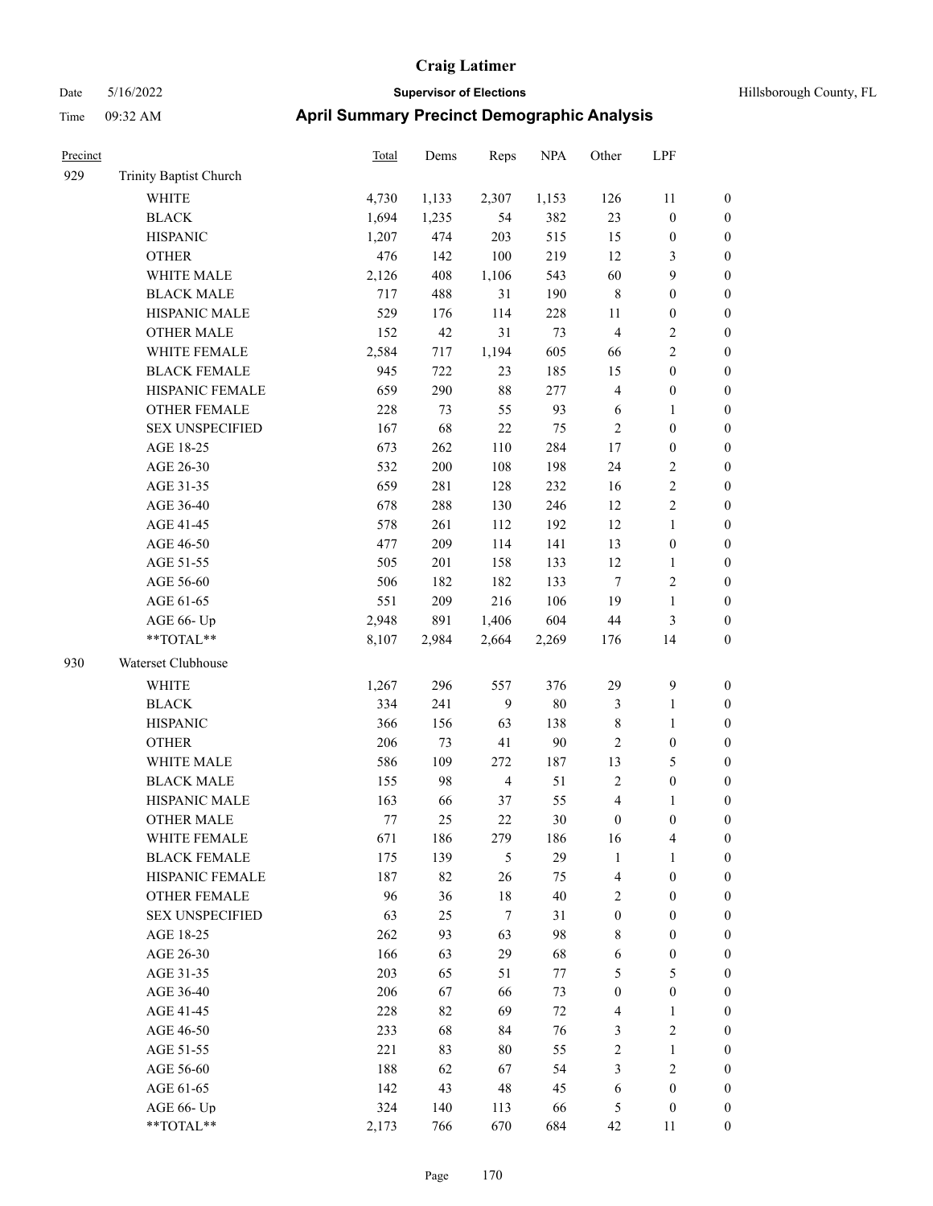# Craig Latimer

Date 5/16/2022 | **Supervisor of Elections** | Hillsborough County, FL

Time 09:32 AM | **April Summary Precinct Demographic Analysis**

| Precinct | | Total | Dems | Reps | NPA | Other | LPF | |
|---|---|---|---|---|---|---|---|---|
| 929 | Trinity Baptist Church | | | | | | | |
| | WHITE | 4,730 | 1,133 | 2,307 | 1,153 | 126 | 11 | 0 |
| | BLACK | 1,694 | 1,235 | 54 | 382 | 23 | 0 | 0 |
| | HISPANIC | 1,207 | 474 | 203 | 515 | 15 | 0 | 0 |
| | OTHER | 476 | 142 | 100 | 219 | 12 | 3 | 0 |
| | WHITE MALE | 2,126 | 408 | 1,106 | 543 | 60 | 9 | 0 |
| | BLACK MALE | 717 | 488 | 31 | 190 | 8 | 0 | 0 |
| | HISPANIC MALE | 529 | 176 | 114 | 228 | 11 | 0 | 0 |
| | OTHER MALE | 152 | 42 | 31 | 73 | 4 | 2 | 0 |
| | WHITE FEMALE | 2,584 | 717 | 1,194 | 605 | 66 | 2 | 0 |
| | BLACK FEMALE | 945 | 722 | 23 | 185 | 15 | 0 | 0 |
| | HISPANIC FEMALE | 659 | 290 | 88 | 277 | 4 | 0 | 0 |
| | OTHER FEMALE | 228 | 73 | 55 | 93 | 6 | 1 | 0 |
| | SEX UNSPECIFIED | 167 | 68 | 22 | 75 | 2 | 0 | 0 |
| | AGE 18-25 | 673 | 262 | 110 | 284 | 17 | 0 | 0 |
| | AGE 26-30 | 532 | 200 | 108 | 198 | 24 | 2 | 0 |
| | AGE 31-35 | 659 | 281 | 128 | 232 | 16 | 2 | 0 |
| | AGE 36-40 | 678 | 288 | 130 | 246 | 12 | 2 | 0 |
| | AGE 41-45 | 578 | 261 | 112 | 192 | 12 | 1 | 0 |
| | AGE 46-50 | 477 | 209 | 114 | 141 | 13 | 0 | 0 |
| | AGE 51-55 | 505 | 201 | 158 | 133 | 12 | 1 | 0 |
| | AGE 56-60 | 506 | 182 | 182 | 133 | 7 | 2 | 0 |
| | AGE 61-65 | 551 | 209 | 216 | 106 | 19 | 1 | 0 |
| | AGE 66- Up | 2,948 | 891 | 1,406 | 604 | 44 | 3 | 0 |
| | **TOTAL** | 8,107 | 2,984 | 2,664 | 2,269 | 176 | 14 | 0 |
| 930 | Waterset Clubhouse | | | | | | | |
| | WHITE | 1,267 | 296 | 557 | 376 | 29 | 9 | 0 |
| | BLACK | 334 | 241 | 9 | 80 | 3 | 1 | 0 |
| | HISPANIC | 366 | 156 | 63 | 138 | 8 | 1 | 0 |
| | OTHER | 206 | 73 | 41 | 90 | 2 | 0 | 0 |
| | WHITE MALE | 586 | 109 | 272 | 187 | 13 | 5 | 0 |
| | BLACK MALE | 155 | 98 | 4 | 51 | 2 | 0 | 0 |
| | HISPANIC MALE | 163 | 66 | 37 | 55 | 4 | 1 | 0 |
| | OTHER MALE | 77 | 25 | 22 | 30 | 0 | 0 | 0 |
| | WHITE FEMALE | 671 | 186 | 279 | 186 | 16 | 4 | 0 |
| | BLACK FEMALE | 175 | 139 | 5 | 29 | 1 | 1 | 0 |
| | HISPANIC FEMALE | 187 | 82 | 26 | 75 | 4 | 0 | 0 |
| | OTHER FEMALE | 96 | 36 | 18 | 40 | 2 | 0 | 0 |
| | SEX UNSPECIFIED | 63 | 25 | 7 | 31 | 0 | 0 | 0 |
| | AGE 18-25 | 262 | 93 | 63 | 98 | 8 | 0 | 0 |
| | AGE 26-30 | 166 | 63 | 29 | 68 | 6 | 0 | 0 |
| | AGE 31-35 | 203 | 65 | 51 | 77 | 5 | 5 | 0 |
| | AGE 36-40 | 206 | 67 | 66 | 73 | 0 | 0 | 0 |
| | AGE 41-45 | 228 | 82 | 69 | 72 | 4 | 1 | 0 |
| | AGE 46-50 | 233 | 68 | 84 | 76 | 3 | 2 | 0 |
| | AGE 51-55 | 221 | 83 | 80 | 55 | 2 | 1 | 0 |
| | AGE 56-60 | 188 | 62 | 67 | 54 | 3 | 2 | 0 |
| | AGE 61-65 | 142 | 43 | 48 | 45 | 6 | 0 | 0 |
| | AGE 66- Up | 324 | 140 | 113 | 66 | 5 | 0 | 0 |
| | **TOTAL** | 2,173 | 766 | 670 | 684 | 42 | 11 | 0 |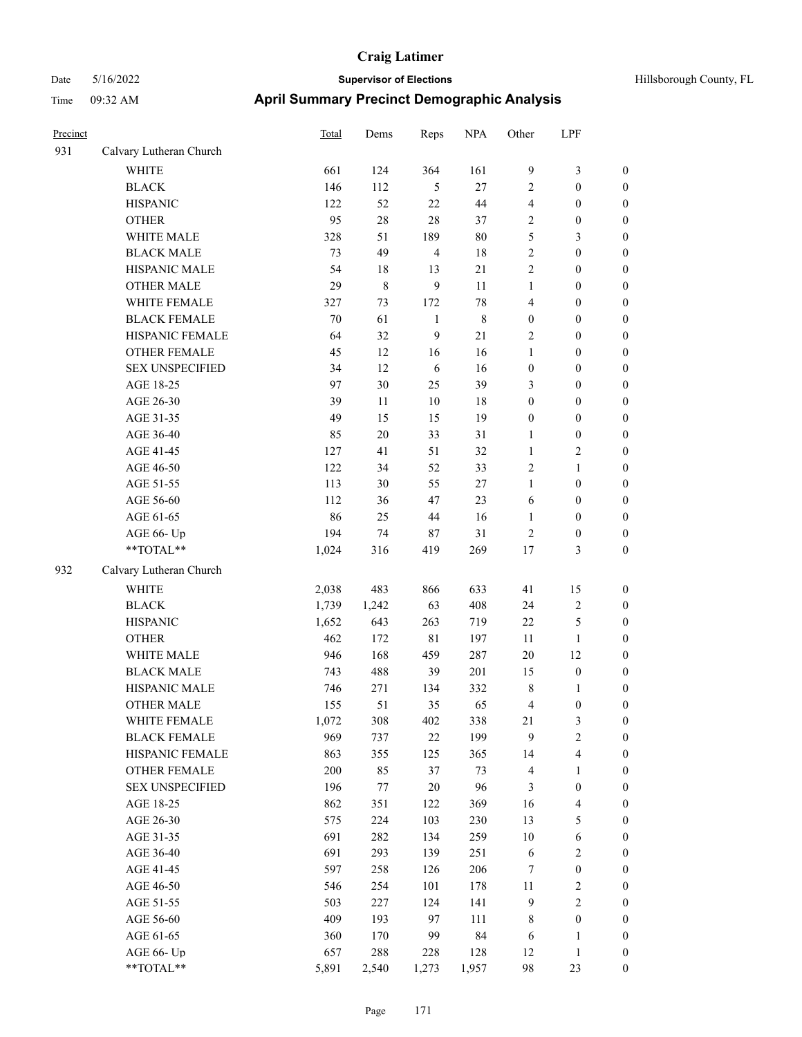**April Summary Precinct Demographic Analysis**

| Precinct | | Total | Dems | Reps | NPA | Other | LPF | |
|---|---|---|---|---|---|---|---|---|
| 931 | Calvary Lutheran Church | | | | | | | |
| | WHITE | 661 | 124 | 364 | 161 | 9 | 3 | 0 |
| | BLACK | 146 | 112 | 5 | 27 | 2 | 0 | 0 |
| | HISPANIC | 122 | 52 | 22 | 44 | 4 | 0 | 0 |
| | OTHER | 95 | 28 | 28 | 37 | 2 | 0 | 0 |
| | WHITE MALE | 328 | 51 | 189 | 80 | 5 | 3 | 0 |
| | BLACK MALE | 73 | 49 | 4 | 18 | 2 | 0 | 0 |
| | HISPANIC MALE | 54 | 18 | 13 | 21 | 2 | 0 | 0 |
| | OTHER MALE | 29 | 8 | 9 | 11 | 1 | 0 | 0 |
| | WHITE FEMALE | 327 | 73 | 172 | 78 | 4 | 0 | 0 |
| | BLACK FEMALE | 70 | 61 | 1 | 8 | 0 | 0 | 0 |
| | HISPANIC FEMALE | 64 | 32 | 9 | 21 | 2 | 0 | 0 |
| | OTHER FEMALE | 45 | 12 | 16 | 16 | 1 | 0 | 0 |
| | SEX UNSPECIFIED | 34 | 12 | 6 | 16 | 0 | 0 | 0 |
| | AGE 18-25 | 97 | 30 | 25 | 39 | 3 | 0 | 0 |
| | AGE 26-30 | 39 | 11 | 10 | 18 | 0 | 0 | 0 |
| | AGE 31-35 | 49 | 15 | 15 | 19 | 0 | 0 | 0 |
| | AGE 36-40 | 85 | 20 | 33 | 31 | 1 | 0 | 0 |
| | AGE 41-45 | 127 | 41 | 51 | 32 | 1 | 2 | 0 |
| | AGE 46-50 | 122 | 34 | 52 | 33 | 2 | 1 | 0 |
| | AGE 51-55 | 113 | 30 | 55 | 27 | 1 | 0 | 0 |
| | AGE 56-60 | 112 | 36 | 47 | 23 | 6 | 0 | 0 |
| | AGE 61-65 | 86 | 25 | 44 | 16 | 1 | 0 | 0 |
| | AGE 66- Up | 194 | 74 | 87 | 31 | 2 | 0 | 0 |
| | **TOTAL** | 1,024 | 316 | 419 | 269 | 17 | 3 | 0 |
| 932 | Calvary Lutheran Church | | | | | | | |
| | WHITE | 2,038 | 483 | 866 | 633 | 41 | 15 | 0 |
| | BLACK | 1,739 | 1,242 | 63 | 408 | 24 | 2 | 0 |
| | HISPANIC | 1,652 | 643 | 263 | 719 | 22 | 5 | 0 |
| | OTHER | 462 | 172 | 81 | 197 | 11 | 1 | 0 |
| | WHITE MALE | 946 | 168 | 459 | 287 | 20 | 12 | 0 |
| | BLACK MALE | 743 | 488 | 39 | 201 | 15 | 0 | 0 |
| | HISPANIC MALE | 746 | 271 | 134 | 332 | 8 | 1 | 0 |
| | OTHER MALE | 155 | 51 | 35 | 65 | 4 | 0 | 0 |
| | WHITE FEMALE | 1,072 | 308 | 402 | 338 | 21 | 3 | 0 |
| | BLACK FEMALE | 969 | 737 | 22 | 199 | 9 | 2 | 0 |
| | HISPANIC FEMALE | 863 | 355 | 125 | 365 | 14 | 4 | 0 |
| | OTHER FEMALE | 200 | 85 | 37 | 73 | 4 | 1 | 0 |
| | SEX UNSPECIFIED | 196 | 77 | 20 | 96 | 3 | 0 | 0 |
| | AGE 18-25 | 862 | 351 | 122 | 369 | 16 | 4 | 0 |
| | AGE 26-30 | 575 | 224 | 103 | 230 | 13 | 5 | 0 |
| | AGE 31-35 | 691 | 282 | 134 | 259 | 10 | 6 | 0 |
| | AGE 36-40 | 691 | 293 | 139 | 251 | 6 | 2 | 0 |
| | AGE 41-45 | 597 | 258 | 126 | 206 | 7 | 0 | 0 |
| | AGE 46-50 | 546 | 254 | 101 | 178 | 11 | 2 | 0 |
| | AGE 51-55 | 503 | 227 | 124 | 141 | 9 | 2 | 0 |
| | AGE 56-60 | 409 | 193 | 97 | 111 | 8 | 0 | 0 |
| | AGE 61-65 | 360 | 170 | 99 | 84 | 6 | 1 | 0 |
| | AGE 66- Up | 657 | 288 | 228 | 128 | 12 | 1 | 0 |
| | **TOTAL** | 5,891 | 2,540 | 1,273 | 1,957 | 98 | 23 | 0 |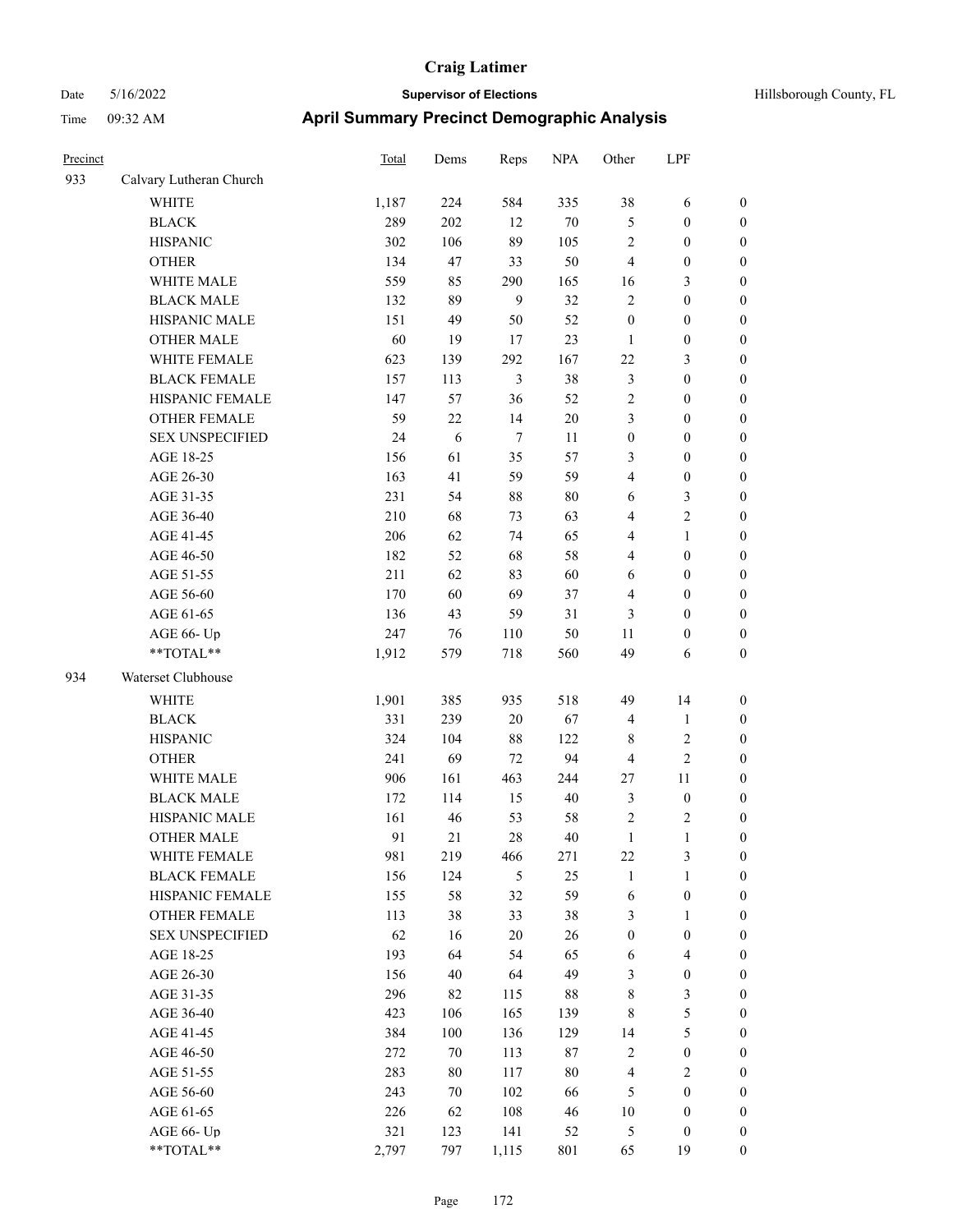| Precinct | | Total | Dems | Reps | NPA | Other | LPF | |
|---|---|---|---|---|---|---|---|---|
| 933 | Calvary Lutheran Church | | | | | | | |
| | WHITE | 1,187 | 224 | 584 | 335 | 38 | 6 | 0 |
| | BLACK | 289 | 202 | 12 | 70 | 5 | 0 | 0 |
| | HISPANIC | 302 | 106 | 89 | 105 | 2 | 0 | 0 |
| | OTHER | 134 | 47 | 33 | 50 | 4 | 0 | 0 |
| | WHITE MALE | 559 | 85 | 290 | 165 | 16 | 3 | 0 |
| | BLACK MALE | 132 | 89 | 9 | 32 | 2 | 0 | 0 |
| | HISPANIC MALE | 151 | 49 | 50 | 52 | 0 | 0 | 0 |
| | OTHER MALE | 60 | 19 | 17 | 23 | 1 | 0 | 0 |
| | WHITE FEMALE | 623 | 139 | 292 | 167 | 22 | 3 | 0 |
| | BLACK FEMALE | 157 | 113 | 3 | 38 | 3 | 0 | 0 |
| | HISPANIC FEMALE | 147 | 57 | 36 | 52 | 2 | 0 | 0 |
| | OTHER FEMALE | 59 | 22 | 14 | 20 | 3 | 0 | 0 |
| | SEX UNSPECIFIED | 24 | 6 | 7 | 11 | 0 | 0 | 0 |
| | AGE 18-25 | 156 | 61 | 35 | 57 | 3 | 0 | 0 |
| | AGE 26-30 | 163 | 41 | 59 | 59 | 4 | 0 | 0 |
| | AGE 31-35 | 231 | 54 | 88 | 80 | 6 | 3 | 0 |
| | AGE 36-40 | 210 | 68 | 73 | 63 | 4 | 2 | 0 |
| | AGE 41-45 | 206 | 62 | 74 | 65 | 4 | 1 | 0 |
| | AGE 46-50 | 182 | 52 | 68 | 58 | 4 | 0 | 0 |
| | AGE 51-55 | 211 | 62 | 83 | 60 | 6 | 0 | 0 |
| | AGE 56-60 | 170 | 60 | 69 | 37 | 4 | 0 | 0 |
| | AGE 61-65 | 136 | 43 | 59 | 31 | 3 | 0 | 0 |
| | AGE 66- Up | 247 | 76 | 110 | 50 | 11 | 0 | 0 |
| | **TOTAL** | 1,912 | 579 | 718 | 560 | 49 | 6 | 0 |
| 934 | Waterset Clubhouse | | | | | | | |
| | WHITE | 1,901 | 385 | 935 | 518 | 49 | 14 | 0 |
| | BLACK | 331 | 239 | 20 | 67 | 4 | 1 | 0 |
| | HISPANIC | 324 | 104 | 88 | 122 | 8 | 2 | 0 |
| | OTHER | 241 | 69 | 72 | 94 | 4 | 2 | 0 |
| | WHITE MALE | 906 | 161 | 463 | 244 | 27 | 11 | 0 |
| | BLACK MALE | 172 | 114 | 15 | 40 | 3 | 0 | 0 |
| | HISPANIC MALE | 161 | 46 | 53 | 58 | 2 | 2 | 0 |
| | OTHER MALE | 91 | 21 | 28 | 40 | 1 | 1 | 0 |
| | WHITE FEMALE | 981 | 219 | 466 | 271 | 22 | 3 | 0 |
| | BLACK FEMALE | 156 | 124 | 5 | 25 | 1 | 1 | 0 |
| | HISPANIC FEMALE | 155 | 58 | 32 | 59 | 6 | 0 | 0 |
| | OTHER FEMALE | 113 | 38 | 33 | 38 | 3 | 1 | 0 |
| | SEX UNSPECIFIED | 62 | 16 | 20 | 26 | 0 | 0 | 0 |
| | AGE 18-25 | 193 | 64 | 54 | 65 | 6 | 4 | 0 |
| | AGE 26-30 | 156 | 40 | 64 | 49 | 3 | 0 | 0 |
| | AGE 31-35 | 296 | 82 | 115 | 88 | 8 | 3 | 0 |
| | AGE 36-40 | 423 | 106 | 165 | 139 | 8 | 5 | 0 |
| | AGE 41-45 | 384 | 100 | 136 | 129 | 14 | 5 | 0 |
| | AGE 46-50 | 272 | 70 | 113 | 87 | 2 | 0 | 0 |
| | AGE 51-55 | 283 | 80 | 117 | 80 | 4 | 2 | 0 |
| | AGE 56-60 | 243 | 70 | 102 | 66 | 5 | 0 | 0 |
| | AGE 61-65 | 226 | 62 | 108 | 46 | 10 | 0 | 0 |
| | AGE 66- Up | 321 | 123 | 141 | 52 | 5 | 0 | 0 |
| | **TOTAL** | 2,797 | 797 | 1,115 | 801 | 65 | 19 | 0 |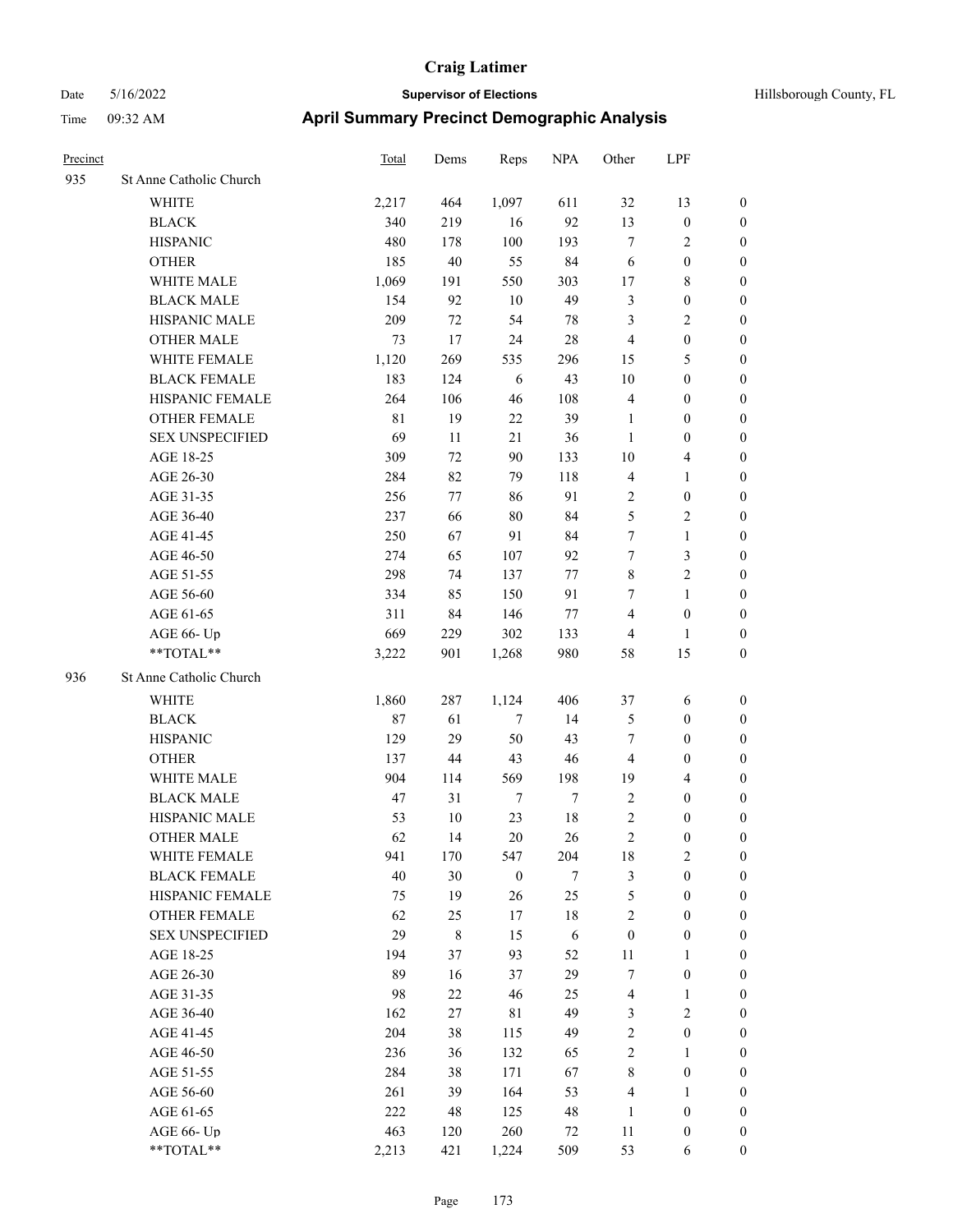# Craig Latimer

**Supervisor of Elections**

Date 5/16/2022 — Hillsborough County, FL

Time 09:32 AM

## April Summary Precinct Demographic Analysis

| Precinct | | Total | Dems | Reps | NPA | Other | LPF | |
|---|---|---|---|---|---|---|---|---|
| 935 | St Anne Catholic Church | | | | | | | |
| | WHITE | 2,217 | 464 | 1,097 | 611 | 32 | 13 | 0 |
| | BLACK | 340 | 219 | 16 | 92 | 13 | 0 | 0 |
| | HISPANIC | 480 | 178 | 100 | 193 | 7 | 2 | 0 |
| | OTHER | 185 | 40 | 55 | 84 | 6 | 0 | 0 |
| | WHITE MALE | 1,069 | 191 | 550 | 303 | 17 | 8 | 0 |
| | BLACK MALE | 154 | 92 | 10 | 49 | 3 | 0 | 0 |
| | HISPANIC MALE | 209 | 72 | 54 | 78 | 3 | 2 | 0 |
| | OTHER MALE | 73 | 17 | 24 | 28 | 4 | 0 | 0 |
| | WHITE FEMALE | 1,120 | 269 | 535 | 296 | 15 | 5 | 0 |
| | BLACK FEMALE | 183 | 124 | 6 | 43 | 10 | 0 | 0 |
| | HISPANIC FEMALE | 264 | 106 | 46 | 108 | 4 | 0 | 0 |
| | OTHER FEMALE | 81 | 19 | 22 | 39 | 1 | 0 | 0 |
| | SEX UNSPECIFIED | 69 | 11 | 21 | 36 | 1 | 0 | 0 |
| | AGE 18-25 | 309 | 72 | 90 | 133 | 10 | 4 | 0 |
| | AGE 26-30 | 284 | 82 | 79 | 118 | 4 | 1 | 0 |
| | AGE 31-35 | 256 | 77 | 86 | 91 | 2 | 0 | 0 |
| | AGE 36-40 | 237 | 66 | 80 | 84 | 5 | 2 | 0 |
| | AGE 41-45 | 250 | 67 | 91 | 84 | 7 | 1 | 0 |
| | AGE 46-50 | 274 | 65 | 107 | 92 | 7 | 3 | 0 |
| | AGE 51-55 | 298 | 74 | 137 | 77 | 8 | 2 | 0 |
| | AGE 56-60 | 334 | 85 | 150 | 91 | 7 | 1 | 0 |
| | AGE 61-65 | 311 | 84 | 146 | 77 | 4 | 0 | 0 |
| | AGE 66- Up | 669 | 229 | 302 | 133 | 4 | 1 | 0 |
| | **TOTAL** | 3,222 | 901 | 1,268 | 980 | 58 | 15 | 0 |
| 936 | St Anne Catholic Church | | | | | | | |
| | WHITE | 1,860 | 287 | 1,124 | 406 | 37 | 6 | 0 |
| | BLACK | 87 | 61 | 7 | 14 | 5 | 0 | 0 |
| | HISPANIC | 129 | 29 | 50 | 43 | 7 | 0 | 0 |
| | OTHER | 137 | 44 | 43 | 46 | 4 | 0 | 0 |
| | WHITE MALE | 904 | 114 | 569 | 198 | 19 | 4 | 0 |
| | BLACK MALE | 47 | 31 | 7 | 7 | 2 | 0 | 0 |
| | HISPANIC MALE | 53 | 10 | 23 | 18 | 2 | 0 | 0 |
| | OTHER MALE | 62 | 14 | 20 | 26 | 2 | 0 | 0 |
| | WHITE FEMALE | 941 | 170 | 547 | 204 | 18 | 2 | 0 |
| | BLACK FEMALE | 40 | 30 | 0 | 7 | 3 | 0 | 0 |
| | HISPANIC FEMALE | 75 | 19 | 26 | 25 | 5 | 0 | 0 |
| | OTHER FEMALE | 62 | 25 | 17 | 18 | 2 | 0 | 0 |
| | SEX UNSPECIFIED | 29 | 8 | 15 | 6 | 0 | 0 | 0 |
| | AGE 18-25 | 194 | 37 | 93 | 52 | 11 | 1 | 0 |
| | AGE 26-30 | 89 | 16 | 37 | 29 | 7 | 0 | 0 |
| | AGE 31-35 | 98 | 22 | 46 | 25 | 4 | 1 | 0 |
| | AGE 36-40 | 162 | 27 | 81 | 49 | 3 | 2 | 0 |
| | AGE 41-45 | 204 | 38 | 115 | 49 | 2 | 0 | 0 |
| | AGE 46-50 | 236 | 36 | 132 | 65 | 2 | 1 | 0 |
| | AGE 51-55 | 284 | 38 | 171 | 67 | 8 | 0 | 0 |
| | AGE 56-60 | 261 | 39 | 164 | 53 | 4 | 1 | 0 |
| | AGE 61-65 | 222 | 48 | 125 | 48 | 1 | 0 | 0 |
| | AGE 66- Up | 463 | 120 | 260 | 72 | 11 | 0 | 0 |
| | **TOTAL** | 2,213 | 421 | 1,224 | 509 | 53 | 6 | 0 |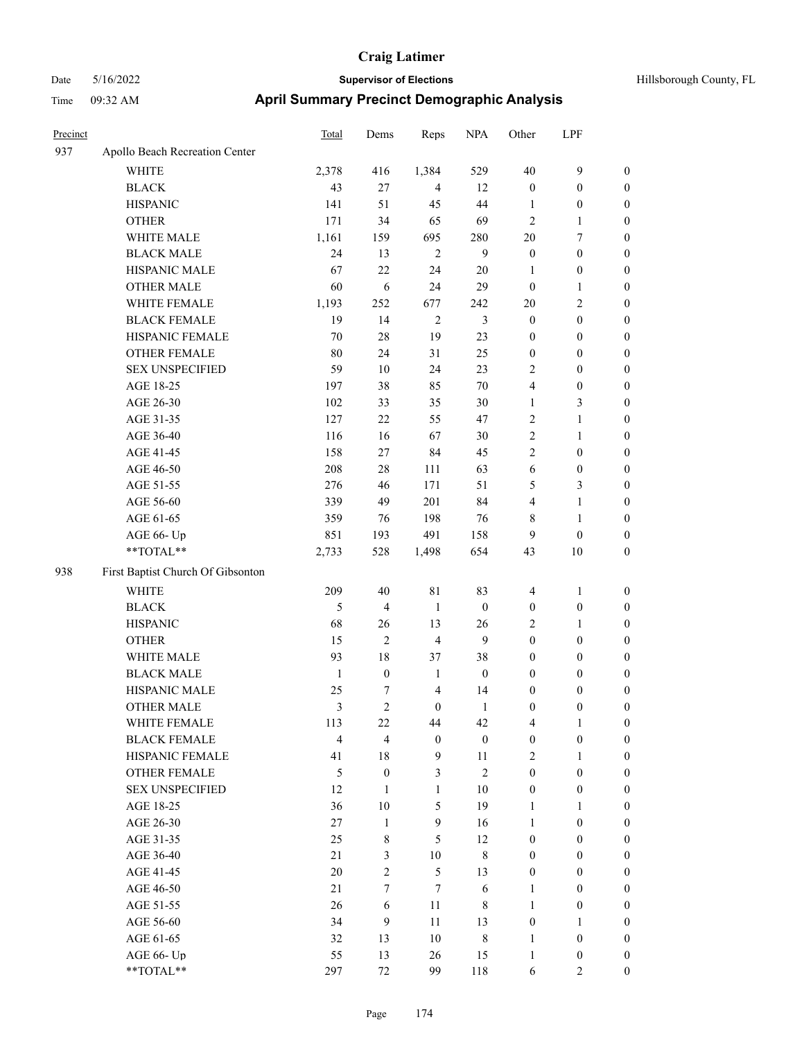# Craig Latimer

Date 5/16/2022 | **Supervisor of Elections** | Hillsborough County, FL

Time 09:32 AM | **April Summary Precinct Demographic Analysis**

| Precinct | | Total | Dems | Reps | NPA | Other | LPF | |
|---|---|---|---|---|---|---|---|---|
| 937 | Apollo Beach Recreation Center | | | | | | | |
| | WHITE | 2,378 | 416 | 1,384 | 529 | 40 | 9 | 0 |
| | BLACK | 43 | 27 | 4 | 12 | 0 | 0 | 0 |
| | HISPANIC | 141 | 51 | 45 | 44 | 1 | 0 | 0 |
| | OTHER | 171 | 34 | 65 | 69 | 2 | 1 | 0 |
| | WHITE MALE | 1,161 | 159 | 695 | 280 | 20 | 7 | 0 |
| | BLACK MALE | 24 | 13 | 2 | 9 | 0 | 0 | 0 |
| | HISPANIC MALE | 67 | 22 | 24 | 20 | 1 | 0 | 0 |
| | OTHER MALE | 60 | 6 | 24 | 29 | 0 | 1 | 0 |
| | WHITE FEMALE | 1,193 | 252 | 677 | 242 | 20 | 2 | 0 |
| | BLACK FEMALE | 19 | 14 | 2 | 3 | 0 | 0 | 0 |
| | HISPANIC FEMALE | 70 | 28 | 19 | 23 | 0 | 0 | 0 |
| | OTHER FEMALE | 80 | 24 | 31 | 25 | 0 | 0 | 0 |
| | SEX UNSPECIFIED | 59 | 10 | 24 | 23 | 2 | 0 | 0 |
| | AGE 18-25 | 197 | 38 | 85 | 70 | 4 | 0 | 0 |
| | AGE 26-30 | 102 | 33 | 35 | 30 | 1 | 3 | 0 |
| | AGE 31-35 | 127 | 22 | 55 | 47 | 2 | 1 | 0 |
| | AGE 36-40 | 116 | 16 | 67 | 30 | 2 | 1 | 0 |
| | AGE 41-45 | 158 | 27 | 84 | 45 | 2 | 0 | 0 |
| | AGE 46-50 | 208 | 28 | 111 | 63 | 6 | 0 | 0 |
| | AGE 51-55 | 276 | 46 | 171 | 51 | 5 | 3 | 0 |
| | AGE 56-60 | 339 | 49 | 201 | 84 | 4 | 1 | 0 |
| | AGE 61-65 | 359 | 76 | 198 | 76 | 8 | 1 | 0 |
| | AGE 66- Up | 851 | 193 | 491 | 158 | 9 | 0 | 0 |
| | **TOTAL** | 2,733 | 528 | 1,498 | 654 | 43 | 10 | 0 |
| 938 | First Baptist Church Of Gibsonton | | | | | | | |
| | WHITE | 209 | 40 | 81 | 83 | 4 | 1 | 0 |
| | BLACK | 5 | 4 | 1 | 0 | 0 | 0 | 0 |
| | HISPANIC | 68 | 26 | 13 | 26 | 2 | 1 | 0 |
| | OTHER | 15 | 2 | 4 | 9 | 0 | 0 | 0 |
| | WHITE MALE | 93 | 18 | 37 | 38 | 0 | 0 | 0 |
| | BLACK MALE | 1 | 0 | 1 | 0 | 0 | 0 | 0 |
| | HISPANIC MALE | 25 | 7 | 4 | 14 | 0 | 0 | 0 |
| | OTHER MALE | 3 | 2 | 0 | 1 | 0 | 0 | 0 |
| | WHITE FEMALE | 113 | 22 | 44 | 42 | 4 | 1 | 0 |
| | BLACK FEMALE | 4 | 4 | 0 | 0 | 0 | 0 | 0 |
| | HISPANIC FEMALE | 41 | 18 | 9 | 11 | 2 | 1 | 0 |
| | OTHER FEMALE | 5 | 0 | 3 | 2 | 0 | 0 | 0 |
| | SEX UNSPECIFIED | 12 | 1 | 1 | 10 | 0 | 0 | 0 |
| | AGE 18-25 | 36 | 10 | 5 | 19 | 1 | 1 | 0 |
| | AGE 26-30 | 27 | 1 | 9 | 16 | 1 | 0 | 0 |
| | AGE 31-35 | 25 | 8 | 5 | 12 | 0 | 0 | 0 |
| | AGE 36-40 | 21 | 3 | 10 | 8 | 0 | 0 | 0 |
| | AGE 41-45 | 20 | 2 | 5 | 13 | 0 | 0 | 0 |
| | AGE 46-50 | 21 | 7 | 7 | 6 | 1 | 0 | 0 |
| | AGE 51-55 | 26 | 6 | 11 | 8 | 1 | 0 | 0 |
| | AGE 56-60 | 34 | 9 | 11 | 13 | 0 | 1 | 0 |
| | AGE 61-65 | 32 | 13 | 10 | 8 | 1 | 0 | 0 |
| | AGE 66- Up | 55 | 13 | 26 | 15 | 1 | 0 | 0 |
| | **TOTAL** | 297 | 72 | 99 | 118 | 6 | 2 | 0 |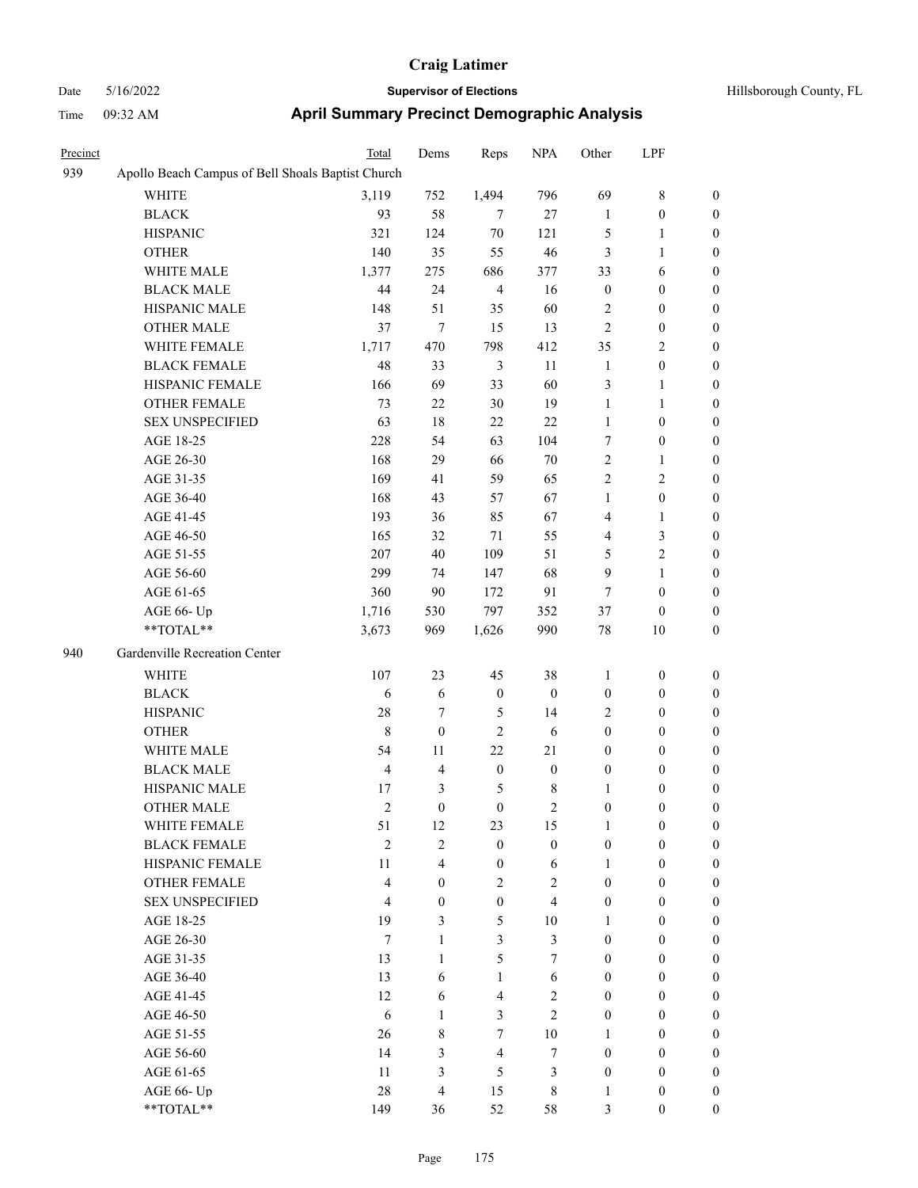# Craig Latimer

**Supervisor of Elections**

Date 5/16/2022 — Hillsborough County, FL

Time 09:32 AM

## April Summary Precinct Demographic Analysis

| Precinct | | Total | Dems | Reps | NPA | Other | LPF | |
|---|---|---|---|---|---|---|---|---|
| 939 | Apollo Beach Campus of Bell Shoals Baptist Church | | | | | | | |
| | WHITE | 3,119 | 752 | 1,494 | 796 | 69 | 8 | 0 |
| | BLACK | 93 | 58 | 7 | 27 | 1 | 0 | 0 |
| | HISPANIC | 321 | 124 | 70 | 121 | 5 | 1 | 0 |
| | OTHER | 140 | 35 | 55 | 46 | 3 | 1 | 0 |
| | WHITE MALE | 1,377 | 275 | 686 | 377 | 33 | 6 | 0 |
| | BLACK MALE | 44 | 24 | 4 | 16 | 0 | 0 | 0 |
| | HISPANIC MALE | 148 | 51 | 35 | 60 | 2 | 0 | 0 |
| | OTHER MALE | 37 | 7 | 15 | 13 | 2 | 0 | 0 |
| | WHITE FEMALE | 1,717 | 470 | 798 | 412 | 35 | 2 | 0 |
| | BLACK FEMALE | 48 | 33 | 3 | 11 | 1 | 0 | 0 |
| | HISPANIC FEMALE | 166 | 69 | 33 | 60 | 3 | 1 | 0 |
| | OTHER FEMALE | 73 | 22 | 30 | 19 | 1 | 1 | 0 |
| | SEX UNSPECIFIED | 63 | 18 | 22 | 22 | 1 | 0 | 0 |
| | AGE 18-25 | 228 | 54 | 63 | 104 | 7 | 0 | 0 |
| | AGE 26-30 | 168 | 29 | 66 | 70 | 2 | 1 | 0 |
| | AGE 31-35 | 169 | 41 | 59 | 65 | 2 | 2 | 0 |
| | AGE 36-40 | 168 | 43 | 57 | 67 | 1 | 0 | 0 |
| | AGE 41-45 | 193 | 36 | 85 | 67 | 4 | 1 | 0 |
| | AGE 46-50 | 165 | 32 | 71 | 55 | 4 | 3 | 0 |
| | AGE 51-55 | 207 | 40 | 109 | 51 | 5 | 2 | 0 |
| | AGE 56-60 | 299 | 74 | 147 | 68 | 9 | 1 | 0 |
| | AGE 61-65 | 360 | 90 | 172 | 91 | 7 | 0 | 0 |
| | AGE 66- Up | 1,716 | 530 | 797 | 352 | 37 | 0 | 0 |
| | **TOTAL** | 3,673 | 969 | 1,626 | 990 | 78 | 10 | 0 |
| 940 | Gardenville Recreation Center | | | | | | | |
| | WHITE | 107 | 23 | 45 | 38 | 1 | 0 | 0 |
| | BLACK | 6 | 6 | 0 | 0 | 0 | 0 | 0 |
| | HISPANIC | 28 | 7 | 5 | 14 | 2 | 0 | 0 |
| | OTHER | 8 | 0 | 2 | 6 | 0 | 0 | 0 |
| | WHITE MALE | 54 | 11 | 22 | 21 | 0 | 0 | 0 |
| | BLACK MALE | 4 | 4 | 0 | 0 | 0 | 0 | 0 |
| | HISPANIC MALE | 17 | 3 | 5 | 8 | 1 | 0 | 0 |
| | OTHER MALE | 2 | 0 | 0 | 2 | 0 | 0 | 0 |
| | WHITE FEMALE | 51 | 12 | 23 | 15 | 1 | 0 | 0 |
| | BLACK FEMALE | 2 | 2 | 0 | 0 | 0 | 0 | 0 |
| | HISPANIC FEMALE | 11 | 4 | 0 | 6 | 1 | 0 | 0 |
| | OTHER FEMALE | 4 | 0 | 2 | 2 | 0 | 0 | 0 |
| | SEX UNSPECIFIED | 4 | 0 | 0 | 4 | 0 | 0 | 0 |
| | AGE 18-25 | 19 | 3 | 5 | 10 | 1 | 0 | 0 |
| | AGE 26-30 | 7 | 1 | 3 | 3 | 0 | 0 | 0 |
| | AGE 31-35 | 13 | 1 | 5 | 7 | 0 | 0 | 0 |
| | AGE 36-40 | 13 | 6 | 1 | 6 | 0 | 0 | 0 |
| | AGE 41-45 | 12 | 6 | 4 | 2 | 0 | 0 | 0 |
| | AGE 46-50 | 6 | 1 | 3 | 2 | 0 | 0 | 0 |
| | AGE 51-55 | 26 | 8 | 7 | 10 | 1 | 0 | 0 |
| | AGE 56-60 | 14 | 3 | 4 | 7 | 0 | 0 | 0 |
| | AGE 61-65 | 11 | 3 | 5 | 3 | 0 | 0 | 0 |
| | AGE 66- Up | 28 | 4 | 15 | 8 | 1 | 0 | 0 |
| | **TOTAL** | 149 | 36 | 52 | 58 | 3 | 0 | 0 |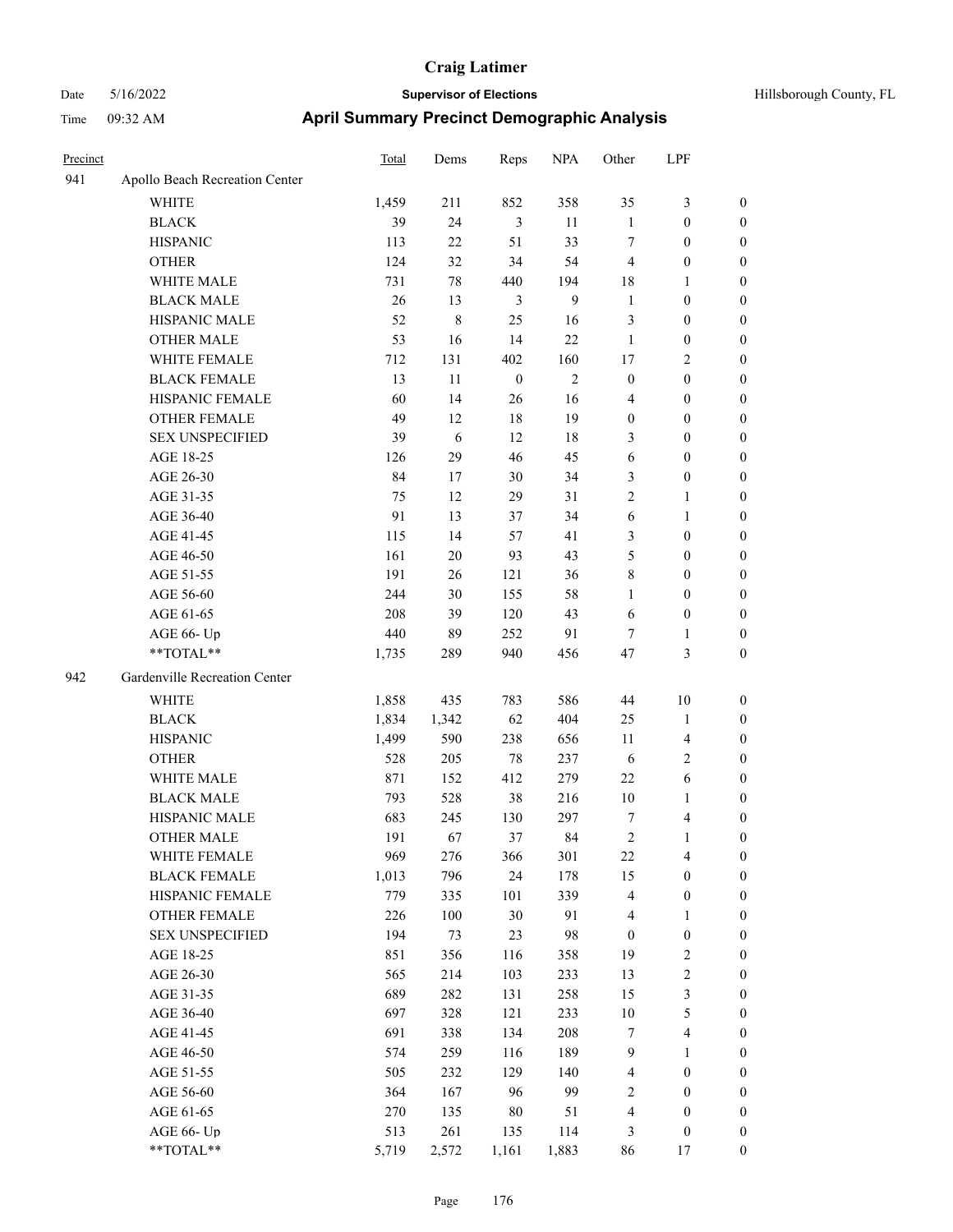# Craig Latimer

**Supervisor of Elections**

Date 5/16/2022 | Hillsborough County, FL
Time 09:32 AM

## April Summary Precinct Demographic Analysis

| Precinct | | Total | Dems | Reps | NPA | Other | LPF | |
|---|---|---|---|---|---|---|---|---|
| 941 | Apollo Beach Recreation Center | | | | | | | |
| | WHITE | 1,459 | 211 | 852 | 358 | 35 | 3 | 0 |
| | BLACK | 39 | 24 | 3 | 11 | 1 | 0 | 0 |
| | HISPANIC | 113 | 22 | 51 | 33 | 7 | 0 | 0 |
| | OTHER | 124 | 32 | 34 | 54 | 4 | 0 | 0 |
| | WHITE MALE | 731 | 78 | 440 | 194 | 18 | 1 | 0 |
| | BLACK MALE | 26 | 13 | 3 | 9 | 1 | 0 | 0 |
| | HISPANIC MALE | 52 | 8 | 25 | 16 | 3 | 0 | 0 |
| | OTHER MALE | 53 | 16 | 14 | 22 | 1 | 0 | 0 |
| | WHITE FEMALE | 712 | 131 | 402 | 160 | 17 | 2 | 0 |
| | BLACK FEMALE | 13 | 11 | 0 | 2 | 0 | 0 | 0 |
| | HISPANIC FEMALE | 60 | 14 | 26 | 16 | 4 | 0 | 0 |
| | OTHER FEMALE | 49 | 12 | 18 | 19 | 0 | 0 | 0 |
| | SEX UNSPECIFIED | 39 | 6 | 12 | 18 | 3 | 0 | 0 |
| | AGE 18-25 | 126 | 29 | 46 | 45 | 6 | 0 | 0 |
| | AGE 26-30 | 84 | 17 | 30 | 34 | 3 | 0 | 0 |
| | AGE 31-35 | 75 | 12 | 29 | 31 | 2 | 1 | 0 |
| | AGE 36-40 | 91 | 13 | 37 | 34 | 6 | 1 | 0 |
| | AGE 41-45 | 115 | 14 | 57 | 41 | 3 | 0 | 0 |
| | AGE 46-50 | 161 | 20 | 93 | 43 | 5 | 0 | 0 |
| | AGE 51-55 | 191 | 26 | 121 | 36 | 8 | 0 | 0 |
| | AGE 56-60 | 244 | 30 | 155 | 58 | 1 | 0 | 0 |
| | AGE 61-65 | 208 | 39 | 120 | 43 | 6 | 0 | 0 |
| | AGE 66- Up | 440 | 89 | 252 | 91 | 7 | 1 | 0 |
| | **TOTAL** | 1,735 | 289 | 940 | 456 | 47 | 3 | 0 |
| 942 | Gardenville Recreation Center | | | | | | | |
| | WHITE | 1,858 | 435 | 783 | 586 | 44 | 10 | 0 |
| | BLACK | 1,834 | 1,342 | 62 | 404 | 25 | 1 | 0 |
| | HISPANIC | 1,499 | 590 | 238 | 656 | 11 | 4 | 0 |
| | OTHER | 528 | 205 | 78 | 237 | 6 | 2 | 0 |
| | WHITE MALE | 871 | 152 | 412 | 279 | 22 | 6 | 0 |
| | BLACK MALE | 793 | 528 | 38 | 216 | 10 | 1 | 0 |
| | HISPANIC MALE | 683 | 245 | 130 | 297 | 7 | 4 | 0 |
| | OTHER MALE | 191 | 67 | 37 | 84 | 2 | 1 | 0 |
| | WHITE FEMALE | 969 | 276 | 366 | 301 | 22 | 4 | 0 |
| | BLACK FEMALE | 1,013 | 796 | 24 | 178 | 15 | 0 | 0 |
| | HISPANIC FEMALE | 779 | 335 | 101 | 339 | 4 | 0 | 0 |
| | OTHER FEMALE | 226 | 100 | 30 | 91 | 4 | 1 | 0 |
| | SEX UNSPECIFIED | 194 | 73 | 23 | 98 | 0 | 0 | 0 |
| | AGE 18-25 | 851 | 356 | 116 | 358 | 19 | 2 | 0 |
| | AGE 26-30 | 565 | 214 | 103 | 233 | 13 | 2 | 0 |
| | AGE 31-35 | 689 | 282 | 131 | 258 | 15 | 3 | 0 |
| | AGE 36-40 | 697 | 328 | 121 | 233 | 10 | 5 | 0 |
| | AGE 41-45 | 691 | 338 | 134 | 208 | 7 | 4 | 0 |
| | AGE 46-50 | 574 | 259 | 116 | 189 | 9 | 1 | 0 |
| | AGE 51-55 | 505 | 232 | 129 | 140 | 4 | 0 | 0 |
| | AGE 56-60 | 364 | 167 | 96 | 99 | 2 | 0 | 0 |
| | AGE 61-65 | 270 | 135 | 80 | 51 | 4 | 0 | 0 |
| | AGE 66- Up | 513 | 261 | 135 | 114 | 3 | 0 | 0 |
| | **TOTAL** | 5,719 | 2,572 | 1,161 | 1,883 | 86 | 17 | 0 |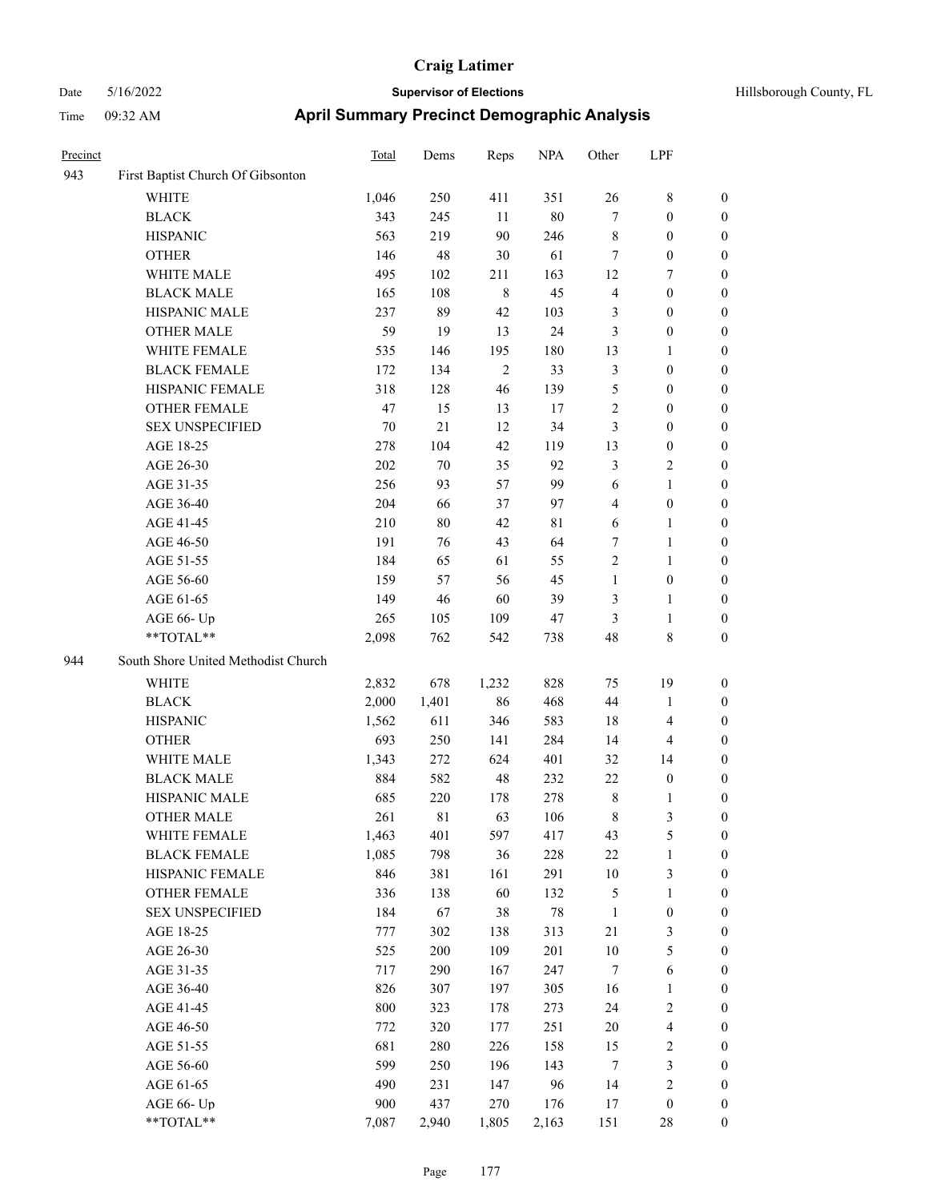# Craig Latimer

**Supervisor of Elections**

Hillsborough County, FL

Date 5/16/2022

Time 09:32 AM

## April Summary Precinct Demographic Analysis

| Precinct | | Total | Dems | Reps | NPA | Other | LPF | |
|---|---|---|---|---|---|---|---|---|
| 943 | First Baptist Church Of Gibsonton | | | | | | | |
| | WHITE | 1,046 | 250 | 411 | 351 | 26 | 8 | 0 |
| | BLACK | 343 | 245 | 11 | 80 | 7 | 0 | 0 |
| | HISPANIC | 563 | 219 | 90 | 246 | 8 | 0 | 0 |
| | OTHER | 146 | 48 | 30 | 61 | 7 | 0 | 0 |
| | WHITE MALE | 495 | 102 | 211 | 163 | 12 | 7 | 0 |
| | BLACK MALE | 165 | 108 | 8 | 45 | 4 | 0 | 0 |
| | HISPANIC MALE | 237 | 89 | 42 | 103 | 3 | 0 | 0 |
| | OTHER MALE | 59 | 19 | 13 | 24 | 3 | 0 | 0 |
| | WHITE FEMALE | 535 | 146 | 195 | 180 | 13 | 1 | 0 |
| | BLACK FEMALE | 172 | 134 | 2 | 33 | 3 | 0 | 0 |
| | HISPANIC FEMALE | 318 | 128 | 46 | 139 | 5 | 0 | 0 |
| | OTHER FEMALE | 47 | 15 | 13 | 17 | 2 | 0 | 0 |
| | SEX UNSPECIFIED | 70 | 21 | 12 | 34 | 3 | 0 | 0 |
| | AGE 18-25 | 278 | 104 | 42 | 119 | 13 | 0 | 0 |
| | AGE 26-30 | 202 | 70 | 35 | 92 | 3 | 2 | 0 |
| | AGE 31-35 | 256 | 93 | 57 | 99 | 6 | 1 | 0 |
| | AGE 36-40 | 204 | 66 | 37 | 97 | 4 | 0 | 0 |
| | AGE 41-45 | 210 | 80 | 42 | 81 | 6 | 1 | 0 |
| | AGE 46-50 | 191 | 76 | 43 | 64 | 7 | 1 | 0 |
| | AGE 51-55 | 184 | 65 | 61 | 55 | 2 | 1 | 0 |
| | AGE 56-60 | 159 | 57 | 56 | 45 | 1 | 0 | 0 |
| | AGE 61-65 | 149 | 46 | 60 | 39 | 3 | 1 | 0 |
| | AGE 66- Up | 265 | 105 | 109 | 47 | 3 | 1 | 0 |
| | **TOTAL** | 2,098 | 762 | 542 | 738 | 48 | 8 | 0 |
| 944 | South Shore United Methodist Church | | | | | | | |
| | WHITE | 2,832 | 678 | 1,232 | 828 | 75 | 19 | 0 |
| | BLACK | 2,000 | 1,401 | 86 | 468 | 44 | 1 | 0 |
| | HISPANIC | 1,562 | 611 | 346 | 583 | 18 | 4 | 0 |
| | OTHER | 693 | 250 | 141 | 284 | 14 | 4 | 0 |
| | WHITE MALE | 1,343 | 272 | 624 | 401 | 32 | 14 | 0 |
| | BLACK MALE | 884 | 582 | 48 | 232 | 22 | 0 | 0 |
| | HISPANIC MALE | 685 | 220 | 178 | 278 | 8 | 1 | 0 |
| | OTHER MALE | 261 | 81 | 63 | 106 | 8 | 3 | 0 |
| | WHITE FEMALE | 1,463 | 401 | 597 | 417 | 43 | 5 | 0 |
| | BLACK FEMALE | 1,085 | 798 | 36 | 228 | 22 | 1 | 0 |
| | HISPANIC FEMALE | 846 | 381 | 161 | 291 | 10 | 3 | 0 |
| | OTHER FEMALE | 336 | 138 | 60 | 132 | 5 | 1 | 0 |
| | SEX UNSPECIFIED | 184 | 67 | 38 | 78 | 1 | 0 | 0 |
| | AGE 18-25 | 777 | 302 | 138 | 313 | 21 | 3 | 0 |
| | AGE 26-30 | 525 | 200 | 109 | 201 | 10 | 5 | 0 |
| | AGE 31-35 | 717 | 290 | 167 | 247 | 7 | 6 | 0 |
| | AGE 36-40 | 826 | 307 | 197 | 305 | 16 | 1 | 0 |
| | AGE 41-45 | 800 | 323 | 178 | 273 | 24 | 2 | 0 |
| | AGE 46-50 | 772 | 320 | 177 | 251 | 20 | 4 | 0 |
| | AGE 51-55 | 681 | 280 | 226 | 158 | 15 | 2 | 0 |
| | AGE 56-60 | 599 | 250 | 196 | 143 | 7 | 3 | 0 |
| | AGE 61-65 | 490 | 231 | 147 | 96 | 14 | 2 | 0 |
| | AGE 66- Up | 900 | 437 | 270 | 176 | 17 | 0 | 0 |
| | **TOTAL** | 7,087 | 2,940 | 1,805 | 2,163 | 151 | 28 | 0 |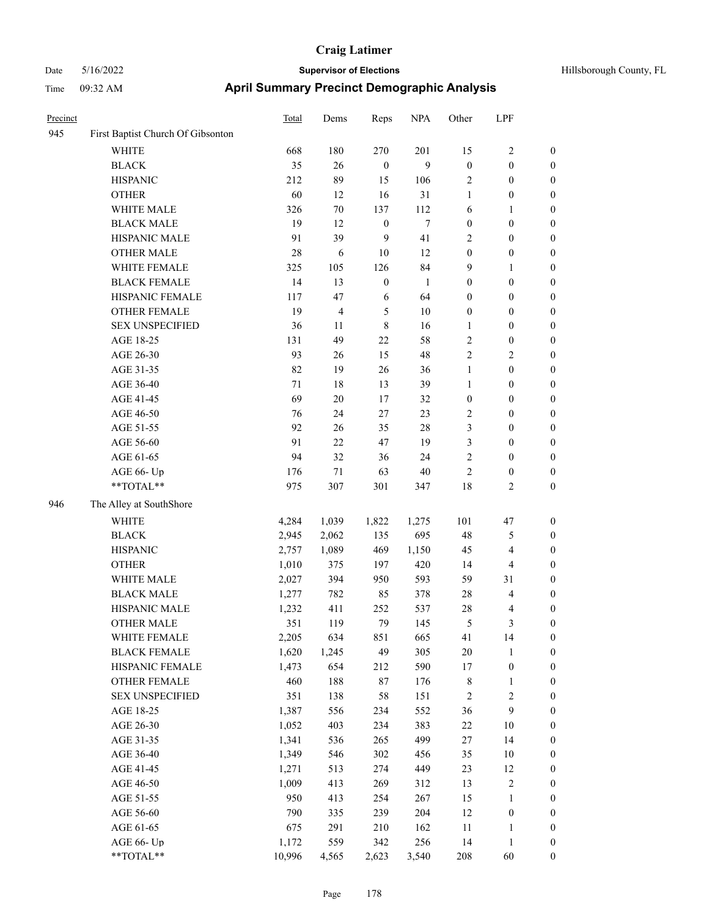# Craig Latimer

**Supervisor of Elections**

Date 5/16/2022 — Hillsborough County, FL

Time 09:32 AM

## April Summary Precinct Demographic Analysis

| Precinct | | Total | Dems | Reps | NPA | Other | LPF | |
|---|---|---|---|---|---|---|---|---|
| 945 | First Baptist Church Of Gibsonton | | | | | | | |
| | WHITE | 668 | 180 | 270 | 201 | 15 | 2 | 0 |
| | BLACK | 35 | 26 | 0 | 9 | 0 | 0 | 0 |
| | HISPANIC | 212 | 89 | 15 | 106 | 2 | 0 | 0 |
| | OTHER | 60 | 12 | 16 | 31 | 1 | 0 | 0 |
| | WHITE MALE | 326 | 70 | 137 | 112 | 6 | 1 | 0 |
| | BLACK MALE | 19 | 12 | 0 | 7 | 0 | 0 | 0 |
| | HISPANIC MALE | 91 | 39 | 9 | 41 | 2 | 0 | 0 |
| | OTHER MALE | 28 | 6 | 10 | 12 | 0 | 0 | 0 |
| | WHITE FEMALE | 325 | 105 | 126 | 84 | 9 | 1 | 0 |
| | BLACK FEMALE | 14 | 13 | 0 | 1 | 0 | 0 | 0 |
| | HISPANIC FEMALE | 117 | 47 | 6 | 64 | 0 | 0 | 0 |
| | OTHER FEMALE | 19 | 4 | 5 | 10 | 0 | 0 | 0 |
| | SEX UNSPECIFIED | 36 | 11 | 8 | 16 | 1 | 0 | 0 |
| | AGE 18-25 | 131 | 49 | 22 | 58 | 2 | 0 | 0 |
| | AGE 26-30 | 93 | 26 | 15 | 48 | 2 | 2 | 0 |
| | AGE 31-35 | 82 | 19 | 26 | 36 | 1 | 0 | 0 |
| | AGE 36-40 | 71 | 18 | 13 | 39 | 1 | 0 | 0 |
| | AGE 41-45 | 69 | 20 | 17 | 32 | 0 | 0 | 0 |
| | AGE 46-50 | 76 | 24 | 27 | 23 | 2 | 0 | 0 |
| | AGE 51-55 | 92 | 26 | 35 | 28 | 3 | 0 | 0 |
| | AGE 56-60 | 91 | 22 | 47 | 19 | 3 | 0 | 0 |
| | AGE 61-65 | 94 | 32 | 36 | 24 | 2 | 0 | 0 |
| | AGE 66- Up | 176 | 71 | 63 | 40 | 2 | 0 | 0 |
| | **TOTAL** | 975 | 307 | 301 | 347 | 18 | 2 | 0 |
| 946 | The Alley at SouthShore | | | | | | | |
| | WHITE | 4,284 | 1,039 | 1,822 | 1,275 | 101 | 47 | 0 |
| | BLACK | 2,945 | 2,062 | 135 | 695 | 48 | 5 | 0 |
| | HISPANIC | 2,757 | 1,089 | 469 | 1,150 | 45 | 4 | 0 |
| | OTHER | 1,010 | 375 | 197 | 420 | 14 | 4 | 0 |
| | WHITE MALE | 2,027 | 394 | 950 | 593 | 59 | 31 | 0 |
| | BLACK MALE | 1,277 | 782 | 85 | 378 | 28 | 4 | 0 |
| | HISPANIC MALE | 1,232 | 411 | 252 | 537 | 28 | 4 | 0 |
| | OTHER MALE | 351 | 119 | 79 | 145 | 5 | 3 | 0 |
| | WHITE FEMALE | 2,205 | 634 | 851 | 665 | 41 | 14 | 0 |
| | BLACK FEMALE | 1,620 | 1,245 | 49 | 305 | 20 | 1 | 0 |
| | HISPANIC FEMALE | 1,473 | 654 | 212 | 590 | 17 | 0 | 0 |
| | OTHER FEMALE | 460 | 188 | 87 | 176 | 8 | 1 | 0 |
| | SEX UNSPECIFIED | 351 | 138 | 58 | 151 | 2 | 2 | 0 |
| | AGE 18-25 | 1,387 | 556 | 234 | 552 | 36 | 9 | 0 |
| | AGE 26-30 | 1,052 | 403 | 234 | 383 | 22 | 10 | 0 |
| | AGE 31-35 | 1,341 | 536 | 265 | 499 | 27 | 14 | 0 |
| | AGE 36-40 | 1,349 | 546 | 302 | 456 | 35 | 10 | 0 |
| | AGE 41-45 | 1,271 | 513 | 274 | 449 | 23 | 12 | 0 |
| | AGE 46-50 | 1,009 | 413 | 269 | 312 | 13 | 2 | 0 |
| | AGE 51-55 | 950 | 413 | 254 | 267 | 15 | 1 | 0 |
| | AGE 56-60 | 790 | 335 | 239 | 204 | 12 | 0 | 0 |
| | AGE 61-65 | 675 | 291 | 210 | 162 | 11 | 1 | 0 |
| | AGE 66- Up | 1,172 | 559 | 342 | 256 | 14 | 1 | 0 |
| | **TOTAL** | 10,996 | 4,565 | 2,623 | 3,540 | 208 | 60 | 0 |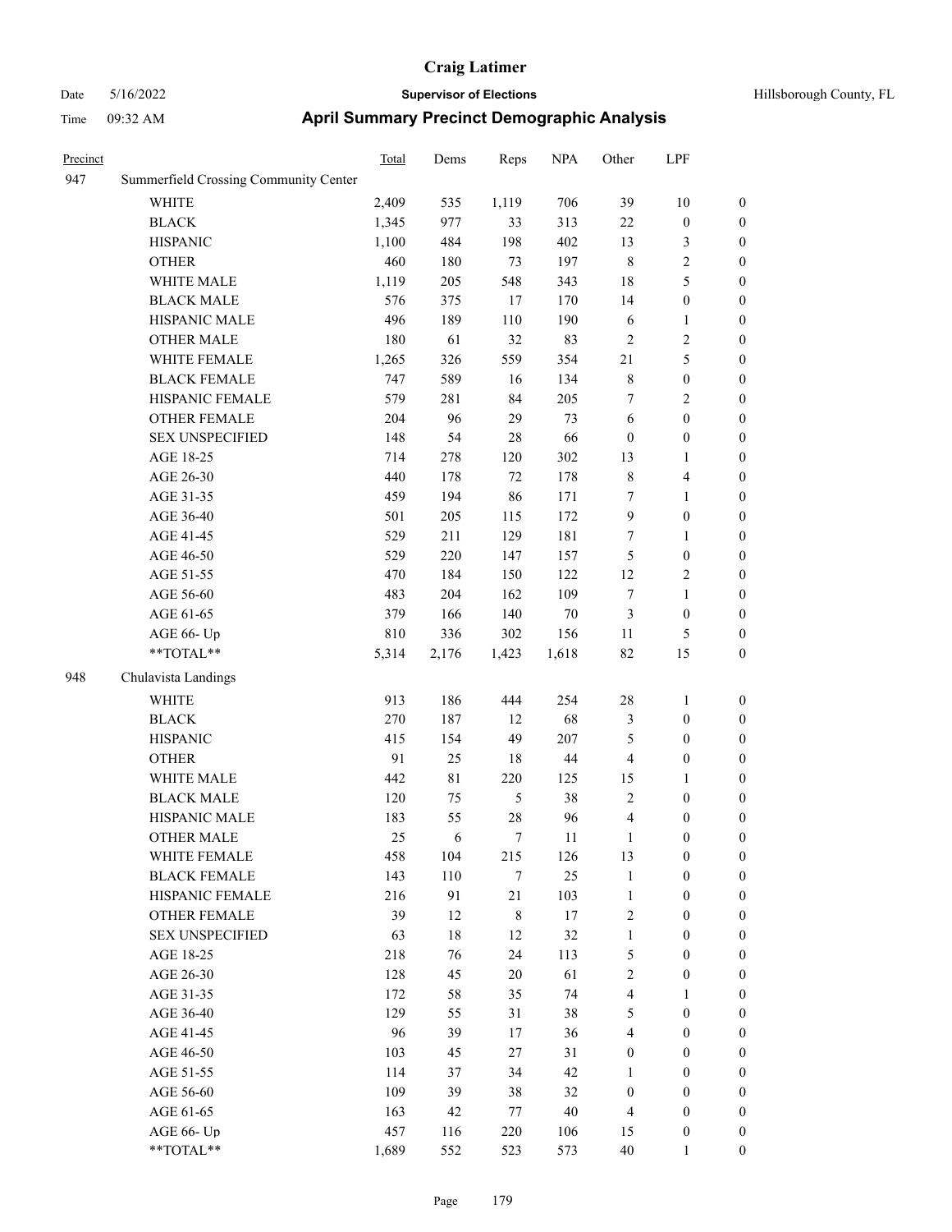# Craig Latimer

Date 5/16/2022 **Supervisor of Elections** Hillsborough County, FL

Time 09:32 AM **April Summary Precinct Demographic Analysis**

| Precinct | | Total | Dems | Reps | NPA | Other | LPF | |
|---|---|---|---|---|---|---|---|---|
| 947 | Summerfield Crossing Community Center | | | | | | | |
| | WHITE | 2,409 | 535 | 1,119 | 706 | 39 | 10 | 0 |
| | BLACK | 1,345 | 977 | 33 | 313 | 22 | 0 | 0 |
| | HISPANIC | 1,100 | 484 | 198 | 402 | 13 | 3 | 0 |
| | OTHER | 460 | 180 | 73 | 197 | 8 | 2 | 0 |
| | WHITE MALE | 1,119 | 205 | 548 | 343 | 18 | 5 | 0 |
| | BLACK MALE | 576 | 375 | 17 | 170 | 14 | 0 | 0 |
| | HISPANIC MALE | 496 | 189 | 110 | 190 | 6 | 1 | 0 |
| | OTHER MALE | 180 | 61 | 32 | 83 | 2 | 2 | 0 |
| | WHITE FEMALE | 1,265 | 326 | 559 | 354 | 21 | 5 | 0 |
| | BLACK FEMALE | 747 | 589 | 16 | 134 | 8 | 0 | 0 |
| | HISPANIC FEMALE | 579 | 281 | 84 | 205 | 7 | 2 | 0 |
| | OTHER FEMALE | 204 | 96 | 29 | 73 | 6 | 0 | 0 |
| | SEX UNSPECIFIED | 148 | 54 | 28 | 66 | 0 | 0 | 0 |
| | AGE 18-25 | 714 | 278 | 120 | 302 | 13 | 1 | 0 |
| | AGE 26-30 | 440 | 178 | 72 | 178 | 8 | 4 | 0 |
| | AGE 31-35 | 459 | 194 | 86 | 171 | 7 | 1 | 0 |
| | AGE 36-40 | 501 | 205 | 115 | 172 | 9 | 0 | 0 |
| | AGE 41-45 | 529 | 211 | 129 | 181 | 7 | 1 | 0 |
| | AGE 46-50 | 529 | 220 | 147 | 157 | 5 | 0 | 0 |
| | AGE 51-55 | 470 | 184 | 150 | 122 | 12 | 2 | 0 |
| | AGE 56-60 | 483 | 204 | 162 | 109 | 7 | 1 | 0 |
| | AGE 61-65 | 379 | 166 | 140 | 70 | 3 | 0 | 0 |
| | AGE 66- Up | 810 | 336 | 302 | 156 | 11 | 5 | 0 |
| | **TOTAL** | 5,314 | 2,176 | 1,423 | 1,618 | 82 | 15 | 0 |
| 948 | Chulavista Landings | | | | | | | |
| | WHITE | 913 | 186 | 444 | 254 | 28 | 1 | 0 |
| | BLACK | 270 | 187 | 12 | 68 | 3 | 0 | 0 |
| | HISPANIC | 415 | 154 | 49 | 207 | 5 | 0 | 0 |
| | OTHER | 91 | 25 | 18 | 44 | 4 | 0 | 0 |
| | WHITE MALE | 442 | 81 | 220 | 125 | 15 | 1 | 0 |
| | BLACK MALE | 120 | 75 | 5 | 38 | 2 | 0 | 0 |
| | HISPANIC MALE | 183 | 55 | 28 | 96 | 4 | 0 | 0 |
| | OTHER MALE | 25 | 6 | 7 | 11 | 1 | 0 | 0 |
| | WHITE FEMALE | 458 | 104 | 215 | 126 | 13 | 0 | 0 |
| | BLACK FEMALE | 143 | 110 | 7 | 25 | 1 | 0 | 0 |
| | HISPANIC FEMALE | 216 | 91 | 21 | 103 | 1 | 0 | 0 |
| | OTHER FEMALE | 39 | 12 | 8 | 17 | 2 | 0 | 0 |
| | SEX UNSPECIFIED | 63 | 18 | 12 | 32 | 1 | 0 | 0 |
| | AGE 18-25 | 218 | 76 | 24 | 113 | 5 | 0 | 0 |
| | AGE 26-30 | 128 | 45 | 20 | 61 | 2 | 0 | 0 |
| | AGE 31-35 | 172 | 58 | 35 | 74 | 4 | 1 | 0 |
| | AGE 36-40 | 129 | 55 | 31 | 38 | 5 | 0 | 0 |
| | AGE 41-45 | 96 | 39 | 17 | 36 | 4 | 0 | 0 |
| | AGE 46-50 | 103 | 45 | 27 | 31 | 0 | 0 | 0 |
| | AGE 51-55 | 114 | 37 | 34 | 42 | 1 | 0 | 0 |
| | AGE 56-60 | 109 | 39 | 38 | 32 | 0 | 0 | 0 |
| | AGE 61-65 | 163 | 42 | 77 | 40 | 4 | 0 | 0 |
| | AGE 66- Up | 457 | 116 | 220 | 106 | 15 | 0 | 0 |
| | **TOTAL** | 1,689 | 552 | 523 | 573 | 40 | 1 | 0 |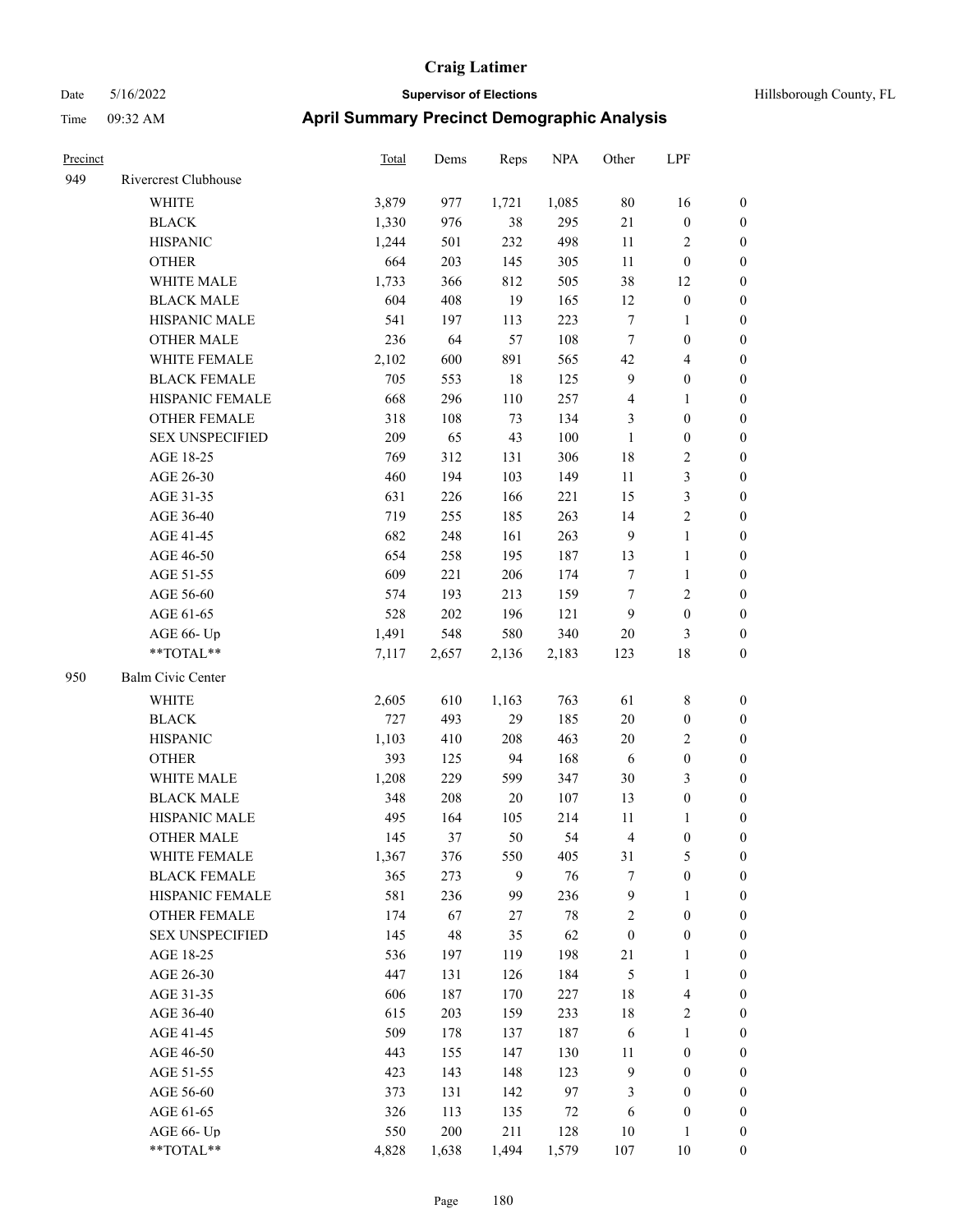# Craig Latimer

**Supervisor of Elections**

Date 5/16/2022 — Hillsborough County, FL

Time 09:32 AM

## April Summary Precinct Demographic Analysis

| Precinct | | Total | Dems | Reps | NPA | Other | LPF | |
|---|---|---|---|---|---|---|---|---|
| 949 | Rivercrest Clubhouse | | | | | | | |
| | WHITE | 3,879 | 977 | 1,721 | 1,085 | 80 | 16 | 0 |
| | BLACK | 1,330 | 976 | 38 | 295 | 21 | 0 | 0 |
| | HISPANIC | 1,244 | 501 | 232 | 498 | 11 | 2 | 0 |
| | OTHER | 664 | 203 | 145 | 305 | 11 | 0 | 0 |
| | WHITE MALE | 1,733 | 366 | 812 | 505 | 38 | 12 | 0 |
| | BLACK MALE | 604 | 408 | 19 | 165 | 12 | 0 | 0 |
| | HISPANIC MALE | 541 | 197 | 113 | 223 | 7 | 1 | 0 |
| | OTHER MALE | 236 | 64 | 57 | 108 | 7 | 0 | 0 |
| | WHITE FEMALE | 2,102 | 600 | 891 | 565 | 42 | 4 | 0 |
| | BLACK FEMALE | 705 | 553 | 18 | 125 | 9 | 0 | 0 |
| | HISPANIC FEMALE | 668 | 296 | 110 | 257 | 4 | 1 | 0 |
| | OTHER FEMALE | 318 | 108 | 73 | 134 | 3 | 0 | 0 |
| | SEX UNSPECIFIED | 209 | 65 | 43 | 100 | 1 | 0 | 0 |
| | AGE 18-25 | 769 | 312 | 131 | 306 | 18 | 2 | 0 |
| | AGE 26-30 | 460 | 194 | 103 | 149 | 11 | 3 | 0 |
| | AGE 31-35 | 631 | 226 | 166 | 221 | 15 | 3 | 0 |
| | AGE 36-40 | 719 | 255 | 185 | 263 | 14 | 2 | 0 |
| | AGE 41-45 | 682 | 248 | 161 | 263 | 9 | 1 | 0 |
| | AGE 46-50 | 654 | 258 | 195 | 187 | 13 | 1 | 0 |
| | AGE 51-55 | 609 | 221 | 206 | 174 | 7 | 1 | 0 |
| | AGE 56-60 | 574 | 193 | 213 | 159 | 7 | 2 | 0 |
| | AGE 61-65 | 528 | 202 | 196 | 121 | 9 | 0 | 0 |
| | AGE 66- Up | 1,491 | 548 | 580 | 340 | 20 | 3 | 0 |
| | **TOTAL** | 7,117 | 2,657 | 2,136 | 2,183 | 123 | 18 | 0 |
| 950 | Balm Civic Center | | | | | | | |
| | WHITE | 2,605 | 610 | 1,163 | 763 | 61 | 8 | 0 |
| | BLACK | 727 | 493 | 29 | 185 | 20 | 0 | 0 |
| | HISPANIC | 1,103 | 410 | 208 | 463 | 20 | 2 | 0 |
| | OTHER | 393 | 125 | 94 | 168 | 6 | 0 | 0 |
| | WHITE MALE | 1,208 | 229 | 599 | 347 | 30 | 3 | 0 |
| | BLACK MALE | 348 | 208 | 20 | 107 | 13 | 0 | 0 |
| | HISPANIC MALE | 495 | 164 | 105 | 214 | 11 | 1 | 0 |
| | OTHER MALE | 145 | 37 | 50 | 54 | 4 | 0 | 0 |
| | WHITE FEMALE | 1,367 | 376 | 550 | 405 | 31 | 5 | 0 |
| | BLACK FEMALE | 365 | 273 | 9 | 76 | 7 | 0 | 0 |
| | HISPANIC FEMALE | 581 | 236 | 99 | 236 | 9 | 1 | 0 |
| | OTHER FEMALE | 174 | 67 | 27 | 78 | 2 | 0 | 0 |
| | SEX UNSPECIFIED | 145 | 48 | 35 | 62 | 0 | 0 | 0 |
| | AGE 18-25 | 536 | 197 | 119 | 198 | 21 | 1 | 0 |
| | AGE 26-30 | 447 | 131 | 126 | 184 | 5 | 1 | 0 |
| | AGE 31-35 | 606 | 187 | 170 | 227 | 18 | 4 | 0 |
| | AGE 36-40 | 615 | 203 | 159 | 233 | 18 | 2 | 0 |
| | AGE 41-45 | 509 | 178 | 137 | 187 | 6 | 1 | 0 |
| | AGE 46-50 | 443 | 155 | 147 | 130 | 11 | 0 | 0 |
| | AGE 51-55 | 423 | 143 | 148 | 123 | 9 | 0 | 0 |
| | AGE 56-60 | 373 | 131 | 142 | 97 | 3 | 0 | 0 |
| | AGE 61-65 | 326 | 113 | 135 | 72 | 6 | 0 | 0 |
| | AGE 66- Up | 550 | 200 | 211 | 128 | 10 | 1 | 0 |
| | **TOTAL** | 4,828 | 1,638 | 1,494 | 1,579 | 107 | 10 | 0 |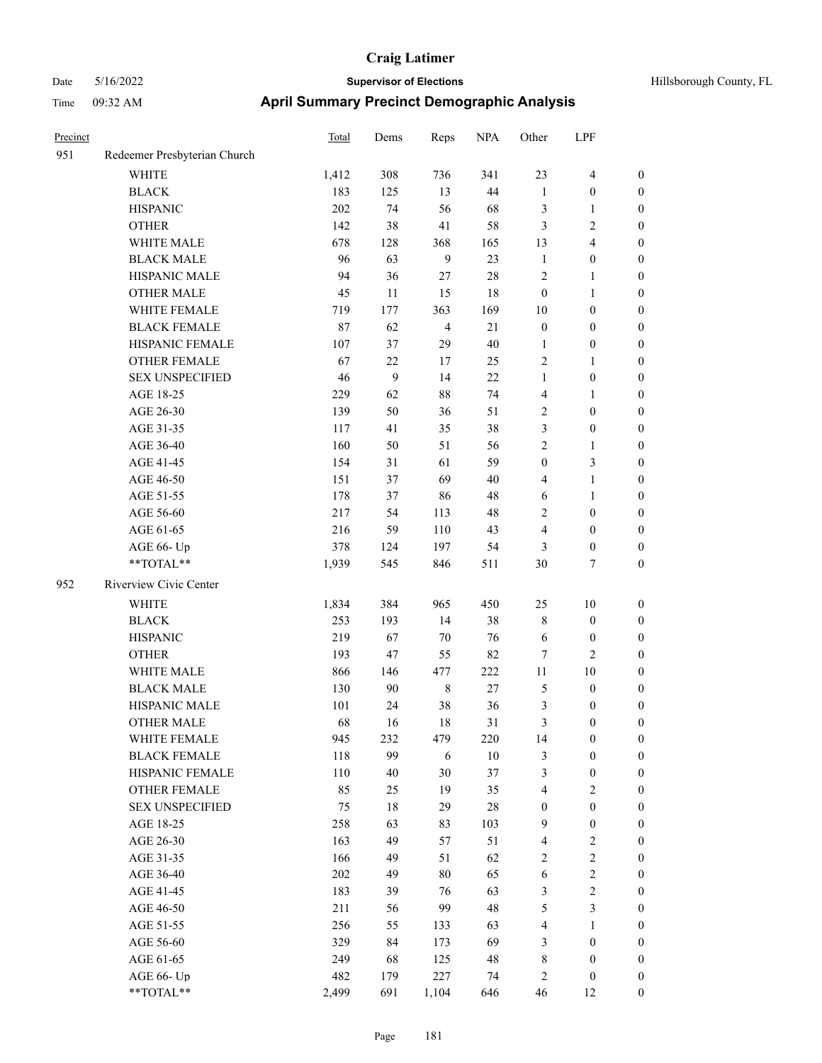# Craig Latimer

**Supervisor of Elections**

**April Summary Precinct Demographic Analysis**

Date 5/16/2022
Time 09:32 AM

Hillsborough County, FL

| Precinct | | Total | Dems | Reps | NPA | Other | LPF | |
|---|---|---|---|---|---|---|---|---|
| 951 | Redeemer Presbyterian Church | | | | | | | |
| | WHITE | 1,412 | 308 | 736 | 341 | 23 | 4 | 0 |
| | BLACK | 183 | 125 | 13 | 44 | 1 | 0 | 0 |
| | HISPANIC | 202 | 74 | 56 | 68 | 3 | 1 | 0 |
| | OTHER | 142 | 38 | 41 | 58 | 3 | 2 | 0 |
| | WHITE MALE | 678 | 128 | 368 | 165 | 13 | 4 | 0 |
| | BLACK MALE | 96 | 63 | 9 | 23 | 1 | 0 | 0 |
| | HISPANIC MALE | 94 | 36 | 27 | 28 | 2 | 1 | 0 |
| | OTHER MALE | 45 | 11 | 15 | 18 | 0 | 1 | 0 |
| | WHITE FEMALE | 719 | 177 | 363 | 169 | 10 | 0 | 0 |
| | BLACK FEMALE | 87 | 62 | 4 | 21 | 0 | 0 | 0 |
| | HISPANIC FEMALE | 107 | 37 | 29 | 40 | 1 | 0 | 0 |
| | OTHER FEMALE | 67 | 22 | 17 | 25 | 2 | 1 | 0 |
| | SEX UNSPECIFIED | 46 | 9 | 14 | 22 | 1 | 0 | 0 |
| | AGE 18-25 | 229 | 62 | 88 | 74 | 4 | 1 | 0 |
| | AGE 26-30 | 139 | 50 | 36 | 51 | 2 | 0 | 0 |
| | AGE 31-35 | 117 | 41 | 35 | 38 | 3 | 0 | 0 |
| | AGE 36-40 | 160 | 50 | 51 | 56 | 2 | 1 | 0 |
| | AGE 41-45 | 154 | 31 | 61 | 59 | 0 | 3 | 0 |
| | AGE 46-50 | 151 | 37 | 69 | 40 | 4 | 1 | 0 |
| | AGE 51-55 | 178 | 37 | 86 | 48 | 6 | 1 | 0 |
| | AGE 56-60 | 217 | 54 | 113 | 48 | 2 | 0 | 0 |
| | AGE 61-65 | 216 | 59 | 110 | 43 | 4 | 0 | 0 |
| | AGE 66- Up | 378 | 124 | 197 | 54 | 3 | 0 | 0 |
| | **TOTAL** | 1,939 | 545 | 846 | 511 | 30 | 7 | 0 |
| 952 | Riverview Civic Center | | | | | | | |
| | WHITE | 1,834 | 384 | 965 | 450 | 25 | 10 | 0 |
| | BLACK | 253 | 193 | 14 | 38 | 8 | 0 | 0 |
| | HISPANIC | 219 | 67 | 70 | 76 | 6 | 0 | 0 |
| | OTHER | 193 | 47 | 55 | 82 | 7 | 2 | 0 |
| | WHITE MALE | 866 | 146 | 477 | 222 | 11 | 10 | 0 |
| | BLACK MALE | 130 | 90 | 8 | 27 | 5 | 0 | 0 |
| | HISPANIC MALE | 101 | 24 | 38 | 36 | 3 | 0 | 0 |
| | OTHER MALE | 68 | 16 | 18 | 31 | 3 | 0 | 0 |
| | WHITE FEMALE | 945 | 232 | 479 | 220 | 14 | 0 | 0 |
| | BLACK FEMALE | 118 | 99 | 6 | 10 | 3 | 0 | 0 |
| | HISPANIC FEMALE | 110 | 40 | 30 | 37 | 3 | 0 | 0 |
| | OTHER FEMALE | 85 | 25 | 19 | 35 | 4 | 2 | 0 |
| | SEX UNSPECIFIED | 75 | 18 | 29 | 28 | 0 | 0 | 0 |
| | AGE 18-25 | 258 | 63 | 83 | 103 | 9 | 0 | 0 |
| | AGE 26-30 | 163 | 49 | 57 | 51 | 4 | 2 | 0 |
| | AGE 31-35 | 166 | 49 | 51 | 62 | 2 | 2 | 0 |
| | AGE 36-40 | 202 | 49 | 80 | 65 | 6 | 2 | 0 |
| | AGE 41-45 | 183 | 39 | 76 | 63 | 3 | 2 | 0 |
| | AGE 46-50 | 211 | 56 | 99 | 48 | 5 | 3 | 0 |
| | AGE 51-55 | 256 | 55 | 133 | 63 | 4 | 1 | 0 |
| | AGE 56-60 | 329 | 84 | 173 | 69 | 3 | 0 | 0 |
| | AGE 61-65 | 249 | 68 | 125 | 48 | 8 | 0 | 0 |
| | AGE 66- Up | 482 | 179 | 227 | 74 | 2 | 0 | 0 |
| | **TOTAL** | 2,499 | 691 | 1,104 | 646 | 46 | 12 | 0 |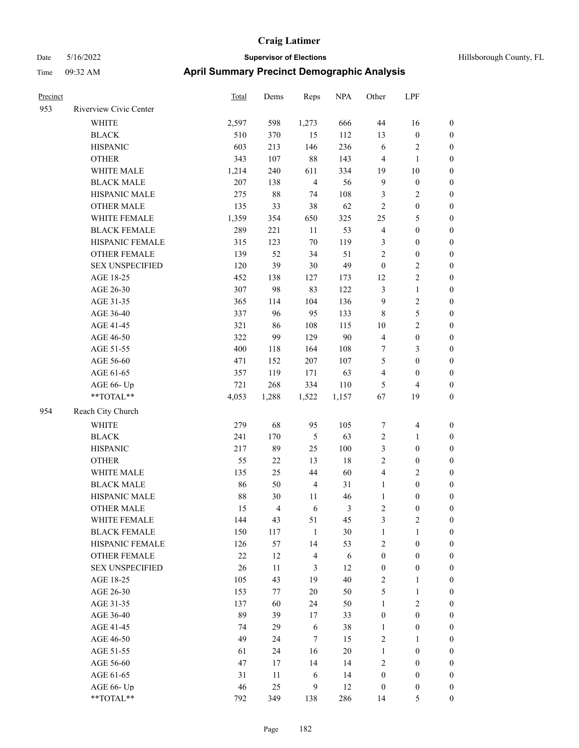# Craig Latimer

Date 5/16/2022 **Supervisor of Elections** Hillsborough County, FL

Time 09:32 AM **April Summary Precinct Demographic Analysis**

| Precinct | | Total | Dems | Reps | NPA | Other | LPF | |
|---|---|---|---|---|---|---|---|---|
| 953 | Riverview Civic Center | | | | | | | |
| | WHITE | 2,597 | 598 | 1,273 | 666 | 44 | 16 | 0 |
| | BLACK | 510 | 370 | 15 | 112 | 13 | 0 | 0 |
| | HISPANIC | 603 | 213 | 146 | 236 | 6 | 2 | 0 |
| | OTHER | 343 | 107 | 88 | 143 | 4 | 1 | 0 |
| | WHITE MALE | 1,214 | 240 | 611 | 334 | 19 | 10 | 0 |
| | BLACK MALE | 207 | 138 | 4 | 56 | 9 | 0 | 0 |
| | HISPANIC MALE | 275 | 88 | 74 | 108 | 3 | 2 | 0 |
| | OTHER MALE | 135 | 33 | 38 | 62 | 2 | 0 | 0 |
| | WHITE FEMALE | 1,359 | 354 | 650 | 325 | 25 | 5 | 0 |
| | BLACK FEMALE | 289 | 221 | 11 | 53 | 4 | 0 | 0 |
| | HISPANIC FEMALE | 315 | 123 | 70 | 119 | 3 | 0 | 0 |
| | OTHER FEMALE | 139 | 52 | 34 | 51 | 2 | 0 | 0 |
| | SEX UNSPECIFIED | 120 | 39 | 30 | 49 | 0 | 2 | 0 |
| | AGE 18-25 | 452 | 138 | 127 | 173 | 12 | 2 | 0 |
| | AGE 26-30 | 307 | 98 | 83 | 122 | 3 | 1 | 0 |
| | AGE 31-35 | 365 | 114 | 104 | 136 | 9 | 2 | 0 |
| | AGE 36-40 | 337 | 96 | 95 | 133 | 8 | 5 | 0 |
| | AGE 41-45 | 321 | 86 | 108 | 115 | 10 | 2 | 0 |
| | AGE 46-50 | 322 | 99 | 129 | 90 | 4 | 0 | 0 |
| | AGE 51-55 | 400 | 118 | 164 | 108 | 7 | 3 | 0 |
| | AGE 56-60 | 471 | 152 | 207 | 107 | 5 | 0 | 0 |
| | AGE 61-65 | 357 | 119 | 171 | 63 | 4 | 0 | 0 |
| | AGE 66- Up | 721 | 268 | 334 | 110 | 5 | 4 | 0 |
| | **TOTAL** | 4,053 | 1,288 | 1,522 | 1,157 | 67 | 19 | 0 |
| 954 | Reach City Church | | | | | | | |
| | WHITE | 279 | 68 | 95 | 105 | 7 | 4 | 0 |
| | BLACK | 241 | 170 | 5 | 63 | 2 | 1 | 0 |
| | HISPANIC | 217 | 89 | 25 | 100 | 3 | 0 | 0 |
| | OTHER | 55 | 22 | 13 | 18 | 2 | 0 | 0 |
| | WHITE MALE | 135 | 25 | 44 | 60 | 4 | 2 | 0 |
| | BLACK MALE | 86 | 50 | 4 | 31 | 1 | 0 | 0 |
| | HISPANIC MALE | 88 | 30 | 11 | 46 | 1 | 0 | 0 |
| | OTHER MALE | 15 | 4 | 6 | 3 | 2 | 0 | 0 |
| | WHITE FEMALE | 144 | 43 | 51 | 45 | 3 | 2 | 0 |
| | BLACK FEMALE | 150 | 117 | 1 | 30 | 1 | 1 | 0 |
| | HISPANIC FEMALE | 126 | 57 | 14 | 53 | 2 | 0 | 0 |
| | OTHER FEMALE | 22 | 12 | 4 | 6 | 0 | 0 | 0 |
| | SEX UNSPECIFIED | 26 | 11 | 3 | 12 | 0 | 0 | 0 |
| | AGE 18-25 | 105 | 43 | 19 | 40 | 2 | 1 | 0 |
| | AGE 26-30 | 153 | 77 | 20 | 50 | 5 | 1 | 0 |
| | AGE 31-35 | 137 | 60 | 24 | 50 | 1 | 2 | 0 |
| | AGE 36-40 | 89 | 39 | 17 | 33 | 0 | 0 | 0 |
| | AGE 41-45 | 74 | 29 | 6 | 38 | 1 | 0 | 0 |
| | AGE 46-50 | 49 | 24 | 7 | 15 | 2 | 1 | 0 |
| | AGE 51-55 | 61 | 24 | 16 | 20 | 1 | 0 | 0 |
| | AGE 56-60 | 47 | 17 | 14 | 14 | 2 | 0 | 0 |
| | AGE 61-65 | 31 | 11 | 6 | 14 | 0 | 0 | 0 |
| | AGE 66- Up | 46 | 25 | 9 | 12 | 0 | 0 | 0 |
| | **TOTAL** | 792 | 349 | 138 | 286 | 14 | 5 | 0 |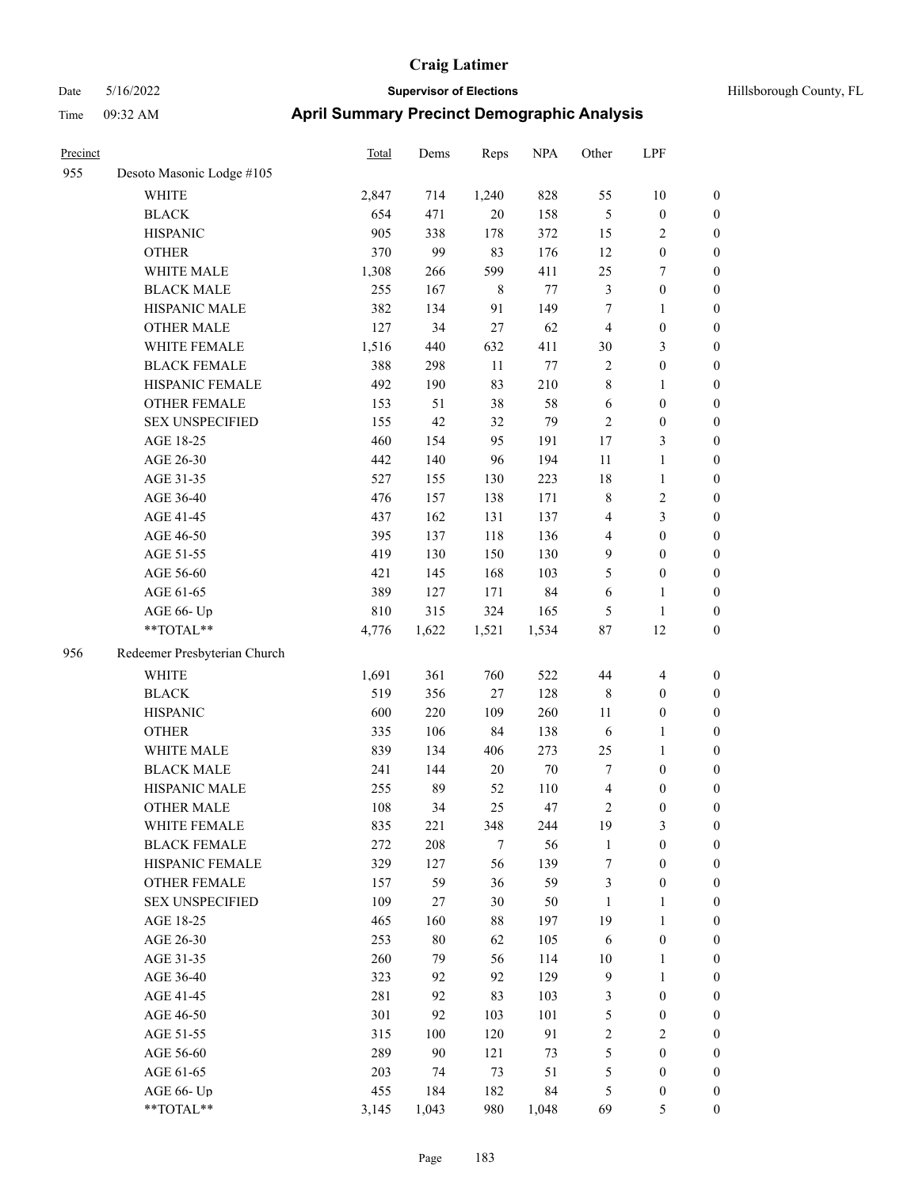# Craig Latimer

**Supervisor of Elections**

Date 5/16/2022 — Hillsborough County, FL

Time 09:32 AM

## April Summary Precinct Demographic Analysis

| Precinct | | Total | Dems | Reps | NPA | Other | LPF | |
|---|---|---|---|---|---|---|---|---|
| 955 | Desoto Masonic Lodge #105 | | | | | | | |
| | WHITE | 2,847 | 714 | 1,240 | 828 | 55 | 10 | 0 |
| | BLACK | 654 | 471 | 20 | 158 | 5 | 0 | 0 |
| | HISPANIC | 905 | 338 | 178 | 372 | 15 | 2 | 0 |
| | OTHER | 370 | 99 | 83 | 176 | 12 | 0 | 0 |
| | WHITE MALE | 1,308 | 266 | 599 | 411 | 25 | 7 | 0 |
| | BLACK MALE | 255 | 167 | 8 | 77 | 3 | 0 | 0 |
| | HISPANIC MALE | 382 | 134 | 91 | 149 | 7 | 1 | 0 |
| | OTHER MALE | 127 | 34 | 27 | 62 | 4 | 0 | 0 |
| | WHITE FEMALE | 1,516 | 440 | 632 | 411 | 30 | 3 | 0 |
| | BLACK FEMALE | 388 | 298 | 11 | 77 | 2 | 0 | 0 |
| | HISPANIC FEMALE | 492 | 190 | 83 | 210 | 8 | 1 | 0 |
| | OTHER FEMALE | 153 | 51 | 38 | 58 | 6 | 0 | 0 |
| | SEX UNSPECIFIED | 155 | 42 | 32 | 79 | 2 | 0 | 0 |
| | AGE 18-25 | 460 | 154 | 95 | 191 | 17 | 3 | 0 |
| | AGE 26-30 | 442 | 140 | 96 | 194 | 11 | 1 | 0 |
| | AGE 31-35 | 527 | 155 | 130 | 223 | 18 | 1 | 0 |
| | AGE 36-40 | 476 | 157 | 138 | 171 | 8 | 2 | 0 |
| | AGE 41-45 | 437 | 162 | 131 | 137 | 4 | 3 | 0 |
| | AGE 46-50 | 395 | 137 | 118 | 136 | 4 | 0 | 0 |
| | AGE 51-55 | 419 | 130 | 150 | 130 | 9 | 0 | 0 |
| | AGE 56-60 | 421 | 145 | 168 | 103 | 5 | 0 | 0 |
| | AGE 61-65 | 389 | 127 | 171 | 84 | 6 | 1 | 0 |
| | AGE 66- Up | 810 | 315 | 324 | 165 | 5 | 1 | 0 |
| | **TOTAL** | 4,776 | 1,622 | 1,521 | 1,534 | 87 | 12 | 0 |
| 956 | Redeemer Presbyterian Church | | | | | | | |
| | WHITE | 1,691 | 361 | 760 | 522 | 44 | 4 | 0 |
| | BLACK | 519 | 356 | 27 | 128 | 8 | 0 | 0 |
| | HISPANIC | 600 | 220 | 109 | 260 | 11 | 0 | 0 |
| | OTHER | 335 | 106 | 84 | 138 | 6 | 1 | 0 |
| | WHITE MALE | 839 | 134 | 406 | 273 | 25 | 1 | 0 |
| | BLACK MALE | 241 | 144 | 20 | 70 | 7 | 0 | 0 |
| | HISPANIC MALE | 255 | 89 | 52 | 110 | 4 | 0 | 0 |
| | OTHER MALE | 108 | 34 | 25 | 47 | 2 | 0 | 0 |
| | WHITE FEMALE | 835 | 221 | 348 | 244 | 19 | 3 | 0 |
| | BLACK FEMALE | 272 | 208 | 7 | 56 | 1 | 0 | 0 |
| | HISPANIC FEMALE | 329 | 127 | 56 | 139 | 7 | 0 | 0 |
| | OTHER FEMALE | 157 | 59 | 36 | 59 | 3 | 0 | 0 |
| | SEX UNSPECIFIED | 109 | 27 | 30 | 50 | 1 | 1 | 0 |
| | AGE 18-25 | 465 | 160 | 88 | 197 | 19 | 1 | 0 |
| | AGE 26-30 | 253 | 80 | 62 | 105 | 6 | 0 | 0 |
| | AGE 31-35 | 260 | 79 | 56 | 114 | 10 | 1 | 0 |
| | AGE 36-40 | 323 | 92 | 92 | 129 | 9 | 1 | 0 |
| | AGE 41-45 | 281 | 92 | 83 | 103 | 3 | 0 | 0 |
| | AGE 46-50 | 301 | 92 | 103 | 101 | 5 | 0 | 0 |
| | AGE 51-55 | 315 | 100 | 120 | 91 | 2 | 2 | 0 |
| | AGE 56-60 | 289 | 90 | 121 | 73 | 5 | 0 | 0 |
| | AGE 61-65 | 203 | 74 | 73 | 51 | 5 | 0 | 0 |
| | AGE 66- Up | 455 | 184 | 182 | 84 | 5 | 0 | 0 |
| | **TOTAL** | 3,145 | 1,043 | 980 | 1,048 | 69 | 5 | 0 |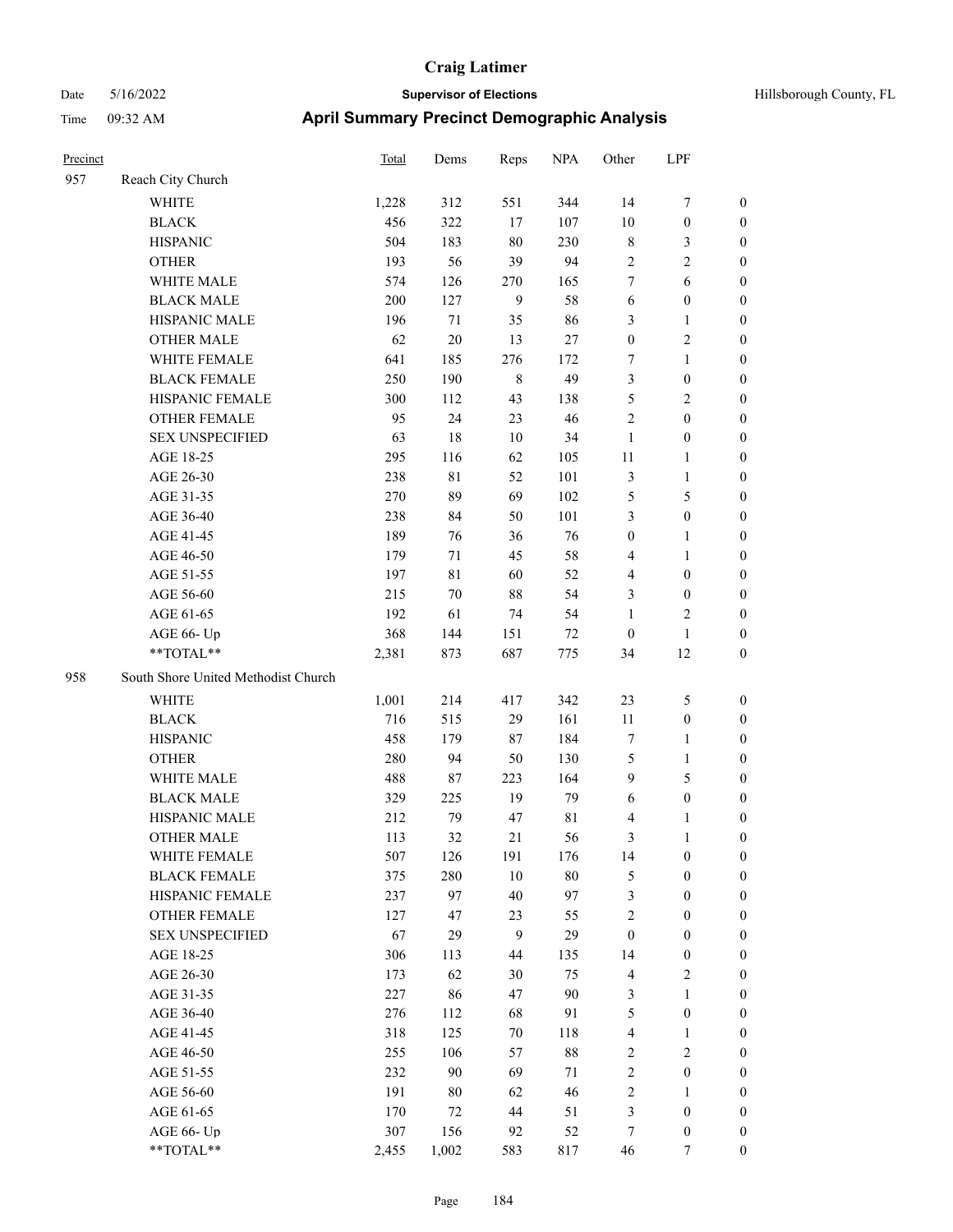# Craig Latimer

Date 5/16/2022 **Supervisor of Elections** Hillsborough County, FL

Time 09:32 AM **April Summary Precinct Demographic Analysis**

| Precinct | | Total | Dems | Reps | NPA | Other | LPF | |
|---|---|---|---|---|---|---|---|---|
| 957 | Reach City Church | | | | | | | |
| | WHITE | 1,228 | 312 | 551 | 344 | 14 | 7 | 0 |
| | BLACK | 456 | 322 | 17 | 107 | 10 | 0 | 0 |
| | HISPANIC | 504 | 183 | 80 | 230 | 8 | 3 | 0 |
| | OTHER | 193 | 56 | 39 | 94 | 2 | 2 | 0 |
| | WHITE MALE | 574 | 126 | 270 | 165 | 7 | 6 | 0 |
| | BLACK MALE | 200 | 127 | 9 | 58 | 6 | 0 | 0 |
| | HISPANIC MALE | 196 | 71 | 35 | 86 | 3 | 1 | 0 |
| | OTHER MALE | 62 | 20 | 13 | 27 | 0 | 2 | 0 |
| | WHITE FEMALE | 641 | 185 | 276 | 172 | 7 | 1 | 0 |
| | BLACK FEMALE | 250 | 190 | 8 | 49 | 3 | 0 | 0 |
| | HISPANIC FEMALE | 300 | 112 | 43 | 138 | 5 | 2 | 0 |
| | OTHER FEMALE | 95 | 24 | 23 | 46 | 2 | 0 | 0 |
| | SEX UNSPECIFIED | 63 | 18 | 10 | 34 | 1 | 0 | 0 |
| | AGE 18-25 | 295 | 116 | 62 | 105 | 11 | 1 | 0 |
| | AGE 26-30 | 238 | 81 | 52 | 101 | 3 | 1 | 0 |
| | AGE 31-35 | 270 | 89 | 69 | 102 | 5 | 5 | 0 |
| | AGE 36-40 | 238 | 84 | 50 | 101 | 3 | 0 | 0 |
| | AGE 41-45 | 189 | 76 | 36 | 76 | 0 | 1 | 0 |
| | AGE 46-50 | 179 | 71 | 45 | 58 | 4 | 1 | 0 |
| | AGE 51-55 | 197 | 81 | 60 | 52 | 4 | 0 | 0 |
| | AGE 56-60 | 215 | 70 | 88 | 54 | 3 | 0 | 0 |
| | AGE 61-65 | 192 | 61 | 74 | 54 | 1 | 2 | 0 |
| | AGE 66- Up | 368 | 144 | 151 | 72 | 0 | 1 | 0 |
| | **TOTAL** | 2,381 | 873 | 687 | 775 | 34 | 12 | 0 |
| 958 | South Shore United Methodist Church | | | | | | | |
| | WHITE | 1,001 | 214 | 417 | 342 | 23 | 5 | 0 |
| | BLACK | 716 | 515 | 29 | 161 | 11 | 0 | 0 |
| | HISPANIC | 458 | 179 | 87 | 184 | 7 | 1 | 0 |
| | OTHER | 280 | 94 | 50 | 130 | 5 | 1 | 0 |
| | WHITE MALE | 488 | 87 | 223 | 164 | 9 | 5 | 0 |
| | BLACK MALE | 329 | 225 | 19 | 79 | 6 | 0 | 0 |
| | HISPANIC MALE | 212 | 79 | 47 | 81 | 4 | 1 | 0 |
| | OTHER MALE | 113 | 32 | 21 | 56 | 3 | 1 | 0 |
| | WHITE FEMALE | 507 | 126 | 191 | 176 | 14 | 0 | 0 |
| | BLACK FEMALE | 375 | 280 | 10 | 80 | 5 | 0 | 0 |
| | HISPANIC FEMALE | 237 | 97 | 40 | 97 | 3 | 0 | 0 |
| | OTHER FEMALE | 127 | 47 | 23 | 55 | 2 | 0 | 0 |
| | SEX UNSPECIFIED | 67 | 29 | 9 | 29 | 0 | 0 | 0 |
| | AGE 18-25 | 306 | 113 | 44 | 135 | 14 | 0 | 0 |
| | AGE 26-30 | 173 | 62 | 30 | 75 | 4 | 2 | 0 |
| | AGE 31-35 | 227 | 86 | 47 | 90 | 3 | 1 | 0 |
| | AGE 36-40 | 276 | 112 | 68 | 91 | 5 | 0 | 0 |
| | AGE 41-45 | 318 | 125 | 70 | 118 | 4 | 1 | 0 |
| | AGE 46-50 | 255 | 106 | 57 | 88 | 2 | 2 | 0 |
| | AGE 51-55 | 232 | 90 | 69 | 71 | 2 | 0 | 0 |
| | AGE 56-60 | 191 | 80 | 62 | 46 | 2 | 1 | 0 |
| | AGE 61-65 | 170 | 72 | 44 | 51 | 3 | 0 | 0 |
| | AGE 66- Up | 307 | 156 | 92 | 52 | 7 | 0 | 0 |
| | **TOTAL** | 2,455 | 1,002 | 583 | 817 | 46 | 7 | 0 |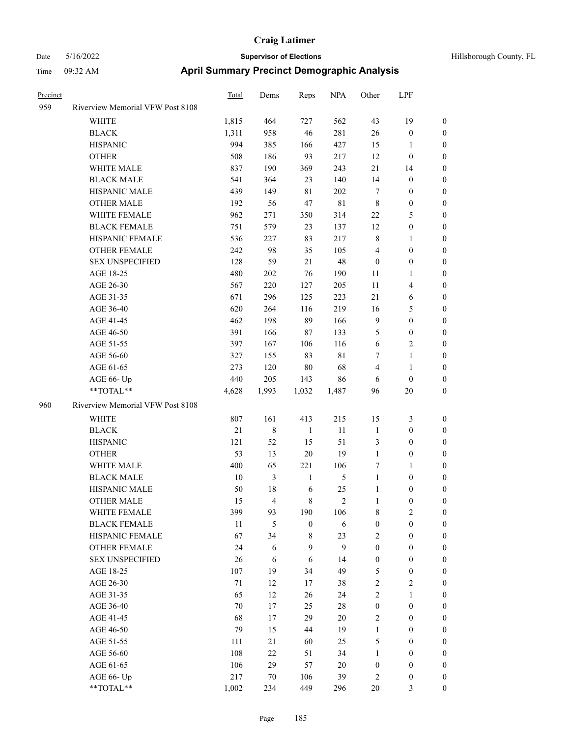# Craig Latimer

**Supervisor of Elections**

Hillsborough County, FL

Date 5/16/2022

Time 09:32 AM

## April Summary Precinct Demographic Analysis

| Precinct | | Total | Dems | Reps | NPA | Other | LPF | |
|---|---|---|---|---|---|---|---|---|
| 959 | Riverview Memorial VFW Post 8108 | | | | | | | |
| | WHITE | 1,815 | 464 | 727 | 562 | 43 | 19 | 0 |
| | BLACK | 1,311 | 958 | 46 | 281 | 26 | 0 | 0 |
| | HISPANIC | 994 | 385 | 166 | 427 | 15 | 1 | 0 |
| | OTHER | 508 | 186 | 93 | 217 | 12 | 0 | 0 |
| | WHITE MALE | 837 | 190 | 369 | 243 | 21 | 14 | 0 |
| | BLACK MALE | 541 | 364 | 23 | 140 | 14 | 0 | 0 |
| | HISPANIC MALE | 439 | 149 | 81 | 202 | 7 | 0 | 0 |
| | OTHER MALE | 192 | 56 | 47 | 81 | 8 | 0 | 0 |
| | WHITE FEMALE | 962 | 271 | 350 | 314 | 22 | 5 | 0 |
| | BLACK FEMALE | 751 | 579 | 23 | 137 | 12 | 0 | 0 |
| | HISPANIC FEMALE | 536 | 227 | 83 | 217 | 8 | 1 | 0 |
| | OTHER FEMALE | 242 | 98 | 35 | 105 | 4 | 0 | 0 |
| | SEX UNSPECIFIED | 128 | 59 | 21 | 48 | 0 | 0 | 0 |
| | AGE 18-25 | 480 | 202 | 76 | 190 | 11 | 1 | 0 |
| | AGE 26-30 | 567 | 220 | 127 | 205 | 11 | 4 | 0 |
| | AGE 31-35 | 671 | 296 | 125 | 223 | 21 | 6 | 0 |
| | AGE 36-40 | 620 | 264 | 116 | 219 | 16 | 5 | 0 |
| | AGE 41-45 | 462 | 198 | 89 | 166 | 9 | 0 | 0 |
| | AGE 46-50 | 391 | 166 | 87 | 133 | 5 | 0 | 0 |
| | AGE 51-55 | 397 | 167 | 106 | 116 | 6 | 2 | 0 |
| | AGE 56-60 | 327 | 155 | 83 | 81 | 7 | 1 | 0 |
| | AGE 61-65 | 273 | 120 | 80 | 68 | 4 | 1 | 0 |
| | AGE 66- Up | 440 | 205 | 143 | 86 | 6 | 0 | 0 |
| | **TOTAL** | 4,628 | 1,993 | 1,032 | 1,487 | 96 | 20 | 0 |
| 960 | Riverview Memorial VFW Post 8108 | | | | | | | |
| | WHITE | 807 | 161 | 413 | 215 | 15 | 3 | 0 |
| | BLACK | 21 | 8 | 1 | 11 | 1 | 0 | 0 |
| | HISPANIC | 121 | 52 | 15 | 51 | 3 | 0 | 0 |
| | OTHER | 53 | 13 | 20 | 19 | 1 | 0 | 0 |
| | WHITE MALE | 400 | 65 | 221 | 106 | 7 | 1 | 0 |
| | BLACK MALE | 10 | 3 | 1 | 5 | 1 | 0 | 0 |
| | HISPANIC MALE | 50 | 18 | 6 | 25 | 1 | 0 | 0 |
| | OTHER MALE | 15 | 4 | 8 | 2 | 1 | 0 | 0 |
| | WHITE FEMALE | 399 | 93 | 190 | 106 | 8 | 2 | 0 |
| | BLACK FEMALE | 11 | 5 | 0 | 6 | 0 | 0 | 0 |
| | HISPANIC FEMALE | 67 | 34 | 8 | 23 | 2 | 0 | 0 |
| | OTHER FEMALE | 24 | 6 | 9 | 9 | 0 | 0 | 0 |
| | SEX UNSPECIFIED | 26 | 6 | 6 | 14 | 0 | 0 | 0 |
| | AGE 18-25 | 107 | 19 | 34 | 49 | 5 | 0 | 0 |
| | AGE 26-30 | 71 | 12 | 17 | 38 | 2 | 2 | 0 |
| | AGE 31-35 | 65 | 12 | 26 | 24 | 2 | 1 | 0 |
| | AGE 36-40 | 70 | 17 | 25 | 28 | 0 | 0 | 0 |
| | AGE 41-45 | 68 | 17 | 29 | 20 | 2 | 0 | 0 |
| | AGE 46-50 | 79 | 15 | 44 | 19 | 1 | 0 | 0 |
| | AGE 51-55 | 111 | 21 | 60 | 25 | 5 | 0 | 0 |
| | AGE 56-60 | 108 | 22 | 51 | 34 | 1 | 0 | 0 |
| | AGE 61-65 | 106 | 29 | 57 | 20 | 0 | 0 | 0 |
| | AGE 66- Up | 217 | 70 | 106 | 39 | 2 | 0 | 0 |
| | **TOTAL** | 1,002 | 234 | 449 | 296 | 20 | 3 | 0 |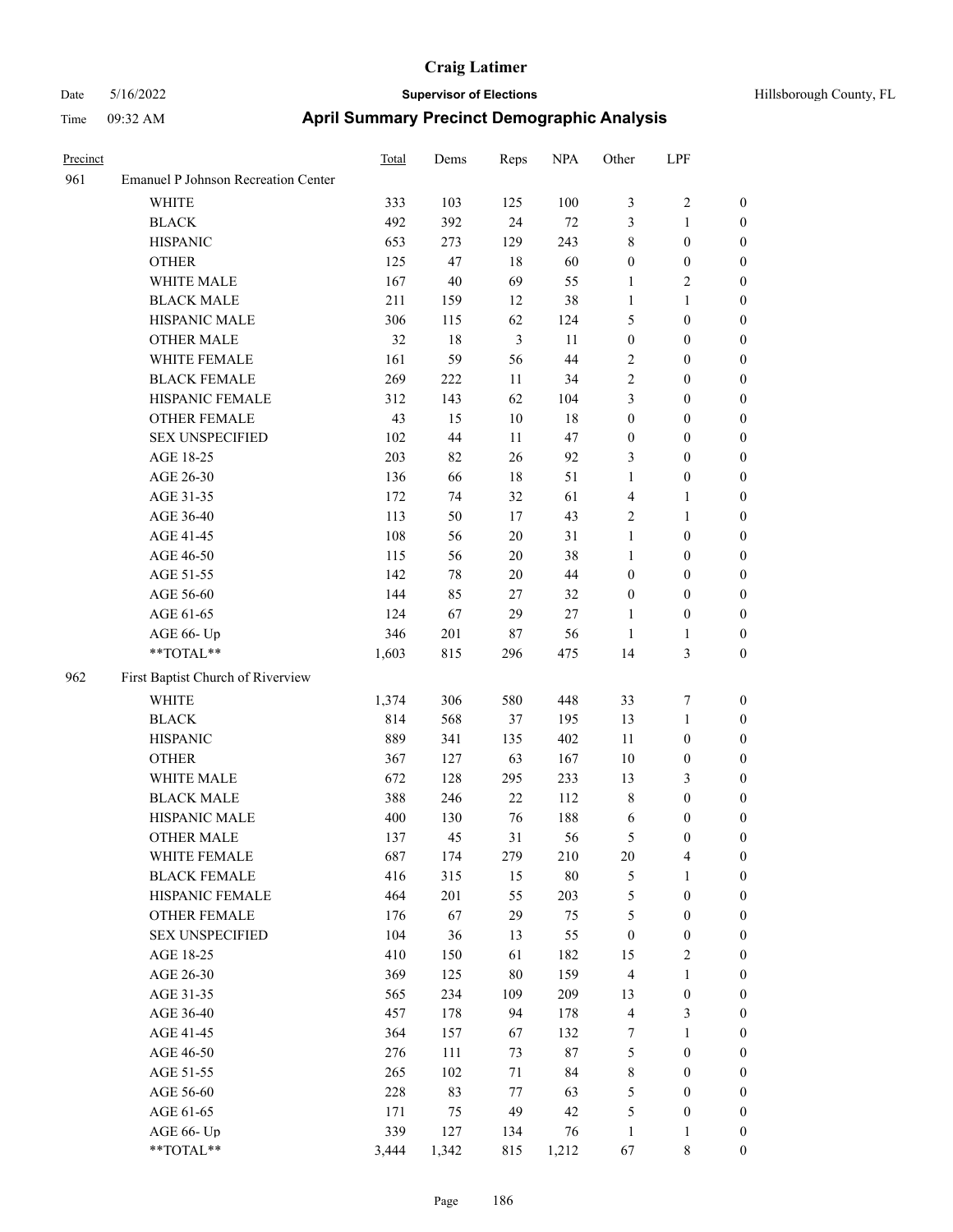# Craig Latimer

**Supervisor of Elections**

Date 5/16/2022 | Hillsborough County, FL

Time 09:32 AM

## April Summary Precinct Demographic Analysis

| Precinct | | Total | Dems | Reps | NPA | Other | LPF | |
|---|---|---|---|---|---|---|---|---|
| 961 | Emanuel P Johnson Recreation Center | | | | | | | |
| | WHITE | 333 | 103 | 125 | 100 | 3 | 2 | 0 |
| | BLACK | 492 | 392 | 24 | 72 | 3 | 1 | 0 |
| | HISPANIC | 653 | 273 | 129 | 243 | 8 | 0 | 0 |
| | OTHER | 125 | 47 | 18 | 60 | 0 | 0 | 0 |
| | WHITE MALE | 167 | 40 | 69 | 55 | 1 | 2 | 0 |
| | BLACK MALE | 211 | 159 | 12 | 38 | 1 | 1 | 0 |
| | HISPANIC MALE | 306 | 115 | 62 | 124 | 5 | 0 | 0 |
| | OTHER MALE | 32 | 18 | 3 | 11 | 0 | 0 | 0 |
| | WHITE FEMALE | 161 | 59 | 56 | 44 | 2 | 0 | 0 |
| | BLACK FEMALE | 269 | 222 | 11 | 34 | 2 | 0 | 0 |
| | HISPANIC FEMALE | 312 | 143 | 62 | 104 | 3 | 0 | 0 |
| | OTHER FEMALE | 43 | 15 | 10 | 18 | 0 | 0 | 0 |
| | SEX UNSPECIFIED | 102 | 44 | 11 | 47 | 0 | 0 | 0 |
| | AGE 18-25 | 203 | 82 | 26 | 92 | 3 | 0 | 0 |
| | AGE 26-30 | 136 | 66 | 18 | 51 | 1 | 0 | 0 |
| | AGE 31-35 | 172 | 74 | 32 | 61 | 4 | 1 | 0 |
| | AGE 36-40 | 113 | 50 | 17 | 43 | 2 | 1 | 0 |
| | AGE 41-45 | 108 | 56 | 20 | 31 | 1 | 0 | 0 |
| | AGE 46-50 | 115 | 56 | 20 | 38 | 1 | 0 | 0 |
| | AGE 51-55 | 142 | 78 | 20 | 44 | 0 | 0 | 0 |
| | AGE 56-60 | 144 | 85 | 27 | 32 | 0 | 0 | 0 |
| | AGE 61-65 | 124 | 67 | 29 | 27 | 1 | 0 | 0 |
| | AGE 66- Up | 346 | 201 | 87 | 56 | 1 | 1 | 0 |
| | **TOTAL** | 1,603 | 815 | 296 | 475 | 14 | 3 | 0 |
| 962 | First Baptist Church of Riverview | | | | | | | |
| | WHITE | 1,374 | 306 | 580 | 448 | 33 | 7 | 0 |
| | BLACK | 814 | 568 | 37 | 195 | 13 | 1 | 0 |
| | HISPANIC | 889 | 341 | 135 | 402 | 11 | 0 | 0 |
| | OTHER | 367 | 127 | 63 | 167 | 10 | 0 | 0 |
| | WHITE MALE | 672 | 128 | 295 | 233 | 13 | 3 | 0 |
| | BLACK MALE | 388 | 246 | 22 | 112 | 8 | 0 | 0 |
| | HISPANIC MALE | 400 | 130 | 76 | 188 | 6 | 0 | 0 |
| | OTHER MALE | 137 | 45 | 31 | 56 | 5 | 0 | 0 |
| | WHITE FEMALE | 687 | 174 | 279 | 210 | 20 | 4 | 0 |
| | BLACK FEMALE | 416 | 315 | 15 | 80 | 5 | 1 | 0 |
| | HISPANIC FEMALE | 464 | 201 | 55 | 203 | 5 | 0 | 0 |
| | OTHER FEMALE | 176 | 67 | 29 | 75 | 5 | 0 | 0 |
| | SEX UNSPECIFIED | 104 | 36 | 13 | 55 | 0 | 0 | 0 |
| | AGE 18-25 | 410 | 150 | 61 | 182 | 15 | 2 | 0 |
| | AGE 26-30 | 369 | 125 | 80 | 159 | 4 | 1 | 0 |
| | AGE 31-35 | 565 | 234 | 109 | 209 | 13 | 0 | 0 |
| | AGE 36-40 | 457 | 178 | 94 | 178 | 4 | 3 | 0 |
| | AGE 41-45 | 364 | 157 | 67 | 132 | 7 | 1 | 0 |
| | AGE 46-50 | 276 | 111 | 73 | 87 | 5 | 0 | 0 |
| | AGE 51-55 | 265 | 102 | 71 | 84 | 8 | 0 | 0 |
| | AGE 56-60 | 228 | 83 | 77 | 63 | 5 | 0 | 0 |
| | AGE 61-65 | 171 | 75 | 49 | 42 | 5 | 0 | 0 |
| | AGE 66- Up | 339 | 127 | 134 | 76 | 1 | 1 | 0 |
| | **TOTAL** | 3,444 | 1,342 | 815 | 1,212 | 67 | 8 | 0 |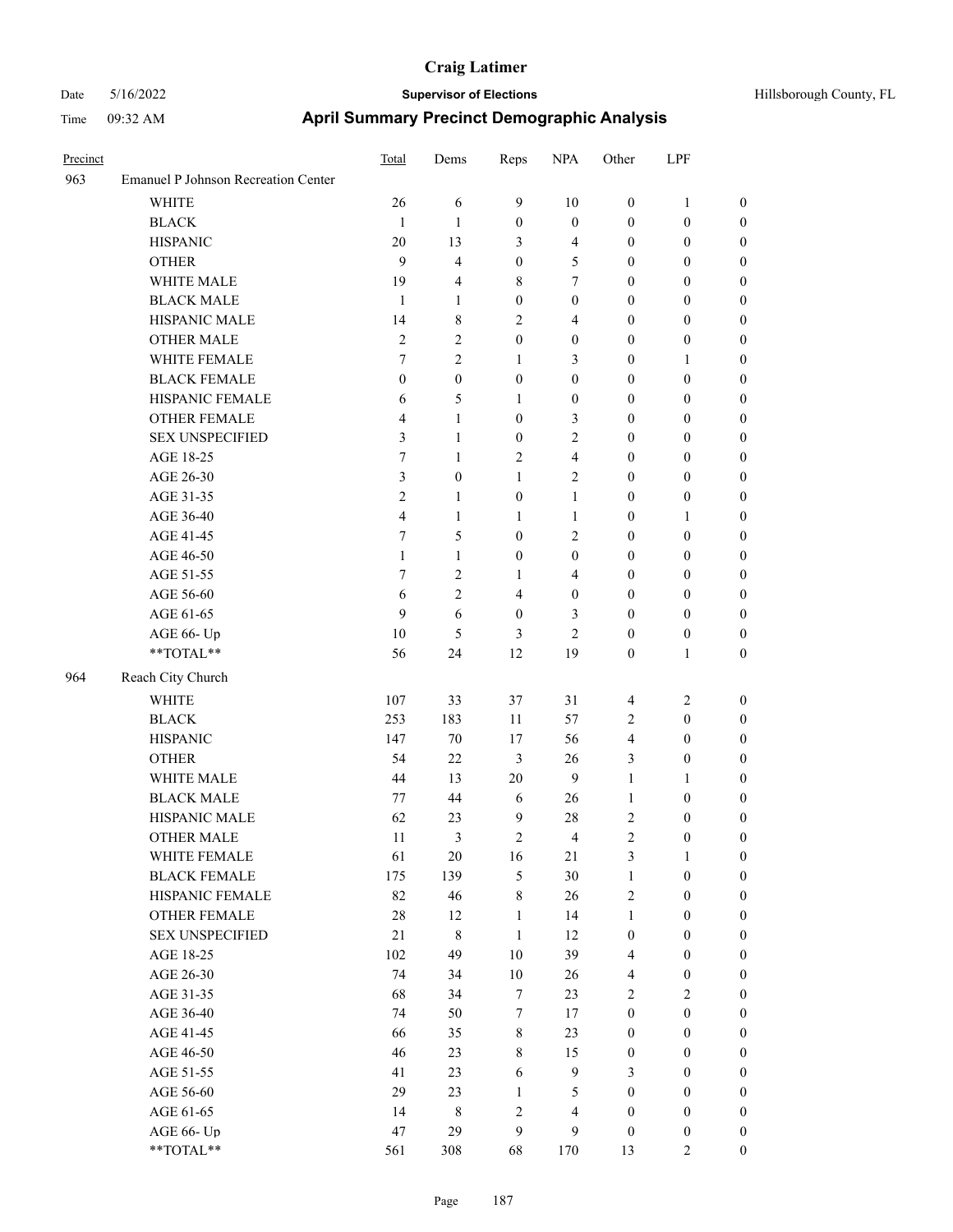# Craig Latimer

**Supervisor of Elections**

Date 5/16/2022

Time 09:32 AM

Hillsborough County, FL

## April Summary Precinct Demographic Analysis

| Precinct | | Total | Dems | Reps | NPA | Other | LPF | |
|---|---|---|---|---|---|---|---|---|
| 963 | Emanuel P Johnson Recreation Center | | | | | | | |
| | WHITE | 26 | 6 | 9 | 10 | 0 | 1 | 0 |
| | BLACK | 1 | 1 | 0 | 0 | 0 | 0 | 0 |
| | HISPANIC | 20 | 13 | 3 | 4 | 0 | 0 | 0 |
| | OTHER | 9 | 4 | 0 | 5 | 0 | 0 | 0 |
| | WHITE MALE | 19 | 4 | 8 | 7 | 0 | 0 | 0 |
| | BLACK MALE | 1 | 1 | 0 | 0 | 0 | 0 | 0 |
| | HISPANIC MALE | 14 | 8 | 2 | 4 | 0 | 0 | 0 |
| | OTHER MALE | 2 | 2 | 0 | 0 | 0 | 0 | 0 |
| | WHITE FEMALE | 7 | 2 | 1 | 3 | 0 | 1 | 0 |
| | BLACK FEMALE | 0 | 0 | 0 | 0 | 0 | 0 | 0 |
| | HISPANIC FEMALE | 6 | 5 | 1 | 0 | 0 | 0 | 0 |
| | OTHER FEMALE | 4 | 1 | 0 | 3 | 0 | 0 | 0 |
| | SEX UNSPECIFIED | 3 | 1 | 0 | 2 | 0 | 0 | 0 |
| | AGE 18-25 | 7 | 1 | 2 | 4 | 0 | 0 | 0 |
| | AGE 26-30 | 3 | 0 | 1 | 2 | 0 | 0 | 0 |
| | AGE 31-35 | 2 | 1 | 0 | 1 | 0 | 0 | 0 |
| | AGE 36-40 | 4 | 1 | 1 | 1 | 0 | 1 | 0 |
| | AGE 41-45 | 7 | 5 | 0 | 2 | 0 | 0 | 0 |
| | AGE 46-50 | 1 | 1 | 0 | 0 | 0 | 0 | 0 |
| | AGE 51-55 | 7 | 2 | 1 | 4 | 0 | 0 | 0 |
| | AGE 56-60 | 6 | 2 | 4 | 0 | 0 | 0 | 0 |
| | AGE 61-65 | 9 | 6 | 0 | 3 | 0 | 0 | 0 |
| | AGE 66- Up | 10 | 5 | 3 | 2 | 0 | 0 | 0 |
| | **TOTAL** | 56 | 24 | 12 | 19 | 0 | 1 | 0 |
| 964 | Reach City Church | | | | | | | |
| | WHITE | 107 | 33 | 37 | 31 | 4 | 2 | 0 |
| | BLACK | 253 | 183 | 11 | 57 | 2 | 0 | 0 |
| | HISPANIC | 147 | 70 | 17 | 56 | 4 | 0 | 0 |
| | OTHER | 54 | 22 | 3 | 26 | 3 | 0 | 0 |
| | WHITE MALE | 44 | 13 | 20 | 9 | 1 | 1 | 0 |
| | BLACK MALE | 77 | 44 | 6 | 26 | 1 | 0 | 0 |
| | HISPANIC MALE | 62 | 23 | 9 | 28 | 2 | 0 | 0 |
| | OTHER MALE | 11 | 3 | 2 | 4 | 2 | 0 | 0 |
| | WHITE FEMALE | 61 | 20 | 16 | 21 | 3 | 1 | 0 |
| | BLACK FEMALE | 175 | 139 | 5 | 30 | 1 | 0 | 0 |
| | HISPANIC FEMALE | 82 | 46 | 8 | 26 | 2 | 0 | 0 |
| | OTHER FEMALE | 28 | 12 | 1 | 14 | 1 | 0 | 0 |
| | SEX UNSPECIFIED | 21 | 8 | 1 | 12 | 0 | 0 | 0 |
| | AGE 18-25 | 102 | 49 | 10 | 39 | 4 | 0 | 0 |
| | AGE 26-30 | 74 | 34 | 10 | 26 | 4 | 0 | 0 |
| | AGE 31-35 | 68 | 34 | 7 | 23 | 2 | 2 | 0 |
| | AGE 36-40 | 74 | 50 | 7 | 17 | 0 | 0 | 0 |
| | AGE 41-45 | 66 | 35 | 8 | 23 | 0 | 0 | 0 |
| | AGE 46-50 | 46 | 23 | 8 | 15 | 0 | 0 | 0 |
| | AGE 51-55 | 41 | 23 | 6 | 9 | 3 | 0 | 0 |
| | AGE 56-60 | 29 | 23 | 1 | 5 | 0 | 0 | 0 |
| | AGE 61-65 | 14 | 8 | 2 | 4 | 0 | 0 | 0 |
| | AGE 66- Up | 47 | 29 | 9 | 9 | 0 | 0 | 0 |
| | **TOTAL** | 561 | 308 | 68 | 170 | 13 | 2 | 0 |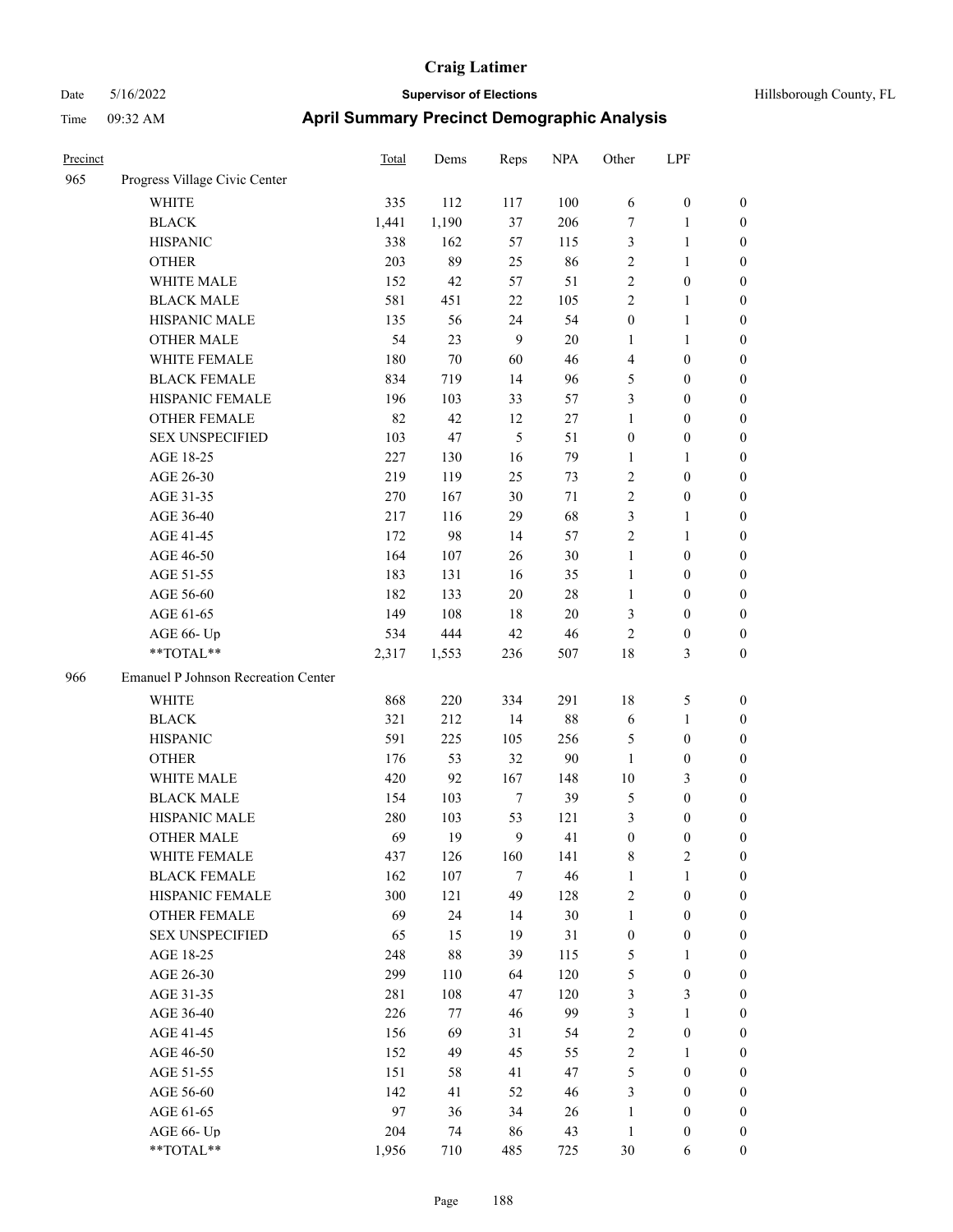# April Summary Precinct Demographic Analysis

| Precinct | | Total | Dems | Reps | NPA | Other | LPF | |
|---|---|---|---|---|---|---|---|---|
| 965 | Progress Village Civic Center | | | | | | | |
| | WHITE | 335 | 112 | 117 | 100 | 6 | 0 | 0 |
| | BLACK | 1,441 | 1,190 | 37 | 206 | 7 | 1 | 0 |
| | HISPANIC | 338 | 162 | 57 | 115 | 3 | 1 | 0 |
| | OTHER | 203 | 89 | 25 | 86 | 2 | 1 | 0 |
| | WHITE MALE | 152 | 42 | 57 | 51 | 2 | 0 | 0 |
| | BLACK MALE | 581 | 451 | 22 | 105 | 2 | 1 | 0 |
| | HISPANIC MALE | 135 | 56 | 24 | 54 | 0 | 1 | 0 |
| | OTHER MALE | 54 | 23 | 9 | 20 | 1 | 1 | 0 |
| | WHITE FEMALE | 180 | 70 | 60 | 46 | 4 | 0 | 0 |
| | BLACK FEMALE | 834 | 719 | 14 | 96 | 5 | 0 | 0 |
| | HISPANIC FEMALE | 196 | 103 | 33 | 57 | 3 | 0 | 0 |
| | OTHER FEMALE | 82 | 42 | 12 | 27 | 1 | 0 | 0 |
| | SEX UNSPECIFIED | 103 | 47 | 5 | 51 | 0 | 0 | 0 |
| | AGE 18-25 | 227 | 130 | 16 | 79 | 1 | 1 | 0 |
| | AGE 26-30 | 219 | 119 | 25 | 73 | 2 | 0 | 0 |
| | AGE 31-35 | 270 | 167 | 30 | 71 | 2 | 0 | 0 |
| | AGE 36-40 | 217 | 116 | 29 | 68 | 3 | 1 | 0 |
| | AGE 41-45 | 172 | 98 | 14 | 57 | 2 | 1 | 0 |
| | AGE 46-50 | 164 | 107 | 26 | 30 | 1 | 0 | 0 |
| | AGE 51-55 | 183 | 131 | 16 | 35 | 1 | 0 | 0 |
| | AGE 56-60 | 182 | 133 | 20 | 28 | 1 | 0 | 0 |
| | AGE 61-65 | 149 | 108 | 18 | 20 | 3 | 0 | 0 |
| | AGE 66- Up | 534 | 444 | 42 | 46 | 2 | 0 | 0 |
| | **TOTAL** | 2,317 | 1,553 | 236 | 507 | 18 | 3 | 0 |
| 966 | Emanuel P Johnson Recreation Center | | | | | | | |
| | WHITE | 868 | 220 | 334 | 291 | 18 | 5 | 0 |
| | BLACK | 321 | 212 | 14 | 88 | 6 | 1 | 0 |
| | HISPANIC | 591 | 225 | 105 | 256 | 5 | 0 | 0 |
| | OTHER | 176 | 53 | 32 | 90 | 1 | 0 | 0 |
| | WHITE MALE | 420 | 92 | 167 | 148 | 10 | 3 | 0 |
| | BLACK MALE | 154 | 103 | 7 | 39 | 5 | 0 | 0 |
| | HISPANIC MALE | 280 | 103 | 53 | 121 | 3 | 0 | 0 |
| | OTHER MALE | 69 | 19 | 9 | 41 | 0 | 0 | 0 |
| | WHITE FEMALE | 437 | 126 | 160 | 141 | 8 | 2 | 0 |
| | BLACK FEMALE | 162 | 107 | 7 | 46 | 1 | 1 | 0 |
| | HISPANIC FEMALE | 300 | 121 | 49 | 128 | 2 | 0 | 0 |
| | OTHER FEMALE | 69 | 24 | 14 | 30 | 1 | 0 | 0 |
| | SEX UNSPECIFIED | 65 | 15 | 19 | 31 | 0 | 0 | 0 |
| | AGE 18-25 | 248 | 88 | 39 | 115 | 5 | 1 | 0 |
| | AGE 26-30 | 299 | 110 | 64 | 120 | 5 | 0 | 0 |
| | AGE 31-35 | 281 | 108 | 47 | 120 | 3 | 3 | 0 |
| | AGE 36-40 | 226 | 77 | 46 | 99 | 3 | 1 | 0 |
| | AGE 41-45 | 156 | 69 | 31 | 54 | 2 | 0 | 0 |
| | AGE 46-50 | 152 | 49 | 45 | 55 | 2 | 1 | 0 |
| | AGE 51-55 | 151 | 58 | 41 | 47 | 5 | 0 | 0 |
| | AGE 56-60 | 142 | 41 | 52 | 46 | 3 | 0 | 0 |
| | AGE 61-65 | 97 | 36 | 34 | 26 | 1 | 0 | 0 |
| | AGE 66- Up | 204 | 74 | 86 | 43 | 1 | 0 | 0 |
| | **TOTAL** | 1,956 | 710 | 485 | 725 | 30 | 6 | 0 |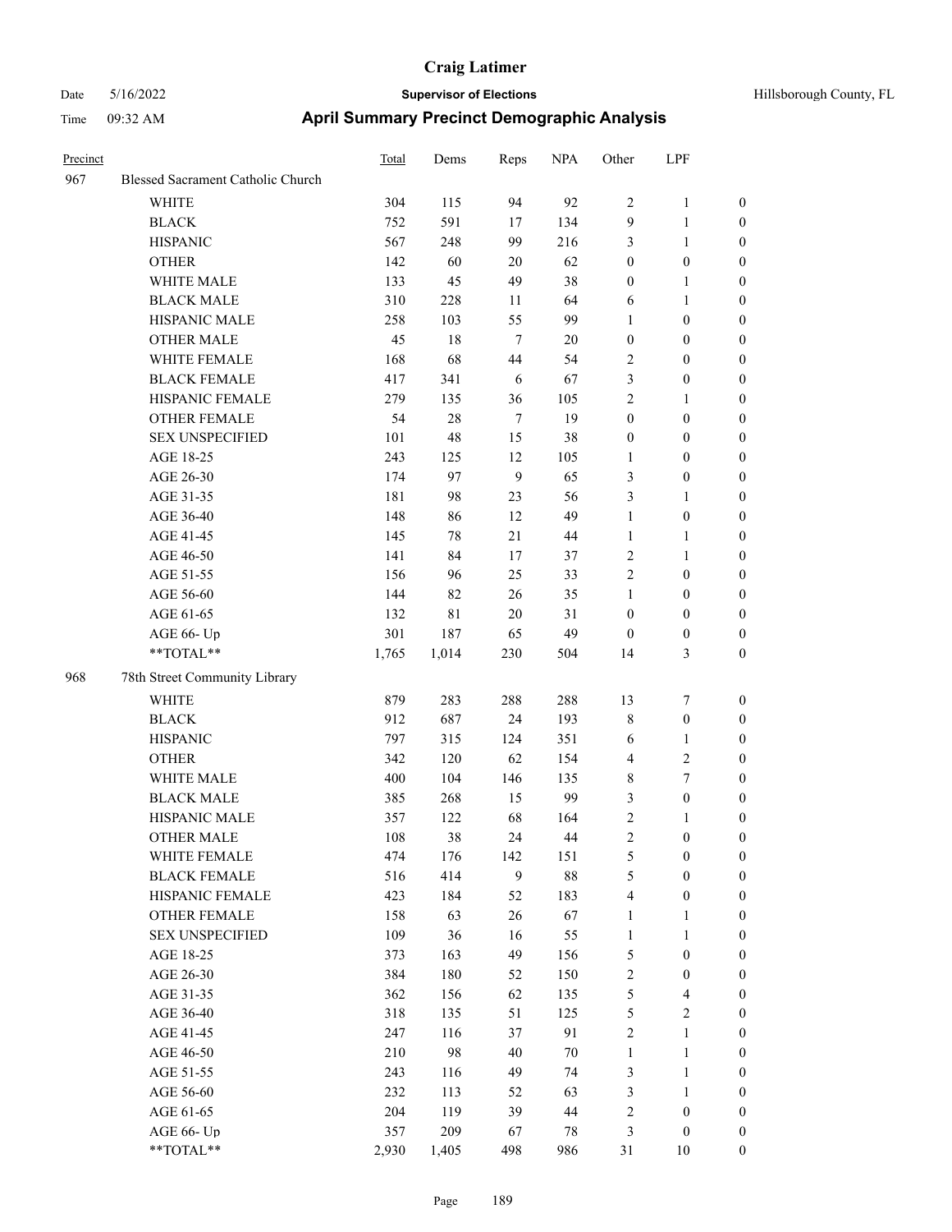# Craig Latimer

**Supervisor of Elections**

Date 5/16/2022 — Hillsborough County, FL

Time 09:32 AM

## April Summary Precinct Demographic Analysis

| Precinct | | Total | Dems | Reps | NPA | Other | LPF | |
|---|---|---|---|---|---|---|---|---|
| 967 | Blessed Sacrament Catholic Church | | | | | | | |
| | WHITE | 304 | 115 | 94 | 92 | 2 | 1 | 0 |
| | BLACK | 752 | 591 | 17 | 134 | 9 | 1 | 0 |
| | HISPANIC | 567 | 248 | 99 | 216 | 3 | 1 | 0 |
| | OTHER | 142 | 60 | 20 | 62 | 0 | 0 | 0 |
| | WHITE MALE | 133 | 45 | 49 | 38 | 0 | 1 | 0 |
| | BLACK MALE | 310 | 228 | 11 | 64 | 6 | 1 | 0 |
| | HISPANIC MALE | 258 | 103 | 55 | 99 | 1 | 0 | 0 |
| | OTHER MALE | 45 | 18 | 7 | 20 | 0 | 0 | 0 |
| | WHITE FEMALE | 168 | 68 | 44 | 54 | 2 | 0 | 0 |
| | BLACK FEMALE | 417 | 341 | 6 | 67 | 3 | 0 | 0 |
| | HISPANIC FEMALE | 279 | 135 | 36 | 105 | 2 | 1 | 0 |
| | OTHER FEMALE | 54 | 28 | 7 | 19 | 0 | 0 | 0 |
| | SEX UNSPECIFIED | 101 | 48 | 15 | 38 | 0 | 0 | 0 |
| | AGE 18-25 | 243 | 125 | 12 | 105 | 1 | 0 | 0 |
| | AGE 26-30 | 174 | 97 | 9 | 65 | 3 | 0 | 0 |
| | AGE 31-35 | 181 | 98 | 23 | 56 | 3 | 1 | 0 |
| | AGE 36-40 | 148 | 86 | 12 | 49 | 1 | 0 | 0 |
| | AGE 41-45 | 145 | 78 | 21 | 44 | 1 | 1 | 0 |
| | AGE 46-50 | 141 | 84 | 17 | 37 | 2 | 1 | 0 |
| | AGE 51-55 | 156 | 96 | 25 | 33 | 2 | 0 | 0 |
| | AGE 56-60 | 144 | 82 | 26 | 35 | 1 | 0 | 0 |
| | AGE 61-65 | 132 | 81 | 20 | 31 | 0 | 0 | 0 |
| | AGE 66- Up | 301 | 187 | 65 | 49 | 0 | 0 | 0 |
| | **TOTAL** | 1,765 | 1,014 | 230 | 504 | 14 | 3 | 0 |
| 968 | 78th Street Community Library | | | | | | | |
| | WHITE | 879 | 283 | 288 | 288 | 13 | 7 | 0 |
| | BLACK | 912 | 687 | 24 | 193 | 8 | 0 | 0 |
| | HISPANIC | 797 | 315 | 124 | 351 | 6 | 1 | 0 |
| | OTHER | 342 | 120 | 62 | 154 | 4 | 2 | 0 |
| | WHITE MALE | 400 | 104 | 146 | 135 | 8 | 7 | 0 |
| | BLACK MALE | 385 | 268 | 15 | 99 | 3 | 0 | 0 |
| | HISPANIC MALE | 357 | 122 | 68 | 164 | 2 | 1 | 0 |
| | OTHER MALE | 108 | 38 | 24 | 44 | 2 | 0 | 0 |
| | WHITE FEMALE | 474 | 176 | 142 | 151 | 5 | 0 | 0 |
| | BLACK FEMALE | 516 | 414 | 9 | 88 | 5 | 0 | 0 |
| | HISPANIC FEMALE | 423 | 184 | 52 | 183 | 4 | 0 | 0 |
| | OTHER FEMALE | 158 | 63 | 26 | 67 | 1 | 1 | 0 |
| | SEX UNSPECIFIED | 109 | 36 | 16 | 55 | 1 | 1 | 0 |
| | AGE 18-25 | 373 | 163 | 49 | 156 | 5 | 0 | 0 |
| | AGE 26-30 | 384 | 180 | 52 | 150 | 2 | 0 | 0 |
| | AGE 31-35 | 362 | 156 | 62 | 135 | 5 | 4 | 0 |
| | AGE 36-40 | 318 | 135 | 51 | 125 | 5 | 2 | 0 |
| | AGE 41-45 | 247 | 116 | 37 | 91 | 2 | 1 | 0 |
| | AGE 46-50 | 210 | 98 | 40 | 70 | 1 | 1 | 0 |
| | AGE 51-55 | 243 | 116 | 49 | 74 | 3 | 1 | 0 |
| | AGE 56-60 | 232 | 113 | 52 | 63 | 3 | 1 | 0 |
| | AGE 61-65 | 204 | 119 | 39 | 44 | 2 | 0 | 0 |
| | AGE 66- Up | 357 | 209 | 67 | 78 | 3 | 0 | 0 |
| | **TOTAL** | 2,930 | 1,405 | 498 | 986 | 31 | 10 | 0 |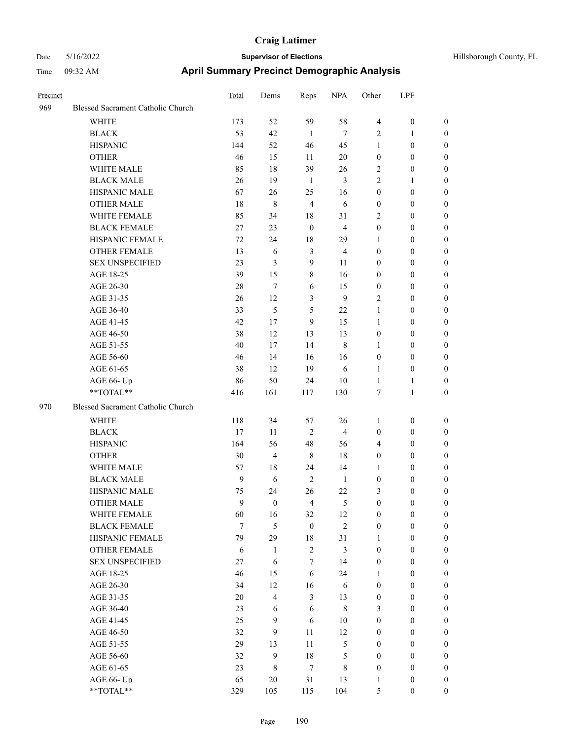# Craig Latimer

**Supervisor of Elections**

Date 5/16/2022

Time 09:32 AM

Hillsborough County, FL

## April Summary Precinct Demographic Analysis

| Precinct | | Total | Dems | Reps | NPA | Other | LPF | |
|---|---|---|---|---|---|---|---|---|
| 969 | Blessed Sacrament Catholic Church | | | | | | | |
| | WHITE | 173 | 52 | 59 | 58 | 4 | 0 | 0 |
| | BLACK | 53 | 42 | 1 | 7 | 2 | 1 | 0 |
| | HISPANIC | 144 | 52 | 46 | 45 | 1 | 0 | 0 |
| | OTHER | 46 | 15 | 11 | 20 | 0 | 0 | 0 |
| | WHITE MALE | 85 | 18 | 39 | 26 | 2 | 0 | 0 |
| | BLACK MALE | 26 | 19 | 1 | 3 | 2 | 1 | 0 |
| | HISPANIC MALE | 67 | 26 | 25 | 16 | 0 | 0 | 0 |
| | OTHER MALE | 18 | 8 | 4 | 6 | 0 | 0 | 0 |
| | WHITE FEMALE | 85 | 34 | 18 | 31 | 2 | 0 | 0 |
| | BLACK FEMALE | 27 | 23 | 0 | 4 | 0 | 0 | 0 |
| | HISPANIC FEMALE | 72 | 24 | 18 | 29 | 1 | 0 | 0 |
| | OTHER FEMALE | 13 | 6 | 3 | 4 | 0 | 0 | 0 |
| | SEX UNSPECIFIED | 23 | 3 | 9 | 11 | 0 | 0 | 0 |
| | AGE 18-25 | 39 | 15 | 8 | 16 | 0 | 0 | 0 |
| | AGE 26-30 | 28 | 7 | 6 | 15 | 0 | 0 | 0 |
| | AGE 31-35 | 26 | 12 | 3 | 9 | 2 | 0 | 0 |
| | AGE 36-40 | 33 | 5 | 5 | 22 | 1 | 0 | 0 |
| | AGE 41-45 | 42 | 17 | 9 | 15 | 1 | 0 | 0 |
| | AGE 46-50 | 38 | 12 | 13 | 13 | 0 | 0 | 0 |
| | AGE 51-55 | 40 | 17 | 14 | 8 | 1 | 0 | 0 |
| | AGE 56-60 | 46 | 14 | 16 | 16 | 0 | 0 | 0 |
| | AGE 61-65 | 38 | 12 | 19 | 6 | 1 | 0 | 0 |
| | AGE 66- Up | 86 | 50 | 24 | 10 | 1 | 1 | 0 |
| | **TOTAL** | 416 | 161 | 117 | 130 | 7 | 1 | 0 |
| 970 | Blessed Sacrament Catholic Church | | | | | | | |
| | WHITE | 118 | 34 | 57 | 26 | 1 | 0 | 0 |
| | BLACK | 17 | 11 | 2 | 4 | 0 | 0 | 0 |
| | HISPANIC | 164 | 56 | 48 | 56 | 4 | 0 | 0 |
| | OTHER | 30 | 4 | 8 | 18 | 0 | 0 | 0 |
| | WHITE MALE | 57 | 18 | 24 | 14 | 1 | 0 | 0 |
| | BLACK MALE | 9 | 6 | 2 | 1 | 0 | 0 | 0 |
| | HISPANIC MALE | 75 | 24 | 26 | 22 | 3 | 0 | 0 |
| | OTHER MALE | 9 | 0 | 4 | 5 | 0 | 0 | 0 |
| | WHITE FEMALE | 60 | 16 | 32 | 12 | 0 | 0 | 0 |
| | BLACK FEMALE | 7 | 5 | 0 | 2 | 0 | 0 | 0 |
| | HISPANIC FEMALE | 79 | 29 | 18 | 31 | 1 | 0 | 0 |
| | OTHER FEMALE | 6 | 1 | 2 | 3 | 0 | 0 | 0 |
| | SEX UNSPECIFIED | 27 | 6 | 7 | 14 | 0 | 0 | 0 |
| | AGE 18-25 | 46 | 15 | 6 | 24 | 1 | 0 | 0 |
| | AGE 26-30 | 34 | 12 | 16 | 6 | 0 | 0 | 0 |
| | AGE 31-35 | 20 | 4 | 3 | 13 | 0 | 0 | 0 |
| | AGE 36-40 | 23 | 6 | 6 | 8 | 3 | 0 | 0 |
| | AGE 41-45 | 25 | 9 | 6 | 10 | 0 | 0 | 0 |
| | AGE 46-50 | 32 | 9 | 11 | 12 | 0 | 0 | 0 |
| | AGE 51-55 | 29 | 13 | 11 | 5 | 0 | 0 | 0 |
| | AGE 56-60 | 32 | 9 | 18 | 5 | 0 | 0 | 0 |
| | AGE 61-65 | 23 | 8 | 7 | 8 | 0 | 0 | 0 |
| | AGE 66- Up | 65 | 20 | 31 | 13 | 1 | 0 | 0 |
| | **TOTAL** | 329 | 105 | 115 | 104 | 5 | 0 | 0 |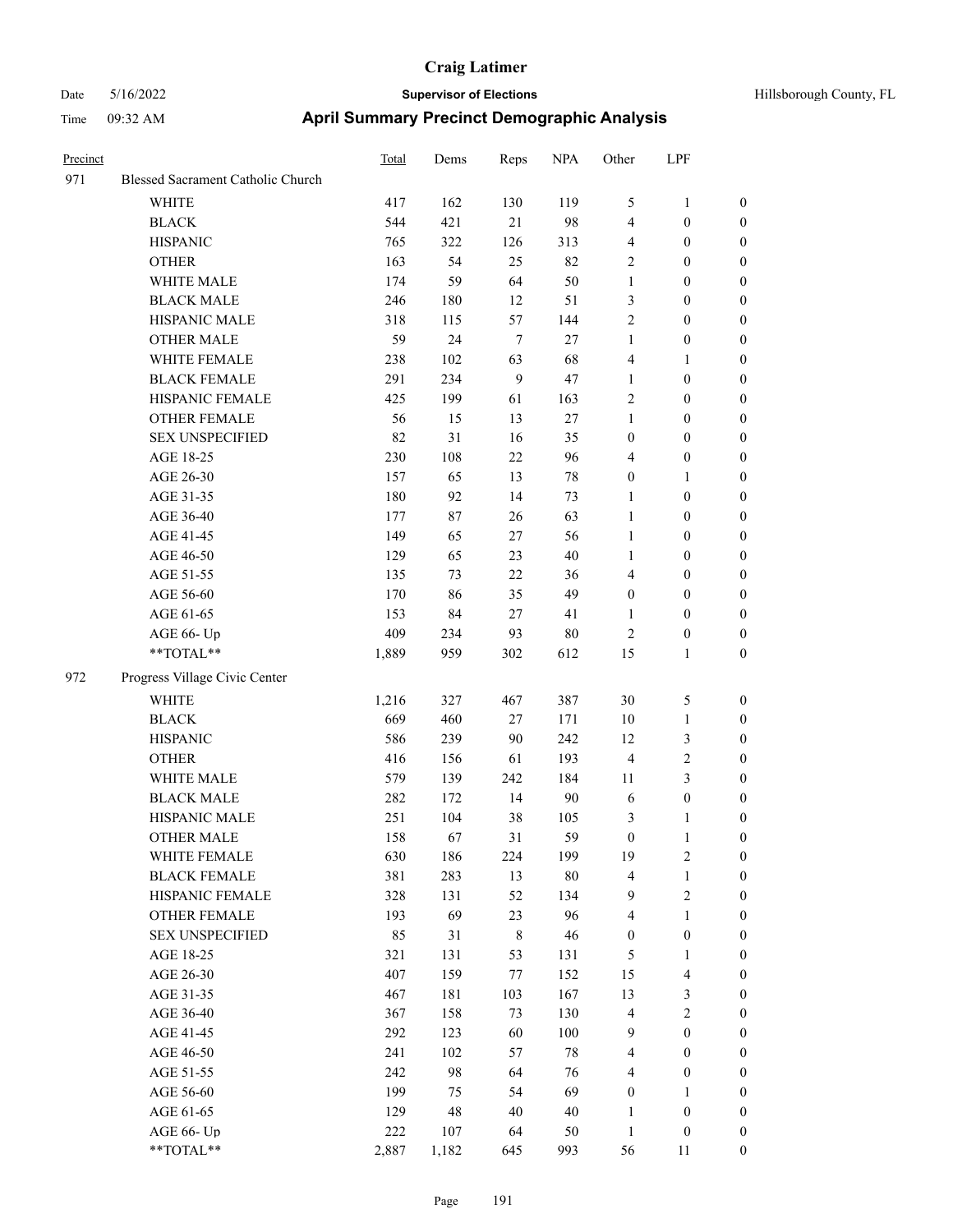# Craig Latimer

Date 5/16/2022 **Supervisor of Elections** Hillsborough County, FL

Time 09:32 AM **April Summary Precinct Demographic Analysis**

| Precinct | | Total | Dems | Reps | NPA | Other | LPF | |
|---|---|---|---|---|---|---|---|---|
| 971 | Blessed Sacrament Catholic Church | | | | | | | |
| | WHITE | 417 | 162 | 130 | 119 | 5 | 1 | 0 |
| | BLACK | 544 | 421 | 21 | 98 | 4 | 0 | 0 |
| | HISPANIC | 765 | 322 | 126 | 313 | 4 | 0 | 0 |
| | OTHER | 163 | 54 | 25 | 82 | 2 | 0 | 0 |
| | WHITE MALE | 174 | 59 | 64 | 50 | 1 | 0 | 0 |
| | BLACK MALE | 246 | 180 | 12 | 51 | 3 | 0 | 0 |
| | HISPANIC MALE | 318 | 115 | 57 | 144 | 2 | 0 | 0 |
| | OTHER MALE | 59 | 24 | 7 | 27 | 1 | 0 | 0 |
| | WHITE FEMALE | 238 | 102 | 63 | 68 | 4 | 1 | 0 |
| | BLACK FEMALE | 291 | 234 | 9 | 47 | 1 | 0 | 0 |
| | HISPANIC FEMALE | 425 | 199 | 61 | 163 | 2 | 0 | 0 |
| | OTHER FEMALE | 56 | 15 | 13 | 27 | 1 | 0 | 0 |
| | SEX UNSPECIFIED | 82 | 31 | 16 | 35 | 0 | 0 | 0 |
| | AGE 18-25 | 230 | 108 | 22 | 96 | 4 | 0 | 0 |
| | AGE 26-30 | 157 | 65 | 13 | 78 | 0 | 1 | 0 |
| | AGE 31-35 | 180 | 92 | 14 | 73 | 1 | 0 | 0 |
| | AGE 36-40 | 177 | 87 | 26 | 63 | 1 | 0 | 0 |
| | AGE 41-45 | 149 | 65 | 27 | 56 | 1 | 0 | 0 |
| | AGE 46-50 | 129 | 65 | 23 | 40 | 1 | 0 | 0 |
| | AGE 51-55 | 135 | 73 | 22 | 36 | 4 | 0 | 0 |
| | AGE 56-60 | 170 | 86 | 35 | 49 | 0 | 0 | 0 |
| | AGE 61-65 | 153 | 84 | 27 | 41 | 1 | 0 | 0 |
| | AGE 66- Up | 409 | 234 | 93 | 80 | 2 | 0 | 0 |
| | **TOTAL** | 1,889 | 959 | 302 | 612 | 15 | 1 | 0 |
| 972 | Progress Village Civic Center | | | | | | | |
| | WHITE | 1,216 | 327 | 467 | 387 | 30 | 5 | 0 |
| | BLACK | 669 | 460 | 27 | 171 | 10 | 1 | 0 |
| | HISPANIC | 586 | 239 | 90 | 242 | 12 | 3 | 0 |
| | OTHER | 416 | 156 | 61 | 193 | 4 | 2 | 0 |
| | WHITE MALE | 579 | 139 | 242 | 184 | 11 | 3 | 0 |
| | BLACK MALE | 282 | 172 | 14 | 90 | 6 | 0 | 0 |
| | HISPANIC MALE | 251 | 104 | 38 | 105 | 3 | 1 | 0 |
| | OTHER MALE | 158 | 67 | 31 | 59 | 0 | 1 | 0 |
| | WHITE FEMALE | 630 | 186 | 224 | 199 | 19 | 2 | 0 |
| | BLACK FEMALE | 381 | 283 | 13 | 80 | 4 | 1 | 0 |
| | HISPANIC FEMALE | 328 | 131 | 52 | 134 | 9 | 2 | 0 |
| | OTHER FEMALE | 193 | 69 | 23 | 96 | 4 | 1 | 0 |
| | SEX UNSPECIFIED | 85 | 31 | 8 | 46 | 0 | 0 | 0 |
| | AGE 18-25 | 321 | 131 | 53 | 131 | 5 | 1 | 0 |
| | AGE 26-30 | 407 | 159 | 77 | 152 | 15 | 4 | 0 |
| | AGE 31-35 | 467 | 181 | 103 | 167 | 13 | 3 | 0 |
| | AGE 36-40 | 367 | 158 | 73 | 130 | 4 | 2 | 0 |
| | AGE 41-45 | 292 | 123 | 60 | 100 | 9 | 0 | 0 |
| | AGE 46-50 | 241 | 102 | 57 | 78 | 4 | 0 | 0 |
| | AGE 51-55 | 242 | 98 | 64 | 76 | 4 | 0 | 0 |
| | AGE 56-60 | 199 | 75 | 54 | 69 | 0 | 1 | 0 |
| | AGE 61-65 | 129 | 48 | 40 | 40 | 1 | 0 | 0 |
| | AGE 66- Up | 222 | 107 | 64 | 50 | 1 | 0 | 0 |
| | **TOTAL** | 2,887 | 1,182 | 645 | 993 | 56 | 11 | 0 |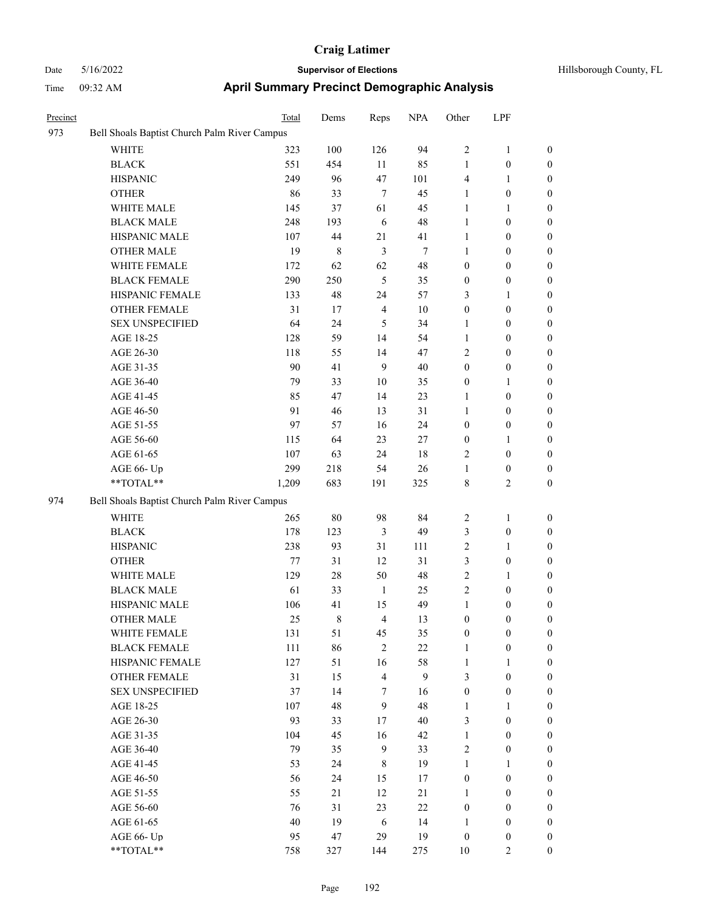# Craig Latimer

**Supervisor of Elections**

Date 5/16/2022 — Hillsborough County, FL

Time 09:32 AM

## April Summary Precinct Demographic Analysis

| Precinct | | Total | Dems | Reps | NPA | Other | LPF | |
|---|---|---|---|---|---|---|---|---|
| 973 | Bell Shoals Baptist Church Palm River Campus | | | | | | | |
| | WHITE | 323 | 100 | 126 | 94 | 2 | 1 | 0 |
| | BLACK | 551 | 454 | 11 | 85 | 1 | 0 | 0 |
| | HISPANIC | 249 | 96 | 47 | 101 | 4 | 1 | 0 |
| | OTHER | 86 | 33 | 7 | 45 | 1 | 0 | 0 |
| | WHITE MALE | 145 | 37 | 61 | 45 | 1 | 1 | 0 |
| | BLACK MALE | 248 | 193 | 6 | 48 | 1 | 0 | 0 |
| | HISPANIC MALE | 107 | 44 | 21 | 41 | 1 | 0 | 0 |
| | OTHER MALE | 19 | 8 | 3 | 7 | 1 | 0 | 0 |
| | WHITE FEMALE | 172 | 62 | 62 | 48 | 0 | 0 | 0 |
| | BLACK FEMALE | 290 | 250 | 5 | 35 | 0 | 0 | 0 |
| | HISPANIC FEMALE | 133 | 48 | 24 | 57 | 3 | 1 | 0 |
| | OTHER FEMALE | 31 | 17 | 4 | 10 | 0 | 0 | 0 |
| | SEX UNSPECIFIED | 64 | 24 | 5 | 34 | 1 | 0 | 0 |
| | AGE 18-25 | 128 | 59 | 14 | 54 | 1 | 0 | 0 |
| | AGE 26-30 | 118 | 55 | 14 | 47 | 2 | 0 | 0 |
| | AGE 31-35 | 90 | 41 | 9 | 40 | 0 | 0 | 0 |
| | AGE 36-40 | 79 | 33 | 10 | 35 | 0 | 1 | 0 |
| | AGE 41-45 | 85 | 47 | 14 | 23 | 1 | 0 | 0 |
| | AGE 46-50 | 91 | 46 | 13 | 31 | 1 | 0 | 0 |
| | AGE 51-55 | 97 | 57 | 16 | 24 | 0 | 0 | 0 |
| | AGE 56-60 | 115 | 64 | 23 | 27 | 0 | 1 | 0 |
| | AGE 61-65 | 107 | 63 | 24 | 18 | 2 | 0 | 0 |
| | AGE 66- Up | 299 | 218 | 54 | 26 | 1 | 0 | 0 |
| | **TOTAL** | 1,209 | 683 | 191 | 325 | 8 | 2 | 0 |
| 974 | Bell Shoals Baptist Church Palm River Campus | | | | | | | |
| | WHITE | 265 | 80 | 98 | 84 | 2 | 1 | 0 |
| | BLACK | 178 | 123 | 3 | 49 | 3 | 0 | 0 |
| | HISPANIC | 238 | 93 | 31 | 111 | 2 | 1 | 0 |
| | OTHER | 77 | 31 | 12 | 31 | 3 | 0 | 0 |
| | WHITE MALE | 129 | 28 | 50 | 48 | 2 | 1 | 0 |
| | BLACK MALE | 61 | 33 | 1 | 25 | 2 | 0 | 0 |
| | HISPANIC MALE | 106 | 41 | 15 | 49 | 1 | 0 | 0 |
| | OTHER MALE | 25 | 8 | 4 | 13 | 0 | 0 | 0 |
| | WHITE FEMALE | 131 | 51 | 45 | 35 | 0 | 0 | 0 |
| | BLACK FEMALE | 111 | 86 | 2 | 22 | 1 | 0 | 0 |
| | HISPANIC FEMALE | 127 | 51 | 16 | 58 | 1 | 1 | 0 |
| | OTHER FEMALE | 31 | 15 | 4 | 9 | 3 | 0 | 0 |
| | SEX UNSPECIFIED | 37 | 14 | 7 | 16 | 0 | 0 | 0 |
| | AGE 18-25 | 107 | 48 | 9 | 48 | 1 | 1 | 0 |
| | AGE 26-30 | 93 | 33 | 17 | 40 | 3 | 0 | 0 |
| | AGE 31-35 | 104 | 45 | 16 | 42 | 1 | 0 | 0 |
| | AGE 36-40 | 79 | 35 | 9 | 33 | 2 | 0 | 0 |
| | AGE 41-45 | 53 | 24 | 8 | 19 | 1 | 1 | 0 |
| | AGE 46-50 | 56 | 24 | 15 | 17 | 0 | 0 | 0 |
| | AGE 51-55 | 55 | 21 | 12 | 21 | 1 | 0 | 0 |
| | AGE 56-60 | 76 | 31 | 23 | 22 | 0 | 0 | 0 |
| | AGE 61-65 | 40 | 19 | 6 | 14 | 1 | 0 | 0 |
| | AGE 66- Up | 95 | 47 | 29 | 19 | 0 | 0 | 0 |
| | **TOTAL** | 758 | 327 | 144 | 275 | 10 | 2 | 0 |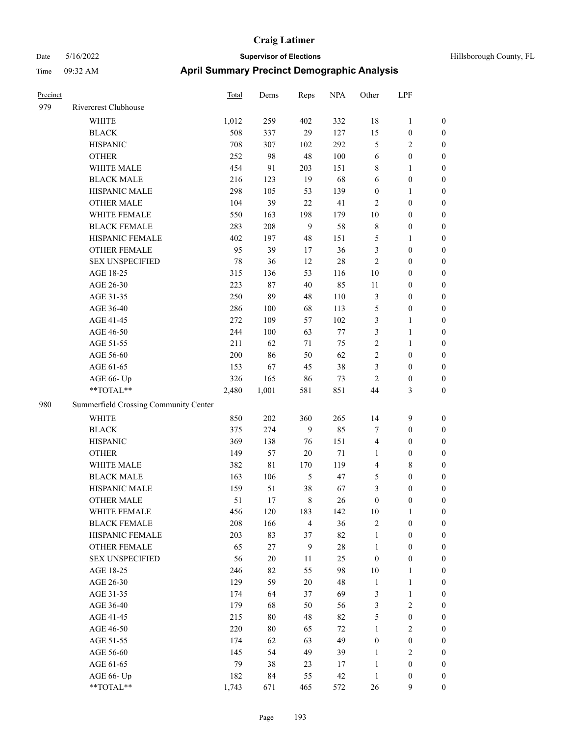# Craig Latimer

Date 5/16/2022 **Supervisor of Elections** Hillsborough County, FL

Time 09:32 AM **April Summary Precinct Demographic Analysis**

| Precinct | | Total | Dems | Reps | NPA | Other | LPF | |
|---|---|---|---|---|---|---|---|---|
| 979 | Rivercrest Clubhouse | | | | | | | |
| | WHITE | 1,012 | 259 | 402 | 332 | 18 | 1 | 0 |
| | BLACK | 508 | 337 | 29 | 127 | 15 | 0 | 0 |
| | HISPANIC | 708 | 307 | 102 | 292 | 5 | 2 | 0 |
| | OTHER | 252 | 98 | 48 | 100 | 6 | 0 | 0 |
| | WHITE MALE | 454 | 91 | 203 | 151 | 8 | 1 | 0 |
| | BLACK MALE | 216 | 123 | 19 | 68 | 6 | 0 | 0 |
| | HISPANIC MALE | 298 | 105 | 53 | 139 | 0 | 1 | 0 |
| | OTHER MALE | 104 | 39 | 22 | 41 | 2 | 0 | 0 |
| | WHITE FEMALE | 550 | 163 | 198 | 179 | 10 | 0 | 0 |
| | BLACK FEMALE | 283 | 208 | 9 | 58 | 8 | 0 | 0 |
| | HISPANIC FEMALE | 402 | 197 | 48 | 151 | 5 | 1 | 0 |
| | OTHER FEMALE | 95 | 39 | 17 | 36 | 3 | 0 | 0 |
| | SEX UNSPECIFIED | 78 | 36 | 12 | 28 | 2 | 0 | 0 |
| | AGE 18-25 | 315 | 136 | 53 | 116 | 10 | 0 | 0 |
| | AGE 26-30 | 223 | 87 | 40 | 85 | 11 | 0 | 0 |
| | AGE 31-35 | 250 | 89 | 48 | 110 | 3 | 0 | 0 |
| | AGE 36-40 | 286 | 100 | 68 | 113 | 5 | 0 | 0 |
| | AGE 41-45 | 272 | 109 | 57 | 102 | 3 | 1 | 0 |
| | AGE 46-50 | 244 | 100 | 63 | 77 | 3 | 1 | 0 |
| | AGE 51-55 | 211 | 62 | 71 | 75 | 2 | 1 | 0 |
| | AGE 56-60 | 200 | 86 | 50 | 62 | 2 | 0 | 0 |
| | AGE 61-65 | 153 | 67 | 45 | 38 | 3 | 0 | 0 |
| | AGE 66- Up | 326 | 165 | 86 | 73 | 2 | 0 | 0 |
| | **TOTAL** | 2,480 | 1,001 | 581 | 851 | 44 | 3 | 0 |
| 980 | Summerfield Crossing Community Center | | | | | | | |
| | WHITE | 850 | 202 | 360 | 265 | 14 | 9 | 0 |
| | BLACK | 375 | 274 | 9 | 85 | 7 | 0 | 0 |
| | HISPANIC | 369 | 138 | 76 | 151 | 4 | 0 | 0 |
| | OTHER | 149 | 57 | 20 | 71 | 1 | 0 | 0 |
| | WHITE MALE | 382 | 81 | 170 | 119 | 4 | 8 | 0 |
| | BLACK MALE | 163 | 106 | 5 | 47 | 5 | 0 | 0 |
| | HISPANIC MALE | 159 | 51 | 38 | 67 | 3 | 0 | 0 |
| | OTHER MALE | 51 | 17 | 8 | 26 | 0 | 0 | 0 |
| | WHITE FEMALE | 456 | 120 | 183 | 142 | 10 | 1 | 0 |
| | BLACK FEMALE | 208 | 166 | 4 | 36 | 2 | 0 | 0 |
| | HISPANIC FEMALE | 203 | 83 | 37 | 82 | 1 | 0 | 0 |
| | OTHER FEMALE | 65 | 27 | 9 | 28 | 1 | 0 | 0 |
| | SEX UNSPECIFIED | 56 | 20 | 11 | 25 | 0 | 0 | 0 |
| | AGE 18-25 | 246 | 82 | 55 | 98 | 10 | 1 | 0 |
| | AGE 26-30 | 129 | 59 | 20 | 48 | 1 | 1 | 0 |
| | AGE 31-35 | 174 | 64 | 37 | 69 | 3 | 1 | 0 |
| | AGE 36-40 | 179 | 68 | 50 | 56 | 3 | 2 | 0 |
| | AGE 41-45 | 215 | 80 | 48 | 82 | 5 | 0 | 0 |
| | AGE 46-50 | 220 | 80 | 65 | 72 | 1 | 2 | 0 |
| | AGE 51-55 | 174 | 62 | 63 | 49 | 0 | 0 | 0 |
| | AGE 56-60 | 145 | 54 | 49 | 39 | 1 | 2 | 0 |
| | AGE 61-65 | 79 | 38 | 23 | 17 | 1 | 0 | 0 |
| | AGE 66- Up | 182 | 84 | 55 | 42 | 1 | 0 | 0 |
| | **TOTAL** | 1,743 | 671 | 465 | 572 | 26 | 9 | 0 |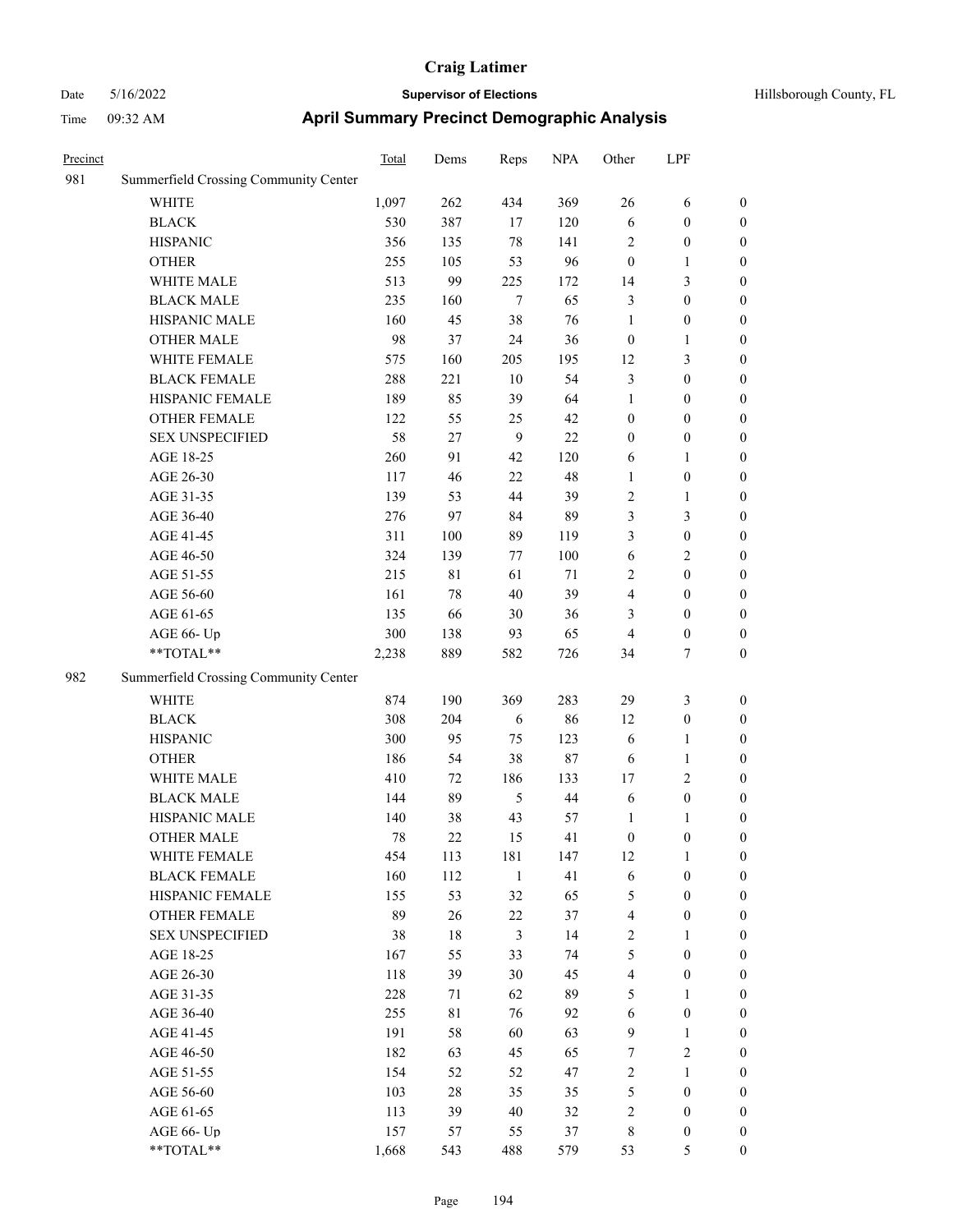# Craig Latimer

**Supervisor of Elections**

Date 5/16/2022 — Hillsborough County, FL

Time 09:32 AM

## April Summary Precinct Demographic Analysis

| Precinct | | Total | Dems | Reps | NPA | Other | LPF | |
|---|---|---|---|---|---|---|---|---|
| 981 | Summerfield Crossing Community Center | | | | | | | |
| | WHITE | 1,097 | 262 | 434 | 369 | 26 | 6 | 0 |
| | BLACK | 530 | 387 | 17 | 120 | 6 | 0 | 0 |
| | HISPANIC | 356 | 135 | 78 | 141 | 2 | 0 | 0 |
| | OTHER | 255 | 105 | 53 | 96 | 0 | 1 | 0 |
| | WHITE MALE | 513 | 99 | 225 | 172 | 14 | 3 | 0 |
| | BLACK MALE | 235 | 160 | 7 | 65 | 3 | 0 | 0 |
| | HISPANIC MALE | 160 | 45 | 38 | 76 | 1 | 0 | 0 |
| | OTHER MALE | 98 | 37 | 24 | 36 | 0 | 1 | 0 |
| | WHITE FEMALE | 575 | 160 | 205 | 195 | 12 | 3 | 0 |
| | BLACK FEMALE | 288 | 221 | 10 | 54 | 3 | 0 | 0 |
| | HISPANIC FEMALE | 189 | 85 | 39 | 64 | 1 | 0 | 0 |
| | OTHER FEMALE | 122 | 55 | 25 | 42 | 0 | 0 | 0 |
| | SEX UNSPECIFIED | 58 | 27 | 9 | 22 | 0 | 0 | 0 |
| | AGE 18-25 | 260 | 91 | 42 | 120 | 6 | 1 | 0 |
| | AGE 26-30 | 117 | 46 | 22 | 48 | 1 | 0 | 0 |
| | AGE 31-35 | 139 | 53 | 44 | 39 | 2 | 1 | 0 |
| | AGE 36-40 | 276 | 97 | 84 | 89 | 3 | 3 | 0 |
| | AGE 41-45 | 311 | 100 | 89 | 119 | 3 | 0 | 0 |
| | AGE 46-50 | 324 | 139 | 77 | 100 | 6 | 2 | 0 |
| | AGE 51-55 | 215 | 81 | 61 | 71 | 2 | 0 | 0 |
| | AGE 56-60 | 161 | 78 | 40 | 39 | 4 | 0 | 0 |
| | AGE 61-65 | 135 | 66 | 30 | 36 | 3 | 0 | 0 |
| | AGE 66- Up | 300 | 138 | 93 | 65 | 4 | 0 | 0 |
| | **TOTAL** | 2,238 | 889 | 582 | 726 | 34 | 7 | 0 |
| 982 | Summerfield Crossing Community Center | | | | | | | |
| | WHITE | 874 | 190 | 369 | 283 | 29 | 3 | 0 |
| | BLACK | 308 | 204 | 6 | 86 | 12 | 0 | 0 |
| | HISPANIC | 300 | 95 | 75 | 123 | 6 | 1 | 0 |
| | OTHER | 186 | 54 | 38 | 87 | 6 | 1 | 0 |
| | WHITE MALE | 410 | 72 | 186 | 133 | 17 | 2 | 0 |
| | BLACK MALE | 144 | 89 | 5 | 44 | 6 | 0 | 0 |
| | HISPANIC MALE | 140 | 38 | 43 | 57 | 1 | 1 | 0 |
| | OTHER MALE | 78 | 22 | 15 | 41 | 0 | 0 | 0 |
| | WHITE FEMALE | 454 | 113 | 181 | 147 | 12 | 1 | 0 |
| | BLACK FEMALE | 160 | 112 | 1 | 41 | 6 | 0 | 0 |
| | HISPANIC FEMALE | 155 | 53 | 32 | 65 | 5 | 0 | 0 |
| | OTHER FEMALE | 89 | 26 | 22 | 37 | 4 | 0 | 0 |
| | SEX UNSPECIFIED | 38 | 18 | 3 | 14 | 2 | 1 | 0 |
| | AGE 18-25 | 167 | 55 | 33 | 74 | 5 | 0 | 0 |
| | AGE 26-30 | 118 | 39 | 30 | 45 | 4 | 0 | 0 |
| | AGE 31-35 | 228 | 71 | 62 | 89 | 5 | 1 | 0 |
| | AGE 36-40 | 255 | 81 | 76 | 92 | 6 | 0 | 0 |
| | AGE 41-45 | 191 | 58 | 60 | 63 | 9 | 1 | 0 |
| | AGE 46-50 | 182 | 63 | 45 | 65 | 7 | 2 | 0 |
| | AGE 51-55 | 154 | 52 | 52 | 47 | 2 | 1 | 0 |
| | AGE 56-60 | 103 | 28 | 35 | 35 | 5 | 0 | 0 |
| | AGE 61-65 | 113 | 39 | 40 | 32 | 2 | 0 | 0 |
| | AGE 66- Up | 157 | 57 | 55 | 37 | 8 | 0 | 0 |
| | **TOTAL** | 1,668 | 543 | 488 | 579 | 53 | 5 | 0 |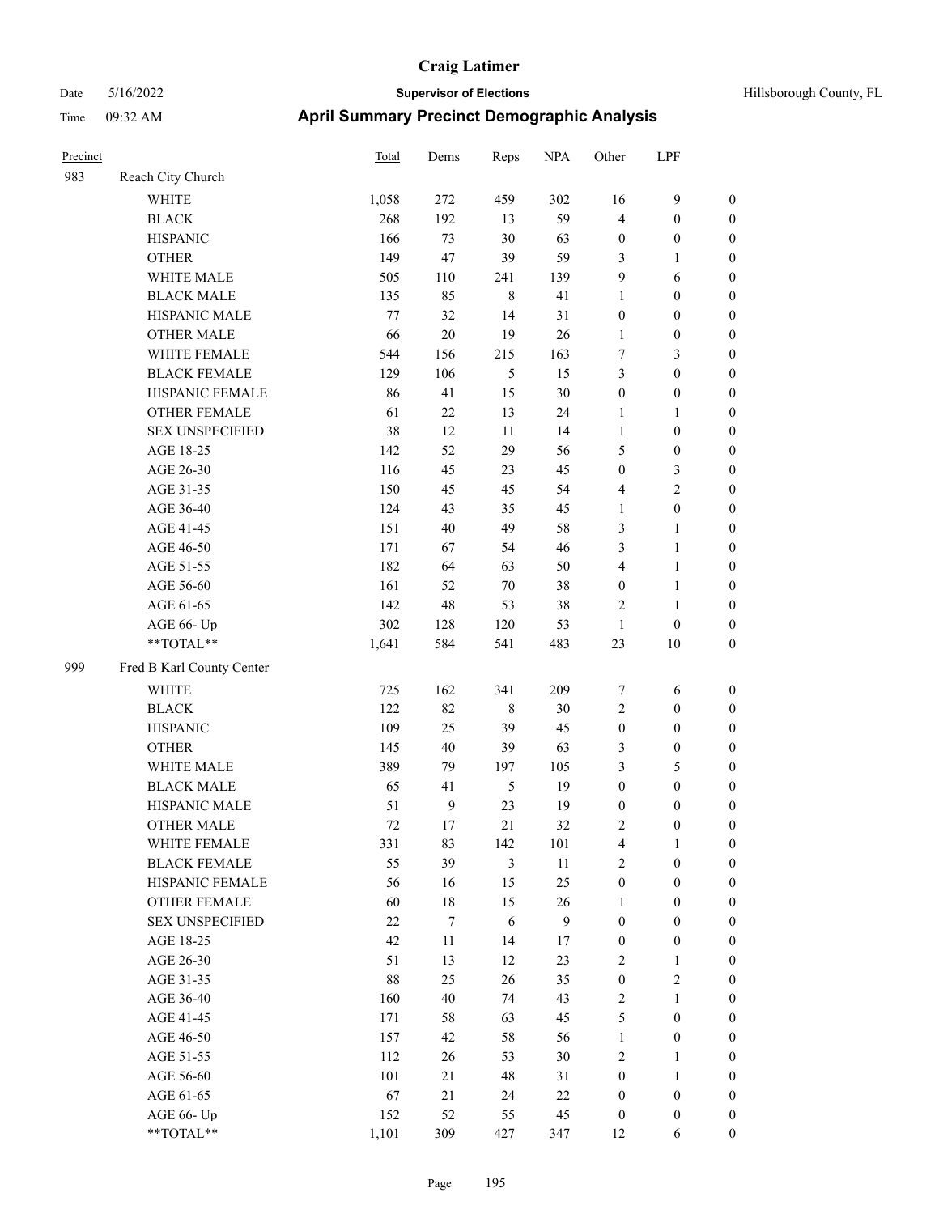# Craig Latimer

Date 5/16/2022 **Supervisor of Elections** Hillsborough County, FL

Time 09:32 AM **April Summary Precinct Demographic Analysis**

| Precinct | | Total | Dems | Reps | NPA | Other | LPF | |
|---|---|---|---|---|---|---|---|---|
| 983 | Reach City Church | | | | | | | |
| | WHITE | 1,058 | 272 | 459 | 302 | 16 | 9 | 0 |
| | BLACK | 268 | 192 | 13 | 59 | 4 | 0 | 0 |
| | HISPANIC | 166 | 73 | 30 | 63 | 0 | 0 | 0 |
| | OTHER | 149 | 47 | 39 | 59 | 3 | 1 | 0 |
| | WHITE MALE | 505 | 110 | 241 | 139 | 9 | 6 | 0 |
| | BLACK MALE | 135 | 85 | 8 | 41 | 1 | 0 | 0 |
| | HISPANIC MALE | 77 | 32 | 14 | 31 | 0 | 0 | 0 |
| | OTHER MALE | 66 | 20 | 19 | 26 | 1 | 0 | 0 |
| | WHITE FEMALE | 544 | 156 | 215 | 163 | 7 | 3 | 0 |
| | BLACK FEMALE | 129 | 106 | 5 | 15 | 3 | 0 | 0 |
| | HISPANIC FEMALE | 86 | 41 | 15 | 30 | 0 | 0 | 0 |
| | OTHER FEMALE | 61 | 22 | 13 | 24 | 1 | 1 | 0 |
| | SEX UNSPECIFIED | 38 | 12 | 11 | 14 | 1 | 0 | 0 |
| | AGE 18-25 | 142 | 52 | 29 | 56 | 5 | 0 | 0 |
| | AGE 26-30 | 116 | 45 | 23 | 45 | 0 | 3 | 0 |
| | AGE 31-35 | 150 | 45 | 45 | 54 | 4 | 2 | 0 |
| | AGE 36-40 | 124 | 43 | 35 | 45 | 1 | 0 | 0 |
| | AGE 41-45 | 151 | 40 | 49 | 58 | 3 | 1 | 0 |
| | AGE 46-50 | 171 | 67 | 54 | 46 | 3 | 1 | 0 |
| | AGE 51-55 | 182 | 64 | 63 | 50 | 4 | 1 | 0 |
| | AGE 56-60 | 161 | 52 | 70 | 38 | 0 | 1 | 0 |
| | AGE 61-65 | 142 | 48 | 53 | 38 | 2 | 1 | 0 |
| | AGE 66- Up | 302 | 128 | 120 | 53 | 1 | 0 | 0 |
| | **TOTAL** | 1,641 | 584 | 541 | 483 | 23 | 10 | 0 |
| 999 | Fred B Karl County Center | | | | | | | |
| | WHITE | 725 | 162 | 341 | 209 | 7 | 6 | 0 |
| | BLACK | 122 | 82 | 8 | 30 | 2 | 0 | 0 |
| | HISPANIC | 109 | 25 | 39 | 45 | 0 | 0 | 0 |
| | OTHER | 145 | 40 | 39 | 63 | 3 | 0 | 0 |
| | WHITE MALE | 389 | 79 | 197 | 105 | 3 | 5 | 0 |
| | BLACK MALE | 65 | 41 | 5 | 19 | 0 | 0 | 0 |
| | HISPANIC MALE | 51 | 9 | 23 | 19 | 0 | 0 | 0 |
| | OTHER MALE | 72 | 17 | 21 | 32 | 2 | 0 | 0 |
| | WHITE FEMALE | 331 | 83 | 142 | 101 | 4 | 1 | 0 |
| | BLACK FEMALE | 55 | 39 | 3 | 11 | 2 | 0 | 0 |
| | HISPANIC FEMALE | 56 | 16 | 15 | 25 | 0 | 0 | 0 |
| | OTHER FEMALE | 60 | 18 | 15 | 26 | 1 | 0 | 0 |
| | SEX UNSPECIFIED | 22 | 7 | 6 | 9 | 0 | 0 | 0 |
| | AGE 18-25 | 42 | 11 | 14 | 17 | 0 | 0 | 0 |
| | AGE 26-30 | 51 | 13 | 12 | 23 | 2 | 1 | 0 |
| | AGE 31-35 | 88 | 25 | 26 | 35 | 0 | 2 | 0 |
| | AGE 36-40 | 160 | 40 | 74 | 43 | 2 | 1 | 0 |
| | AGE 41-45 | 171 | 58 | 63 | 45 | 5 | 0 | 0 |
| | AGE 46-50 | 157 | 42 | 58 | 56 | 1 | 0 | 0 |
| | AGE 51-55 | 112 | 26 | 53 | 30 | 2 | 1 | 0 |
| | AGE 56-60 | 101 | 21 | 48 | 31 | 0 | 1 | 0 |
| | AGE 61-65 | 67 | 21 | 24 | 22 | 0 | 0 | 0 |
| | AGE 66- Up | 152 | 52 | 55 | 45 | 0 | 0 | 0 |
| | **TOTAL** | 1,101 | 309 | 427 | 347 | 12 | 6 | 0 |